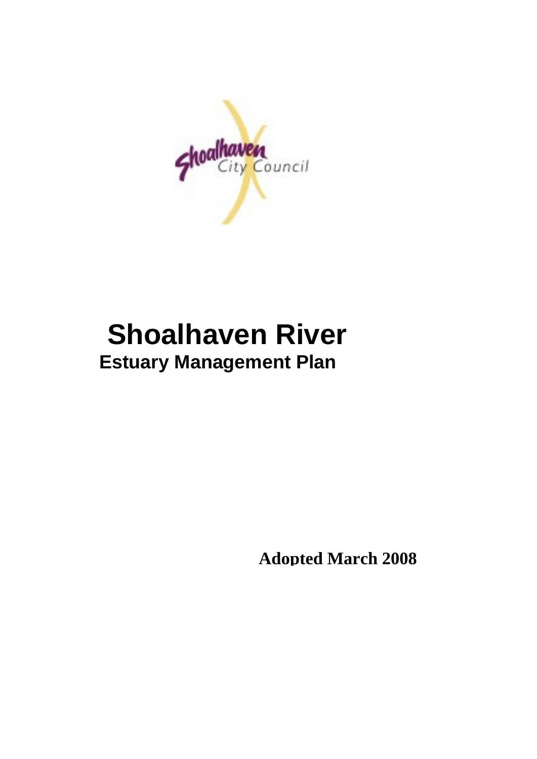# Shoalhaven River

## Estuary Management Plan

**Adopted March 2008**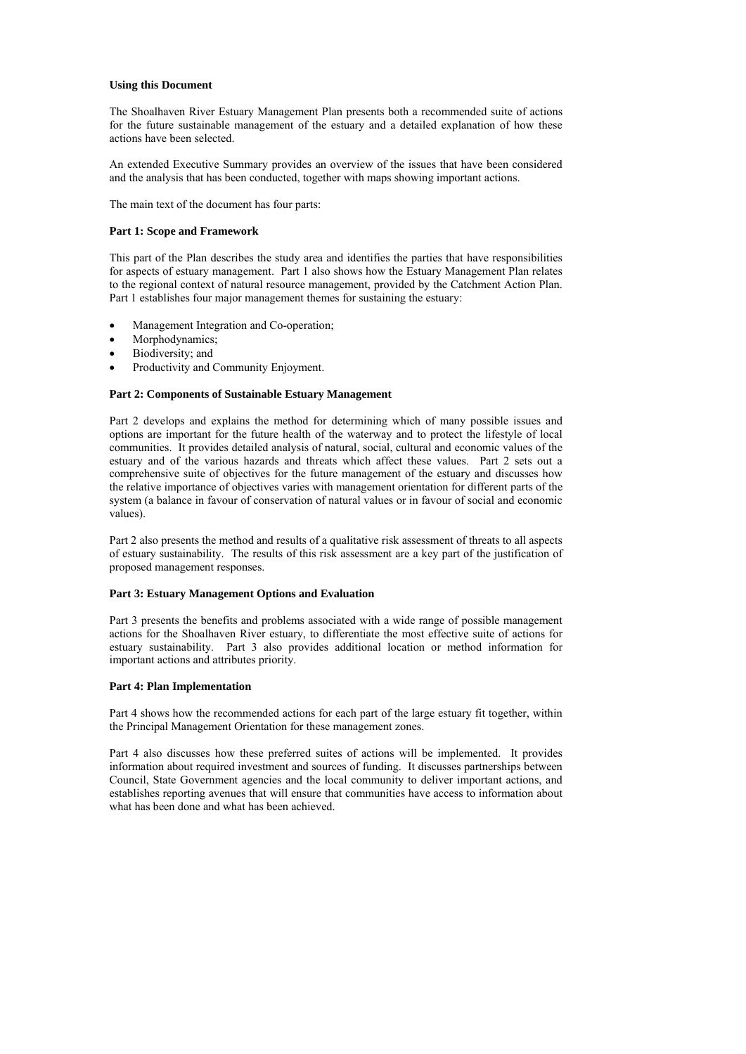## Using this Document

The Shoalhaven River Estuary Management Plan presents both a recommended suite of actions for the future sustainable management of the estuary and a detailed explanation of how these actions have been selected.

An extended Executive Summary provides an overview of the issues that have been considered and the analysis that has been conducted, together with maps showing important actions.

The main text of the document has four parts:

### Part 1: Scope and Framework

This part of the Plan describes the study area and identifies the parties that have responsibilities for aspects of estuary management. Part 1 also shows how the Estuary Management Plan relates to the regional context of natural resource management, provided by the Catchment Action Plan. Part 1 establishes four major management themes for sustaining the estuary:

- Management Integration and Co-operation;
- Morphodynamics;
- Biodiversity; and
- Productivity and Community Enjoyment.

### Part 2: Components of Sustainable Estuary Management

Part 2 develops and explains the method for determining which of many possible issues and options are important for the future health of the waterway and to protect the lifestyle of local communities. It provides detailed analysis of natural, social, cultural and economic values of the estuary and of the various hazards and threats which affect these values. Part 2 sets out a comprehensive suite of objectives for the future management of the estuary and discusses how the relative importance of objectives varies with management orientation for different parts of the system (a balance in favour of conservation of natural values or in favour of social and economic values).

Part 2 also presents the method and results of a qualitative risk assessment of threats to all aspects of estuary sustainability. The results of this risk assessment are a key part of the justification of proposed management responses.

### Part 3: Estuary Management Options and Evaluation

Part 3 presents the benefits and problems associated with a wide range of possible management actions for the Shoalhaven River estuary, to differentiate the most effective suite of actions for estuary sustainability. Part 3 also provides additional location or method information for important actions and attributes priority.

### Part 4: Plan Implementation

Part 4 shows how the recommended actions for each part of the large estuary fit together, within the Principal Management Orientation for these management zones.

Part 4 also discusses how these preferred suites of actions will be implemented. It provides information about required investment and sources of funding. It discusses partnerships between Council, State Government agencies and the local community to deliver important actions, and establishes reporting avenues that will ensure that communities have access to information about what has been done and what has been achieved.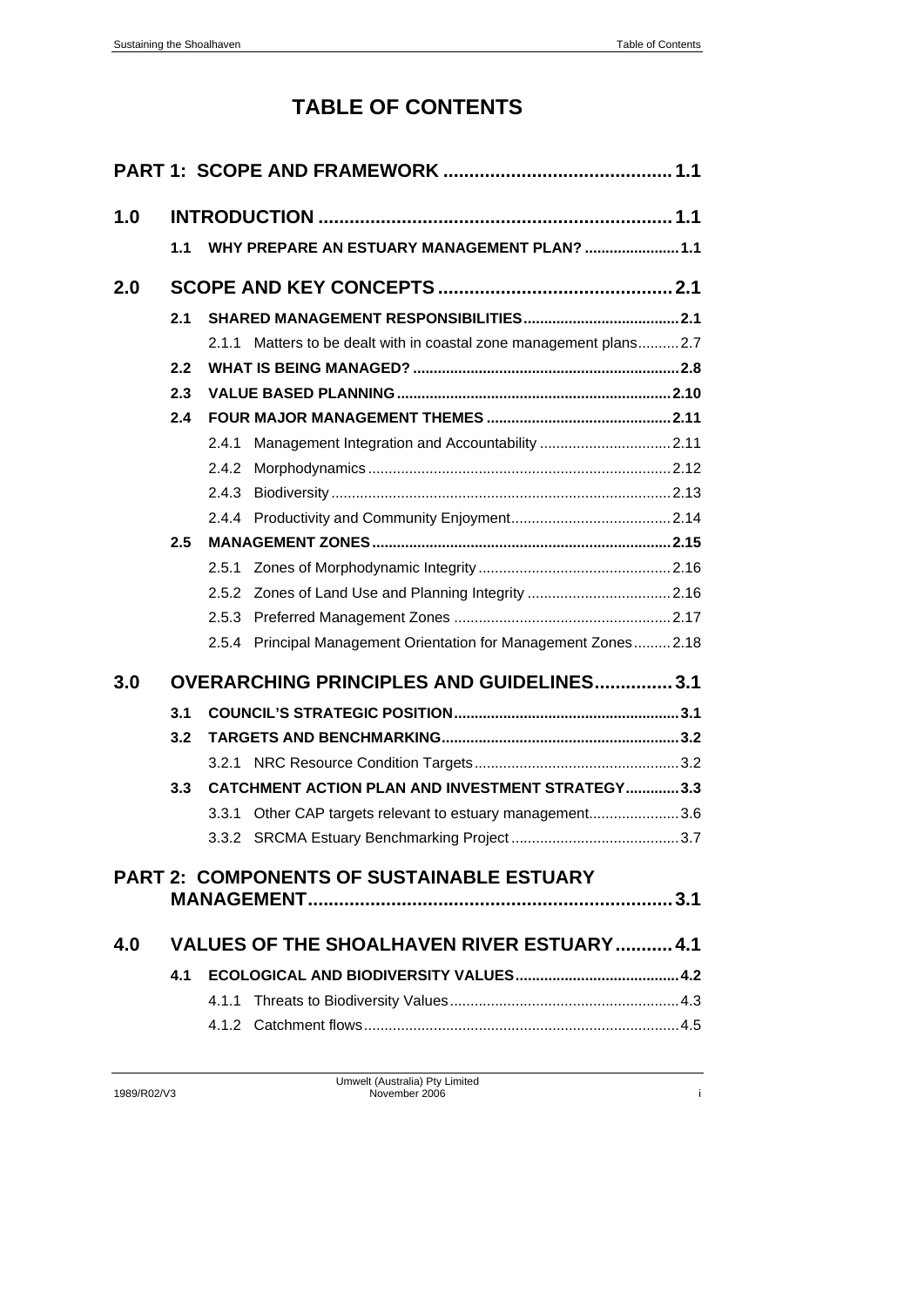# TABLE OF CONTENTS

**PART 1: SCOPE AND FRAMEWORK ........................................... 1.1**

**1.0 INTRODUCTION ................................................................... 1.1**

- **1.1 WHY PREPARE AN ESTUARY MANAGEMENT PLAN? ....................... 1.1**

**2.0 SCOPE AND KEY CONCEPTS ............................................. 2.1**

- **2.1 SHARED MANAGEMENT RESPONSIBILITIES ...................................... 2.1**
  - 2.1.1 Matters to be dealt with in coastal zone management plans .......... 2.7
- **2.2 WHAT IS BEING MANAGED? ................................................................ 2.8**
- **2.3 VALUE BASED PLANNING .................................................................. 2.10**
- **2.4 FOUR MAJOR MANAGEMENT THEMES ............................................. 2.11**
  - 2.4.1 Management Integration and Accountability ................................ 2.11
  - 2.4.2 Morphodynamics .......................................................................... 2.12
  - 2.4.3 Biodiversity .................................................................................. 2.13
  - 2.4.4 Productivity and Community Enjoyment ....................................... 2.14
- **2.5 MANAGEMENT ZONES ....................................................................... 2.15**
  - 2.5.1 Zones of Morphodynamic Integrity ............................................... 2.16
  - 2.5.2 Zones of Land Use and Planning Integrity ................................... 2.16
  - 2.5.3 Preferred Management Zones ..................................................... 2.17
  - 2.5.4 Principal Management Orientation for Management Zones ......... 2.18

**3.0 OVERARCHING PRINCIPLES AND GUIDELINES ............... 3.1**

- **3.1 COUNCIL'S STRATEGIC POSITION ....................................................... 3.1**
- **3.2 TARGETS AND BENCHMARKING .......................................................... 3.2**
  - 3.2.1 NRC Resource Condition Targets .................................................. 3.2
- **3.3 CATCHMENT ACTION PLAN AND INVESTMENT STRATEGY ............. 3.3**
  - 3.3.1 Other CAP targets relevant to estuary management ...................... 3.6
  - 3.3.2 SRCMA Estuary Benchmarking Project ......................................... 3.7

**PART 2: COMPONENTS OF SUSTAINABLE ESTUARY MANAGEMENT ...................................................................... 3.1**

**4.0 VALUES OF THE SHOALHAVEN RIVER ESTUARY ........... 4.1**

- **4.1 ECOLOGICAL AND BIODIVERSITY VALUES ........................................ 4.2**
  - 4.1.1 Threats to Biodiversity Values ........................................................ 4.3
  - 4.1.2 Catchment flows ............................................................................. 4.5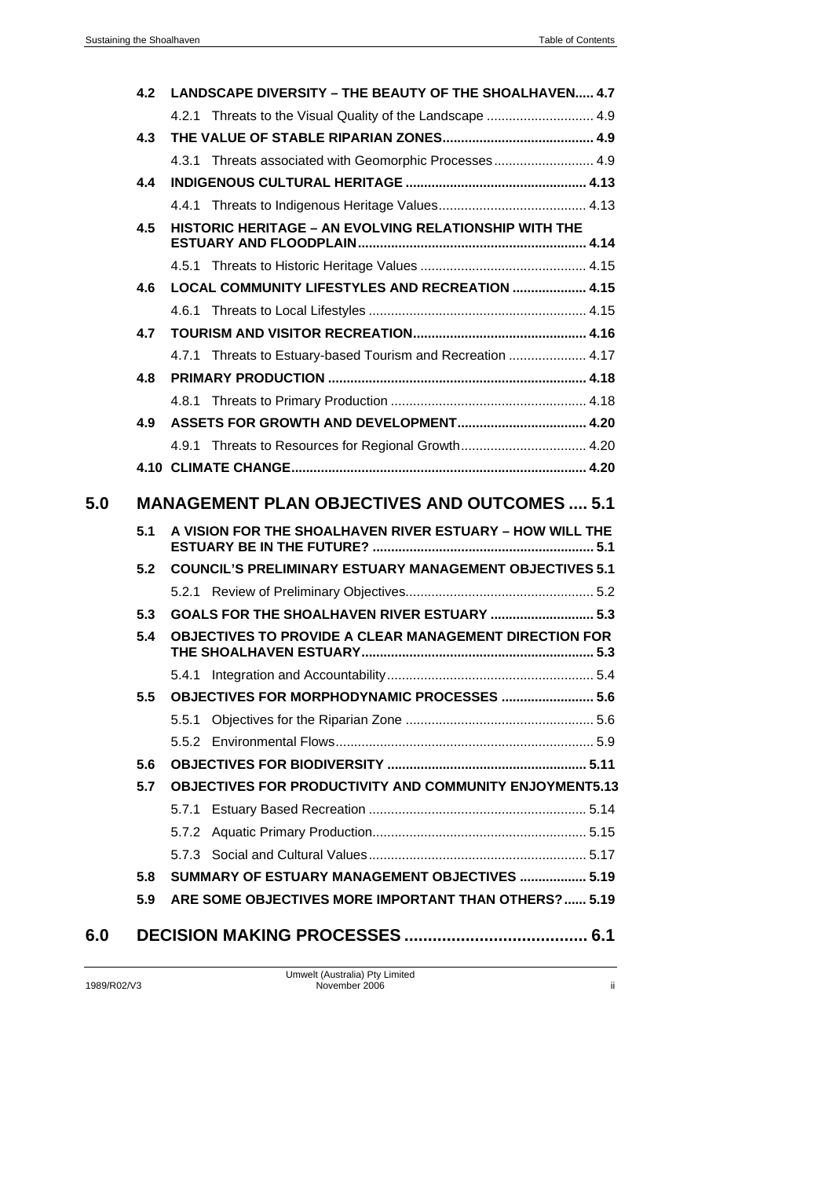| | | |
|---|---|---|
| **4.2** | **LANDSCAPE DIVERSITY – THE BEAUTY OF THE SHOALHAVEN** | **4.7** |
| | 4.2.1 Threats to the Visual Quality of the Landscape | 4.9 |
| **4.3** | **THE VALUE OF STABLE RIPARIAN ZONES** | **4.9** |
| | 4.3.1 Threats associated with Geomorphic Processes | 4.9 |
| **4.4** | **INDIGENOUS CULTURAL HERITAGE** | **4.13** |
| | 4.4.1 Threats to Indigenous Heritage Values | 4.13 |
| **4.5** | **HISTORIC HERITAGE – AN EVOLVING RELATIONSHIP WITH THE ESTUARY AND FLOODPLAIN** | **4.14** |
| | 4.5.1 Threats to Historic Heritage Values | 4.15 |
| **4.6** | **LOCAL COMMUNITY LIFESTYLES AND RECREATION** | **4.15** |
| | 4.6.1 Threats to Local Lifestyles | 4.15 |
| **4.7** | **TOURISM AND VISITOR RECREATION** | **4.16** |
| | 4.7.1 Threats to Estuary-based Tourism and Recreation | 4.17 |
| **4.8** | **PRIMARY PRODUCTION** | **4.18** |
| | 4.8.1 Threats to Primary Production | 4.18 |
| **4.9** | **ASSETS FOR GROWTH AND DEVELOPMENT** | **4.20** |
| | 4.9.1 Threats to Resources for Regional Growth | 4.20 |
| **4.10** | **CLIMATE CHANGE** | **4.20** |

## 5.0 MANAGEMENT PLAN OBJECTIVES AND OUTCOMES .... 5.1

| | | |
|---|---|---|
| **5.1** | **A VISION FOR THE SHOALHAVEN RIVER ESTUARY – HOW WILL THE ESTUARY BE IN THE FUTURE?** | **5.1** |
| **5.2** | **COUNCIL'S PRELIMINARY ESTUARY MANAGEMENT OBJECTIVES** | **5.1** |
| | 5.2.1 Review of Preliminary Objectives | 5.2 |
| **5.3** | **GOALS FOR THE SHOALHAVEN RIVER ESTUARY** | **5.3** |
| **5.4** | **OBJECTIVES TO PROVIDE A CLEAR MANAGEMENT DIRECTION FOR THE SHOALHAVEN ESTUARY** | **5.3** |
| | 5.4.1 Integration and Accountability | 5.4 |
| **5.5** | **OBJECTIVES FOR MORPHODYNAMIC PROCESSES** | **5.6** |
| | 5.5.1 Objectives for the Riparian Zone | 5.6 |
| | 5.5.2 Environmental Flows | 5.9 |
| **5.6** | **OBJECTIVES FOR BIODIVERSITY** | **5.11** |
| **5.7** | **OBJECTIVES FOR PRODUCTIVITY AND COMMUNITY ENJOYMENT** | **5.13** |
| | 5.7.1 Estuary Based Recreation | 5.14 |
| | 5.7.2 Aquatic Primary Production | 5.15 |
| | 5.7.3 Social and Cultural Values | 5.17 |
| **5.8** | **SUMMARY OF ESTUARY MANAGEMENT OBJECTIVES** | **5.19** |
| **5.9** | **ARE SOME OBJECTIVES MORE IMPORTANT THAN OTHERS?** | **5.19** |

## 6.0 DECISION MAKING PROCESSES ....................................... 6.1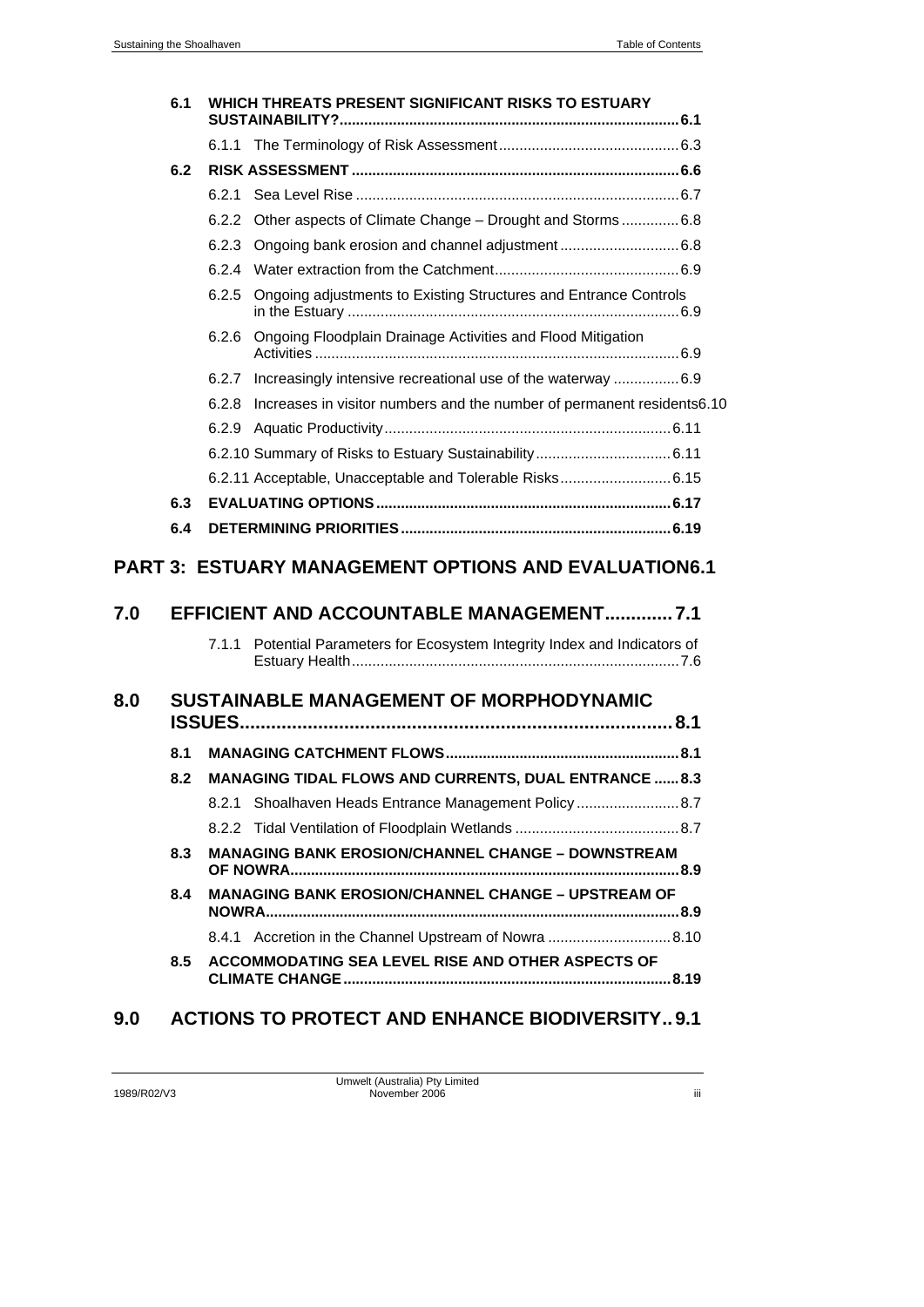6.1 WHICH THREATS PRESENT SIGNIFICANT RISKS TO ESTUARY SUSTAINABILITY? .......... 6.1

6.1.1 The Terminology of Risk Assessment .......... 6.3

6.2 RISK ASSESSMENT .......... 6.6

6.2.1 Sea Level Rise .......... 6.7

6.2.2 Other aspects of Climate Change – Drought and Storms .......... 6.8

6.2.3 Ongoing bank erosion and channel adjustment .......... 6.8

6.2.4 Water extraction from the Catchment .......... 6.9

6.2.5 Ongoing adjustments to Existing Structures and Entrance Controls in the Estuary .......... 6.9

6.2.6 Ongoing Floodplain Drainage Activities and Flood Mitigation Activities .......... 6.9

6.2.7 Increasingly intensive recreational use of the waterway .......... 6.9

6.2.8 Increases in visitor numbers and the number of permanent residents 6.10

6.2.9 Aquatic Productivity .......... 6.11

6.2.10 Summary of Risks to Estuary Sustainability .......... 6.11

6.2.11 Acceptable, Unacceptable and Tolerable Risks .......... 6.15

6.3 EVALUATING OPTIONS .......... 6.17

6.4 DETERMINING PRIORITIES .......... 6.19

## PART 3: ESTUARY MANAGEMENT OPTIONS AND EVALUATION 6.1

## 7.0 EFFICIENT AND ACCOUNTABLE MANAGEMENT .......... 7.1

7.1.1 Potential Parameters for Ecosystem Integrity Index and Indicators of Estuary Health .......... 7.6

## 8.0 SUSTAINABLE MANAGEMENT OF MORPHODYNAMIC ISSUES .......... 8.1

8.1 MANAGING CATCHMENT FLOWS .......... 8.1

8.2 MANAGING TIDAL FLOWS AND CURRENTS, DUAL ENTRANCE .......... 8.3

8.2.1 Shoalhaven Heads Entrance Management Policy .......... 8.7

8.2.2 Tidal Ventilation of Floodplain Wetlands .......... 8.7

8.3 MANAGING BANK EROSION/CHANNEL CHANGE – DOWNSTREAM OF NOWRA .......... 8.9

8.4 MANAGING BANK EROSION/CHANNEL CHANGE – UPSTREAM OF NOWRA .......... 8.9

8.4.1 Accretion in the Channel Upstream of Nowra .......... 8.10

8.5 ACCOMMODATING SEA LEVEL RISE AND OTHER ASPECTS OF CLIMATE CHANGE .......... 8.19

## 9.0 ACTIONS TO PROTECT AND ENHANCE BIODIVERSITY .. 9.1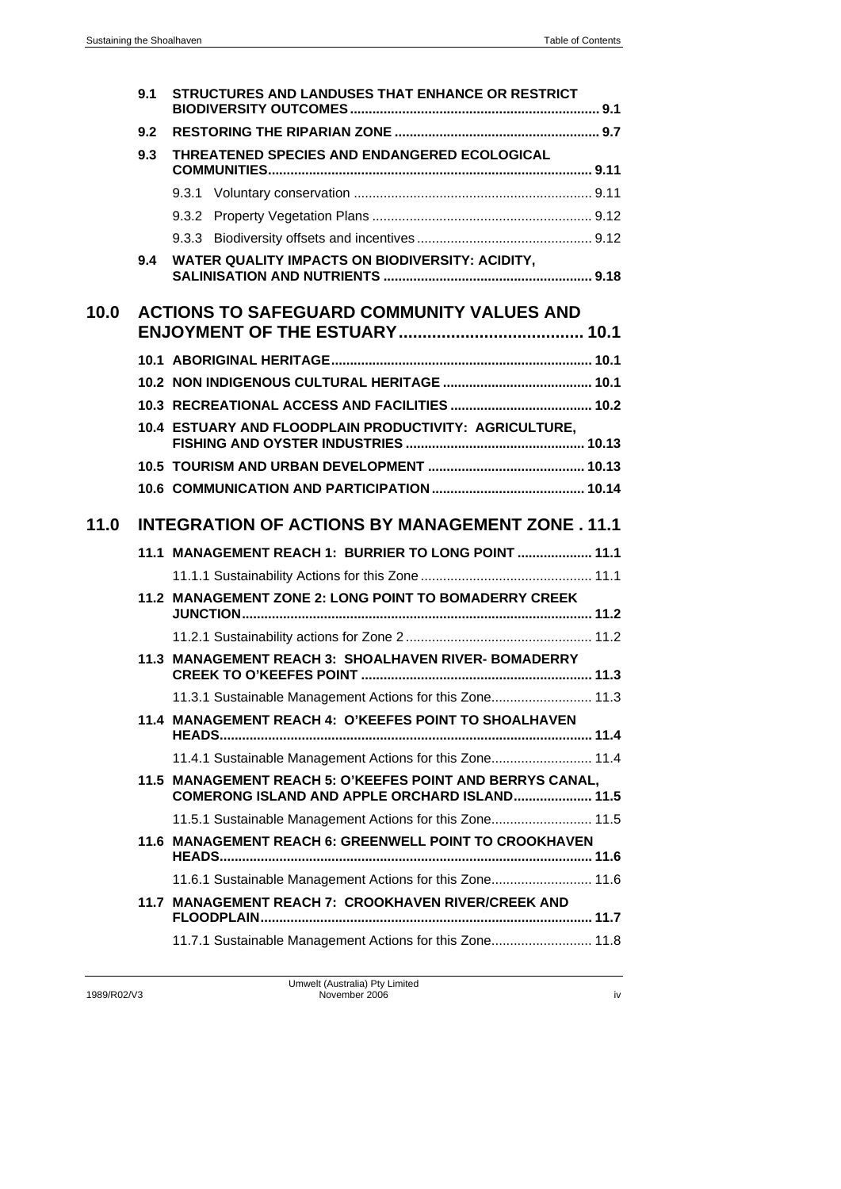9.1 STRUCTURES AND LANDUSES THAT ENHANCE OR RESTRICT BIODIVERSITY OUTCOMES .......... 9.1

9.2 RESTORING THE RIPARIAN ZONE .......... 9.7

9.3 THREATENED SPECIES AND ENDANGERED ECOLOGICAL COMMUNITIES .......... 9.11

9.3.1 Voluntary conservation .......... 9.11

9.3.2 Property Vegetation Plans .......... 9.12

9.3.3 Biodiversity offsets and incentives .......... 9.12

9.4 WATER QUALITY IMPACTS ON BIODIVERSITY: ACIDITY, SALINISATION AND NUTRIENTS .......... 9.18

**10.0 ACTIONS TO SAFEGUARD COMMUNITY VALUES AND ENJOYMENT OF THE ESTUARY .......... 10.1**

10.1 ABORIGINAL HERITAGE .......... 10.1

10.2 NON INDIGENOUS CULTURAL HERITAGE .......... 10.1

10.3 RECREATIONAL ACCESS AND FACILITIES .......... 10.2

10.4 ESTUARY AND FLOODPLAIN PRODUCTIVITY: AGRICULTURE, FISHING AND OYSTER INDUSTRIES .......... 10.13

10.5 TOURISM AND URBAN DEVELOPMENT .......... 10.13

10.6 COMMUNICATION AND PARTICIPATION .......... 10.14

**11.0 INTEGRATION OF ACTIONS BY MANAGEMENT ZONE . 11.1**

11.1 MANAGEMENT REACH 1: BURRIER TO LONG POINT .......... 11.1

11.1.1 Sustainability Actions for this Zone .......... 11.1

11.2 MANAGEMENT ZONE 2: LONG POINT TO BOMADERRY CREEK JUNCTION .......... 11.2

11.2.1 Sustainability actions for Zone 2 .......... 11.2

11.3 MANAGEMENT REACH 3: SHOALHAVEN RIVER- BOMADERRY CREEK TO O'KEEFES POINT .......... 11.3

11.3.1 Sustainable Management Actions for this Zone .......... 11.3

11.4 MANAGEMENT REACH 4: O'KEEFES POINT TO SHOALHAVEN HEADS .......... 11.4

11.4.1 Sustainable Management Actions for this Zone .......... 11.4

11.5 MANAGEMENT REACH 5: O'KEEFES POINT AND BERRYS CANAL, COMERONG ISLAND AND APPLE ORCHARD ISLAND .......... 11.5

11.5.1 Sustainable Management Actions for this Zone .......... 11.5

11.6 MANAGEMENT REACH 6: GREENWELL POINT TO CROOKHAVEN HEADS .......... 11.6

11.6.1 Sustainable Management Actions for this Zone .......... 11.6

11.7 MANAGEMENT REACH 7: CROOKHAVEN RIVER/CREEK AND FLOODPLAIN .......... 11.7

11.7.1 Sustainable Management Actions for this Zone .......... 11.8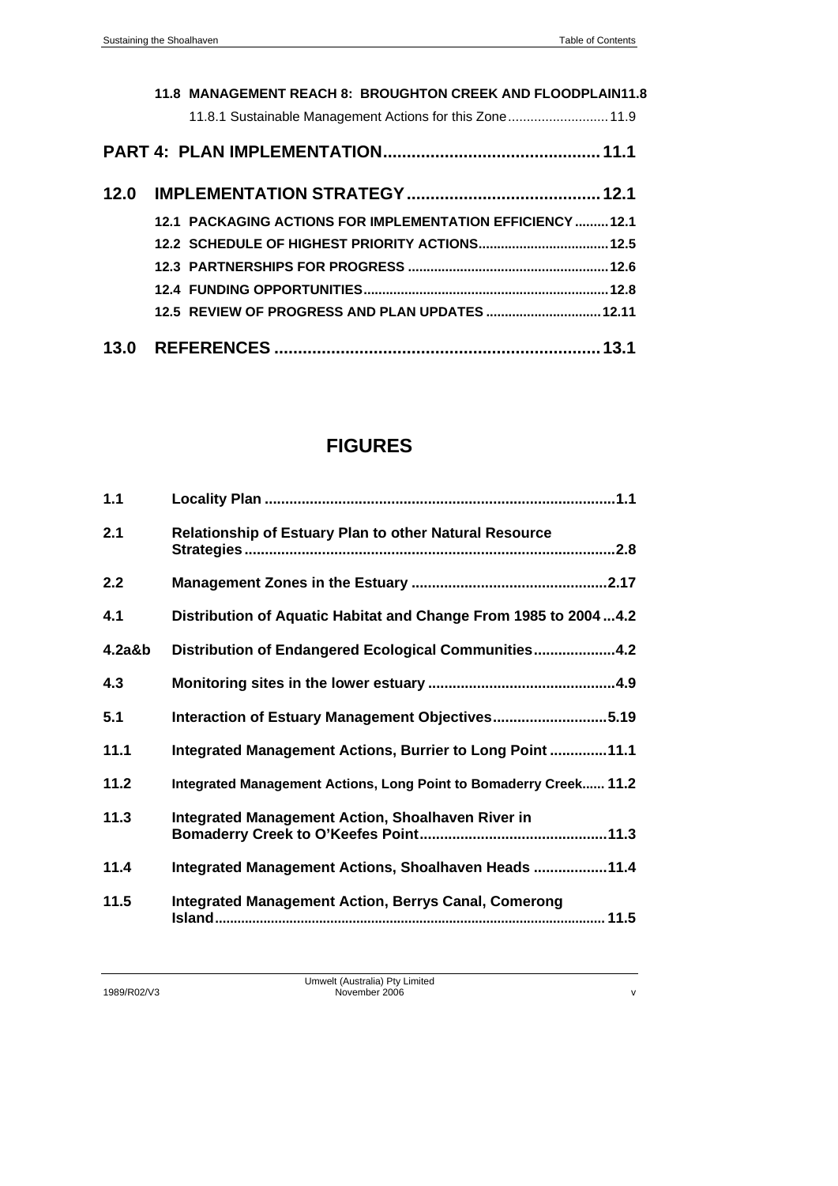**11.8 MANAGEMENT REACH 8: BROUGHTON CREEK AND FLOODPLAIN** 11.8

11.8.1 Sustainable Management Actions for this Zone ........................ 11.9

**PART 4: PLAN IMPLEMENTATION** ........................................ **11.1**

**12.0 IMPLEMENTATION STRATEGY** ........................................ **12.1**

**12.1 PACKAGING ACTIONS FOR IMPLEMENTATION EFFICIENCY** ......... **12.1**

**12.2 SCHEDULE OF HIGHEST PRIORITY ACTIONS** ......................... **12.5**

**12.3 PARTNERSHIPS FOR PROGRESS** ........................................ **12.6**

**12.4 FUNDING OPPORTUNITIES** ............................................... **12.8**

**12.5 REVIEW OF PROGRESS AND PLAN UPDATES** ......................... **12.11**

**13.0 REFERENCES** ........................................................... **13.1**

## FIGURES

| | | |
|---|---|---|
| **1.1** | **Locality Plan** | **1.1** |
| **2.1** | **Relationship of Estuary Plan to other Natural Resource Strategies** | **2.8** |
| **2.2** | **Management Zones in the Estuary** | **2.17** |
| **4.1** | **Distribution of Aquatic Habitat and Change From 1985 to 2004** | **4.2** |
| **4.2a&b** | **Distribution of Endangered Ecological Communities** | **4.2** |
| **4.3** | **Monitoring sites in the lower estuary** | **4.9** |
| **5.1** | **Interaction of Estuary Management Objectives** | **5.19** |
| **11.1** | **Integrated Management Actions, Burrier to Long Point** | **11.1** |
| **11.2** | **Integrated Management Actions, Long Point to Bomaderry Creek** | **11.2** |
| **11.3** | **Integrated Management Action, Shoalhaven River in Bomaderry Creek to O'Keefes Point** | **11.3** |
| **11.4** | **Integrated Management Actions, Shoalhaven Heads** | **11.4** |
| **11.5** | **Integrated Management Action, Berrys Canal, Comerong Island** | **11.5** |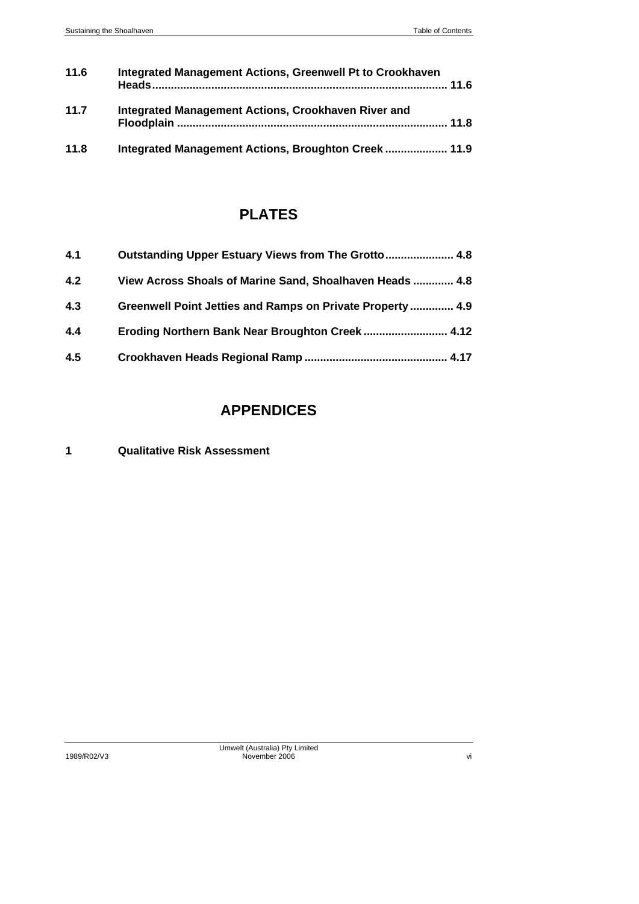| | | |
|---|---|---|
| **11.6** | **Integrated Management Actions, Greenwell Pt to Crookhaven Heads** | **11.6** |
| **11.7** | **Integrated Management Actions, Crookhaven River and Floodplain** | **11.8** |
| **11.8** | **Integrated Management Actions, Broughton Creek** | **11.9** |

## PLATES

| | | |
|---|---|---|
| **4.1** | **Outstanding Upper Estuary Views from The Grotto** | **4.8** |
| **4.2** | **View Across Shoals of Marine Sand, Shoalhaven Heads** | **4.8** |
| **4.3** | **Greenwell Point Jetties and Ramps on Private Property** | **4.9** |
| **4.4** | **Eroding Northern Bank Near Broughton Creek** | **4.12** |
| **4.5** | **Crookhaven Heads Regional Ramp** | **4.17** |

## APPENDICES

**1** **Qualitative Risk Assessment**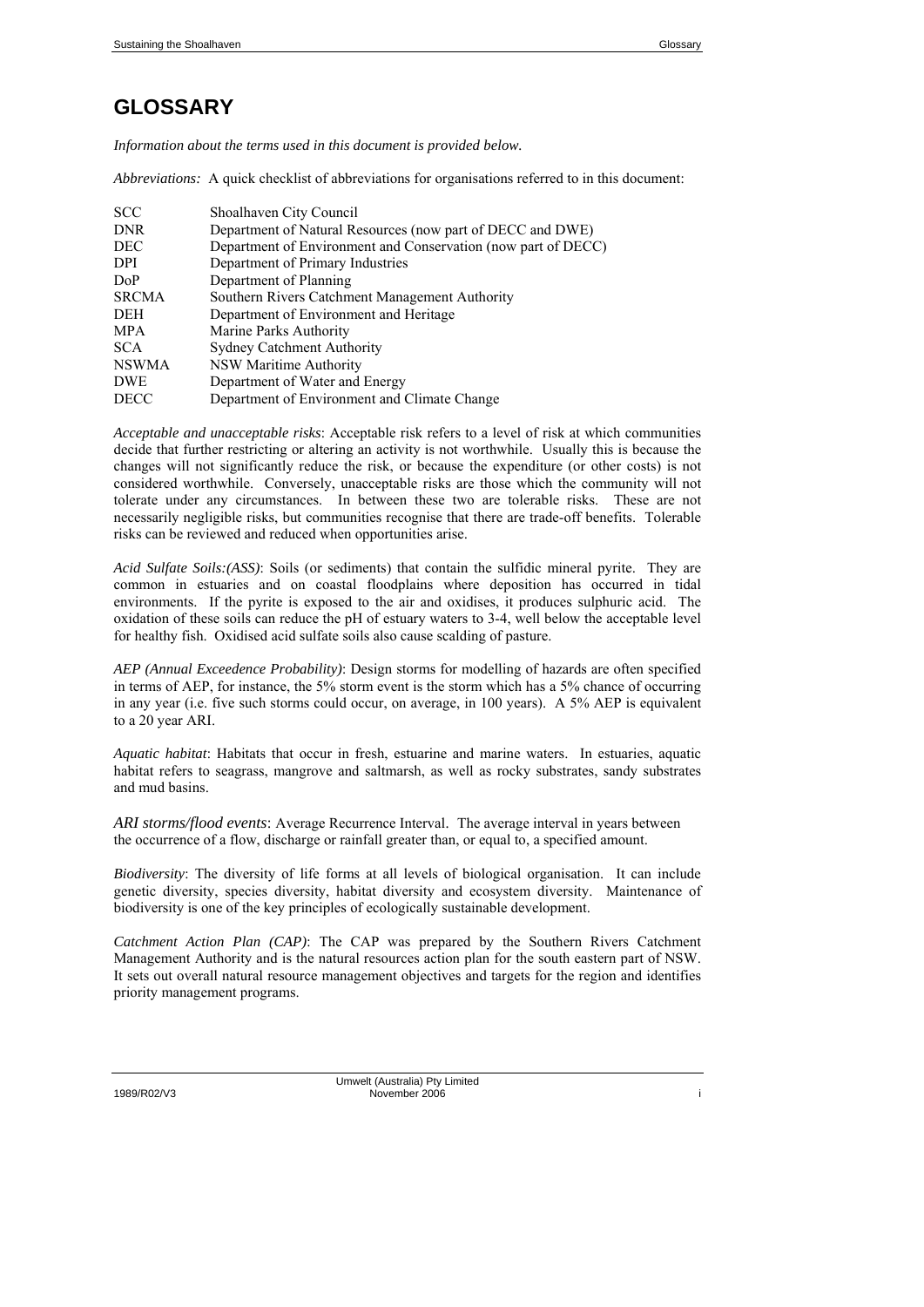# GLOSSARY

*Information about the terms used in this document is provided below.*

*Abbreviations:* A quick checklist of abbreviations for organisations referred to in this document:

| | |
|---|---|
| SCC | Shoalhaven City Council |
| DNR | Department of Natural Resources (now part of DECC and DWE) |
| DEC | Department of Environment and Conservation (now part of DECC) |
| DPI | Department of Primary Industries |
| DoP | Department of Planning |
| SRCMA | Southern Rivers Catchment Management Authority |
| DEH | Department of Environment and Heritage |
| MPA | Marine Parks Authority |
| SCA | Sydney Catchment Authority |
| NSWMA | NSW Maritime Authority |
| DWE | Department of Water and Energy |
| DECC | Department of Environment and Climate Change |

*Acceptable and unacceptable risks*: Acceptable risk refers to a level of risk at which communities decide that further restricting or altering an activity is not worthwhile. Usually this is because the changes will not significantly reduce the risk, or because the expenditure (or other costs) is not considered worthwhile. Conversely, unacceptable risks are those which the community will not tolerate under any circumstances. In between these two are tolerable risks. These are not necessarily negligible risks, but communities recognise that there are trade-off benefits. Tolerable risks can be reviewed and reduced when opportunities arise.

*Acid Sulfate Soils:(ASS)*: Soils (or sediments) that contain the sulfidic mineral pyrite. They are common in estuaries and on coastal floodplains where deposition has occurred in tidal environments. If the pyrite is exposed to the air and oxidises, it produces sulphuric acid. The oxidation of these soils can reduce the pH of estuary waters to 3-4, well below the acceptable level for healthy fish. Oxidised acid sulfate soils also cause scalding of pasture.

*AEP (Annual Exceedence Probability)*: Design storms for modelling of hazards are often specified in terms of AEP, for instance, the 5% storm event is the storm which has a 5% chance of occurring in any year (i.e. five such storms could occur, on average, in 100 years). A 5% AEP is equivalent to a 20 year ARI.

*Aquatic habitat*: Habitats that occur in fresh, estuarine and marine waters. In estuaries, aquatic habitat refers to seagrass, mangrove and saltmarsh, as well as rocky substrates, sandy substrates and mud basins.

*ARI storms/flood events*: Average Recurrence Interval. The average interval in years between the occurrence of a flow, discharge or rainfall greater than, or equal to, a specified amount.

*Biodiversity*: The diversity of life forms at all levels of biological organisation. It can include genetic diversity, species diversity, habitat diversity and ecosystem diversity. Maintenance of biodiversity is one of the key principles of ecologically sustainable development.

*Catchment Action Plan (CAP)*: The CAP was prepared by the Southern Rivers Catchment Management Authority and is the natural resources action plan for the south eastern part of NSW. It sets out overall natural resource management objectives and targets for the region and identifies priority management programs.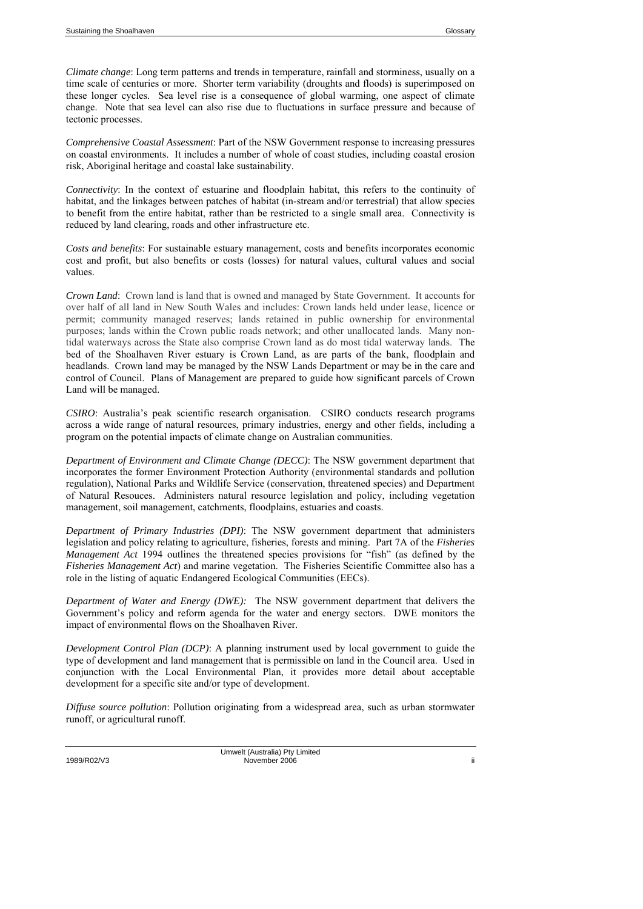*Climate change*: Long term patterns and trends in temperature, rainfall and storminess, usually on a time scale of centuries or more. Shorter term variability (droughts and floods) is superimposed on these longer cycles. Sea level rise is a consequence of global warming, one aspect of climate change. Note that sea level can also rise due to fluctuations in surface pressure and because of tectonic processes.

*Comprehensive Coastal Assessment*: Part of the NSW Government response to increasing pressures on coastal environments. It includes a number of whole of coast studies, including coastal erosion risk, Aboriginal heritage and coastal lake sustainability.

*Connectivity*: In the context of estuarine and floodplain habitat, this refers to the continuity of habitat, and the linkages between patches of habitat (in-stream and/or terrestrial) that allow species to benefit from the entire habitat, rather than be restricted to a single small area. Connectivity is reduced by land clearing, roads and other infrastructure etc.

*Costs and benefits*: For sustainable estuary management, costs and benefits incorporates economic cost and profit, but also benefits or costs (losses) for natural values, cultural values and social values.

*Crown Land*: Crown land is land that is owned and managed by State Government. It accounts for over half of all land in New South Wales and includes: Crown lands held under lease, licence or permit; community managed reserves; lands retained in public ownership for environmental purposes; lands within the Crown public roads network; and other unallocated lands. Many non-tidal waterways across the State also comprise Crown land as do most tidal waterway lands. The bed of the Shoalhaven River estuary is Crown Land, as are parts of the bank, floodplain and headlands. Crown land may be managed by the NSW Lands Department or may be in the care and control of Council. Plans of Management are prepared to guide how significant parcels of Crown Land will be managed.

*CSIRO*: Australia's peak scientific research organisation. CSIRO conducts research programs across a wide range of natural resources, primary industries, energy and other fields, including a program on the potential impacts of climate change on Australian communities.

*Department of Environment and Climate Change (DECC)*: The NSW government department that incorporates the former Environment Protection Authority (environmental standards and pollution regulation), National Parks and Wildlife Service (conservation, threatened species) and Department of Natural Resouces. Administers natural resource legislation and policy, including vegetation management, soil management, catchments, floodplains, estuaries and coasts.

*Department of Primary Industries (DPI)*: The NSW government department that administers legislation and policy relating to agriculture, fisheries, forests and mining. Part 7A of the *Fisheries Management Act* 1994 outlines the threatened species provisions for "fish" (as defined by the *Fisheries Management Act*) and marine vegetation. The Fisheries Scientific Committee also has a role in the listing of aquatic Endangered Ecological Communities (EECs).

*Department of Water and Energy (DWE):* The NSW government department that delivers the Government's policy and reform agenda for the water and energy sectors. DWE monitors the impact of environmental flows on the Shoalhaven River.

*Development Control Plan (DCP)*: A planning instrument used by local government to guide the type of development and land management that is permissible on land in the Council area. Used in conjunction with the Local Environmental Plan, it provides more detail about acceptable development for a specific site and/or type of development.

*Diffuse source pollution*: Pollution originating from a widespread area, such as urban stormwater runoff, or agricultural runoff.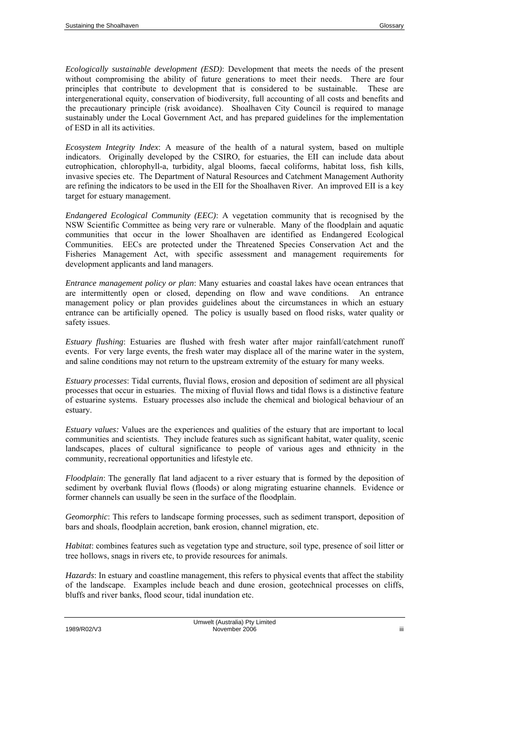*Ecologically sustainable development (ESD)*: Development that meets the needs of the present without compromising the ability of future generations to meet their needs. There are four principles that contribute to development that is considered to be sustainable. These are intergenerational equity, conservation of biodiversity, full accounting of all costs and benefits and the precautionary principle (risk avoidance). Shoalhaven City Council is required to manage sustainably under the Local Government Act, and has prepared guidelines for the implementation of ESD in all its activities.

*Ecosystem Integrity Index*: A measure of the health of a natural system, based on multiple indicators. Originally developed by the CSIRO, for estuaries, the EII can include data about eutrophication, chlorophyll-a, turbidity, algal blooms, faecal coliforms, habitat loss, fish kills, invasive species etc. The Department of Natural Resources and Catchment Management Authority are refining the indicators to be used in the EII for the Shoalhaven River. An improved EII is a key target for estuary management.

*Endangered Ecological Community (EEC)*: A vegetation community that is recognised by the NSW Scientific Committee as being very rare or vulnerable. Many of the floodplain and aquatic communities that occur in the lower Shoalhaven are identified as Endangered Ecological Communities. EECs are protected under the Threatened Species Conservation Act and the Fisheries Management Act, with specific assessment and management requirements for development applicants and land managers.

*Entrance management policy or plan*: Many estuaries and coastal lakes have ocean entrances that are intermittently open or closed, depending on flow and wave conditions. An entrance management policy or plan provides guidelines about the circumstances in which an estuary entrance can be artificially opened. The policy is usually based on flood risks, water quality or safety issues.

*Estuary flushing*: Estuaries are flushed with fresh water after major rainfall/catchment runoff events. For very large events, the fresh water may displace all of the marine water in the system, and saline conditions may not return to the upstream extremity of the estuary for many weeks.

*Estuary processes*: Tidal currents, fluvial flows, erosion and deposition of sediment are all physical processes that occur in estuaries. The mixing of fluvial flows and tidal flows is a distinctive feature of estuarine systems. Estuary processes also include the chemical and biological behaviour of an estuary.

*Estuary values:* Values are the experiences and qualities of the estuary that are important to local communities and scientists. They include features such as significant habitat, water quality, scenic landscapes, places of cultural significance to people of various ages and ethnicity in the community, recreational opportunities and lifestyle etc.

*Floodplain*: The generally flat land adjacent to a river estuary that is formed by the deposition of sediment by overbank fluvial flows (floods) or along migrating estuarine channels. Evidence or former channels can usually be seen in the surface of the floodplain.

*Geomorphic*: This refers to landscape forming processes, such as sediment transport, deposition of bars and shoals, floodplain accretion, bank erosion, channel migration, etc.

*Habitat*: combines features such as vegetation type and structure, soil type, presence of soil litter or tree hollows, snags in rivers etc, to provide resources for animals.

*Hazards*: In estuary and coastline management, this refers to physical events that affect the stability of the landscape. Examples include beach and dune erosion, geotechnical processes on cliffs, bluffs and river banks, flood scour, tidal inundation etc.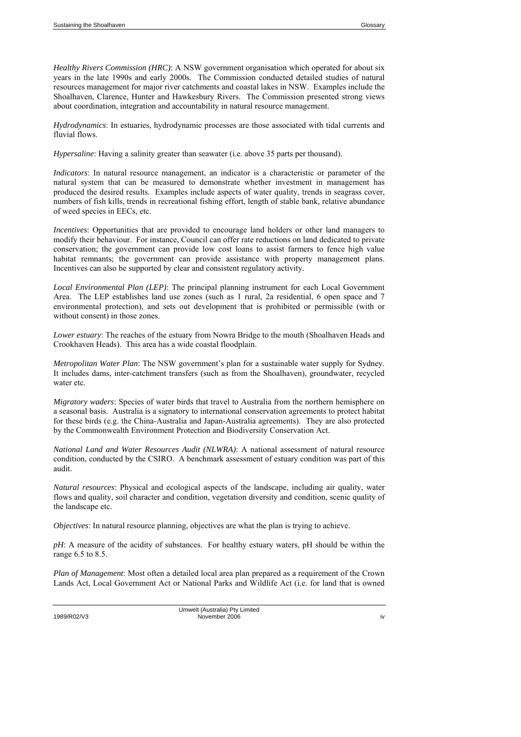*Healthy Rivers Commission (HRC)*: A NSW government organisation which operated for about six years in the late 1990s and early 2000s. The Commission conducted detailed studies of natural resources management for major river catchments and coastal lakes in NSW. Examples include the Shoalhaven, Clarence, Hunter and Hawkesbury Rivers. The Commission presented strong views about coordination, integration and accountability in natural resource management.

*Hydrodynamics*: In estuaries, hydrodynamic processes are those associated with tidal currents and fluvial flows.

*Hypersaline*: Having a salinity greater than seawater (i.e. above 35 parts per thousand).

*Indicators*: In natural resource management, an indicator is a characteristic or parameter of the natural system that can be measured to demonstrate whether investment in management has produced the desired results. Examples include aspects of water quality, trends in seagrass cover, numbers of fish kills, trends in recreational fishing effort, length of stable bank, relative abundance of weed species in EECs, etc.

*Incentives*: Opportunities that are provided to encourage land holders or other land managers to modify their behaviour. For instance, Council can offer rate reductions on land dedicated to private conservation; the government can provide low cost loans to assist farmers to fence high value habitat remnants; the government can provide assistance with property management plans. Incentives can also be supported by clear and consistent regulatory activity.

*Local Environmental Plan (LEP)*: The principal planning instrument for each Local Government Area. The LEP establishes land use zones (such as 1 rural, 2a residential, 6 open space and 7 environmental protection), and sets out development that is prohibited or permissible (with or without consent) in those zones.

*Lower estuary*: The reaches of the estuary from Nowra Bridge to the mouth (Shoalhaven Heads and Crookhaven Heads). This area has a wide coastal floodplain.

*Metropolitan Water Plan*: The NSW government's plan for a sustainable water supply for Sydney. It includes dams, inter-catchment transfers (such as from the Shoalhaven), groundwater, recycled water etc.

*Migratory waders*: Species of water birds that travel to Australia from the northern hemisphere on a seasonal basis. Australia is a signatory to international conservation agreements to protect habitat for these birds (e.g. the China-Australia and Japan-Australia agreements). They are also protected by the Commonwealth Environment Protection and Biodiversity Conservation Act.

*National Land and Water Resources Audit (NLWRA)*: A national assessment of natural resource condition, conducted by the CSIRO. A benchmark assessment of estuary condition was part of this audit.

*Natural resources*: Physical and ecological aspects of the landscape, including air quality, water flows and quality, soil character and condition, vegetation diversity and condition, scenic quality of the landscape etc.

*Objectives*: In natural resource planning, objectives are what the plan is trying to achieve.

*pH*: A measure of the acidity of substances. For healthy estuary waters, pH should be within the range 6.5 to 8.5.

*Plan of Management*: Most often a detailed local area plan prepared as a requirement of the Crown Lands Act, Local Government Act or National Parks and Wildlife Act (i.e. for land that is owned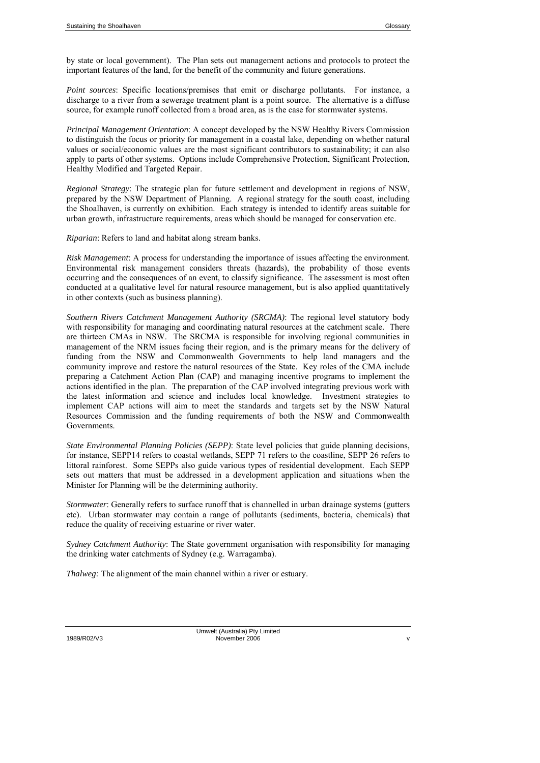by state or local government). The Plan sets out management actions and protocols to protect the important features of the land, for the benefit of the community and future generations.

*Point sources*: Specific locations/premises that emit or discharge pollutants. For instance, a discharge to a river from a sewerage treatment plant is a point source. The alternative is a diffuse source, for example runoff collected from a broad area, as is the case for stormwater systems.

*Principal Management Orientation*: A concept developed by the NSW Healthy Rivers Commission to distinguish the focus or priority for management in a coastal lake, depending on whether natural values or social/economic values are the most significant contributors to sustainability; it can also apply to parts of other systems. Options include Comprehensive Protection, Significant Protection, Healthy Modified and Targeted Repair.

*Regional Strategy*: The strategic plan for future settlement and development in regions of NSW, prepared by the NSW Department of Planning. A regional strategy for the south coast, including the Shoalhaven, is currently on exhibition. Each strategy is intended to identify areas suitable for urban growth, infrastructure requirements, areas which should be managed for conservation etc.

*Riparian*: Refers to land and habitat along stream banks.

*Risk Management*: A process for understanding the importance of issues affecting the environment. Environmental risk management considers threats (hazards), the probability of those events occurring and the consequences of an event, to classify significance. The assessment is most often conducted at a qualitative level for natural resource management, but is also applied quantitatively in other contexts (such as business planning).

*Southern Rivers Catchment Management Authority (SRCMA)*: The regional level statutory body with responsibility for managing and coordinating natural resources at the catchment scale. There are thirteen CMAs in NSW. The SRCMA is responsible for involving regional communities in management of the NRM issues facing their region, and is the primary means for the delivery of funding from the NSW and Commonwealth Governments to help land managers and the community improve and restore the natural resources of the State. Key roles of the CMA include preparing a Catchment Action Plan (CAP) and managing incentive programs to implement the actions identified in the plan. The preparation of the CAP involved integrating previous work with the latest information and science and includes local knowledge. Investment strategies to implement CAP actions will aim to meet the standards and targets set by the NSW Natural Resources Commission and the funding requirements of both the NSW and Commonwealth Governments.

*State Environmental Planning Policies (SEPP)*: State level policies that guide planning decisions, for instance, SEPP14 refers to coastal wetlands, SEPP 71 refers to the coastline, SEPP 26 refers to littoral rainforest. Some SEPPs also guide various types of residential development. Each SEPP sets out matters that must be addressed in a development application and situations when the Minister for Planning will be the determining authority.

*Stormwater*: Generally refers to surface runoff that is channelled in urban drainage systems (gutters etc). Urban stormwater may contain a range of pollutants (sediments, bacteria, chemicals) that reduce the quality of receiving estuarine or river water.

*Sydney Catchment Authority*: The State government organisation with responsibility for managing the drinking water catchments of Sydney (e.g. Warragamba).

*Thalweg:* The alignment of the main channel within a river or estuary.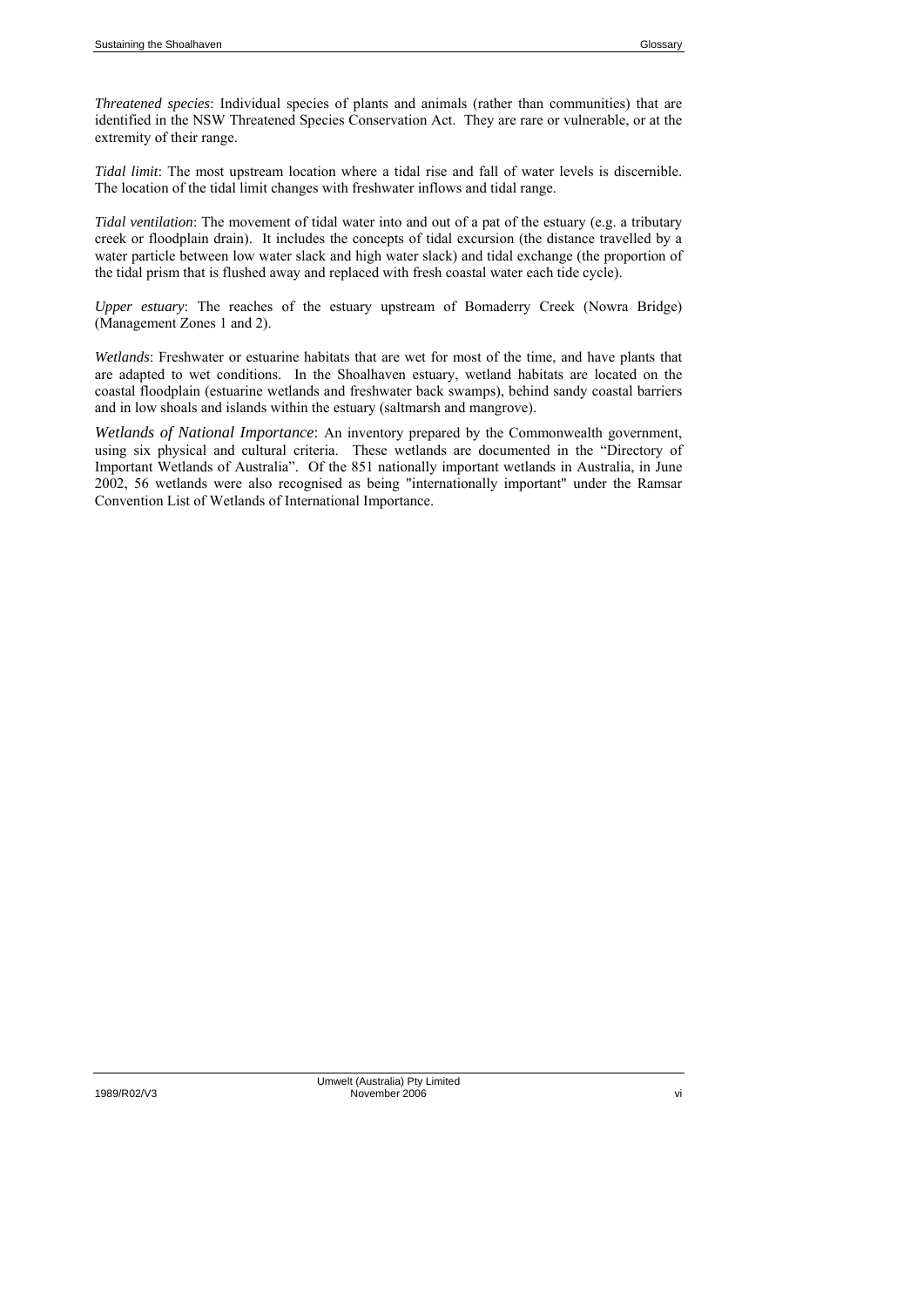*Threatened species*: Individual species of plants and animals (rather than communities) that are identified in the NSW Threatened Species Conservation Act. They are rare or vulnerable, or at the extremity of their range.

*Tidal limit*: The most upstream location where a tidal rise and fall of water levels is discernible. The location of the tidal limit changes with freshwater inflows and tidal range.

*Tidal ventilation*: The movement of tidal water into and out of a pat of the estuary (e.g. a tributary creek or floodplain drain). It includes the concepts of tidal excursion (the distance travelled by a water particle between low water slack and high water slack) and tidal exchange (the proportion of the tidal prism that is flushed away and replaced with fresh coastal water each tide cycle).

*Upper estuary*: The reaches of the estuary upstream of Bomaderry Creek (Nowra Bridge) (Management Zones 1 and 2).

*Wetlands*: Freshwater or estuarine habitats that are wet for most of the time, and have plants that are adapted to wet conditions. In the Shoalhaven estuary, wetland habitats are located on the coastal floodplain (estuarine wetlands and freshwater back swamps), behind sandy coastal barriers and in low shoals and islands within the estuary (saltmarsh and mangrove).

*Wetlands of National Importance*: An inventory prepared by the Commonwealth government, using six physical and cultural criteria. These wetlands are documented in the "Directory of Important Wetlands of Australia". Of the 851 nationally important wetlands in Australia, in June 2002, 56 wetlands were also recognised as being "internationally important" under the Ramsar Convention List of Wetlands of International Importance.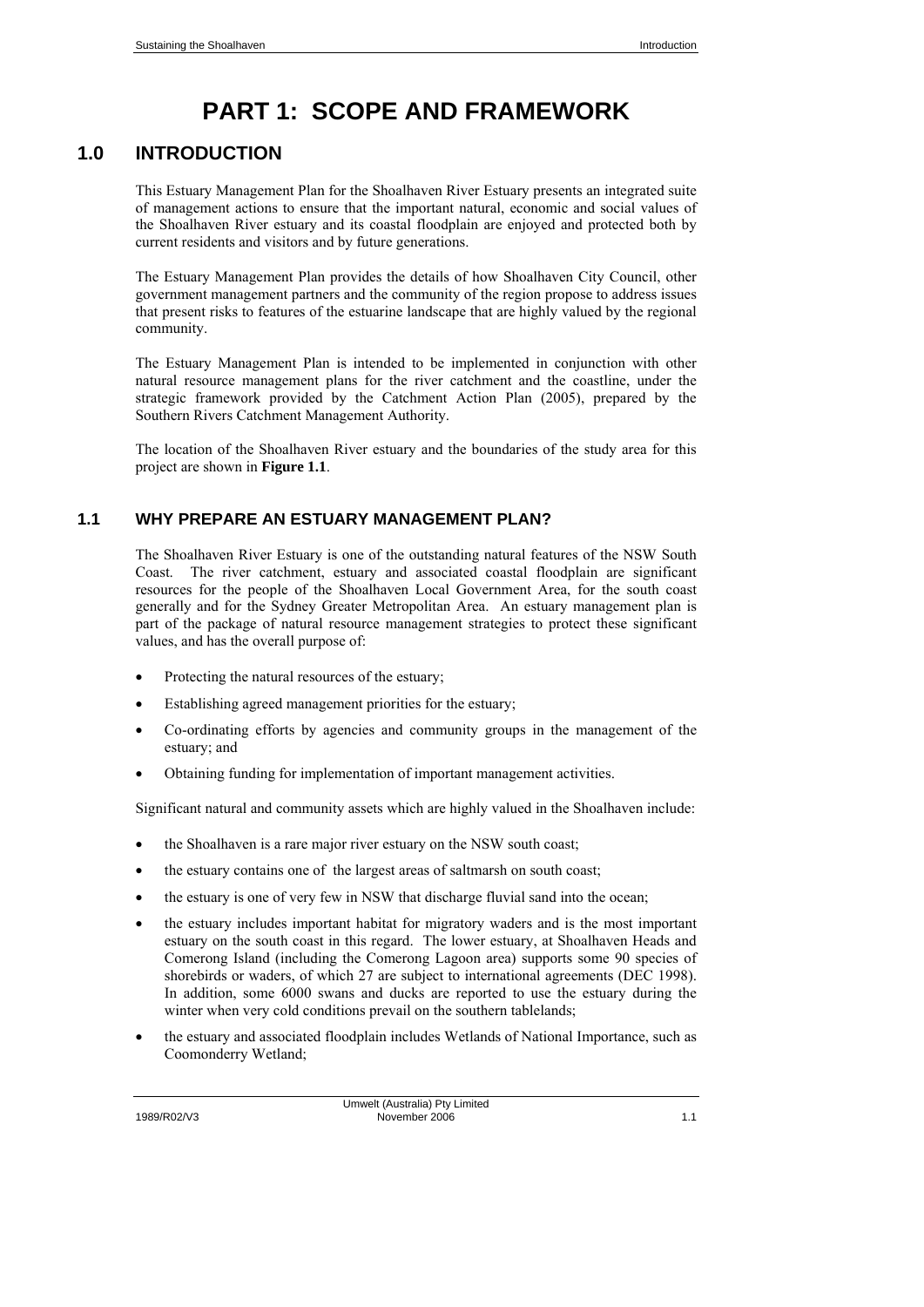# PART 1: SCOPE AND FRAMEWORK

## 1.0 INTRODUCTION

This Estuary Management Plan for the Shoalhaven River Estuary presents an integrated suite of management actions to ensure that the important natural, economic and social values of the Shoalhaven River estuary and its coastal floodplain are enjoyed and protected both by current residents and visitors and by future generations.

The Estuary Management Plan provides the details of how Shoalhaven City Council, other government management partners and the community of the region propose to address issues that present risks to features of the estuarine landscape that are highly valued by the regional community.

The Estuary Management Plan is intended to be implemented in conjunction with other natural resource management plans for the river catchment and the coastline, under the strategic framework provided by the Catchment Action Plan (2005), prepared by the Southern Rivers Catchment Management Authority.

The location of the Shoalhaven River estuary and the boundaries of the study area for this project are shown in **Figure 1.1**.

### 1.1 WHY PREPARE AN ESTUARY MANAGEMENT PLAN?

The Shoalhaven River Estuary is one of the outstanding natural features of the NSW South Coast. The river catchment, estuary and associated coastal floodplain are significant resources for the people of the Shoalhaven Local Government Area, for the south coast generally and for the Sydney Greater Metropolitan Area. An estuary management plan is part of the package of natural resource management strategies to protect these significant values, and has the overall purpose of:

- Protecting the natural resources of the estuary;
- Establishing agreed management priorities for the estuary;
- Co-ordinating efforts by agencies and community groups in the management of the estuary; and
- Obtaining funding for implementation of important management activities.

Significant natural and community assets which are highly valued in the Shoalhaven include:

- the Shoalhaven is a rare major river estuary on the NSW south coast;
- the estuary contains one of the largest areas of saltmarsh on south coast;
- the estuary is one of very few in NSW that discharge fluvial sand into the ocean;
- the estuary includes important habitat for migratory waders and is the most important estuary on the south coast in this regard. The lower estuary, at Shoalhaven Heads and Comerong Island (including the Comerong Lagoon area) supports some 90 species of shorebirds or waders, of which 27 are subject to international agreements (DEC 1998). In addition, some 6000 swans and ducks are reported to use the estuary during the winter when very cold conditions prevail on the southern tablelands;
- the estuary and associated floodplain includes Wetlands of National Importance, such as Coomonderry Wetland;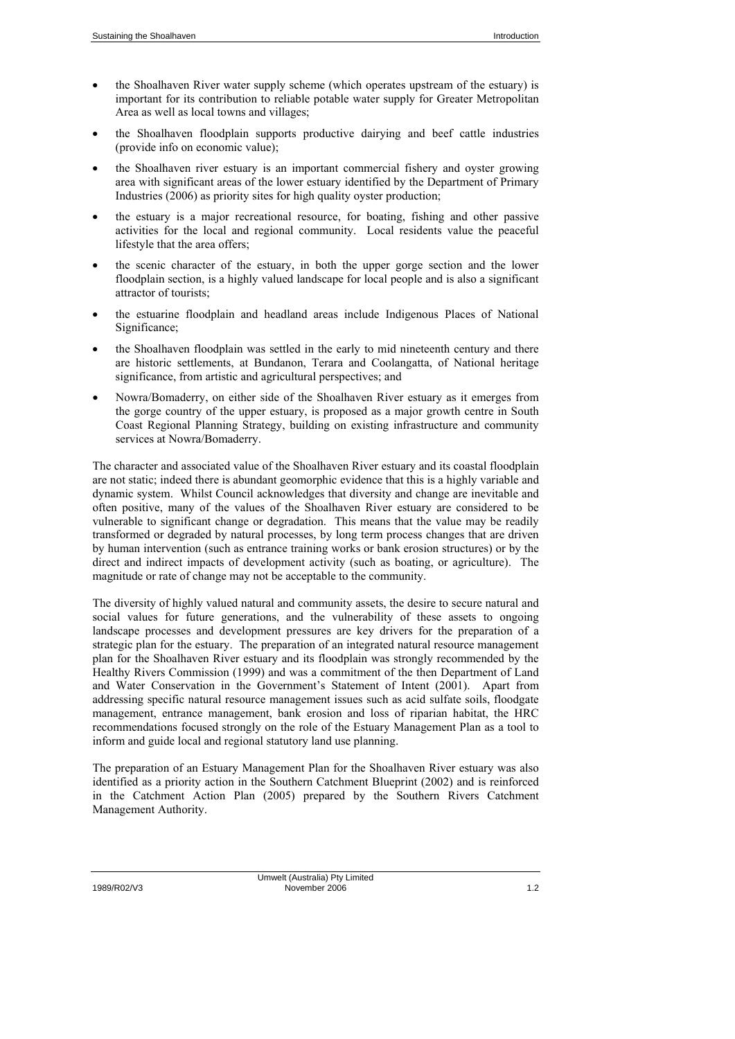- the Shoalhaven River water supply scheme (which operates upstream of the estuary) is important for its contribution to reliable potable water supply for Greater Metropolitan Area as well as local towns and villages;
- the Shoalhaven floodplain supports productive dairying and beef cattle industries (provide info on economic value);
- the Shoalhaven river estuary is an important commercial fishery and oyster growing area with significant areas of the lower estuary identified by the Department of Primary Industries (2006) as priority sites for high quality oyster production;
- the estuary is a major recreational resource, for boating, fishing and other passive activities for the local and regional community. Local residents value the peaceful lifestyle that the area offers;
- the scenic character of the estuary, in both the upper gorge section and the lower floodplain section, is a highly valued landscape for local people and is also a significant attractor of tourists;
- the estuarine floodplain and headland areas include Indigenous Places of National Significance;
- the Shoalhaven floodplain was settled in the early to mid nineteenth century and there are historic settlements, at Bundanon, Terara and Coolangatta, of National heritage significance, from artistic and agricultural perspectives; and
- Nowra/Bomaderry, on either side of the Shoalhaven River estuary as it emerges from the gorge country of the upper estuary, is proposed as a major growth centre in South Coast Regional Planning Strategy, building on existing infrastructure and community services at Nowra/Bomaderry.

The character and associated value of the Shoalhaven River estuary and its coastal floodplain are not static; indeed there is abundant geomorphic evidence that this is a highly variable and dynamic system. Whilst Council acknowledges that diversity and change are inevitable and often positive, many of the values of the Shoalhaven River estuary are considered to be vulnerable to significant change or degradation. This means that the value may be readily transformed or degraded by natural processes, by long term process changes that are driven by human intervention (such as entrance training works or bank erosion structures) or by the direct and indirect impacts of development activity (such as boating, or agriculture). The magnitude or rate of change may not be acceptable to the community.

The diversity of highly valued natural and community assets, the desire to secure natural and social values for future generations, and the vulnerability of these assets to ongoing landscape processes and development pressures are key drivers for the preparation of a strategic plan for the estuary. The preparation of an integrated natural resource management plan for the Shoalhaven River estuary and its floodplain was strongly recommended by the Healthy Rivers Commission (1999) and was a commitment of the then Department of Land and Water Conservation in the Government's Statement of Intent (2001). Apart from addressing specific natural resource management issues such as acid sulfate soils, floodgate management, entrance management, bank erosion and loss of riparian habitat, the HRC recommendations focused strongly on the role of the Estuary Management Plan as a tool to inform and guide local and regional statutory land use planning.

The preparation of an Estuary Management Plan for the Shoalhaven River estuary was also identified as a priority action in the Southern Catchment Blueprint (2002) and is reinforced in the Catchment Action Plan (2005) prepared by the Southern Rivers Catchment Management Authority.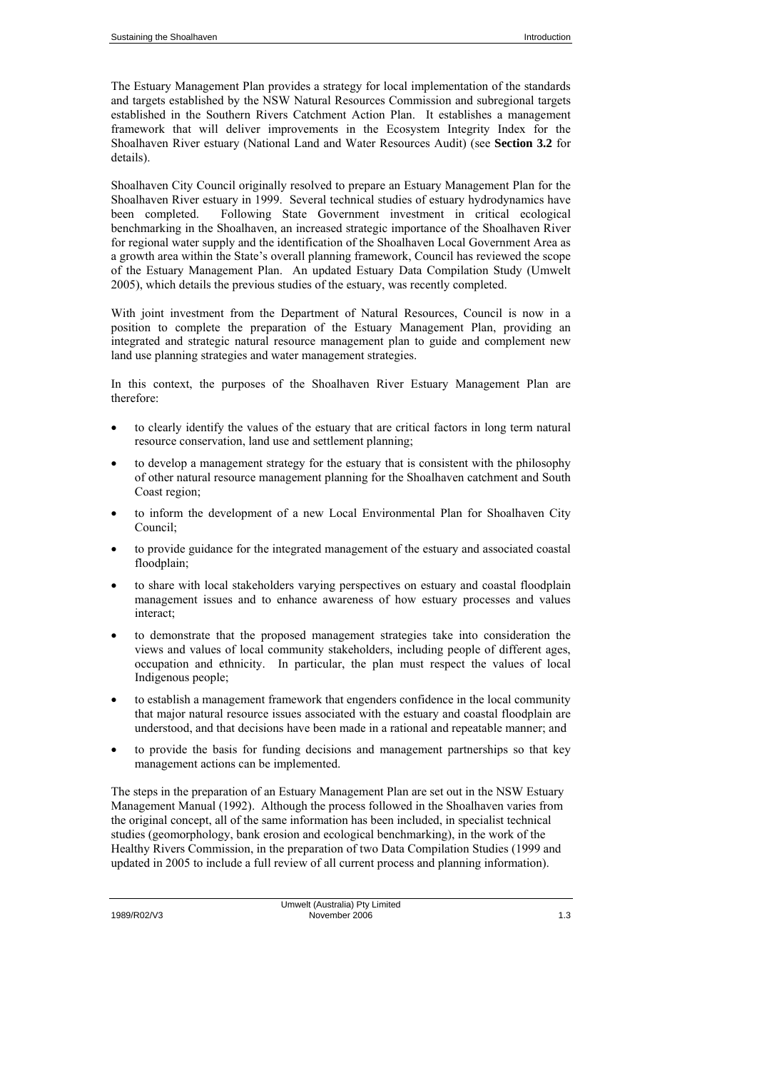The Estuary Management Plan provides a strategy for local implementation of the standards and targets established by the NSW Natural Resources Commission and subregional targets established in the Southern Rivers Catchment Action Plan. It establishes a management framework that will deliver improvements in the Ecosystem Integrity Index for the Shoalhaven River estuary (National Land and Water Resources Audit) (see **Section 3.2** for details).

Shoalhaven City Council originally resolved to prepare an Estuary Management Plan for the Shoalhaven River estuary in 1999. Several technical studies of estuary hydrodynamics have been completed. Following State Government investment in critical ecological benchmarking in the Shoalhaven, an increased strategic importance of the Shoalhaven River for regional water supply and the identification of the Shoalhaven Local Government Area as a growth area within the State's overall planning framework, Council has reviewed the scope of the Estuary Management Plan. An updated Estuary Data Compilation Study (Umwelt 2005), which details the previous studies of the estuary, was recently completed.

With joint investment from the Department of Natural Resources, Council is now in a position to complete the preparation of the Estuary Management Plan, providing an integrated and strategic natural resource management plan to guide and complement new land use planning strategies and water management strategies.

In this context, the purposes of the Shoalhaven River Estuary Management Plan are therefore:

- to clearly identify the values of the estuary that are critical factors in long term natural resource conservation, land use and settlement planning;
- to develop a management strategy for the estuary that is consistent with the philosophy of other natural resource management planning for the Shoalhaven catchment and South Coast region;
- to inform the development of a new Local Environmental Plan for Shoalhaven City Council;
- to provide guidance for the integrated management of the estuary and associated coastal floodplain;
- to share with local stakeholders varying perspectives on estuary and coastal floodplain management issues and to enhance awareness of how estuary processes and values interact;
- to demonstrate that the proposed management strategies take into consideration the views and values of local community stakeholders, including people of different ages, occupation and ethnicity. In particular, the plan must respect the values of local Indigenous people;
- to establish a management framework that engenders confidence in the local community that major natural resource issues associated with the estuary and coastal floodplain are understood, and that decisions have been made in a rational and repeatable manner; and
- to provide the basis for funding decisions and management partnerships so that key management actions can be implemented.

The steps in the preparation of an Estuary Management Plan are set out in the NSW Estuary Management Manual (1992). Although the process followed in the Shoalhaven varies from the original concept, all of the same information has been included, in specialist technical studies (geomorphology, bank erosion and ecological benchmarking), in the work of the Healthy Rivers Commission, in the preparation of two Data Compilation Studies (1999 and updated in 2005 to include a full review of all current process and planning information).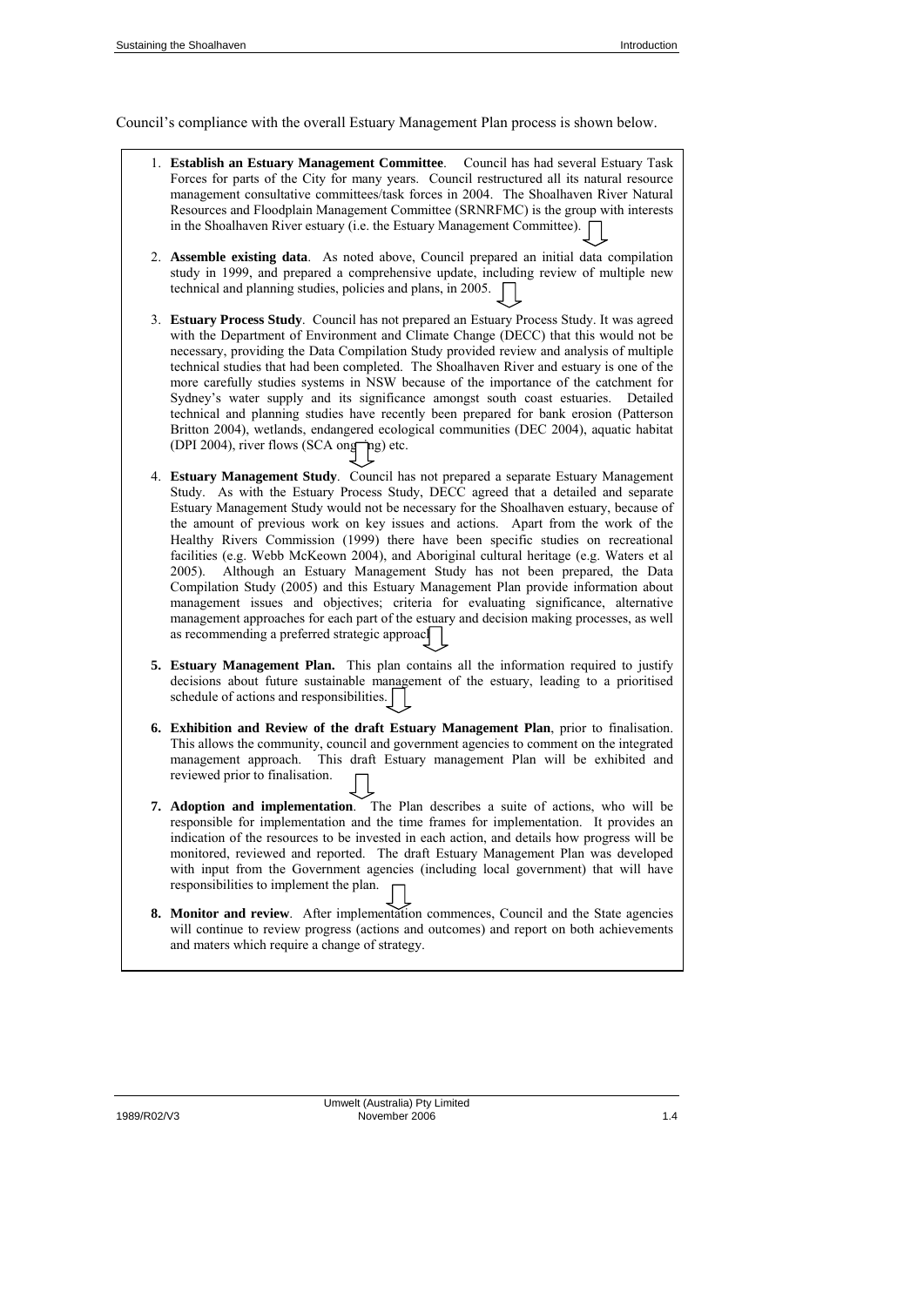Council's compliance with the overall Estuary Management Plan process is shown below.

1. **Establish an Estuary Management Committee**. Council has had several Estuary Task Forces for parts of the City for many years. Council restructured all its natural resource management consultative committees/task forces in 2004. The Shoalhaven River Natural Resources and Floodplain Management Committee (SRNRFMC) is the group with interests in the Shoalhaven River estuary (i.e. the Estuary Management Committee).

2. **Assemble existing data**. As noted above, Council prepared an initial data compilation study in 1999, and prepared a comprehensive update, including review of multiple new technical and planning studies, policies and plans, in 2005.

3. **Estuary Process Study**. Council has not prepared an Estuary Process Study. It was agreed with the Department of Environment and Climate Change (DECC) that this would not be necessary, providing the Data Compilation Study provided review and analysis of multiple technical studies that had been completed. The Shoalhaven River and estuary is one of the more carefully studies systems in NSW because of the importance of the catchment for Sydney's water supply and its significance amongst south coast estuaries. Detailed technical and planning studies have recently been prepared for bank erosion (Patterson Britton 2004), wetlands, endangered ecological communities (DEC 2004), aquatic habitat (DPI 2004), river flows (SCA ongoing) etc.

4. **Estuary Management Study**. Council has not prepared a separate Estuary Management Study. As with the Estuary Process Study, DECC agreed that a detailed and separate Estuary Management Study would not be necessary for the Shoalhaven estuary, because of the amount of previous work on key issues and actions. Apart from the work of the Healthy Rivers Commission (1999) there have been specific studies on recreational facilities (e.g. Webb McKeown 2004), and Aboriginal cultural heritage (e.g. Waters et al 2005). Although an Estuary Management Study has not been prepared, the Data Compilation Study (2005) and this Estuary Management Plan provide information about management issues and objectives; criteria for evaluating significance, alternative management approaches for each part of the estuary and decision making processes, as well as recommending a preferred strategic approach.

5. **Estuary Management Plan.** This plan contains all the information required to justify decisions about future sustainable management of the estuary, leading to a prioritised schedule of actions and responsibilities.

6. **Exhibition and Review of the draft Estuary Management Plan**, prior to finalisation. This allows the community, council and government agencies to comment on the integrated management approach. This draft Estuary management Plan will be exhibited and reviewed prior to finalisation.

7. **Adoption and implementation**. The Plan describes a suite of actions, who will be responsible for implementation and the time frames for implementation. It provides an indication of the resources to be invested in each action, and details how progress will be monitored, reviewed and reported. The draft Estuary Management Plan was developed with input from the Government agencies (including local government) that will have responsibilities to implement the plan.

8. **Monitor and review**. After implementation commences, Council and the State agencies will continue to review progress (actions and outcomes) and report on both achievements and maters which require a change of strategy.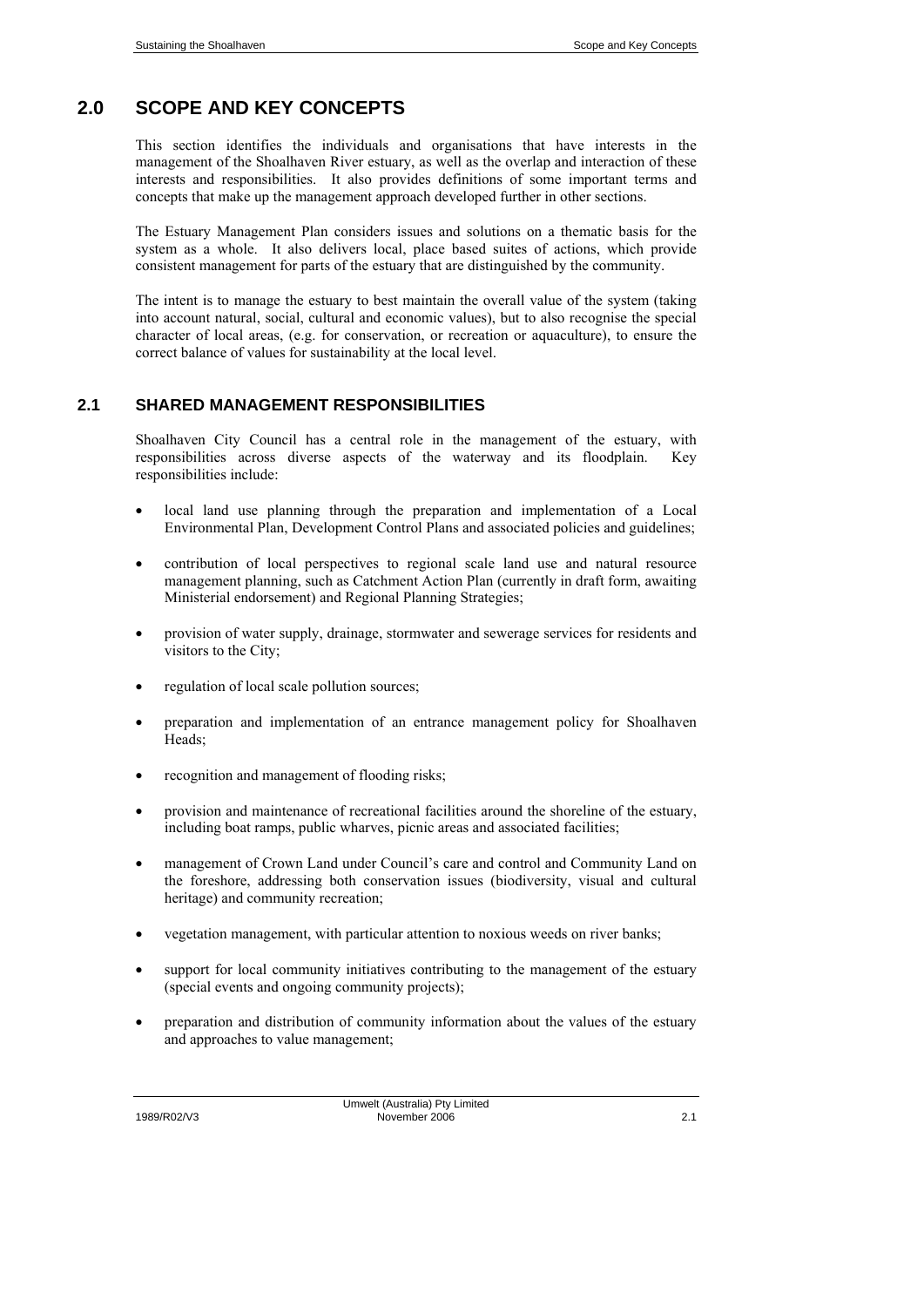# 2.0 SCOPE AND KEY CONCEPTS

This section identifies the individuals and organisations that have interests in the management of the Shoalhaven River estuary, as well as the overlap and interaction of these interests and responsibilities. It also provides definitions of some important terms and concepts that make up the management approach developed further in other sections.

The Estuary Management Plan considers issues and solutions on a thematic basis for the system as a whole. It also delivers local, place based suites of actions, which provide consistent management for parts of the estuary that are distinguished by the community.

The intent is to manage the estuary to best maintain the overall value of the system (taking into account natural, social, cultural and economic values), but to also recognise the special character of local areas, (e.g. for conservation, or recreation or aquaculture), to ensure the correct balance of values for sustainability at the local level.

## 2.1 SHARED MANAGEMENT RESPONSIBILITIES

Shoalhaven City Council has a central role in the management of the estuary, with responsibilities across diverse aspects of the waterway and its floodplain. Key responsibilities include:

- local land use planning through the preparation and implementation of a Local Environmental Plan, Development Control Plans and associated policies and guidelines;
- contribution of local perspectives to regional scale land use and natural resource management planning, such as Catchment Action Plan (currently in draft form, awaiting Ministerial endorsement) and Regional Planning Strategies;
- provision of water supply, drainage, stormwater and sewerage services for residents and visitors to the City;
- regulation of local scale pollution sources;
- preparation and implementation of an entrance management policy for Shoalhaven Heads;
- recognition and management of flooding risks;
- provision and maintenance of recreational facilities around the shoreline of the estuary, including boat ramps, public wharves, picnic areas and associated facilities;
- management of Crown Land under Council's care and control and Community Land on the foreshore, addressing both conservation issues (biodiversity, visual and cultural heritage) and community recreation;
- vegetation management, with particular attention to noxious weeds on river banks;
- support for local community initiatives contributing to the management of the estuary (special events and ongoing community projects);
- preparation and distribution of community information about the values of the estuary and approaches to value management;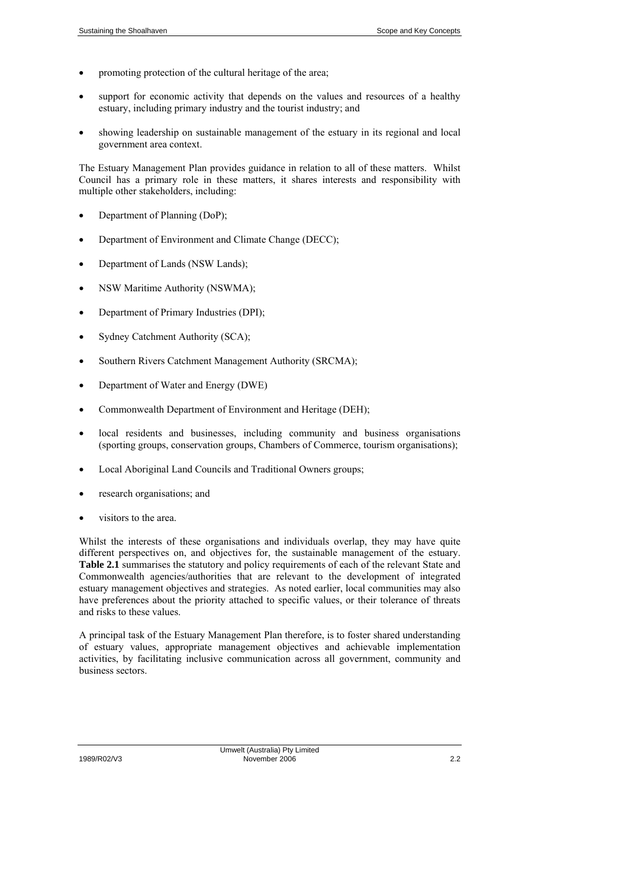- promoting protection of the cultural heritage of the area;
- support for economic activity that depends on the values and resources of a healthy estuary, including primary industry and the tourist industry; and
- showing leadership on sustainable management of the estuary in its regional and local government area context.

The Estuary Management Plan provides guidance in relation to all of these matters. Whilst Council has a primary role in these matters, it shares interests and responsibility with multiple other stakeholders, including:

- Department of Planning (DoP);
- Department of Environment and Climate Change (DECC);
- Department of Lands (NSW Lands);
- NSW Maritime Authority (NSWMA);
- Department of Primary Industries (DPI);
- Sydney Catchment Authority (SCA);
- Southern Rivers Catchment Management Authority (SRCMA);
- Department of Water and Energy (DWE)
- Commonwealth Department of Environment and Heritage (DEH);
- local residents and businesses, including community and business organisations (sporting groups, conservation groups, Chambers of Commerce, tourism organisations);
- Local Aboriginal Land Councils and Traditional Owners groups;
- research organisations; and
- visitors to the area.

Whilst the interests of these organisations and individuals overlap, they may have quite different perspectives on, and objectives for, the sustainable management of the estuary. **Table 2.1** summarises the statutory and policy requirements of each of the relevant State and Commonwealth agencies/authorities that are relevant to the development of integrated estuary management objectives and strategies. As noted earlier, local communities may also have preferences about the priority attached to specific values, or their tolerance of threats and risks to these values.

A principal task of the Estuary Management Plan therefore, is to foster shared understanding of estuary values, appropriate management objectives and achievable implementation activities, by facilitating inclusive communication across all government, community and business sectors.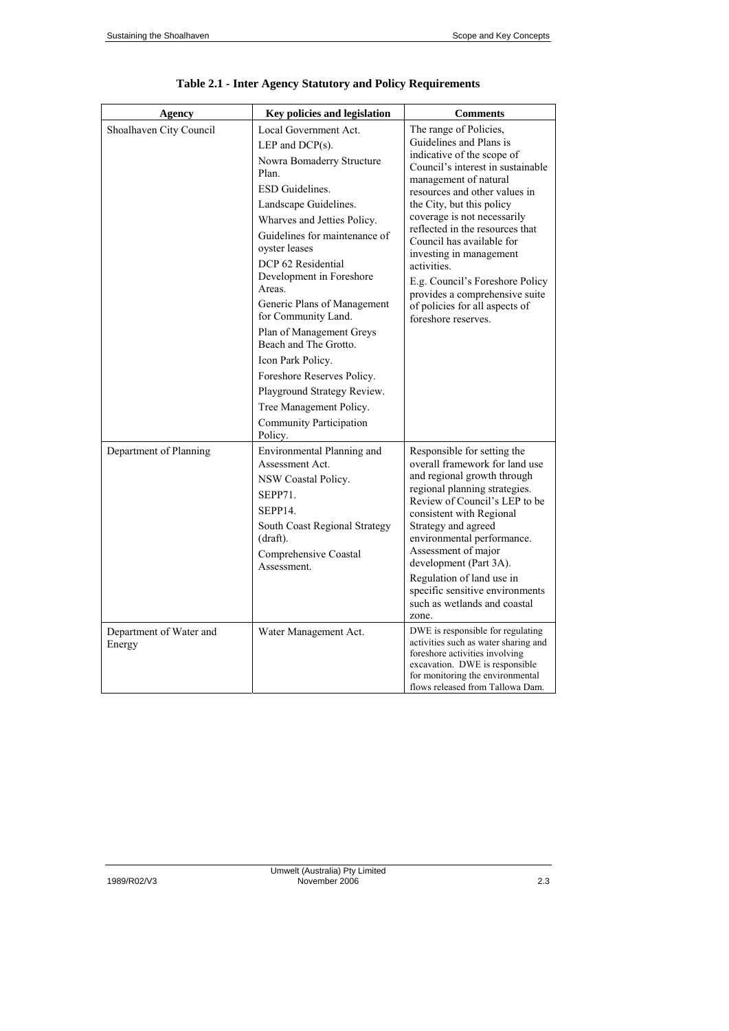**Table 2.1 - Inter Agency Statutory and Policy Requirements**

| Agency | Key policies and legislation | Comments |
|---|---|---|
| Shoalhaven City Council | Local Government Act.<br>LEP and DCP(s).<br>Nowra Bomaderry Structure Plan.<br>ESD Guidelines.<br>Landscape Guidelines.<br>Wharves and Jetties Policy.<br>Guidelines for maintenance of oyster leases<br>DCP 62 Residential Development in Foreshore Areas.<br>Generic Plans of Management for Community Land.<br>Plan of Management Greys Beach and The Grotto.<br>Icon Park Policy.<br>Foreshore Reserves Policy.<br>Playground Strategy Review.<br>Tree Management Policy.<br>Community Participation Policy. | The range of Policies, Guidelines and Plans is indicative of the scope of Council's interest in sustainable management of natural resources and other values in the City, but this policy coverage is not necessarily reflected in the resources that Council has available for investing in management activities.<br>E.g. Council's Foreshore Policy provides a comprehensive suite of policies for all aspects of foreshore reserves. |
| Department of Planning | Environmental Planning and Assessment Act.<br>NSW Coastal Policy.<br>SEPP71.<br>SEPP14.<br>South Coast Regional Strategy (draft).<br>Comprehensive Coastal Assessment. | Responsible for setting the overall framework for land use and regional growth through regional planning strategies. Review of Council's LEP to be consistent with Regional Strategy and agreed environmental performance. Assessment of major development (Part 3A).<br>Regulation of land use in specific sensitive environments such as wetlands and coastal zone. |
| Department of Water and Energy | Water Management Act. | DWE is responsible for regulating activities such as water sharing and foreshore activities involving excavation. DWE is responsible for monitoring the environmental flows released from Tallowa Dam. |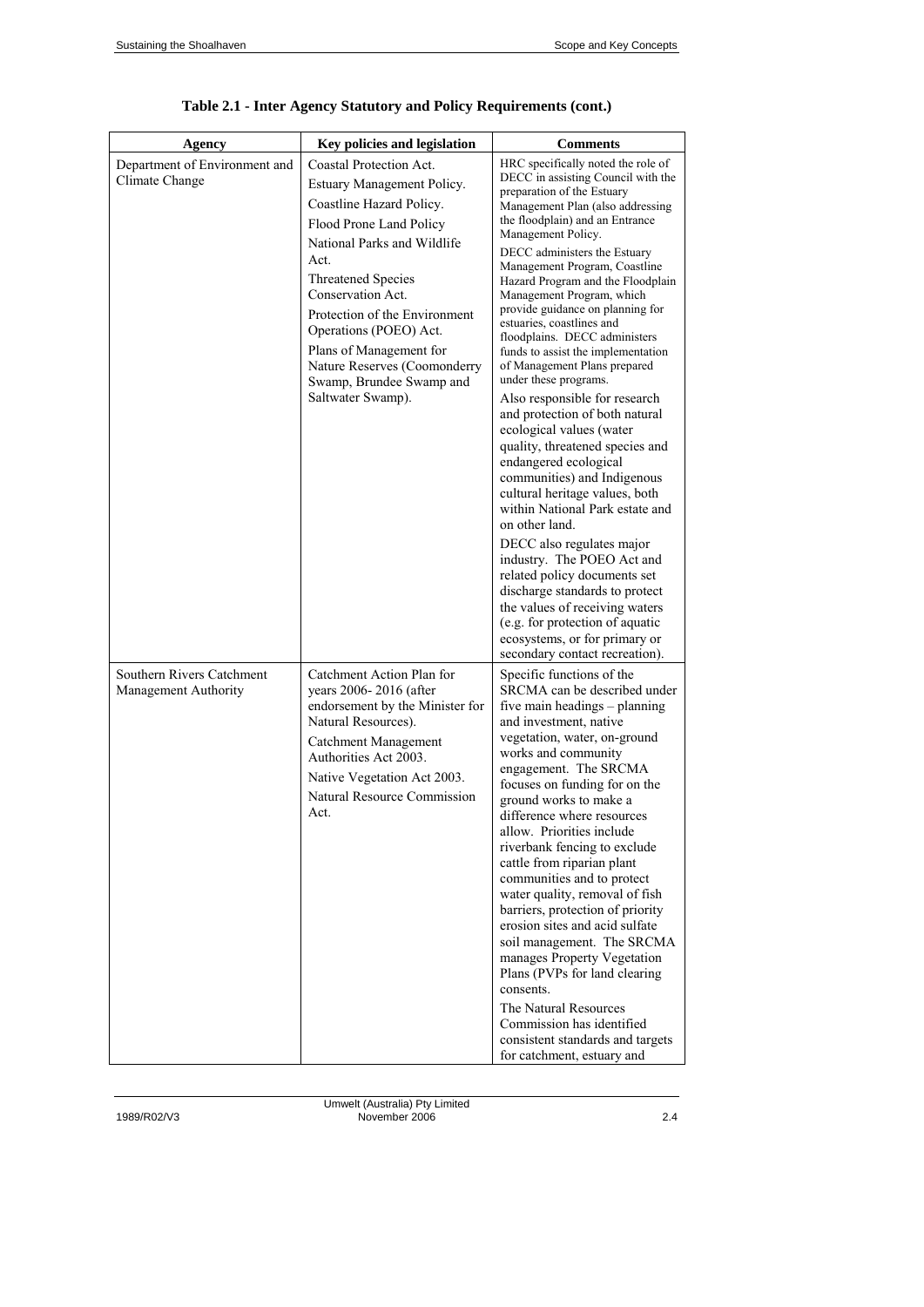**Table 2.1 - Inter Agency Statutory and Policy Requirements (cont.)**

| Agency | Key policies and legislation | Comments |
|---|---|---|
| Department of Environment and Climate Change | Coastal Protection Act.<br>Estuary Management Policy.<br>Coastline Hazard Policy.<br>Flood Prone Land Policy<br>National Parks and Wildlife Act.<br>Threatened Species Conservation Act.<br>Protection of the Environment Operations (POEO) Act.<br>Plans of Management for Nature Reserves (Coomonderry Swamp, Brundee Swamp and Saltwater Swamp). | HRC specifically noted the role of DECC in assisting Council with the preparation of the Estuary Management Plan (also addressing the floodplain) and an Entrance Management Policy.<br>DECC administers the Estuary Management Program, Coastline Hazard Program and the Floodplain Management Program, which provide guidance on planning for estuaries, coastlines and floodplains. DECC administers funds to assist the implementation of Management Plans prepared under these programs.<br>Also responsible for research and protection of both natural ecological values (water quality, threatened species and endangered ecological communities) and Indigenous cultural heritage values, both within National Park estate and on other land.<br>DECC also regulates major industry. The POEO Act and related policy documents set discharge standards to protect the values of receiving waters (e.g. for protection of aquatic ecosystems, or for primary or secondary contact recreation). |
| Southern Rivers Catchment Management Authority | Catchment Action Plan for years 2006- 2016 (after endorsement by the Minister for Natural Resources).<br>Catchment Management Authorities Act 2003.<br>Native Vegetation Act 2003.<br>Natural Resource Commission Act. | Specific functions of the SRCMA can be described under five main headings – planning and investment, native vegetation, water, on-ground works and community engagement. The SRCMA focuses on funding for on the ground works to make a difference where resources allow. Priorities include riverbank fencing to exclude cattle from riparian plant communities and to protect water quality, removal of fish barriers, protection of priority erosion sites and acid sulfate soil management. The SRCMA manages Property Vegetation Plans (PVPs for land clearing consents.<br>The Natural Resources Commission has identified consistent standards and targets for catchment, estuary and |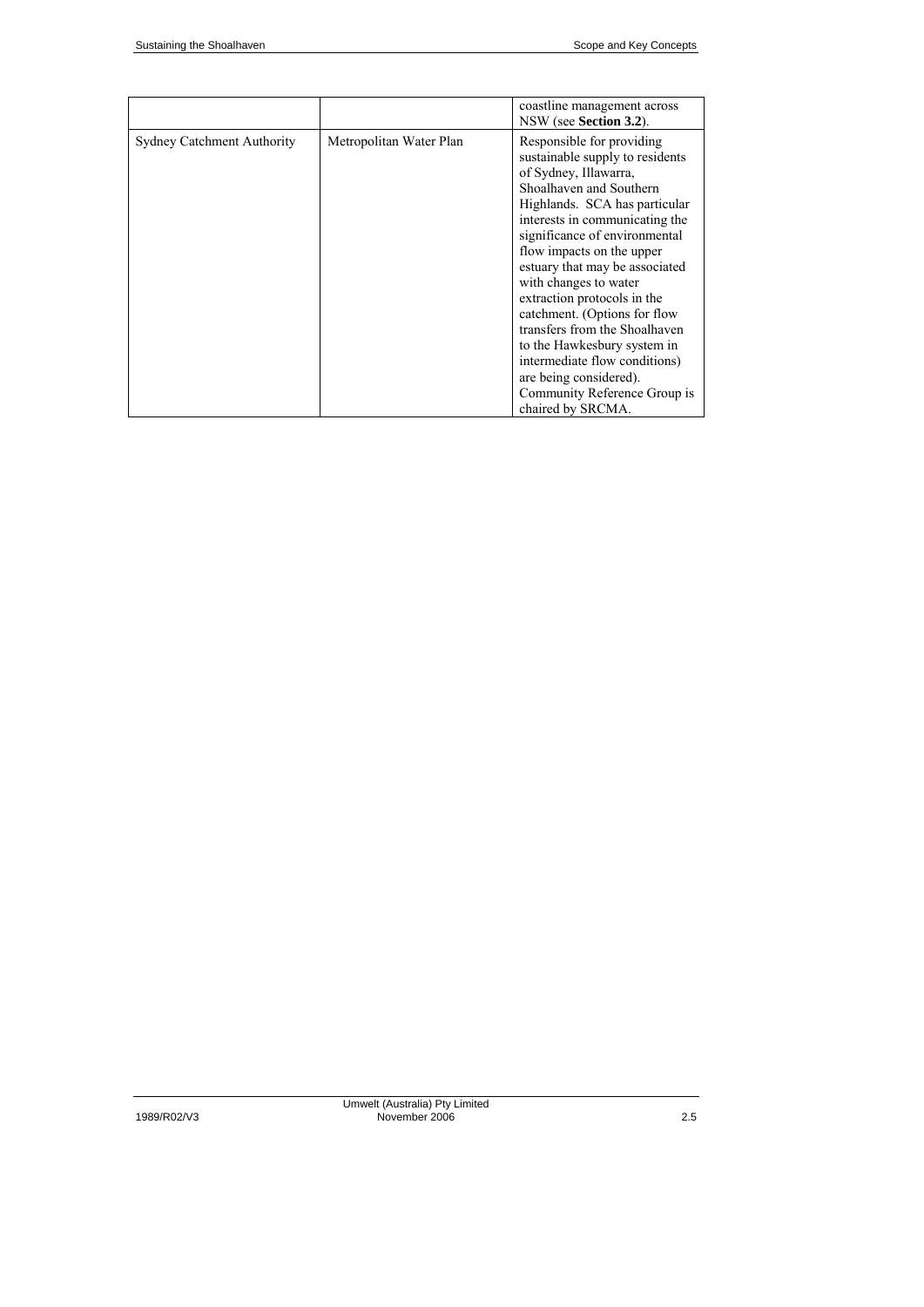| | | |
|---|---|---|
| | | coastline management across NSW (see **Section 3.2**). |
| Sydney Catchment Authority | Metropolitan Water Plan | Responsible for providing sustainable supply to residents of Sydney, Illawarra, Shoalhaven and Southern Highlands. SCA has particular interests in communicating the significance of environmental flow impacts on the upper estuary that may be associated with changes to water extraction protocols in the catchment. (Options for flow transfers from the Shoalhaven to the Hawkesbury system in intermediate flow conditions) are being considered). Community Reference Group is chaired by SRCMA. |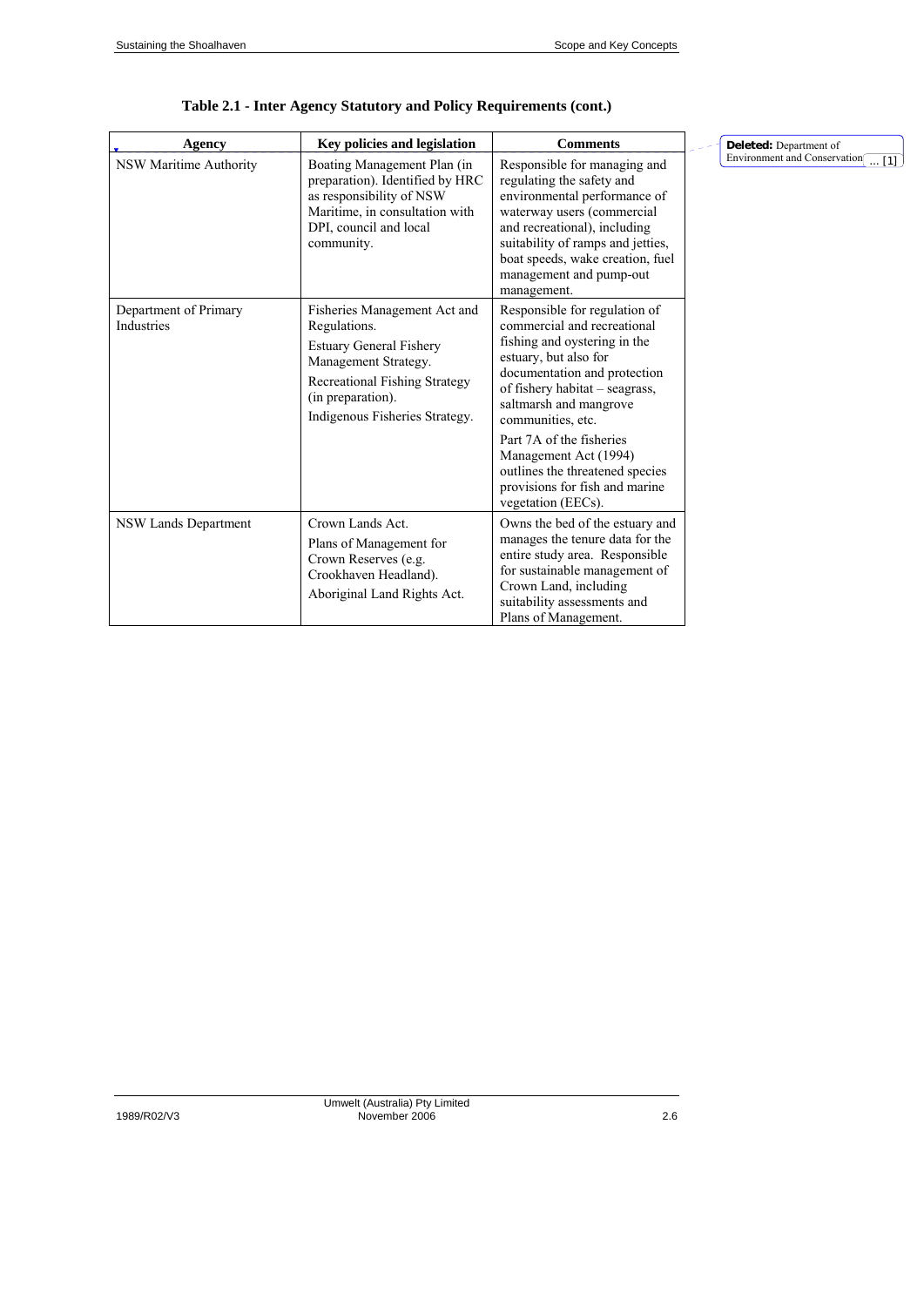**Table 2.1 - Inter Agency Statutory and Policy Requirements (cont.)**

| Agency | Key policies and legislation | Comments |
|---|---|---|
| NSW Maritime Authority | Boating Management Plan (in preparation). Identified by HRC as responsibility of NSW Maritime, in consultation with DPI, council and local community. | Responsible for managing and regulating the safety and environmental performance of waterway users (commercial and recreational), including suitability of ramps and jetties, boat speeds, wake creation, fuel management and pump-out management. |
| Department of Primary Industries | Fisheries Management Act and Regulations.<br>Estuary General Fishery Management Strategy.<br>Recreational Fishing Strategy (in preparation).<br>Indigenous Fisheries Strategy. | Responsible for regulation of commercial and recreational fishing and oystering in the estuary, but also for documentation and protection of fishery habitat – seagrass, saltmarsh and mangrove communities, etc.<br>Part 7A of the fisheries Management Act (1994) outlines the threatened species provisions for fish and marine vegetation (EECs). |
| NSW Lands Department | Crown Lands Act.<br>Plans of Management for Crown Reserves (e.g. Crookhaven Headland).<br>Aboriginal Land Rights Act. | Owns the bed of the estuary and manages the tenure data for the entire study area. Responsible for sustainable management of Crown Land, including suitability assessments and Plans of Management. |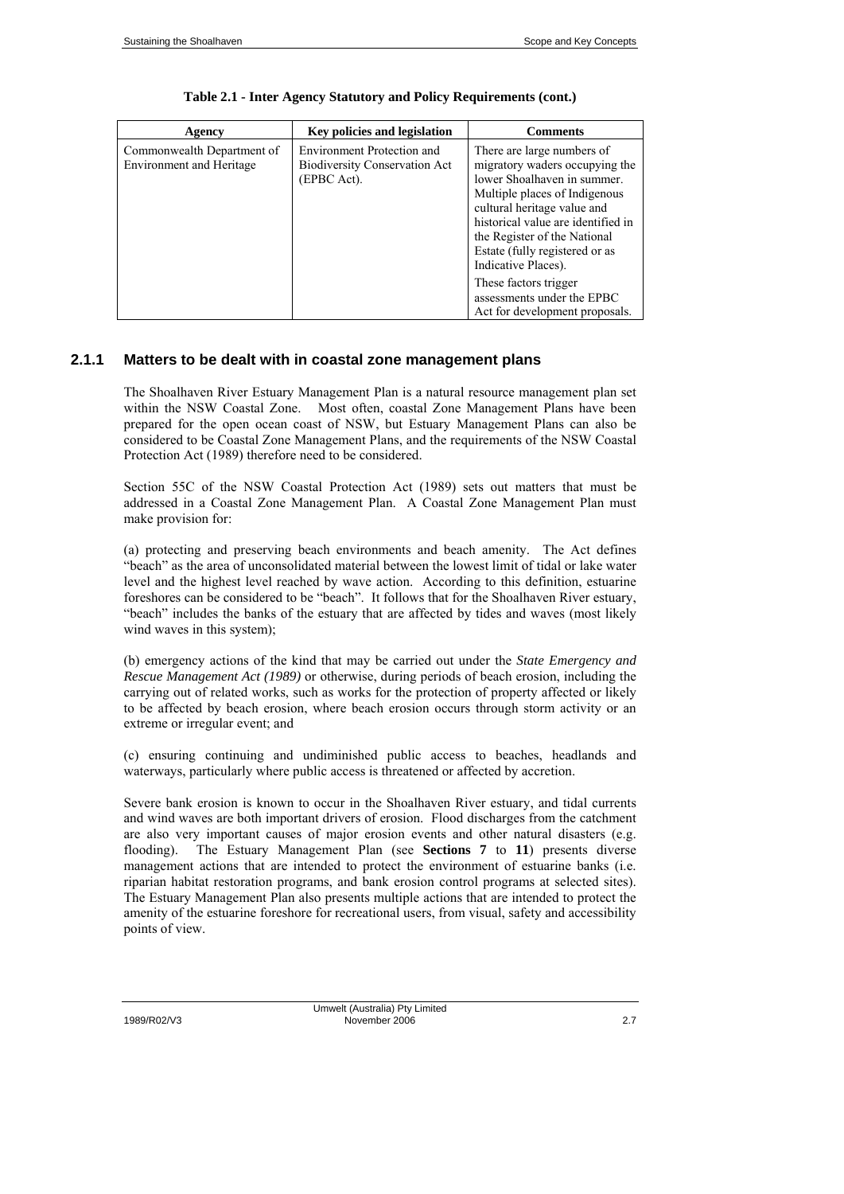**Table 2.1 - Inter Agency Statutory and Policy Requirements (cont.)**

| Agency | Key policies and legislation | Comments |
|---|---|---|
| Commonwealth Department of Environment and Heritage | Environment Protection and Biodiversity Conservation Act (EPBC Act). | There are large numbers of migratory waders occupying the lower Shoalhaven in summer. Multiple places of Indigenous cultural heritage value and historical value are identified in the Register of the National Estate (fully registered or as Indicative Places).<br>These factors trigger assessments under the EPBC Act for development proposals. |

### 2.1.1 Matters to be dealt with in coastal zone management plans

The Shoalhaven River Estuary Management Plan is a natural resource management plan set within the NSW Coastal Zone. Most often, coastal Zone Management Plans have been prepared for the open ocean coast of NSW, but Estuary Management Plans can also be considered to be Coastal Zone Management Plans, and the requirements of the NSW Coastal Protection Act (1989) therefore need to be considered.

Section 55C of the NSW Coastal Protection Act (1989) sets out matters that must be addressed in a Coastal Zone Management Plan. A Coastal Zone Management Plan must make provision for:

(a) protecting and preserving beach environments and beach amenity. The Act defines "beach" as the area of unconsolidated material between the lowest limit of tidal or lake water level and the highest level reached by wave action. According to this definition, estuarine foreshores can be considered to be "beach". It follows that for the Shoalhaven River estuary, "beach" includes the banks of the estuary that are affected by tides and waves (most likely wind waves in this system);

(b) emergency actions of the kind that may be carried out under the *State Emergency and Rescue Management Act (1989)* or otherwise, during periods of beach erosion, including the carrying out of related works, such as works for the protection of property affected or likely to be affected by beach erosion, where beach erosion occurs through storm activity or an extreme or irregular event; and

(c) ensuring continuing and undiminished public access to beaches, headlands and waterways, particularly where public access is threatened or affected by accretion.

Severe bank erosion is known to occur in the Shoalhaven River estuary, and tidal currents and wind waves are both important drivers of erosion. Flood discharges from the catchment are also very important causes of major erosion events and other natural disasters (e.g. flooding). The Estuary Management Plan (see **Sections 7** to **11**) presents diverse management actions that are intended to protect the environment of estuarine banks (i.e. riparian habitat restoration programs, and bank erosion control programs at selected sites). The Estuary Management Plan also presents multiple actions that are intended to protect the amenity of the estuarine foreshore for recreational users, from visual, safety and accessibility points of view.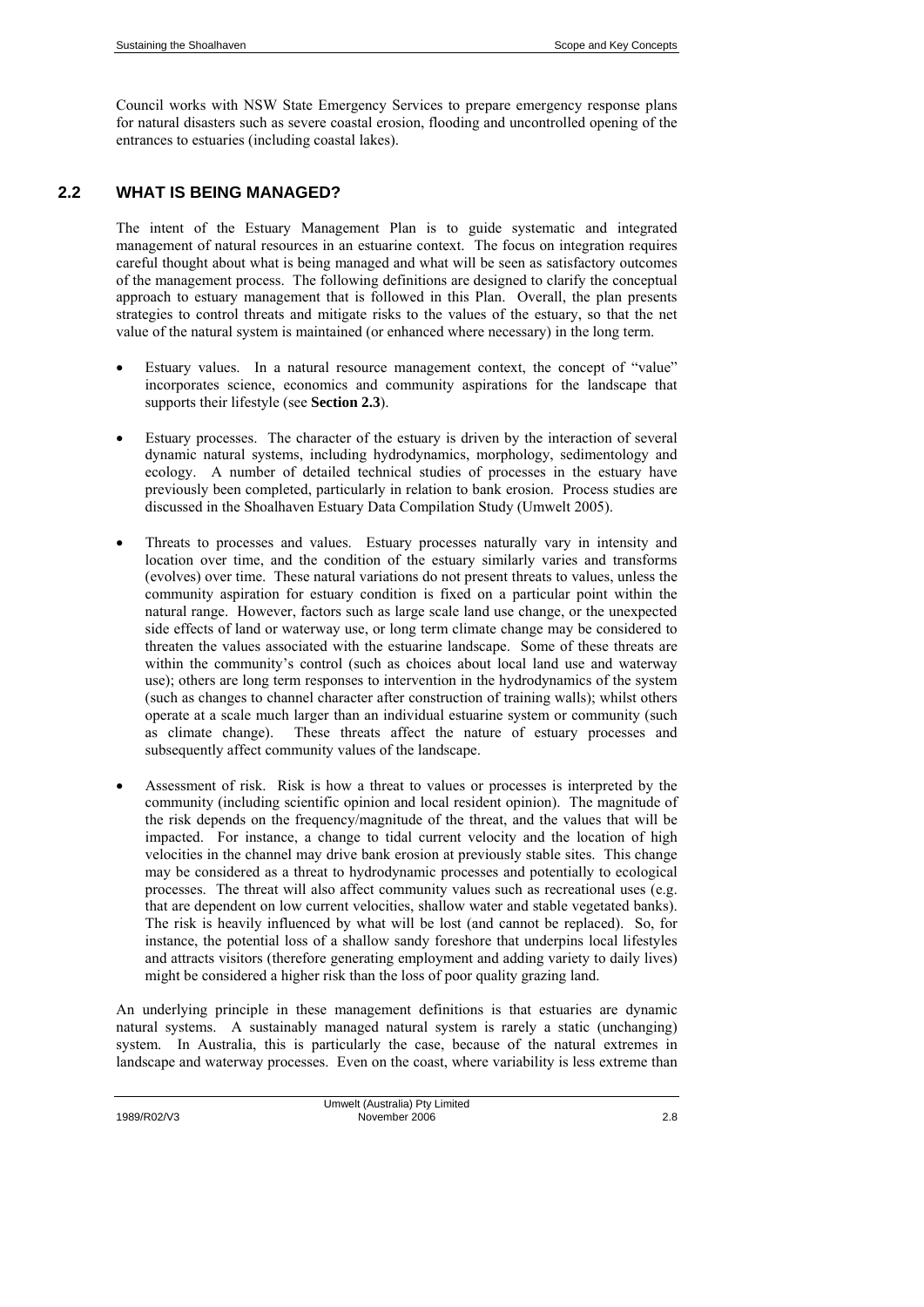Council works with NSW State Emergency Services to prepare emergency response plans for natural disasters such as severe coastal erosion, flooding and uncontrolled opening of the entrances to estuaries (including coastal lakes).

## 2.2 WHAT IS BEING MANAGED?

The intent of the Estuary Management Plan is to guide systematic and integrated management of natural resources in an estuarine context. The focus on integration requires careful thought about what is being managed and what will be seen as satisfactory outcomes of the management process. The following definitions are designed to clarify the conceptual approach to estuary management that is followed in this Plan. Overall, the plan presents strategies to control threats and mitigate risks to the values of the estuary, so that the net value of the natural system is maintained (or enhanced where necessary) in the long term.

- Estuary values. In a natural resource management context, the concept of "value" incorporates science, economics and community aspirations for the landscape that supports their lifestyle (see **Section 2.3**).

- Estuary processes. The character of the estuary is driven by the interaction of several dynamic natural systems, including hydrodynamics, morphology, sedimentology and ecology. A number of detailed technical studies of processes in the estuary have previously been completed, particularly in relation to bank erosion. Process studies are discussed in the Shoalhaven Estuary Data Compilation Study (Umwelt 2005).

- Threats to processes and values. Estuary processes naturally vary in intensity and location over time, and the condition of the estuary similarly varies and transforms (evolves) over time. These natural variations do not present threats to values, unless the community aspiration for estuary condition is fixed on a particular point within the natural range. However, factors such as large scale land use change, or the unexpected side effects of land or waterway use, or long term climate change may be considered to threaten the values associated with the estuarine landscape. Some of these threats are within the community's control (such as choices about local land use and waterway use); others are long term responses to intervention in the hydrodynamics of the system (such as changes to channel character after construction of training walls); whilst others operate at a scale much larger than an individual estuarine system or community (such as climate change). These threats affect the nature of estuary processes and subsequently affect community values of the landscape.

- Assessment of risk. Risk is how a threat to values or processes is interpreted by the community (including scientific opinion and local resident opinion). The magnitude of the risk depends on the frequency/magnitude of the threat, and the values that will be impacted. For instance, a change to tidal current velocity and the location of high velocities in the channel may drive bank erosion at previously stable sites. This change may be considered as a threat to hydrodynamic processes and potentially to ecological processes. The threat will also affect community values such as recreational uses (e.g. that are dependent on low current velocities, shallow water and stable vegetated banks). The risk is heavily influenced by what will be lost (and cannot be replaced). So, for instance, the potential loss of a shallow sandy foreshore that underpins local lifestyles and attracts visitors (therefore generating employment and adding variety to daily lives) might be considered a higher risk than the loss of poor quality grazing land.

An underlying principle in these management definitions is that estuaries are dynamic natural systems. A sustainably managed natural system is rarely a static (unchanging) system. In Australia, this is particularly the case, because of the natural extremes in landscape and waterway processes. Even on the coast, where variability is less extreme than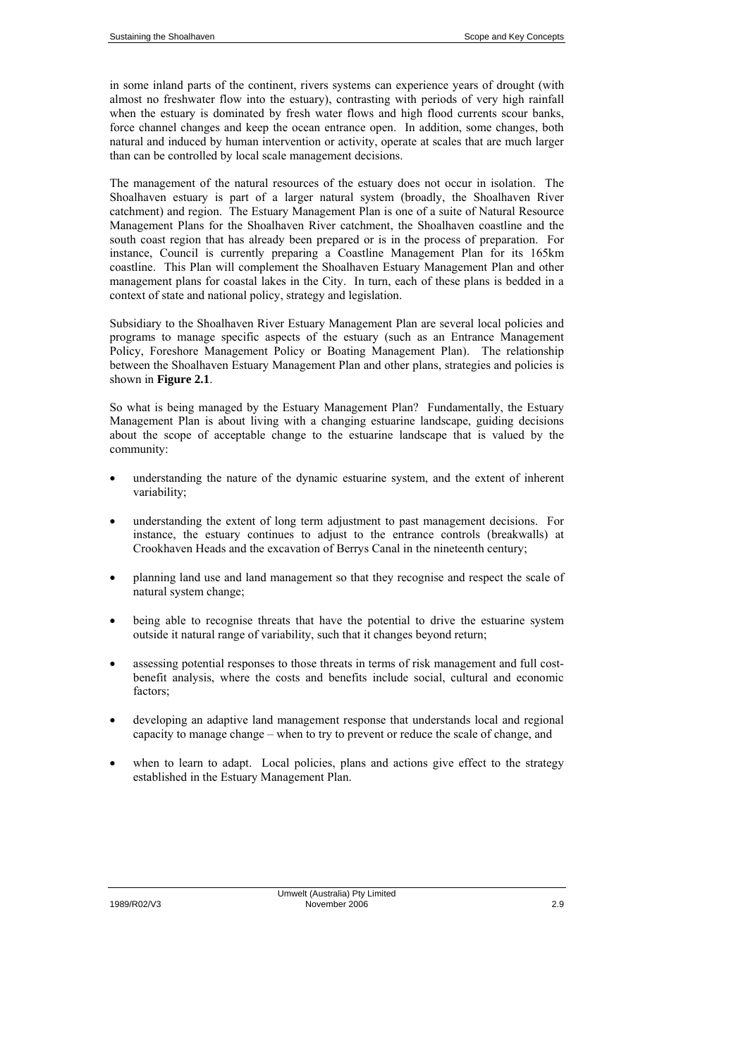in some inland parts of the continent, rivers systems can experience years of drought (with almost no freshwater flow into the estuary), contrasting with periods of very high rainfall when the estuary is dominated by fresh water flows and high flood currents scour banks, force channel changes and keep the ocean entrance open. In addition, some changes, both natural and induced by human intervention or activity, operate at scales that are much larger than can be controlled by local scale management decisions.

The management of the natural resources of the estuary does not occur in isolation. The Shoalhaven estuary is part of a larger natural system (broadly, the Shoalhaven River catchment) and region. The Estuary Management Plan is one of a suite of Natural Resource Management Plans for the Shoalhaven River catchment, the Shoalhaven coastline and the south coast region that has already been prepared or is in the process of preparation. For instance, Council is currently preparing a Coastline Management Plan for its 165km coastline. This Plan will complement the Shoalhaven Estuary Management Plan and other management plans for coastal lakes in the City. In turn, each of these plans is bedded in a context of state and national policy, strategy and legislation.

Subsidiary to the Shoalhaven River Estuary Management Plan are several local policies and programs to manage specific aspects of the estuary (such as an Entrance Management Policy, Foreshore Management Policy or Boating Management Plan). The relationship between the Shoalhaven Estuary Management Plan and other plans, strategies and policies is shown in **Figure 2.1**.

So what is being managed by the Estuary Management Plan? Fundamentally, the Estuary Management Plan is about living with a changing estuarine landscape, guiding decisions about the scope of acceptable change to the estuarine landscape that is valued by the community:

- understanding the nature of the dynamic estuarine system, and the extent of inherent variability;
- understanding the extent of long term adjustment to past management decisions. For instance, the estuary continues to adjust to the entrance controls (breakwalls) at Crookhaven Heads and the excavation of Berrys Canal in the nineteenth century;
- planning land use and land management so that they recognise and respect the scale of natural system change;
- being able to recognise threats that have the potential to drive the estuarine system outside it natural range of variability, such that it changes beyond return;
- assessing potential responses to those threats in terms of risk management and full cost-benefit analysis, where the costs and benefits include social, cultural and economic factors;
- developing an adaptive land management response that understands local and regional capacity to manage change – when to try to prevent or reduce the scale of change, and
- when to learn to adapt. Local policies, plans and actions give effect to the strategy established in the Estuary Management Plan.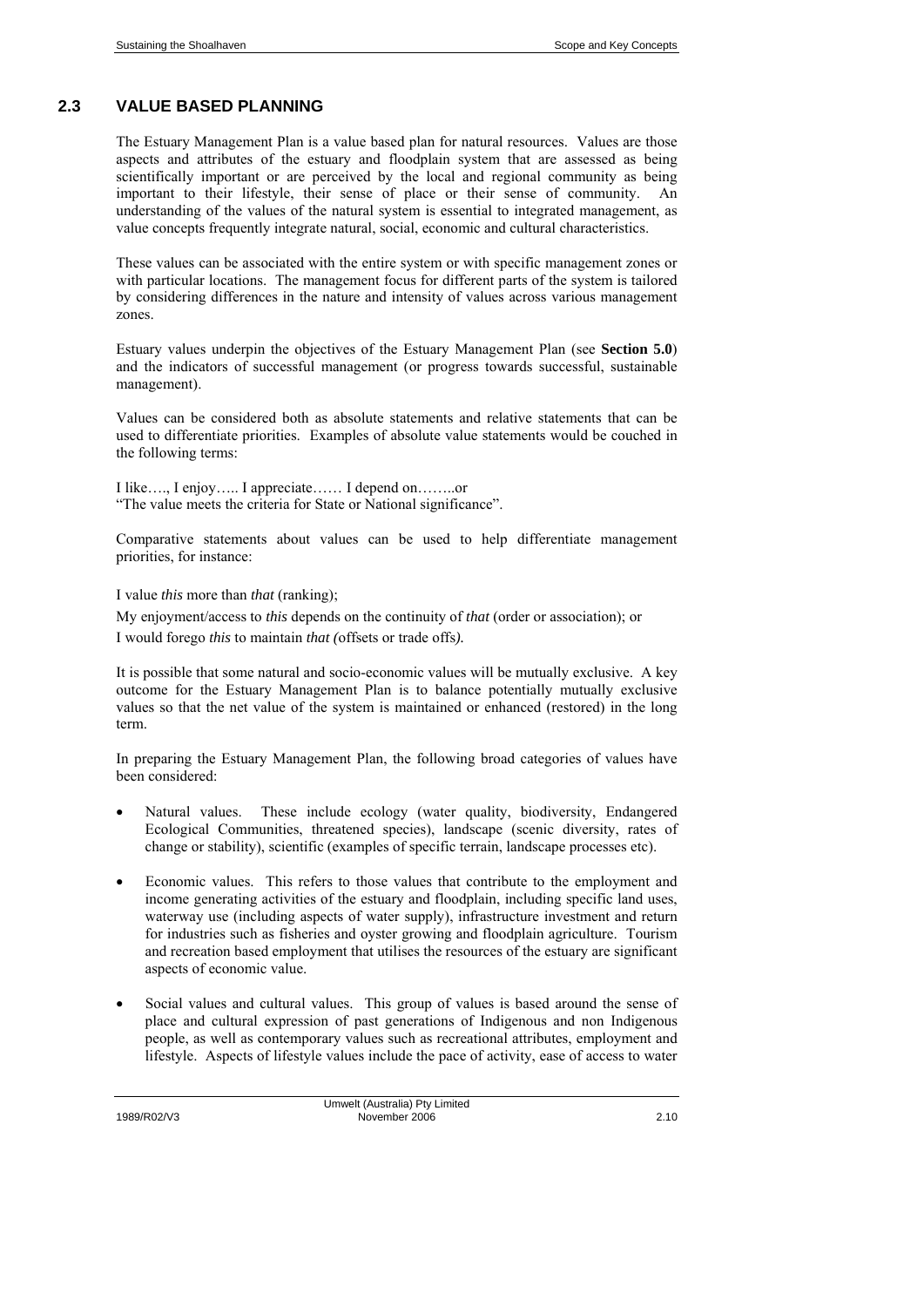## 2.3 VALUE BASED PLANNING

The Estuary Management Plan is a value based plan for natural resources. Values are those aspects and attributes of the estuary and floodplain system that are assessed as being scientifically important or are perceived by the local and regional community as being important to their lifestyle, their sense of place or their sense of community. An understanding of the values of the natural system is essential to integrated management, as value concepts frequently integrate natural, social, economic and cultural characteristics.

These values can be associated with the entire system or with specific management zones or with particular locations. The management focus for different parts of the system is tailored by considering differences in the nature and intensity of values across various management zones.

Estuary values underpin the objectives of the Estuary Management Plan (see **Section 5.0**) and the indicators of successful management (or progress towards successful, sustainable management).

Values can be considered both as absolute statements and relative statements that can be used to differentiate priorities. Examples of absolute value statements would be couched in the following terms:

I like…., I enjoy….. I appreciate…… I depend on……..or
"The value meets the criteria for State or National significance".

Comparative statements about values can be used to help differentiate management priorities, for instance:

I value *this* more than *that* (ranking);

My enjoyment/access to *this* depends on the continuity of *that* (order or association); or

I would forego *this* to maintain *that (*offsets or trade offs*).*

It is possible that some natural and socio-economic values will be mutually exclusive. A key outcome for the Estuary Management Plan is to balance potentially mutually exclusive values so that the net value of the system is maintained or enhanced (restored) in the long term.

In preparing the Estuary Management Plan, the following broad categories of values have been considered:

- Natural values. These include ecology (water quality, biodiversity, Endangered Ecological Communities, threatened species), landscape (scenic diversity, rates of change or stability), scientific (examples of specific terrain, landscape processes etc).
- Economic values. This refers to those values that contribute to the employment and income generating activities of the estuary and floodplain, including specific land uses, waterway use (including aspects of water supply), infrastructure investment and return for industries such as fisheries and oyster growing and floodplain agriculture. Tourism and recreation based employment that utilises the resources of the estuary are significant aspects of economic value.
- Social values and cultural values. This group of values is based around the sense of place and cultural expression of past generations of Indigenous and non Indigenous people, as well as contemporary values such as recreational attributes, employment and lifestyle. Aspects of lifestyle values include the pace of activity, ease of access to water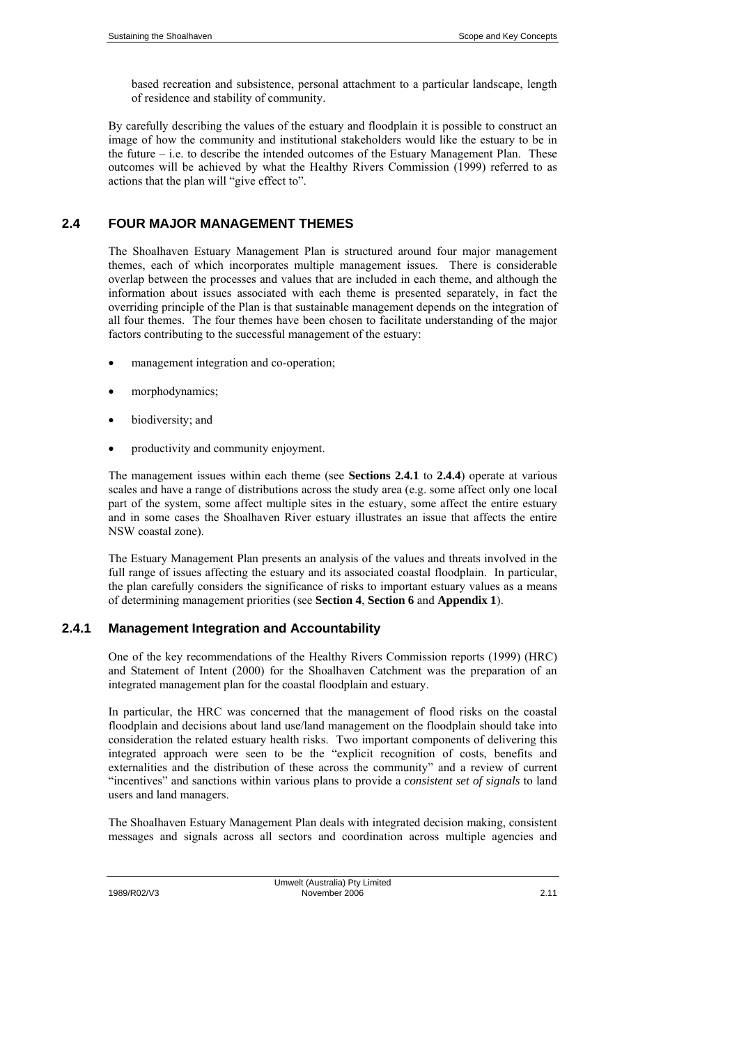based recreation and subsistence, personal attachment to a particular landscape, length of residence and stability of community.

By carefully describing the values of the estuary and floodplain it is possible to construct an image of how the community and institutional stakeholders would like the estuary to be in the future – i.e. to describe the intended outcomes of the Estuary Management Plan. These outcomes will be achieved by what the Healthy Rivers Commission (1999) referred to as actions that the plan will "give effect to".

## 2.4 FOUR MAJOR MANAGEMENT THEMES

The Shoalhaven Estuary Management Plan is structured around four major management themes, each of which incorporates multiple management issues. There is considerable overlap between the processes and values that are included in each theme, and although the information about issues associated with each theme is presented separately, in fact the overriding principle of the Plan is that sustainable management depends on the integration of all four themes. The four themes have been chosen to facilitate understanding of the major factors contributing to the successful management of the estuary:

- management integration and co-operation;
- morphodynamics;
- biodiversity; and
- productivity and community enjoyment.

The management issues within each theme (see **Sections 2.4.1** to **2.4.4**) operate at various scales and have a range of distributions across the study area (e.g. some affect only one local part of the system, some affect multiple sites in the estuary, some affect the entire estuary and in some cases the Shoalhaven River estuary illustrates an issue that affects the entire NSW coastal zone).

The Estuary Management Plan presents an analysis of the values and threats involved in the full range of issues affecting the estuary and its associated coastal floodplain. In particular, the plan carefully considers the significance of risks to important estuary values as a means of determining management priorities (see **Section 4**, **Section 6** and **Appendix 1**).

### 2.4.1 Management Integration and Accountability

One of the key recommendations of the Healthy Rivers Commission reports (1999) (HRC) and Statement of Intent (2000) for the Shoalhaven Catchment was the preparation of an integrated management plan for the coastal floodplain and estuary.

In particular, the HRC was concerned that the management of flood risks on the coastal floodplain and decisions about land use/land management on the floodplain should take into consideration the related estuary health risks. Two important components of delivering this integrated approach were seen to be the "explicit recognition of costs, benefits and externalities and the distribution of these across the community" and a review of current "incentives" and sanctions within various plans to provide a *consistent set of signals* to land users and land managers.

The Shoalhaven Estuary Management Plan deals with integrated decision making, consistent messages and signals across all sectors and coordination across multiple agencies and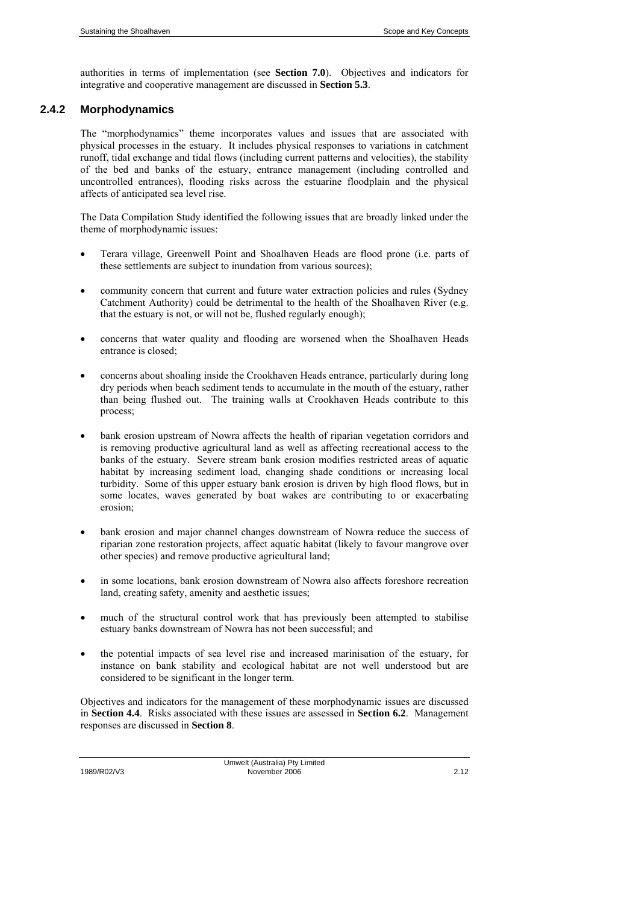authorities in terms of implementation (see **Section 7.0**). Objectives and indicators for integrative and cooperative management are discussed in **Section 5.3**.

### 2.4.2 Morphodynamics

The "morphodynamics" theme incorporates values and issues that are associated with physical processes in the estuary. It includes physical responses to variations in catchment runoff, tidal exchange and tidal flows (including current patterns and velocities), the stability of the bed and banks of the estuary, entrance management (including controlled and uncontrolled entrances), flooding risks across the estuarine floodplain and the physical affects of anticipated sea level rise.

The Data Compilation Study identified the following issues that are broadly linked under the theme of morphodynamic issues:

- Terara village, Greenwell Point and Shoalhaven Heads are flood prone (i.e. parts of these settlements are subject to inundation from various sources);
- community concern that current and future water extraction policies and rules (Sydney Catchment Authority) could be detrimental to the health of the Shoalhaven River (e.g. that the estuary is not, or will not be, flushed regularly enough);
- concerns that water quality and flooding are worsened when the Shoalhaven Heads entrance is closed;
- concerns about shoaling inside the Crookhaven Heads entrance, particularly during long dry periods when beach sediment tends to accumulate in the mouth of the estuary, rather than being flushed out. The training walls at Crookhaven Heads contribute to this process;
- bank erosion upstream of Nowra affects the health of riparian vegetation corridors and is removing productive agricultural land as well as affecting recreational access to the banks of the estuary. Severe stream bank erosion modifies restricted areas of aquatic habitat by increasing sediment load, changing shade conditions or increasing local turbidity. Some of this upper estuary bank erosion is driven by high flood flows, but in some locates, waves generated by boat wakes are contributing to or exacerbating erosion;
- bank erosion and major channel changes downstream of Nowra reduce the success of riparian zone restoration projects, affect aquatic habitat (likely to favour mangrove over other species) and remove productive agricultural land;
- in some locations, bank erosion downstream of Nowra also affects foreshore recreation land, creating safety, amenity and aesthetic issues;
- much of the structural control work that has previously been attempted to stabilise estuary banks downstream of Nowra has not been successful; and
- the potential impacts of sea level rise and increased marinisation of the estuary, for instance on bank stability and ecological habitat are not well understood but are considered to be significant in the longer term.

Objectives and indicators for the management of these morphodynamic issues are discussed in **Section 4.4**. Risks associated with these issues are assessed in **Section 6.2**. Management responses are discussed in **Section 8**.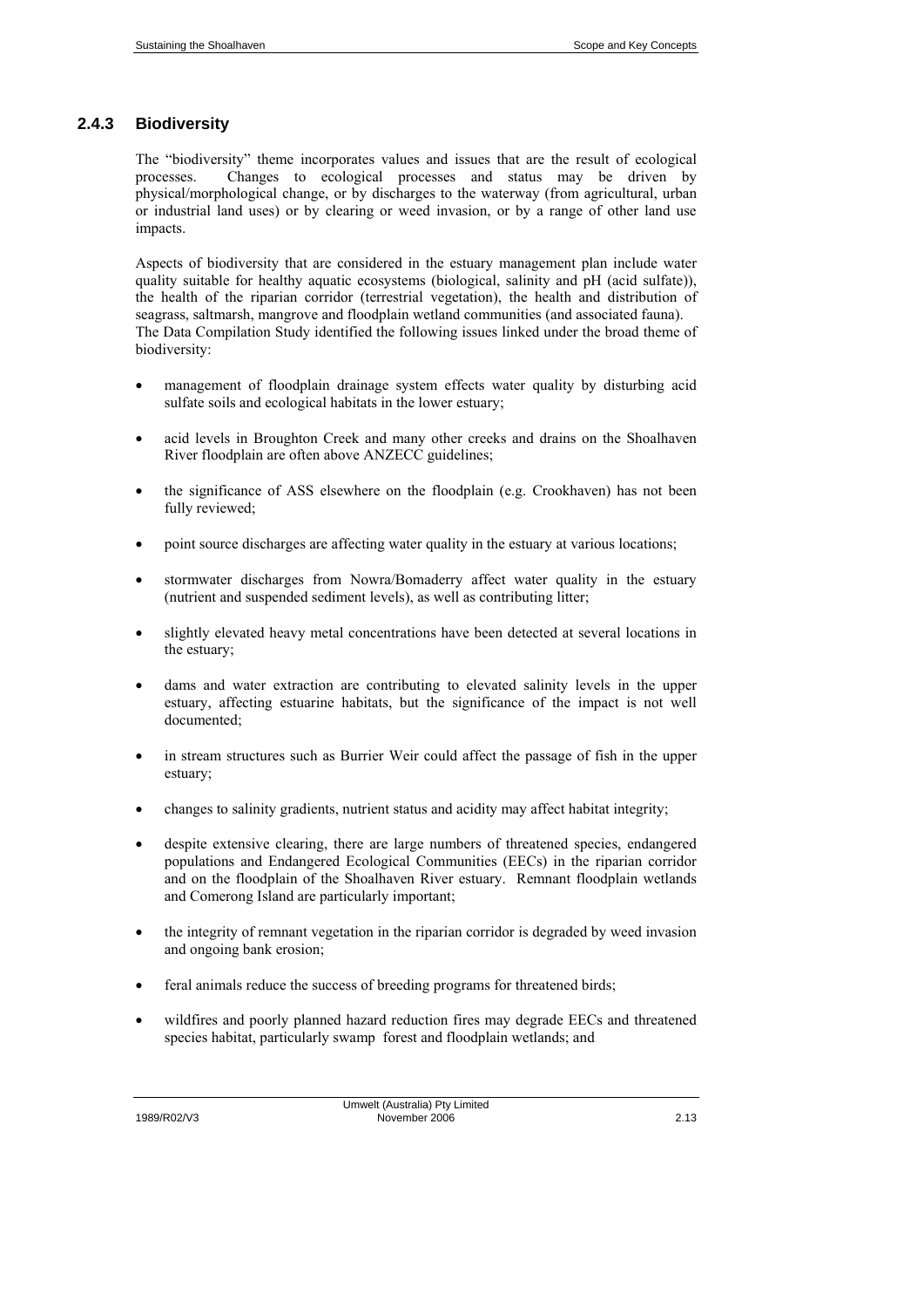### 2.4.3 Biodiversity

The "biodiversity" theme incorporates values and issues that are the result of ecological processes. Changes to ecological processes and status may be driven by physical/morphological change, or by discharges to the waterway (from agricultural, urban or industrial land uses) or by clearing or weed invasion, or by a range of other land use impacts.

Aspects of biodiversity that are considered in the estuary management plan include water quality suitable for healthy aquatic ecosystems (biological, salinity and pH (acid sulfate)), the health of the riparian corridor (terrestrial vegetation), the health and distribution of seagrass, saltmarsh, mangrove and floodplain wetland communities (and associated fauna). The Data Compilation Study identified the following issues linked under the broad theme of biodiversity:

- management of floodplain drainage system effects water quality by disturbing acid sulfate soils and ecological habitats in the lower estuary;
- acid levels in Broughton Creek and many other creeks and drains on the Shoalhaven River floodplain are often above ANZECC guidelines;
- the significance of ASS elsewhere on the floodplain (e.g. Crookhaven) has not been fully reviewed;
- point source discharges are affecting water quality in the estuary at various locations;
- stormwater discharges from Nowra/Bomaderry affect water quality in the estuary (nutrient and suspended sediment levels), as well as contributing litter;
- slightly elevated heavy metal concentrations have been detected at several locations in the estuary;
- dams and water extraction are contributing to elevated salinity levels in the upper estuary, affecting estuarine habitats, but the significance of the impact is not well documented;
- in stream structures such as Burrier Weir could affect the passage of fish in the upper estuary;
- changes to salinity gradients, nutrient status and acidity may affect habitat integrity;
- despite extensive clearing, there are large numbers of threatened species, endangered populations and Endangered Ecological Communities (EECs) in the riparian corridor and on the floodplain of the Shoalhaven River estuary. Remnant floodplain wetlands and Comerong Island are particularly important;
- the integrity of remnant vegetation in the riparian corridor is degraded by weed invasion and ongoing bank erosion;
- feral animals reduce the success of breeding programs for threatened birds;
- wildfires and poorly planned hazard reduction fires may degrade EECs and threatened species habitat, particularly swamp forest and floodplain wetlands; and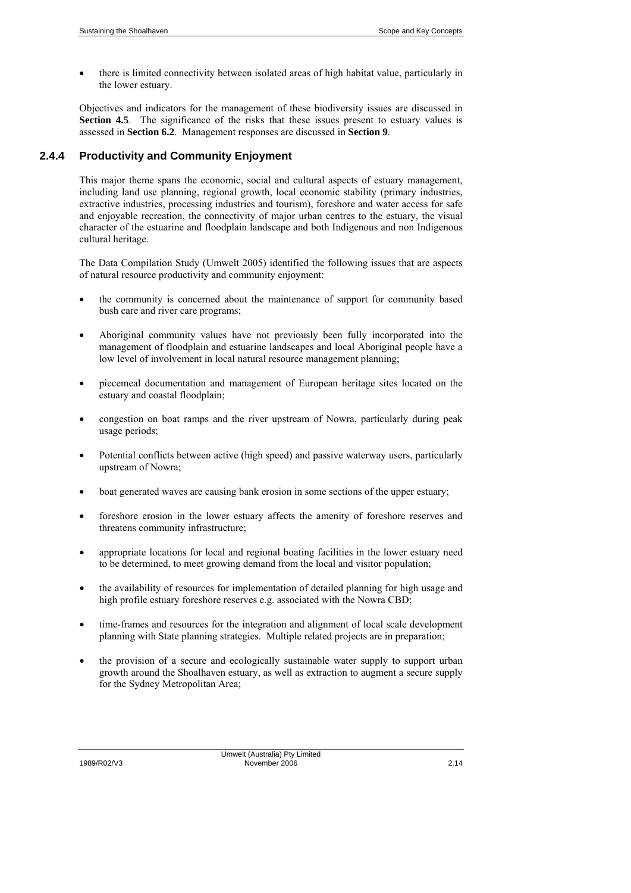- there is limited connectivity between isolated areas of high habitat value, particularly in the lower estuary.

Objectives and indicators for the management of these biodiversity issues are discussed in **Section 4.5**. The significance of the risks that these issues present to estuary values is assessed in **Section 6.2**. Management responses are discussed in **Section 9**.

### 2.4.4 Productivity and Community Enjoyment

This major theme spans the economic, social and cultural aspects of estuary management, including land use planning, regional growth, local economic stability (primary industries, extractive industries, processing industries and tourism), foreshore and water access for safe and enjoyable recreation, the connectivity of major urban centres to the estuary, the visual character of the estuarine and floodplain landscape and both Indigenous and non Indigenous cultural heritage.

The Data Compilation Study (Umwelt 2005) identified the following issues that are aspects of natural resource productivity and community enjoyment:

- the community is concerned about the maintenance of support for community based bush care and river care programs;
- Aboriginal community values have not previously been fully incorporated into the management of floodplain and estuarine landscapes and local Aboriginal people have a low level of involvement in local natural resource management planning;
- piecemeal documentation and management of European heritage sites located on the estuary and coastal floodplain;
- congestion on boat ramps and the river upstream of Nowra, particularly during peak usage periods;
- Potential conflicts between active (high speed) and passive waterway users, particularly upstream of Nowra;
- boat generated waves are causing bank erosion in some sections of the upper estuary;
- foreshore erosion in the lower estuary affects the amenity of foreshore reserves and threatens community infrastructure;
- appropriate locations for local and regional boating facilities in the lower estuary need to be determined, to meet growing demand from the local and visitor population;
- the availability of resources for implementation of detailed planning for high usage and high profile estuary foreshore reserves e.g. associated with the Nowra CBD;
- time-frames and resources for the integration and alignment of local scale development planning with State planning strategies. Multiple related projects are in preparation;
- the provision of a secure and ecologically sustainable water supply to support urban growth around the Shoalhaven estuary, as well as extraction to augment a secure supply for the Sydney Metropolitan Area;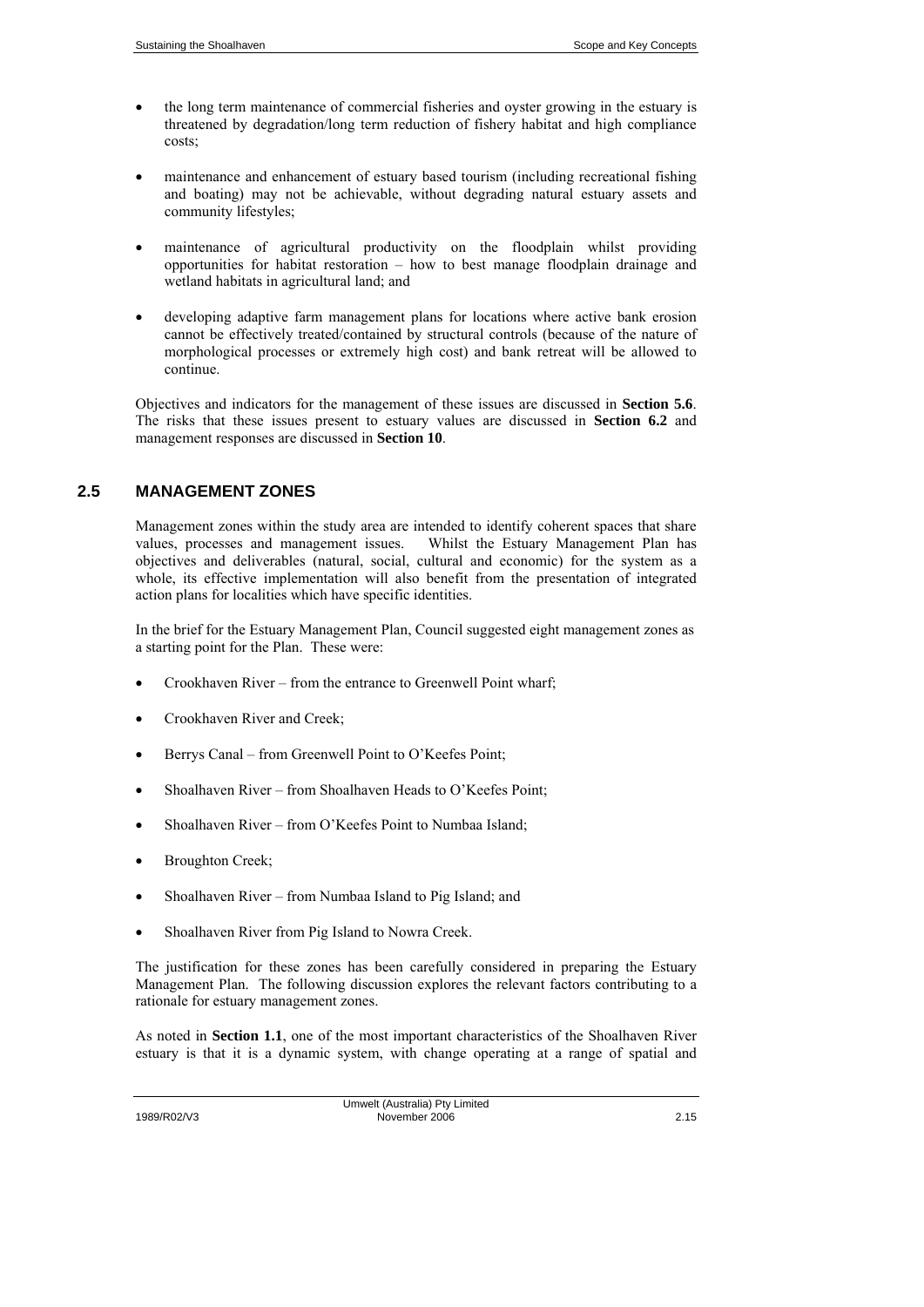- the long term maintenance of commercial fisheries and oyster growing in the estuary is threatened by degradation/long term reduction of fishery habitat and high compliance costs;
- maintenance and enhancement of estuary based tourism (including recreational fishing and boating) may not be achievable, without degrading natural estuary assets and community lifestyles;
- maintenance of agricultural productivity on the floodplain whilst providing opportunities for habitat restoration – how to best manage floodplain drainage and wetland habitats in agricultural land; and
- developing adaptive farm management plans for locations where active bank erosion cannot be effectively treated/contained by structural controls (because of the nature of morphological processes or extremely high cost) and bank retreat will be allowed to continue.

Objectives and indicators for the management of these issues are discussed in **Section 5.6**. The risks that these issues present to estuary values are discussed in **Section 6.2** and management responses are discussed in **Section 10**.

## 2.5 MANAGEMENT ZONES

Management zones within the study area are intended to identify coherent spaces that share values, processes and management issues. Whilst the Estuary Management Plan has objectives and deliverables (natural, social, cultural and economic) for the system as a whole, its effective implementation will also benefit from the presentation of integrated action plans for localities which have specific identities.

In the brief for the Estuary Management Plan, Council suggested eight management zones as a starting point for the Plan. These were:

- Crookhaven River – from the entrance to Greenwell Point wharf;
- Crookhaven River and Creek;
- Berrys Canal – from Greenwell Point to O'Keefes Point;
- Shoalhaven River – from Shoalhaven Heads to O'Keefes Point;
- Shoalhaven River – from O'Keefes Point to Numbaa Island;
- Broughton Creek;
- Shoalhaven River – from Numbaa Island to Pig Island; and
- Shoalhaven River from Pig Island to Nowra Creek.

The justification for these zones has been carefully considered in preparing the Estuary Management Plan. The following discussion explores the relevant factors contributing to a rationale for estuary management zones.

As noted in **Section 1.1**, one of the most important characteristics of the Shoalhaven River estuary is that it is a dynamic system, with change operating at a range of spatial and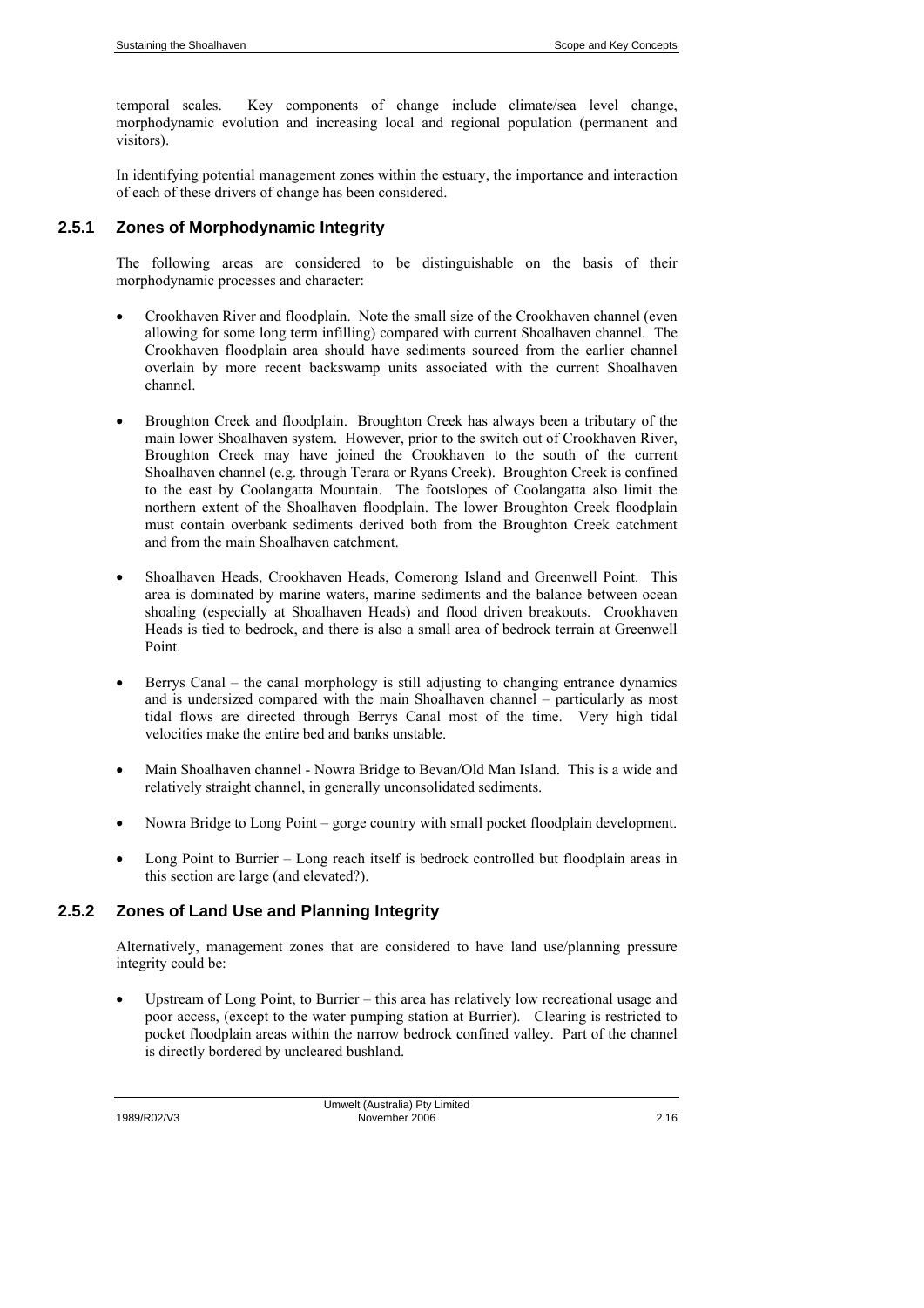temporal scales. Key components of change include climate/sea level change, morphodynamic evolution and increasing local and regional population (permanent and visitors).

In identifying potential management zones within the estuary, the importance and interaction of each of these drivers of change has been considered.

### 2.5.1 Zones of Morphodynamic Integrity

The following areas are considered to be distinguishable on the basis of their morphodynamic processes and character:

- Crookhaven River and floodplain. Note the small size of the Crookhaven channel (even allowing for some long term infilling) compared with current Shoalhaven channel. The Crookhaven floodplain area should have sediments sourced from the earlier channel overlain by more recent backswamp units associated with the current Shoalhaven channel.

- Broughton Creek and floodplain. Broughton Creek has always been a tributary of the main lower Shoalhaven system. However, prior to the switch out of Crookhaven River, Broughton Creek may have joined the Crookhaven to the south of the current Shoalhaven channel (e.g. through Terara or Ryans Creek). Broughton Creek is confined to the east by Coolangatta Mountain. The footslopes of Coolangatta also limit the northern extent of the Shoalhaven floodplain. The lower Broughton Creek floodplain must contain overbank sediments derived both from the Broughton Creek catchment and from the main Shoalhaven catchment.

- Shoalhaven Heads, Crookhaven Heads, Comerong Island and Greenwell Point. This area is dominated by marine waters, marine sediments and the balance between ocean shoaling (especially at Shoalhaven Heads) and flood driven breakouts. Crookhaven Heads is tied to bedrock, and there is also a small area of bedrock terrain at Greenwell Point.

- Berrys Canal – the canal morphology is still adjusting to changing entrance dynamics and is undersized compared with the main Shoalhaven channel – particularly as most tidal flows are directed through Berrys Canal most of the time. Very high tidal velocities make the entire bed and banks unstable.

- Main Shoalhaven channel - Nowra Bridge to Bevan/Old Man Island. This is a wide and relatively straight channel, in generally unconsolidated sediments.

- Nowra Bridge to Long Point – gorge country with small pocket floodplain development.

- Long Point to Burrier – Long reach itself is bedrock controlled but floodplain areas in this section are large (and elevated?).

### 2.5.2 Zones of Land Use and Planning Integrity

Alternatively, management zones that are considered to have land use/planning pressure integrity could be:

- Upstream of Long Point, to Burrier – this area has relatively low recreational usage and poor access, (except to the water pumping station at Burrier). Clearing is restricted to pocket floodplain areas within the narrow bedrock confined valley. Part of the channel is directly bordered by uncleared bushland.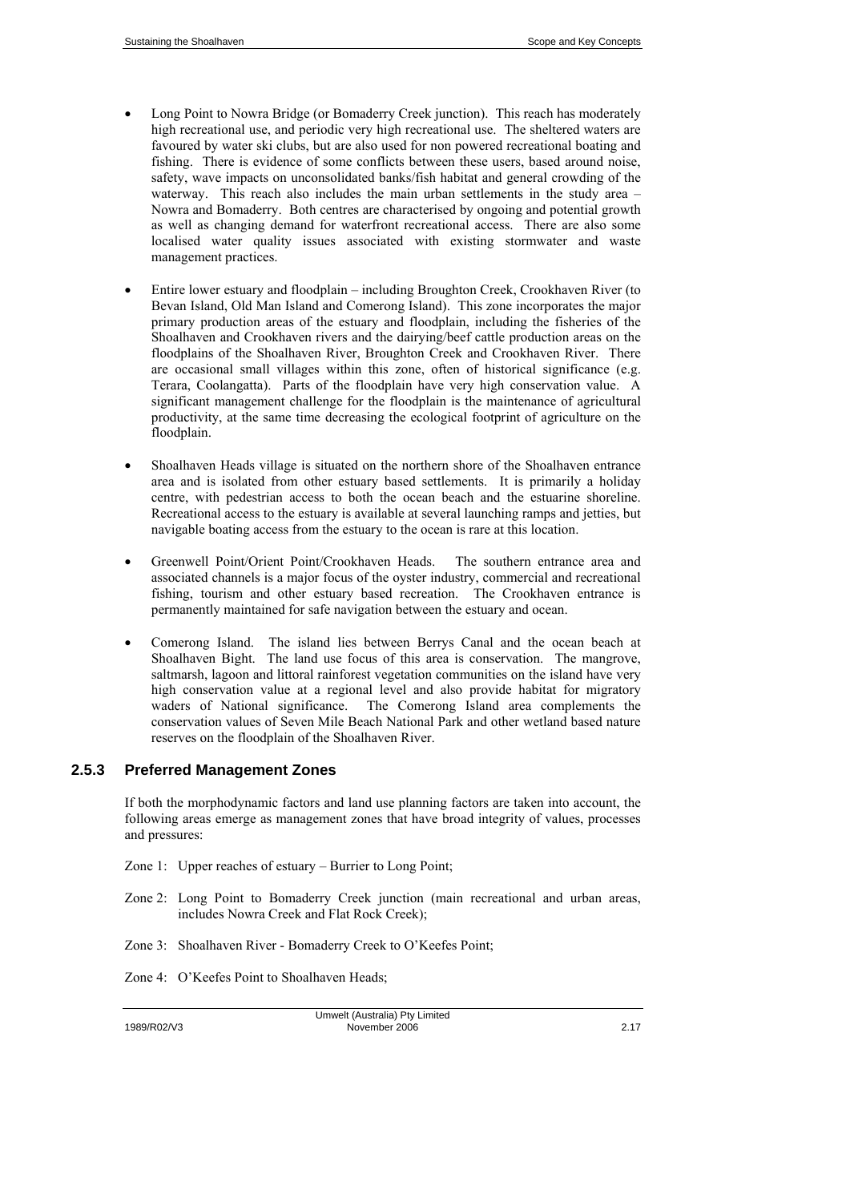- Long Point to Nowra Bridge (or Bomaderry Creek junction). This reach has moderately high recreational use, and periodic very high recreational use. The sheltered waters are favoured by water ski clubs, but are also used for non powered recreational boating and fishing. There is evidence of some conflicts between these users, based around noise, safety, wave impacts on unconsolidated banks/fish habitat and general crowding of the waterway. This reach also includes the main urban settlements in the study area – Nowra and Bomaderry. Both centres are characterised by ongoing and potential growth as well as changing demand for waterfront recreational access. There are also some localised water quality issues associated with existing stormwater and waste management practices.

- Entire lower estuary and floodplain – including Broughton Creek, Crookhaven River (to Bevan Island, Old Man Island and Comerong Island). This zone incorporates the major primary production areas of the estuary and floodplain, including the fisheries of the Shoalhaven and Crookhaven rivers and the dairying/beef cattle production areas on the floodplains of the Shoalhaven River, Broughton Creek and Crookhaven River. There are occasional small villages within this zone, often of historical significance (e.g. Terara, Coolangatta). Parts of the floodplain have very high conservation value. A significant management challenge for the floodplain is the maintenance of agricultural productivity, at the same time decreasing the ecological footprint of agriculture on the floodplain.

- Shoalhaven Heads village is situated on the northern shore of the Shoalhaven entrance area and is isolated from other estuary based settlements. It is primarily a holiday centre, with pedestrian access to both the ocean beach and the estuarine shoreline. Recreational access to the estuary is available at several launching ramps and jetties, but navigable boating access from the estuary to the ocean is rare at this location.

- Greenwell Point/Orient Point/Crookhaven Heads. The southern entrance area and associated channels is a major focus of the oyster industry, commercial and recreational fishing, tourism and other estuary based recreation. The Crookhaven entrance is permanently maintained for safe navigation between the estuary and ocean.

- Comerong Island. The island lies between Berrys Canal and the ocean beach at Shoalhaven Bight. The land use focus of this area is conservation. The mangrove, saltmarsh, lagoon and littoral rainforest vegetation communities on the island have very high conservation value at a regional level and also provide habitat for migratory waders of National significance. The Comerong Island area complements the conservation values of Seven Mile Beach National Park and other wetland based nature reserves on the floodplain of the Shoalhaven River.

### 2.5.3 Preferred Management Zones

If both the morphodynamic factors and land use planning factors are taken into account, the following areas emerge as management zones that have broad integrity of values, processes and pressures:

Zone 1: Upper reaches of estuary – Burrier to Long Point;

Zone 2: Long Point to Bomaderry Creek junction (main recreational and urban areas, includes Nowra Creek and Flat Rock Creek);

Zone 3: Shoalhaven River - Bomaderry Creek to O'Keefes Point;

Zone 4: O'Keefes Point to Shoalhaven Heads;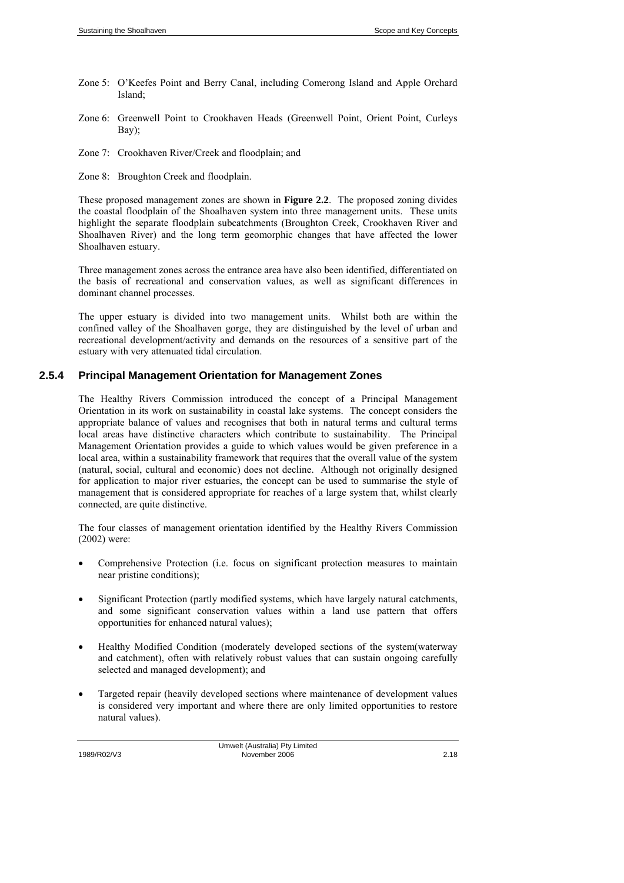Zone 5: O'Keefes Point and Berry Canal, including Comerong Island and Apple Orchard Island;

Zone 6: Greenwell Point to Crookhaven Heads (Greenwell Point, Orient Point, Curleys Bay);

Zone 7: Crookhaven River/Creek and floodplain; and

Zone 8: Broughton Creek and floodplain.

These proposed management zones are shown in **Figure 2.2**. The proposed zoning divides the coastal floodplain of the Shoalhaven system into three management units. These units highlight the separate floodplain subcatchments (Broughton Creek, Crookhaven River and Shoalhaven River) and the long term geomorphic changes that have affected the lower Shoalhaven estuary.

Three management zones across the entrance area have also been identified, differentiated on the basis of recreational and conservation values, as well as significant differences in dominant channel processes.

The upper estuary is divided into two management units. Whilst both are within the confined valley of the Shoalhaven gorge, they are distinguished by the level of urban and recreational development/activity and demands on the resources of a sensitive part of the estuary with very attenuated tidal circulation.

### 2.5.4 Principal Management Orientation for Management Zones

The Healthy Rivers Commission introduced the concept of a Principal Management Orientation in its work on sustainability in coastal lake systems. The concept considers the appropriate balance of values and recognises that both in natural terms and cultural terms local areas have distinctive characters which contribute to sustainability. The Principal Management Orientation provides a guide to which values would be given preference in a local area, within a sustainability framework that requires that the overall value of the system (natural, social, cultural and economic) does not decline. Although not originally designed for application to major river estuaries, the concept can be used to summarise the style of management that is considered appropriate for reaches of a large system that, whilst clearly connected, are quite distinctive.

The four classes of management orientation identified by the Healthy Rivers Commission (2002) were:

- Comprehensive Protection (i.e. focus on significant protection measures to maintain near pristine conditions);
- Significant Protection (partly modified systems, which have largely natural catchments, and some significant conservation values within a land use pattern that offers opportunities for enhanced natural values);
- Healthy Modified Condition (moderately developed sections of the system(waterway and catchment), often with relatively robust values that can sustain ongoing carefully selected and managed development); and
- Targeted repair (heavily developed sections where maintenance of development values is considered very important and where there are only limited opportunities to restore natural values).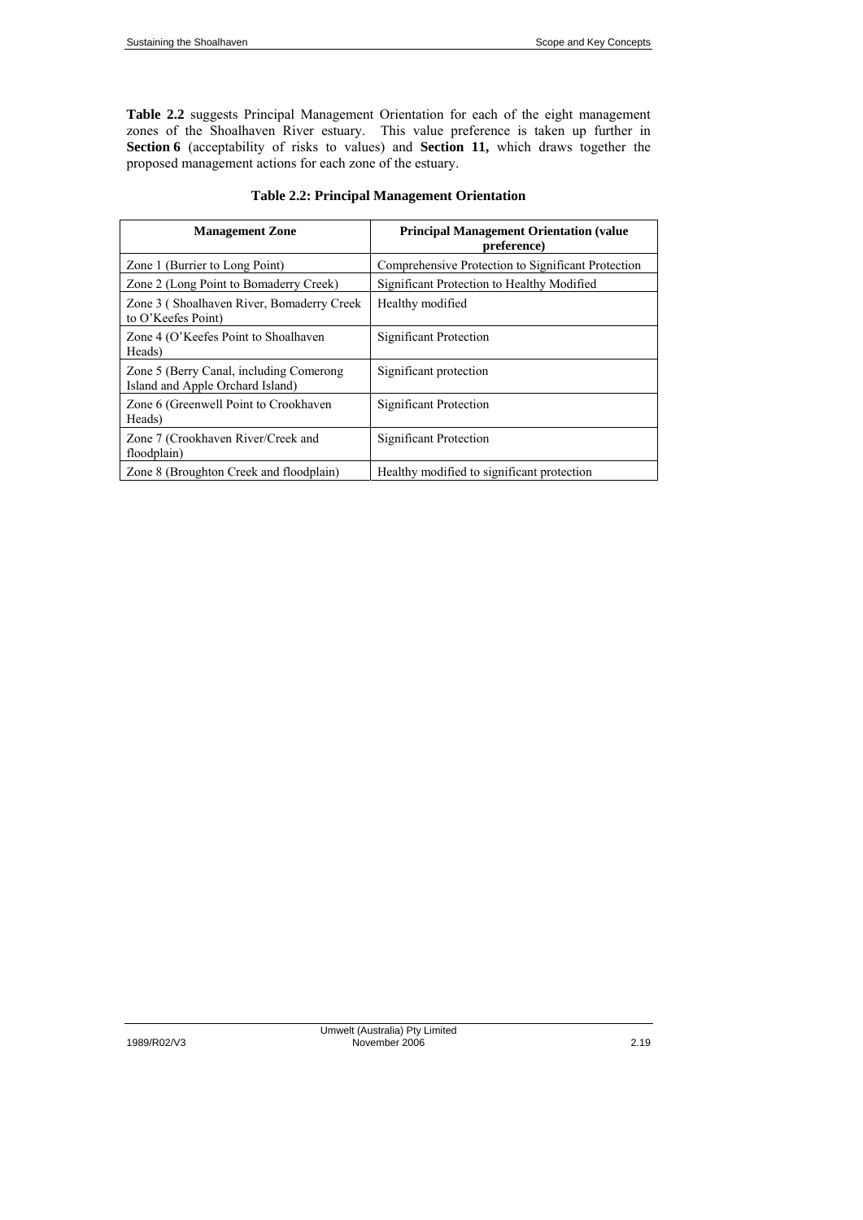**Table 2.2** suggests Principal Management Orientation for each of the eight management zones of the Shoalhaven River estuary. This value preference is taken up further in **Section 6** (acceptability of risks to values) and **Section 11,** which draws together the proposed management actions for each zone of the estuary.

**Table 2.2: Principal Management Orientation**

| Management Zone | Principal Management Orientation (value preference) |
|---|---|
| Zone 1 (Burrier to Long Point) | Comprehensive Protection to Significant Protection |
| Zone 2 (Long Point to Bomaderry Creek) | Significant Protection to Healthy Modified |
| Zone 3 ( Shoalhaven River, Bomaderry Creek to O'Keefes Point) | Healthy modified |
| Zone 4 (O'Keefes Point to Shoalhaven Heads) | Significant Protection |
| Zone 5 (Berry Canal, including Comerong Island and Apple Orchard Island) | Significant protection |
| Zone 6 (Greenwell Point to Crookhaven Heads) | Significant Protection |
| Zone 7 (Crookhaven River/Creek and floodplain) | Significant Protection |
| Zone 8 (Broughton Creek and floodplain) | Healthy modified to significant protection |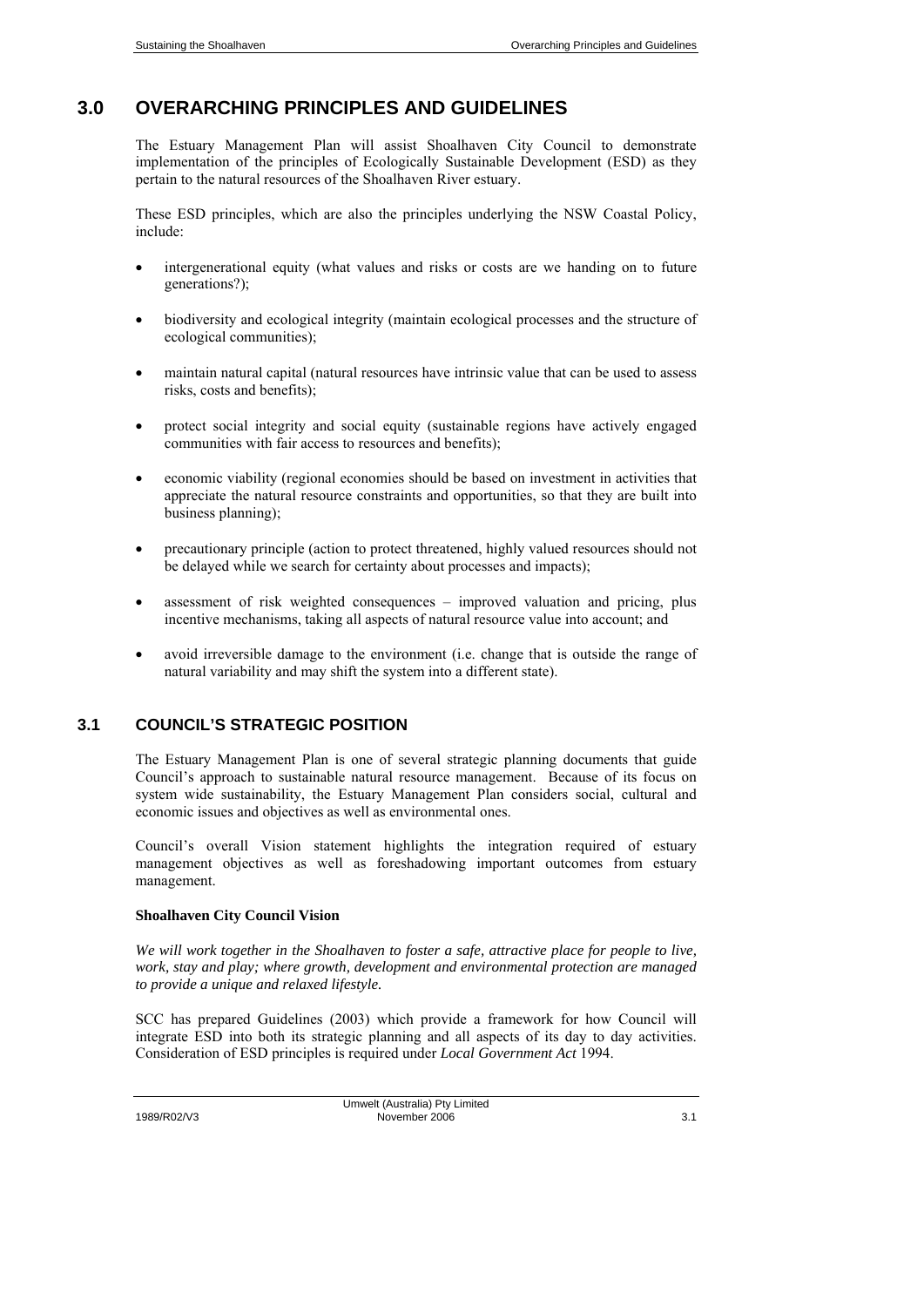# 3.0 OVERARCHING PRINCIPLES AND GUIDELINES

The Estuary Management Plan will assist Shoalhaven City Council to demonstrate implementation of the principles of Ecologically Sustainable Development (ESD) as they pertain to the natural resources of the Shoalhaven River estuary.

These ESD principles, which are also the principles underlying the NSW Coastal Policy, include:

- intergenerational equity (what values and risks or costs are we handing on to future generations?);
- biodiversity and ecological integrity (maintain ecological processes and the structure of ecological communities);
- maintain natural capital (natural resources have intrinsic value that can be used to assess risks, costs and benefits);
- protect social integrity and social equity (sustainable regions have actively engaged communities with fair access to resources and benefits);
- economic viability (regional economies should be based on investment in activities that appreciate the natural resource constraints and opportunities, so that they are built into business planning);
- precautionary principle (action to protect threatened, highly valued resources should not be delayed while we search for certainty about processes and impacts);
- assessment of risk weighted consequences – improved valuation and pricing, plus incentive mechanisms, taking all aspects of natural resource value into account; and
- avoid irreversible damage to the environment (i.e. change that is outside the range of natural variability and may shift the system into a different state).

## 3.1 COUNCIL'S STRATEGIC POSITION

The Estuary Management Plan is one of several strategic planning documents that guide Council's approach to sustainable natural resource management. Because of its focus on system wide sustainability, the Estuary Management Plan considers social, cultural and economic issues and objectives as well as environmental ones.

Council's overall Vision statement highlights the integration required of estuary management objectives as well as foreshadowing important outcomes from estuary management.

**Shoalhaven City Council Vision**

*We will work together in the Shoalhaven to foster a safe, attractive place for people to live, work, stay and play; where growth, development and environmental protection are managed to provide a unique and relaxed lifestyle.*

SCC has prepared Guidelines (2003) which provide a framework for how Council will integrate ESD into both its strategic planning and all aspects of its day to day activities. Consideration of ESD principles is required under *Local Government Act* 1994.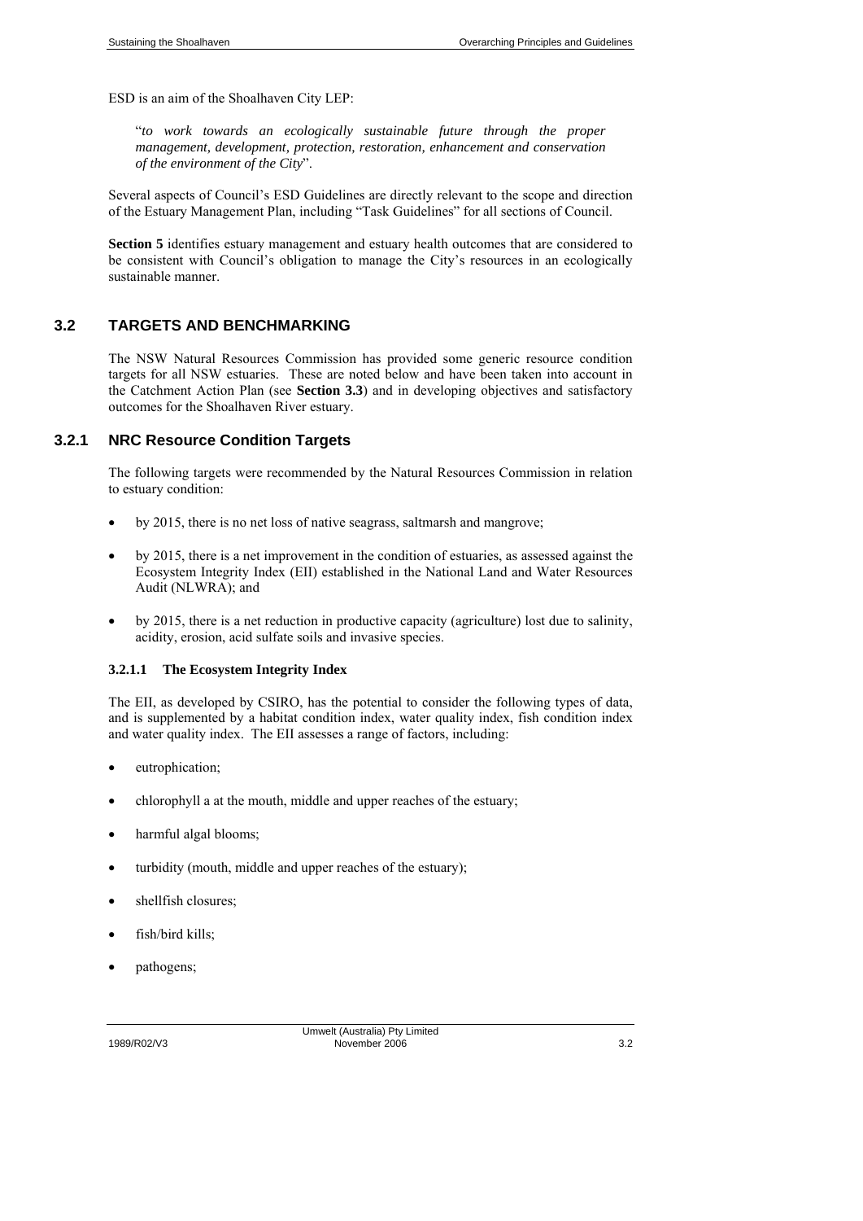ESD is an aim of the Shoalhaven City LEP:

> "*to work towards an ecologically sustainable future through the proper management, development, protection, restoration, enhancement and conservation of the environment of the City*".

Several aspects of Council's ESD Guidelines are directly relevant to the scope and direction of the Estuary Management Plan, including "Task Guidelines" for all sections of Council.

**Section 5** identifies estuary management and estuary health outcomes that are considered to be consistent with Council's obligation to manage the City's resources in an ecologically sustainable manner.

## 3.2 TARGETS AND BENCHMARKING

The NSW Natural Resources Commission has provided some generic resource condition targets for all NSW estuaries. These are noted below and have been taken into account in the Catchment Action Plan (see **Section 3.3**) and in developing objectives and satisfactory outcomes for the Shoalhaven River estuary.

### 3.2.1 NRC Resource Condition Targets

The following targets were recommended by the Natural Resources Commission in relation to estuary condition:

- by 2015, there is no net loss of native seagrass, saltmarsh and mangrove;
- by 2015, there is a net improvement in the condition of estuaries, as assessed against the Ecosystem Integrity Index (EII) established in the National Land and Water Resources Audit (NLWRA); and
- by 2015, there is a net reduction in productive capacity (agriculture) lost due to salinity, acidity, erosion, acid sulfate soils and invasive species.

#### 3.2.1.1 The Ecosystem Integrity Index

The EII, as developed by CSIRO, has the potential to consider the following types of data, and is supplemented by a habitat condition index, water quality index, fish condition index and water quality index. The EII assesses a range of factors, including:

- eutrophication;
- chlorophyll a at the mouth, middle and upper reaches of the estuary;
- harmful algal blooms;
- turbidity (mouth, middle and upper reaches of the estuary);
- shellfish closures;
- fish/bird kills;
- pathogens;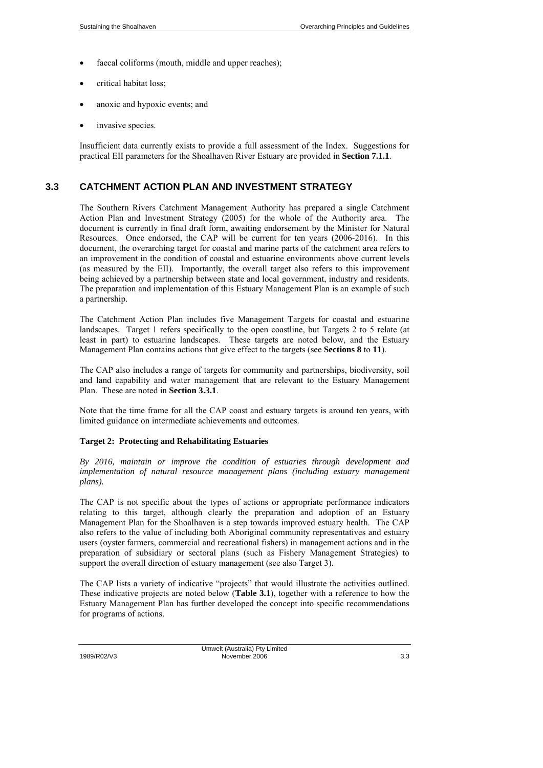- faecal coliforms (mouth, middle and upper reaches);
- critical habitat loss;
- anoxic and hypoxic events; and
- invasive species.

Insufficient data currently exists to provide a full assessment of the Index. Suggestions for practical EII parameters for the Shoalhaven River Estuary are provided in **Section 7.1.1**.

## 3.3 CATCHMENT ACTION PLAN AND INVESTMENT STRATEGY

The Southern Rivers Catchment Management Authority has prepared a single Catchment Action Plan and Investment Strategy (2005) for the whole of the Authority area. The document is currently in final draft form, awaiting endorsement by the Minister for Natural Resources. Once endorsed, the CAP will be current for ten years (2006-2016). In this document, the overarching target for coastal and marine parts of the catchment area refers to an improvement in the condition of coastal and estuarine environments above current levels (as measured by the EII). Importantly, the overall target also refers to this improvement being achieved by a partnership between state and local government, industry and residents. The preparation and implementation of this Estuary Management Plan is an example of such a partnership.

The Catchment Action Plan includes five Management Targets for coastal and estuarine landscapes. Target 1 refers specifically to the open coastline, but Targets 2 to 5 relate (at least in part) to estuarine landscapes. These targets are noted below, and the Estuary Management Plan contains actions that give effect to the targets (see **Sections 8** to **11**).

The CAP also includes a range of targets for community and partnerships, biodiversity, soil and land capability and water management that are relevant to the Estuary Management Plan. These are noted in **Section 3.3.1**.

Note that the time frame for all the CAP coast and estuary targets is around ten years, with limited guidance on intermediate achievements and outcomes.

**Target 2: Protecting and Rehabilitating Estuaries**

*By 2016, maintain or improve the condition of estuaries through development and implementation of natural resource management plans (including estuary management plans).*

The CAP is not specific about the types of actions or appropriate performance indicators relating to this target, although clearly the preparation and adoption of an Estuary Management Plan for the Shoalhaven is a step towards improved estuary health. The CAP also refers to the value of including both Aboriginal community representatives and estuary users (oyster farmers, commercial and recreational fishers) in management actions and in the preparation of subsidiary or sectoral plans (such as Fishery Management Strategies) to support the overall direction of estuary management (see also Target 3).

The CAP lists a variety of indicative "projects" that would illustrate the activities outlined. These indicative projects are noted below (**Table 3.1**), together with a reference to how the Estuary Management Plan has further developed the concept into specific recommendations for programs of actions.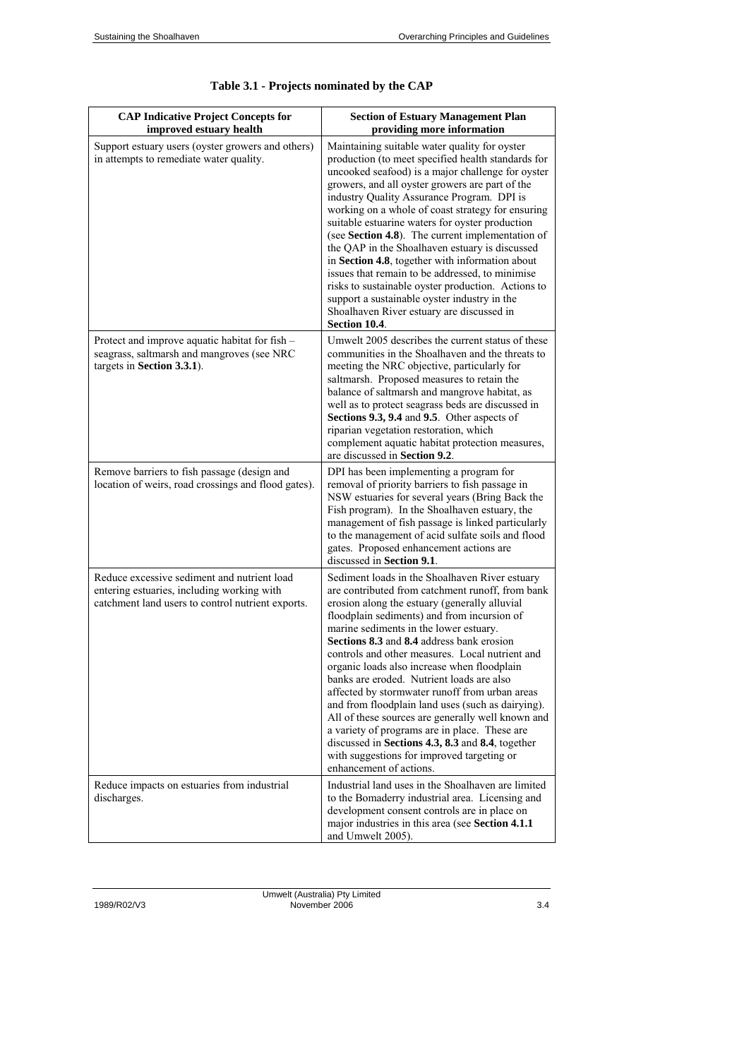**Table 3.1 - Projects nominated by the CAP**

| CAP Indicative Project Concepts for improved estuary health | Section of Estuary Management Plan providing more information |
| --- | --- |
| Support estuary users (oyster growers and others) in attempts to remediate water quality. | Maintaining suitable water quality for oyster production (to meet specified health standards for uncooked seafood) is a major challenge for oyster growers, and all oyster growers are part of the industry Quality Assurance Program. DPI is working on a whole of coast strategy for ensuring suitable estuarine waters for oyster production (see **Section 4.8**). The current implementation of the QAP in the Shoalhaven estuary is discussed in **Section 4.8**, together with information about issues that remain to be addressed, to minimise risks to sustainable oyster production. Actions to support a sustainable oyster industry in the Shoalhaven River estuary are discussed in **Section 10.4**. |
| Protect and improve aquatic habitat for fish – seagrass, saltmarsh and mangroves (see NRC targets in **Section 3.3.1**). | Umwelt 2005 describes the current status of these communities in the Shoalhaven and the threats to meeting the NRC objective, particularly for saltmarsh. Proposed measures to retain the balance of saltmarsh and mangrove habitat, as well as to protect seagrass beds are discussed in **Sections 9.3, 9.4** and **9.5**. Other aspects of riparian vegetation restoration, which complement aquatic habitat protection measures, are discussed in **Section 9.2**. |
| Remove barriers to fish passage (design and location of weirs, road crossings and flood gates). | DPI has been implementing a program for removal of priority barriers to fish passage in NSW estuaries for several years (Bring Back the Fish program). In the Shoalhaven estuary, the management of fish passage is linked particularly to the management of acid sulfate soils and flood gates. Proposed enhancement actions are discussed in **Section 9.1**. |
| Reduce excessive sediment and nutrient load entering estuaries, including working with catchment land users to control nutrient exports. | Sediment loads in the Shoalhaven River estuary are contributed from catchment runoff, from bank erosion along the estuary (generally alluvial floodplain sediments) and from incursion of marine sediments in the lower estuary. **Sections 8.3** and **8.4** address bank erosion controls and other measures. Local nutrient and organic loads also increase when floodplain banks are eroded. Nutrient loads are also affected by stormwater runoff from urban areas and from floodplain land uses (such as dairying). All of these sources are generally well known and a variety of programs are in place. These are discussed in **Sections 4.3, 8.3** and **8.4**, together with suggestions for improved targeting or enhancement of actions. |
| Reduce impacts on estuaries from industrial discharges. | Industrial land uses in the Shoalhaven are limited to the Bomaderry industrial area. Licensing and development consent controls are in place on major industries in this area (see **Section 4.1.1** and Umwelt 2005). |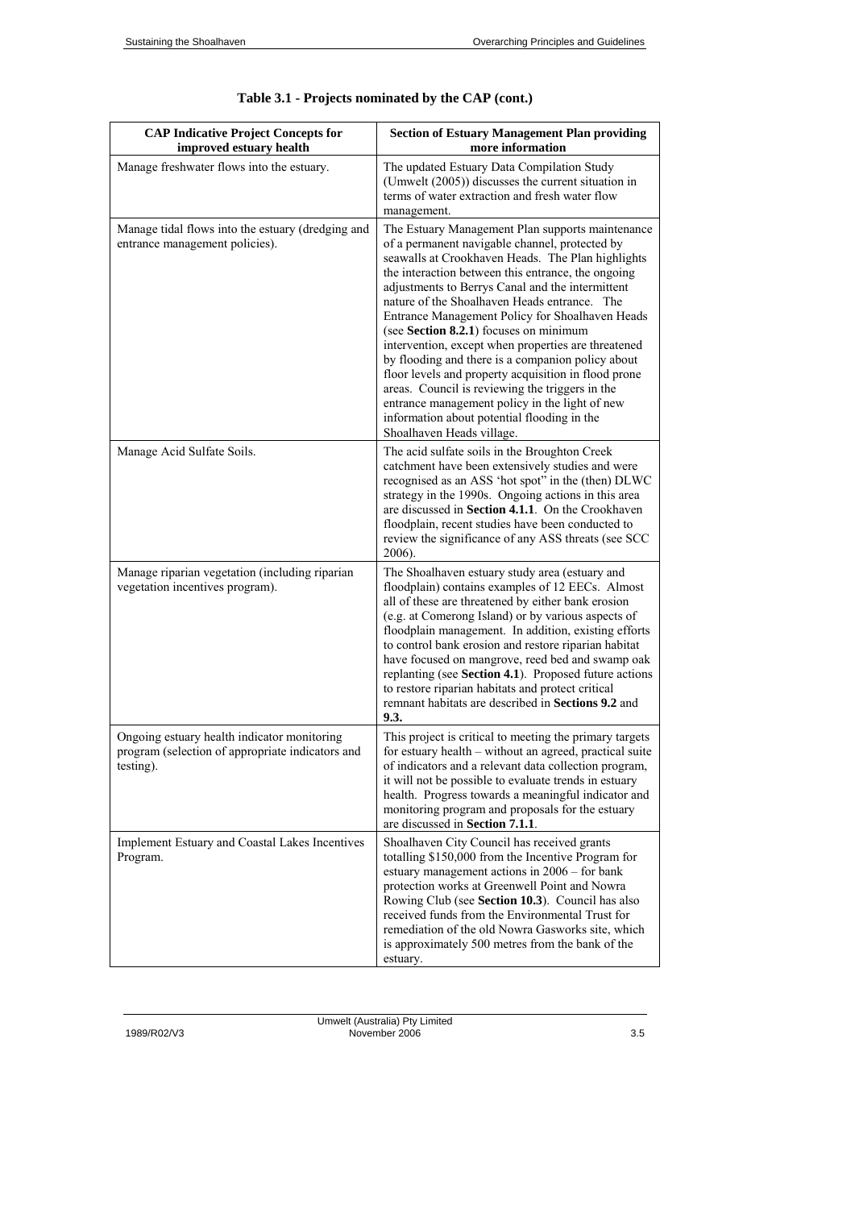**Table 3.1 - Projects nominated by the CAP (cont.)**

| CAP Indicative Project Concepts for improved estuary health | Section of Estuary Management Plan providing more information |
|---|---|
| Manage freshwater flows into the estuary. | The updated Estuary Data Compilation Study (Umwelt (2005)) discusses the current situation in terms of water extraction and fresh water flow management. |
| Manage tidal flows into the estuary (dredging and entrance management policies). | The Estuary Management Plan supports maintenance of a permanent navigable channel, protected by seawalls at Crookhaven Heads. The Plan highlights the interaction between this entrance, the ongoing adjustments to Berrys Canal and the intermittent nature of the Shoalhaven Heads entrance. The Entrance Management Policy for Shoalhaven Heads (see **Section 8.2.1**) focuses on minimum intervention, except when properties are threatened by flooding and there is a companion policy about floor levels and property acquisition in flood prone areas. Council is reviewing the triggers in the entrance management policy in the light of new information about potential flooding in the Shoalhaven Heads village. |
| Manage Acid Sulfate Soils. | The acid sulfate soils in the Broughton Creek catchment have been extensively studies and were recognised as an ASS 'hot spot" in the (then) DLWC strategy in the 1990s. Ongoing actions in this area are discussed in **Section 4.1.1**. On the Crookhaven floodplain, recent studies have been conducted to review the significance of any ASS threats (see SCC 2006). |
| Manage riparian vegetation (including riparian vegetation incentives program). | The Shoalhaven estuary study area (estuary and floodplain) contains examples of 12 EECs. Almost all of these are threatened by either bank erosion (e.g. at Comerong Island) or by various aspects of floodplain management. In addition, existing efforts to control bank erosion and restore riparian habitat have focused on mangrove, reed bed and swamp oak replanting (see **Section 4.1**). Proposed future actions to restore riparian habitats and protect critical remnant habitats are described in **Sections 9.2** and **9.3.** |
| Ongoing estuary health indicator monitoring program (selection of appropriate indicators and testing). | This project is critical to meeting the primary targets for estuary health – without an agreed, practical suite of indicators and a relevant data collection program, it will not be possible to evaluate trends in estuary health. Progress towards a meaningful indicator and monitoring program and proposals for the estuary are discussed in **Section 7.1.1**. |
| Implement Estuary and Coastal Lakes Incentives Program. | Shoalhaven City Council has received grants totalling $150,000 from the Incentive Program for estuary management actions in 2006 – for bank protection works at Greenwell Point and Nowra Rowing Club (see **Section 10.3**). Council has also received funds from the Environmental Trust for remediation of the old Nowra Gasworks site, which is approximately 500 metres from the bank of the estuary. |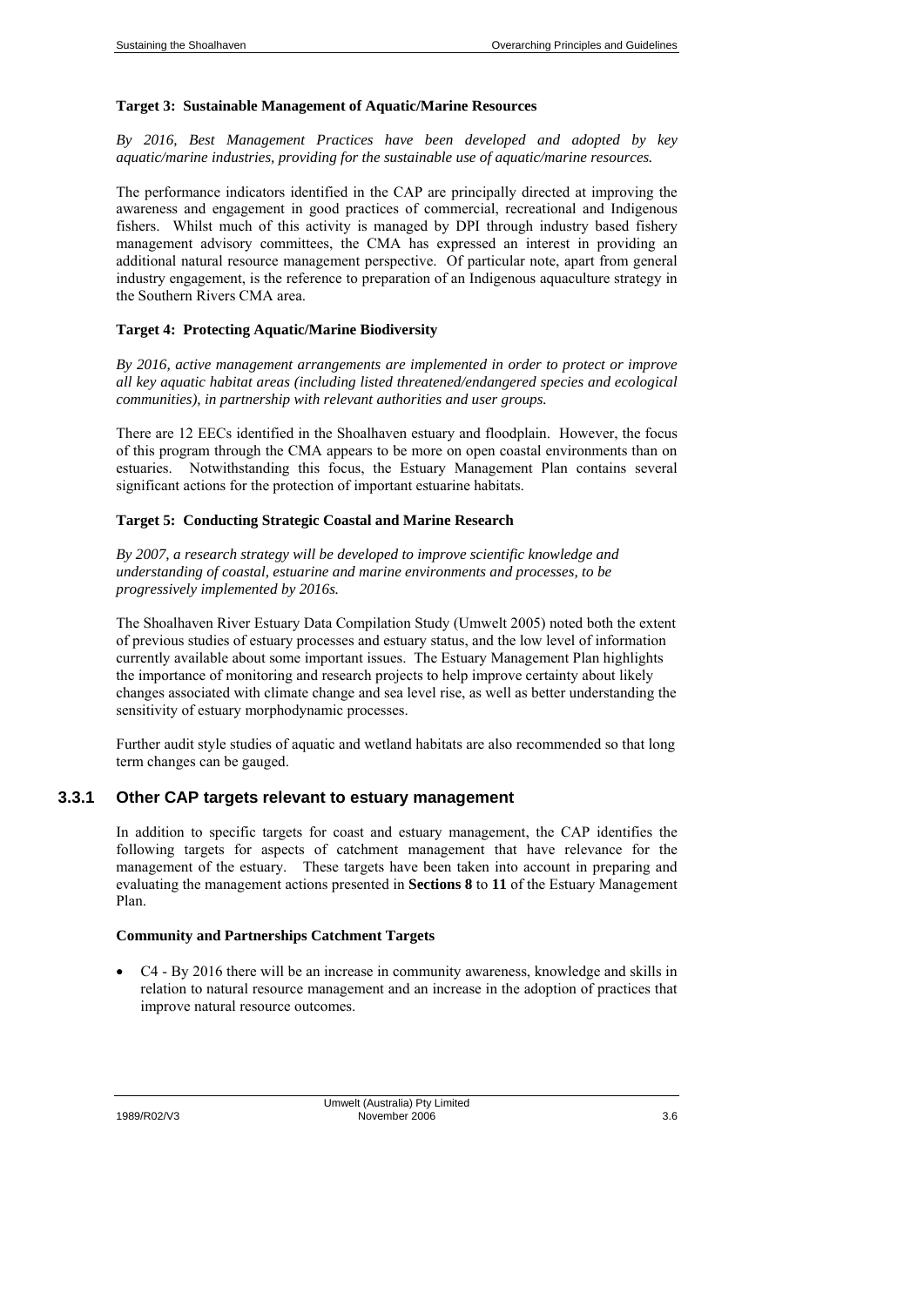**Target 3: Sustainable Management of Aquatic/Marine Resources**

*By 2016, Best Management Practices have been developed and adopted by key aquatic/marine industries, providing for the sustainable use of aquatic/marine resources.*

The performance indicators identified in the CAP are principally directed at improving the awareness and engagement in good practices of commercial, recreational and Indigenous fishers. Whilst much of this activity is managed by DPI through industry based fishery management advisory committees, the CMA has expressed an interest in providing an additional natural resource management perspective. Of particular note, apart from general industry engagement, is the reference to preparation of an Indigenous aquaculture strategy in the Southern Rivers CMA area.

**Target 4: Protecting Aquatic/Marine Biodiversity**

*By 2016, active management arrangements are implemented in order to protect or improve all key aquatic habitat areas (including listed threatened/endangered species and ecological communities), in partnership with relevant authorities and user groups.*

There are 12 EECs identified in the Shoalhaven estuary and floodplain. However, the focus of this program through the CMA appears to be more on open coastal environments than on estuaries. Notwithstanding this focus, the Estuary Management Plan contains several significant actions for the protection of important estuarine habitats.

**Target 5: Conducting Strategic Coastal and Marine Research**

*By 2007, a research strategy will be developed to improve scientific knowledge and understanding of coastal, estuarine and marine environments and processes, to be progressively implemented by 2016s.*

The Shoalhaven River Estuary Data Compilation Study (Umwelt 2005) noted both the extent of previous studies of estuary processes and estuary status, and the low level of information currently available about some important issues. The Estuary Management Plan highlights the importance of monitoring and research projects to help improve certainty about likely changes associated with climate change and sea level rise, as well as better understanding the sensitivity of estuary morphodynamic processes.

Further audit style studies of aquatic and wetland habitats are also recommended so that long term changes can be gauged.

### 3.3.1 Other CAP targets relevant to estuary management

In addition to specific targets for coast and estuary management, the CAP identifies the following targets for aspects of catchment management that have relevance for the management of the estuary. These targets have been taken into account in preparing and evaluating the management actions presented in **Sections 8** to **11** of the Estuary Management Plan.

**Community and Partnerships Catchment Targets**

- C4 - By 2016 there will be an increase in community awareness, knowledge and skills in relation to natural resource management and an increase in the adoption of practices that improve natural resource outcomes.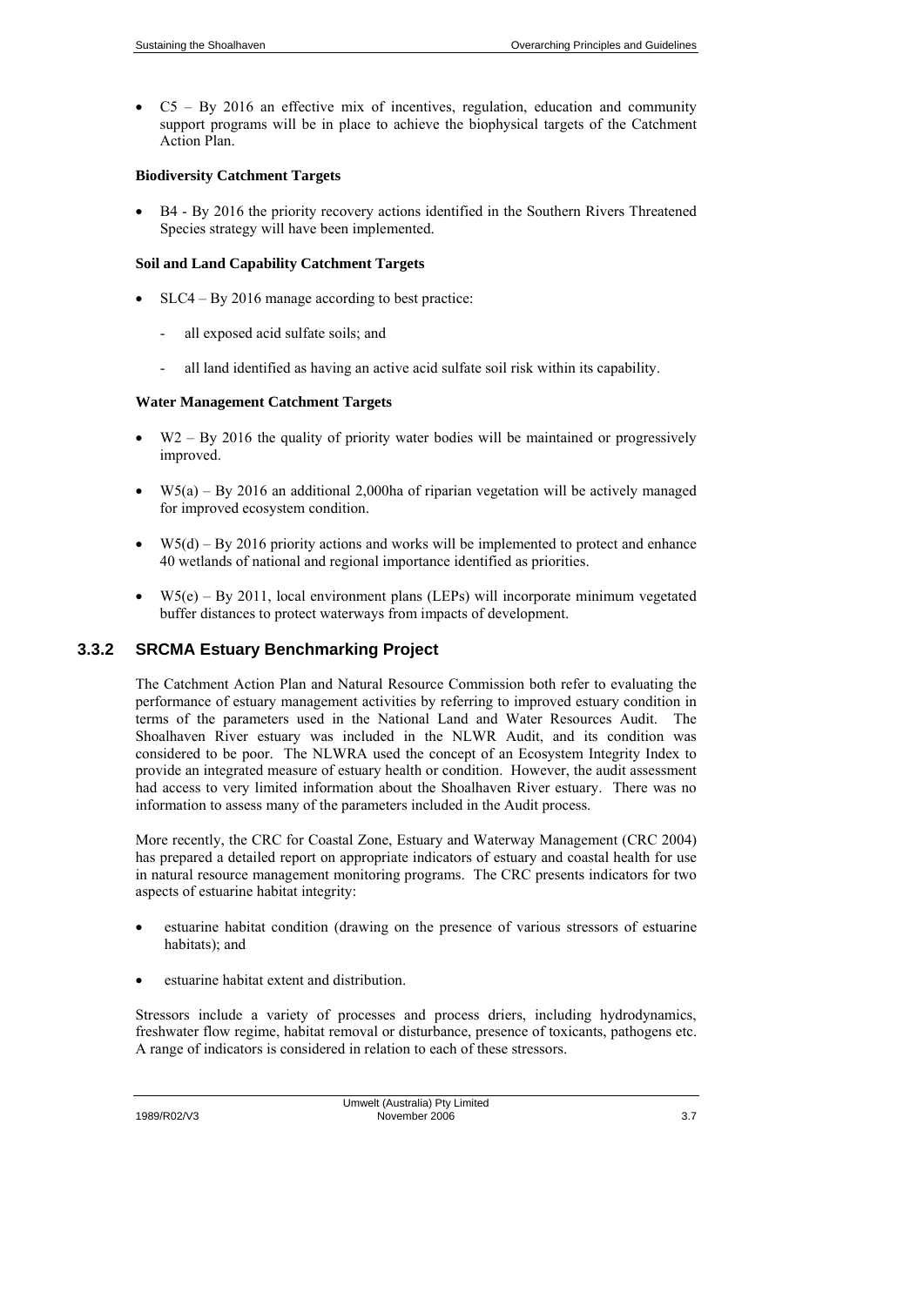- C5 – By 2016 an effective mix of incentives, regulation, education and community support programs will be in place to achieve the biophysical targets of the Catchment Action Plan.

**Biodiversity Catchment Targets**

- B4 - By 2016 the priority recovery actions identified in the Southern Rivers Threatened Species strategy will have been implemented.

**Soil and Land Capability Catchment Targets**

- SLC4 – By 2016 manage according to best practice:
  - all exposed acid sulfate soils; and
  - all land identified as having an active acid sulfate soil risk within its capability.

**Water Management Catchment Targets**

- W2 – By 2016 the quality of priority water bodies will be maintained or progressively improved.
- W5(a) – By 2016 an additional 2,000ha of riparian vegetation will be actively managed for improved ecosystem condition.
- W5(d) – By 2016 priority actions and works will be implemented to protect and enhance 40 wetlands of national and regional importance identified as priorities.
- W5(e) – By 2011, local environment plans (LEPs) will incorporate minimum vegetated buffer distances to protect waterways from impacts of development.

### 3.3.2 SRCMA Estuary Benchmarking Project

The Catchment Action Plan and Natural Resource Commission both refer to evaluating the performance of estuary management activities by referring to improved estuary condition in terms of the parameters used in the National Land and Water Resources Audit. The Shoalhaven River estuary was included in the NLWR Audit, and its condition was considered to be poor. The NLWRA used the concept of an Ecosystem Integrity Index to provide an integrated measure of estuary health or condition. However, the audit assessment had access to very limited information about the Shoalhaven River estuary. There was no information to assess many of the parameters included in the Audit process.

More recently, the CRC for Coastal Zone, Estuary and Waterway Management (CRC 2004) has prepared a detailed report on appropriate indicators of estuary and coastal health for use in natural resource management monitoring programs. The CRC presents indicators for two aspects of estuarine habitat integrity:

- estuarine habitat condition (drawing on the presence of various stressors of estuarine habitats); and
- estuarine habitat extent and distribution.

Stressors include a variety of processes and process driers, including hydrodynamics, freshwater flow regime, habitat removal or disturbance, presence of toxicants, pathogens etc. A range of indicators is considered in relation to each of these stressors.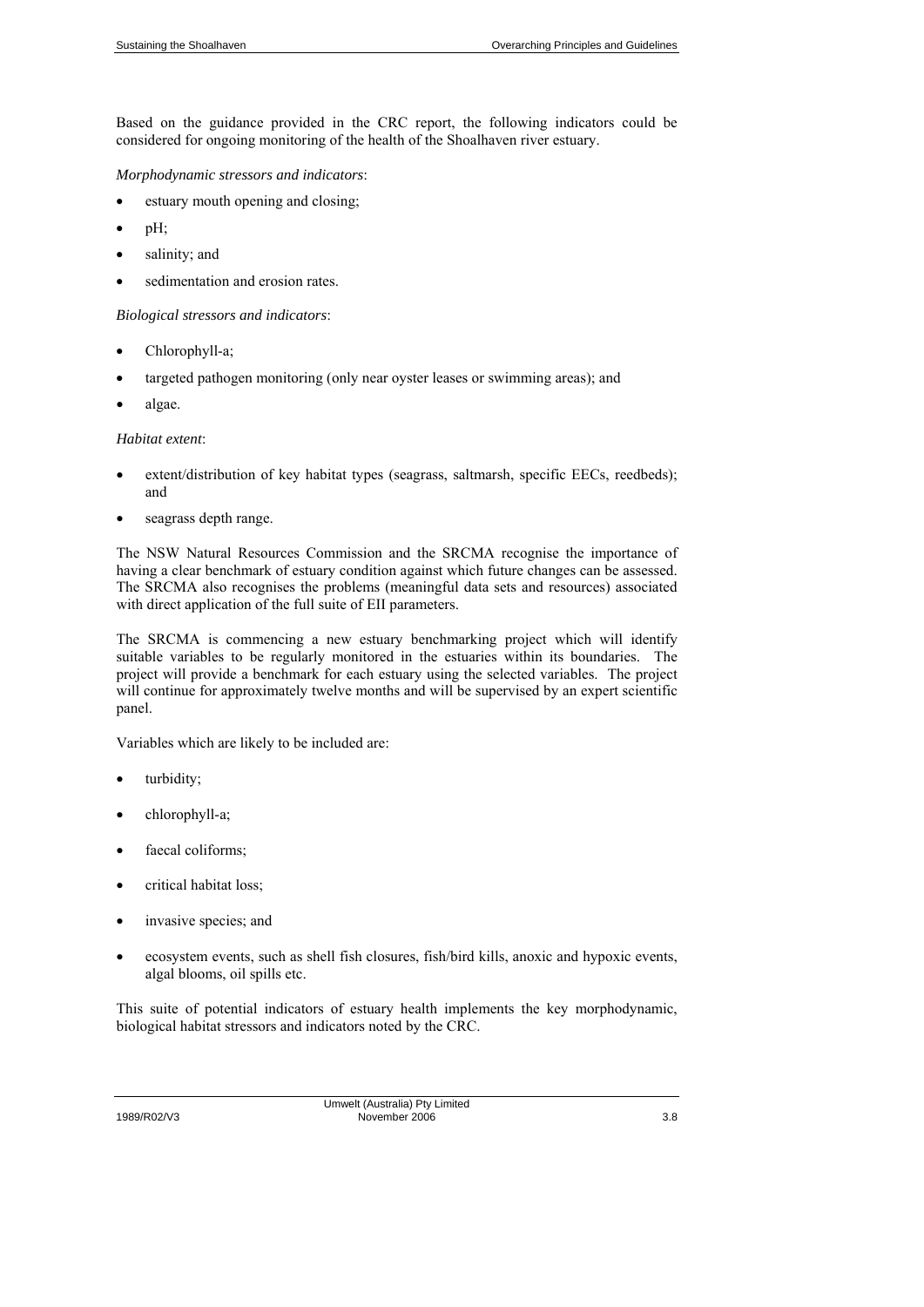Based on the guidance provided in the CRC report, the following indicators could be considered for ongoing monitoring of the health of the Shoalhaven river estuary.

*Morphodynamic stressors and indicators*:

- estuary mouth opening and closing;
- pH;
- salinity; and
- sedimentation and erosion rates.

*Biological stressors and indicators*:

- Chlorophyll-a;
- targeted pathogen monitoring (only near oyster leases or swimming areas); and
- algae.

*Habitat extent*:

- extent/distribution of key habitat types (seagrass, saltmarsh, specific EECs, reedbeds); and
- seagrass depth range.

The NSW Natural Resources Commission and the SRCMA recognise the importance of having a clear benchmark of estuary condition against which future changes can be assessed. The SRCMA also recognises the problems (meaningful data sets and resources) associated with direct application of the full suite of EII parameters.

The SRCMA is commencing a new estuary benchmarking project which will identify suitable variables to be regularly monitored in the estuaries within its boundaries. The project will provide a benchmark for each estuary using the selected variables. The project will continue for approximately twelve months and will be supervised by an expert scientific panel.

Variables which are likely to be included are:

- turbidity;
- chlorophyll-a;
- faecal coliforms;
- critical habitat loss;
- invasive species; and
- ecosystem events, such as shell fish closures, fish/bird kills, anoxic and hypoxic events, algal blooms, oil spills etc.

This suite of potential indicators of estuary health implements the key morphodynamic, biological habitat stressors and indicators noted by the CRC.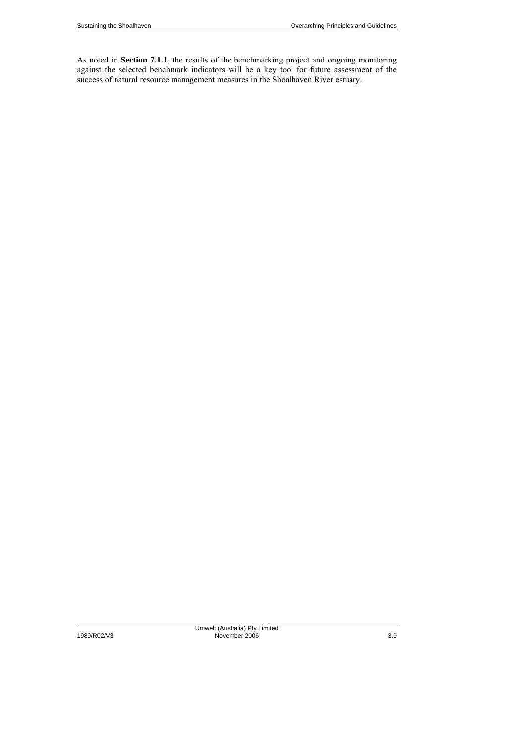As noted in **Section 7.1.1**, the results of the benchmarking project and ongoing monitoring against the selected benchmark indicators will be a key tool for future assessment of the success of natural resource management measures in the Shoalhaven River estuary.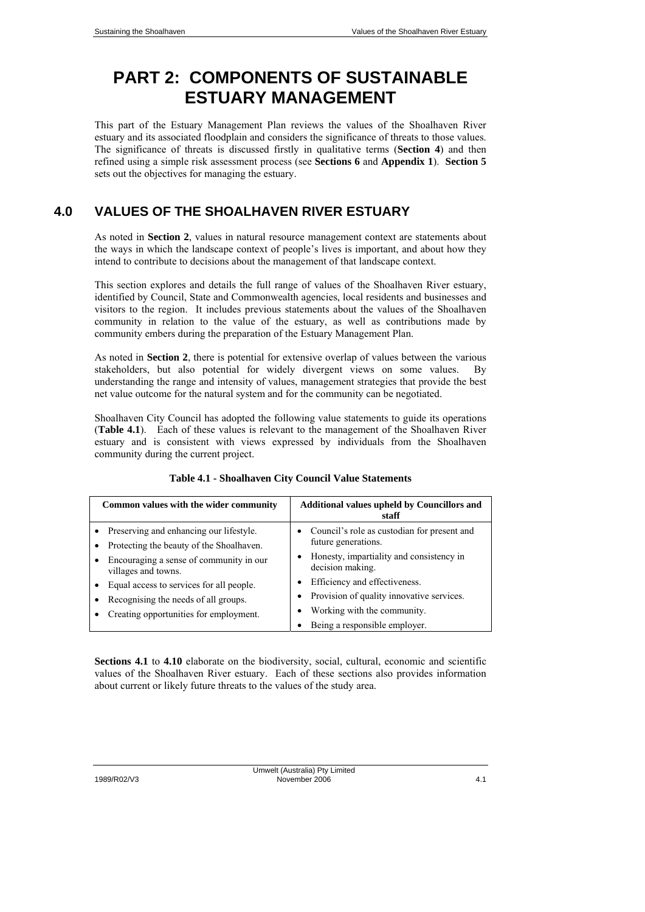# PART 2: COMPONENTS OF SUSTAINABLE ESTUARY MANAGEMENT

This part of the Estuary Management Plan reviews the values of the Shoalhaven River estuary and its associated floodplain and considers the significance of threats to those values. The significance of threats is discussed firstly in qualitative terms (**Section 4**) and then refined using a simple risk assessment process (see **Sections 6** and **Appendix 1**). **Section 5** sets out the objectives for managing the estuary.

## 4.0 VALUES OF THE SHOALHAVEN RIVER ESTUARY

As noted in **Section 2**, values in natural resource management context are statements about the ways in which the landscape context of people's lives is important, and about how they intend to contribute to decisions about the management of that landscape context.

This section explores and details the full range of values of the Shoalhaven River estuary, identified by Council, State and Commonwealth agencies, local residents and businesses and visitors to the region. It includes previous statements about the values of the Shoalhaven community in relation to the value of the estuary, as well as contributions made by community embers during the preparation of the Estuary Management Plan.

As noted in **Section 2**, there is potential for extensive overlap of values between the various stakeholders, but also potential for widely divergent views on some values. By understanding the range and intensity of values, management strategies that provide the best net value outcome for the natural system and for the community can be negotiated.

Shoalhaven City Council has adopted the following value statements to guide its operations (**Table 4.1**). Each of these values is relevant to the management of the Shoalhaven River estuary and is consistent with views expressed by individuals from the Shoalhaven community during the current project.

**Table 4.1 - Shoalhaven City Council Value Statements**

| Common values with the wider community | Additional values upheld by Councillors and staff |
|---|---|
| • Preserving and enhancing our lifestyle.<br>• Protecting the beauty of the Shoalhaven.<br>• Encouraging a sense of community in our villages and towns.<br>• Equal access to services for all people.<br>• Recognising the needs of all groups.<br>• Creating opportunities for employment. | • Council's role as custodian for present and future generations.<br>• Honesty, impartiality and consistency in decision making.<br>• Efficiency and effectiveness.<br>• Provision of quality innovative services.<br>• Working with the community.<br>• Being a responsible employer. |

**Sections 4.1** to **4.10** elaborate on the biodiversity, social, cultural, economic and scientific values of the Shoalhaven River estuary. Each of these sections also provides information about current or likely future threats to the values of the study area.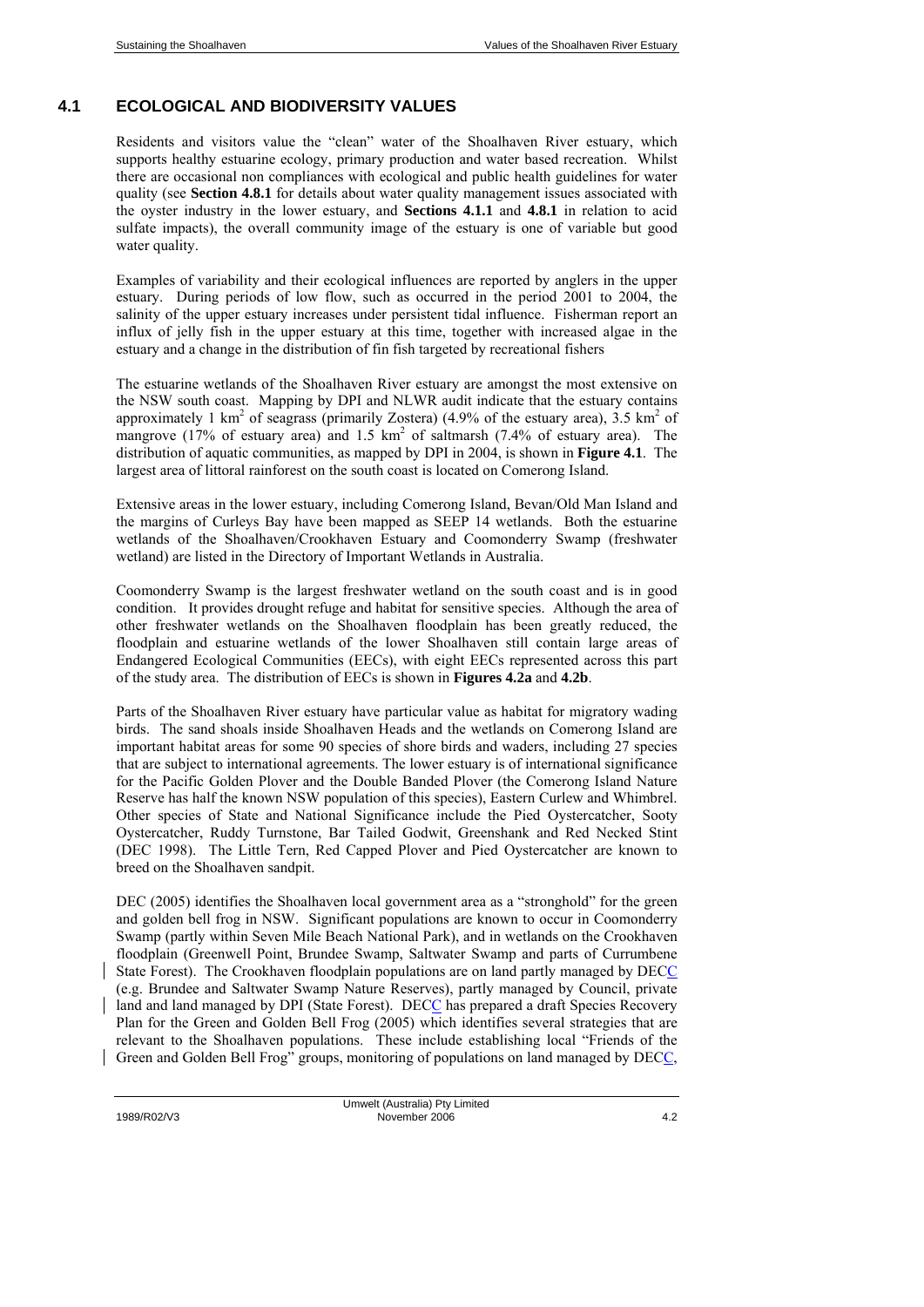## 4.1 ECOLOGICAL AND BIODIVERSITY VALUES

Residents and visitors value the "clean" water of the Shoalhaven River estuary, which supports healthy estuarine ecology, primary production and water based recreation. Whilst there are occasional non compliances with ecological and public health guidelines for water quality (see **Section 4.8.1** for details about water quality management issues associated with the oyster industry in the lower estuary, and **Sections 4.1.1** and **4.8.1** in relation to acid sulfate impacts), the overall community image of the estuary is one of variable but good water quality.

Examples of variability and their ecological influences are reported by anglers in the upper estuary. During periods of low flow, such as occurred in the period 2001 to 2004, the salinity of the upper estuary increases under persistent tidal influence. Fisherman report an influx of jelly fish in the upper estuary at this time, together with increased algae in the estuary and a change in the distribution of fin fish targeted by recreational fishers

The estuarine wetlands of the Shoalhaven River estuary are amongst the most extensive on the NSW south coast. Mapping by DPI and NLWR audit indicate that the estuary contains approximately 1 $km^2$ of seagrass (primarily Zostera) (4.9% of the estuary area), 3.5 $km^2$ of mangrove (17% of estuary area) and 1.5 $km^2$ of saltmarsh (7.4% of estuary area). The distribution of aquatic communities, as mapped by DPI in 2004, is shown in **Figure 4.1**. The largest area of littoral rainforest on the south coast is located on Comerong Island.

Extensive areas in the lower estuary, including Comerong Island, Bevan/Old Man Island and the margins of Curleys Bay have been mapped as SEEP 14 wetlands. Both the estuarine wetlands of the Shoalhaven/Crookhaven Estuary and Coomonderry Swamp (freshwater wetland) are listed in the Directory of Important Wetlands in Australia.

Coomonderry Swamp is the largest freshwater wetland on the south coast and is in good condition. It provides drought refuge and habitat for sensitive species. Although the area of other freshwater wetlands on the Shoalhaven floodplain has been greatly reduced, the floodplain and estuarine wetlands of the lower Shoalhaven still contain large areas of Endangered Ecological Communities (EECs), with eight EECs represented across this part of the study area. The distribution of EECs is shown in **Figures 4.2a** and **4.2b**.

Parts of the Shoalhaven River estuary have particular value as habitat for migratory wading birds. The sand shoals inside Shoalhaven Heads and the wetlands on Comerong Island are important habitat areas for some 90 species of shore birds and waders, including 27 species that are subject to international agreements. The lower estuary is of international significance for the Pacific Golden Plover and the Double Banded Plover (the Comerong Island Nature Reserve has half the known NSW population of this species), Eastern Curlew and Whimbrel. Other species of State and National Significance include the Pied Oystercatcher, Sooty Oystercatcher, Ruddy Turnstone, Bar Tailed Godwit, Greenshank and Red Necked Stint (DEC 1998). The Little Tern, Red Capped Plover and Pied Oystercatcher are known to breed on the Shoalhaven sandpit.

DEC (2005) identifies the Shoalhaven local government area as a "stronghold" for the green and golden bell frog in NSW. Significant populations are known to occur in Coomonderry Swamp (partly within Seven Mile Beach National Park), and in wetlands on the Crookhaven floodplain (Greenwell Point, Brundee Swamp, Saltwater Swamp and parts of Currumbene State Forest). The Crookhaven floodplain populations are on land partly managed by DECC (e.g. Brundee and Saltwater Swamp Nature Reserves), partly managed by Council, private land and land managed by DPI (State Forest). DECC has prepared a draft Species Recovery Plan for the Green and Golden Bell Frog (2005) which identifies several strategies that are relevant to the Shoalhaven populations. These include establishing local "Friends of the Green and Golden Bell Frog" groups, monitoring of populations on land managed by DECC,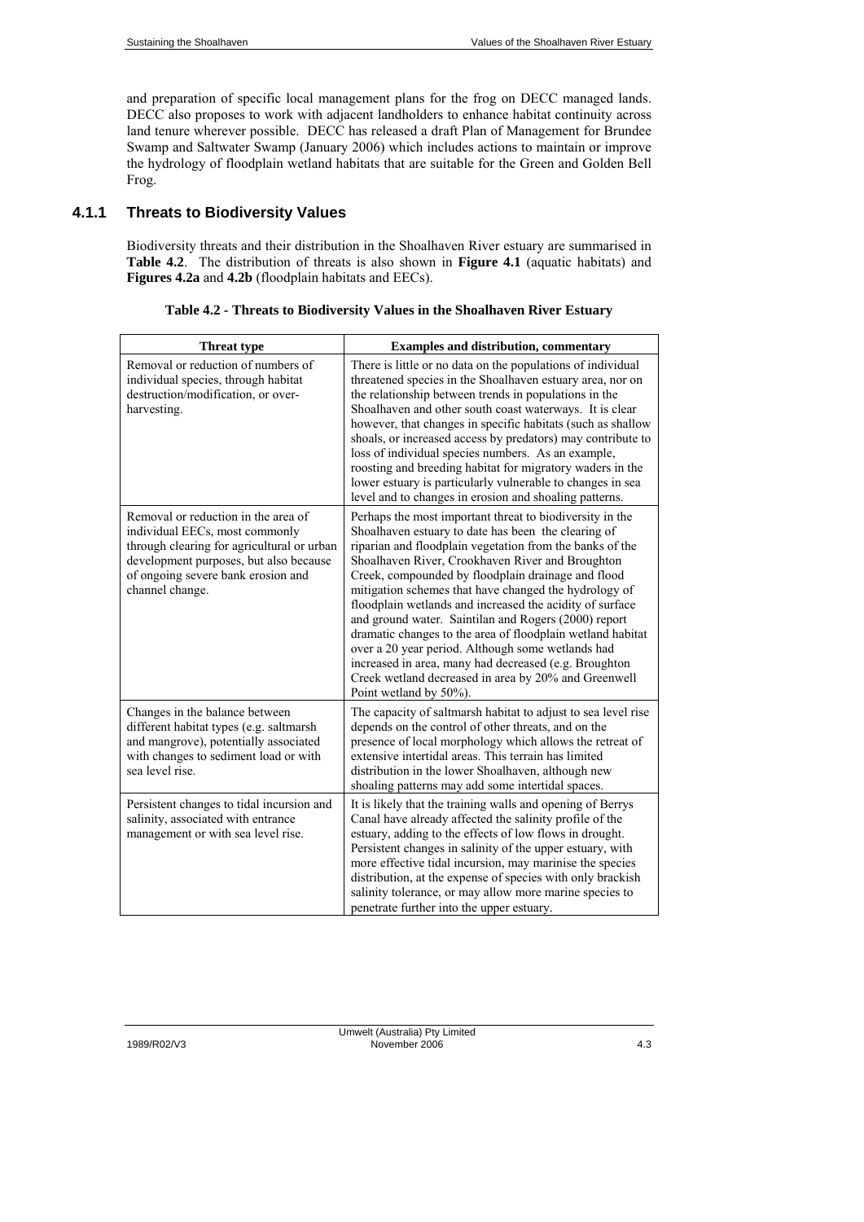and preparation of specific local management plans for the frog on DECC managed lands. DECC also proposes to work with adjacent landholders to enhance habitat continuity across land tenure wherever possible. DECC has released a draft Plan of Management for Brundee Swamp and Saltwater Swamp (January 2006) which includes actions to maintain or improve the hydrology of floodplain wetland habitats that are suitable for the Green and Golden Bell Frog.

### 4.1.1 Threats to Biodiversity Values

Biodiversity threats and their distribution in the Shoalhaven River estuary are summarised in **Table 4.2**. The distribution of threats is also shown in **Figure 4.1** (aquatic habitats) and **Figures 4.2a** and **4.2b** (floodplain habitats and EECs).

**Table 4.2 - Threats to Biodiversity Values in the Shoalhaven River Estuary**

| Threat type | Examples and distribution, commentary |
|---|---|
| Removal or reduction of numbers of individual species, through habitat destruction/modification, or over-harvesting. | There is little or no data on the populations of individual threatened species in the Shoalhaven estuary area, nor on the relationship between trends in populations in the Shoalhaven and other south coast waterways. It is clear however, that changes in specific habitats (such as shallow shoals, or increased access by predators) may contribute to loss of individual species numbers. As an example, roosting and breeding habitat for migratory waders in the lower estuary is particularly vulnerable to changes in sea level and to changes in erosion and shoaling patterns. |
| Removal or reduction in the area of individual EECs, most commonly through clearing for agricultural or urban development purposes, but also because of ongoing severe bank erosion and channel change. | Perhaps the most important threat to biodiversity in the Shoalhaven estuary to date has been the clearing of riparian and floodplain vegetation from the banks of the Shoalhaven River, Crookhaven River and Broughton Creek, compounded by floodplain drainage and flood mitigation schemes that have changed the hydrology of floodplain wetlands and increased the acidity of surface and ground water. Saintilan and Rogers (2000) report dramatic changes to the area of floodplain wetland habitat over a 20 year period. Although some wetlands had increased in area, many had decreased (e.g. Broughton Creek wetland decreased in area by 20% and Greenwell Point wetland by 50%). |
| Changes in the balance between different habitat types (e.g. saltmarsh and mangrove), potentially associated with changes to sediment load or with sea level rise. | The capacity of saltmarsh habitat to adjust to sea level rise depends on the control of other threats, and on the presence of local morphology which allows the retreat of extensive intertidal areas. This terrain has limited distribution in the lower Shoalhaven, although new shoaling patterns may add some intertidal spaces. |
| Persistent changes to tidal incursion and salinity, associated with entrance management or with sea level rise. | It is likely that the training walls and opening of Berrys Canal have already affected the salinity profile of the estuary, adding to the effects of low flows in drought. Persistent changes in salinity of the upper estuary, with more effective tidal incursion, may marinise the species distribution, at the expense of species with only brackish salinity tolerance, or may allow more marine species to penetrate further into the upper estuary. |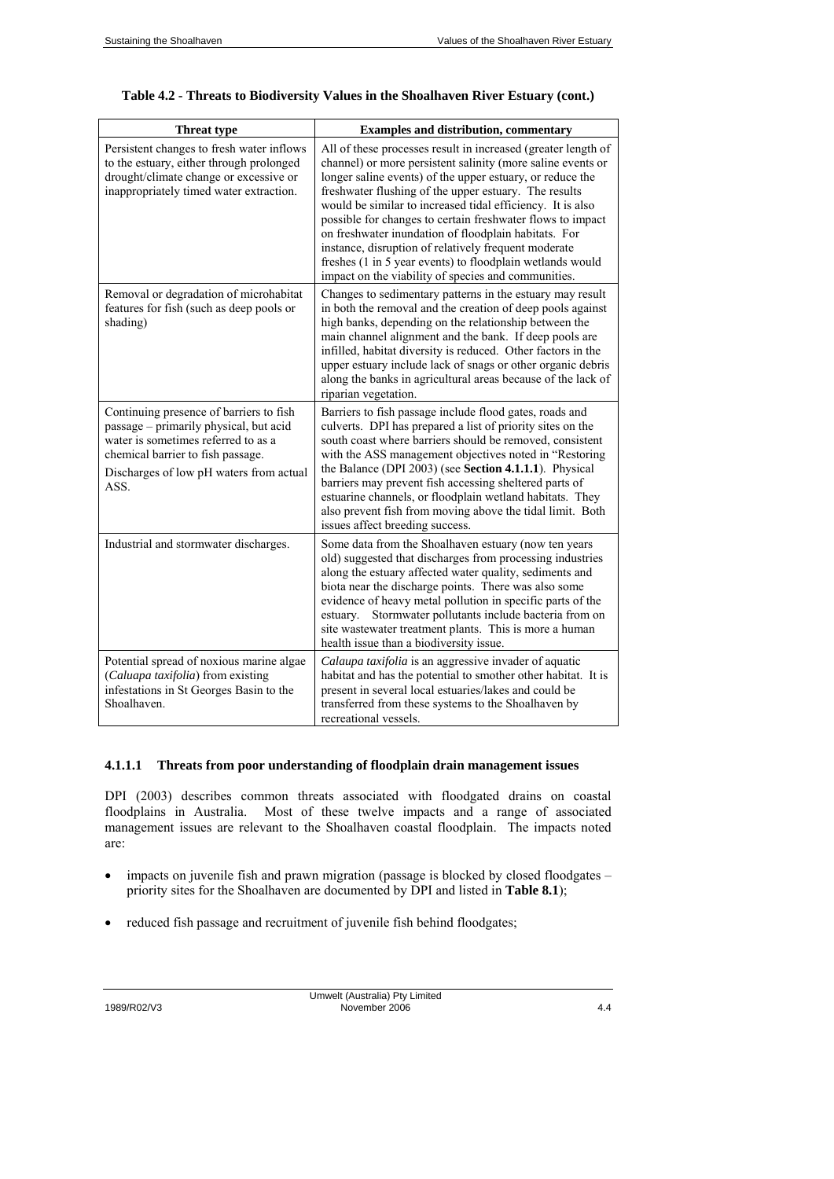**Table 4.2 - Threats to Biodiversity Values in the Shoalhaven River Estuary (cont.)**

| Threat type | Examples and distribution, commentary |
|---|---|
| Persistent changes to fresh water inflows to the estuary, either through prolonged drought/climate change or excessive or inappropriately timed water extraction. | All of these processes result in increased (greater length of channel) or more persistent salinity (more saline events or longer saline events) of the upper estuary, or reduce the freshwater flushing of the upper estuary. The results would be similar to increased tidal efficiency. It is also possible for changes to certain freshwater flows to impact on freshwater inundation of floodplain habitats. For instance, disruption of relatively frequent moderate freshes (1 in 5 year events) to floodplain wetlands would impact on the viability of species and communities. |
| Removal or degradation of microhabitat features for fish (such as deep pools or shading) | Changes to sedimentary patterns in the estuary may result in both the removal and the creation of deep pools against high banks, depending on the relationship between the main channel alignment and the bank. If deep pools are infilled, habitat diversity is reduced. Other factors in the upper estuary include lack of snags or other organic debris along the banks in agricultural areas because of the lack of riparian vegetation. |
| Continuing presence of barriers to fish passage – primarily physical, but acid water is sometimes referred to as a chemical barrier to fish passage. Discharges of low pH waters from actual ASS. | Barriers to fish passage include flood gates, roads and culverts. DPI has prepared a list of priority sites on the south coast where barriers should be removed, consistent with the ASS management objectives noted in "Restoring the Balance (DPI 2003) (see **Section 4.1.1.1**). Physical barriers may prevent fish accessing sheltered parts of estuarine channels, or floodplain wetland habitats. They also prevent fish from moving above the tidal limit. Both issues affect breeding success. |
| Industrial and stormwater discharges. | Some data from the Shoalhaven estuary (now ten years old) suggested that discharges from processing industries along the estuary affected water quality, sediments and biota near the discharge points. There was also some evidence of heavy metal pollution in specific parts of the estuary. Stormwater pollutants include bacteria from on site wastewater treatment plants. This is more a human health issue than a biodiversity issue. |
| Potential spread of noxious marine algae (*Caluapa taxifolia*) from existing infestations in St Georges Basin to the Shoalhaven. | *Calaupa taxifolia* is an aggressive invader of aquatic habitat and has the potential to smother other habitat. It is present in several local estuaries/lakes and could be transferred from these systems to the Shoalhaven by recreational vessels. |

#### 4.1.1.1 Threats from poor understanding of floodplain drain management issues

DPI (2003) describes common threats associated with floodgated drains on coastal floodplains in Australia. Most of these twelve impacts and a range of associated management issues are relevant to the Shoalhaven coastal floodplain. The impacts noted are:

- impacts on juvenile fish and prawn migration (passage is blocked by closed floodgates – priority sites for the Shoalhaven are documented by DPI and listed in **Table 8.1**);
- reduced fish passage and recruitment of juvenile fish behind floodgates;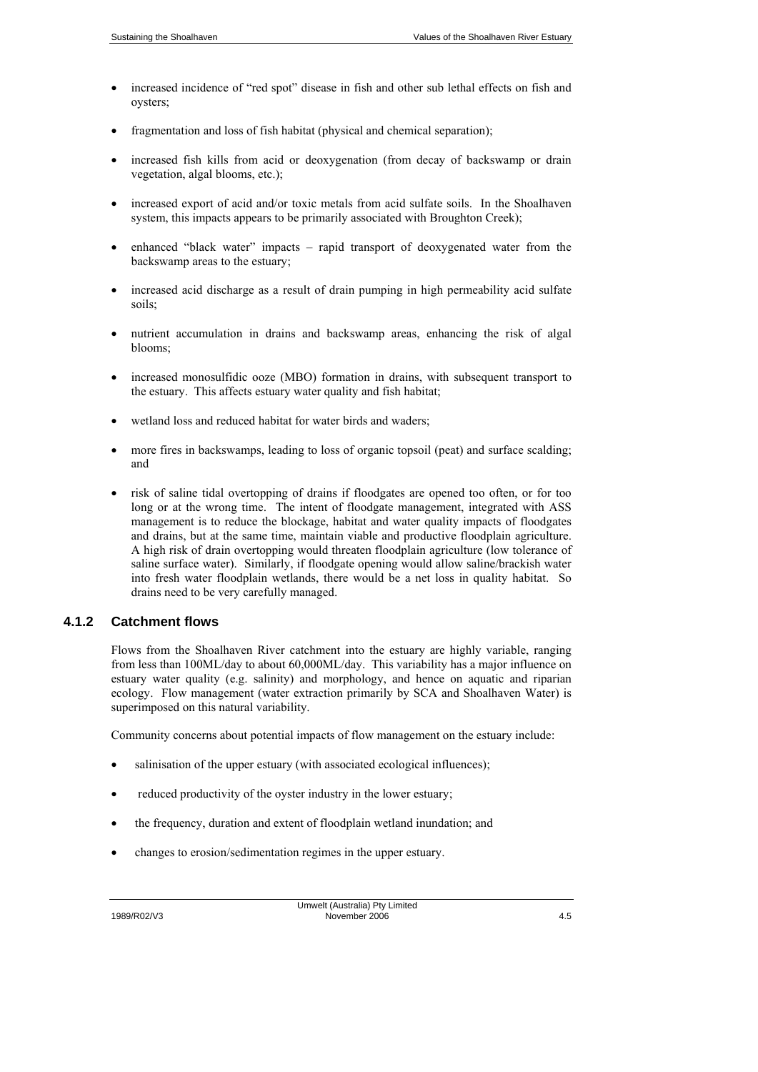- increased incidence of "red spot" disease in fish and other sub lethal effects on fish and oysters;
- fragmentation and loss of fish habitat (physical and chemical separation);
- increased fish kills from acid or deoxygenation (from decay of backswamp or drain vegetation, algal blooms, etc.);
- increased export of acid and/or toxic metals from acid sulfate soils. In the Shoalhaven system, this impacts appears to be primarily associated with Broughton Creek);
- enhanced "black water" impacts – rapid transport of deoxygenated water from the backswamp areas to the estuary;
- increased acid discharge as a result of drain pumping in high permeability acid sulfate soils;
- nutrient accumulation in drains and backswamp areas, enhancing the risk of algal blooms;
- increased monosulfidic ooze (MBO) formation in drains, with subsequent transport to the estuary. This affects estuary water quality and fish habitat;
- wetland loss and reduced habitat for water birds and waders;
- more fires in backswamps, leading to loss of organic topsoil (peat) and surface scalding; and
- risk of saline tidal overtopping of drains if floodgates are opened too often, or for too long or at the wrong time. The intent of floodgate management, integrated with ASS management is to reduce the blockage, habitat and water quality impacts of floodgates and drains, but at the same time, maintain viable and productive floodplain agriculture. A high risk of drain overtopping would threaten floodplain agriculture (low tolerance of saline surface water). Similarly, if floodgate opening would allow saline/brackish water into fresh water floodplain wetlands, there would be a net loss in quality habitat. So drains need to be very carefully managed.

### 4.1.2 Catchment flows

Flows from the Shoalhaven River catchment into the estuary are highly variable, ranging from less than 100ML/day to about 60,000ML/day. This variability has a major influence on estuary water quality (e.g. salinity) and morphology, and hence on aquatic and riparian ecology. Flow management (water extraction primarily by SCA and Shoalhaven Water) is superimposed on this natural variability.

Community concerns about potential impacts of flow management on the estuary include:

- salinisation of the upper estuary (with associated ecological influences);
- reduced productivity of the oyster industry in the lower estuary;
- the frequency, duration and extent of floodplain wetland inundation; and
- changes to erosion/sedimentation regimes in the upper estuary.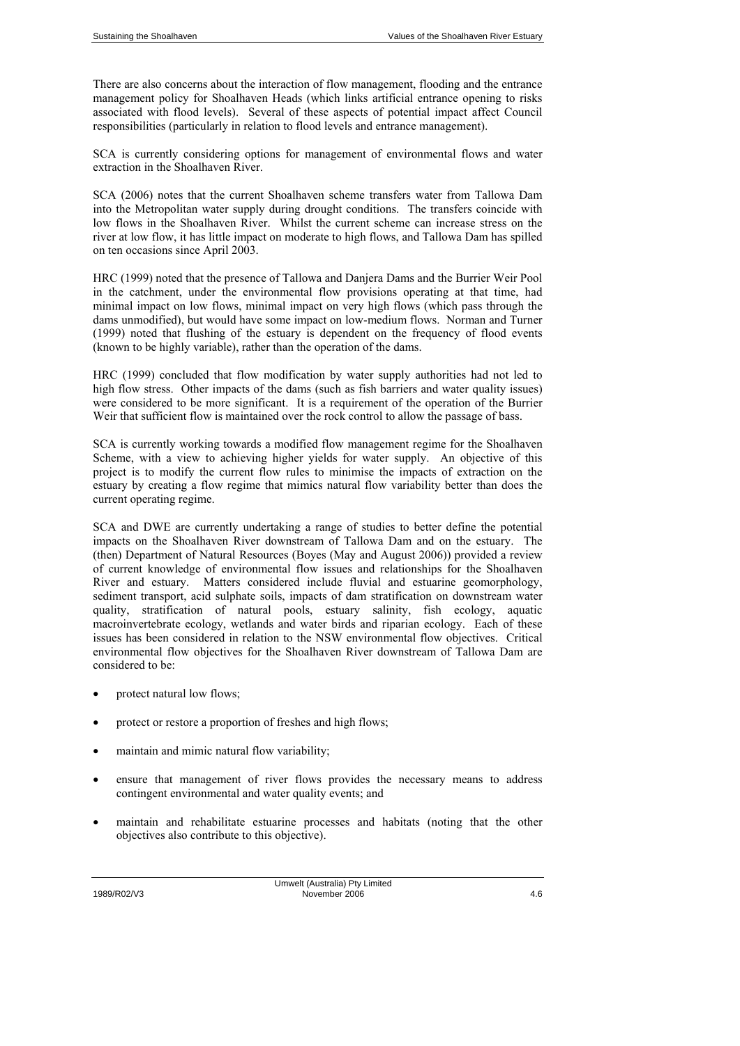There are also concerns about the interaction of flow management, flooding and the entrance management policy for Shoalhaven Heads (which links artificial entrance opening to risks associated with flood levels). Several of these aspects of potential impact affect Council responsibilities (particularly in relation to flood levels and entrance management).

SCA is currently considering options for management of environmental flows and water extraction in the Shoalhaven River.

SCA (2006) notes that the current Shoalhaven scheme transfers water from Tallowa Dam into the Metropolitan water supply during drought conditions. The transfers coincide with low flows in the Shoalhaven River. Whilst the current scheme can increase stress on the river at low flow, it has little impact on moderate to high flows, and Tallowa Dam has spilled on ten occasions since April 2003.

HRC (1999) noted that the presence of Tallowa and Danjera Dams and the Burrier Weir Pool in the catchment, under the environmental flow provisions operating at that time, had minimal impact on low flows, minimal impact on very high flows (which pass through the dams unmodified), but would have some impact on low-medium flows. Norman and Turner (1999) noted that flushing of the estuary is dependent on the frequency of flood events (known to be highly variable), rather than the operation of the dams.

HRC (1999) concluded that flow modification by water supply authorities had not led to high flow stress. Other impacts of the dams (such as fish barriers and water quality issues) were considered to be more significant. It is a requirement of the operation of the Burrier Weir that sufficient flow is maintained over the rock control to allow the passage of bass.

SCA is currently working towards a modified flow management regime for the Shoalhaven Scheme, with a view to achieving higher yields for water supply. An objective of this project is to modify the current flow rules to minimise the impacts of extraction on the estuary by creating a flow regime that mimics natural flow variability better than does the current operating regime.

SCA and DWE are currently undertaking a range of studies to better define the potential impacts on the Shoalhaven River downstream of Tallowa Dam and on the estuary. The (then) Department of Natural Resources (Boyes (May and August 2006)) provided a review of current knowledge of environmental flow issues and relationships for the Shoalhaven River and estuary. Matters considered include fluvial and estuarine geomorphology, sediment transport, acid sulphate soils, impacts of dam stratification on downstream water quality, stratification of natural pools, estuary salinity, fish ecology, aquatic macroinvertebrate ecology, wetlands and water birds and riparian ecology. Each of these issues has been considered in relation to the NSW environmental flow objectives. Critical environmental flow objectives for the Shoalhaven River downstream of Tallowa Dam are considered to be:

- protect natural low flows;
- protect or restore a proportion of freshes and high flows;
- maintain and mimic natural flow variability;
- ensure that management of river flows provides the necessary means to address contingent environmental and water quality events; and
- maintain and rehabilitate estuarine processes and habitats (noting that the other objectives also contribute to this objective).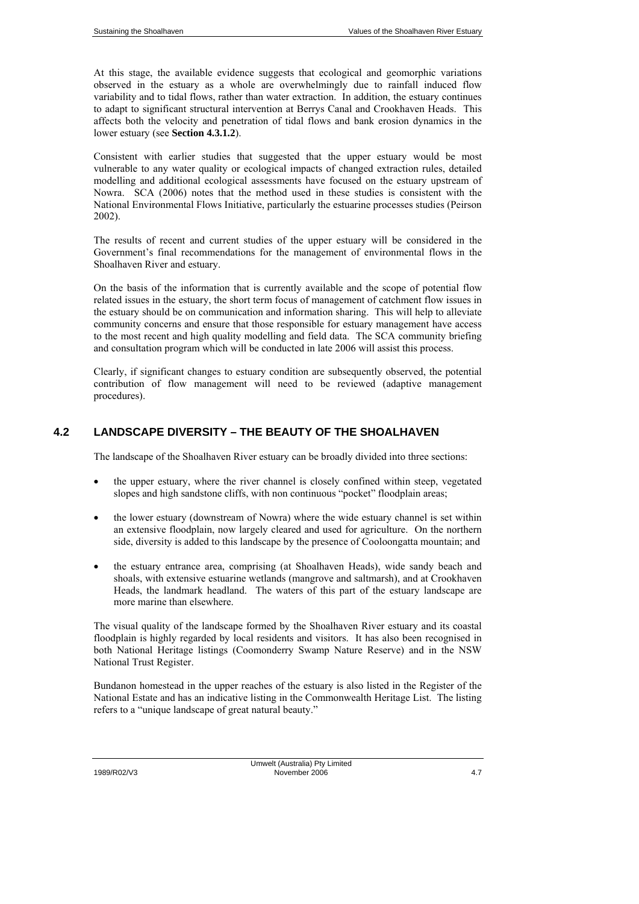At this stage, the available evidence suggests that ecological and geomorphic variations observed in the estuary as a whole are overwhelmingly due to rainfall induced flow variability and to tidal flows, rather than water extraction. In addition, the estuary continues to adapt to significant structural intervention at Berrys Canal and Crookhaven Heads. This affects both the velocity and penetration of tidal flows and bank erosion dynamics in the lower estuary (see **Section 4.3.1.2**).

Consistent with earlier studies that suggested that the upper estuary would be most vulnerable to any water quality or ecological impacts of changed extraction rules, detailed modelling and additional ecological assessments have focused on the estuary upstream of Nowra. SCA (2006) notes that the method used in these studies is consistent with the National Environmental Flows Initiative, particularly the estuarine processes studies (Peirson 2002).

The results of recent and current studies of the upper estuary will be considered in the Government's final recommendations for the management of environmental flows in the Shoalhaven River and estuary.

On the basis of the information that is currently available and the scope of potential flow related issues in the estuary, the short term focus of management of catchment flow issues in the estuary should be on communication and information sharing. This will help to alleviate community concerns and ensure that those responsible for estuary management have access to the most recent and high quality modelling and field data. The SCA community briefing and consultation program which will be conducted in late 2006 will assist this process.

Clearly, if significant changes to estuary condition are subsequently observed, the potential contribution of flow management will need to be reviewed (adaptive management procedures).

## 4.2 LANDSCAPE DIVERSITY – THE BEAUTY OF THE SHOALHAVEN

The landscape of the Shoalhaven River estuary can be broadly divided into three sections:

- the upper estuary, where the river channel is closely confined within steep, vegetated slopes and high sandstone cliffs, with non continuous "pocket" floodplain areas;
- the lower estuary (downstream of Nowra) where the wide estuary channel is set within an extensive floodplain, now largely cleared and used for agriculture. On the northern side, diversity is added to this landscape by the presence of Cooloongatta mountain; and
- the estuary entrance area, comprising (at Shoalhaven Heads), wide sandy beach and shoals, with extensive estuarine wetlands (mangrove and saltmarsh), and at Crookhaven Heads, the landmark headland. The waters of this part of the estuary landscape are more marine than elsewhere.

The visual quality of the landscape formed by the Shoalhaven River estuary and its coastal floodplain is highly regarded by local residents and visitors. It has also been recognised in both National Heritage listings (Coomonderry Swamp Nature Reserve) and in the NSW National Trust Register.

Bundanon homestead in the upper reaches of the estuary is also listed in the Register of the National Estate and has an indicative listing in the Commonwealth Heritage List. The listing refers to a "unique landscape of great natural beauty."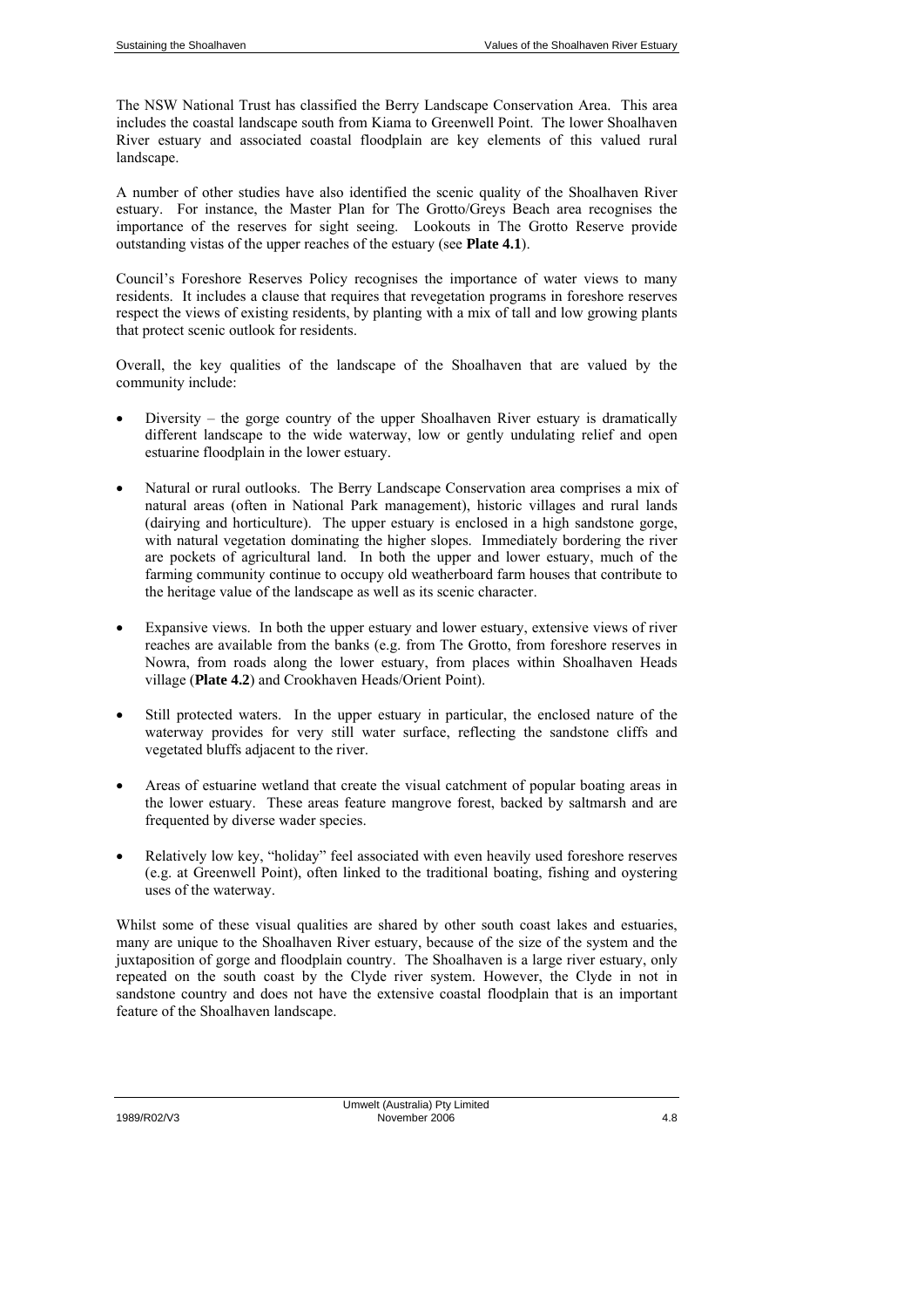The NSW National Trust has classified the Berry Landscape Conservation Area. This area includes the coastal landscape south from Kiama to Greenwell Point. The lower Shoalhaven River estuary and associated coastal floodplain are key elements of this valued rural landscape.

A number of other studies have also identified the scenic quality of the Shoalhaven River estuary. For instance, the Master Plan for The Grotto/Greys Beach area recognises the importance of the reserves for sight seeing. Lookouts in The Grotto Reserve provide outstanding vistas of the upper reaches of the estuary (see **Plate 4.1**).

Council's Foreshore Reserves Policy recognises the importance of water views to many residents. It includes a clause that requires that revegetation programs in foreshore reserves respect the views of existing residents, by planting with a mix of tall and low growing plants that protect scenic outlook for residents.

Overall, the key qualities of the landscape of the Shoalhaven that are valued by the community include:

- Diversity – the gorge country of the upper Shoalhaven River estuary is dramatically different landscape to the wide waterway, low or gently undulating relief and open estuarine floodplain in the lower estuary.
- Natural or rural outlooks. The Berry Landscape Conservation area comprises a mix of natural areas (often in National Park management), historic villages and rural lands (dairying and horticulture). The upper estuary is enclosed in a high sandstone gorge, with natural vegetation dominating the higher slopes. Immediately bordering the river are pockets of agricultural land. In both the upper and lower estuary, much of the farming community continue to occupy old weatherboard farm houses that contribute to the heritage value of the landscape as well as its scenic character.
- Expansive views. In both the upper estuary and lower estuary, extensive views of river reaches are available from the banks (e.g. from The Grotto, from foreshore reserves in Nowra, from roads along the lower estuary, from places within Shoalhaven Heads village (**Plate 4.2**) and Crookhaven Heads/Orient Point).
- Still protected waters. In the upper estuary in particular, the enclosed nature of the waterway provides for very still water surface, reflecting the sandstone cliffs and vegetated bluffs adjacent to the river.
- Areas of estuarine wetland that create the visual catchment of popular boating areas in the lower estuary. These areas feature mangrove forest, backed by saltmarsh and are frequented by diverse wader species.
- Relatively low key, "holiday" feel associated with even heavily used foreshore reserves (e.g. at Greenwell Point), often linked to the traditional boating, fishing and oystering uses of the waterway.

Whilst some of these visual qualities are shared by other south coast lakes and estuaries, many are unique to the Shoalhaven River estuary, because of the size of the system and the juxtaposition of gorge and floodplain country. The Shoalhaven is a large river estuary, only repeated on the south coast by the Clyde river system. However, the Clyde in not in sandstone country and does not have the extensive coastal floodplain that is an important feature of the Shoalhaven landscape.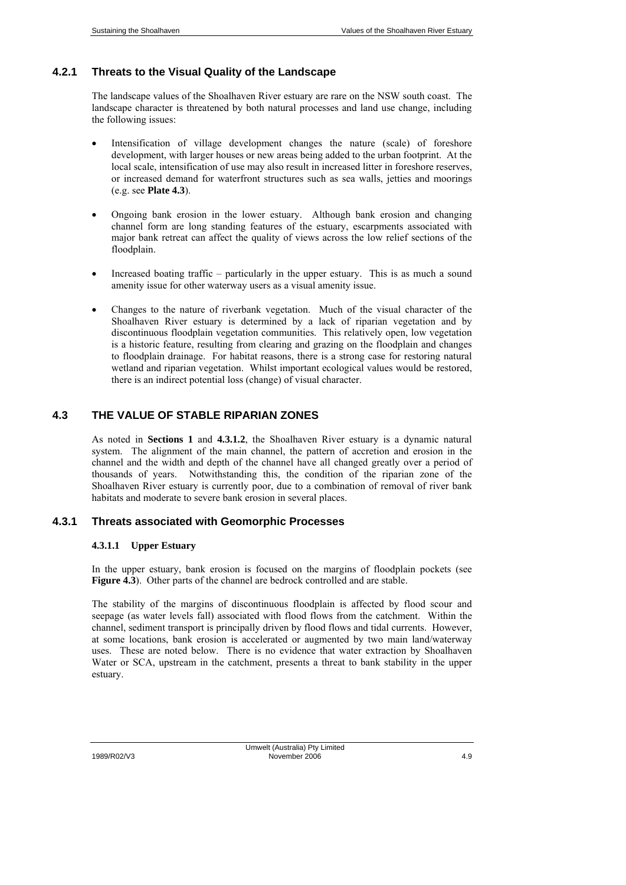### 4.2.1 Threats to the Visual Quality of the Landscape

The landscape values of the Shoalhaven River estuary are rare on the NSW south coast. The landscape character is threatened by both natural processes and land use change, including the following issues:

- Intensification of village development changes the nature (scale) of foreshore development, with larger houses or new areas being added to the urban footprint. At the local scale, intensification of use may also result in increased litter in foreshore reserves, or increased demand for waterfront structures such as sea walls, jetties and moorings (e.g. see **Plate 4.3**).
- Ongoing bank erosion in the lower estuary. Although bank erosion and changing channel form are long standing features of the estuary, escarpments associated with major bank retreat can affect the quality of views across the low relief sections of the floodplain.
- Increased boating traffic – particularly in the upper estuary. This is as much a sound amenity issue for other waterway users as a visual amenity issue.
- Changes to the nature of riverbank vegetation. Much of the visual character of the Shoalhaven River estuary is determined by a lack of riparian vegetation and by discontinuous floodplain vegetation communities. This relatively open, low vegetation is a historic feature, resulting from clearing and grazing on the floodplain and changes to floodplain drainage. For habitat reasons, there is a strong case for restoring natural wetland and riparian vegetation. Whilst important ecological values would be restored, there is an indirect potential loss (change) of visual character.

## 4.3 THE VALUE OF STABLE RIPARIAN ZONES

As noted in **Sections 1** and **4.3.1.2**, the Shoalhaven River estuary is a dynamic natural system. The alignment of the main channel, the pattern of accretion and erosion in the channel and the width and depth of the channel have all changed greatly over a period of thousands of years. Notwithstanding this, the condition of the riparian zone of the Shoalhaven River estuary is currently poor, due to a combination of removal of river bank habitats and moderate to severe bank erosion in several places.

### 4.3.1 Threats associated with Geomorphic Processes

#### 4.3.1.1 Upper Estuary

In the upper estuary, bank erosion is focused on the margins of floodplain pockets (see **Figure 4.3**). Other parts of the channel are bedrock controlled and are stable.

The stability of the margins of discontinuous floodplain is affected by flood scour and seepage (as water levels fall) associated with flood flows from the catchment. Within the channel, sediment transport is principally driven by flood flows and tidal currents. However, at some locations, bank erosion is accelerated or augmented by two main land/waterway uses. These are noted below. There is no evidence that water extraction by Shoalhaven Water or SCA, upstream in the catchment, presents a threat to bank stability in the upper estuary.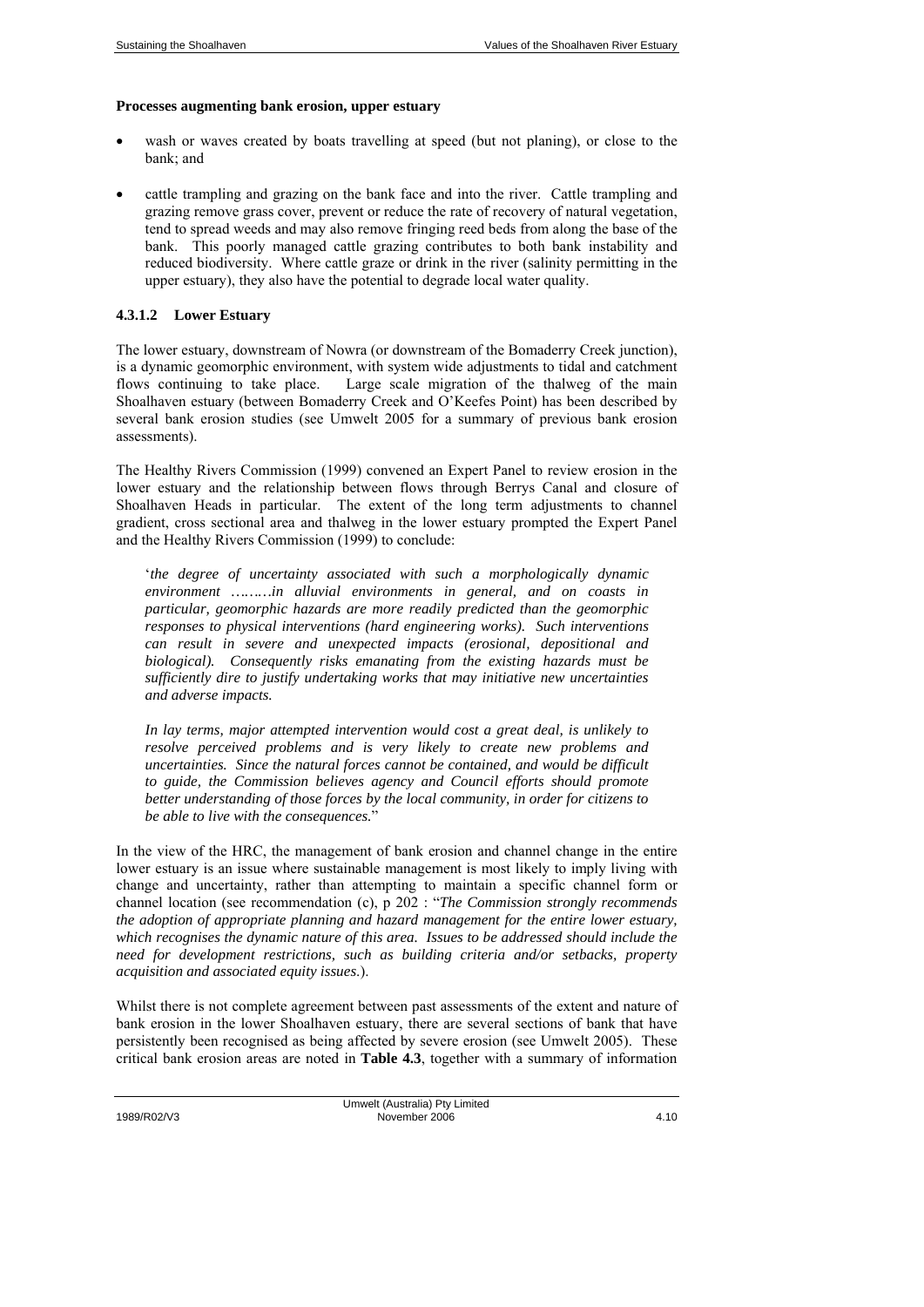**Processes augmenting bank erosion, upper estuary**

- wash or waves created by boats travelling at speed (but not planing), or close to the bank; and
- cattle trampling and grazing on the bank face and into the river. Cattle trampling and grazing remove grass cover, prevent or reduce the rate of recovery of natural vegetation, tend to spread weeds and may also remove fringing reed beds from along the base of the bank. This poorly managed cattle grazing contributes to both bank instability and reduced biodiversity. Where cattle graze or drink in the river (salinity permitting in the upper estuary), they also have the potential to degrade local water quality.

#### 4.3.1.2 Lower Estuary

The lower estuary, downstream of Nowra (or downstream of the Bomaderry Creek junction), is a dynamic geomorphic environment, with system wide adjustments to tidal and catchment flows continuing to take place. Large scale migration of the thalweg of the main Shoalhaven estuary (between Bomaderry Creek and O'Keefes Point) has been described by several bank erosion studies (see Umwelt 2005 for a summary of previous bank erosion assessments).

The Healthy Rivers Commission (1999) convened an Expert Panel to review erosion in the lower estuary and the relationship between flows through Berrys Canal and closure of Shoalhaven Heads in particular. The extent of the long term adjustments to channel gradient, cross sectional area and thalweg in the lower estuary prompted the Expert Panel and the Healthy Rivers Commission (1999) to conclude:

> '*the degree of uncertainty associated with such a morphologically dynamic environment ………in alluvial environments in general, and on coasts in particular, geomorphic hazards are more readily predicted than the geomorphic responses to physical interventions (hard engineering works). Such interventions can result in severe and unexpected impacts (erosional, depositional and biological). Consequently risks emanating from the existing hazards must be sufficiently dire to justify undertaking works that may initiative new uncertainties and adverse impacts.*
>
> *In lay terms, major attempted intervention would cost a great deal, is unlikely to resolve perceived problems and is very likely to create new problems and uncertainties. Since the natural forces cannot be contained, and would be difficult to guide, the Commission believes agency and Council efforts should promote better understanding of those forces by the local community, in order for citizens to be able to live with the consequences.*"

In the view of the HRC, the management of bank erosion and channel change in the entire lower estuary is an issue where sustainable management is most likely to imply living with change and uncertainty, rather than attempting to maintain a specific channel form or channel location (see recommendation (c), p 202 : "*The Commission strongly recommends the adoption of appropriate planning and hazard management for the entire lower estuary, which recognises the dynamic nature of this area. Issues to be addressed should include the need for development restrictions, such as building criteria and/or setbacks, property acquisition and associated equity issues.*).

Whilst there is not complete agreement between past assessments of the extent and nature of bank erosion in the lower Shoalhaven estuary, there are several sections of bank that have persistently been recognised as being affected by severe erosion (see Umwelt 2005). These critical bank erosion areas are noted in **Table 4.3**, together with a summary of information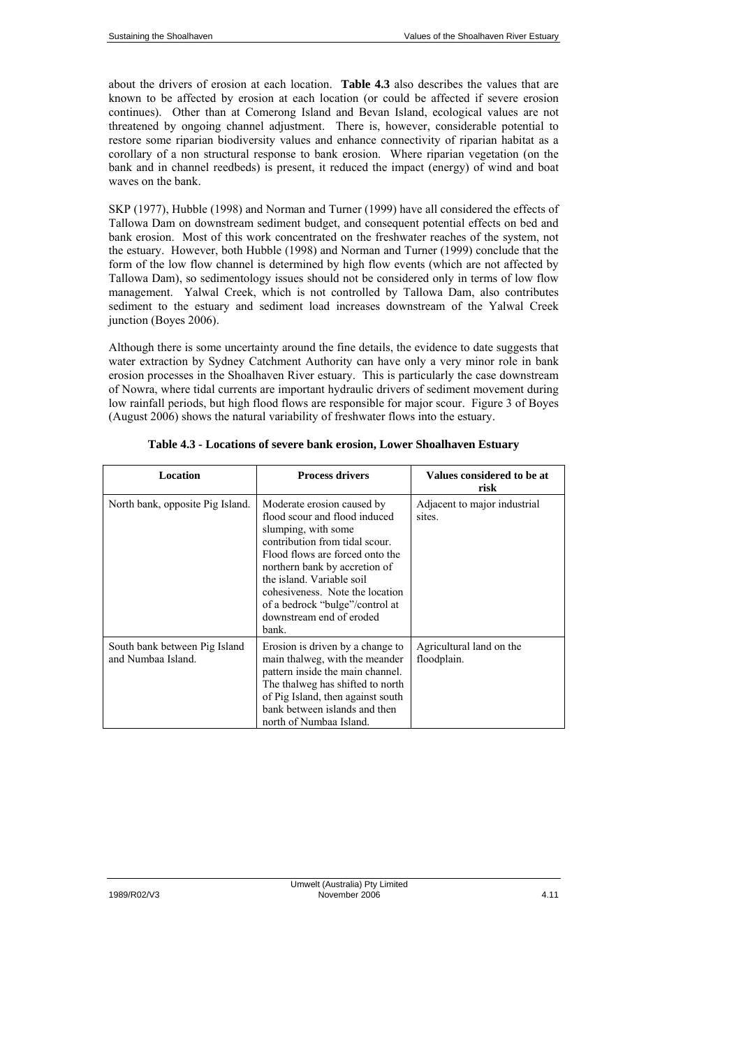about the drivers of erosion at each location. **Table 4.3** also describes the values that are known to be affected by erosion at each location (or could be affected if severe erosion continues). Other than at Comerong Island and Bevan Island, ecological values are not threatened by ongoing channel adjustment. There is, however, considerable potential to restore some riparian biodiversity values and enhance connectivity of riparian habitat as a corollary of a non structural response to bank erosion. Where riparian vegetation (on the bank and in channel reedbeds) is present, it reduced the impact (energy) of wind and boat waves on the bank.

SKP (1977), Hubble (1998) and Norman and Turner (1999) have all considered the effects of Tallowa Dam on downstream sediment budget, and consequent potential effects on bed and bank erosion. Most of this work concentrated on the freshwater reaches of the system, not the estuary. However, both Hubble (1998) and Norman and Turner (1999) conclude that the form of the low flow channel is determined by high flow events (which are not affected by Tallowa Dam), so sedimentology issues should not be considered only in terms of low flow management. Yalwal Creek, which is not controlled by Tallowa Dam, also contributes sediment to the estuary and sediment load increases downstream of the Yalwal Creek junction (Boyes 2006).

Although there is some uncertainty around the fine details, the evidence to date suggests that water extraction by Sydney Catchment Authority can have only a very minor role in bank erosion processes in the Shoalhaven River estuary. This is particularly the case downstream of Nowra, where tidal currents are important hydraulic drivers of sediment movement during low rainfall periods, but high flood flows are responsible for major scour. Figure 3 of Boyes (August 2006) shows the natural variability of freshwater flows into the estuary.

**Table 4.3 - Locations of severe bank erosion, Lower Shoalhaven Estuary**

| Location | Process drivers | Values considered to be at risk |
|---|---|---|
| North bank, opposite Pig Island. | Moderate erosion caused by flood scour and flood induced slumping, with some contribution from tidal scour. Flood flows are forced onto the northern bank by accretion of the island. Variable soil cohesiveness. Note the location of a bedrock "bulge"/control at downstream end of eroded bank. | Adjacent to major industrial sites. |
| South bank between Pig Island and Numbaa Island. | Erosion is driven by a change to main thalweg, with the meander pattern inside the main channel. The thalweg has shifted to north of Pig Island, then against south bank between islands and then north of Numbaa Island. | Agricultural land on the floodplain. |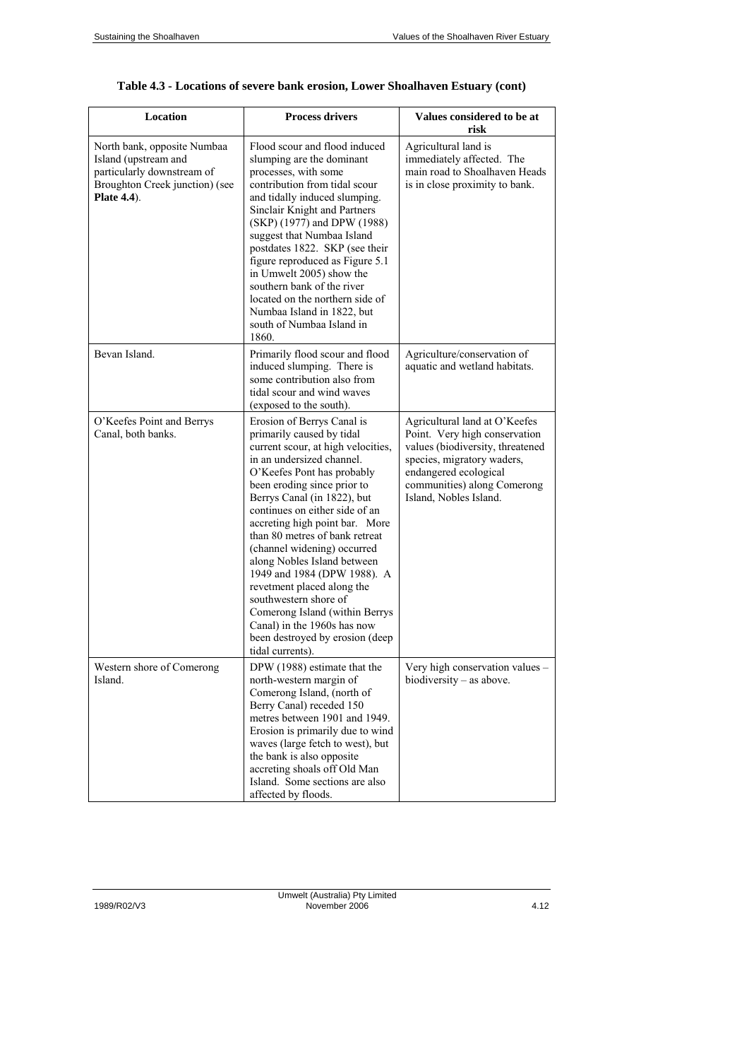**Table 4.3 - Locations of severe bank erosion, Lower Shoalhaven Estuary (cont)**

| Location | Process drivers | Values considered to be at risk |
|---|---|---|
| North bank, opposite Numbaa Island (upstream and particularly downstream of Broughton Creek junction) (see **Plate 4.4**). | Flood scour and flood induced slumping are the dominant processes, with some contribution from tidal scour and tidally induced slumping. Sinclair Knight and Partners (SKP) (1977) and DPW (1988) suggest that Numbaa Island postdates 1822. SKP (see their figure reproduced as Figure 5.1 in Umwelt 2005) show the southern bank of the river located on the northern side of Numbaa Island in 1822, but south of Numbaa Island in 1860. | Agricultural land is immediately affected. The main road to Shoalhaven Heads is in close proximity to bank. |
| Bevan Island. | Primarily flood scour and flood induced slumping. There is some contribution also from tidal scour and wind waves (exposed to the south). | Agriculture/conservation of aquatic and wetland habitats. |
| O'Keefes Point and Berrys Canal, both banks. | Erosion of Berrys Canal is primarily caused by tidal current scour, at high velocities, in an undersized channel. O'Keefes Pont has probably been eroding since prior to Berrys Canal (in 1822), but continues on either side of an accreting high point bar. More than 80 metres of bank retreat (channel widening) occurred along Nobles Island between 1949 and 1984 (DPW 1988). A revetment placed along the southwestern shore of Comerong Island (within Berrys Canal) in the 1960s has now been destroyed by erosion (deep tidal currents). | Agricultural land at O'Keefes Point. Very high conservation values (biodiversity, threatened species, migratory waders, endangered ecological communities) along Comerong Island, Nobles Island. |
| Western shore of Comerong Island. | DPW (1988) estimate that the north-western margin of Comerong Island, (north of Berry Canal) receded 150 metres between 1901 and 1949. Erosion is primarily due to wind waves (large fetch to west), but the bank is also opposite accreting shoals off Old Man Island. Some sections are also affected by floods. | Very high conservation values – biodiversity – as above. |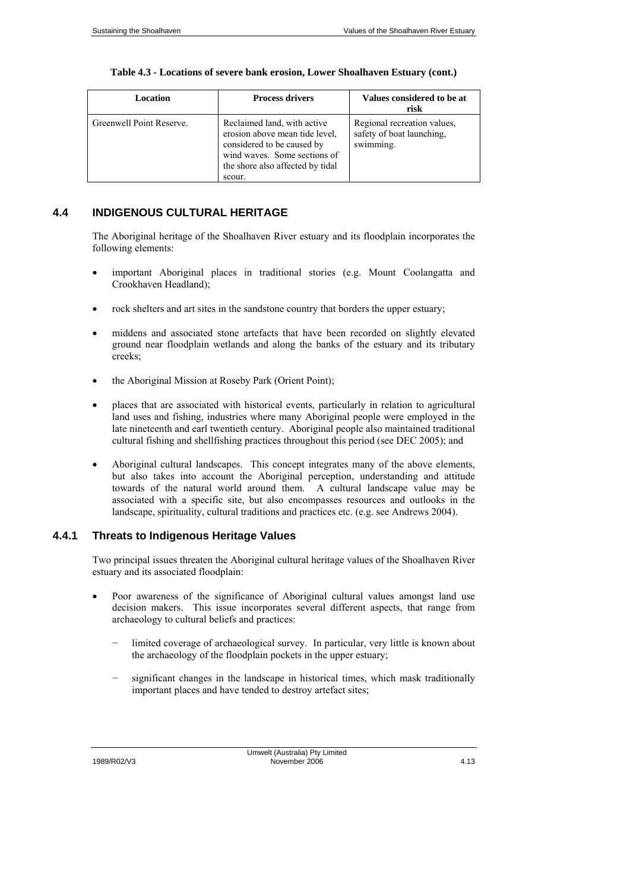**Table 4.3 - Locations of severe bank erosion, Lower Shoalhaven Estuary (cont.)**

| Location | Process drivers | Values considered to be at risk |
|---|---|---|
| Greenwell Point Reserve. | Reclaimed land, with active erosion above mean tide level, considered to be caused by wind waves. Some sections of the shore also affected by tidal scour. | Regional recreation values, safety of boat launching, swimming. |

## 4.4 INDIGENOUS CULTURAL HERITAGE

The Aboriginal heritage of the Shoalhaven River estuary and its floodplain incorporates the following elements:

- important Aboriginal places in traditional stories (e.g. Mount Coolangatta and Crookhaven Headland);
- rock shelters and art sites in the sandstone country that borders the upper estuary;
- middens and associated stone artefacts that have been recorded on slightly elevated ground near floodplain wetlands and along the banks of the estuary and its tributary creeks;
- the Aboriginal Mission at Roseby Park (Orient Point);
- places that are associated with historical events, particularly in relation to agricultural land uses and fishing, industries where many Aboriginal people were employed in the late nineteenth and earl twentieth century. Aboriginal people also maintained traditional cultural fishing and shellfishing practices throughout this period (see DEC 2005); and
- Aboriginal cultural landscapes. This concept integrates many of the above elements, but also takes into account the Aboriginal perception, understanding and attitude towards of the natural world around them. A cultural landscape value may be associated with a specific site, but also encompasses resources and outlooks in the landscape, spirituality, cultural traditions and practices etc. (e.g. see Andrews 2004).

### 4.4.1 Threats to Indigenous Heritage Values

Two principal issues threaten the Aboriginal cultural heritage values of the Shoalhaven River estuary and its associated floodplain:

- Poor awareness of the significance of Aboriginal cultural values amongst land use decision makers. This issue incorporates several different aspects, that range from archaeology to cultural beliefs and practices:
  - limited coverage of archaeological survey. In particular, very little is known about the archaeology of the floodplain pockets in the upper estuary;
  - significant changes in the landscape in historical times, which mask traditionally important places and have tended to destroy artefact sites;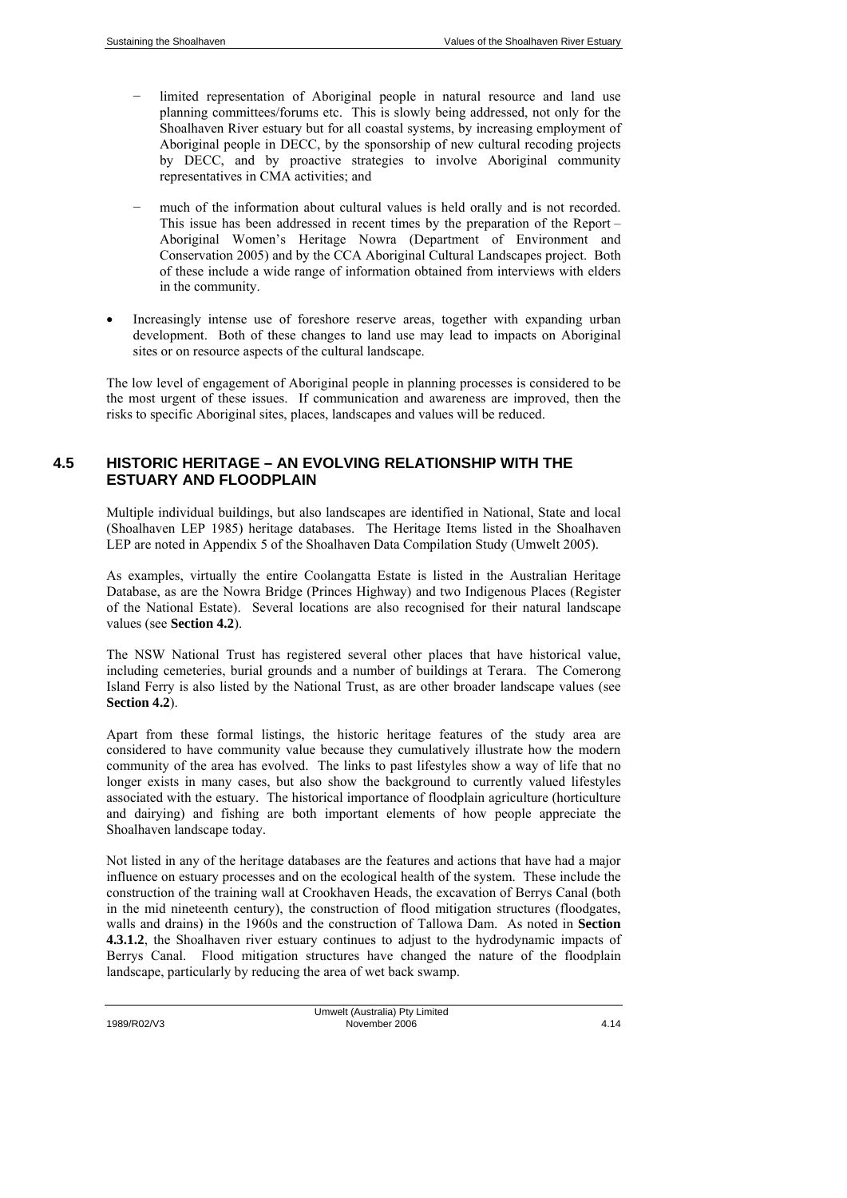- limited representation of Aboriginal people in natural resource and land use planning committees/forums etc. This is slowly being addressed, not only for the Shoalhaven River estuary but for all coastal systems, by increasing employment of Aboriginal people in DECC, by the sponsorship of new cultural recoding projects by DECC, and by proactive strategies to involve Aboriginal community representatives in CMA activities; and

  - much of the information about cultural values is held orally and is not recorded. This issue has been addressed in recent times by the preparation of the Report – Aboriginal Women's Heritage Nowra (Department of Environment and Conservation 2005) and by the CCA Aboriginal Cultural Landscapes project. Both of these include a wide range of information obtained from interviews with elders in the community.

- Increasingly intense use of foreshore reserve areas, together with expanding urban development. Both of these changes to land use may lead to impacts on Aboriginal sites or on resource aspects of the cultural landscape.

The low level of engagement of Aboriginal people in planning processes is considered to be the most urgent of these issues. If communication and awareness are improved, then the risks to specific Aboriginal sites, places, landscapes and values will be reduced.

## 4.5 HISTORIC HERITAGE – AN EVOLVING RELATIONSHIP WITH THE ESTUARY AND FLOODPLAIN

Multiple individual buildings, but also landscapes are identified in National, State and local (Shoalhaven LEP 1985) heritage databases. The Heritage Items listed in the Shoalhaven LEP are noted in Appendix 5 of the Shoalhaven Data Compilation Study (Umwelt 2005).

As examples, virtually the entire Coolangatta Estate is listed in the Australian Heritage Database, as are the Nowra Bridge (Princes Highway) and two Indigenous Places (Register of the National Estate). Several locations are also recognised for their natural landscape values (see **Section 4.2**).

The NSW National Trust has registered several other places that have historical value, including cemeteries, burial grounds and a number of buildings at Terara. The Comerong Island Ferry is also listed by the National Trust, as are other broader landscape values (see **Section 4.2**).

Apart from these formal listings, the historic heritage features of the study area are considered to have community value because they cumulatively illustrate how the modern community of the area has evolved. The links to past lifestyles show a way of life that no longer exists in many cases, but also show the background to currently valued lifestyles associated with the estuary. The historical importance of floodplain agriculture (horticulture and dairying) and fishing are both important elements of how people appreciate the Shoalhaven landscape today.

Not listed in any of the heritage databases are the features and actions that have had a major influence on estuary processes and on the ecological health of the system. These include the construction of the training wall at Crookhaven Heads, the excavation of Berrys Canal (both in the mid nineteenth century), the construction of flood mitigation structures (floodgates, walls and drains) in the 1960s and the construction of Tallowa Dam. As noted in **Section 4.3.1.2**, the Shoalhaven river estuary continues to adjust to the hydrodynamic impacts of Berrys Canal. Flood mitigation structures have changed the nature of the floodplain landscape, particularly by reducing the area of wet back swamp.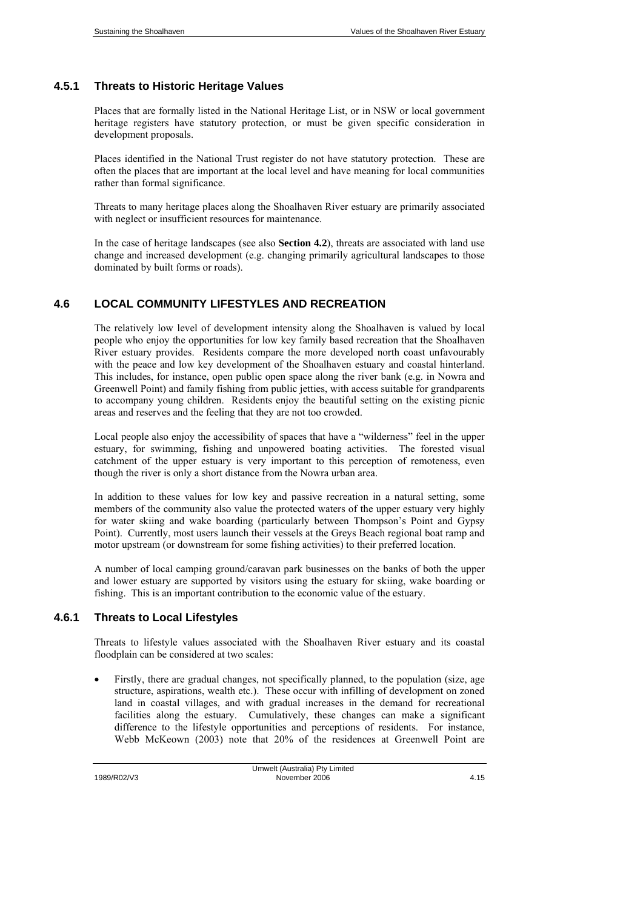### 4.5.1 Threats to Historic Heritage Values

Places that are formally listed in the National Heritage List, or in NSW or local government heritage registers have statutory protection, or must be given specific consideration in development proposals.

Places identified in the National Trust register do not have statutory protection. These are often the places that are important at the local level and have meaning for local communities rather than formal significance.

Threats to many heritage places along the Shoalhaven River estuary are primarily associated with neglect or insufficient resources for maintenance.

In the case of heritage landscapes (see also **Section 4.2**), threats are associated with land use change and increased development (e.g. changing primarily agricultural landscapes to those dominated by built forms or roads).

## 4.6 LOCAL COMMUNITY LIFESTYLES AND RECREATION

The relatively low level of development intensity along the Shoalhaven is valued by local people who enjoy the opportunities for low key family based recreation that the Shoalhaven River estuary provides. Residents compare the more developed north coast unfavourably with the peace and low key development of the Shoalhaven estuary and coastal hinterland. This includes, for instance, open public open space along the river bank (e.g. in Nowra and Greenwell Point) and family fishing from public jetties, with access suitable for grandparents to accompany young children. Residents enjoy the beautiful setting on the existing picnic areas and reserves and the feeling that they are not too crowded.

Local people also enjoy the accessibility of spaces that have a "wilderness" feel in the upper estuary, for swimming, fishing and unpowered boating activities. The forested visual catchment of the upper estuary is very important to this perception of remoteness, even though the river is only a short distance from the Nowra urban area.

In addition to these values for low key and passive recreation in a natural setting, some members of the community also value the protected waters of the upper estuary very highly for water skiing and wake boarding (particularly between Thompson's Point and Gypsy Point). Currently, most users launch their vessels at the Greys Beach regional boat ramp and motor upstream (or downstream for some fishing activities) to their preferred location.

A number of local camping ground/caravan park businesses on the banks of both the upper and lower estuary are supported by visitors using the estuary for skiing, wake boarding or fishing. This is an important contribution to the economic value of the estuary.

### 4.6.1 Threats to Local Lifestyles

Threats to lifestyle values associated with the Shoalhaven River estuary and its coastal floodplain can be considered at two scales:

- Firstly, there are gradual changes, not specifically planned, to the population (size, age structure, aspirations, wealth etc.). These occur with infilling of development on zoned land in coastal villages, and with gradual increases in the demand for recreational facilities along the estuary. Cumulatively, these changes can make a significant difference to the lifestyle opportunities and perceptions of residents. For instance, Webb McKeown (2003) note that 20% of the residences at Greenwell Point are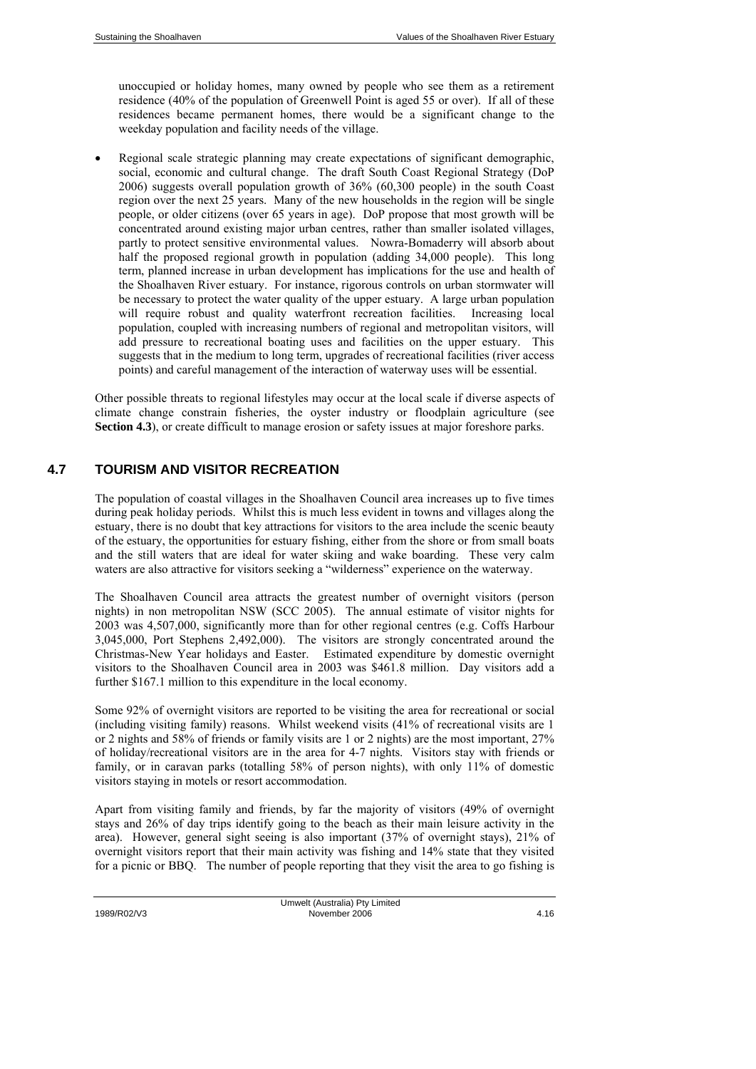unoccupied or holiday homes, many owned by people who see them as a retirement residence (40% of the population of Greenwell Point is aged 55 or over). If all of these residences became permanent homes, there would be a significant change to the weekday population and facility needs of the village.

- Regional scale strategic planning may create expectations of significant demographic, social, economic and cultural change. The draft South Coast Regional Strategy (DoP 2006) suggests overall population growth of 36% (60,300 people) in the south Coast region over the next 25 years. Many of the new households in the region will be single people, or older citizens (over 65 years in age). DoP propose that most growth will be concentrated around existing major urban centres, rather than smaller isolated villages, partly to protect sensitive environmental values. Nowra-Bomaderry will absorb about half the proposed regional growth in population (adding 34,000 people). This long term, planned increase in urban development has implications for the use and health of the Shoalhaven River estuary. For instance, rigorous controls on urban stormwater will be necessary to protect the water quality of the upper estuary. A large urban population will require robust and quality waterfront recreation facilities. Increasing local population, coupled with increasing numbers of regional and metropolitan visitors, will add pressure to recreational boating uses and facilities on the upper estuary. This suggests that in the medium to long term, upgrades of recreational facilities (river access points) and careful management of the interaction of waterway uses will be essential.

Other possible threats to regional lifestyles may occur at the local scale if diverse aspects of climate change constrain fisheries, the oyster industry or floodplain agriculture (see **Section 4.3**), or create difficult to manage erosion or safety issues at major foreshore parks.

## 4.7 TOURISM AND VISITOR RECREATION

The population of coastal villages in the Shoalhaven Council area increases up to five times during peak holiday periods. Whilst this is much less evident in towns and villages along the estuary, there is no doubt that key attractions for visitors to the area include the scenic beauty of the estuary, the opportunities for estuary fishing, either from the shore or from small boats and the still waters that are ideal for water skiing and wake boarding. These very calm waters are also attractive for visitors seeking a "wilderness" experience on the waterway.

The Shoalhaven Council area attracts the greatest number of overnight visitors (person nights) in non metropolitan NSW (SCC 2005). The annual estimate of visitor nights for 2003 was 4,507,000, significantly more than for other regional centres (e.g. Coffs Harbour 3,045,000, Port Stephens 2,492,000). The visitors are strongly concentrated around the Christmas-New Year holidays and Easter. Estimated expenditure by domestic overnight visitors to the Shoalhaven Council area in 2003 was $461.8 million. Day visitors add a further $167.1 million to this expenditure in the local economy.

Some 92% of overnight visitors are reported to be visiting the area for recreational or social (including visiting family) reasons. Whilst weekend visits (41% of recreational visits are 1 or 2 nights and 58% of friends or family visits are 1 or 2 nights) are the most important, 27% of holiday/recreational visitors are in the area for 4-7 nights. Visitors stay with friends or family, or in caravan parks (totalling 58% of person nights), with only 11% of domestic visitors staying in motels or resort accommodation.

Apart from visiting family and friends, by far the majority of visitors (49% of overnight stays and 26% of day trips identify going to the beach as their main leisure activity in the area). However, general sight seeing is also important (37% of overnight stays), 21% of overnight visitors report that their main activity was fishing and 14% state that they visited for a picnic or BBQ. The number of people reporting that they visit the area to go fishing is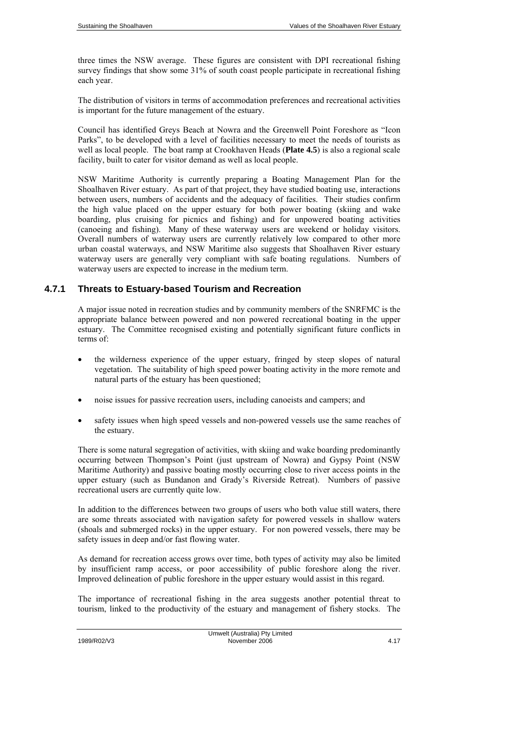three times the NSW average. These figures are consistent with DPI recreational fishing survey findings that show some 31% of south coast people participate in recreational fishing each year.

The distribution of visitors in terms of accommodation preferences and recreational activities is important for the future management of the estuary.

Council has identified Greys Beach at Nowra and the Greenwell Point Foreshore as "Icon Parks", to be developed with a level of facilities necessary to meet the needs of tourists as well as local people. The boat ramp at Crookhaven Heads (**Plate 4.5**) is also a regional scale facility, built to cater for visitor demand as well as local people.

NSW Maritime Authority is currently preparing a Boating Management Plan for the Shoalhaven River estuary. As part of that project, they have studied boating use, interactions between users, numbers of accidents and the adequacy of facilities. Their studies confirm the high value placed on the upper estuary for both power boating (skiing and wake boarding, plus cruising for picnics and fishing) and for unpowered boating activities (canoeing and fishing). Many of these waterway users are weekend or holiday visitors. Overall numbers of waterway users are currently relatively low compared to other more urban coastal waterways, and NSW Maritime also suggests that Shoalhaven River estuary waterway users are generally very compliant with safe boating regulations. Numbers of waterway users are expected to increase in the medium term.

### 4.7.1 Threats to Estuary-based Tourism and Recreation

A major issue noted in recreation studies and by community members of the SNRFMC is the appropriate balance between powered and non powered recreational boating in the upper estuary. The Committee recognised existing and potentially significant future conflicts in terms of:

- the wilderness experience of the upper estuary, fringed by steep slopes of natural vegetation. The suitability of high speed power boating activity in the more remote and natural parts of the estuary has been questioned;
- noise issues for passive recreation users, including canoeists and campers; and
- safety issues when high speed vessels and non-powered vessels use the same reaches of the estuary.

There is some natural segregation of activities, with skiing and wake boarding predominantly occurring between Thompson's Point (just upstream of Nowra) and Gypsy Point (NSW Maritime Authority) and passive boating mostly occurring close to river access points in the upper estuary (such as Bundanon and Grady's Riverside Retreat). Numbers of passive recreational users are currently quite low.

In addition to the differences between two groups of users who both value still waters, there are some threats associated with navigation safety for powered vessels in shallow waters (shoals and submerged rocks) in the upper estuary. For non powered vessels, there may be safety issues in deep and/or fast flowing water.

As demand for recreation access grows over time, both types of activity may also be limited by insufficient ramp access, or poor accessibility of public foreshore along the river. Improved delineation of public foreshore in the upper estuary would assist in this regard.

The importance of recreational fishing in the area suggests another potential threat to tourism, linked to the productivity of the estuary and management of fishery stocks. The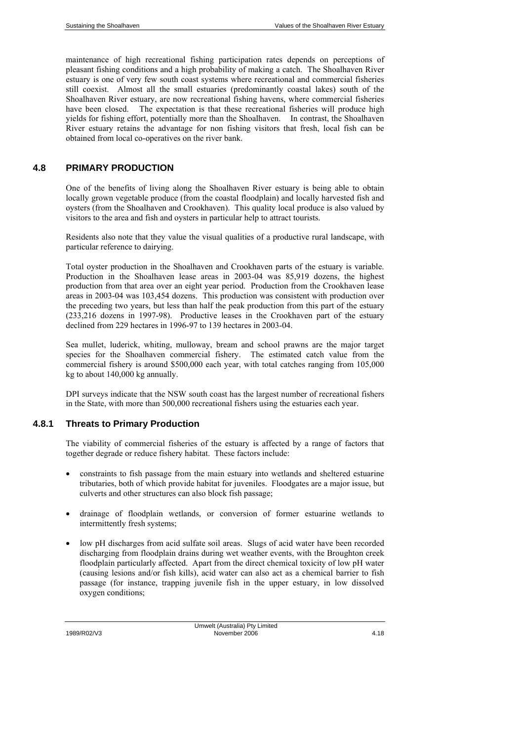maintenance of high recreational fishing participation rates depends on perceptions of pleasant fishing conditions and a high probability of making a catch. The Shoalhaven River estuary is one of very few south coast systems where recreational and commercial fisheries still coexist. Almost all the small estuaries (predominantly coastal lakes) south of the Shoalhaven River estuary, are now recreational fishing havens, where commercial fisheries have been closed. The expectation is that these recreational fisheries will produce high yields for fishing effort, potentially more than the Shoalhaven. In contrast, the Shoalhaven River estuary retains the advantage for non fishing visitors that fresh, local fish can be obtained from local co-operatives on the river bank.

## 4.8 PRIMARY PRODUCTION

One of the benefits of living along the Shoalhaven River estuary is being able to obtain locally grown vegetable produce (from the coastal floodplain) and locally harvested fish and oysters (from the Shoalhaven and Crookhaven). This quality local produce is also valued by visitors to the area and fish and oysters in particular help to attract tourists.

Residents also note that they value the visual qualities of a productive rural landscape, with particular reference to dairying.

Total oyster production in the Shoalhaven and Crookhaven parts of the estuary is variable. Production in the Shoalhaven lease areas in 2003-04 was 85,919 dozens, the highest production from that area over an eight year period. Production from the Crookhaven lease areas in 2003-04 was 103,454 dozens. This production was consistent with production over the preceding two years, but less than half the peak production from this part of the estuary (233,216 dozens in 1997-98). Productive leases in the Crookhaven part of the estuary declined from 229 hectares in 1996-97 to 139 hectares in 2003-04.

Sea mullet, luderick, whiting, mulloway, bream and school prawns are the major target species for the Shoalhaven commercial fishery. The estimated catch value from the commercial fishery is around $500,000 each year, with total catches ranging from 105,000 kg to about 140,000 kg annually.

DPI surveys indicate that the NSW south coast has the largest number of recreational fishers in the State, with more than 500,000 recreational fishers using the estuaries each year.

### 4.8.1 Threats to Primary Production

The viability of commercial fisheries of the estuary is affected by a range of factors that together degrade or reduce fishery habitat. These factors include:

- constraints to fish passage from the main estuary into wetlands and sheltered estuarine tributaries, both of which provide habitat for juveniles. Floodgates are a major issue, but culverts and other structures can also block fish passage;
- drainage of floodplain wetlands, or conversion of former estuarine wetlands to intermittently fresh systems;
- low pH discharges from acid sulfate soil areas. Slugs of acid water have been recorded discharging from floodplain drains during wet weather events, with the Broughton creek floodplain particularly affected. Apart from the direct chemical toxicity of low pH water (causing lesions and/or fish kills), acid water can also act as a chemical barrier to fish passage (for instance, trapping juvenile fish in the upper estuary, in low dissolved oxygen conditions;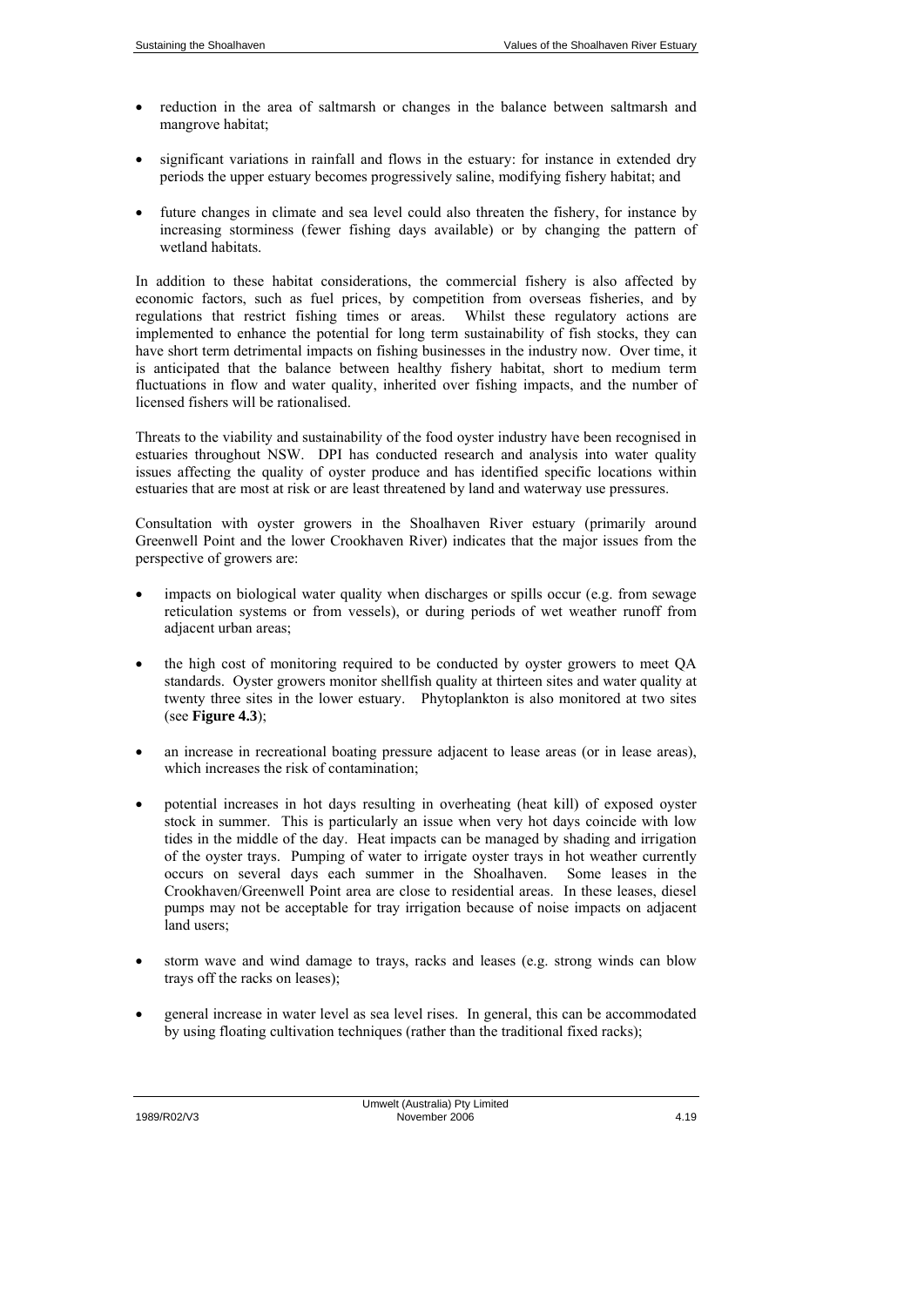- reduction in the area of saltmarsh or changes in the balance between saltmarsh and mangrove habitat;

- significant variations in rainfall and flows in the estuary: for instance in extended dry periods the upper estuary becomes progressively saline, modifying fishery habitat; and

- future changes in climate and sea level could also threaten the fishery, for instance by increasing storminess (fewer fishing days available) or by changing the pattern of wetland habitats.

In addition to these habitat considerations, the commercial fishery is also affected by economic factors, such as fuel prices, by competition from overseas fisheries, and by regulations that restrict fishing times or areas. Whilst these regulatory actions are implemented to enhance the potential for long term sustainability of fish stocks, they can have short term detrimental impacts on fishing businesses in the industry now. Over time, it is anticipated that the balance between healthy fishery habitat, short to medium term fluctuations in flow and water quality, inherited over fishing impacts, and the number of licensed fishers will be rationalised.

Threats to the viability and sustainability of the food oyster industry have been recognised in estuaries throughout NSW. DPI has conducted research and analysis into water quality issues affecting the quality of oyster produce and has identified specific locations within estuaries that are most at risk or are least threatened by land and waterway use pressures.

Consultation with oyster growers in the Shoalhaven River estuary (primarily around Greenwell Point and the lower Crookhaven River) indicates that the major issues from the perspective of growers are:

- impacts on biological water quality when discharges or spills occur (e.g. from sewage reticulation systems or from vessels), or during periods of wet weather runoff from adjacent urban areas;

- the high cost of monitoring required to be conducted by oyster growers to meet QA standards. Oyster growers monitor shellfish quality at thirteen sites and water quality at twenty three sites in the lower estuary. Phytoplankton is also monitored at two sites (see **Figure 4.3**);

- an increase in recreational boating pressure adjacent to lease areas (or in lease areas), which increases the risk of contamination;

- potential increases in hot days resulting in overheating (heat kill) of exposed oyster stock in summer. This is particularly an issue when very hot days coincide with low tides in the middle of the day. Heat impacts can be managed by shading and irrigation of the oyster trays. Pumping of water to irrigate oyster trays in hot weather currently occurs on several days each summer in the Shoalhaven. Some leases in the Crookhaven/Greenwell Point area are close to residential areas. In these leases, diesel pumps may not be acceptable for tray irrigation because of noise impacts on adjacent land users;

- storm wave and wind damage to trays, racks and leases (e.g. strong winds can blow trays off the racks on leases);

- general increase in water level as sea level rises. In general, this can be accommodated by using floating cultivation techniques (rather than the traditional fixed racks);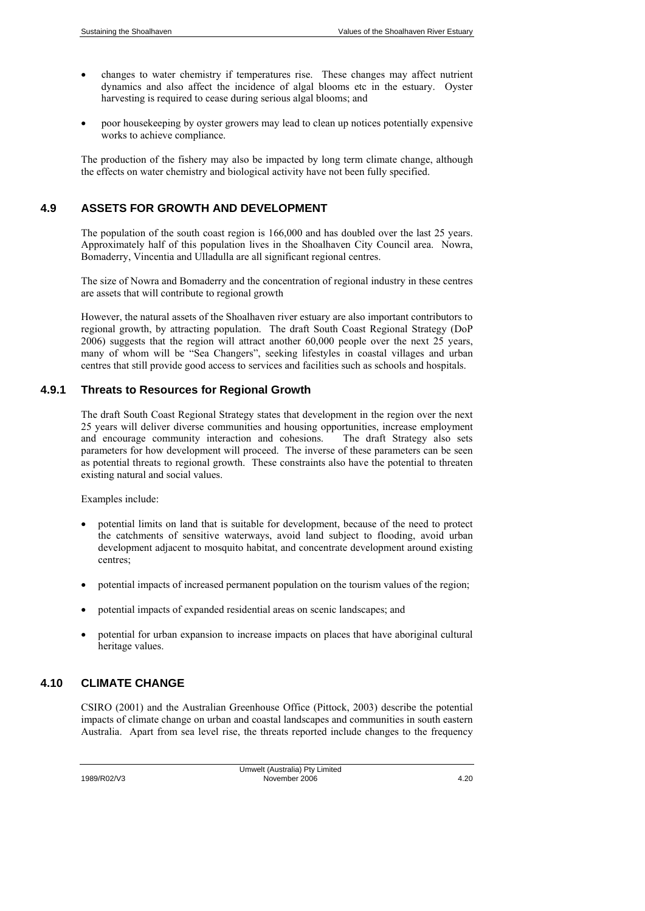- changes to water chemistry if temperatures rise. These changes may affect nutrient dynamics and also affect the incidence of algal blooms etc in the estuary. Oyster harvesting is required to cease during serious algal blooms; and

- poor housekeeping by oyster growers may lead to clean up notices potentially expensive works to achieve compliance.

The production of the fishery may also be impacted by long term climate change, although the effects on water chemistry and biological activity have not been fully specified.

## 4.9 ASSETS FOR GROWTH AND DEVELOPMENT

The population of the south coast region is 166,000 and has doubled over the last 25 years. Approximately half of this population lives in the Shoalhaven City Council area. Nowra, Bomaderry, Vincentia and Ulladulla are all significant regional centres.

The size of Nowra and Bomaderry and the concentration of regional industry in these centres are assets that will contribute to regional growth

However, the natural assets of the Shoalhaven river estuary are also important contributors to regional growth, by attracting population. The draft South Coast Regional Strategy (DoP 2006) suggests that the region will attract another 60,000 people over the next 25 years, many of whom will be "Sea Changers", seeking lifestyles in coastal villages and urban centres that still provide good access to services and facilities such as schools and hospitals.

### 4.9.1 Threats to Resources for Regional Growth

The draft South Coast Regional Strategy states that development in the region over the next 25 years will deliver diverse communities and housing opportunities, increase employment and encourage community interaction and cohesions. The draft Strategy also sets parameters for how development will proceed. The inverse of these parameters can be seen as potential threats to regional growth. These constraints also have the potential to threaten existing natural and social values.

Examples include:

- potential limits on land that is suitable for development, because of the need to protect the catchments of sensitive waterways, avoid land subject to flooding, avoid urban development adjacent to mosquito habitat, and concentrate development around existing centres;

- potential impacts of increased permanent population on the tourism values of the region;

- potential impacts of expanded residential areas on scenic landscapes; and

- potential for urban expansion to increase impacts on places that have aboriginal cultural heritage values.

## 4.10 CLIMATE CHANGE

CSIRO (2001) and the Australian Greenhouse Office (Pittock, 2003) describe the potential impacts of climate change on urban and coastal landscapes and communities in south eastern Australia. Apart from sea level rise, the threats reported include changes to the frequency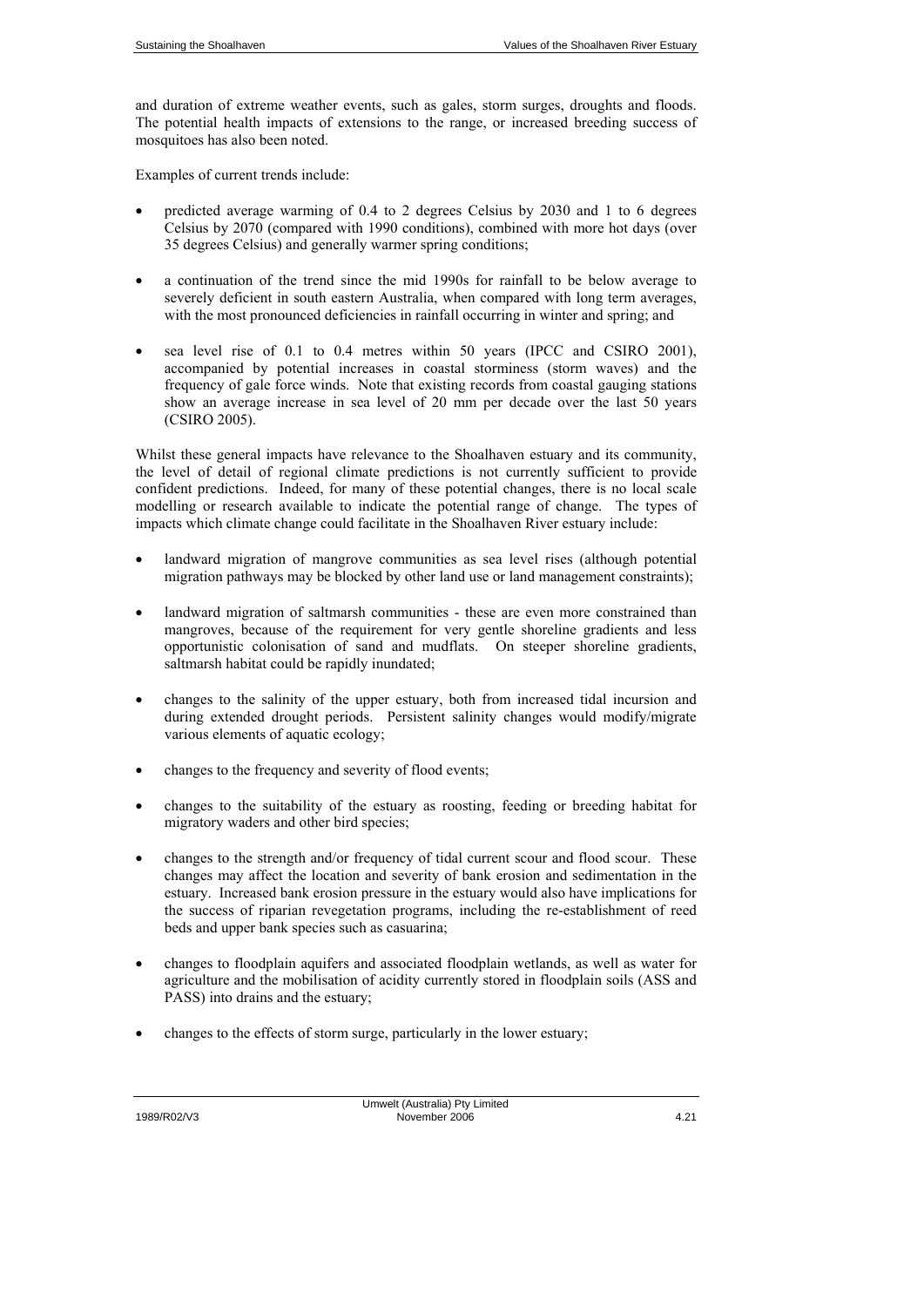and duration of extreme weather events, such as gales, storm surges, droughts and floods. The potential health impacts of extensions to the range, or increased breeding success of mosquitoes has also been noted.

Examples of current trends include:

- predicted average warming of 0.4 to 2 degrees Celsius by 2030 and 1 to 6 degrees Celsius by 2070 (compared with 1990 conditions), combined with more hot days (over 35 degrees Celsius) and generally warmer spring conditions;
- a continuation of the trend since the mid 1990s for rainfall to be below average to severely deficient in south eastern Australia, when compared with long term averages, with the most pronounced deficiencies in rainfall occurring in winter and spring; and
- sea level rise of 0.1 to 0.4 metres within 50 years (IPCC and CSIRO 2001), accompanied by potential increases in coastal storminess (storm waves) and the frequency of gale force winds. Note that existing records from coastal gauging stations show an average increase in sea level of 20 mm per decade over the last 50 years (CSIRO 2005).

Whilst these general impacts have relevance to the Shoalhaven estuary and its community, the level of detail of regional climate predictions is not currently sufficient to provide confident predictions. Indeed, for many of these potential changes, there is no local scale modelling or research available to indicate the potential range of change. The types of impacts which climate change could facilitate in the Shoalhaven River estuary include:

- landward migration of mangrove communities as sea level rises (although potential migration pathways may be blocked by other land use or land management constraints);
- landward migration of saltmarsh communities - these are even more constrained than mangroves, because of the requirement for very gentle shoreline gradients and less opportunistic colonisation of sand and mudflats. On steeper shoreline gradients, saltmarsh habitat could be rapidly inundated;
- changes to the salinity of the upper estuary, both from increased tidal incursion and during extended drought periods. Persistent salinity changes would modify/migrate various elements of aquatic ecology;
- changes to the frequency and severity of flood events;
- changes to the suitability of the estuary as roosting, feeding or breeding habitat for migratory waders and other bird species;
- changes to the strength and/or frequency of tidal current scour and flood scour. These changes may affect the location and severity of bank erosion and sedimentation in the estuary. Increased bank erosion pressure in the estuary would also have implications for the success of riparian revegetation programs, including the re-establishment of reed beds and upper bank species such as casuarina;
- changes to floodplain aquifers and associated floodplain wetlands, as well as water for agriculture and the mobilisation of acidity currently stored in floodplain soils (ASS and PASS) into drains and the estuary;
- changes to the effects of storm surge, particularly in the lower estuary;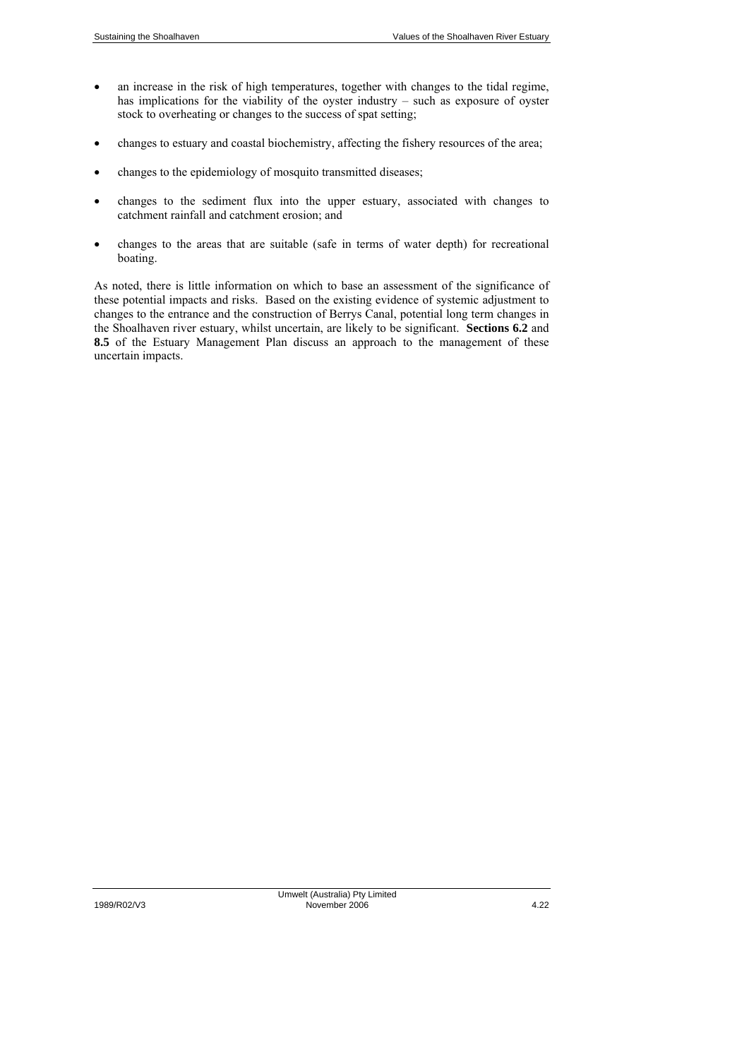- an increase in the risk of high temperatures, together with changes to the tidal regime, has implications for the viability of the oyster industry – such as exposure of oyster stock to overheating or changes to the success of spat setting;

- changes to estuary and coastal biochemistry, affecting the fishery resources of the area;

- changes to the epidemiology of mosquito transmitted diseases;

- changes to the sediment flux into the upper estuary, associated with changes to catchment rainfall and catchment erosion; and

- changes to the areas that are suitable (safe in terms of water depth) for recreational boating.

As noted, there is little information on which to base an assessment of the significance of these potential impacts and risks. Based on the existing evidence of systemic adjustment to changes to the entrance and the construction of Berrys Canal, potential long term changes in the Shoalhaven river estuary, whilst uncertain, are likely to be significant. **Sections 6.2** and **8.5** of the Estuary Management Plan discuss an approach to the management of these uncertain impacts.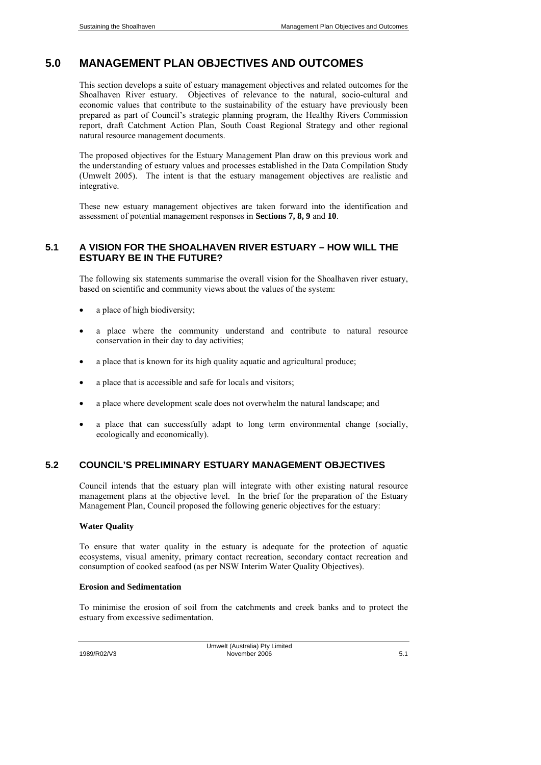# 5.0 MANAGEMENT PLAN OBJECTIVES AND OUTCOMES

This section develops a suite of estuary management objectives and related outcomes for the Shoalhaven River estuary. Objectives of relevance to the natural, socio-cultural and economic values that contribute to the sustainability of the estuary have previously been prepared as part of Council's strategic planning program, the Healthy Rivers Commission report, draft Catchment Action Plan, South Coast Regional Strategy and other regional natural resource management documents.

The proposed objectives for the Estuary Management Plan draw on this previous work and the understanding of estuary values and processes established in the Data Compilation Study (Umwelt 2005). The intent is that the estuary management objectives are realistic and integrative.

These new estuary management objectives are taken forward into the identification and assessment of potential management responses in **Sections 7, 8, 9** and **10**.

## 5.1 A VISION FOR THE SHOALHAVEN RIVER ESTUARY – HOW WILL THE ESTUARY BE IN THE FUTURE?

The following six statements summarise the overall vision for the Shoalhaven river estuary, based on scientific and community views about the values of the system:

- a place of high biodiversity;
- a place where the community understand and contribute to natural resource conservation in their day to day activities;
- a place that is known for its high quality aquatic and agricultural produce;
- a place that is accessible and safe for locals and visitors;
- a place where development scale does not overwhelm the natural landscape; and
- a place that can successfully adapt to long term environmental change (socially, ecologically and economically).

## 5.2 COUNCIL'S PRELIMINARY ESTUARY MANAGEMENT OBJECTIVES

Council intends that the estuary plan will integrate with other existing natural resource management plans at the objective level. In the brief for the preparation of the Estuary Management Plan, Council proposed the following generic objectives for the estuary:

**Water Quality**

To ensure that water quality in the estuary is adequate for the protection of aquatic ecosystems, visual amenity, primary contact recreation, secondary contact recreation and consumption of cooked seafood (as per NSW Interim Water Quality Objectives).

**Erosion and Sedimentation**

To minimise the erosion of soil from the catchments and creek banks and to protect the estuary from excessive sedimentation.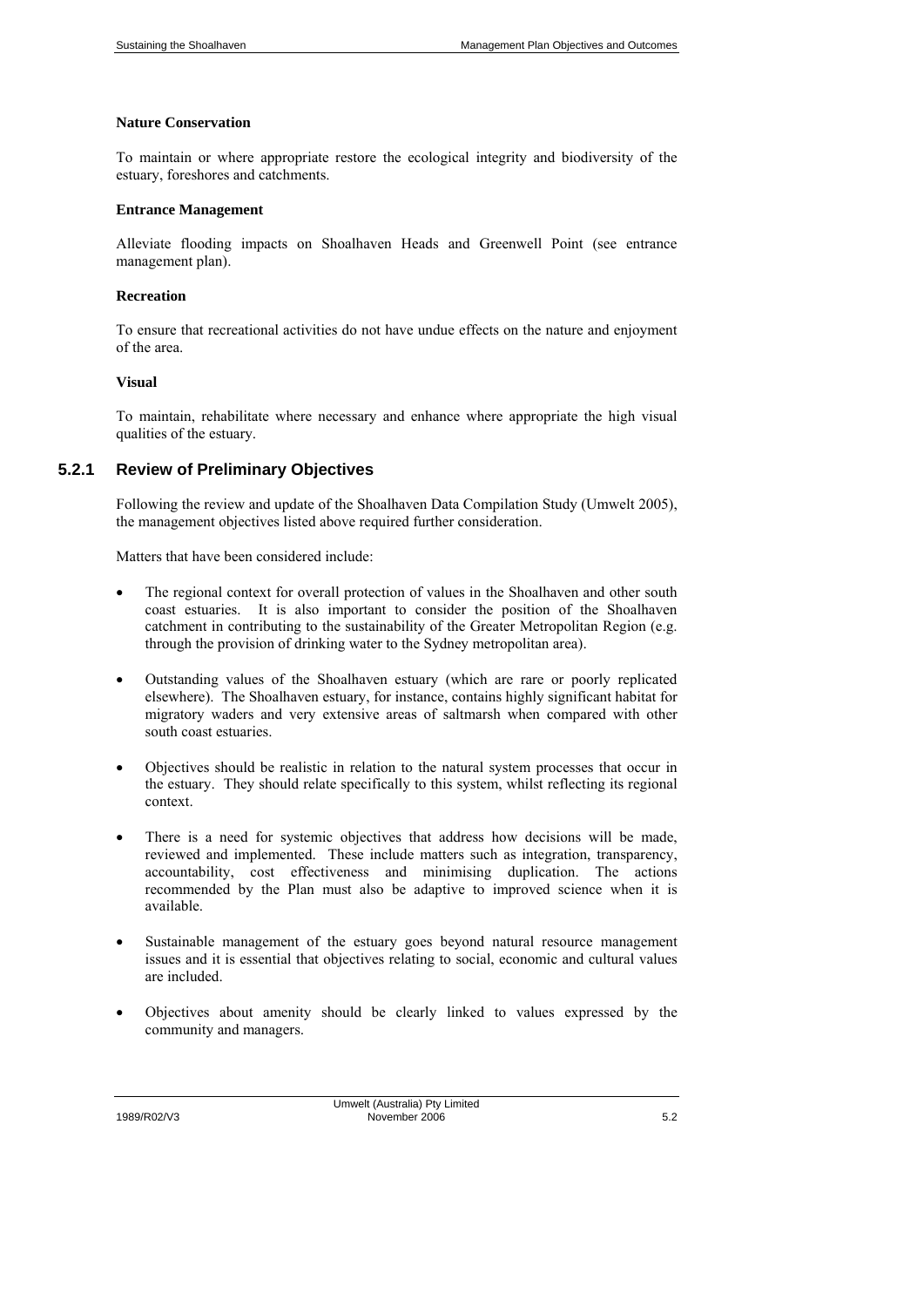**Nature Conservation**

To maintain or where appropriate restore the ecological integrity and biodiversity of the estuary, foreshores and catchments.

**Entrance Management**

Alleviate flooding impacts on Shoalhaven Heads and Greenwell Point (see entrance management plan).

**Recreation**

To ensure that recreational activities do not have undue effects on the nature and enjoyment of the area.

**Visual**

To maintain, rehabilitate where necessary and enhance where appropriate the high visual qualities of the estuary.

### 5.2.1 Review of Preliminary Objectives

Following the review and update of the Shoalhaven Data Compilation Study (Umwelt 2005), the management objectives listed above required further consideration.

Matters that have been considered include:

- The regional context for overall protection of values in the Shoalhaven and other south coast estuaries. It is also important to consider the position of the Shoalhaven catchment in contributing to the sustainability of the Greater Metropolitan Region (e.g. through the provision of drinking water to the Sydney metropolitan area).
- Outstanding values of the Shoalhaven estuary (which are rare or poorly replicated elsewhere). The Shoalhaven estuary, for instance, contains highly significant habitat for migratory waders and very extensive areas of saltmarsh when compared with other south coast estuaries.
- Objectives should be realistic in relation to the natural system processes that occur in the estuary. They should relate specifically to this system, whilst reflecting its regional context.
- There is a need for systemic objectives that address how decisions will be made, reviewed and implemented. These include matters such as integration, transparency, accountability, cost effectiveness and minimising duplication. The actions recommended by the Plan must also be adaptive to improved science when it is available.
- Sustainable management of the estuary goes beyond natural resource management issues and it is essential that objectives relating to social, economic and cultural values are included.
- Objectives about amenity should be clearly linked to values expressed by the community and managers.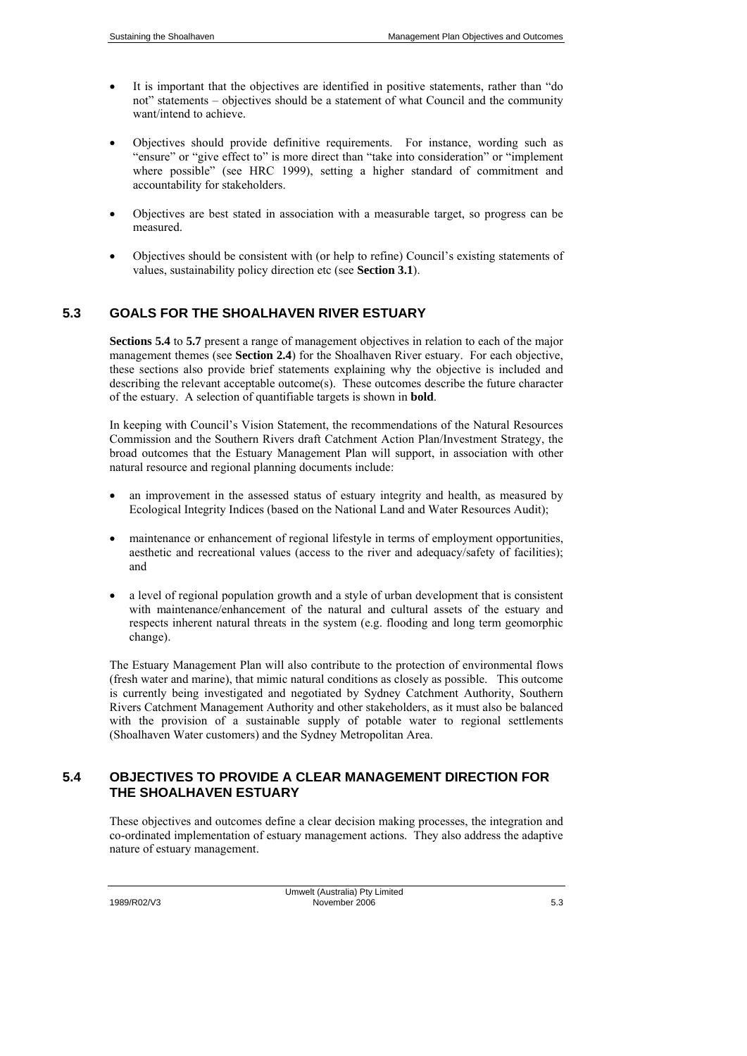- It is important that the objectives are identified in positive statements, rather than "do not" statements – objectives should be a statement of what Council and the community want/intend to achieve.

- Objectives should provide definitive requirements. For instance, wording such as "ensure" or "give effect to" is more direct than "take into consideration" or "implement where possible" (see HRC 1999), setting a higher standard of commitment and accountability for stakeholders.

- Objectives are best stated in association with a measurable target, so progress can be measured.

- Objectives should be consistent with (or help to refine) Council's existing statements of values, sustainability policy direction etc (see **Section 3.1**).

## 5.3 GOALS FOR THE SHOALHAVEN RIVER ESTUARY

**Sections 5.4** to **5.7** present a range of management objectives in relation to each of the major management themes (see **Section 2.4**) for the Shoalhaven River estuary. For each objective, these sections also provide brief statements explaining why the objective is included and describing the relevant acceptable outcome(s). These outcomes describe the future character of the estuary. A selection of quantifiable targets is shown in **bold**.

In keeping with Council's Vision Statement, the recommendations of the Natural Resources Commission and the Southern Rivers draft Catchment Action Plan/Investment Strategy, the broad outcomes that the Estuary Management Plan will support, in association with other natural resource and regional planning documents include:

- an improvement in the assessed status of estuary integrity and health, as measured by Ecological Integrity Indices (based on the National Land and Water Resources Audit);

- maintenance or enhancement of regional lifestyle in terms of employment opportunities, aesthetic and recreational values (access to the river and adequacy/safety of facilities); and

- a level of regional population growth and a style of urban development that is consistent with maintenance/enhancement of the natural and cultural assets of the estuary and respects inherent natural threats in the system (e.g. flooding and long term geomorphic change).

The Estuary Management Plan will also contribute to the protection of environmental flows (fresh water and marine), that mimic natural conditions as closely as possible. This outcome is currently being investigated and negotiated by Sydney Catchment Authority, Southern Rivers Catchment Management Authority and other stakeholders, as it must also be balanced with the provision of a sustainable supply of potable water to regional settlements (Shoalhaven Water customers) and the Sydney Metropolitan Area.

## 5.4 OBJECTIVES TO PROVIDE A CLEAR MANAGEMENT DIRECTION FOR THE SHOALHAVEN ESTUARY

These objectives and outcomes define a clear decision making processes, the integration and co-ordinated implementation of estuary management actions. They also address the adaptive nature of estuary management.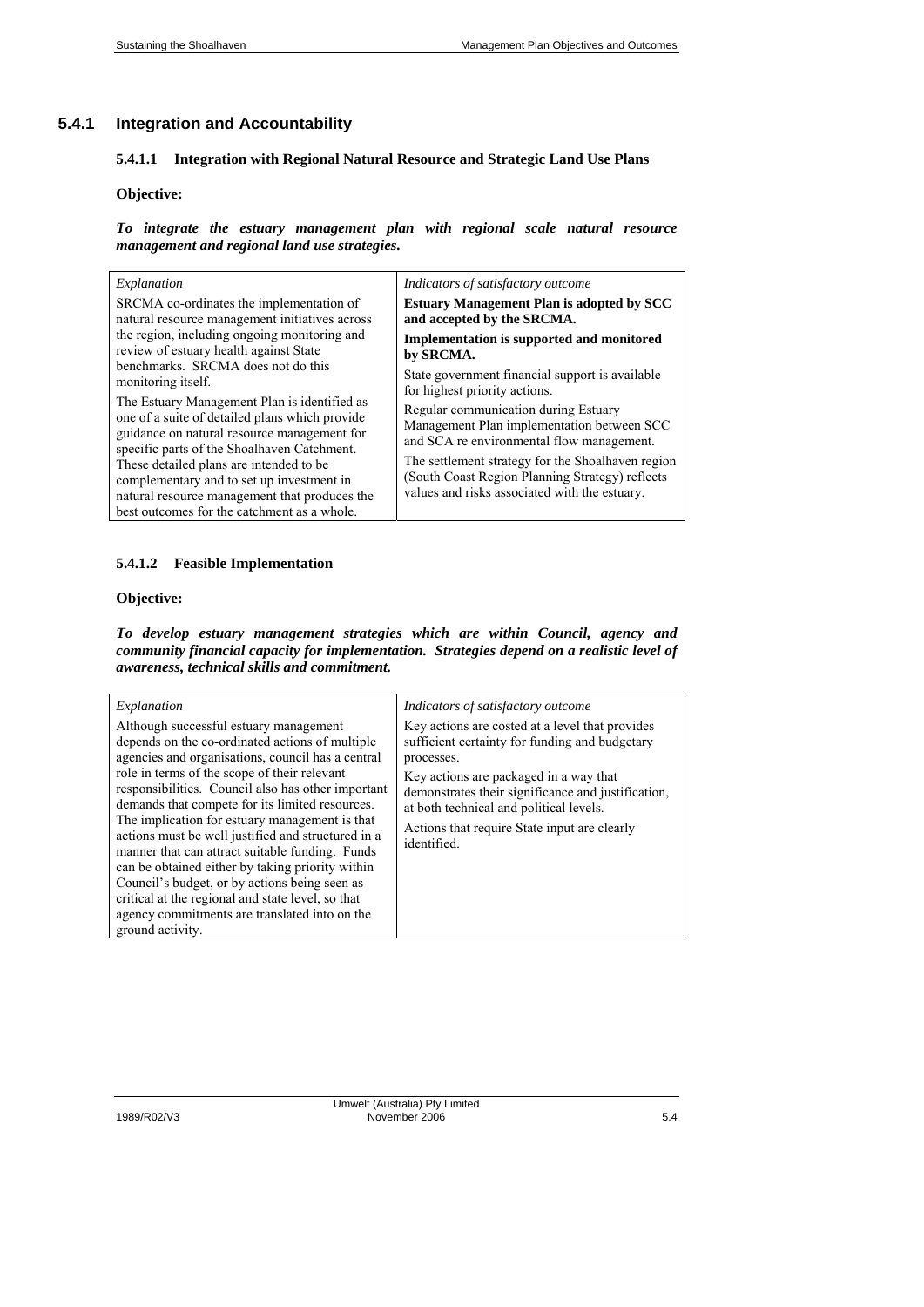## 5.4.1 Integration and Accountability

### 5.4.1.1 Integration with Regional Natural Resource and Strategic Land Use Plans

**Objective:**

***To integrate the estuary management plan with regional scale natural resource management and regional land use strategies.***

| *Explanation* | *Indicators of satisfactory outcome* |
|---|---|
| SRCMA co-ordinates the implementation of natural resource management initiatives across the region, including ongoing monitoring and review of estuary health against State benchmarks. SRCMA does not do this monitoring itself.<br><br>The Estuary Management Plan is identified as one of a suite of detailed plans which provide guidance on natural resource management for specific parts of the Shoalhaven Catchment. These detailed plans are intended to be complementary and to set up investment in natural resource management that produces the best outcomes for the catchment as a whole. | **Estuary Management Plan is adopted by SCC and accepted by the SRCMA.**<br><br>**Implementation is supported and monitored by SRCMA.**<br><br>State government financial support is available for highest priority actions.<br><br>Regular communication during Estuary Management Plan implementation between SCC and SCA re environmental flow management.<br><br>The settlement strategy for the Shoalhaven region (South Coast Region Planning Strategy) reflects values and risks associated with the estuary. |

### 5.4.1.2 Feasible Implementation

**Objective:**

***To develop estuary management strategies which are within Council, agency and community financial capacity for implementation. Strategies depend on a realistic level of awareness, technical skills and commitment.***

| *Explanation* | *Indicators of satisfactory outcome* |
|---|---|
| Although successful estuary management depends on the co-ordinated actions of multiple agencies and organisations, council has a central role in terms of the scope of their relevant responsibilities. Council also has other important demands that compete for its limited resources. The implication for estuary management is that actions must be well justified and structured in a manner that can attract suitable funding. Funds can be obtained either by taking priority within Council's budget, or by actions being seen as critical at the regional and state level, so that agency commitments are translated into on the ground activity. | Key actions are costed at a level that provides sufficient certainty for funding and budgetary processes.<br><br>Key actions are packaged in a way that demonstrates their significance and justification, at both technical and political levels.<br><br>Actions that require State input are clearly identified. |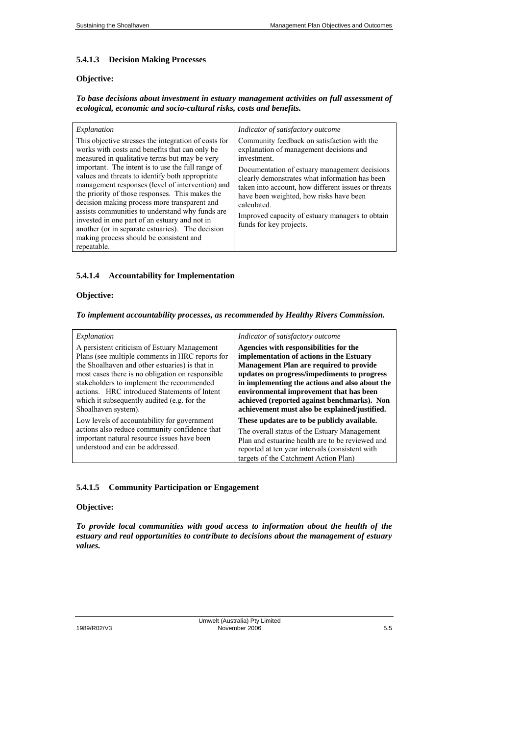#### 5.4.1.3 Decision Making Processes

**Objective:**

***To base decisions about investment in estuary management activities on full assessment of ecological, economic and socio-cultural risks, costs and benefits.***

| *Explanation* | *Indicator of satisfactory outcome* |
|---|---|
| This objective stresses the integration of costs for works with costs and benefits that can only be measured in qualitative terms but may be very important. The intent is to use the full range of values and threats to identify both appropriate management responses (level of intervention) and the priority of those responses. This makes the decision making process more transparent and assists communities to understand why funds are invested in one part of an estuary and not in another (or in separate estuaries). The decision making process should be consistent and repeatable. | Community feedback on satisfaction with the explanation of management decisions and investment.<br><br>Documentation of estuary management decisions clearly demonstrates what information has been taken into account, how different issues or threats have been weighted, how risks have been calculated.<br><br>Improved capacity of estuary managers to obtain funds for key projects. |

#### 5.4.1.4 Accountability for Implementation

**Objective:**

***To implement accountability processes, as recommended by Healthy Rivers Commission.***

| *Explanation* | *Indicator of satisfactory outcome* |
|---|---|
| A persistent criticism of Estuary Management Plans (see multiple comments in HRC reports for the Shoalhaven and other estuaries) is that in most cases there is no obligation on responsible stakeholders to implement the recommended actions. HRC introduced Statements of Intent which it subsequently audited (e.g. for the Shoalhaven system).<br><br>Low levels of accountability for government actions also reduce community confidence that important natural resource issues have been understood and can be addressed. | **Agencies with responsibilities for the implementation of actions in the Estuary Management Plan are required to provide updates on progress/impediments to progress in implementing the actions and also about the environmental improvement that has been achieved (reported against benchmarks). Non achievement must also be explained/justified.**<br><br>**These updates are to be publicly available.**<br><br>The overall status of the Estuary Management Plan and estuarine health are to be reviewed and reported at ten year intervals (consistent with targets of the Catchment Action Plan) |

#### 5.4.1.5 Community Participation or Engagement

**Objective:**

***To provide local communities with good access to information about the health of the estuary and real opportunities to contribute to decisions about the management of estuary values.***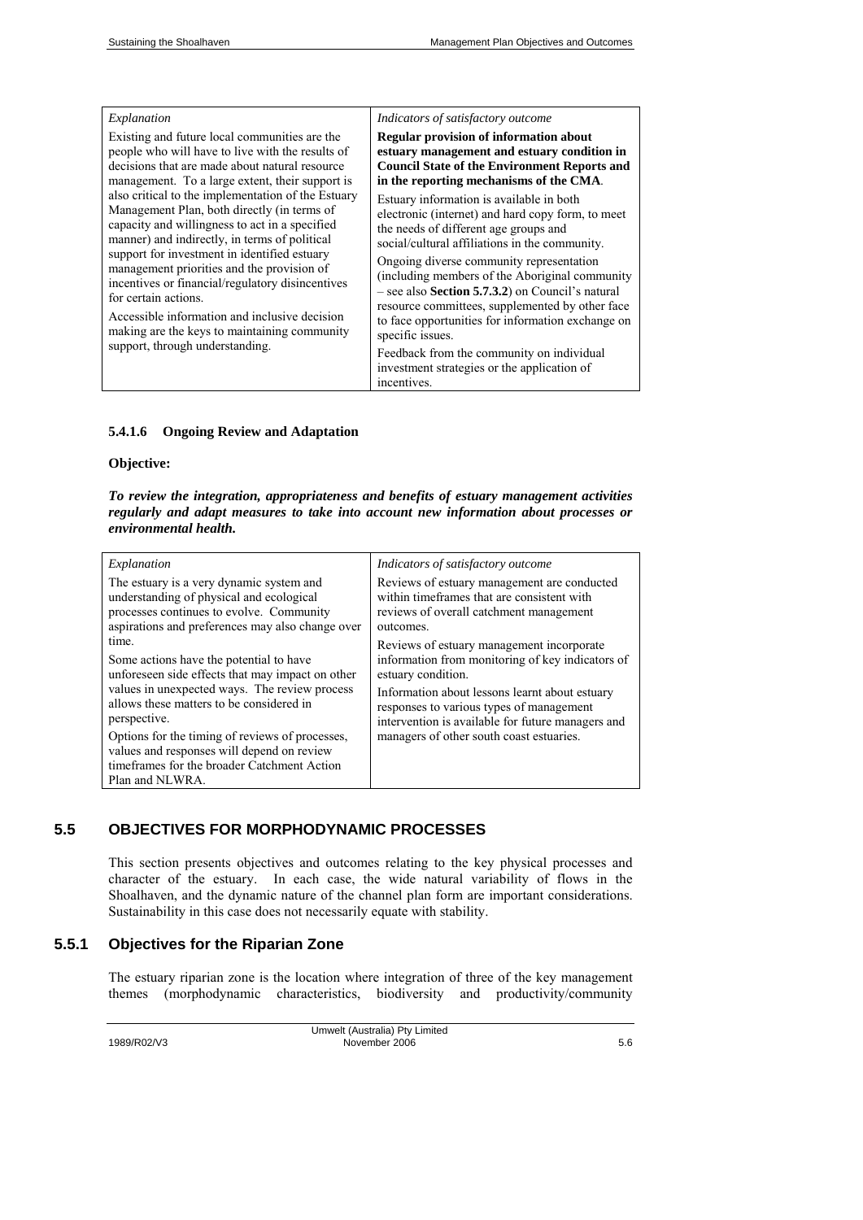| *Explanation* | *Indicators of satisfactory outcome* |
| --- | --- |
| Existing and future local communities are the people who will have to live with the results of decisions that are made about natural resource management. To a large extent, their support is also critical to the implementation of the Estuary Management Plan, both directly (in terms of capacity and willingness to act in a specified manner) and indirectly, in terms of political support for investment in identified estuary management priorities and the provision of incentives or financial/regulatory disincentives for certain actions.<br><br>Accessible information and inclusive decision making are the keys to maintaining community support, through understanding. | **Regular provision of information about estuary management and estuary condition in Council State of the Environment Reports and in the reporting mechanisms of the CMA**.<br><br>Estuary information is available in both electronic (internet) and hard copy form, to meet the needs of different age groups and social/cultural affiliations in the community.<br><br>Ongoing diverse community representation (including members of the Aboriginal community – see also **Section 5.7.3.2**) on Council's natural resource committees, supplemented by other face to face opportunities for information exchange on specific issues.<br><br>Feedback from the community on individual investment strategies or the application of incentives. |

#### 5.4.1.6 Ongoing Review and Adaptation

**Objective:**

***To review the integration, appropriateness and benefits of estuary management activities regularly and adapt measures to take into account new information about processes or environmental health.***

| *Explanation* | *Indicators of satisfactory outcome* |
| --- | --- |
| The estuary is a very dynamic system and understanding of physical and ecological processes continues to evolve. Community aspirations and preferences may also change over time.<br><br>Some actions have the potential to have unforeseen side effects that may impact on other values in unexpected ways. The review process allows these matters to be considered in perspective.<br><br>Options for the timing of reviews of processes, values and responses will depend on review timeframes for the broader Catchment Action Plan and NLWRA. | Reviews of estuary management are conducted within timeframes that are consistent with reviews of overall catchment management outcomes.<br><br>Reviews of estuary management incorporate information from monitoring of key indicators of estuary condition.<br><br>Information about lessons learnt about estuary responses to various types of management intervention is available for future managers and managers of other south coast estuaries. |

## 5.5 OBJECTIVES FOR MORPHODYNAMIC PROCESSES

This section presents objectives and outcomes relating to the key physical processes and character of the estuary. In each case, the wide natural variability of flows in the Shoalhaven, and the dynamic nature of the channel plan form are important considerations. Sustainability in this case does not necessarily equate with stability.

### 5.5.1 Objectives for the Riparian Zone

The estuary riparian zone is the location where integration of three of the key management themes (morphodynamic characteristics, biodiversity and productivity/community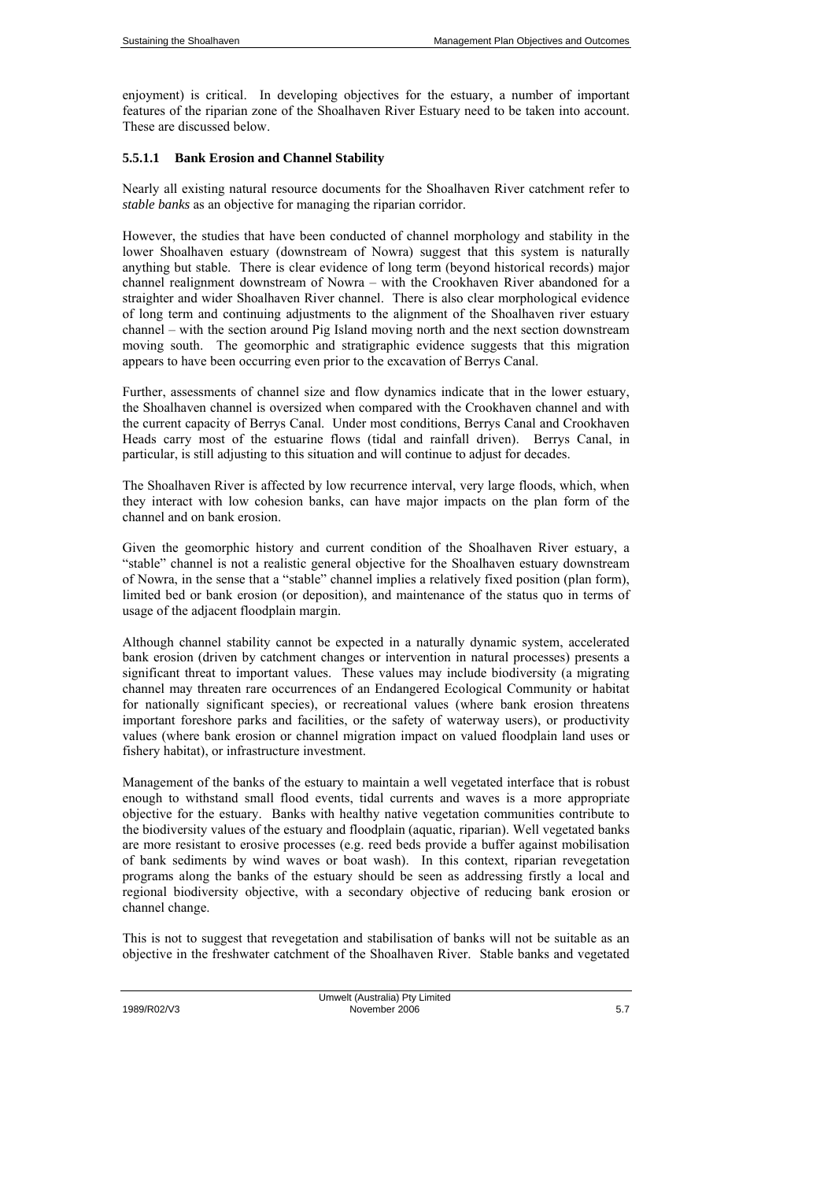enjoyment) is critical. In developing objectives for the estuary, a number of important features of the riparian zone of the Shoalhaven River Estuary need to be taken into account. These are discussed below.

#### 5.5.1.1 Bank Erosion and Channel Stability

Nearly all existing natural resource documents for the Shoalhaven River catchment refer to *stable banks* as an objective for managing the riparian corridor.

However, the studies that have been conducted of channel morphology and stability in the lower Shoalhaven estuary (downstream of Nowra) suggest that this system is naturally anything but stable. There is clear evidence of long term (beyond historical records) major channel realignment downstream of Nowra – with the Crookhaven River abandoned for a straighter and wider Shoalhaven River channel. There is also clear morphological evidence of long term and continuing adjustments to the alignment of the Shoalhaven river estuary channel – with the section around Pig Island moving north and the next section downstream moving south. The geomorphic and stratigraphic evidence suggests that this migration appears to have been occurring even prior to the excavation of Berrys Canal.

Further, assessments of channel size and flow dynamics indicate that in the lower estuary, the Shoalhaven channel is oversized when compared with the Crookhaven channel and with the current capacity of Berrys Canal. Under most conditions, Berrys Canal and Crookhaven Heads carry most of the estuarine flows (tidal and rainfall driven). Berrys Canal, in particular, is still adjusting to this situation and will continue to adjust for decades.

The Shoalhaven River is affected by low recurrence interval, very large floods, which, when they interact with low cohesion banks, can have major impacts on the plan form of the channel and on bank erosion.

Given the geomorphic history and current condition of the Shoalhaven River estuary, a "stable" channel is not a realistic general objective for the Shoalhaven estuary downstream of Nowra, in the sense that a "stable" channel implies a relatively fixed position (plan form), limited bed or bank erosion (or deposition), and maintenance of the status quo in terms of usage of the adjacent floodplain margin.

Although channel stability cannot be expected in a naturally dynamic system, accelerated bank erosion (driven by catchment changes or intervention in natural processes) presents a significant threat to important values. These values may include biodiversity (a migrating channel may threaten rare occurrences of an Endangered Ecological Community or habitat for nationally significant species), or recreational values (where bank erosion threatens important foreshore parks and facilities, or the safety of waterway users), or productivity values (where bank erosion or channel migration impact on valued floodplain land uses or fishery habitat), or infrastructure investment.

Management of the banks of the estuary to maintain a well vegetated interface that is robust enough to withstand small flood events, tidal currents and waves is a more appropriate objective for the estuary. Banks with healthy native vegetation communities contribute to the biodiversity values of the estuary and floodplain (aquatic, riparian). Well vegetated banks are more resistant to erosive processes (e.g. reed beds provide a buffer against mobilisation of bank sediments by wind waves or boat wash). In this context, riparian revegetation programs along the banks of the estuary should be seen as addressing firstly a local and regional biodiversity objective, with a secondary objective of reducing bank erosion or channel change.

This is not to suggest that revegetation and stabilisation of banks will not be suitable as an objective in the freshwater catchment of the Shoalhaven River. Stable banks and vegetated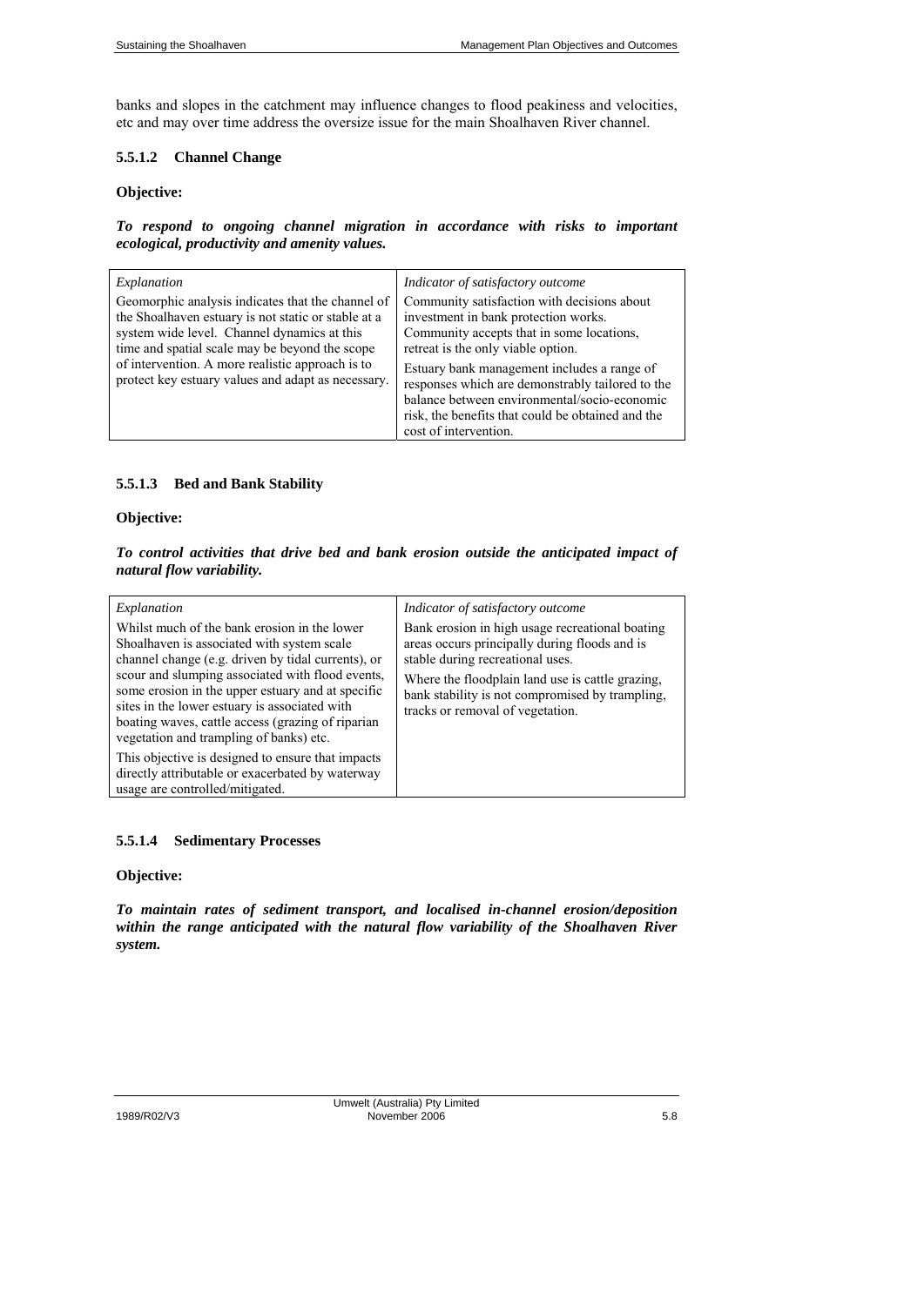banks and slopes in the catchment may influence changes to flood peakiness and velocities, etc and may over time address the oversize issue for the main Shoalhaven River channel.

#### 5.5.1.2 Channel Change

**Objective:**

***To respond to ongoing channel migration in accordance with risks to important ecological, productivity and amenity values.***

| *Explanation* | *Indicator of satisfactory outcome* |
|---|---|
| Geomorphic analysis indicates that the channel of the Shoalhaven estuary is not static or stable at a system wide level. Channel dynamics at this time and spatial scale may be beyond the scope of intervention. A more realistic approach is to protect key estuary values and adapt as necessary. | Community satisfaction with decisions about investment in bank protection works. Community accepts that in some locations, retreat is the only viable option.<br><br>Estuary bank management includes a range of responses which are demonstrably tailored to the balance between environmental/socio-economic risk, the benefits that could be obtained and the cost of intervention. |

#### 5.5.1.3 Bed and Bank Stability

**Objective:**

***To control activities that drive bed and bank erosion outside the anticipated impact of natural flow variability.***

| *Explanation* | *Indicator of satisfactory outcome* |
|---|---|
| Whilst much of the bank erosion in the lower Shoalhaven is associated with system scale channel change (e.g. driven by tidal currents), or scour and slumping associated with flood events, some erosion in the upper estuary and at specific sites in the lower estuary is associated with boating waves, cattle access (grazing of riparian vegetation and trampling of banks) etc.<br><br>This objective is designed to ensure that impacts directly attributable or exacerbated by waterway usage are controlled/mitigated. | Bank erosion in high usage recreational boating areas occurs principally during floods and is stable during recreational uses.<br><br>Where the floodplain land use is cattle grazing, bank stability is not compromised by trampling, tracks or removal of vegetation. |

#### 5.5.1.4 Sedimentary Processes

**Objective:**

***To maintain rates of sediment transport, and localised in-channel erosion/deposition within the range anticipated with the natural flow variability of the Shoalhaven River system.***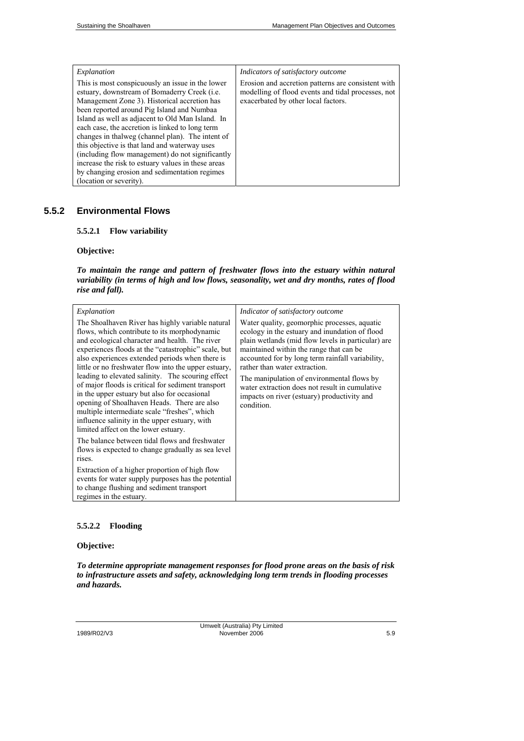| *Explanation* | *Indicators of satisfactory outcome* |
|---|---|
| This is most conspicuously an issue in the lower estuary, downstream of Bomaderry Creek (i.e. Management Zone 3). Historical accretion has been reported around Pig Island and Numbaa Island as well as adjacent to Old Man Island. In each case, the accretion is linked to long term changes in thalweg (channel plan). The intent of this objective is that land and waterway uses (including flow management) do not significantly increase the risk to estuary values in these areas by changing erosion and sedimentation regimes (location or severity). | Erosion and accretion patterns are consistent with modelling of flood events and tidal processes, not exacerbated by other local factors. |

### 5.5.2 Environmental Flows

#### 5.5.2.1 Flow variability

**Objective:**

***To maintain the range and pattern of freshwater flows into the estuary within natural variability (in terms of high and low flows, seasonality, wet and dry months, rates of flood rise and fall).***

| *Explanation* | *Indicator of satisfactory outcome* |
|---|---|
| The Shoalhaven River has highly variable natural flows, which contribute to its morphodynamic and ecological character and health. The river experiences floods at the "catastrophic" scale, but also experiences extended periods when there is little or no freshwater flow into the upper estuary, leading to elevated salinity. The scouring effect of major floods is critical for sediment transport in the upper estuary but also for occasional opening of Shoalhaven Heads. There are also multiple intermediate scale "freshes", which influence salinity in the upper estuary, with limited affect on the lower estuary.<br><br>The balance between tidal flows and freshwater flows is expected to change gradually as sea level rises.<br><br>Extraction of a higher proportion of high flow events for water supply purposes has the potential to change flushing and sediment transport regimes in the estuary. | Water quality, geomorphic processes, aquatic ecology in the estuary and inundation of flood plain wetlands (mid flow levels in particular) are maintained within the range that can be accounted for by long term rainfall variability, rather than water extraction.<br><br>The manipulation of environmental flows by water extraction does not result in cumulative impacts on river (estuary) productivity and condition. |

#### 5.5.2.2 Flooding

**Objective:**

***To determine appropriate management responses for flood prone areas on the basis of risk to infrastructure assets and safety, acknowledging long term trends in flooding processes and hazards.***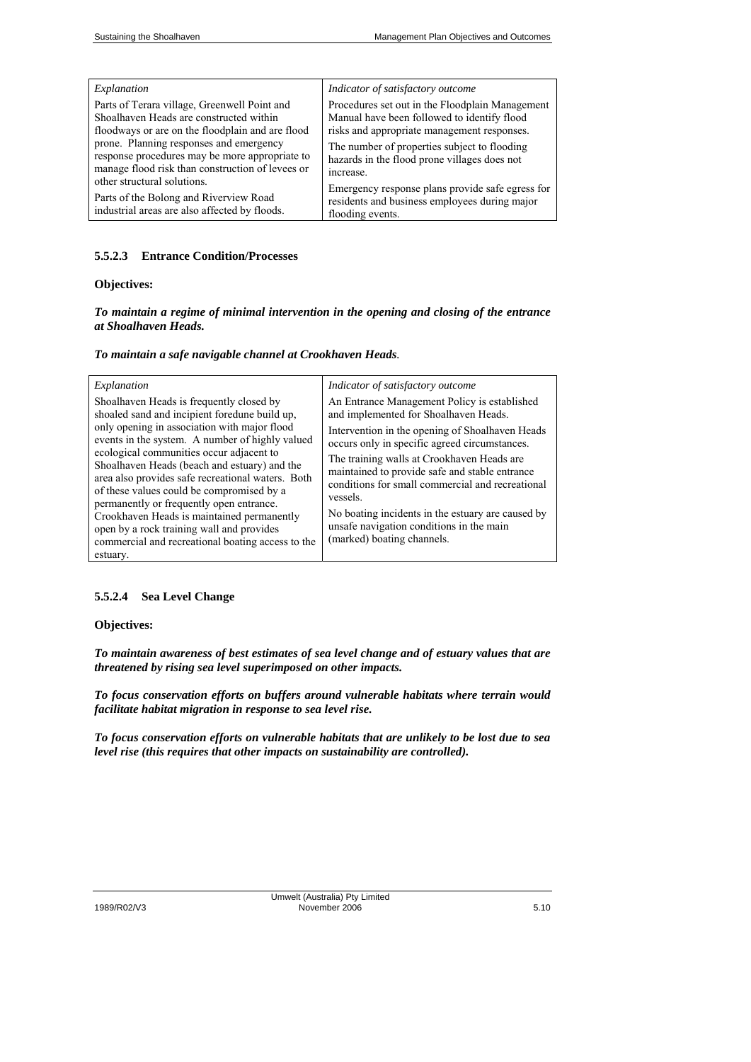| Explanation | Indicator of satisfactory outcome |
|---|---|
| Parts of Terara village, Greenwell Point and Shoalhaven Heads are constructed within floodways or are on the floodplain and are flood prone. Planning responses and emergency response procedures may be more appropriate to manage flood risk than construction of levees or other structural solutions.<br><br>Parts of the Bolong and Riverview Road industrial areas are also affected by floods. | Procedures set out in the Floodplain Management Manual have been followed to identify flood risks and appropriate management responses.<br><br>The number of properties subject to flooding hazards in the flood prone villages does not increase.<br><br>Emergency response plans provide safe egress for residents and business employees during major flooding events. |

#### 5.5.2.3 Entrance Condition/Processes

**Objectives:**

***To maintain a regime of minimal intervention in the opening and closing of the entrance at Shoalhaven Heads.***

***To maintain a safe navigable channel at Crookhaven Heads*.**

| Explanation | Indicator of satisfactory outcome |
|---|---|
| Shoalhaven Heads is frequently closed by shoaled sand and incipient foredune build up, only opening in association with major flood events in the system. A number of highly valued ecological communities occur adjacent to Shoalhaven Heads (beach and estuary) and the area also provides safe recreational waters. Both of these values could be compromised by a permanently or frequently open entrance.<br><br>Crookhaven Heads is maintained permanently open by a rock training wall and provides commercial and recreational boating access to the estuary. | An Entrance Management Policy is established and implemented for Shoalhaven Heads.<br><br>Intervention in the opening of Shoalhaven Heads occurs only in specific agreed circumstances.<br><br>The training walls at Crookhaven Heads are maintained to provide safe and stable entrance conditions for small commercial and recreational vessels.<br><br>No boating incidents in the estuary are caused by unsafe navigation conditions in the main (marked) boating channels. |

#### 5.5.2.4 Sea Level Change

**Objectives:**

***To maintain awareness of best estimates of sea level change and of estuary values that are threatened by rising sea level superimposed on other impacts.***

***To focus conservation efforts on buffers around vulnerable habitats where terrain would facilitate habitat migration in response to sea level rise.***

***To focus conservation efforts on vulnerable habitats that are unlikely to be lost due to sea level rise (this requires that other impacts on sustainability are controlled).***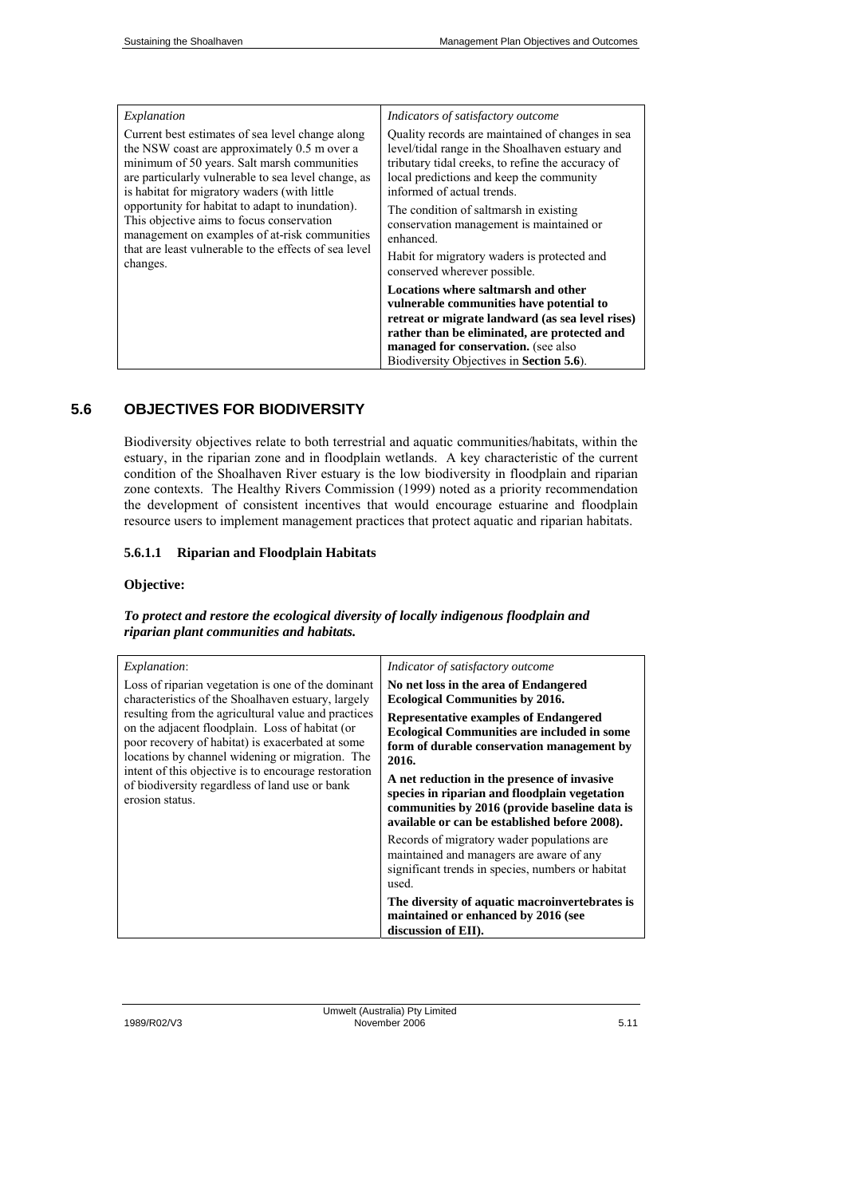| *Explanation* | *Indicators of satisfactory outcome* |
|---|---|
| Current best estimates of sea level change along the NSW coast are approximately 0.5 m over a minimum of 50 years. Salt marsh communities are particularly vulnerable to sea level change, as is habitat for migratory waders (with little opportunity for habitat to adapt to inundation). This objective aims to focus conservation management on examples of at-risk communities that are least vulnerable to the effects of sea level changes. | Quality records are maintained of changes in sea level/tidal range in the Shoalhaven estuary and tributary tidal creeks, to refine the accuracy of local predictions and keep the community informed of actual trends.<br><br>The condition of saltmarsh in existing conservation management is maintained or enhanced.<br><br>Habit for migratory waders is protected and conserved wherever possible.<br><br>**Locations where saltmarsh and other vulnerable communities have potential to retreat or migrate landward (as sea level rises) rather than be eliminated, are protected and managed for conservation.** (see also Biodiversity Objectives in **Section 5.6**). |

## 5.6 OBJECTIVES FOR BIODIVERSITY

Biodiversity objectives relate to both terrestrial and aquatic communities/habitats, within the estuary, in the riparian zone and in floodplain wetlands. A key characteristic of the current condition of the Shoalhaven River estuary is the low biodiversity in floodplain and riparian zone contexts. The Healthy Rivers Commission (1999) noted as a priority recommendation the development of consistent incentives that would encourage estuarine and floodplain resource users to implement management practices that protect aquatic and riparian habitats.

#### 5.6.1.1 Riparian and Floodplain Habitats

**Objective:**

***To protect and restore the ecological diversity of locally indigenous floodplain and riparian plant communities and habitats.***

| *Explanation*: | *Indicator of satisfactory outcome* |
|---|---|
| Loss of riparian vegetation is one of the dominant characteristics of the Shoalhaven estuary, largely resulting from the agricultural value and practices on the adjacent floodplain. Loss of habitat (or poor recovery of habitat) is exacerbated at some locations by channel widening or migration. The intent of this objective is to encourage restoration of biodiversity regardless of land use or bank erosion status. | **No net loss in the area of Endangered Ecological Communities by 2016.**<br><br>**Representative examples of Endangered Ecological Communities are included in some form of durable conservation management by 2016.**<br><br>**A net reduction in the presence of invasive species in riparian and floodplain vegetation communities by 2016 (provide baseline data is available or can be established before 2008).**<br><br>Records of migratory wader populations are maintained and managers are aware of any significant trends in species, numbers or habitat used.<br><br>**The diversity of aquatic macroinvertebrates is maintained or enhanced by 2016 (see discussion of EII).** |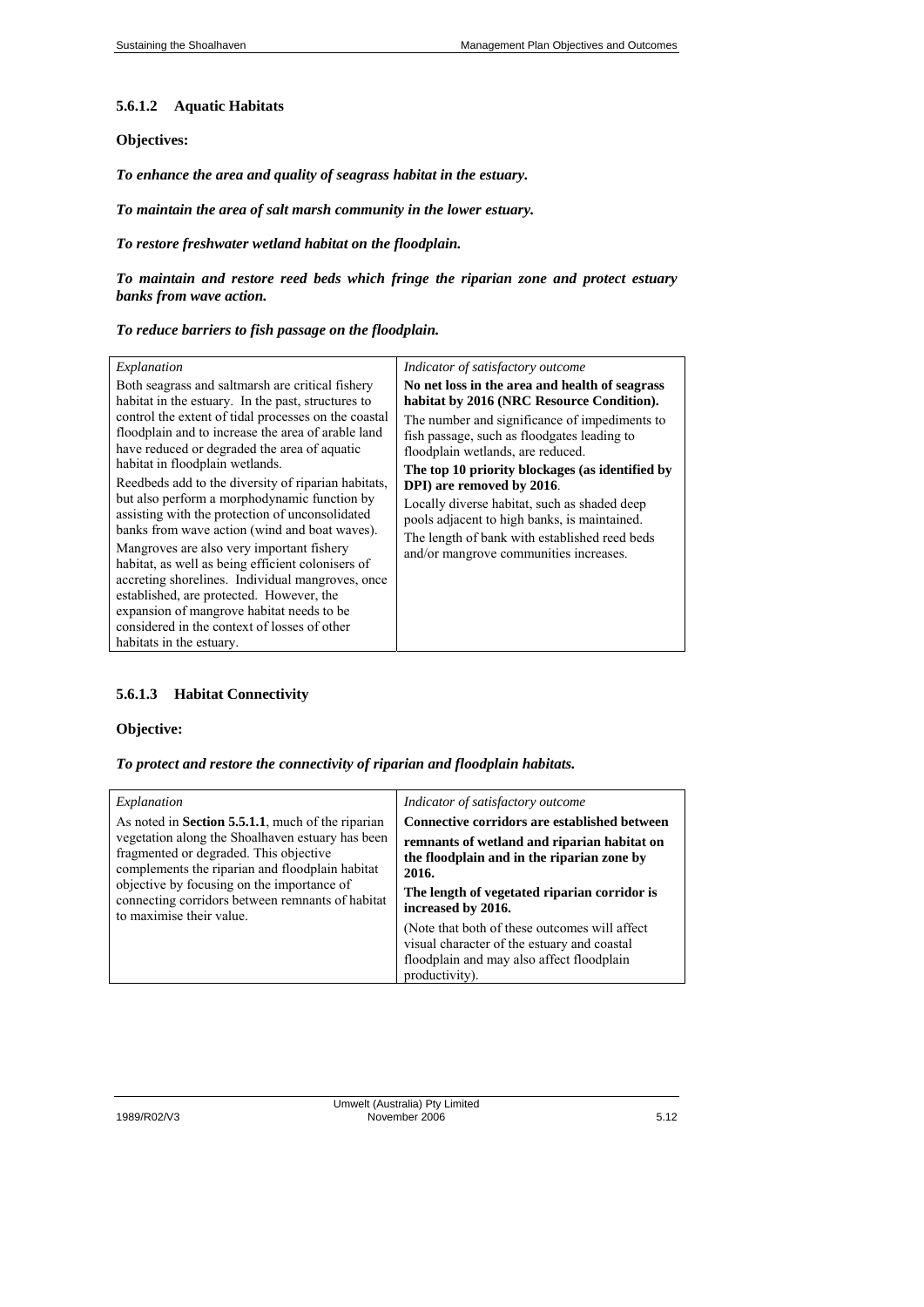#### 5.6.1.2 Aquatic Habitats

**Objectives:**

***To enhance the area and quality of seagrass habitat in the estuary.***

***To maintain the area of salt marsh community in the lower estuary.***

***To restore freshwater wetland habitat on the floodplain.***

***To maintain and restore reed beds which fringe the riparian zone and protect estuary banks from wave action.***

***To reduce barriers to fish passage on the floodplain.***

| *Explanation* | *Indicator of satisfactory outcome* |
|---|---|
| Both seagrass and saltmarsh are critical fishery habitat in the estuary. In the past, structures to control the extent of tidal processes on the coastal floodplain and to increase the area of arable land have reduced or degraded the area of aquatic habitat in floodplain wetlands.<br><br>Reedbeds add to the diversity of riparian habitats, but also perform a morphodynamic function by assisting with the protection of unconsolidated banks from wave action (wind and boat waves).<br><br>Mangroves are also very important fishery habitat, as well as being efficient colonisers of accreting shorelines. Individual mangroves, once established, are protected. However, the expansion of mangrove habitat needs to be considered in the context of losses of other habitats in the estuary. | **No net loss in the area and health of seagrass habitat by 2016 (NRC Resource Condition).**<br><br>The number and significance of impediments to fish passage, such as floodgates leading to floodplain wetlands, are reduced.<br><br>**The top 10 priority blockages (as identified by DPI) are removed by 2016**.<br><br>Locally diverse habitat, such as shaded deep pools adjacent to high banks, is maintained.<br><br>The length of bank with established reed beds and/or mangrove communities increases. |

#### 5.6.1.3 Habitat Connectivity

**Objective:**

***To protect and restore the connectivity of riparian and floodplain habitats.***

| *Explanation* | *Indicator of satisfactory outcome* |
|---|---|
| As noted in **Section 5.5.1.1**, much of the riparian vegetation along the Shoalhaven estuary has been fragmented or degraded. This objective complements the riparian and floodplain habitat objective by focusing on the importance of connecting corridors between remnants of habitat to maximise their value. | **Connective corridors are established between remnants of wetland and riparian habitat on the floodplain and in the riparian zone by 2016.**<br><br>**The length of vegetated riparian corridor is increased by 2016.**<br><br>(Note that both of these outcomes will affect visual character of the estuary and coastal floodplain and may also affect floodplain productivity). |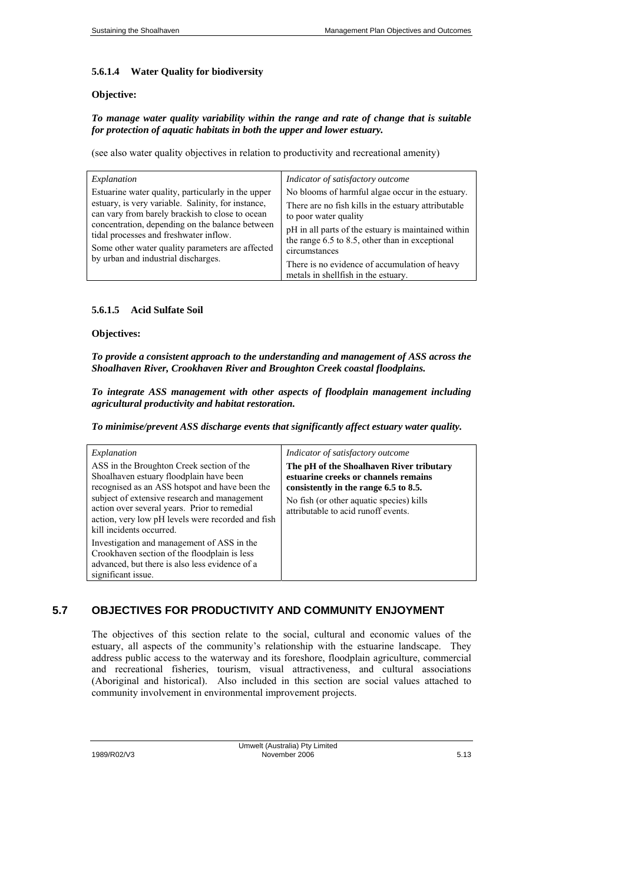#### 5.6.1.4 Water Quality for biodiversity

**Objective:**

***To manage water quality variability within the range and rate of change that is suitable for protection of aquatic habitats in both the upper and lower estuary.***

(see also water quality objectives in relation to productivity and recreational amenity)

| *Explanation* | *Indicator of satisfactory outcome* |
|---|---|
| Estuarine water quality, particularly in the upper estuary, is very variable. Salinity, for instance, can vary from barely brackish to close to ocean concentration, depending on the balance between tidal processes and freshwater inflow.<br>Some other water quality parameters are affected by urban and industrial discharges. | No blooms of harmful algae occur in the estuary.<br>There are no fish kills in the estuary attributable to poor water quality<br>pH in all parts of the estuary is maintained within the range 6.5 to 8.5, other than in exceptional circumstances<br>There is no evidence of accumulation of heavy metals in shellfish in the estuary. |

#### 5.6.1.5 Acid Sulfate Soil

**Objectives:**

***To provide a consistent approach to the understanding and management of ASS across the Shoalhaven River, Crookhaven River and Broughton Creek coastal floodplains.***

***To integrate ASS management with other aspects of floodplain management including agricultural productivity and habitat restoration.***

***To minimise/prevent ASS discharge events that significantly affect estuary water quality.***

| *Explanation* | *Indicator of satisfactory outcome* |
|---|---|
| ASS in the Broughton Creek section of the Shoalhaven estuary floodplain have been recognised as an ASS hotspot and have been the subject of extensive research and management action over several years. Prior to remedial action, very low pH levels were recorded and fish kill incidents occurred.<br>Investigation and management of ASS in the Crookhaven section of the floodplain is less advanced, but there is also less evidence of a significant issue. | **The pH of the Shoalhaven River tributary estuarine creeks or channels remains consistently in the range 6.5 to 8.5.**<br>No fish (or other aquatic species) kills attributable to acid runoff events. |

## 5.7 OBJECTIVES FOR PRODUCTIVITY AND COMMUNITY ENJOYMENT

The objectives of this section relate to the social, cultural and economic values of the estuary, all aspects of the community's relationship with the estuarine landscape. They address public access to the waterway and its foreshore, floodplain agriculture, commercial and recreational fisheries, tourism, visual attractiveness, and cultural associations (Aboriginal and historical). Also included in this section are social values attached to community involvement in environmental improvement projects.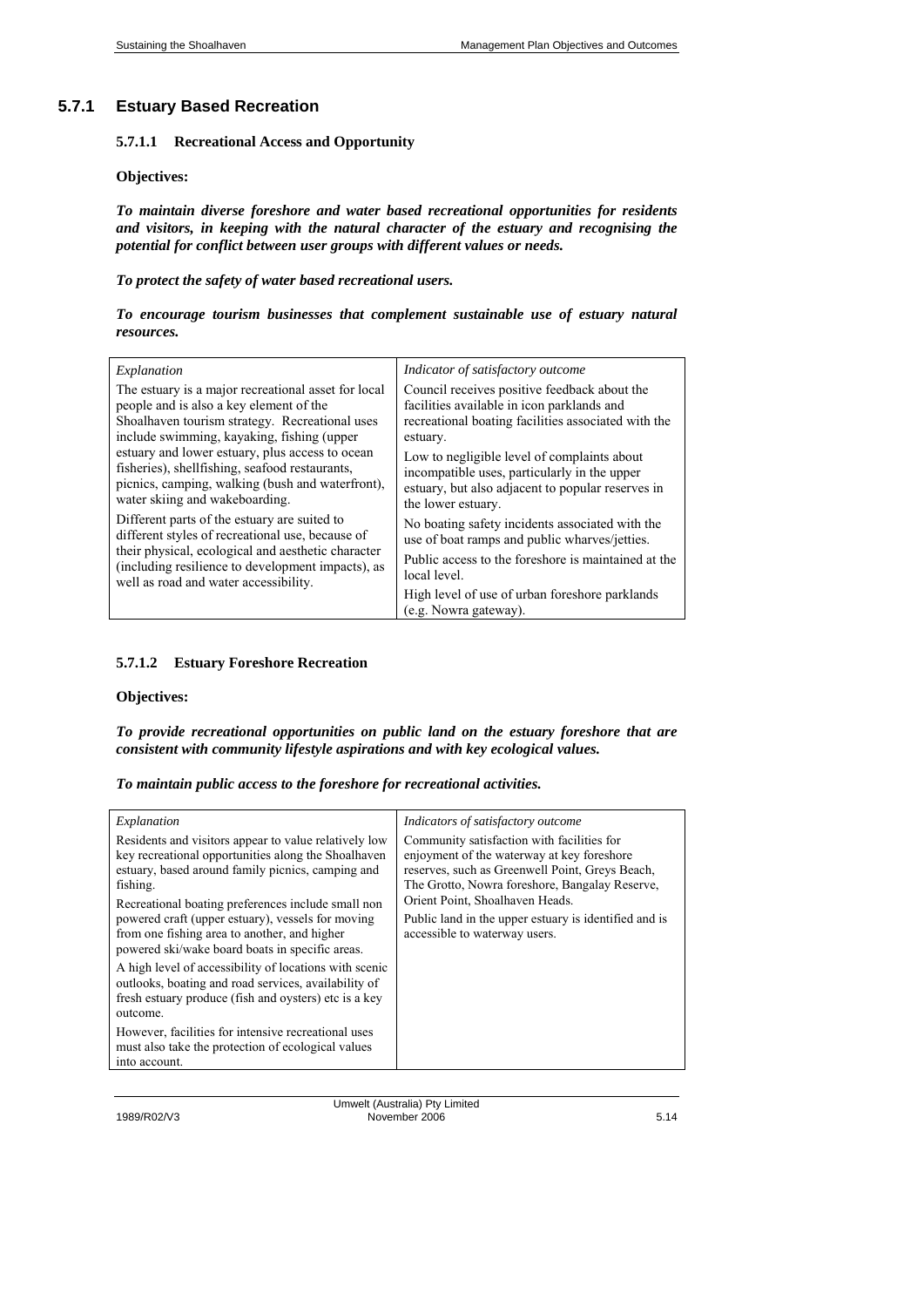## 5.7.1 Estuary Based Recreation

### 5.7.1.1 Recreational Access and Opportunity

**Objectives:**

***To maintain diverse foreshore and water based recreational opportunities for residents and visitors, in keeping with the natural character of the estuary and recognising the potential for conflict between user groups with different values or needs.***

***To protect the safety of water based recreational users.***

***To encourage tourism businesses that complement sustainable use of estuary natural resources.***

| *Explanation* | *Indicator of satisfactory outcome* |
|---|---|
| The estuary is a major recreational asset for local people and is also a key element of the Shoalhaven tourism strategy. Recreational uses include swimming, kayaking, fishing (upper estuary and lower estuary, plus access to ocean fisheries), shellfishing, seafood restaurants, picnics, camping, walking (bush and waterfront), water skiing and wakeboarding.<br><br>Different parts of the estuary are suited to different styles of recreational use, because of their physical, ecological and aesthetic character (including resilience to development impacts), as well as road and water accessibility. | Council receives positive feedback about the facilities available in icon parklands and recreational boating facilities associated with the estuary.<br><br>Low to negligible level of complaints about incompatible uses, particularly in the upper estuary, but also adjacent to popular reserves in the lower estuary.<br><br>No boating safety incidents associated with the use of boat ramps and public wharves/jetties.<br><br>Public access to the foreshore is maintained at the local level.<br><br>High level of use of urban foreshore parklands (e.g. Nowra gateway). |

### 5.7.1.2 Estuary Foreshore Recreation

**Objectives:**

***To provide recreational opportunities on public land on the estuary foreshore that are consistent with community lifestyle aspirations and with key ecological values.***

***To maintain public access to the foreshore for recreational activities.***

| *Explanation* | *Indicators of satisfactory outcome* |
|---|---|
| Residents and visitors appear to value relatively low key recreational opportunities along the Shoalhaven estuary, based around family picnics, camping and fishing.<br><br>Recreational boating preferences include small non powered craft (upper estuary), vessels for moving from one fishing area to another, and higher powered ski/wake board boats in specific areas.<br><br>A high level of accessibility of locations with scenic outlooks, boating and road services, availability of fresh estuary produce (fish and oysters) etc is a key outcome.<br><br>However, facilities for intensive recreational uses must also take the protection of ecological values into account. | Community satisfaction with facilities for enjoyment of the waterway at key foreshore reserves, such as Greenwell Point, Greys Beach, The Grotto, Nowra foreshore, Bangalay Reserve, Orient Point, Shoalhaven Heads.<br><br>Public land in the upper estuary is identified and is accessible to waterway users. |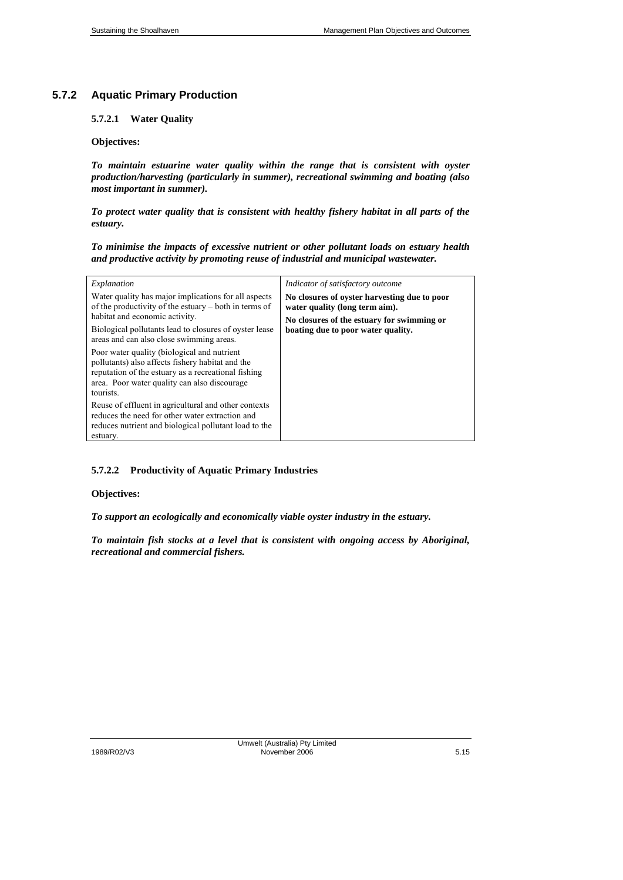## 5.7.2 Aquatic Primary Production

### 5.7.2.1 Water Quality

**Objectives:**

***To maintain estuarine water quality within the range that is consistent with oyster production/harvesting (particularly in summer), recreational swimming and boating (also most important in summer).***

***To protect water quality that is consistent with healthy fishery habitat in all parts of the estuary.***

***To minimise the impacts of excessive nutrient or other pollutant loads on estuary health and productive activity by promoting reuse of industrial and municipal wastewater.***

| *Explanation* | *Indicator of satisfactory outcome* |
|---|---|
| Water quality has major implications for all aspects of the productivity of the estuary – both in terms of habitat and economic activity.<br><br>Biological pollutants lead to closures of oyster lease areas and can also close swimming areas.<br><br>Poor water quality (biological and nutrient pollutants) also affects fishery habitat and the reputation of the estuary as a recreational fishing area. Poor water quality can also discourage tourists.<br><br>Reuse of effluent in agricultural and other contexts reduces the need for other water extraction and reduces nutrient and biological pollutant load to the estuary. | **No closures of oyster harvesting due to poor water quality (long term aim).**<br><br>**No closures of the estuary for swimming or boating due to poor water quality.** |

### 5.7.2.2 Productivity of Aquatic Primary Industries

**Objectives:**

***To support an ecologically and economically viable oyster industry in the estuary.***

***To maintain fish stocks at a level that is consistent with ongoing access by Aboriginal, recreational and commercial fishers.***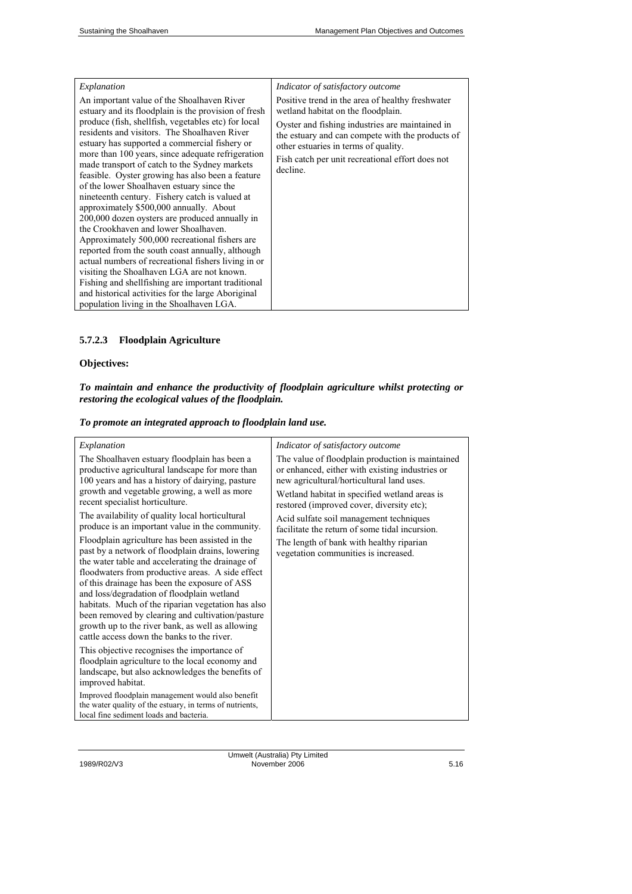| *Explanation* | *Indicator of satisfactory outcome* |
|---|---|
| An important value of the Shoalhaven River estuary and its floodplain is the provision of fresh produce (fish, shellfish, vegetables etc) for local residents and visitors. The Shoalhaven River estuary has supported a commercial fishery or more than 100 years, since adequate refrigeration made transport of catch to the Sydney markets feasible. Oyster growing has also been a feature of the lower Shoalhaven estuary since the nineteenth century. Fishery catch is valued at approximately \$500,000 annually. About 200,000 dozen oysters are produced annually in the Crookhaven and lower Shoalhaven. Approximately 500,000 recreational fishers are reported from the south coast annually, although actual numbers of recreational fishers living in or visiting the Shoalhaven LGA are not known. Fishing and shellfishing are important traditional and historical activities for the large Aboriginal population living in the Shoalhaven LGA. | Positive trend in the area of healthy freshwater wetland habitat on the floodplain.<br><br>Oyster and fishing industries are maintained in the estuary and can compete with the products of other estuaries in terms of quality.<br><br>Fish catch per unit recreational effort does not decline. |

### 5.7.2.3 Floodplain Agriculture

**Objectives:**

***To maintain and enhance the productivity of floodplain agriculture whilst protecting or restoring the ecological values of the floodplain.***

***To promote an integrated approach to floodplain land use.***

| *Explanation* | *Indicator of satisfactory outcome* |
|---|---|
| The Shoalhaven estuary floodplain has been a productive agricultural landscape for more than 100 years and has a history of dairying, pasture growth and vegetable growing, as well as more recent specialist horticulture.<br><br>The availability of quality local horticultural produce is an important value in the community.<br><br>Floodplain agriculture has been assisted in the past by a network of floodplain drains, lowering the water table and accelerating the drainage of floodwaters from productive areas. A side effect of this drainage has been the exposure of ASS and loss/degradation of floodplain wetland habitats. Much of the riparian vegetation has also been removed by clearing and cultivation/pasture growth up to the river bank, as well as allowing cattle access down the banks to the river.<br><br>This objective recognises the importance of floodplain agriculture to the local economy and landscape, but also acknowledges the benefits of improved habitat.<br><br>Improved floodplain management would also benefit the water quality of the estuary, in terms of nutrients, local fine sediment loads and bacteria. | The value of floodplain production is maintained or enhanced, either with existing industries or new agricultural/horticultural land uses.<br><br>Wetland habitat in specified wetland areas is restored (improved cover, diversity etc);<br><br>Acid sulfate soil management techniques facilitate the return of some tidal incursion.<br><br>The length of bank with healthy riparian vegetation communities is increased. |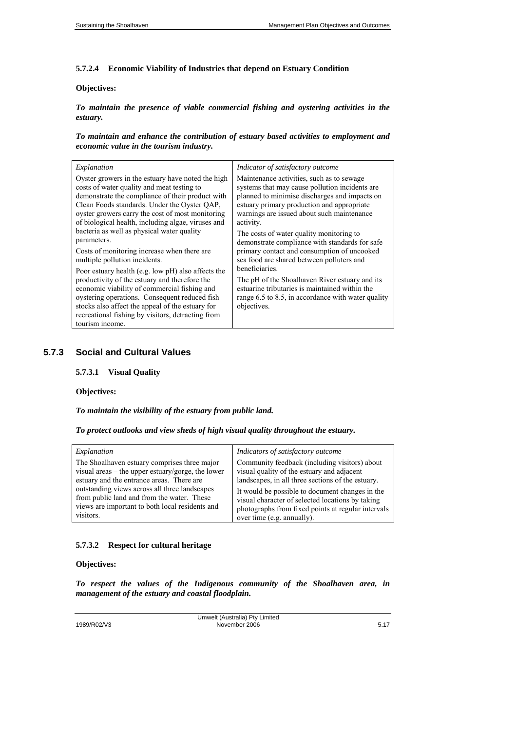#### 5.7.2.4 Economic Viability of Industries that depend on Estuary Condition

**Objectives:**

***To maintain the presence of viable commercial fishing and oystering activities in the estuary.***

***To maintain and enhance the contribution of estuary based activities to employment and economic value in the tourism industry.***

| *Explanation* | *Indicator of satisfactory outcome* |
|---|---|
| Oyster growers in the estuary have noted the high costs of water quality and meat testing to demonstrate the compliance of their product with Clean Foods standards. Under the Oyster QAP, oyster growers carry the cost of most monitoring of biological health, including algae, viruses and bacteria as well as physical water quality parameters.<br><br>Costs of monitoring increase when there are multiple pollution incidents.<br><br>Poor estuary health (e.g. low pH) also affects the productivity of the estuary and therefore the economic viability of commercial fishing and oystering operations. Consequent reduced fish stocks also affect the appeal of the estuary for recreational fishing by visitors, detracting from tourism income. | Maintenance activities, such as to sewage systems that may cause pollution incidents are planned to minimise discharges and impacts on estuary primary production and appropriate warnings are issued about such maintenance activity.<br><br>The costs of water quality monitoring to demonstrate compliance with standards for safe primary contact and consumption of uncooked sea food are shared between polluters and beneficiaries.<br><br>The pH of the Shoalhaven River estuary and its estuarine tributaries is maintained within the range 6.5 to 8.5, in accordance with water quality objectives. |

### 5.7.3 Social and Cultural Values

#### 5.7.3.1 Visual Quality

**Objectives:**

***To maintain the visibility of the estuary from public land.***

***To protect outlooks and view sheds of high visual quality throughout the estuary.***

| *Explanation* | *Indicators of satisfactory outcome* |
|---|---|
| The Shoalhaven estuary comprises three major visual areas – the upper estuary/gorge, the lower estuary and the entrance areas. There are outstanding views across all three landscapes from public land and from the water. These views are important to both local residents and visitors. | Community feedback (including visitors) about visual quality of the estuary and adjacent landscapes, in all three sections of the estuary.<br><br>It would be possible to document changes in the visual character of selected locations by taking photographs from fixed points at regular intervals over time (e.g. annually). |

#### 5.7.3.2 Respect for cultural heritage

**Objectives:**

***To respect the values of the Indigenous community of the Shoalhaven area, in management of the estuary and coastal floodplain.***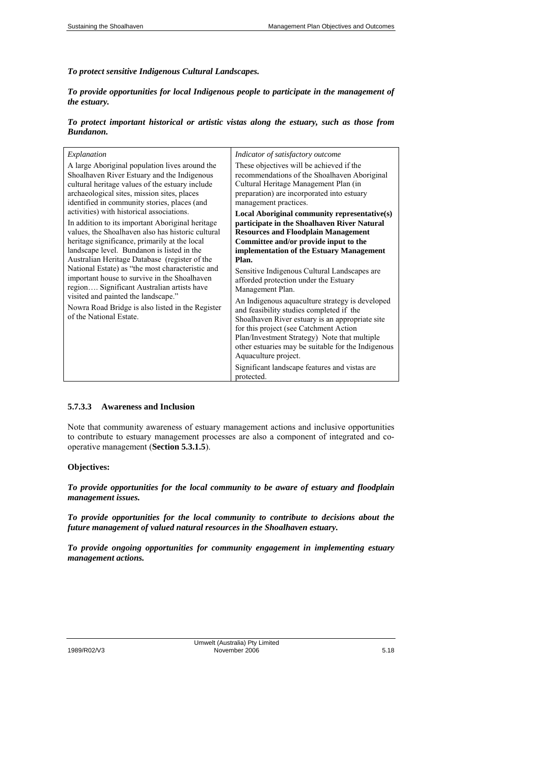***To protect sensitive Indigenous Cultural Landscapes.***

***To provide opportunities for local Indigenous people to participate in the management of the estuary.***

***To protect important historical or artistic vistas along the estuary, such as those from Bundanon.***

| *Explanation* | *Indicator of satisfactory outcome* |
|---|---|
| A large Aboriginal population lives around the Shoalhaven River Estuary and the Indigenous cultural heritage values of the estuary include archaeological sites, mission sites, places identified in community stories, places (and activities) with historical associations.<br><br>In addition to its important Aboriginal heritage values, the Shoalhaven also has historic cultural heritage significance, primarily at the local landscape level. Bundanon is listed in the Australian Heritage Database (register of the National Estate) as "the most characteristic and important house to survive in the Shoalhaven region…. Significant Australian artists have visited and painted the landscape."<br><br>Nowra Road Bridge is also listed in the Register of the National Estate. | These objectives will be achieved if the recommendations of the Shoalhaven Aboriginal Cultural Heritage Management Plan (in preparation) are incorporated into estuary management practices.<br><br>**Local Aboriginal community representative(s) participate in the Shoalhaven River Natural Resources and Floodplain Management Committee and/or provide input to the implementation of the Estuary Management Plan.**<br><br>Sensitive Indigenous Cultural Landscapes are afforded protection under the Estuary Management Plan.<br><br>An Indigenous aquaculture strategy is developed and feasibility studies completed if the Shoalhaven River estuary is an appropriate site for this project (see Catchment Action Plan/Investment Strategy) Note that multiple other estuaries may be suitable for the Indigenous Aquaculture project.<br><br>Significant landscape features and vistas are protected. |

#### 5.7.3.3 Awareness and Inclusion

Note that community awareness of estuary management actions and inclusive opportunities to contribute to estuary management processes are also a component of integrated and co-operative management (**Section 5.3.1.5**).

**Objectives:**

***To provide opportunities for the local community to be aware of estuary and floodplain management issues.***

***To provide opportunities for the local community to contribute to decisions about the future management of valued natural resources in the Shoalhaven estuary.***

***To provide ongoing opportunities for community engagement in implementing estuary management actions.***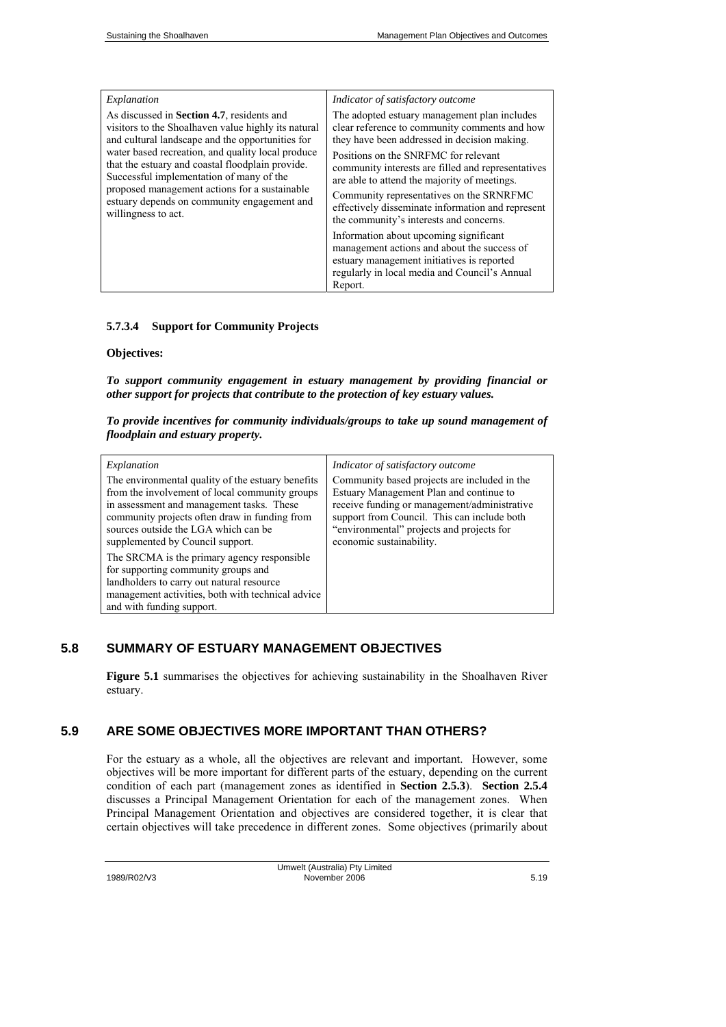| Explanation | Indicator of satisfactory outcome |
|---|---|
| As discussed in **Section 4.7**, residents and visitors to the Shoalhaven value highly its natural and cultural landscape and the opportunities for water based recreation, and quality local produce that the estuary and coastal floodplain provide. Successful implementation of many of the proposed management actions for a sustainable estuary depends on community engagement and willingness to act. | The adopted estuary management plan includes clear reference to community comments and how they have been addressed in decision making.<br><br>Positions on the SNRFMC for relevant community interests are filled and representatives are able to attend the majority of meetings.<br><br>Community representatives on the SRNRFMC effectively disseminate information and represent the community's interests and concerns.<br><br>Information about upcoming significant management actions and about the success of estuary management initiatives is reported regularly in local media and Council's Annual Report. |

#### 5.7.3.4 Support for Community Projects

**Objectives:**

***To support community engagement in estuary management by providing financial or other support for projects that contribute to the protection of key estuary values.***

***To provide incentives for community individuals/groups to take up sound management of floodplain and estuary property.***

| Explanation | Indicator of satisfactory outcome |
|---|---|
| The environmental quality of the estuary benefits from the involvement of local community groups in assessment and management tasks. These community projects often draw in funding from sources outside the LGA which can be supplemented by Council support.<br><br>The SRCMA is the primary agency responsible for supporting community groups and landholders to carry out natural resource management activities, both with technical advice and with funding support. | Community based projects are included in the Estuary Management Plan and continue to receive funding or management/administrative support from Council. This can include both "environmental" projects and projects for economic sustainability. |

## 5.8 SUMMARY OF ESTUARY MANAGEMENT OBJECTIVES

**Figure 5.1** summarises the objectives for achieving sustainability in the Shoalhaven River estuary.

## 5.9 ARE SOME OBJECTIVES MORE IMPORTANT THAN OTHERS?

For the estuary as a whole, all the objectives are relevant and important. However, some objectives will be more important for different parts of the estuary, depending on the current condition of each part (management zones as identified in **Section 2.5.3**). **Section 2.5.4** discusses a Principal Management Orientation for each of the management zones. When Principal Management Orientation and objectives are considered together, it is clear that certain objectives will take precedence in different zones. Some objectives (primarily about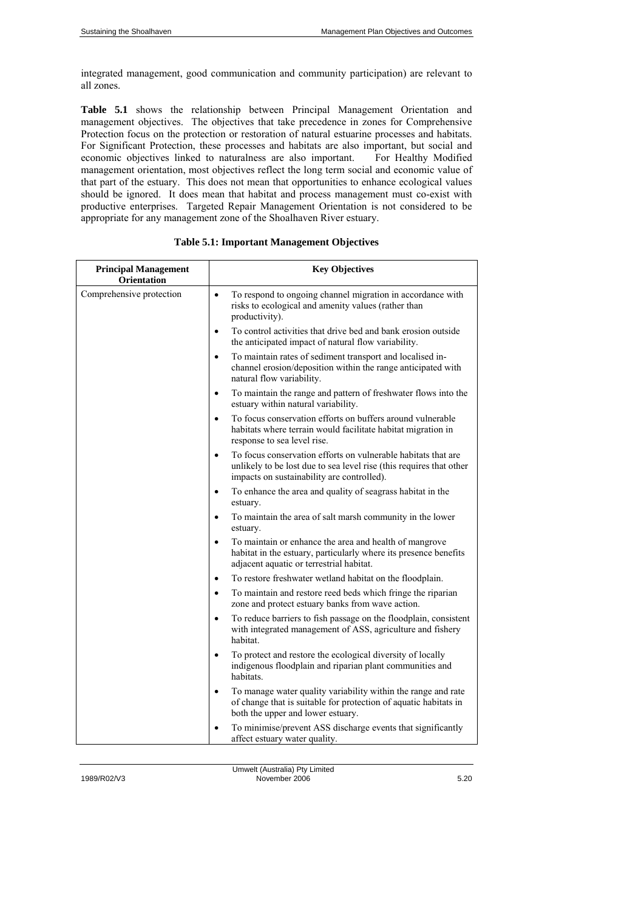integrated management, good communication and community participation) are relevant to all zones.

**Table 5.1** shows the relationship between Principal Management Orientation and management objectives. The objectives that take precedence in zones for Comprehensive Protection focus on the protection or restoration of natural estuarine processes and habitats. For Significant Protection, these processes and habitats are also important, but social and economic objectives linked to naturalness are also important. For Healthy Modified management orientation, most objectives reflect the long term social and economic value of that part of the estuary. This does not mean that opportunities to enhance ecological values should be ignored. It does mean that habitat and process management must co-exist with productive enterprises. Targeted Repair Management Orientation is not considered to be appropriate for any management zone of the Shoalhaven River estuary.

**Table 5.1: Important Management Objectives**

| Principal Management Orientation | Key Objectives |
|---|---|
| Comprehensive protection | • To respond to ongoing channel migration in accordance with risks to ecological and amenity values (rather than productivity). |
| | • To control activities that drive bed and bank erosion outside the anticipated impact of natural flow variability. |
| | • To maintain rates of sediment transport and localised in-channel erosion/deposition within the range anticipated with natural flow variability. |
| | • To maintain the range and pattern of freshwater flows into the estuary within natural variability. |
| | • To focus conservation efforts on buffers around vulnerable habitats where terrain would facilitate habitat migration in response to sea level rise. |
| | • To focus conservation efforts on vulnerable habitats that are unlikely to be lost due to sea level rise (this requires that other impacts on sustainability are controlled). |
| | • To enhance the area and quality of seagrass habitat in the estuary. |
| | • To maintain the area of salt marsh community in the lower estuary. |
| | • To maintain or enhance the area and health of mangrove habitat in the estuary, particularly where its presence benefits adjacent aquatic or terrestrial habitat. |
| | • To restore freshwater wetland habitat on the floodplain. |
| | • To maintain and restore reed beds which fringe the riparian zone and protect estuary banks from wave action. |
| | • To reduce barriers to fish passage on the floodplain, consistent with integrated management of ASS, agriculture and fishery habitat. |
| | • To protect and restore the ecological diversity of locally indigenous floodplain and riparian plant communities and habitats. |
| | • To manage water quality variability within the range and rate of change that is suitable for protection of aquatic habitats in both the upper and lower estuary. |
| | • To minimise/prevent ASS discharge events that significantly affect estuary water quality. |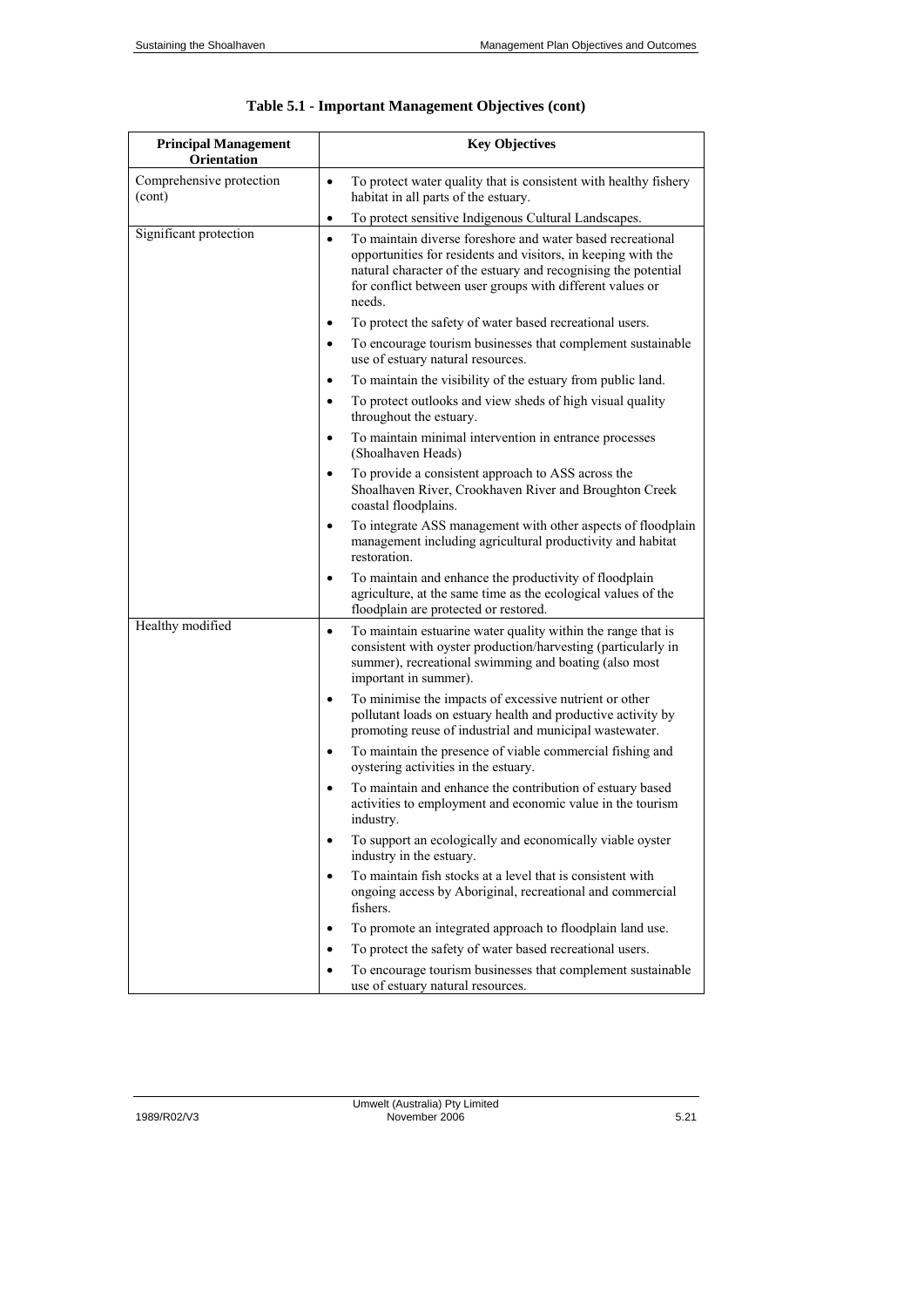**Table 5.1 - Important Management Objectives (cont)**

| Principal Management Orientation | Key Objectives |
|---|---|
| Comprehensive protection (cont) | • To protect water quality that is consistent with healthy fishery habitat in all parts of the estuary.<br>• To protect sensitive Indigenous Cultural Landscapes. |
| Significant protection | • To maintain diverse foreshore and water based recreational opportunities for residents and visitors, in keeping with the natural character of the estuary and recognising the potential for conflict between user groups with different values or needs.<br>• To protect the safety of water based recreational users.<br>• To encourage tourism businesses that complement sustainable use of estuary natural resources.<br>• To maintain the visibility of the estuary from public land.<br>• To protect outlooks and view sheds of high visual quality throughout the estuary.<br>• To maintain minimal intervention in entrance processes (Shoalhaven Heads)<br>• To provide a consistent approach to ASS across the Shoalhaven River, Crookhaven River and Broughton Creek coastal floodplains.<br>• To integrate ASS management with other aspects of floodplain management including agricultural productivity and habitat restoration.<br>• To maintain and enhance the productivity of floodplain agriculture, at the same time as the ecological values of the floodplain are protected or restored. |
| Healthy modified | • To maintain estuarine water quality within the range that is consistent with oyster production/harvesting (particularly in summer), recreational swimming and boating (also most important in summer).<br>• To minimise the impacts of excessive nutrient or other pollutant loads on estuary health and productive activity by promoting reuse of industrial and municipal wastewater.<br>• To maintain the presence of viable commercial fishing and oystering activities in the estuary.<br>• To maintain and enhance the contribution of estuary based activities to employment and economic value in the tourism industry.<br>• To support an ecologically and economically viable oyster industry in the estuary.<br>• To maintain fish stocks at a level that is consistent with ongoing access by Aboriginal, recreational and commercial fishers.<br>• To promote an integrated approach to floodplain land use.<br>• To protect the safety of water based recreational users.<br>• To encourage tourism businesses that complement sustainable use of estuary natural resources. |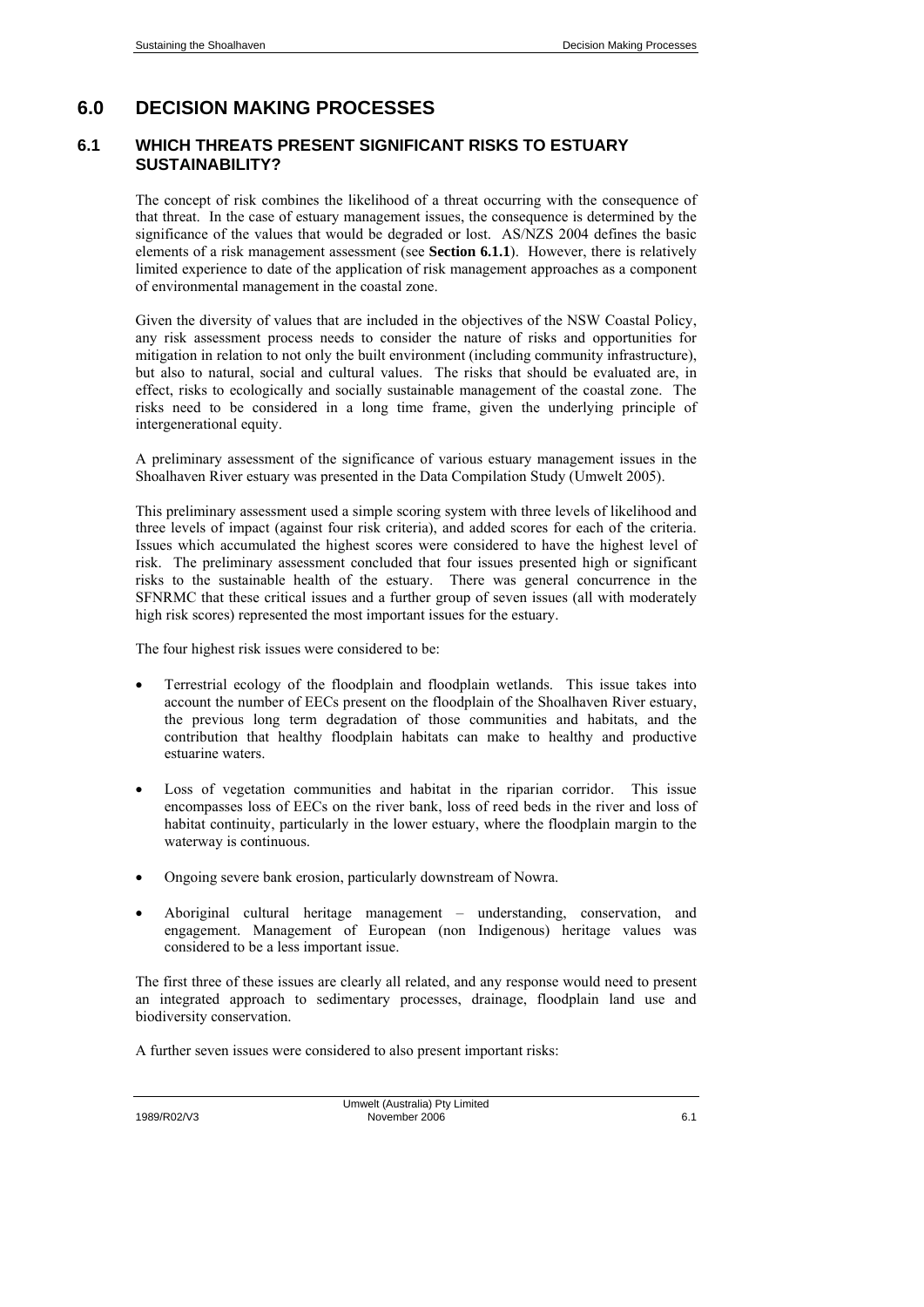# 6.0 DECISION MAKING PROCESSES

## 6.1 WHICH THREATS PRESENT SIGNIFICANT RISKS TO ESTUARY SUSTAINABILITY?

The concept of risk combines the likelihood of a threat occurring with the consequence of that threat. In the case of estuary management issues, the consequence is determined by the significance of the values that would be degraded or lost. AS/NZS 2004 defines the basic elements of a risk management assessment (see **Section 6.1.1**). However, there is relatively limited experience to date of the application of risk management approaches as a component of environmental management in the coastal zone.

Given the diversity of values that are included in the objectives of the NSW Coastal Policy, any risk assessment process needs to consider the nature of risks and opportunities for mitigation in relation to not only the built environment (including community infrastructure), but also to natural, social and cultural values. The risks that should be evaluated are, in effect, risks to ecologically and socially sustainable management of the coastal zone. The risks need to be considered in a long time frame, given the underlying principle of intergenerational equity.

A preliminary assessment of the significance of various estuary management issues in the Shoalhaven River estuary was presented in the Data Compilation Study (Umwelt 2005).

This preliminary assessment used a simple scoring system with three levels of likelihood and three levels of impact (against four risk criteria), and added scores for each of the criteria. Issues which accumulated the highest scores were considered to have the highest level of risk. The preliminary assessment concluded that four issues presented high or significant risks to the sustainable health of the estuary. There was general concurrence in the SFNRMC that these critical issues and a further group of seven issues (all with moderately high risk scores) represented the most important issues for the estuary.

The four highest risk issues were considered to be:

- Terrestrial ecology of the floodplain and floodplain wetlands. This issue takes into account the number of EECs present on the floodplain of the Shoalhaven River estuary, the previous long term degradation of those communities and habitats, and the contribution that healthy floodplain habitats can make to healthy and productive estuarine waters.
- Loss of vegetation communities and habitat in the riparian corridor. This issue encompasses loss of EECs on the river bank, loss of reed beds in the river and loss of habitat continuity, particularly in the lower estuary, where the floodplain margin to the waterway is continuous.
- Ongoing severe bank erosion, particularly downstream of Nowra.
- Aboriginal cultural heritage management – understanding, conservation, and engagement. Management of European (non Indigenous) heritage values was considered to be a less important issue.

The first three of these issues are clearly all related, and any response would need to present an integrated approach to sedimentary processes, drainage, floodplain land use and biodiversity conservation.

A further seven issues were considered to also present important risks: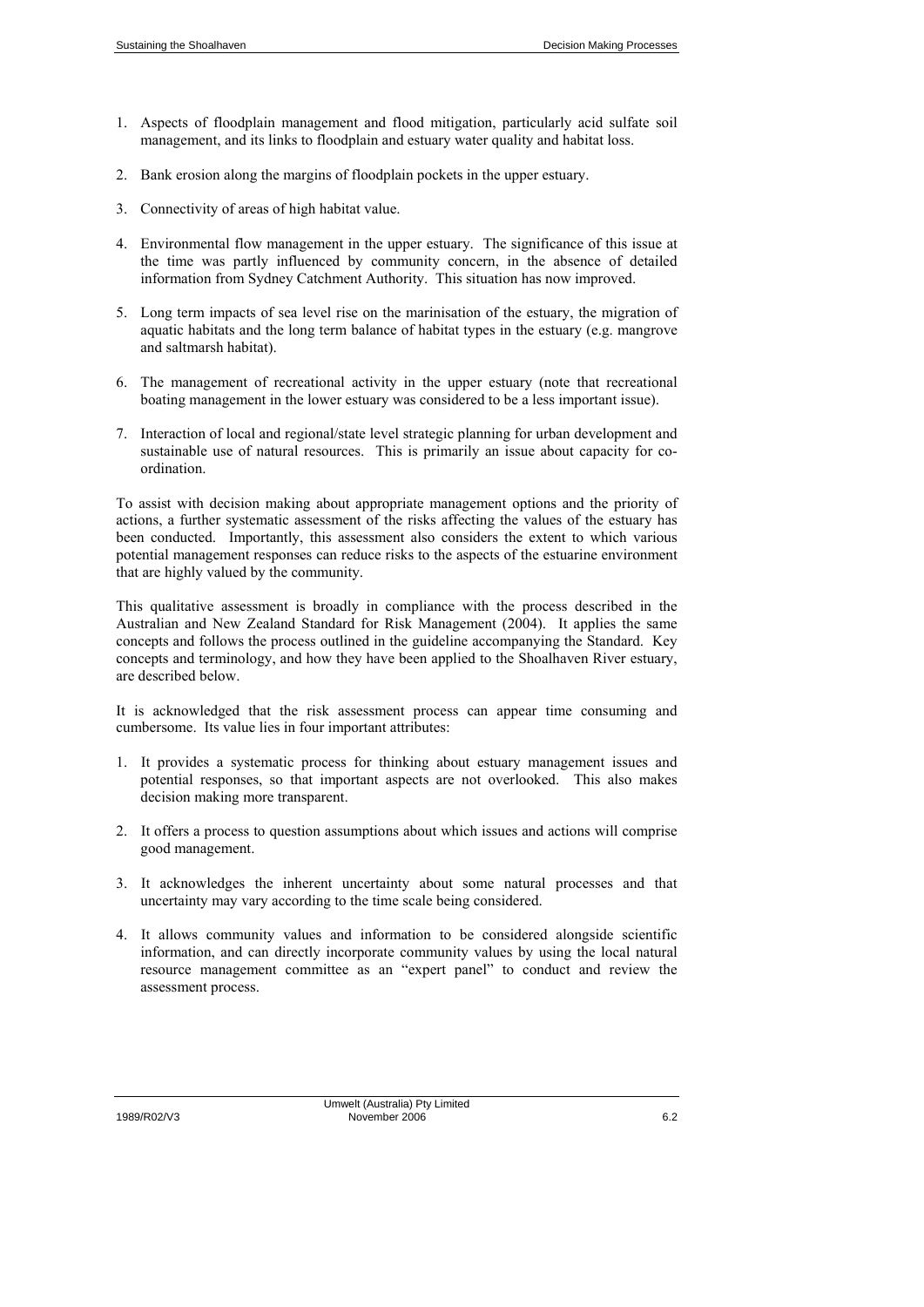1. Aspects of floodplain management and flood mitigation, particularly acid sulfate soil management, and its links to floodplain and estuary water quality and habitat loss.

2. Bank erosion along the margins of floodplain pockets in the upper estuary.

3. Connectivity of areas of high habitat value.

4. Environmental flow management in the upper estuary. The significance of this issue at the time was partly influenced by community concern, in the absence of detailed information from Sydney Catchment Authority. This situation has now improved.

5. Long term impacts of sea level rise on the marinisation of the estuary, the migration of aquatic habitats and the long term balance of habitat types in the estuary (e.g. mangrove and saltmarsh habitat).

6. The management of recreational activity in the upper estuary (note that recreational boating management in the lower estuary was considered to be a less important issue).

7. Interaction of local and regional/state level strategic planning for urban development and sustainable use of natural resources. This is primarily an issue about capacity for co-ordination.

To assist with decision making about appropriate management options and the priority of actions, a further systematic assessment of the risks affecting the values of the estuary has been conducted. Importantly, this assessment also considers the extent to which various potential management responses can reduce risks to the aspects of the estuarine environment that are highly valued by the community.

This qualitative assessment is broadly in compliance with the process described in the Australian and New Zealand Standard for Risk Management (2004). It applies the same concepts and follows the process outlined in the guideline accompanying the Standard. Key concepts and terminology, and how they have been applied to the Shoalhaven River estuary, are described below.

It is acknowledged that the risk assessment process can appear time consuming and cumbersome. Its value lies in four important attributes:

1. It provides a systematic process for thinking about estuary management issues and potential responses, so that important aspects are not overlooked. This also makes decision making more transparent.

2. It offers a process to question assumptions about which issues and actions will comprise good management.

3. It acknowledges the inherent uncertainty about some natural processes and that uncertainty may vary according to the time scale being considered.

4. It allows community values and information to be considered alongside scientific information, and can directly incorporate community values by using the local natural resource management committee as an "expert panel" to conduct and review the assessment process.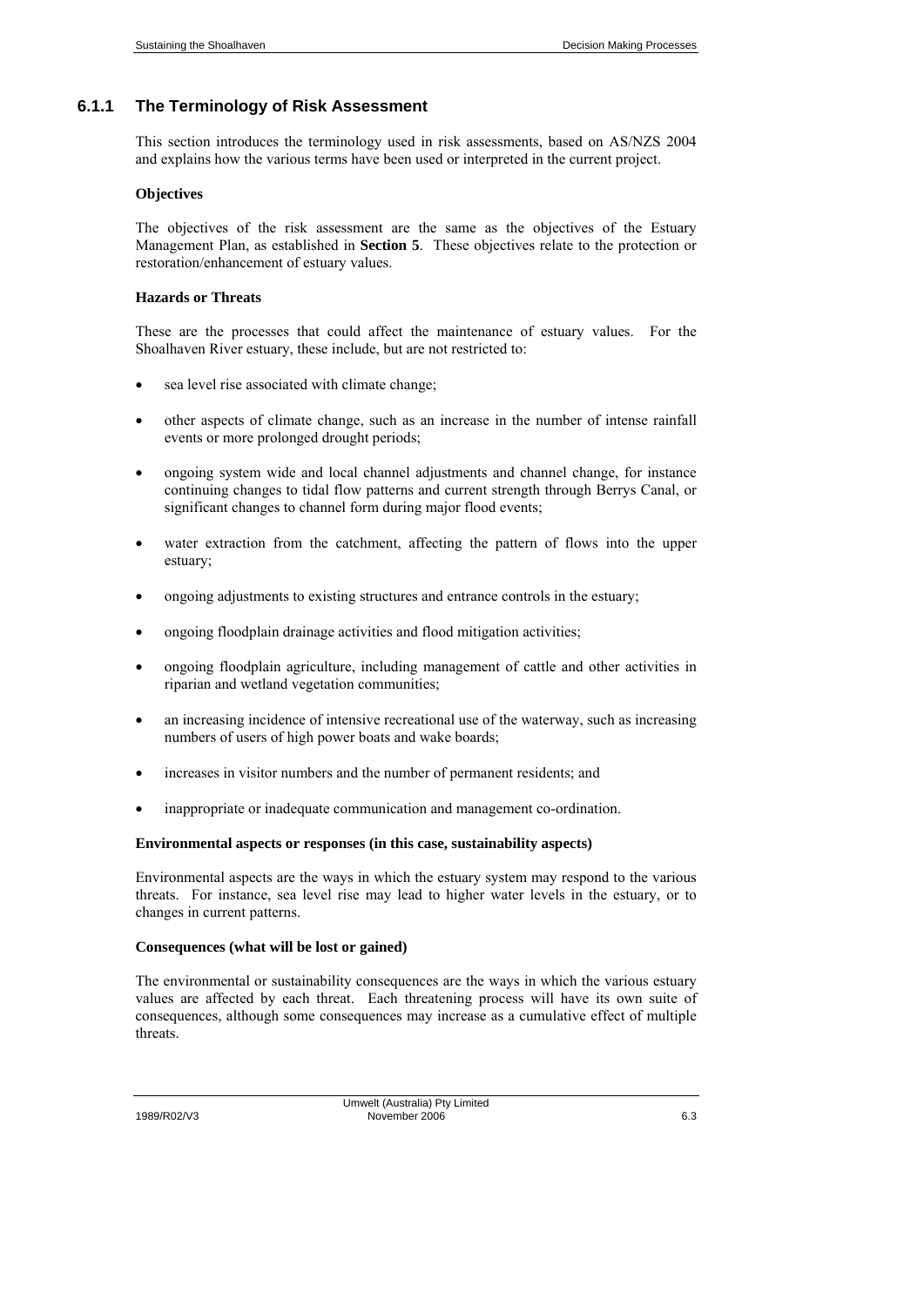### 6.1.1 The Terminology of Risk Assessment

This section introduces the terminology used in risk assessments, based on AS/NZS 2004 and explains how the various terms have been used or interpreted in the current project.

**Objectives**

The objectives of the risk assessment are the same as the objectives of the Estuary Management Plan, as established in **Section 5**. These objectives relate to the protection or restoration/enhancement of estuary values.

**Hazards or Threats**

These are the processes that could affect the maintenance of estuary values. For the Shoalhaven River estuary, these include, but are not restricted to:

- sea level rise associated with climate change;
- other aspects of climate change, such as an increase in the number of intense rainfall events or more prolonged drought periods;
- ongoing system wide and local channel adjustments and channel change, for instance continuing changes to tidal flow patterns and current strength through Berrys Canal, or significant changes to channel form during major flood events;
- water extraction from the catchment, affecting the pattern of flows into the upper estuary;
- ongoing adjustments to existing structures and entrance controls in the estuary;
- ongoing floodplain drainage activities and flood mitigation activities;
- ongoing floodplain agriculture, including management of cattle and other activities in riparian and wetland vegetation communities;
- an increasing incidence of intensive recreational use of the waterway, such as increasing numbers of users of high power boats and wake boards;
- increases in visitor numbers and the number of permanent residents; and
- inappropriate or inadequate communication and management co-ordination.

**Environmental aspects or responses (in this case, sustainability aspects)**

Environmental aspects are the ways in which the estuary system may respond to the various threats. For instance, sea level rise may lead to higher water levels in the estuary, or to changes in current patterns.

**Consequences (what will be lost or gained)**

The environmental or sustainability consequences are the ways in which the various estuary values are affected by each threat. Each threatening process will have its own suite of consequences, although some consequences may increase as a cumulative effect of multiple threats.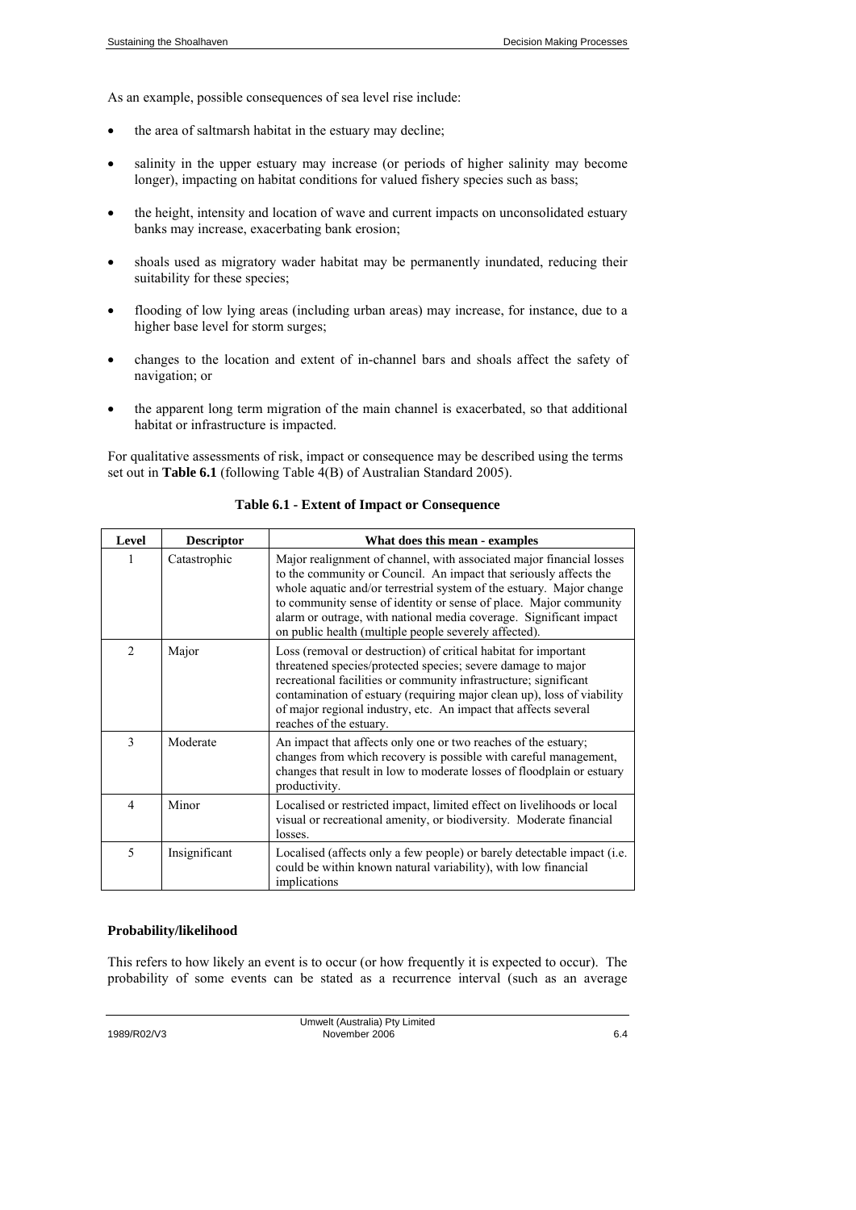As an example, possible consequences of sea level rise include:

- the area of saltmarsh habitat in the estuary may decline;
- salinity in the upper estuary may increase (or periods of higher salinity may become longer), impacting on habitat conditions for valued fishery species such as bass;
- the height, intensity and location of wave and current impacts on unconsolidated estuary banks may increase, exacerbating bank erosion;
- shoals used as migratory wader habitat may be permanently inundated, reducing their suitability for these species;
- flooding of low lying areas (including urban areas) may increase, for instance, due to a higher base level for storm surges;
- changes to the location and extent of in-channel bars and shoals affect the safety of navigation; or
- the apparent long term migration of the main channel is exacerbated, so that additional habitat or infrastructure is impacted.

For qualitative assessments of risk, impact or consequence may be described using the terms set out in **Table 6.1** (following Table 4(B) of Australian Standard 2005).

**Table 6.1 - Extent of Impact or Consequence**

| Level | Descriptor | What does this mean - examples |
|---|---|---|
| 1 | Catastrophic | Major realignment of channel, with associated major financial losses to the community or Council. An impact that seriously affects the whole aquatic and/or terrestrial system of the estuary. Major change to community sense of identity or sense of place. Major community alarm or outrage, with national media coverage. Significant impact on public health (multiple people severely affected). |
| 2 | Major | Loss (removal or destruction) of critical habitat for important threatened species/protected species; severe damage to major recreational facilities or community infrastructure; significant contamination of estuary (requiring major clean up), loss of viability of major regional industry, etc. An impact that affects several reaches of the estuary. |
| 3 | Moderate | An impact that affects only one or two reaches of the estuary; changes from which recovery is possible with careful management, changes that result in low to moderate losses of floodplain or estuary productivity. |
| 4 | Minor | Localised or restricted impact, limited effect on livelihoods or local visual or recreational amenity, or biodiversity. Moderate financial losses. |
| 5 | Insignificant | Localised (affects only a few people) or barely detectable impact (i.e. could be within known natural variability), with low financial implications |

**Probability/likelihood**

This refers to how likely an event is to occur (or how frequently it is expected to occur). The probability of some events can be stated as a recurrence interval (such as an average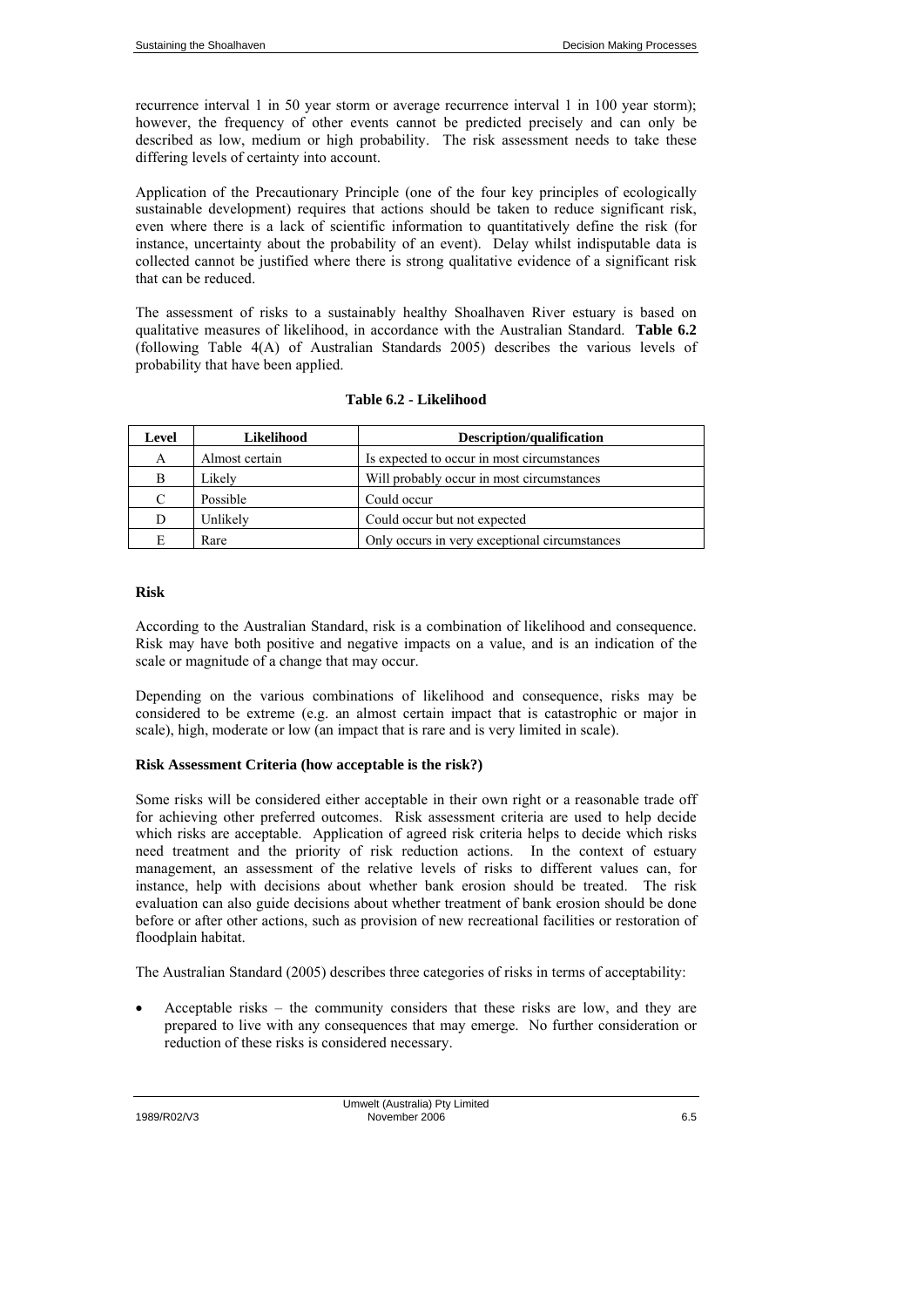recurrence interval 1 in 50 year storm or average recurrence interval 1 in 100 year storm); however, the frequency of other events cannot be predicted precisely and can only be described as low, medium or high probability. The risk assessment needs to take these differing levels of certainty into account.

Application of the Precautionary Principle (one of the four key principles of ecologically sustainable development) requires that actions should be taken to reduce significant risk, even where there is a lack of scientific information to quantitatively define the risk (for instance, uncertainty about the probability of an event). Delay whilst indisputable data is collected cannot be justified where there is strong qualitative evidence of a significant risk that can be reduced.

The assessment of risks to a sustainably healthy Shoalhaven River estuary is based on qualitative measures of likelihood, in accordance with the Australian Standard. **Table 6.2** (following Table 4(A) of Australian Standards 2005) describes the various levels of probability that have been applied.

**Table 6.2 - Likelihood**

| Level | Likelihood | Description/qualification |
|---|---|---|
| A | Almost certain | Is expected to occur in most circumstances |
| B | Likely | Will probably occur in most circumstances |
| C | Possible | Could occur |
| D | Unlikely | Could occur but not expected |
| E | Rare | Only occurs in very exceptional circumstances |

### Risk

According to the Australian Standard, risk is a combination of likelihood and consequence. Risk may have both positive and negative impacts on a value, and is an indication of the scale or magnitude of a change that may occur.

Depending on the various combinations of likelihood and consequence, risks may be considered to be extreme (e.g. an almost certain impact that is catastrophic or major in scale), high, moderate or low (an impact that is rare and is very limited in scale).

### Risk Assessment Criteria (how acceptable is the risk?)

Some risks will be considered either acceptable in their own right or a reasonable trade off for achieving other preferred outcomes. Risk assessment criteria are used to help decide which risks are acceptable. Application of agreed risk criteria helps to decide which risks need treatment and the priority of risk reduction actions. In the context of estuary management, an assessment of the relative levels of risks to different values can, for instance, help with decisions about whether bank erosion should be treated. The risk evaluation can also guide decisions about whether treatment of bank erosion should be done before or after other actions, such as provision of new recreational facilities or restoration of floodplain habitat.

The Australian Standard (2005) describes three categories of risks in terms of acceptability:

- Acceptable risks – the community considers that these risks are low, and they are prepared to live with any consequences that may emerge. No further consideration or reduction of these risks is considered necessary.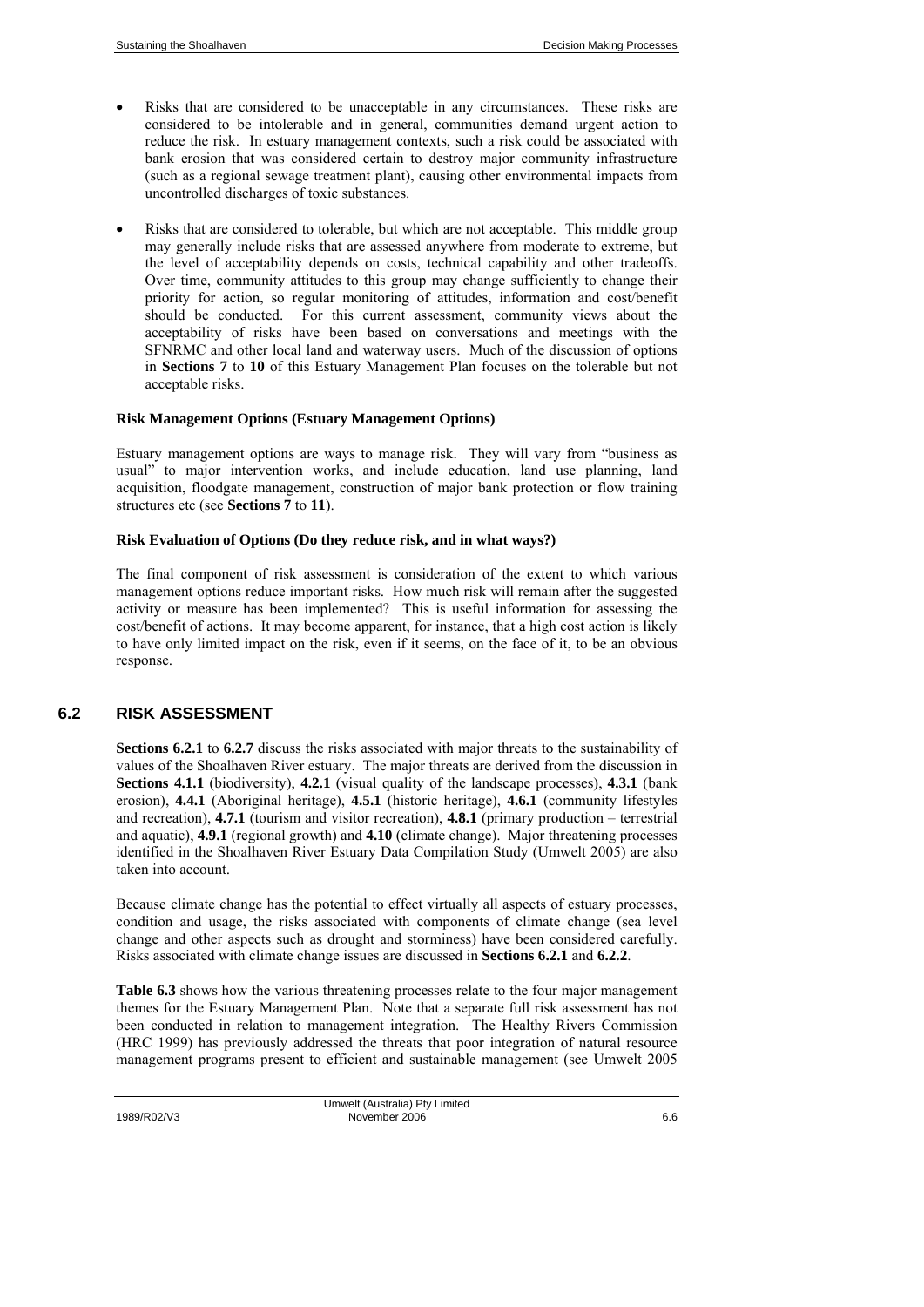- Risks that are considered to be unacceptable in any circumstances. These risks are considered to be intolerable and in general, communities demand urgent action to reduce the risk. In estuary management contexts, such a risk could be associated with bank erosion that was considered certain to destroy major community infrastructure (such as a regional sewage treatment plant), causing other environmental impacts from uncontrolled discharges of toxic substances.

- Risks that are considered to tolerable, but which are not acceptable. This middle group may generally include risks that are assessed anywhere from moderate to extreme, but the level of acceptability depends on costs, technical capability and other tradeoffs. Over time, community attitudes to this group may change sufficiently to change their priority for action, so regular monitoring of attitudes, information and cost/benefit should be conducted. For this current assessment, community views about the acceptability of risks have been based on conversations and meetings with the SFNRMC and other local land and waterway users. Much of the discussion of options in **Sections 7** to **10** of this Estuary Management Plan focuses on the tolerable but not acceptable risks.

**Risk Management Options (Estuary Management Options)**

Estuary management options are ways to manage risk. They will vary from "business as usual" to major intervention works, and include education, land use planning, land acquisition, floodgate management, construction of major bank protection or flow training structures etc (see **Sections 7** to **11**).

**Risk Evaluation of Options (Do they reduce risk, and in what ways?)**

The final component of risk assessment is consideration of the extent to which various management options reduce important risks. How much risk will remain after the suggested activity or measure has been implemented? This is useful information for assessing the cost/benefit of actions. It may become apparent, for instance, that a high cost action is likely to have only limited impact on the risk, even if it seems, on the face of it, to be an obvious response.

## 6.2 RISK ASSESSMENT

**Sections 6.2.1** to **6.2.7** discuss the risks associated with major threats to the sustainability of values of the Shoalhaven River estuary. The major threats are derived from the discussion in **Sections 4.1.1** (biodiversity), **4.2.1** (visual quality of the landscape processes), **4.3.1** (bank erosion), **4.4.1** (Aboriginal heritage), **4.5.1** (historic heritage), **4.6.1** (community lifestyles and recreation), **4.7.1** (tourism and visitor recreation), **4.8.1** (primary production – terrestrial and aquatic), **4.9.1** (regional growth) and **4.10** (climate change). Major threatening processes identified in the Shoalhaven River Estuary Data Compilation Study (Umwelt 2005) are also taken into account.

Because climate change has the potential to effect virtually all aspects of estuary processes, condition and usage, the risks associated with components of climate change (sea level change and other aspects such as drought and storminess) have been considered carefully. Risks associated with climate change issues are discussed in **Sections 6.2.1** and **6.2.2**.

**Table 6.3** shows how the various threatening processes relate to the four major management themes for the Estuary Management Plan. Note that a separate full risk assessment has not been conducted in relation to management integration. The Healthy Rivers Commission (HRC 1999) has previously addressed the threats that poor integration of natural resource management programs present to efficient and sustainable management (see Umwelt 2005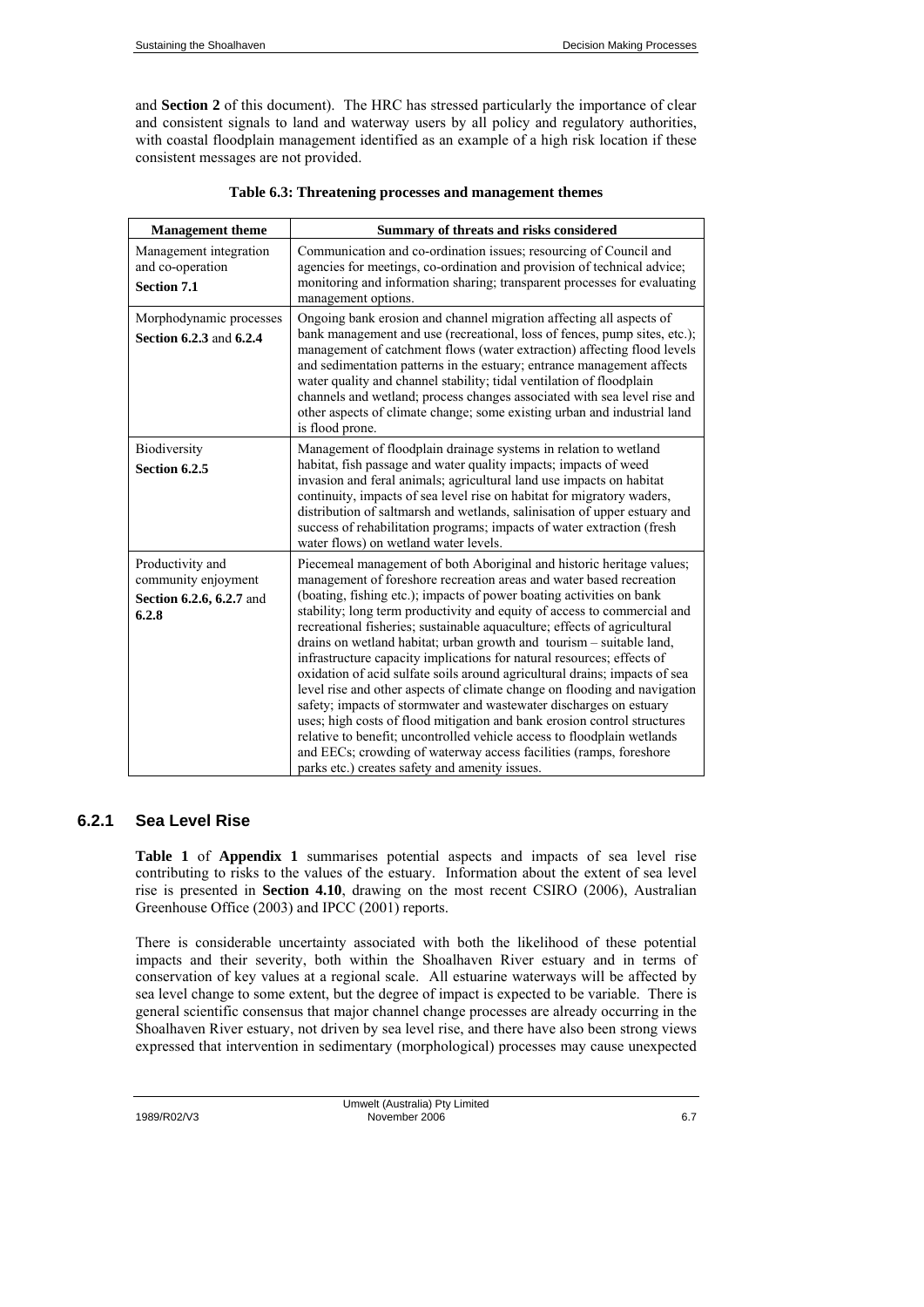and **Section 2** of this document). The HRC has stressed particularly the importance of clear and consistent signals to land and waterway users by all policy and regulatory authorities, with coastal floodplain management identified as an example of a high risk location if these consistent messages are not provided.

**Table 6.3: Threatening processes and management themes**

| Management theme | Summary of threats and risks considered |
|---|---|
| Management integration and co-operation **Section 7.1** | Communication and co-ordination issues; resourcing of Council and agencies for meetings, co-ordination and provision of technical advice; monitoring and information sharing; transparent processes for evaluating management options. |
| Morphodynamic processes **Section 6.2.3** and **6.2.4** | Ongoing bank erosion and channel migration affecting all aspects of bank management and use (recreational, loss of fences, pump sites, etc.); management of catchment flows (water extraction) affecting flood levels and sedimentation patterns in the estuary; entrance management affects water quality and channel stability; tidal ventilation of floodplain channels and wetland; process changes associated with sea level rise and other aspects of climate change; some existing urban and industrial land is flood prone. |
| Biodiversity **Section 6.2.5** | Management of floodplain drainage systems in relation to wetland habitat, fish passage and water quality impacts; impacts of weed invasion and feral animals; agricultural land use impacts on habitat continuity, impacts of sea level rise on habitat for migratory waders, distribution of saltmarsh and wetlands, salinisation of upper estuary and success of rehabilitation programs; impacts of water extraction (fresh water flows) on wetland water levels. |
| Productivity and community enjoyment **Section 6.2.6, 6.2.7** and **6.2.8** | Piecemeal management of both Aboriginal and historic heritage values; management of foreshore recreation areas and water based recreation (boating, fishing etc.); impacts of power boating activities on bank stability; long term productivity and equity of access to commercial and recreational fisheries; sustainable aquaculture; effects of agricultural drains on wetland habitat; urban growth and tourism – suitable land, infrastructure capacity implications for natural resources; effects of oxidation of acid sulfate soils around agricultural drains; impacts of sea level rise and other aspects of climate change on flooding and navigation safety; impacts of stormwater and wastewater discharges on estuary uses; high costs of flood mitigation and bank erosion control structures relative to benefit; uncontrolled vehicle access to floodplain wetlands and EECs; crowding of waterway access facilities (ramps, foreshore parks etc.) creates safety and amenity issues. |

### 6.2.1 Sea Level Rise

**Table 1** of **Appendix 1** summarises potential aspects and impacts of sea level rise contributing to risks to the values of the estuary. Information about the extent of sea level rise is presented in **Section 4.10**, drawing on the most recent CSIRO (2006), Australian Greenhouse Office (2003) and IPCC (2001) reports.

There is considerable uncertainty associated with both the likelihood of these potential impacts and their severity, both within the Shoalhaven River estuary and in terms of conservation of key values at a regional scale. All estuarine waterways will be affected by sea level change to some extent, but the degree of impact is expected to be variable. There is general scientific consensus that major channel change processes are already occurring in the Shoalhaven River estuary, not driven by sea level rise, and there have also been strong views expressed that intervention in sedimentary (morphological) processes may cause unexpected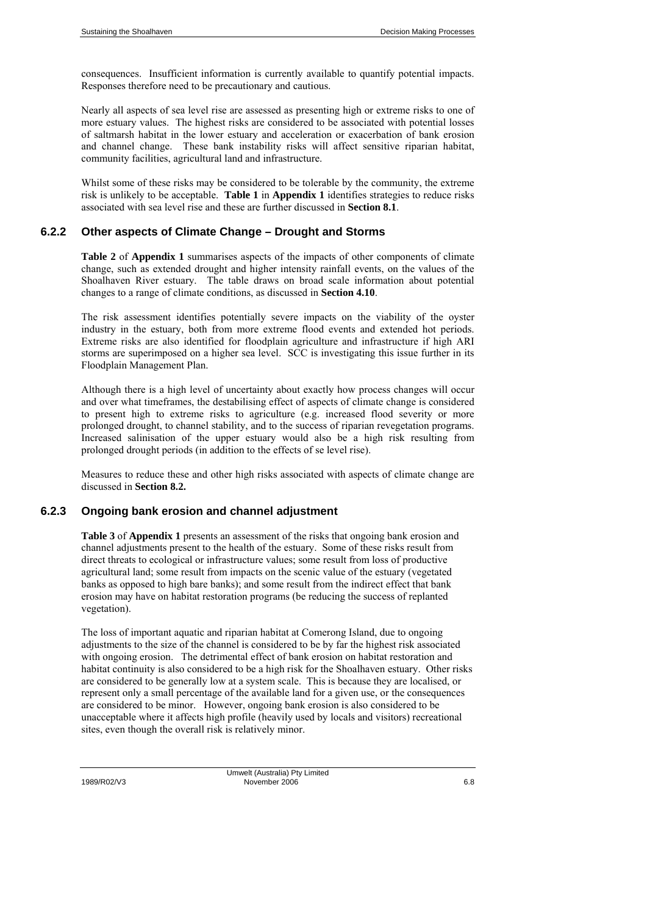consequences. Insufficient information is currently available to quantify potential impacts. Responses therefore need to be precautionary and cautious.

Nearly all aspects of sea level rise are assessed as presenting high or extreme risks to one of more estuary values. The highest risks are considered to be associated with potential losses of saltmarsh habitat in the lower estuary and acceleration or exacerbation of bank erosion and channel change. These bank instability risks will affect sensitive riparian habitat, community facilities, agricultural land and infrastructure.

Whilst some of these risks may be considered to be tolerable by the community, the extreme risk is unlikely to be acceptable. **Table 1** in **Appendix 1** identifies strategies to reduce risks associated with sea level rise and these are further discussed in **Section 8.1**.

### 6.2.2 Other aspects of Climate Change – Drought and Storms

**Table 2** of **Appendix 1** summarises aspects of the impacts of other components of climate change, such as extended drought and higher intensity rainfall events, on the values of the Shoalhaven River estuary. The table draws on broad scale information about potential changes to a range of climate conditions, as discussed in **Section 4.10**.

The risk assessment identifies potentially severe impacts on the viability of the oyster industry in the estuary, both from more extreme flood events and extended hot periods. Extreme risks are also identified for floodplain agriculture and infrastructure if high ARI storms are superimposed on a higher sea level. SCC is investigating this issue further in its Floodplain Management Plan.

Although there is a high level of uncertainty about exactly how process changes will occur and over what timeframes, the destabilising effect of aspects of climate change is considered to present high to extreme risks to agriculture (e.g. increased flood severity or more prolonged drought, to channel stability, and to the success of riparian revegetation programs. Increased salinisation of the upper estuary would also be a high risk resulting from prolonged drought periods (in addition to the effects of se level rise).

Measures to reduce these and other high risks associated with aspects of climate change are discussed in **Section 8.2.**

### 6.2.3 Ongoing bank erosion and channel adjustment

**Table 3** of **Appendix 1** presents an assessment of the risks that ongoing bank erosion and channel adjustments present to the health of the estuary. Some of these risks result from direct threats to ecological or infrastructure values; some result from loss of productive agricultural land; some result from impacts on the scenic value of the estuary (vegetated banks as opposed to high bare banks); and some result from the indirect effect that bank erosion may have on habitat restoration programs (be reducing the success of replanted vegetation).

The loss of important aquatic and riparian habitat at Comerong Island, due to ongoing adjustments to the size of the channel is considered to be by far the highest risk associated with ongoing erosion. The detrimental effect of bank erosion on habitat restoration and habitat continuity is also considered to be a high risk for the Shoalhaven estuary. Other risks are considered to be generally low at a system scale. This is because they are localised, or represent only a small percentage of the available land for a given use, or the consequences are considered to be minor. However, ongoing bank erosion is also considered to be unacceptable where it affects high profile (heavily used by locals and visitors) recreational sites, even though the overall risk is relatively minor.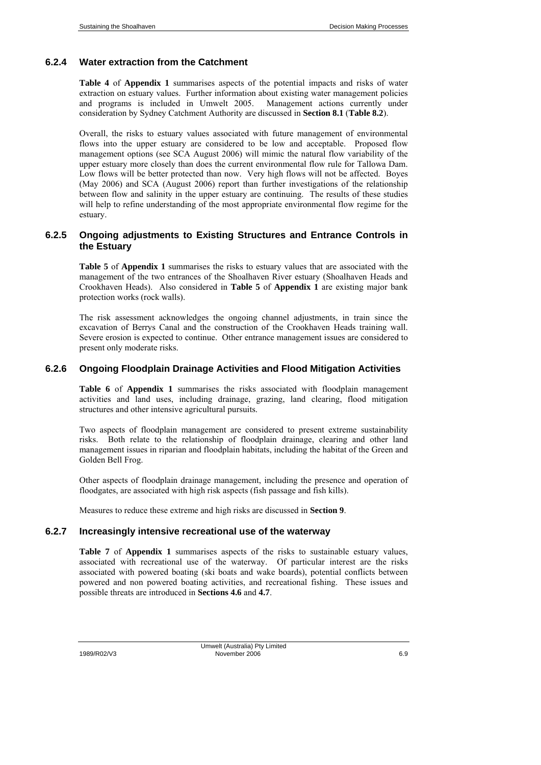### 6.2.4 Water extraction from the Catchment

**Table 4** of **Appendix 1** summarises aspects of the potential impacts and risks of water extraction on estuary values. Further information about existing water management policies and programs is included in Umwelt 2005. Management actions currently under consideration by Sydney Catchment Authority are discussed in **Section 8.1** (**Table 8.2**).

Overall, the risks to estuary values associated with future management of environmental flows into the upper estuary are considered to be low and acceptable. Proposed flow management options (see SCA August 2006) will mimic the natural flow variability of the upper estuary more closely than does the current environmental flow rule for Tallowa Dam. Low flows will be better protected than now. Very high flows will not be affected. Boyes (May 2006) and SCA (August 2006) report than further investigations of the relationship between flow and salinity in the upper estuary are continuing. The results of these studies will help to refine understanding of the most appropriate environmental flow regime for the estuary.

### 6.2.5 Ongoing adjustments to Existing Structures and Entrance Controls in the Estuary

**Table 5** of **Appendix 1** summarises the risks to estuary values that are associated with the management of the two entrances of the Shoalhaven River estuary (Shoalhaven Heads and Crookhaven Heads). Also considered in **Table 5** of **Appendix 1** are existing major bank protection works (rock walls).

The risk assessment acknowledges the ongoing channel adjustments, in train since the excavation of Berrys Canal and the construction of the Crookhaven Heads training wall. Severe erosion is expected to continue. Other entrance management issues are considered to present only moderate risks.

### 6.2.6 Ongoing Floodplain Drainage Activities and Flood Mitigation Activities

**Table 6** of **Appendix 1** summarises the risks associated with floodplain management activities and land uses, including drainage, grazing, land clearing, flood mitigation structures and other intensive agricultural pursuits.

Two aspects of floodplain management are considered to present extreme sustainability risks. Both relate to the relationship of floodplain drainage, clearing and other land management issues in riparian and floodplain habitats, including the habitat of the Green and Golden Bell Frog.

Other aspects of floodplain drainage management, including the presence and operation of floodgates, are associated with high risk aspects (fish passage and fish kills).

Measures to reduce these extreme and high risks are discussed in **Section 9**.

### 6.2.7 Increasingly intensive recreational use of the waterway

**Table 7** of **Appendix 1** summarises aspects of the risks to sustainable estuary values, associated with recreational use of the waterway. Of particular interest are the risks associated with powered boating (ski boats and wake boards), potential conflicts between powered and non powered boating activities, and recreational fishing. These issues and possible threats are introduced in **Sections 4.6** and **4.7**.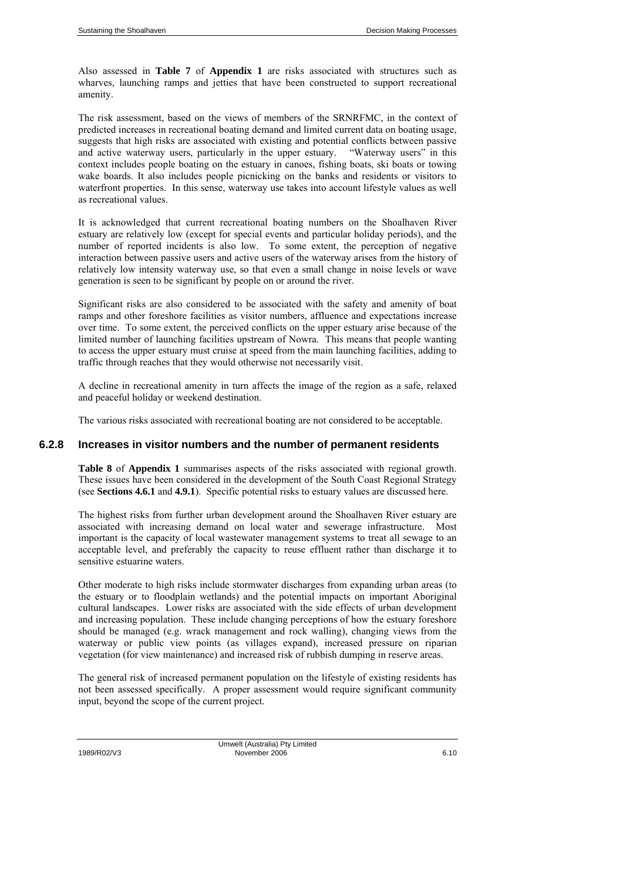Also assessed in **Table 7** of **Appendix 1** are risks associated with structures such as wharves, launching ramps and jetties that have been constructed to support recreational amenity.

The risk assessment, based on the views of members of the SRNRFMC, in the context of predicted increases in recreational boating demand and limited current data on boating usage, suggests that high risks are associated with existing and potential conflicts between passive and active waterway users, particularly in the upper estuary. "Waterway users" in this context includes people boating on the estuary in canoes, fishing boats, ski boats or towing wake boards. It also includes people picnicking on the banks and residents or visitors to waterfront properties. In this sense, waterway use takes into account lifestyle values as well as recreational values.

It is acknowledged that current recreational boating numbers on the Shoalhaven River estuary are relatively low (except for special events and particular holiday periods), and the number of reported incidents is also low. To some extent, the perception of negative interaction between passive users and active users of the waterway arises from the history of relatively low intensity waterway use, so that even a small change in noise levels or wave generation is seen to be significant by people on or around the river.

Significant risks are also considered to be associated with the safety and amenity of boat ramps and other foreshore facilities as visitor numbers, affluence and expectations increase over time. To some extent, the perceived conflicts on the upper estuary arise because of the limited number of launching facilities upstream of Nowra. This means that people wanting to access the upper estuary must cruise at speed from the main launching facilities, adding to traffic through reaches that they would otherwise not necessarily visit.

A decline in recreational amenity in turn affects the image of the region as a safe, relaxed and peaceful holiday or weekend destination.

The various risks associated with recreational boating are not considered to be acceptable.

### 6.2.8 Increases in visitor numbers and the number of permanent residents

**Table 8** of **Appendix 1** summarises aspects of the risks associated with regional growth. These issues have been considered in the development of the South Coast Regional Strategy (see **Sections 4.6.1** and **4.9.1**). Specific potential risks to estuary values are discussed here.

The highest risks from further urban development around the Shoalhaven River estuary are associated with increasing demand on local water and sewerage infrastructure. Most important is the capacity of local wastewater management systems to treat all sewage to an acceptable level, and preferably the capacity to reuse effluent rather than discharge it to sensitive estuarine waters.

Other moderate to high risks include stormwater discharges from expanding urban areas (to the estuary or to floodplain wetlands) and the potential impacts on important Aboriginal cultural landscapes. Lower risks are associated with the side effects of urban development and increasing population. These include changing perceptions of how the estuary foreshore should be managed (e.g. wrack management and rock walling), changing views from the waterway or public view points (as villages expand), increased pressure on riparian vegetation (for view maintenance) and increased risk of rubbish dumping in reserve areas.

The general risk of increased permanent population on the lifestyle of existing residents has not been assessed specifically. A proper assessment would require significant community input, beyond the scope of the current project.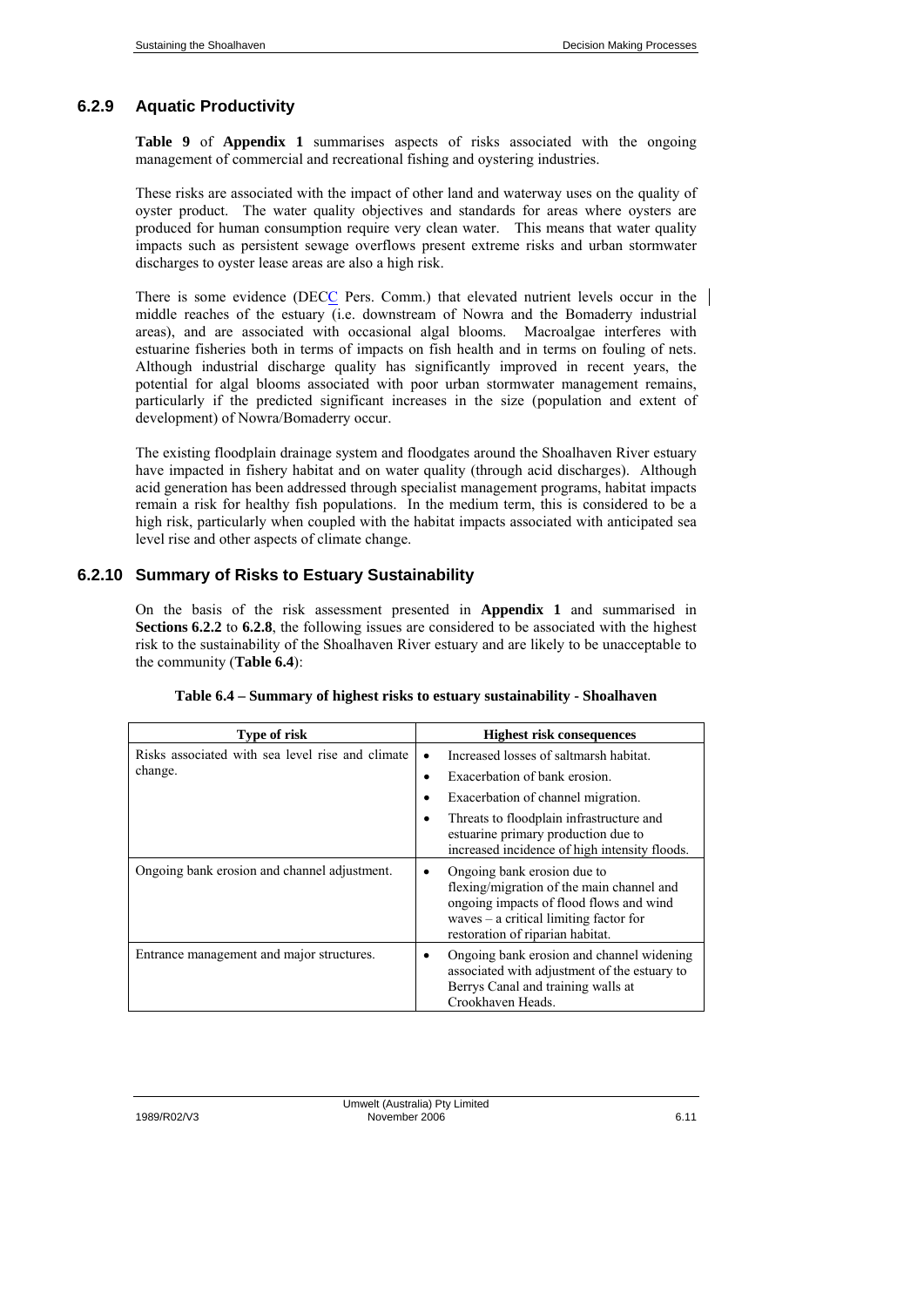### 6.2.9 Aquatic Productivity

**Table 9** of **Appendix 1** summarises aspects of risks associated with the ongoing management of commercial and recreational fishing and oystering industries.

These risks are associated with the impact of other land and waterway uses on the quality of oyster product. The water quality objectives and standards for areas where oysters are produced for human consumption require very clean water. This means that water quality impacts such as persistent sewage overflows present extreme risks and urban stormwater discharges to oyster lease areas are also a high risk.

There is some evidence (DECC Pers. Comm.) that elevated nutrient levels occur in the middle reaches of the estuary (i.e. downstream of Nowra and the Bomaderry industrial areas), and are associated with occasional algal blooms. Macroalgae interferes with estuarine fisheries both in terms of impacts on fish health and in terms on fouling of nets. Although industrial discharge quality has significantly improved in recent years, the potential for algal blooms associated with poor urban stormwater management remains, particularly if the predicted significant increases in the size (population and extent of development) of Nowra/Bomaderry occur.

The existing floodplain drainage system and floodgates around the Shoalhaven River estuary have impacted in fishery habitat and on water quality (through acid discharges). Although acid generation has been addressed through specialist management programs, habitat impacts remain a risk for healthy fish populations. In the medium term, this is considered to be a high risk, particularly when coupled with the habitat impacts associated with anticipated sea level rise and other aspects of climate change.

### 6.2.10 Summary of Risks to Estuary Sustainability

On the basis of the risk assessment presented in **Appendix 1** and summarised in **Sections 6.2.2** to **6.2.8**, the following issues are considered to be associated with the highest risk to the sustainability of the Shoalhaven River estuary and are likely to be unacceptable to the community (**Table 6.4**):

**Table 6.4 – Summary of highest risks to estuary sustainability - Shoalhaven**

| Type of risk | Highest risk consequences |
|---|---|
| Risks associated with sea level rise and climate change. | • Increased losses of saltmarsh habitat.<br>• Exacerbation of bank erosion.<br>• Exacerbation of channel migration.<br>• Threats to floodplain infrastructure and estuarine primary production due to increased incidence of high intensity floods. |
| Ongoing bank erosion and channel adjustment. | • Ongoing bank erosion due to flexing/migration of the main channel and ongoing impacts of flood flows and wind waves – a critical limiting factor for restoration of riparian habitat. |
| Entrance management and major structures. | • Ongoing bank erosion and channel widening associated with adjustment of the estuary to Berrys Canal and training walls at Crookhaven Heads. |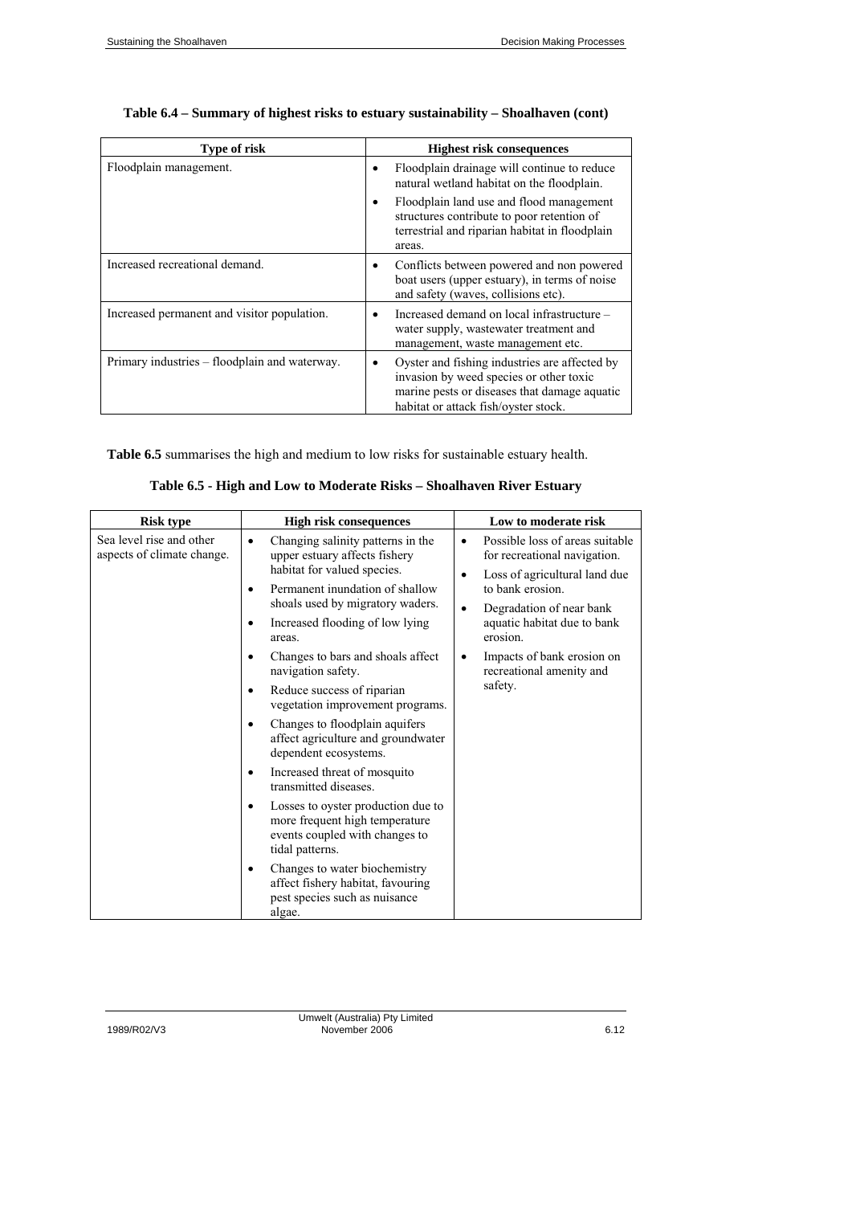**Table 6.4 – Summary of highest risks to estuary sustainability – Shoalhaven (cont)**

| Type of risk | Highest risk consequences |
|---|---|
| Floodplain management. | • Floodplain drainage will continue to reduce natural wetland habitat on the floodplain.<br>• Floodplain land use and flood management structures contribute to poor retention of terrestrial and riparian habitat in floodplain areas. |
| Increased recreational demand. | • Conflicts between powered and non powered boat users (upper estuary), in terms of noise and safety (waves, collisions etc). |
| Increased permanent and visitor population. | • Increased demand on local infrastructure – water supply, wastewater treatment and management, waste management etc. |
| Primary industries – floodplain and waterway. | • Oyster and fishing industries are affected by invasion by weed species or other toxic marine pests or diseases that damage aquatic habitat or attack fish/oyster stock. |

**Table 6.5** summarises the high and medium to low risks for sustainable estuary health.

**Table 6.5 - High and Low to Moderate Risks – Shoalhaven River Estuary**

| Risk type | High risk consequences | Low to moderate risk |
|---|---|---|
| Sea level rise and other aspects of climate change. | • Changing salinity patterns in the upper estuary affects fishery habitat for valued species.<br>• Permanent inundation of shallow shoals used by migratory waders.<br>• Increased flooding of low lying areas.<br>• Changes to bars and shoals affect navigation safety.<br>• Reduce success of riparian vegetation improvement programs.<br>• Changes to floodplain aquifers affect agriculture and groundwater dependent ecosystems.<br>• Increased threat of mosquito transmitted diseases.<br>• Losses to oyster production due to more frequent high temperature events coupled with changes to tidal patterns.<br>• Changes to water biochemistry affect fishery habitat, favouring pest species such as nuisance algae. | • Possible loss of areas suitable for recreational navigation.<br>• Loss of agricultural land due to bank erosion.<br>• Degradation of near bank aquatic habitat due to bank erosion.<br>• Impacts of bank erosion on recreational amenity and safety. |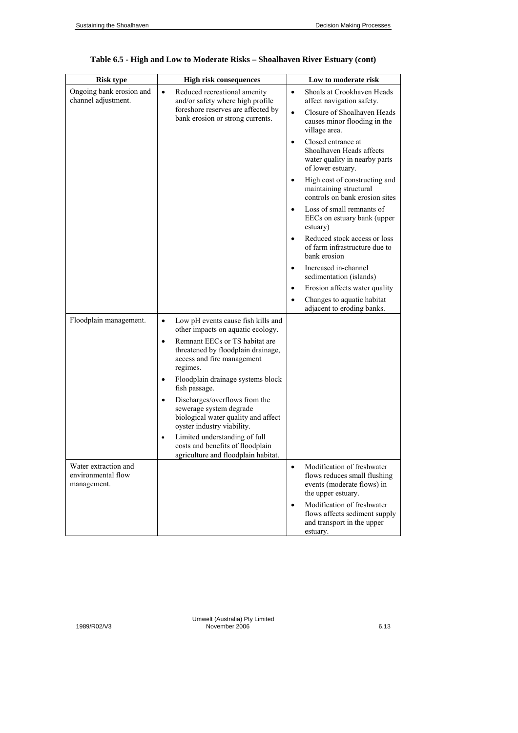**Table 6.5 - High and Low to Moderate Risks – Shoalhaven River Estuary (cont)**

| Risk type | High risk consequences | Low to moderate risk |
|---|---|---|
| Ongoing bank erosion and channel adjustment. | • Reduced recreational amenity and/or safety where high profile foreshore reserves are affected by bank erosion or strong currents. | • Shoals at Crookhaven Heads affect navigation safety.<br>• Closure of Shoalhaven Heads causes minor flooding in the village area.<br>• Closed entrance at Shoalhaven Heads affects water quality in nearby parts of lower estuary.<br>• High cost of constructing and maintaining structural controls on bank erosion sites<br>• Loss of small remnants of EECs on estuary bank (upper estuary)<br>• Reduced stock access or loss of farm infrastructure due to bank erosion<br>• Increased in-channel sedimentation (islands)<br>• Erosion affects water quality<br>• Changes to aquatic habitat adjacent to eroding banks. |
| Floodplain management. | • Low pH events cause fish kills and other impacts on aquatic ecology.<br>• Remnant EECs or TS habitat are threatened by floodplain drainage, access and fire management regimes.<br>• Floodplain drainage systems block fish passage.<br>• Discharges/overflows from the sewerage system degrade biological water quality and affect oyster industry viability.<br>• Limited understanding of full costs and benefits of floodplain agriculture and floodplain habitat. | |
| Water extraction and environmental flow management. | | • Modification of freshwater flows reduces small flushing events (moderate flows) in the upper estuary.<br>• Modification of freshwater flows affects sediment supply and transport in the upper estuary. |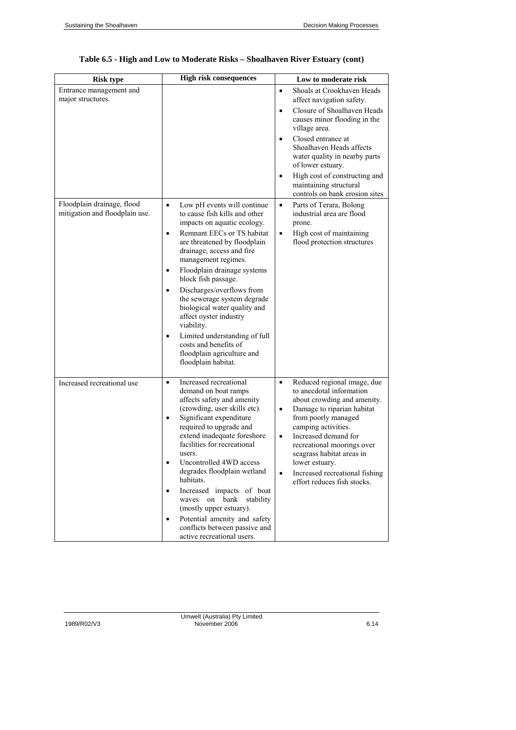### Table 6.5 - High and Low to Moderate Risks – Shoalhaven River Estuary (cont)

| Risk type | High risk consequences | Low to moderate risk |
|---|---|---|
| Entrance management and major structures. | | • Shoals at Crookhaven Heads affect navigation safety.<br>• Closure of Shoalhaven Heads causes minor flooding in the village area.<br>• Closed entrance at Shoalhaven Heads affects water quality in nearby parts of lower estuary.<br>• High cost of constructing and maintaining structural controls on bank erosion sites |
| Floodplain drainage, flood mitigation and floodplain use. | • Low pH events will continue to cause fish kills and other impacts on aquatic ecology.<br>• Remnant EECs or TS habitat are threatened by floodplain drainage, access and fire management regimes.<br>• Floodplain drainage systems block fish passage.<br>• Discharges/overflows from the sewerage system degrade biological water quality and affect oyster industry viability.<br>• Limited understanding of full costs and benefits of floodplain agriculture and floodplain habitat. | • Parts of Terara, Bolong industrial area are flood prone.<br>• High cost of maintaining flood protection structures |
| Increased recreational use | • Increased recreational demand on boat ramps affects safety and amenity (crowding, user skills etc).<br>• Significant expenditure required to upgrade and extend inadequate foreshore facilities for recreational users.<br>• Uncontrolled 4WD access degrades floodplain wetland habitats.<br>• Increased impacts of boat waves on bank stability (mostly upper estuary).<br>• Potential amenity and safety conflicts between passive and active recreational users. | • Reduced regional image, due to anecdotal information about crowding and amenity.<br>• Damage to riparian habitat from poorly managed camping activities.<br>• Increased demand for recreational moorings over seagrass habitat areas in lower estuary.<br>• Increased recreational fishing effort reduces fish stocks. |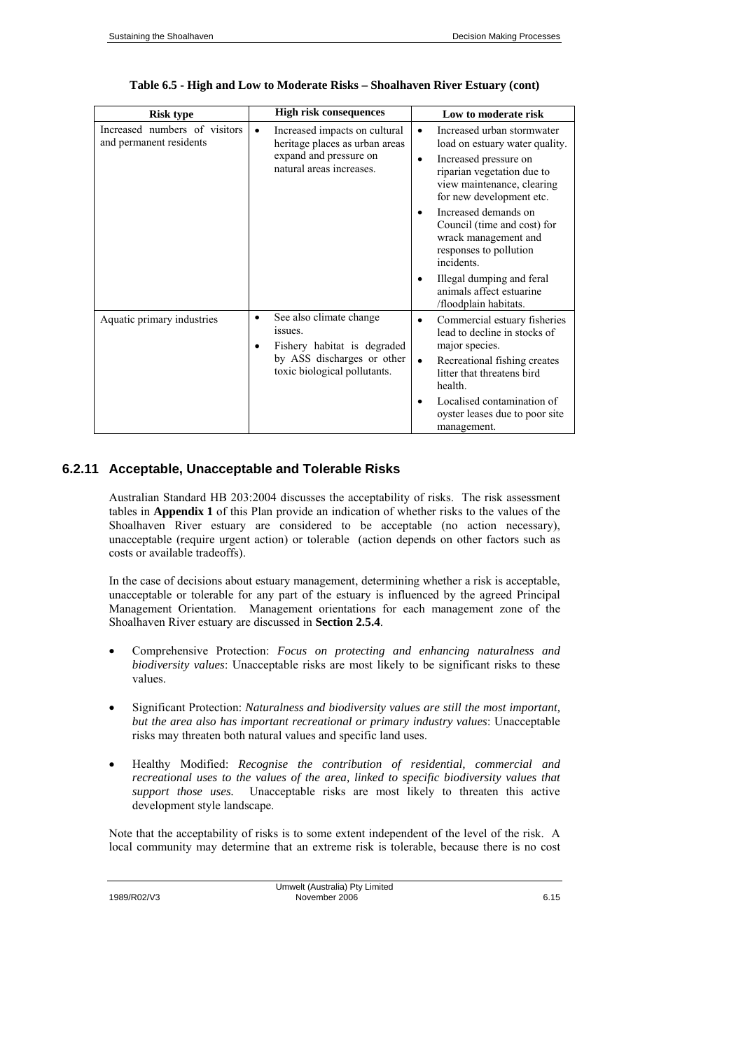**Table 6.5 - High and Low to Moderate Risks – Shoalhaven River Estuary (cont)**

| Risk type | High risk consequences | Low to moderate risk |
|---|---|---|
| Increased numbers of visitors and permanent residents | • Increased impacts on cultural heritage places as urban areas expand and pressure on natural areas increases. | • Increased urban stormwater load on estuary water quality.<br>• Increased pressure on riparian vegetation due to view maintenance, clearing for new development etc.<br>• Increased demands on Council (time and cost) for wrack management and responses to pollution incidents.<br>• Illegal dumping and feral animals affect estuarine /floodplain habitats. |
| Aquatic primary industries | • See also climate change issues.<br>• Fishery habitat is degraded by ASS discharges or other toxic biological pollutants. | • Commercial estuary fisheries lead to decline in stocks of major species.<br>• Recreational fishing creates litter that threatens bird health.<br>• Localised contamination of oyster leases due to poor site management. |

### 6.2.11 Acceptable, Unacceptable and Tolerable Risks

Australian Standard HB 203:2004 discusses the acceptability of risks. The risk assessment tables in **Appendix 1** of this Plan provide an indication of whether risks to the values of the Shoalhaven River estuary are considered to be acceptable (no action necessary), unacceptable (require urgent action) or tolerable (action depends on other factors such as costs or available tradeoffs).

In the case of decisions about estuary management, determining whether a risk is acceptable, unacceptable or tolerable for any part of the estuary is influenced by the agreed Principal Management Orientation. Management orientations for each management zone of the Shoalhaven River estuary are discussed in **Section 2.5.4**.

- Comprehensive Protection: *Focus on protecting and enhancing naturalness and biodiversity values*: Unacceptable risks are most likely to be significant risks to these values.
- Significant Protection: *Naturalness and biodiversity values are still the most important, but the area also has important recreational or primary industry values*: Unacceptable risks may threaten both natural values and specific land uses.
- Healthy Modified: *Recognise the contribution of residential, commercial and recreational uses to the values of the area, linked to specific biodiversity values that support those uses.* Unacceptable risks are most likely to threaten this active development style landscape.

Note that the acceptability of risks is to some extent independent of the level of the risk. A local community may determine that an extreme risk is tolerable, because there is no cost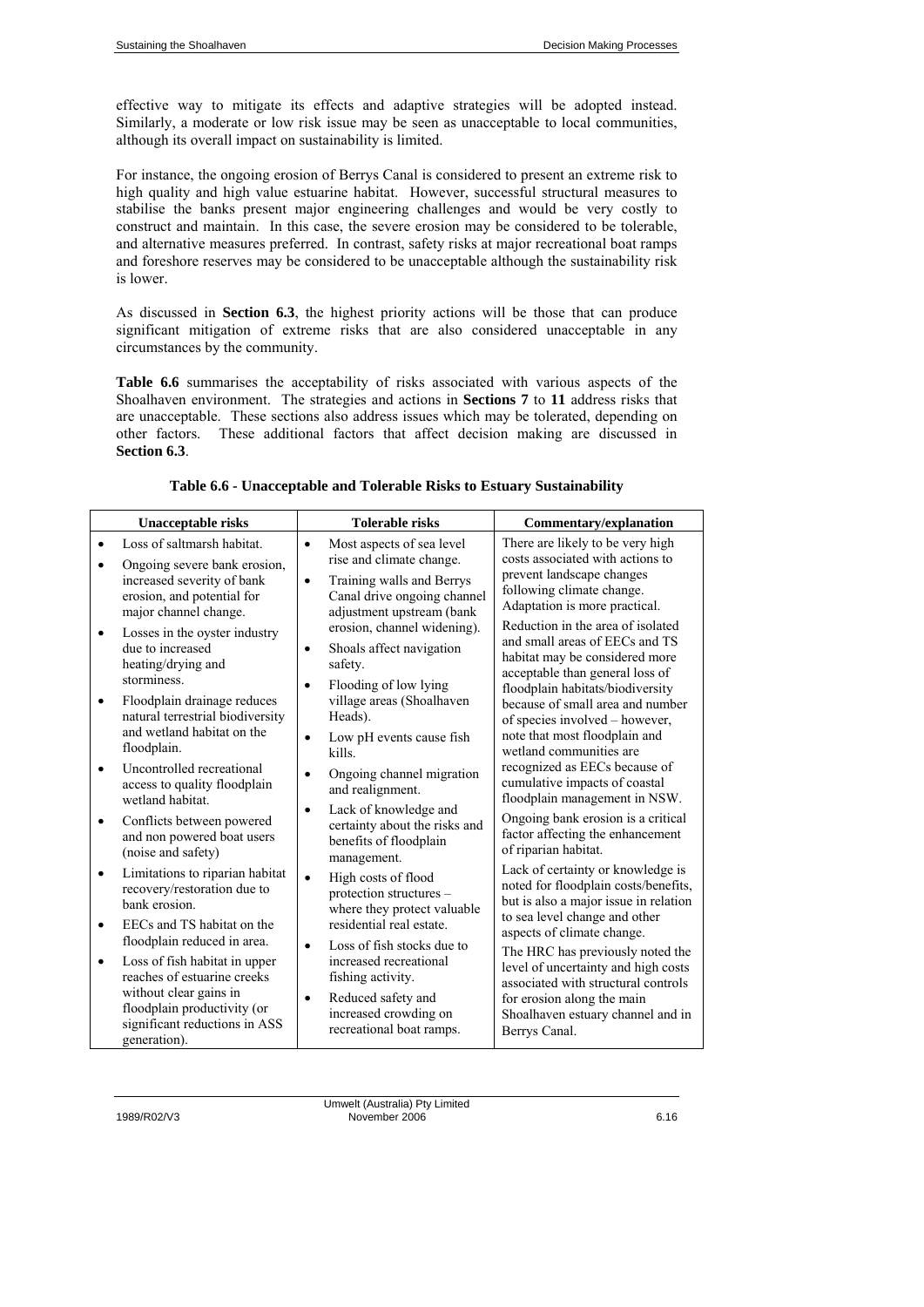effective way to mitigate its effects and adaptive strategies will be adopted instead. Similarly, a moderate or low risk issue may be seen as unacceptable to local communities, although its overall impact on sustainability is limited.

For instance, the ongoing erosion of Berrys Canal is considered to present an extreme risk to high quality and high value estuarine habitat. However, successful structural measures to stabilise the banks present major engineering challenges and would be very costly to construct and maintain. In this case, the severe erosion may be considered to be tolerable, and alternative measures preferred. In contrast, safety risks at major recreational boat ramps and foreshore reserves may be considered to be unacceptable although the sustainability risk is lower.

As discussed in **Section 6.3**, the highest priority actions will be those that can produce significant mitigation of extreme risks that are also considered unacceptable in any circumstances by the community.

**Table 6.6** summarises the acceptability of risks associated with various aspects of the Shoalhaven environment. The strategies and actions in **Sections 7** to **11** address risks that are unacceptable. These sections also address issues which may be tolerated, depending on other factors. These additional factors that affect decision making are discussed in **Section 6.3**.

**Table 6.6 - Unacceptable and Tolerable Risks to Estuary Sustainability**

| Unacceptable risks | Tolerable risks | Commentary/explanation |
|---|---|---|
| • Loss of saltmarsh habitat.<br>• Ongoing severe bank erosion, increased severity of bank erosion, and potential for major channel change.<br>• Losses in the oyster industry due to increased heating/drying and storminess.<br>• Floodplain drainage reduces natural terrestrial biodiversity and wetland habitat on the floodplain.<br>• Uncontrolled recreational access to quality floodplain wetland habitat.<br>• Conflicts between powered and non powered boat users (noise and safety)<br>• Limitations to riparian habitat recovery/restoration due to bank erosion.<br>• EECs and TS habitat on the floodplain reduced in area.<br>• Loss of fish habitat in upper reaches of estuarine creeks without clear gains in floodplain productivity (or significant reductions in ASS generation). | • Most aspects of sea level rise and climate change.<br>• Training walls and Berrys Canal drive ongoing channel adjustment upstream (bank erosion, channel widening).<br>• Shoals affect navigation safety.<br>• Flooding of low lying village areas (Shoalhaven Heads).<br>• Low pH events cause fish kills.<br>• Ongoing channel migration and realignment.<br>• Lack of knowledge and certainty about the risks and benefits of floodplain management.<br>• High costs of flood protection structures – where they protect valuable residential real estate.<br>• Loss of fish stocks due to increased recreational fishing activity.<br>• Reduced safety and increased crowding on recreational boat ramps. | There are likely to be very high costs associated with actions to prevent landscape changes following climate change. Adaptation is more practical.<br>Reduction in the area of isolated and small areas of EECs and TS habitat may be considered more acceptable than general loss of floodplain habitats/biodiversity because of small area and number of species involved – however, note that most floodplain and wetland communities are recognized as EECs because of cumulative impacts of coastal floodplain management in NSW.<br>Ongoing bank erosion is a critical factor affecting the enhancement of riparian habitat.<br>Lack of certainty or knowledge is noted for floodplain costs/benefits, but is also a major issue in relation to sea level change and other aspects of climate change.<br>The HRC has previously noted the level of uncertainty and high costs associated with structural controls for erosion along the main Shoalhaven estuary channel and in Berrys Canal. |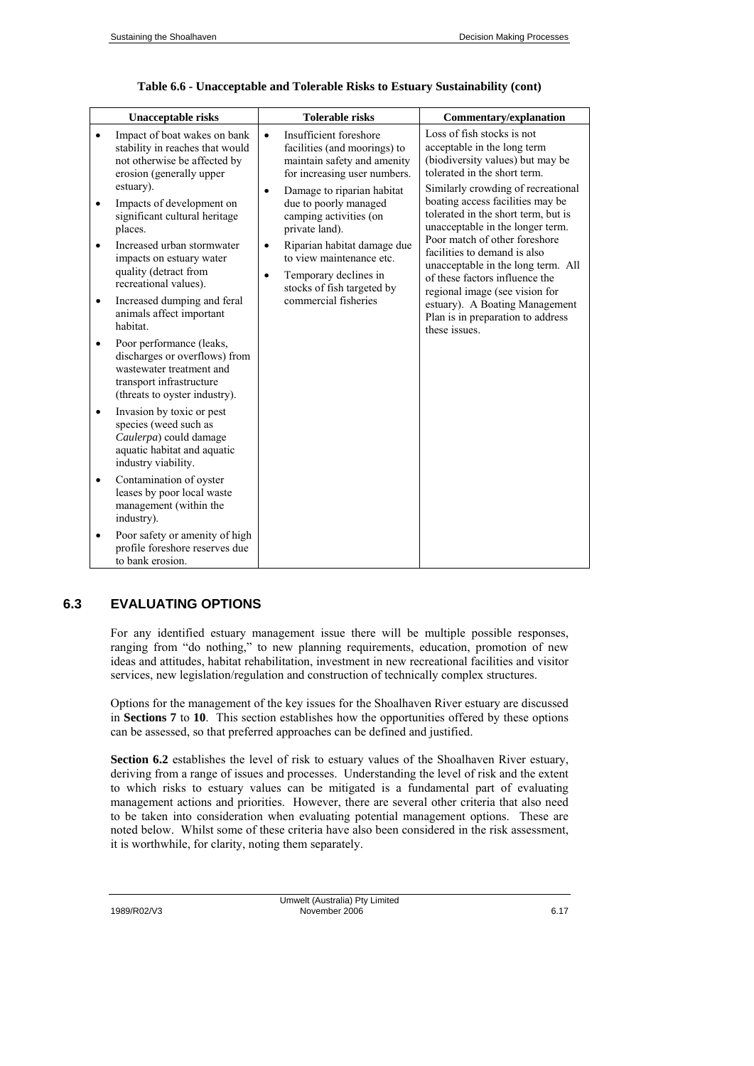**Table 6.6 - Unacceptable and Tolerable Risks to Estuary Sustainability (cont)**

| Unacceptable risks | Tolerable risks | Commentary/explanation |
|---|---|---|
| • Impact of boat wakes on bank stability in reaches that would not otherwise be affected by erosion (generally upper estuary).<br>• Impacts of development on significant cultural heritage places.<br>• Increased urban stormwater impacts on estuary water quality (detract from recreational values).<br>• Increased dumping and feral animals affect important habitat.<br>• Poor performance (leaks, discharges or overflows) from wastewater treatment and transport infrastructure (threats to oyster industry).<br>• Invasion by toxic or pest species (weed such as *Caulerpa*) could damage aquatic habitat and aquatic industry viability.<br>• Contamination of oyster leases by poor local waste management (within the industry).<br>• Poor safety or amenity of high profile foreshore reserves due to bank erosion. | • Insufficient foreshore facilities (and moorings) to maintain safety and amenity for increasing user numbers.<br>• Damage to riparian habitat due to poorly managed camping activities (on private land).<br>• Riparian habitat damage due to view maintenance etc.<br>• Temporary declines in stocks of fish targeted by commercial fisheries | Loss of fish stocks is not acceptable in the long term (biodiversity values) but may be tolerated in the short term.<br>Similarly crowding of recreational boating access facilities may be tolerated in the short term, but is unacceptable in the longer term. Poor match of other foreshore facilities to demand is also unacceptable in the long term. All of these factors influence the regional image (see vision for estuary). A Boating Management Plan is in preparation to address these issues. |

## 6.3 EVALUATING OPTIONS

For any identified estuary management issue there will be multiple possible responses, ranging from "do nothing," to new planning requirements, education, promotion of new ideas and attitudes, habitat rehabilitation, investment in new recreational facilities and visitor services, new legislation/regulation and construction of technically complex structures.

Options for the management of the key issues for the Shoalhaven River estuary are discussed in **Sections 7** to **10**. This section establishes how the opportunities offered by these options can be assessed, so that preferred approaches can be defined and justified.

**Section 6.2** establishes the level of risk to estuary values of the Shoalhaven River estuary, deriving from a range of issues and processes. Understanding the level of risk and the extent to which risks to estuary values can be mitigated is a fundamental part of evaluating management actions and priorities. However, there are several other criteria that also need to be taken into consideration when evaluating potential management options. These are noted below. Whilst some of these criteria have also been considered in the risk assessment, it is worthwhile, for clarity, noting them separately.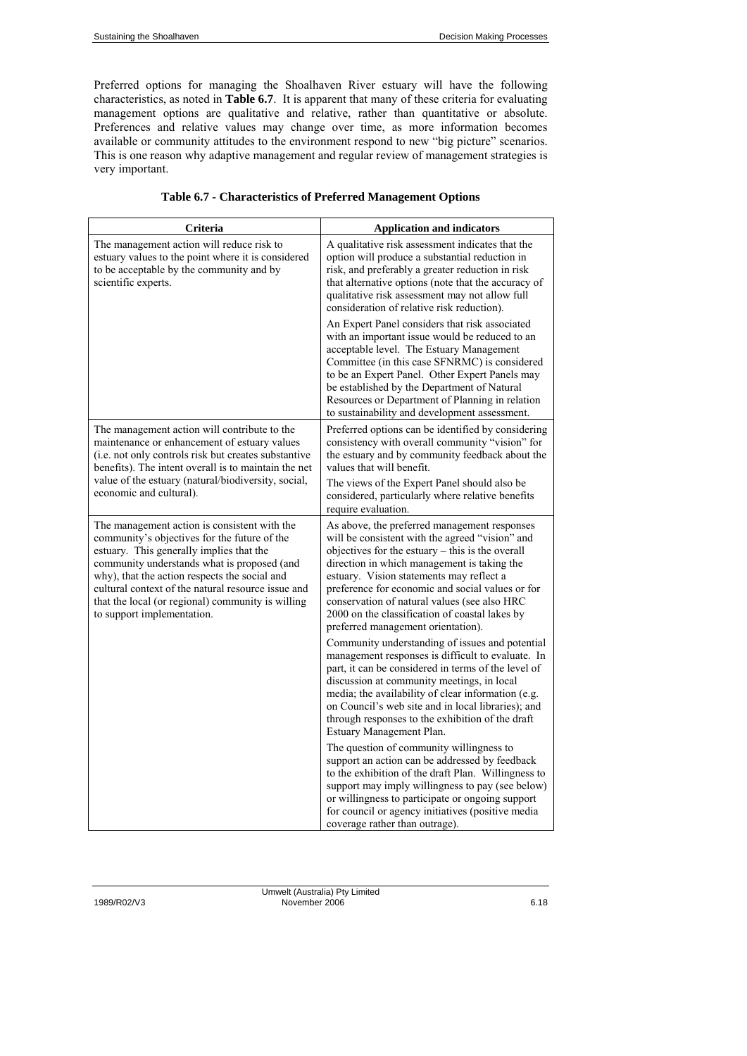Preferred options for managing the Shoalhaven River estuary will have the following characteristics, as noted in **Table 6.7**. It is apparent that many of these criteria for evaluating management options are qualitative and relative, rather than quantitative or absolute. Preferences and relative values may change over time, as more information becomes available or community attitudes to the environment respond to new "big picture" scenarios. This is one reason why adaptive management and regular review of management strategies is very important.

**Table 6.7 - Characteristics of Preferred Management Options**

| Criteria | Application and indicators |
|---|---|
| The management action will reduce risk to estuary values to the point where it is considered to be acceptable by the community and by scientific experts. | A qualitative risk assessment indicates that the option will produce a substantial reduction in risk, and preferably a greater reduction in risk that alternative options (note that the accuracy of qualitative risk assessment may not allow full consideration of relative risk reduction).<br><br>An Expert Panel considers that risk associated with an important issue would be reduced to an acceptable level. The Estuary Management Committee (in this case SFNRMC) is considered to be an Expert Panel. Other Expert Panels may be established by the Department of Natural Resources or Department of Planning in relation to sustainability and development assessment. |
| The management action will contribute to the maintenance or enhancement of estuary values (i.e. not only controls risk but creates substantive benefits). The intent overall is to maintain the net value of the estuary (natural/biodiversity, social, economic and cultural). | Preferred options can be identified by considering consistency with overall community "vision" for the estuary and by community feedback about the values that will benefit.<br><br>The views of the Expert Panel should also be considered, particularly where relative benefits require evaluation. |
| The management action is consistent with the community's objectives for the future of the estuary. This generally implies that the community understands what is proposed (and why), that the action respects the social and cultural context of the natural resource issue and that the local (or regional) community is willing to support implementation. | As above, the preferred management responses will be consistent with the agreed "vision" and objectives for the estuary – this is the overall direction in which management is taking the estuary. Vision statements may reflect a preference for economic and social values or for conservation of natural values (see also HRC 2000 on the classification of coastal lakes by preferred management orientation).<br><br>Community understanding of issues and potential management responses is difficult to evaluate. In part, it can be considered in terms of the level of discussion at community meetings, in local media; the availability of clear information (e.g. on Council's web site and in local libraries); and through responses to the exhibition of the draft Estuary Management Plan.<br><br>The question of community willingness to support an action can be addressed by feedback to the exhibition of the draft Plan. Willingness to support may imply willingness to pay (see below) or willingness to participate or ongoing support for council or agency initiatives (positive media coverage rather than outrage). |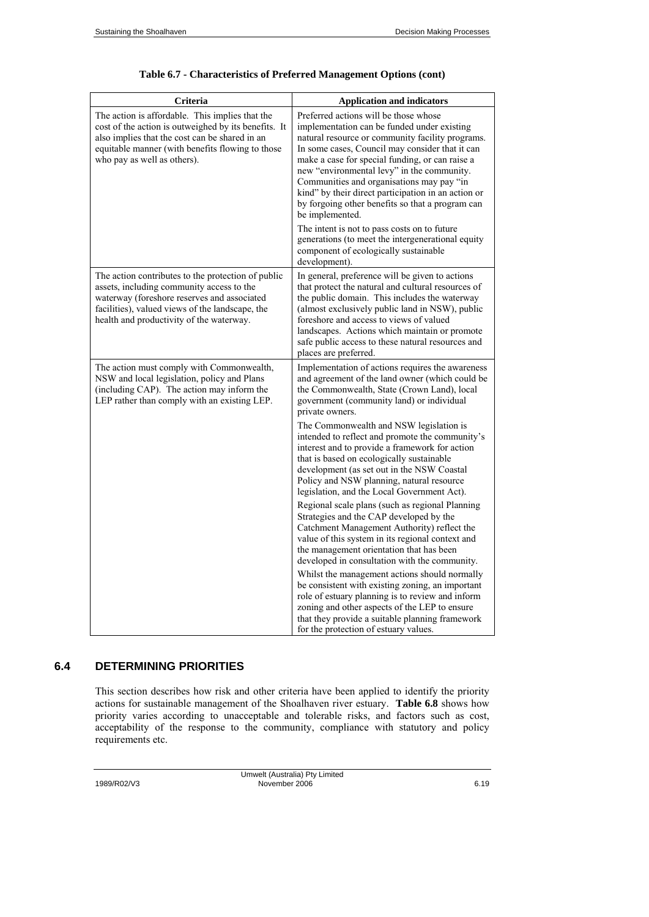**Table 6.7 - Characteristics of Preferred Management Options (cont)**

| Criteria | Application and indicators |
|---|---|
| The action is affordable. This implies that the cost of the action is outweighed by its benefits. It also implies that the cost can be shared in an equitable manner (with benefits flowing to those who pay as well as others). | Preferred actions will be those whose implementation can be funded under existing natural resource or community facility programs. In some cases, Council may consider that it can make a case for special funding, or can raise a new "environmental levy" in the community. Communities and organisations may pay "in kind" by their direct participation in an action or by forgoing other benefits so that a program can be implemented.<br><br>The intent is not to pass costs on to future generations (to meet the intergenerational equity component of ecologically sustainable development). |
| The action contributes to the protection of public assets, including community access to the waterway (foreshore reserves and associated facilities), valued views of the landscape, the health and productivity of the waterway. | In general, preference will be given to actions that protect the natural and cultural resources of the public domain. This includes the waterway (almost exclusively public land in NSW), public foreshore and access to views of valued landscapes. Actions which maintain or promote safe public access to these natural resources and places are preferred. |
| The action must comply with Commonwealth, NSW and local legislation, policy and Plans (including CAP). The action may inform the LEP rather than comply with an existing LEP. | Implementation of actions requires the awareness and agreement of the land owner (which could be the Commonwealth, State (Crown Land), local government (community land) or individual private owners.<br><br>The Commonwealth and NSW legislation is intended to reflect and promote the community's interest and to provide a framework for action that is based on ecologically sustainable development (as set out in the NSW Coastal Policy and NSW planning, natural resource legislation, and the Local Government Act).<br><br>Regional scale plans (such as regional Planning Strategies and the CAP developed by the Catchment Management Authority) reflect the value of this system in its regional context and the management orientation that has been developed in consultation with the community.<br><br>Whilst the management actions should normally be consistent with existing zoning, an important role of estuary planning is to review and inform zoning and other aspects of the LEP to ensure that they provide a suitable planning framework for the protection of estuary values. |

## 6.4 DETERMINING PRIORITIES

This section describes how risk and other criteria have been applied to identify the priority actions for sustainable management of the Shoalhaven river estuary. **Table 6.8** shows how priority varies according to unacceptable and tolerable risks, and factors such as cost, acceptability of the response to the community, compliance with statutory and policy requirements etc.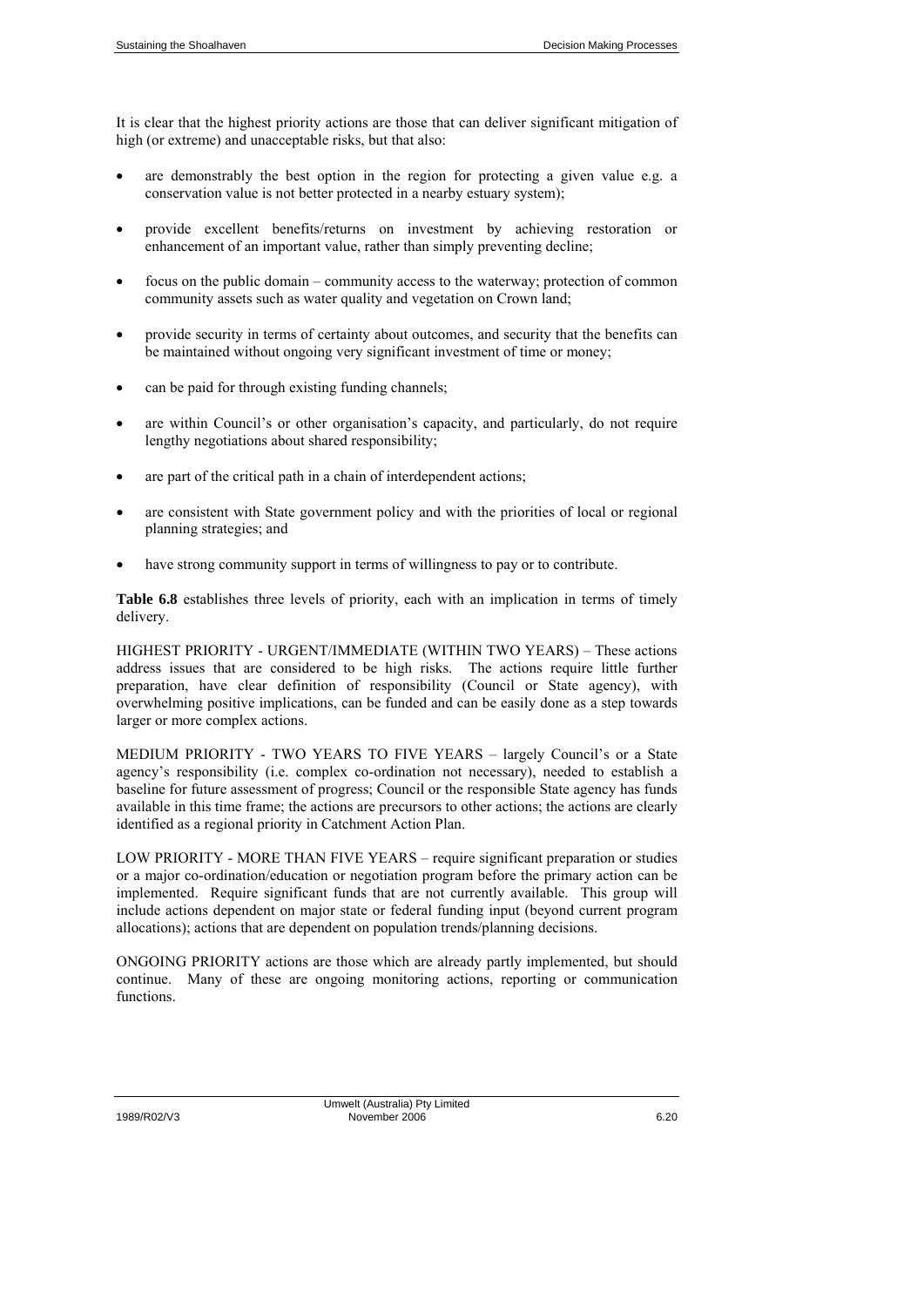It is clear that the highest priority actions are those that can deliver significant mitigation of high (or extreme) and unacceptable risks, but that also:

- are demonstrably the best option in the region for protecting a given value e.g. a conservation value is not better protected in a nearby estuary system);
- provide excellent benefits/returns on investment by achieving restoration or enhancement of an important value, rather than simply preventing decline;
- focus on the public domain – community access to the waterway; protection of common community assets such as water quality and vegetation on Crown land;
- provide security in terms of certainty about outcomes, and security that the benefits can be maintained without ongoing very significant investment of time or money;
- can be paid for through existing funding channels;
- are within Council's or other organisation's capacity, and particularly, do not require lengthy negotiations about shared responsibility;
- are part of the critical path in a chain of interdependent actions;
- are consistent with State government policy and with the priorities of local or regional planning strategies; and
- have strong community support in terms of willingness to pay or to contribute.

**Table 6.8** establishes three levels of priority, each with an implication in terms of timely delivery.

HIGHEST PRIORITY - URGENT/IMMEDIATE (WITHIN TWO YEARS) – These actions address issues that are considered to be high risks. The actions require little further preparation, have clear definition of responsibility (Council or State agency), with overwhelming positive implications, can be funded and can be easily done as a step towards larger or more complex actions.

MEDIUM PRIORITY - TWO YEARS TO FIVE YEARS – largely Council's or a State agency's responsibility (i.e. complex co-ordination not necessary), needed to establish a baseline for future assessment of progress; Council or the responsible State agency has funds available in this time frame; the actions are precursors to other actions; the actions are clearly identified as a regional priority in Catchment Action Plan.

LOW PRIORITY - MORE THAN FIVE YEARS – require significant preparation or studies or a major co-ordination/education or negotiation program before the primary action can be implemented. Require significant funds that are not currently available. This group will include actions dependent on major state or federal funding input (beyond current program allocations); actions that are dependent on population trends/planning decisions.

ONGOING PRIORITY actions are those which are already partly implemented, but should continue. Many of these are ongoing monitoring actions, reporting or communication functions.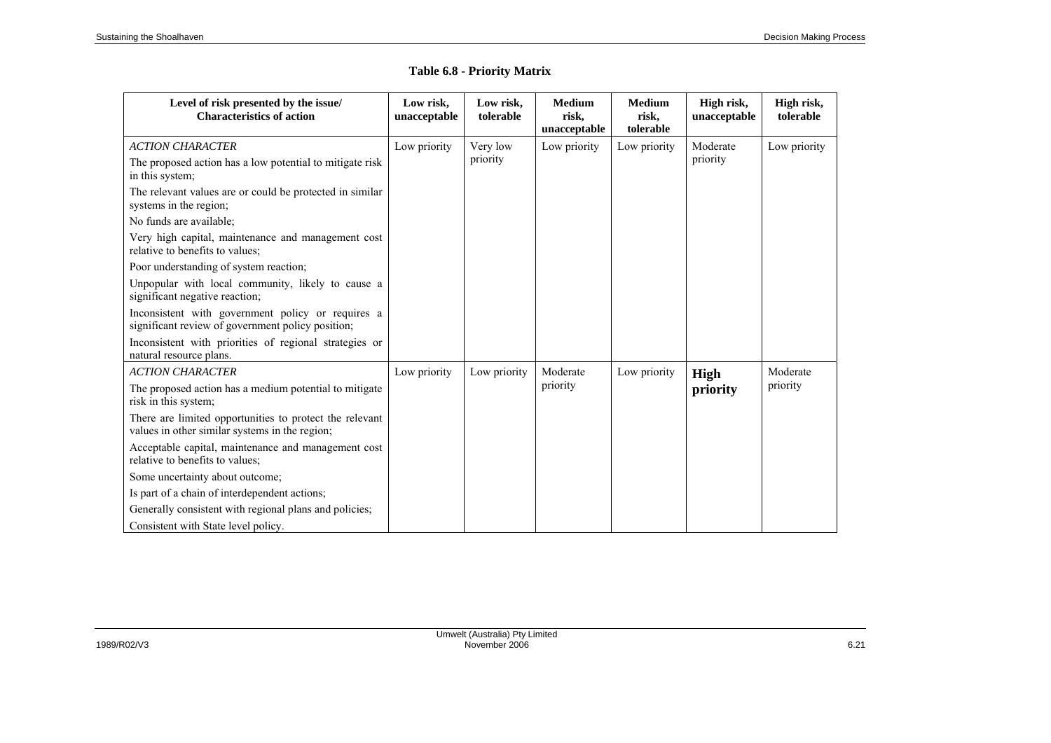**Table 6.8 - Priority Matrix**

| Level of risk presented by the issue/ Characteristics of action | Low risk, unacceptable | Low risk, tolerable | Medium risk, unacceptable | Medium risk, tolerable | High risk, unacceptable | High risk, tolerable |
|---|---|---|---|---|---|---|
| *ACTION CHARACTER*<br>The proposed action has a low potential to mitigate risk in this system;<br>The relevant values are or could be protected in similar systems in the region;<br>No funds are available;<br>Very high capital, maintenance and management cost relative to benefits to values;<br>Poor understanding of system reaction;<br>Unpopular with local community, likely to cause a significant negative reaction;<br>Inconsistent with government policy or requires a significant review of government policy position;<br>Inconsistent with priorities of regional strategies or natural resource plans. | Low priority | Very low priority | Low priority | Low priority | Moderate priority | Low priority |
| *ACTION CHARACTER*<br>The proposed action has a medium potential to mitigate risk in this system;<br>There are limited opportunities to protect the relevant values in other similar systems in the region;<br>Acceptable capital, maintenance and management cost relative to benefits to values;<br>Some uncertainty about outcome;<br>Is part of a chain of interdependent actions;<br>Generally consistent with regional plans and policies;<br>Consistent with State level policy. | Low priority | Low priority | Moderate priority | Low priority | **High priority** | Moderate priority |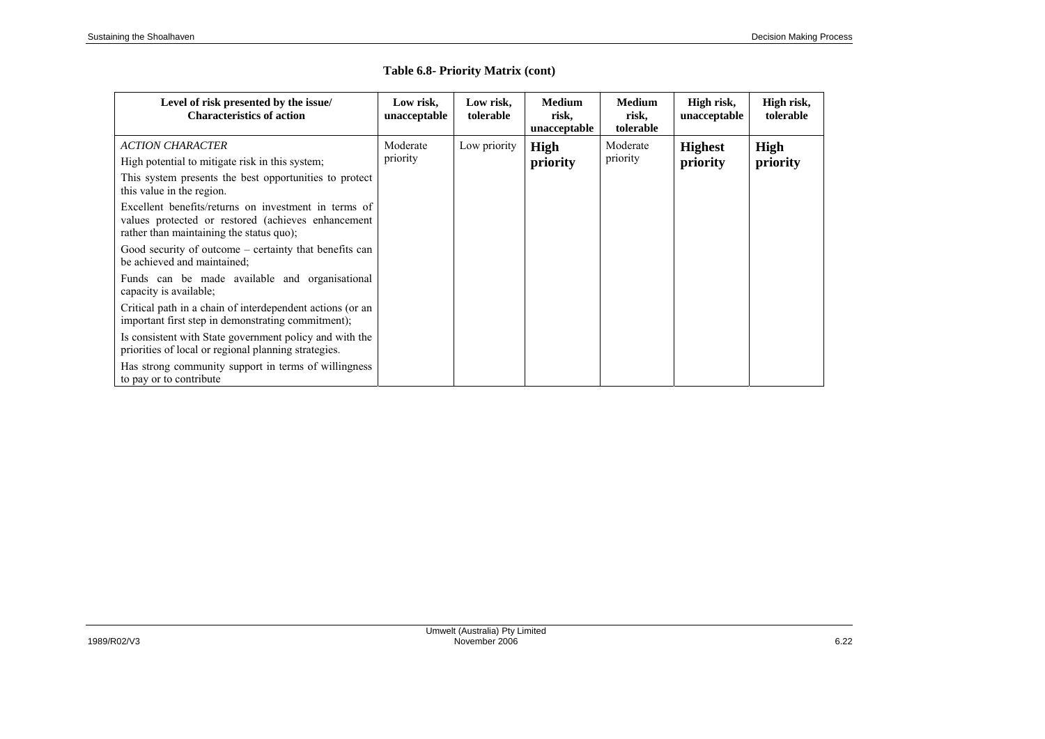**Table 6.8- Priority Matrix (cont)**

| Level of risk presented by the issue/ Characteristics of action | Low risk, unacceptable | Low risk, tolerable | Medium risk, unacceptable | Medium risk, tolerable | High risk, unacceptable | High risk, tolerable |
|---|---|---|---|---|---|---|
| *ACTION CHARACTER*<br>High potential to mitigate risk in this system;<br>This system presents the best opportunities to protect this value in the region.<br>Excellent benefits/returns on investment in terms of values protected or restored (achieves enhancement rather than maintaining the status quo);<br>Good security of outcome – certainty that benefits can be achieved and maintained;<br>Funds can be made available and organisational capacity is available;<br>Critical path in a chain of interdependent actions (or an important first step in demonstrating commitment);<br>Is consistent with State government policy and with the priorities of local or regional planning strategies.<br>Has strong community support in terms of willingness to pay or to contribute | Moderate priority | Low priority | **High priority** | Moderate priority | **Highest priority** | **High priority** |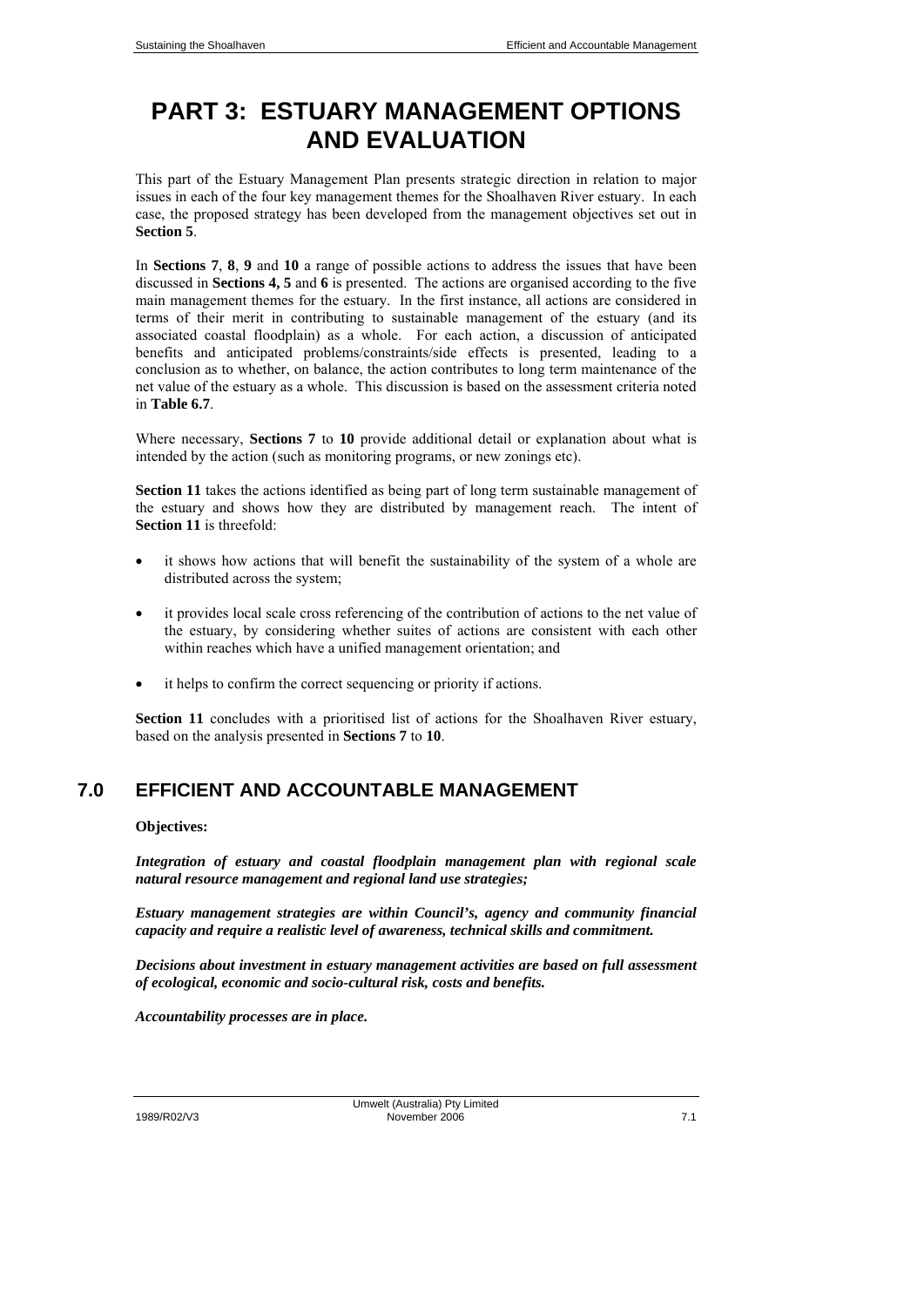# PART 3: ESTUARY MANAGEMENT OPTIONS AND EVALUATION

This part of the Estuary Management Plan presents strategic direction in relation to major issues in each of the four key management themes for the Shoalhaven River estuary. In each case, the proposed strategy has been developed from the management objectives set out in **Section 5**.

In **Sections 7**, **8**, **9** and **10** a range of possible actions to address the issues that have been discussed in **Sections 4, 5** and **6** is presented. The actions are organised according to the five main management themes for the estuary. In the first instance, all actions are considered in terms of their merit in contributing to sustainable management of the estuary (and its associated coastal floodplain) as a whole. For each action, a discussion of anticipated benefits and anticipated problems/constraints/side effects is presented, leading to a conclusion as to whether, on balance, the action contributes to long term maintenance of the net value of the estuary as a whole. This discussion is based on the assessment criteria noted in **Table 6.7**.

Where necessary, **Sections 7** to **10** provide additional detail or explanation about what is intended by the action (such as monitoring programs, or new zonings etc).

**Section 11** takes the actions identified as being part of long term sustainable management of the estuary and shows how they are distributed by management reach. The intent of **Section 11** is threefold:

- it shows how actions that will benefit the sustainability of the system of a whole are distributed across the system;
- it provides local scale cross referencing of the contribution of actions to the net value of the estuary, by considering whether suites of actions are consistent with each other within reaches which have a unified management orientation; and
- it helps to confirm the correct sequencing or priority if actions.

**Section 11** concludes with a prioritised list of actions for the Shoalhaven River estuary, based on the analysis presented in **Sections 7** to **10**.

## 7.0 EFFICIENT AND ACCOUNTABLE MANAGEMENT

**Objectives:**

***Integration of estuary and coastal floodplain management plan with regional scale natural resource management and regional land use strategies;***

***Estuary management strategies are within Council's, agency and community financial capacity and require a realistic level of awareness, technical skills and commitment.***

***Decisions about investment in estuary management activities are based on full assessment of ecological, economic and socio-cultural risk, costs and benefits.***

***Accountability processes are in place.***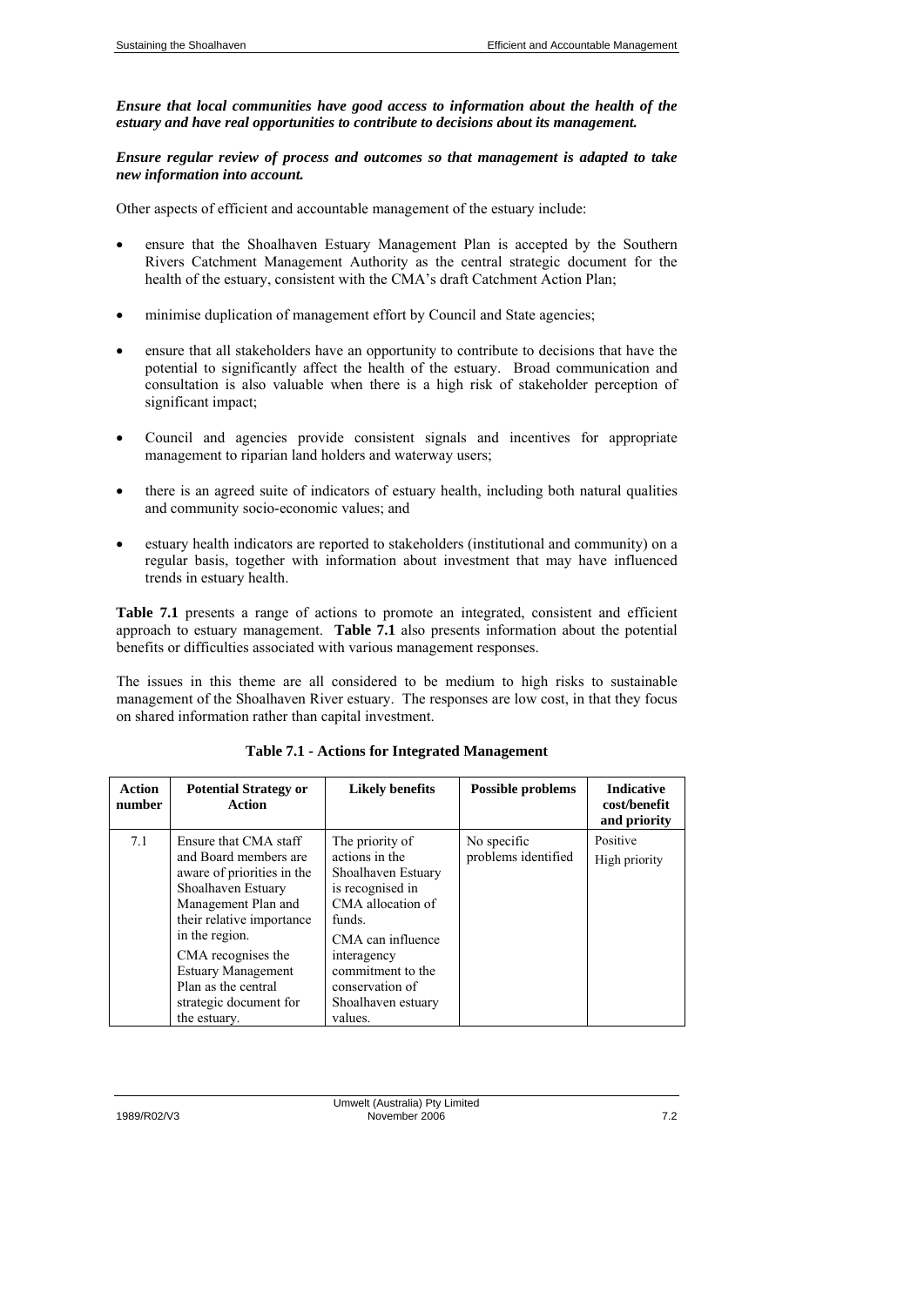***Ensure that local communities have good access to information about the health of the estuary and have real opportunities to contribute to decisions about its management.***

***Ensure regular review of process and outcomes so that management is adapted to take new information into account.***

Other aspects of efficient and accountable management of the estuary include:

- ensure that the Shoalhaven Estuary Management Plan is accepted by the Southern Rivers Catchment Management Authority as the central strategic document for the health of the estuary, consistent with the CMA's draft Catchment Action Plan;
- minimise duplication of management effort by Council and State agencies;
- ensure that all stakeholders have an opportunity to contribute to decisions that have the potential to significantly affect the health of the estuary. Broad communication and consultation is also valuable when there is a high risk of stakeholder perception of significant impact;
- Council and agencies provide consistent signals and incentives for appropriate management to riparian land holders and waterway users;
- there is an agreed suite of indicators of estuary health, including both natural qualities and community socio-economic values; and
- estuary health indicators are reported to stakeholders (institutional and community) on a regular basis, together with information about investment that may have influenced trends in estuary health.

**Table 7.1** presents a range of actions to promote an integrated, consistent and efficient approach to estuary management. **Table 7.1** also presents information about the potential benefits or difficulties associated with various management responses.

The issues in this theme are all considered to be medium to high risks to sustainable management of the Shoalhaven River estuary. The responses are low cost, in that they focus on shared information rather than capital investment.

**Table 7.1 - Actions for Integrated Management**

| Action number | Potential Strategy or Action | Likely benefits | Possible problems | Indicative cost/benefit and priority |
|---|---|---|---|---|
| 7.1 | Ensure that CMA staff and Board members are aware of priorities in the Shoalhaven Estuary Management Plan and their relative importance in the region.<br><br>CMA recognises the Estuary Management Plan as the central strategic document for the estuary. | The priority of actions in the Shoalhaven Estuary is recognised in CMA allocation of funds.<br><br>CMA can influence interagency commitment to the conservation of Shoalhaven estuary values. | No specific problems identified | Positive<br><br>High priority |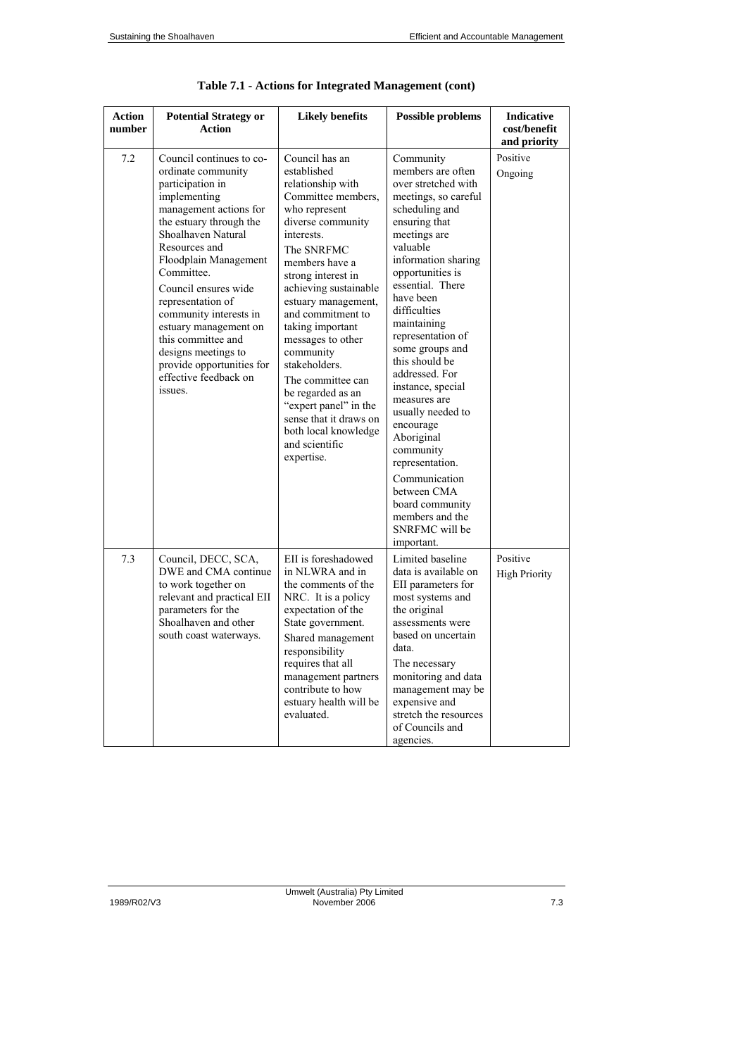**Table 7.1 - Actions for Integrated Management (cont)**

| Action number | Potential Strategy or Action | Likely benefits | Possible problems | Indicative cost/benefit and priority |
|---|---|---|---|---|
| 7.2 | Council continues to co-ordinate community participation in implementing management actions for the estuary through the Shoalhaven Natural Resources and Floodplain Management Committee.<br><br>Council ensures wide representation of community interests in estuary management on this committee and designs meetings to provide opportunities for effective feedback on issues. | Council has an established relationship with Committee members, who represent diverse community interests.<br><br>The SNRFMC members have a strong interest in achieving sustainable estuary management, and commitment to taking important messages to other community stakeholders.<br><br>The committee can be regarded as an "expert panel" in the sense that it draws on both local knowledge and scientific expertise. | Community members are often over stretched with meetings, so careful scheduling and ensuring that meetings are valuable information sharing opportunities is essential. There have been difficulties maintaining representation of some groups and this should be addressed. For instance, special measures are usually needed to encourage Aboriginal community representation.<br><br>Communication between CMA board community members and the SNRFMC will be important. | Positive<br><br>Ongoing |
| 7.3 | Council, DECC, SCA, DWE and CMA continue to work together on relevant and practical EII parameters for the Shoalhaven and other south coast waterways. | EII is foreshadowed in NLWRA and in the comments of the NRC. It is a policy expectation of the State government.<br><br>Shared management responsibility requires that all management partners contribute to how estuary health will be evaluated. | Limited baseline data is available on EII parameters for most systems and the original assessments were based on uncertain data.<br><br>The necessary monitoring and data management may be expensive and stretch the resources of Councils and agencies. | Positive<br><br>High Priority |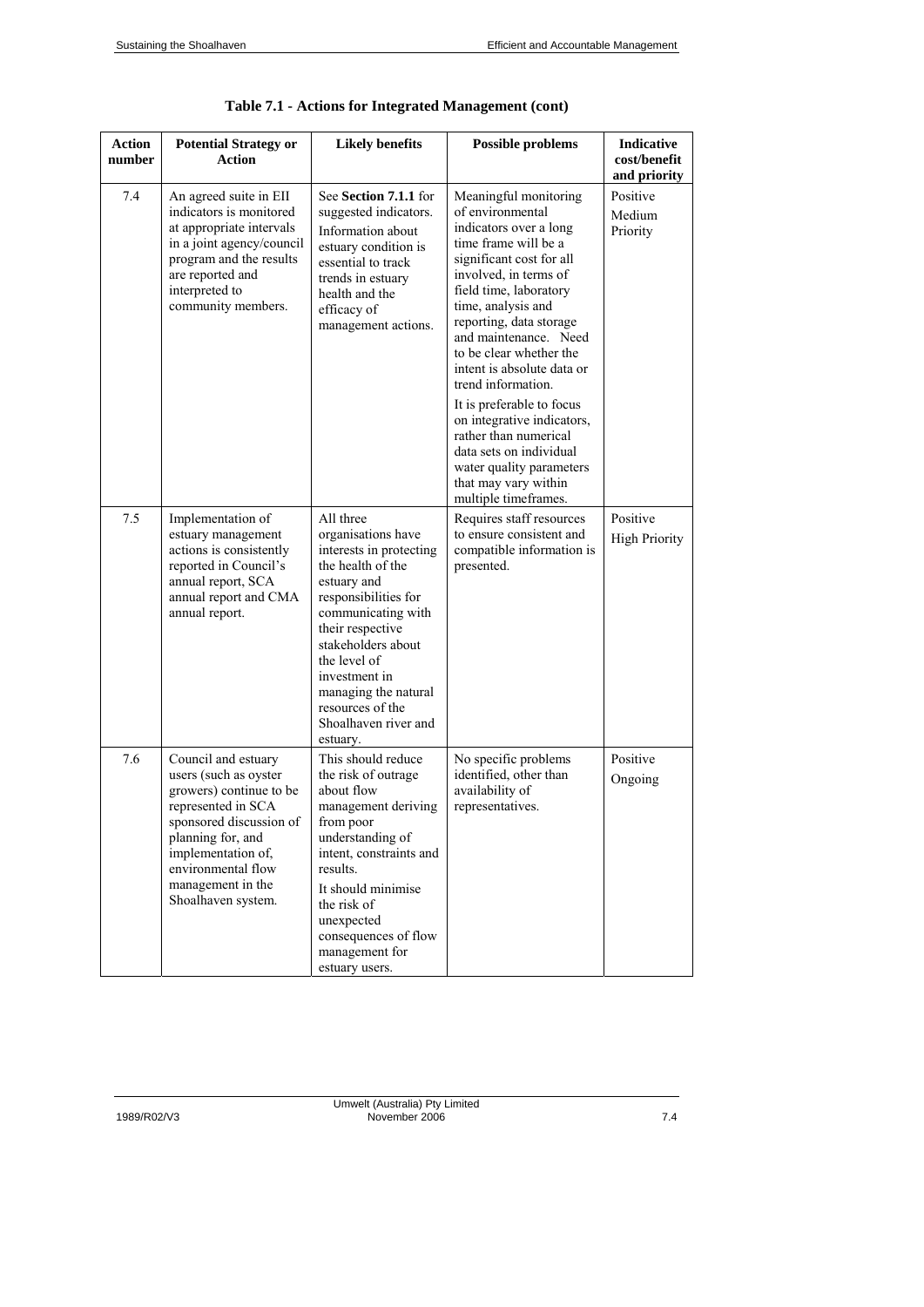**Table 7.1 - Actions for Integrated Management (cont)**

| Action number | Potential Strategy or Action | Likely benefits | Possible problems | Indicative cost/benefit and priority |
|---|---|---|---|---|
| 7.4 | An agreed suite in EII indicators is monitored at appropriate intervals in a joint agency/council program and the results are reported and interpreted to community members. | See **Section 7.1.1** for suggested indicators. Information about estuary condition is essential to track trends in estuary health and the efficacy of management actions. | Meaningful monitoring of environmental indicators over a long time frame will be a significant cost for all involved, in terms of field time, laboratory time, analysis and reporting, data storage and maintenance. Need to be clear whether the intent is absolute data or trend information.<br><br>It is preferable to focus on integrative indicators, rather than numerical data sets on individual water quality parameters that may vary within multiple timeframes. | Positive<br>Medium Priority |
| 7.5 | Implementation of estuary management actions is consistently reported in Council's annual report, SCA annual report and CMA annual report. | All three organisations have interests in protecting the health of the estuary and responsibilities for communicating with their respective stakeholders about the level of investment in managing the natural resources of the Shoalhaven river and estuary. | Requires staff resources to ensure consistent and compatible information is presented. | Positive<br>High Priority |
| 7.6 | Council and estuary users (such as oyster growers) continue to be represented in SCA sponsored discussion of planning for, and implementation of, environmental flow management in the Shoalhaven system. | This should reduce the risk of outrage about flow management deriving from poor understanding of intent, constraints and results.<br><br>It should minimise the risk of unexpected consequences of flow management for estuary users. | No specific problems identified, other than availability of representatives. | Positive<br>Ongoing |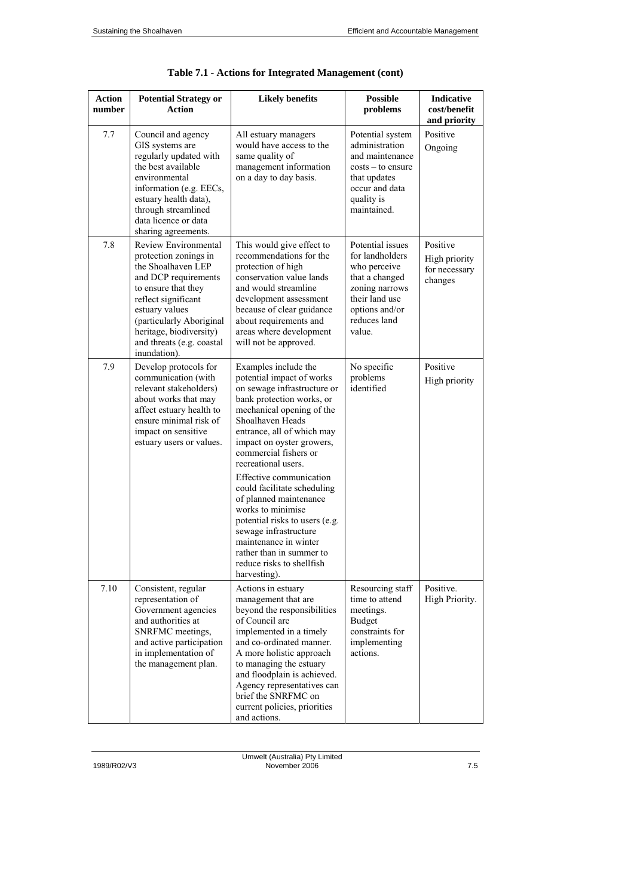**Table 7.1 - Actions for Integrated Management (cont)**

| Action number | Potential Strategy or Action | Likely benefits | Possible problems | Indicative cost/benefit and priority |
|---|---|---|---|---|
| 7.7 | Council and agency GIS systems are regularly updated with the best available environmental information (e.g. EECs, estuary health data), through streamlined data licence or data sharing agreements. | All estuary managers would have access to the same quality of management information on a day to day basis. | Potential system administration and maintenance costs – to ensure that updates occur and data quality is maintained. | Positive<br>Ongoing |
| 7.8 | Review Environmental protection zonings in the Shoalhaven LEP and DCP requirements to ensure that they reflect significant estuary values (particularly Aboriginal heritage, biodiversity) and threats (e.g. coastal inundation). | This would give effect to recommendations for the protection of high conservation value lands and would streamline development assessment because of clear guidance about requirements and areas where development will not be approved. | Potential issues for landholders who perceive that a changed zoning narrows their land use options and/or reduces land value. | Positive<br>High priority for necessary changes |
| 7.9 | Develop protocols for communication (with relevant stakeholders) about works that may affect estuary health to ensure minimal risk of impact on sensitive estuary users or values. | Examples include the potential impact of works on sewage infrastructure or bank protection works, or mechanical opening of the Shoalhaven Heads entrance, all of which may impact on oyster growers, commercial fishers or recreational users.<br><br>Effective communication could facilitate scheduling of planned maintenance works to minimise potential risks to users (e.g. sewage infrastructure maintenance in winter rather than in summer to reduce risks to shellfish harvesting). | No specific problems identified | Positive<br>High priority |
| 7.10 | Consistent, regular representation of Government agencies and authorities at SNRFMC meetings, and active participation in implementation of the management plan. | Actions in estuary management that are beyond the responsibilities of Council are implemented in a timely and co-ordinated manner. A more holistic approach to managing the estuary and floodplain is achieved. Agency representatives can brief the SNRFMC on current policies, priorities and actions. | Resourcing staff time to attend meetings. Budget constraints for implementing actions. | Positive.<br>High Priority. |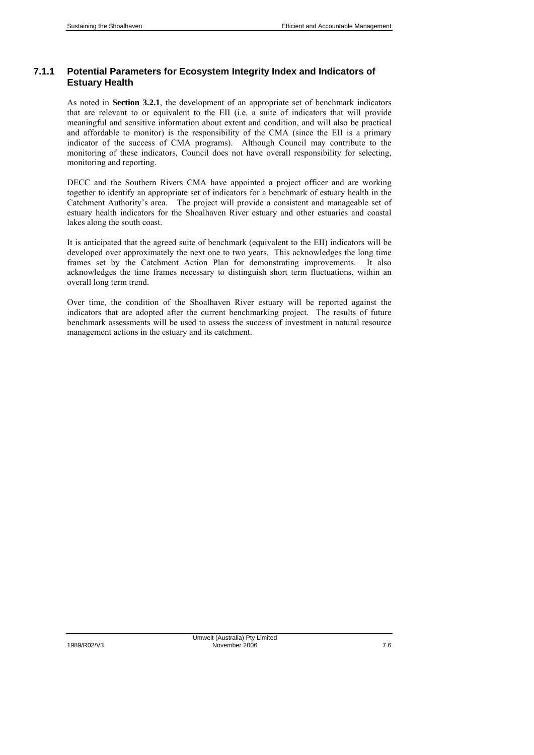### 7.1.1 Potential Parameters for Ecosystem Integrity Index and Indicators of Estuary Health

As noted in **Section 3.2.1**, the development of an appropriate set of benchmark indicators that are relevant to or equivalent to the EII (i.e. a suite of indicators that will provide meaningful and sensitive information about extent and condition, and will also be practical and affordable to monitor) is the responsibility of the CMA (since the EII is a primary indicator of the success of CMA programs). Although Council may contribute to the monitoring of these indicators, Council does not have overall responsibility for selecting, monitoring and reporting.

DECC and the Southern Rivers CMA have appointed a project officer and are working together to identify an appropriate set of indicators for a benchmark of estuary health in the Catchment Authority's area. The project will provide a consistent and manageable set of estuary health indicators for the Shoalhaven River estuary and other estuaries and coastal lakes along the south coast.

It is anticipated that the agreed suite of benchmark (equivalent to the EII) indicators will be developed over approximately the next one to two years. This acknowledges the long time frames set by the Catchment Action Plan for demonstrating improvements. It also acknowledges the time frames necessary to distinguish short term fluctuations, within an overall long term trend.

Over time, the condition of the Shoalhaven River estuary will be reported against the indicators that are adopted after the current benchmarking project. The results of future benchmark assessments will be used to assess the success of investment in natural resource management actions in the estuary and its catchment.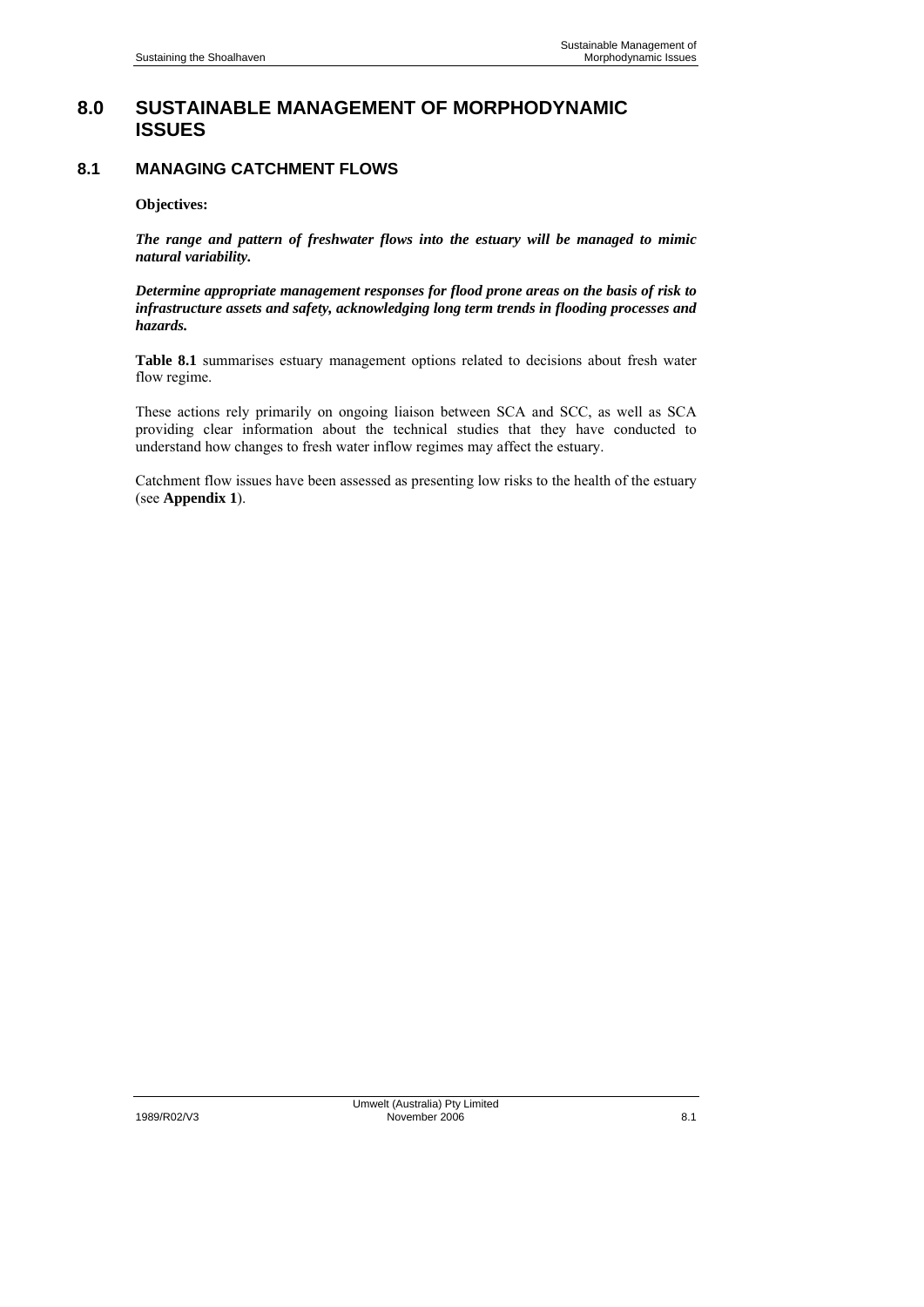# 8.0 SUSTAINABLE MANAGEMENT OF MORPHODYNAMIC ISSUES

## 8.1 MANAGING CATCHMENT FLOWS

**Objectives:**

***The range and pattern of freshwater flows into the estuary will be managed to mimic natural variability.***

***Determine appropriate management responses for flood prone areas on the basis of risk to infrastructure assets and safety, acknowledging long term trends in flooding processes and hazards.***

**Table 8.1** summarises estuary management options related to decisions about fresh water flow regime.

These actions rely primarily on ongoing liaison between SCA and SCC, as well as SCA providing clear information about the technical studies that they have conducted to understand how changes to fresh water inflow regimes may affect the estuary.

Catchment flow issues have been assessed as presenting low risks to the health of the estuary (see **Appendix 1**).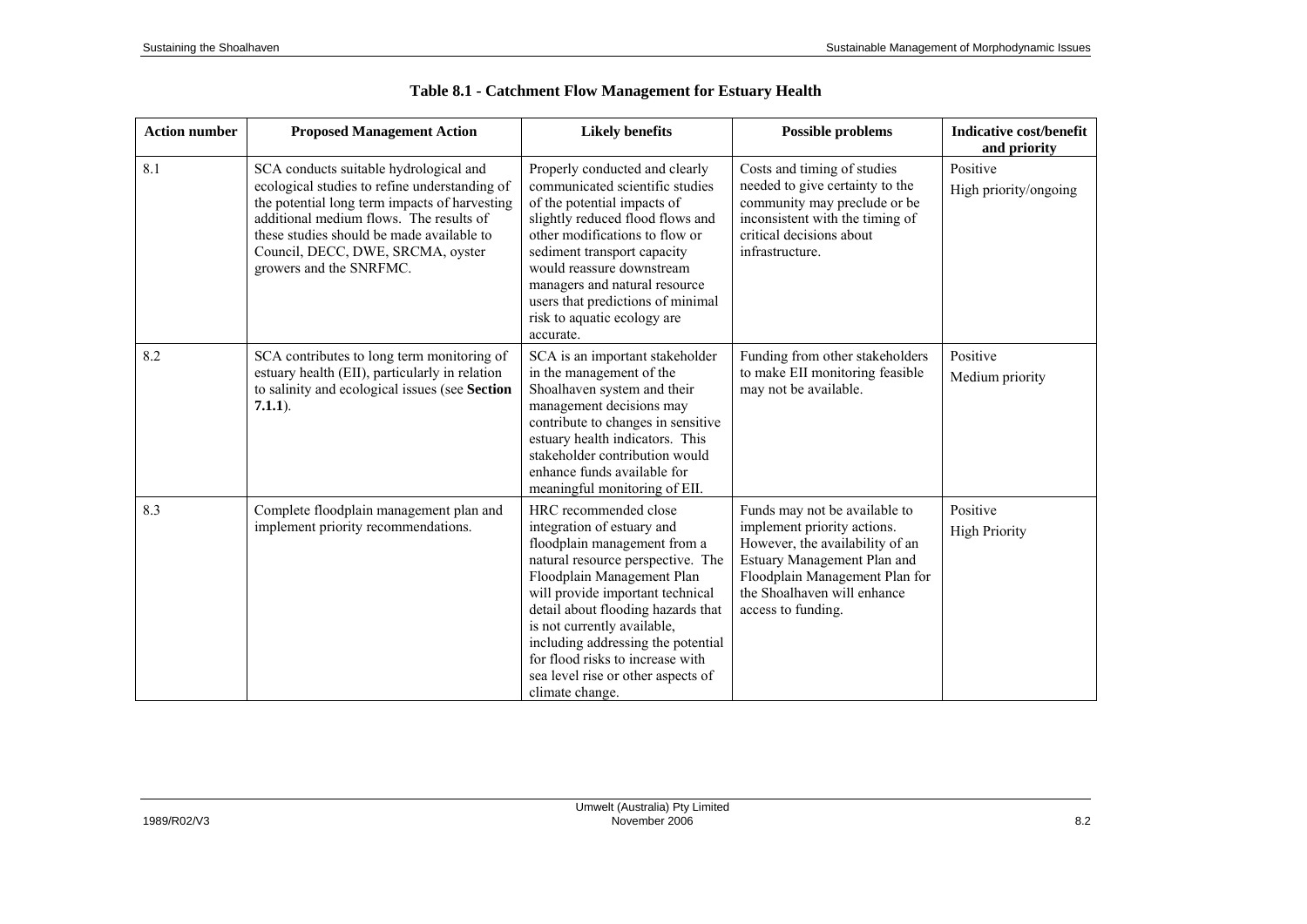## Table 8.1 - Catchment Flow Management for Estuary Health

| Action number | Proposed Management Action | Likely benefits | Possible problems | Indicative cost/benefit and priority |
|---|---|---|---|---|
| 8.1 | SCA conducts suitable hydrological and ecological studies to refine understanding of the potential long term impacts of harvesting additional medium flows. The results of these studies should be made available to Council, DECC, DWE, SRCMA, oyster growers and the SNRFMC. | Properly conducted and clearly communicated scientific studies of the potential impacts of slightly reduced flood flows and other modifications to flow or sediment transport capacity would reassure downstream managers and natural resource users that predictions of minimal risk to aquatic ecology are accurate. | Costs and timing of studies needed to give certainty to the community may preclude or be inconsistent with the timing of critical decisions about infrastructure. | Positive<br>High priority/ongoing |
| 8.2 | SCA contributes to long term monitoring of estuary health (EII), particularly in relation to salinity and ecological issues (see **Section 7.1.1**). | SCA is an important stakeholder in the management of the Shoalhaven system and their management decisions may contribute to changes in sensitive estuary health indicators. This stakeholder contribution would enhance funds available for meaningful monitoring of EII. | Funding from other stakeholders to make EII monitoring feasible may not be available. | Positive<br>Medium priority |
| 8.3 | Complete floodplain management plan and implement priority recommendations. | HRC recommended close integration of estuary and floodplain management from a natural resource perspective. The Floodplain Management Plan will provide important technical detail about flooding hazards that is not currently available, including addressing the potential for flood risks to increase with sea level rise or other aspects of climate change. | Funds may not be available to implement priority actions. However, the availability of an Estuary Management Plan and Floodplain Management Plan for the Shoalhaven will enhance access to funding. | Positive<br>High Priority |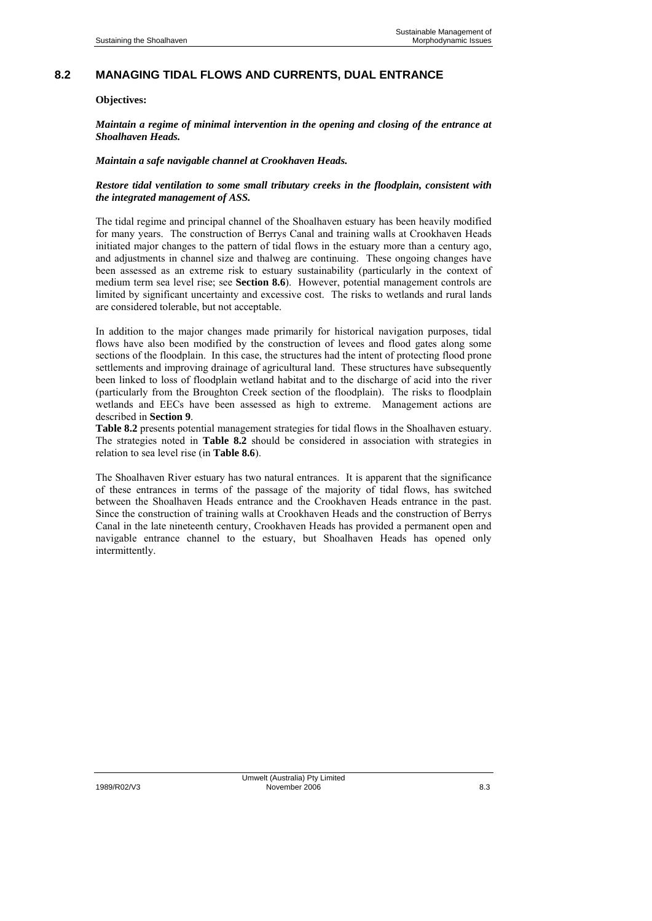## 8.2 MANAGING TIDAL FLOWS AND CURRENTS, DUAL ENTRANCE

**Objectives:**

***Maintain a regime of minimal intervention in the opening and closing of the entrance at Shoalhaven Heads.***

***Maintain a safe navigable channel at Crookhaven Heads.***

***Restore tidal ventilation to some small tributary creeks in the floodplain, consistent with the integrated management of ASS.***

The tidal regime and principal channel of the Shoalhaven estuary has been heavily modified for many years. The construction of Berrys Canal and training walls at Crookhaven Heads initiated major changes to the pattern of tidal flows in the estuary more than a century ago, and adjustments in channel size and thalweg are continuing. These ongoing changes have been assessed as an extreme risk to estuary sustainability (particularly in the context of medium term sea level rise; see **Section 8.6**). However, potential management controls are limited by significant uncertainty and excessive cost. The risks to wetlands and rural lands are considered tolerable, but not acceptable.

In addition to the major changes made primarily for historical navigation purposes, tidal flows have also been modified by the construction of levees and flood gates along some sections of the floodplain. In this case, the structures had the intent of protecting flood prone settlements and improving drainage of agricultural land. These structures have subsequently been linked to loss of floodplain wetland habitat and to the discharge of acid into the river (particularly from the Broughton Creek section of the floodplain). The risks to floodplain wetlands and EECs have been assessed as high to extreme. Management actions are described in **Section 9**.

**Table 8.2** presents potential management strategies for tidal flows in the Shoalhaven estuary. The strategies noted in **Table 8.2** should be considered in association with strategies in relation to sea level rise (in **Table 8.6**).

The Shoalhaven River estuary has two natural entrances. It is apparent that the significance of these entrances in terms of the passage of the majority of tidal flows, has switched between the Shoalhaven Heads entrance and the Crookhaven Heads entrance in the past. Since the construction of training walls at Crookhaven Heads and the construction of Berrys Canal in the late nineteenth century, Crookhaven Heads has provided a permanent open and navigable entrance channel to the estuary, but Shoalhaven Heads has opened only intermittently.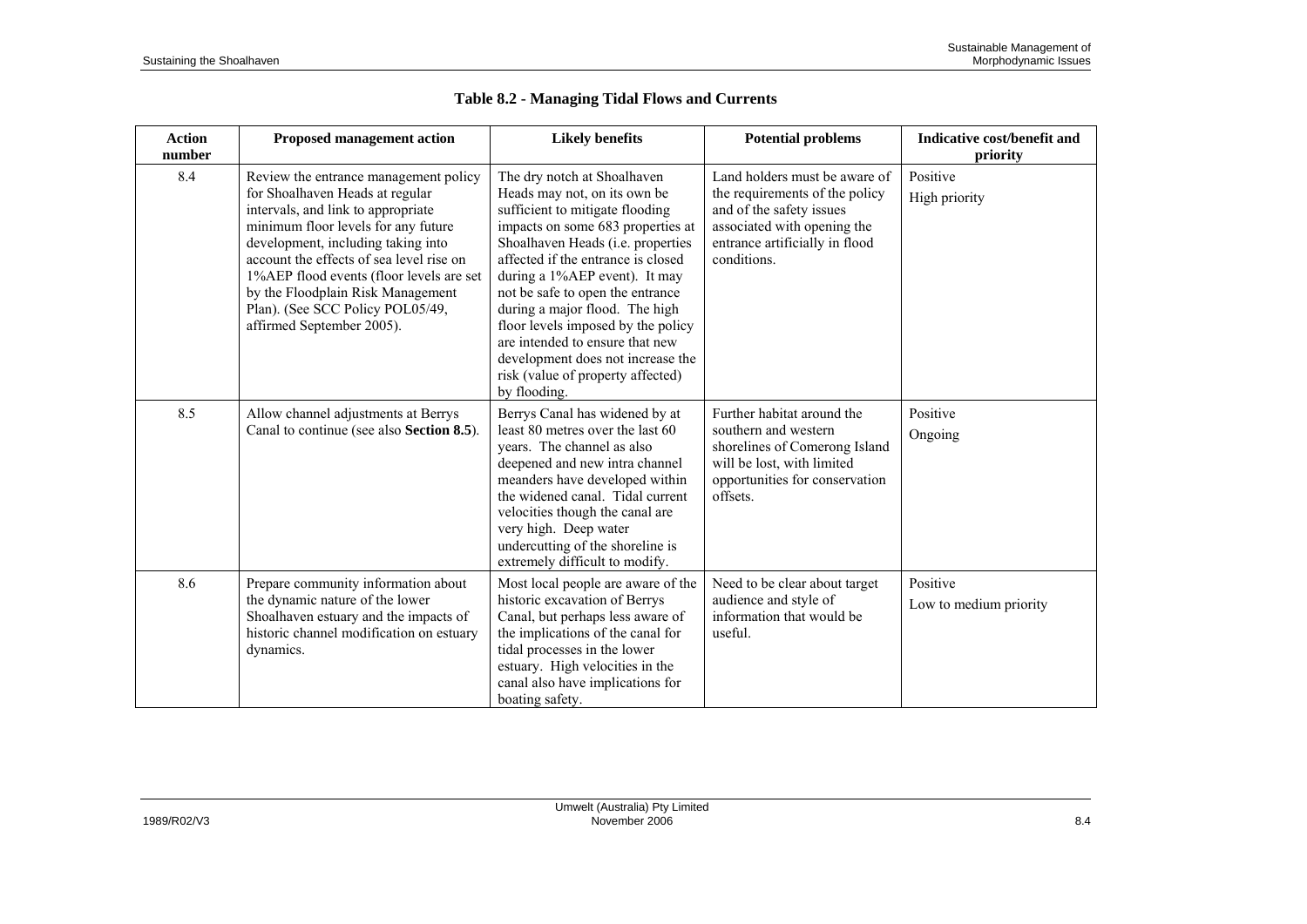**Table 8.2 - Managing Tidal Flows and Currents**

| Action number | Proposed management action | Likely benefits | Potential problems | Indicative cost/benefit and priority |
|---|---|---|---|---|
| 8.4 | Review the entrance management policy for Shoalhaven Heads at regular intervals, and link to appropriate minimum floor levels for any future development, including taking into account the effects of sea level rise on 1%AEP flood events (floor levels are set by the Floodplain Risk Management Plan). (See SCC Policy POL05/49, affirmed September 2005). | The dry notch at Shoalhaven Heads may not, on its own be sufficient to mitigate flooding impacts on some 683 properties at Shoalhaven Heads (i.e. properties affected if the entrance is closed during a 1%AEP event). It may not be safe to open the entrance during a major flood. The high floor levels imposed by the policy are intended to ensure that new development does not increase the risk (value of property affected) by flooding. | Land holders must be aware of the requirements of the policy and of the safety issues associated with opening the entrance artificially in flood conditions. | Positive<br>High priority |
| 8.5 | Allow channel adjustments at Berrys Canal to continue (see also **Section 8.5**). | Berrys Canal has widened by at least 80 metres over the last 60 years. The channel as also deepened and new intra channel meanders have developed within the widened canal. Tidal current velocities though the canal are very high. Deep water undercutting of the shoreline is extremely difficult to modify. | Further habitat around the southern and western shorelines of Comerong Island will be lost, with limited opportunities for conservation offsets. | Positive<br>Ongoing |
| 8.6 | Prepare community information about the dynamic nature of the lower Shoalhaven estuary and the impacts of historic channel modification on estuary dynamics. | Most local people are aware of the historic excavation of Berrys Canal, but perhaps less aware of the implications of the canal for tidal processes in the lower estuary. High velocities in the canal also have implications for boating safety. | Need to be clear about target audience and style of information that would be useful. | Positive<br>Low to medium priority |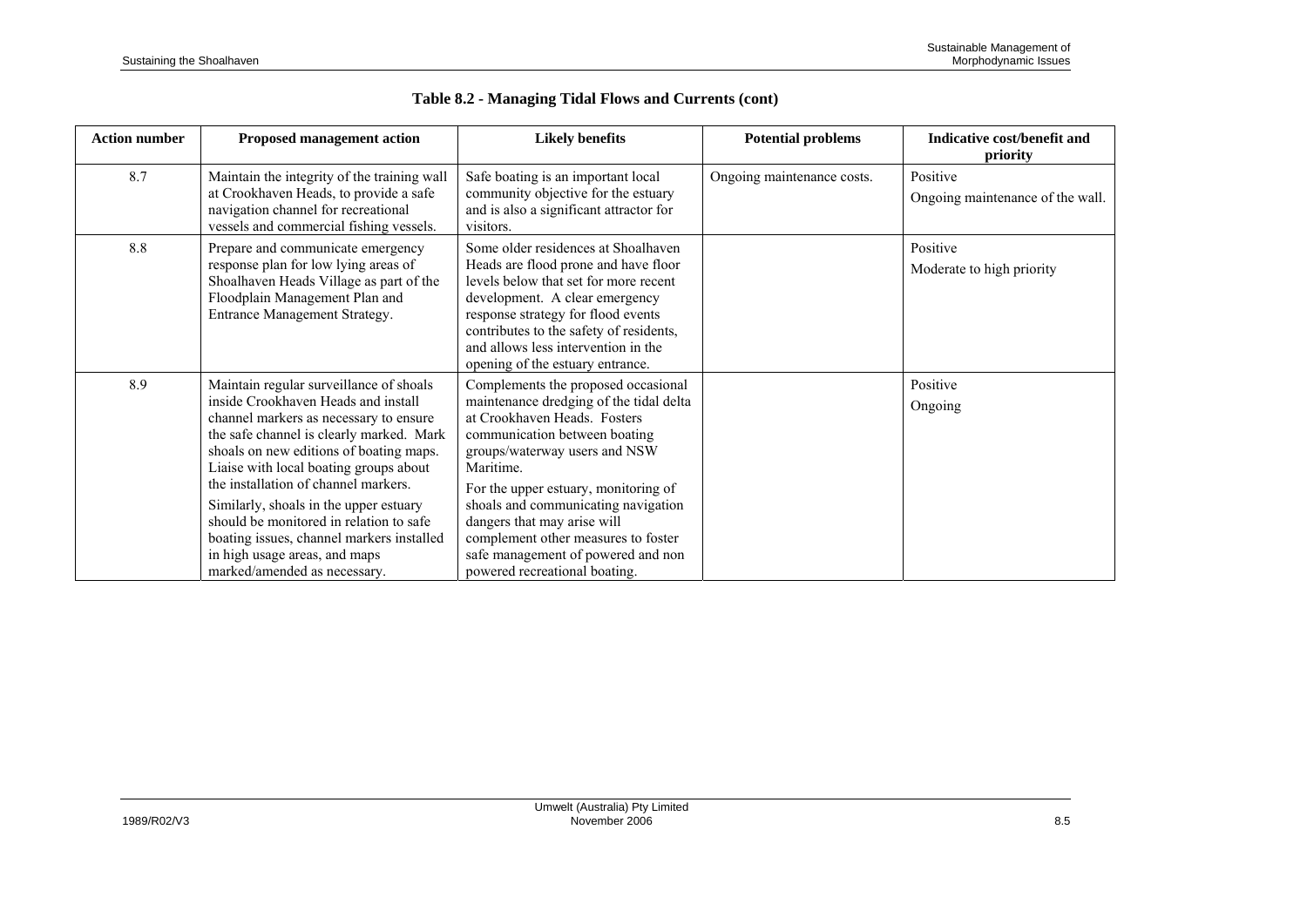**Table 8.2 - Managing Tidal Flows and Currents (cont)**

| Action number | Proposed management action | Likely benefits | Potential problems | Indicative cost/benefit and priority |
|---|---|---|---|---|
| 8.7 | Maintain the integrity of the training wall at Crookhaven Heads, to provide a safe navigation channel for recreational vessels and commercial fishing vessels. | Safe boating is an important local community objective for the estuary and is also a significant attractor for visitors. | Ongoing maintenance costs. | Positive<br>Ongoing maintenance of the wall. |
| 8.8 | Prepare and communicate emergency response plan for low lying areas of Shoalhaven Heads Village as part of the Floodplain Management Plan and Entrance Management Strategy. | Some older residences at Shoalhaven Heads are flood prone and have floor levels below that set for more recent development. A clear emergency response strategy for flood events contributes to the safety of residents, and allows less intervention in the opening of the estuary entrance. | | Positive<br>Moderate to high priority |
| 8.9 | Maintain regular surveillance of shoals inside Crookhaven Heads and install channel markers as necessary to ensure the safe channel is clearly marked. Mark shoals on new editions of boating maps. Liaise with local boating groups about the installation of channel markers.<br>Similarly, shoals in the upper estuary should be monitored in relation to safe boating issues, channel markers installed in high usage areas, and maps marked/amended as necessary. | Complements the proposed occasional maintenance dredging of the tidal delta at Crookhaven Heads. Fosters communication between boating groups/waterway users and NSW Maritime.<br>For the upper estuary, monitoring of shoals and communicating navigation dangers that may arise will complement other measures to foster safe management of powered and non powered recreational boating. | | Positive<br>Ongoing |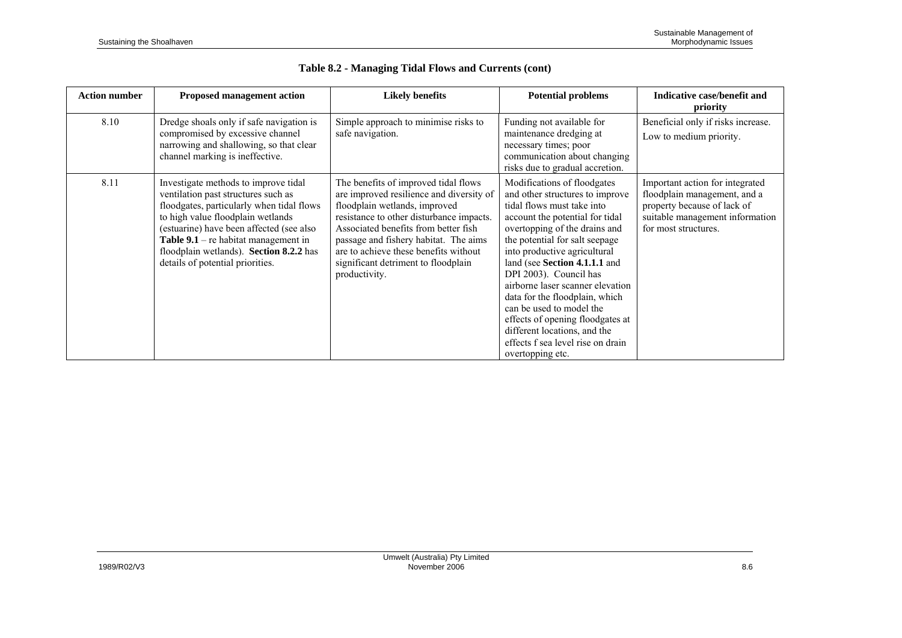**Table 8.2 - Managing Tidal Flows and Currents (cont)**

| Action number | Proposed management action | Likely benefits | Potential problems | Indicative case/benefit and priority |
|---|---|---|---|---|
| 8.10 | Dredge shoals only if safe navigation is compromised by excessive channel narrowing and shallowing, so that clear channel marking is ineffective. | Simple approach to minimise risks to safe navigation. | Funding not available for maintenance dredging at necessary times; poor communication about changing risks due to gradual accretion. | Beneficial only if risks increase. Low to medium priority. |
| 8.11 | Investigate methods to improve tidal ventilation past structures such as floodgates, particularly when tidal flows to high value floodplain wetlands (estuarine) have been affected (see also **Table 9.1** – re habitat management in floodplain wetlands). **Section 8.2.2** has details of potential priorities. | The benefits of improved tidal flows are improved resilience and diversity of floodplain wetlands, improved resistance to other disturbance impacts. Associated benefits from better fish passage and fishery habitat. The aims are to achieve these benefits without significant detriment to floodplain productivity. | Modifications of floodgates and other structures to improve tidal flows must take into account the potential for tidal overtopping of the drains and the potential for salt seepage into productive agricultural land (see **Section 4.1.1.1** and DPI 2003). Council has airborne laser scanner elevation data for the floodplain, which can be used to model the effects of opening floodgates at different locations, and the effects f sea level rise on drain overtopping etc. | Important action for integrated floodplain management, and a property because of lack of suitable management information for most structures. |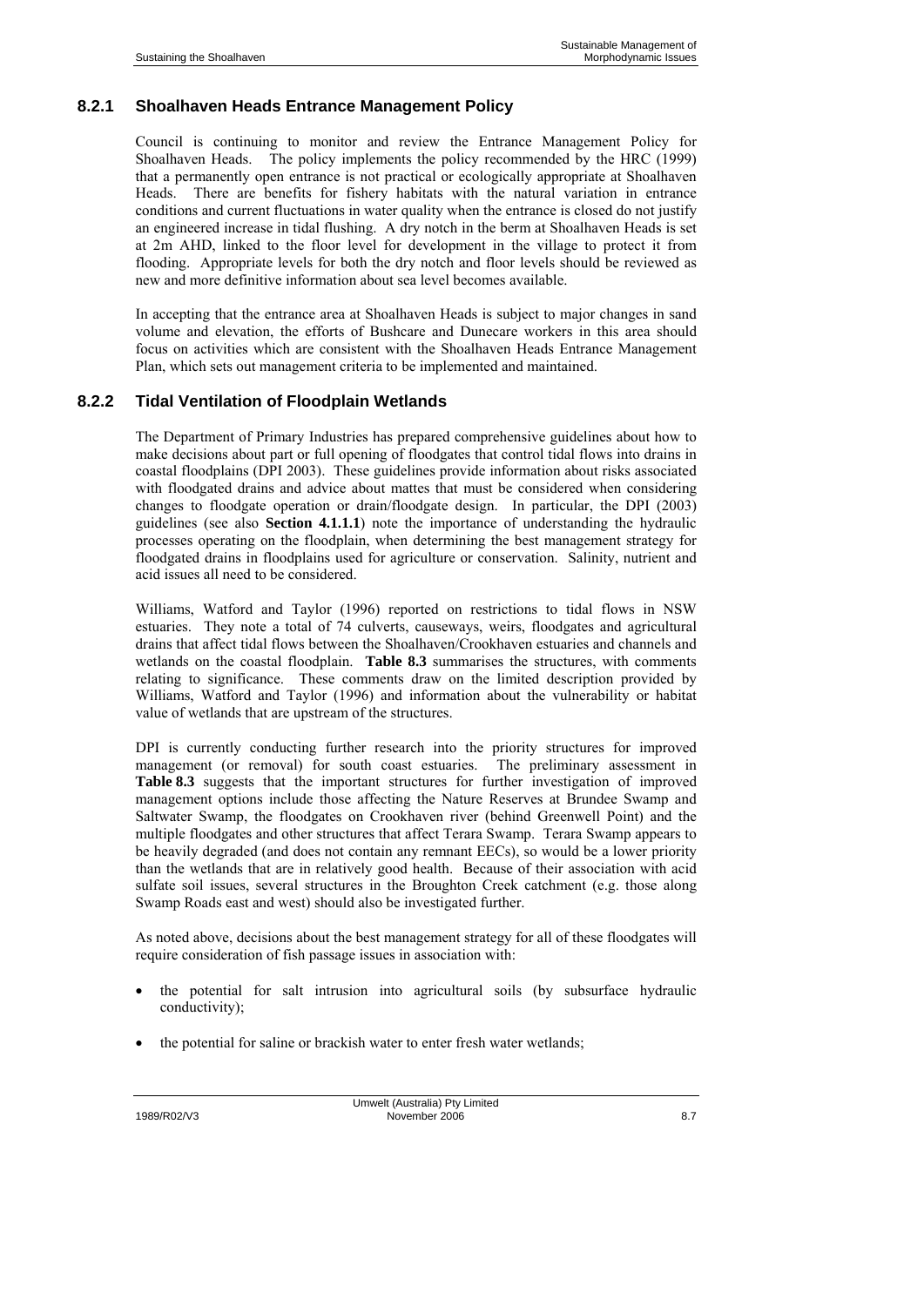### 8.2.1 Shoalhaven Heads Entrance Management Policy

Council is continuing to monitor and review the Entrance Management Policy for Shoalhaven Heads. The policy implements the policy recommended by the HRC (1999) that a permanently open entrance is not practical or ecologically appropriate at Shoalhaven Heads. There are benefits for fishery habitats with the natural variation in entrance conditions and current fluctuations in water quality when the entrance is closed do not justify an engineered increase in tidal flushing. A dry notch in the berm at Shoalhaven Heads is set at 2m AHD, linked to the floor level for development in the village to protect it from flooding. Appropriate levels for both the dry notch and floor levels should be reviewed as new and more definitive information about sea level becomes available.

In accepting that the entrance area at Shoalhaven Heads is subject to major changes in sand volume and elevation, the efforts of Bushcare and Dunecare workers in this area should focus on activities which are consistent with the Shoalhaven Heads Entrance Management Plan, which sets out management criteria to be implemented and maintained.

### 8.2.2 Tidal Ventilation of Floodplain Wetlands

The Department of Primary Industries has prepared comprehensive guidelines about how to make decisions about part or full opening of floodgates that control tidal flows into drains in coastal floodplains (DPI 2003). These guidelines provide information about risks associated with floodgated drains and advice about mattes that must be considered when considering changes to floodgate operation or drain/floodgate design. In particular, the DPI (2003) guidelines (see also **Section 4.1.1.1**) note the importance of understanding the hydraulic processes operating on the floodplain, when determining the best management strategy for floodgated drains in floodplains used for agriculture or conservation. Salinity, nutrient and acid issues all need to be considered.

Williams, Watford and Taylor (1996) reported on restrictions to tidal flows in NSW estuaries. They note a total of 74 culverts, causeways, weirs, floodgates and agricultural drains that affect tidal flows between the Shoalhaven/Crookhaven estuaries and channels and wetlands on the coastal floodplain. **Table 8.3** summarises the structures, with comments relating to significance. These comments draw on the limited description provided by Williams, Watford and Taylor (1996) and information about the vulnerability or habitat value of wetlands that are upstream of the structures.

DPI is currently conducting further research into the priority structures for improved management (or removal) for south coast estuaries. The preliminary assessment in **Table 8.3** suggests that the important structures for further investigation of improved management options include those affecting the Nature Reserves at Brundee Swamp and Saltwater Swamp, the floodgates on Crookhaven river (behind Greenwell Point) and the multiple floodgates and other structures that affect Terara Swamp. Terara Swamp appears to be heavily degraded (and does not contain any remnant EECs), so would be a lower priority than the wetlands that are in relatively good health. Because of their association with acid sulfate soil issues, several structures in the Broughton Creek catchment (e.g. those along Swamp Roads east and west) should also be investigated further.

As noted above, decisions about the best management strategy for all of these floodgates will require consideration of fish passage issues in association with:

- the potential for salt intrusion into agricultural soils (by subsurface hydraulic conductivity);
- the potential for saline or brackish water to enter fresh water wetlands;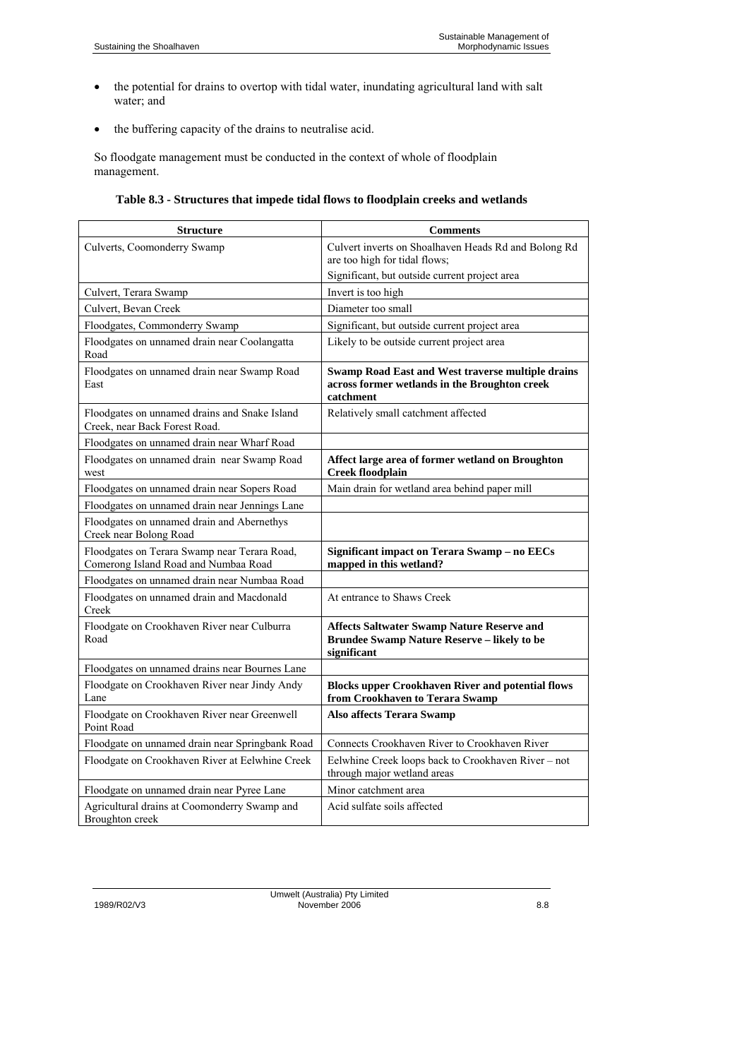- the potential for drains to overtop with tidal water, inundating agricultural land with salt water; and
- the buffering capacity of the drains to neutralise acid.

So floodgate management must be conducted in the context of whole of floodplain management.

**Table 8.3 - Structures that impede tidal flows to floodplain creeks and wetlands**

| Structure | Comments |
|---|---|
| Culverts, Coomonderry Swamp | Culvert inverts on Shoalhaven Heads Rd and Bolong Rd are too high for tidal flows;<br>Significant, but outside current project area |
| Culvert, Terara Swamp | Invert is too high |
| Culvert, Bevan Creek | Diameter too small |
| Floodgates, Commonderry Swamp | Significant, but outside current project area |
| Floodgates on unnamed drain near Coolangatta Road | Likely to be outside current project area |
| Floodgates on unnamed drain near Swamp Road East | **Swamp Road East and West traverse multiple drains across former wetlands in the Broughton creek catchment** |
| Floodgates on unnamed drains and Snake Island Creek, near Back Forest Road. | Relatively small catchment affected |
| Floodgates on unnamed drain near Wharf Road | |
| Floodgates on unnamed drain near Swamp Road west | **Affect large area of former wetland on Broughton Creek floodplain** |
| Floodgates on unnamed drain near Sopers Road | Main drain for wetland area behind paper mill |
| Floodgates on unnamed drain near Jennings Lane | |
| Floodgates on unnamed drain and Abernethys Creek near Bolong Road | |
| Floodgates on Terara Swamp near Terara Road, Comerong Island Road and Numbaa Road | **Significant impact on Terara Swamp – no EECs mapped in this wetland?** |
| Floodgates on unnamed drain near Numbaa Road | |
| Floodgates on unnamed drain and Macdonald Creek | At entrance to Shaws Creek |
| Floodgate on Crookhaven River near Culburra Road | **Affects Saltwater Swamp Nature Reserve and Brundee Swamp Nature Reserve – likely to be significant** |
| Floodgates on unnamed drains near Bournes Lane | |
| Floodgate on Crookhaven River near Jindy Andy Lane | **Blocks upper Crookhaven River and potential flows from Crookhaven to Terara Swamp** |
| Floodgate on Crookhaven River near Greenwell Point Road | **Also affects Terara Swamp** |
| Floodgate on unnamed drain near Springbank Road | Connects Crookhaven River to Crookhaven River |
| Floodgate on Crookhaven River at Eelwhine Creek | Eelwhine Creek loops back to Crookhaven River – not through major wetland areas |
| Floodgate on unnamed drain near Pyree Lane | Minor catchment area |
| Agricultural drains at Coomonderry Swamp and Broughton creek | Acid sulfate soils affected |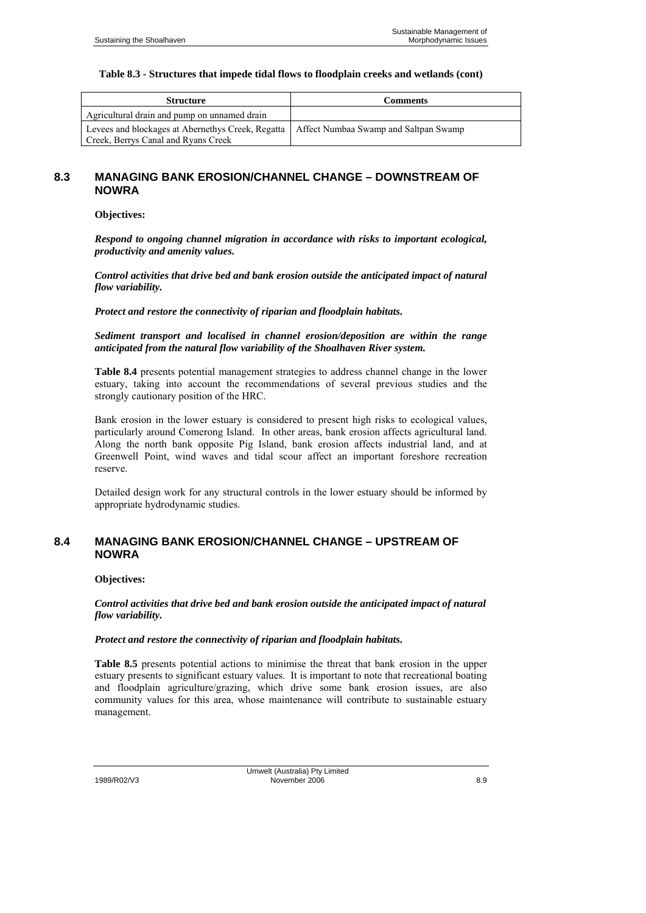**Table 8.3 - Structures that impede tidal flows to floodplain creeks and wetlands (cont)**

| Structure | Comments |
|---|---|
| Agricultural drain and pump on unnamed drain | |
| Levees and blockages at Abernethys Creek, Regatta Creek, Berrys Canal and Ryans Creek | Affect Numbaa Swamp and Saltpan Swamp |

## 8.3 MANAGING BANK EROSION/CHANNEL CHANGE – DOWNSTREAM OF NOWRA

**Objectives:**

***Respond to ongoing channel migration in accordance with risks to important ecological, productivity and amenity values.***

***Control activities that drive bed and bank erosion outside the anticipated impact of natural flow variability.***

***Protect and restore the connectivity of riparian and floodplain habitats.***

***Sediment transport and localised in channel erosion/deposition are within the range anticipated from the natural flow variability of the Shoalhaven River system.***

**Table 8.4** presents potential management strategies to address channel change in the lower estuary, taking into account the recommendations of several previous studies and the strongly cautionary position of the HRC.

Bank erosion in the lower estuary is considered to present high risks to ecological values, particularly around Comerong Island. In other areas, bank erosion affects agricultural land. Along the north bank opposite Pig Island, bank erosion affects industrial land, and at Greenwell Point, wind waves and tidal scour affect an important foreshore recreation reserve.

Detailed design work for any structural controls in the lower estuary should be informed by appropriate hydrodynamic studies.

## 8.4 MANAGING BANK EROSION/CHANNEL CHANGE – UPSTREAM OF NOWRA

**Objectives:**

***Control activities that drive bed and bank erosion outside the anticipated impact of natural flow variability.***

***Protect and restore the connectivity of riparian and floodplain habitats.***

**Table 8.5** presents potential actions to minimise the threat that bank erosion in the upper estuary presents to significant estuary values. It is important to note that recreational boating and floodplain agriculture/grazing, which drive some bank erosion issues, are also community values for this area, whose maintenance will contribute to sustainable estuary management.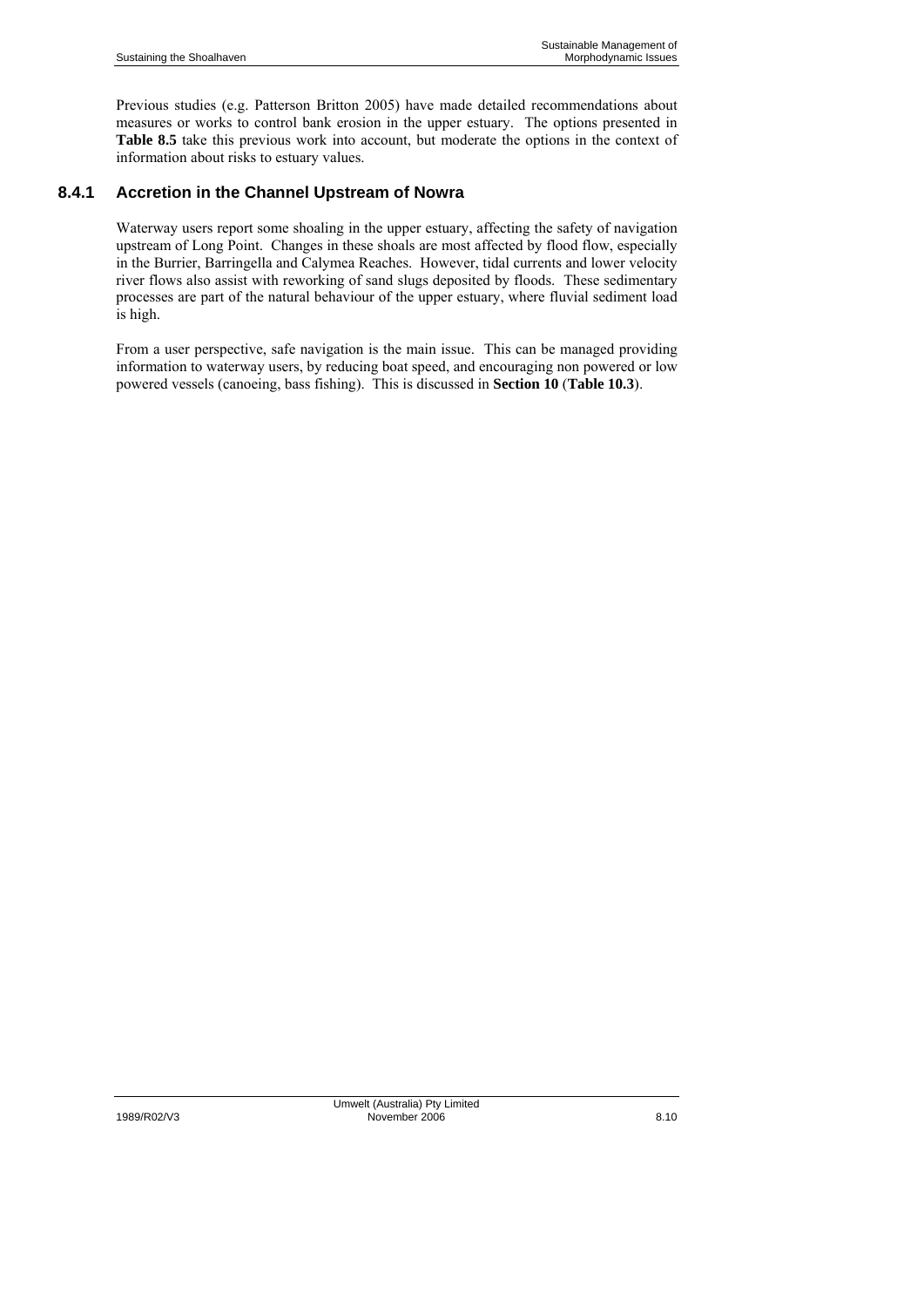Previous studies (e.g. Patterson Britton 2005) have made detailed recommendations about measures or works to control bank erosion in the upper estuary. The options presented in **Table 8.5** take this previous work into account, but moderate the options in the context of information about risks to estuary values.

### 8.4.1 Accretion in the Channel Upstream of Nowra

Waterway users report some shoaling in the upper estuary, affecting the safety of navigation upstream of Long Point. Changes in these shoals are most affected by flood flow, especially in the Burrier, Barringella and Calymea Reaches. However, tidal currents and lower velocity river flows also assist with reworking of sand slugs deposited by floods. These sedimentary processes are part of the natural behaviour of the upper estuary, where fluvial sediment load is high.

From a user perspective, safe navigation is the main issue. This can be managed providing information to waterway users, by reducing boat speed, and encouraging non powered or low powered vessels (canoeing, bass fishing). This is discussed in **Section 10** (**Table 10.3**).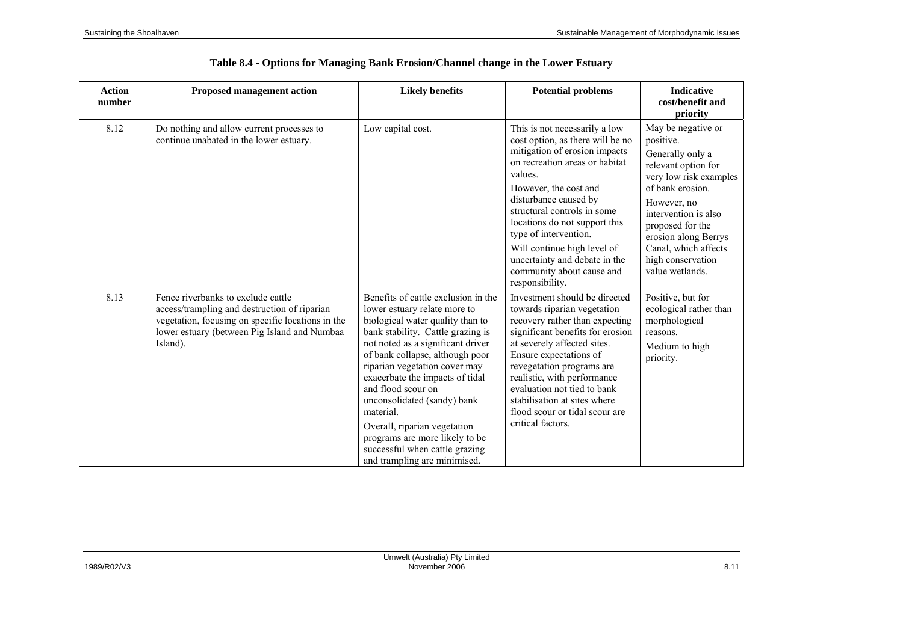**Table 8.4 - Options for Managing Bank Erosion/Channel change in the Lower Estuary**

| Action number | Proposed management action | Likely benefits | Potential problems | Indicative cost/benefit and priority |
|---|---|---|---|---|
| 8.12 | Do nothing and allow current processes to continue unabated in the lower estuary. | Low capital cost. | This is not necessarily a low cost option, as there will be no mitigation of erosion impacts on recreation areas or habitat values. <br> However, the cost and disturbance caused by structural controls in some locations do not support this type of intervention. <br> Will continue high level of uncertainty and debate in the community about cause and responsibility. | May be negative or positive. <br> Generally only a relevant option for very low risk examples of bank erosion. <br> However, no intervention is also proposed for the erosion along Berrys Canal, which affects high conservation value wetlands. |
| 8.13 | Fence riverbanks to exclude cattle access/trampling and destruction of riparian vegetation, focusing on specific locations in the lower estuary (between Pig Island and Numbaa Island). | Benefits of cattle exclusion in the lower estuary relate more to biological water quality than to bank stability. Cattle grazing is not noted as a significant driver of bank collapse, although poor riparian vegetation cover may exacerbate the impacts of tidal and flood scour on unconsolidated (sandy) bank material. <br> Overall, riparian vegetation programs are more likely to be successful when cattle grazing and trampling are minimised. | Investment should be directed towards riparian vegetation recovery rather than expecting significant benefits for erosion at severely affected sites. Ensure expectations of revegetation programs are realistic, with performance evaluation not tied to bank stabilisation at sites where flood scour or tidal scour are critical factors. | Positive, but for ecological rather than morphological reasons. <br> Medium to high priority. |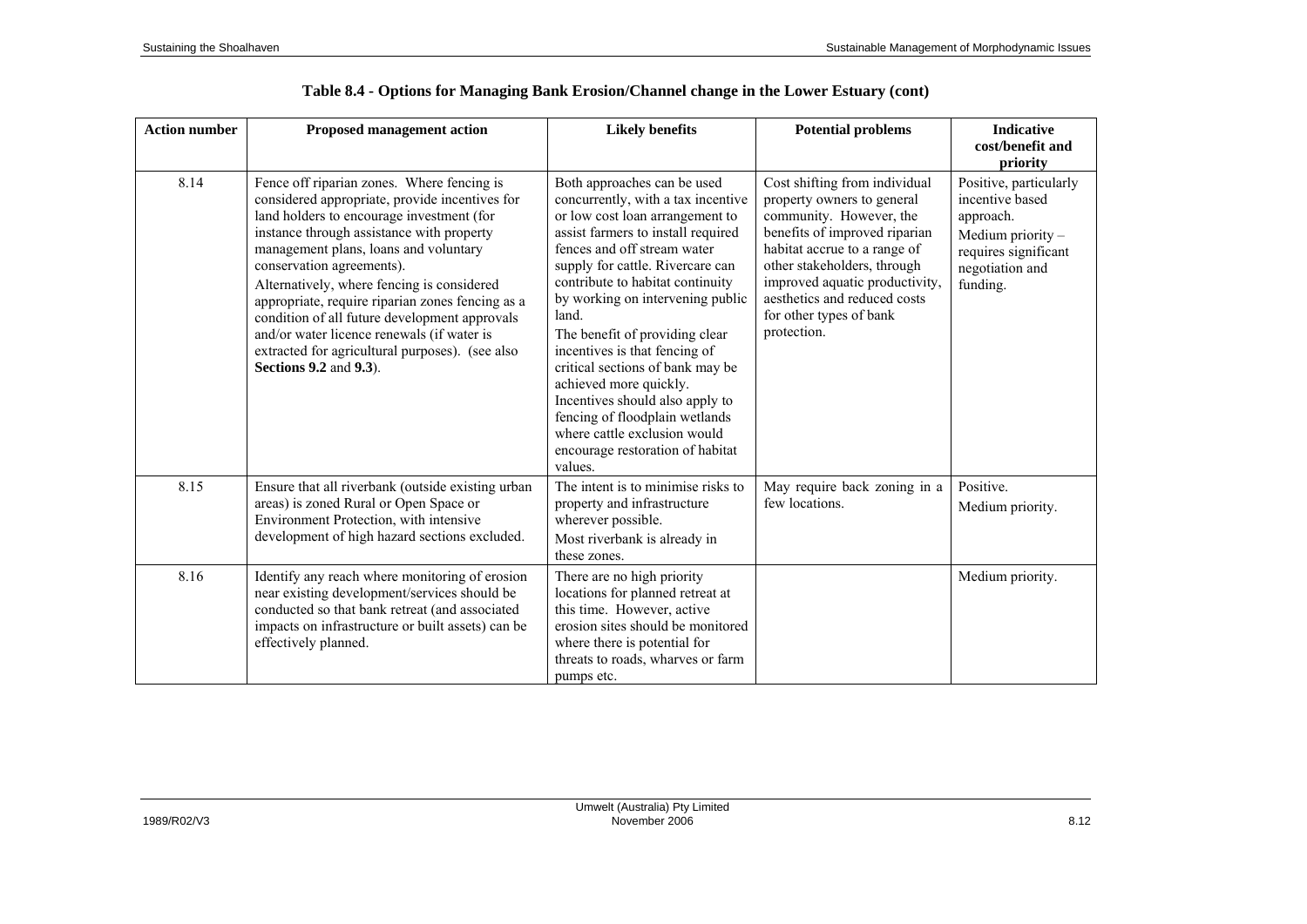**Table 8.4 - Options for Managing Bank Erosion/Channel change in the Lower Estuary (cont)**

| Action number | Proposed management action | Likely benefits | Potential problems | Indicative cost/benefit and priority |
|---|---|---|---|---|
| 8.14 | Fence off riparian zones. Where fencing is considered appropriate, provide incentives for land holders to encourage investment (for instance through assistance with property management plans, loans and voluntary conservation agreements).<br>Alternatively, where fencing is considered appropriate, require riparian zones fencing as a condition of all future development approvals and/or water licence renewals (if water is extracted for agricultural purposes). (see also **Sections 9.2** and **9.3**). | Both approaches can be used concurrently, with a tax incentive or low cost loan arrangement to assist farmers to install required fences and off stream water supply for cattle. Rivercare can contribute to habitat continuity by working on intervening public land.<br>The benefit of providing clear incentives is that fencing of critical sections of bank may be achieved more quickly.<br>Incentives should also apply to fencing of floodplain wetlands where cattle exclusion would encourage restoration of habitat values. | Cost shifting from individual property owners to general community. However, the benefits of improved riparian habitat accrue to a range of other stakeholders, through improved aquatic productivity, aesthetics and reduced costs for other types of bank protection. | Positive, particularly incentive based approach.<br>Medium priority – requires significant negotiation and funding. |
| 8.15 | Ensure that all riverbank (outside existing urban areas) is zoned Rural or Open Space or Environment Protection, with intensive development of high hazard sections excluded. | The intent is to minimise risks to property and infrastructure wherever possible.<br>Most riverbank is already in these zones. | May require back zoning in a few locations. | Positive.<br>Medium priority. |
| 8.16 | Identify any reach where monitoring of erosion near existing development/services should be conducted so that bank retreat (and associated impacts on infrastructure or built assets) can be effectively planned. | There are no high priority locations for planned retreat at this time. However, active erosion sites should be monitored where there is potential for threats to roads, wharves or farm pumps etc. | | Medium priority. |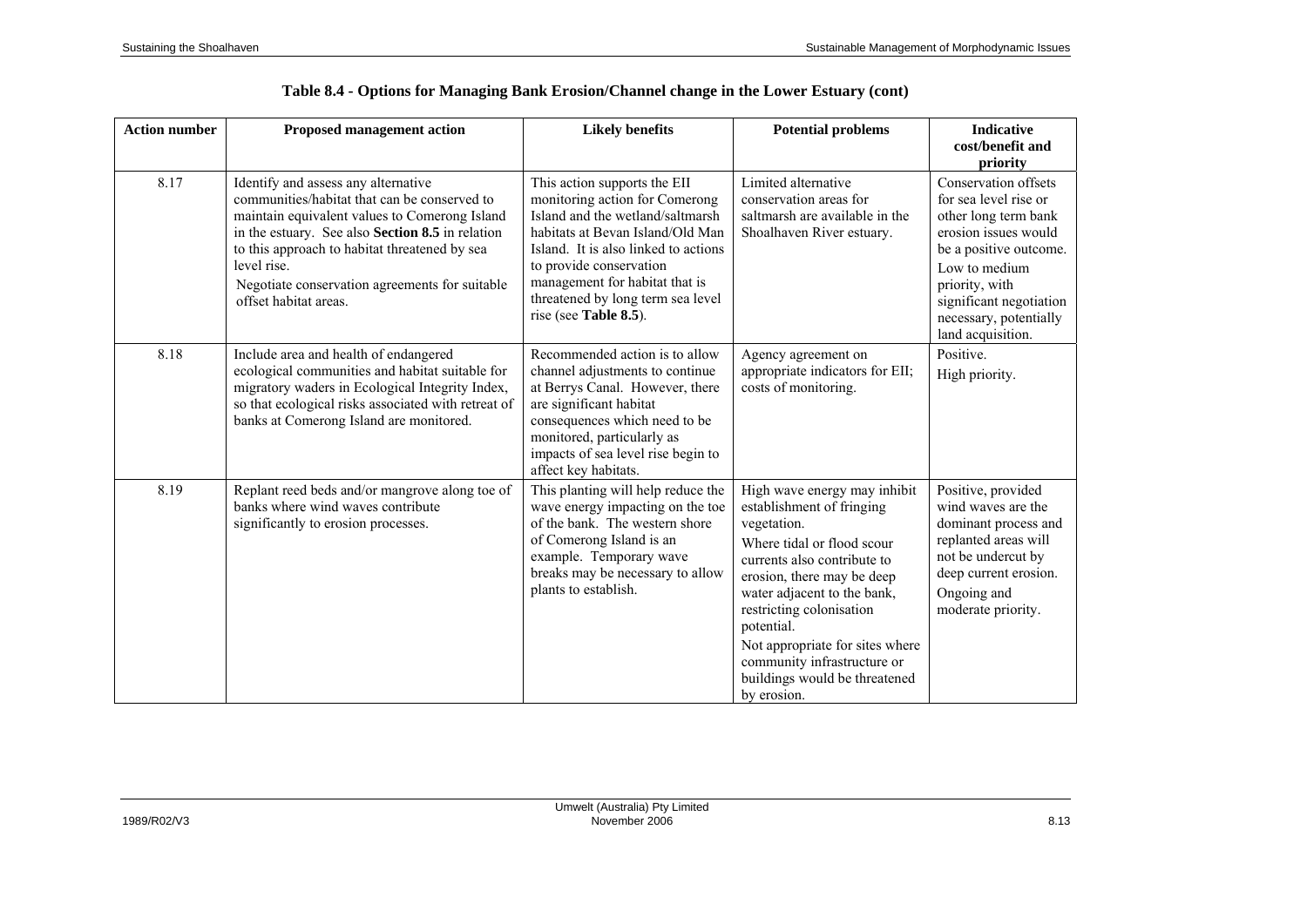**Table 8.4 - Options for Managing Bank Erosion/Channel change in the Lower Estuary (cont)**

| Action number | Proposed management action | Likely benefits | Potential problems | Indicative cost/benefit and priority |
|---|---|---|---|---|
| 8.17 | Identify and assess any alternative communities/habitat that can be conserved to maintain equivalent values to Comerong Island in the estuary. See also **Section 8.5** in relation to this approach to habitat threatened by sea level rise.<br>Negotiate conservation agreements for suitable offset habitat areas. | This action supports the EII monitoring action for Comerong Island and the wetland/saltmarsh habitats at Bevan Island/Old Man Island. It is also linked to actions to provide conservation management for habitat that is threatened by long term sea level rise (see **Table 8.5**). | Limited alternative conservation areas for saltmarsh are available in the Shoalhaven River estuary. | Conservation offsets for sea level rise or other long term bank erosion issues would be a positive outcome.<br>Low to medium priority, with significant negotiation necessary, potentially land acquisition. |
| 8.18 | Include area and health of endangered ecological communities and habitat suitable for migratory waders in Ecological Integrity Index, so that ecological risks associated with retreat of banks at Comerong Island are monitored. | Recommended action is to allow channel adjustments to continue at Berrys Canal. However, there are significant habitat consequences which need to be monitored, particularly as impacts of sea level rise begin to affect key habitats. | Agency agreement on appropriate indicators for EII; costs of monitoring. | Positive.<br>High priority. |
| 8.19 | Replant reed beds and/or mangrove along toe of banks where wind waves contribute significantly to erosion processes. | This planting will help reduce the wave energy impacting on the toe of the bank. The western shore of Comerong Island is an example. Temporary wave breaks may be necessary to allow plants to establish. | High wave energy may inhibit establishment of fringing vegetation.<br>Where tidal or flood scour currents also contribute to erosion, there may be deep water adjacent to the bank, restricting colonisation potential.<br>Not appropriate for sites where community infrastructure or buildings would be threatened by erosion. | Positive, provided wind waves are the dominant process and replanted areas will not be undercut by deep current erosion.<br>Ongoing and moderate priority. |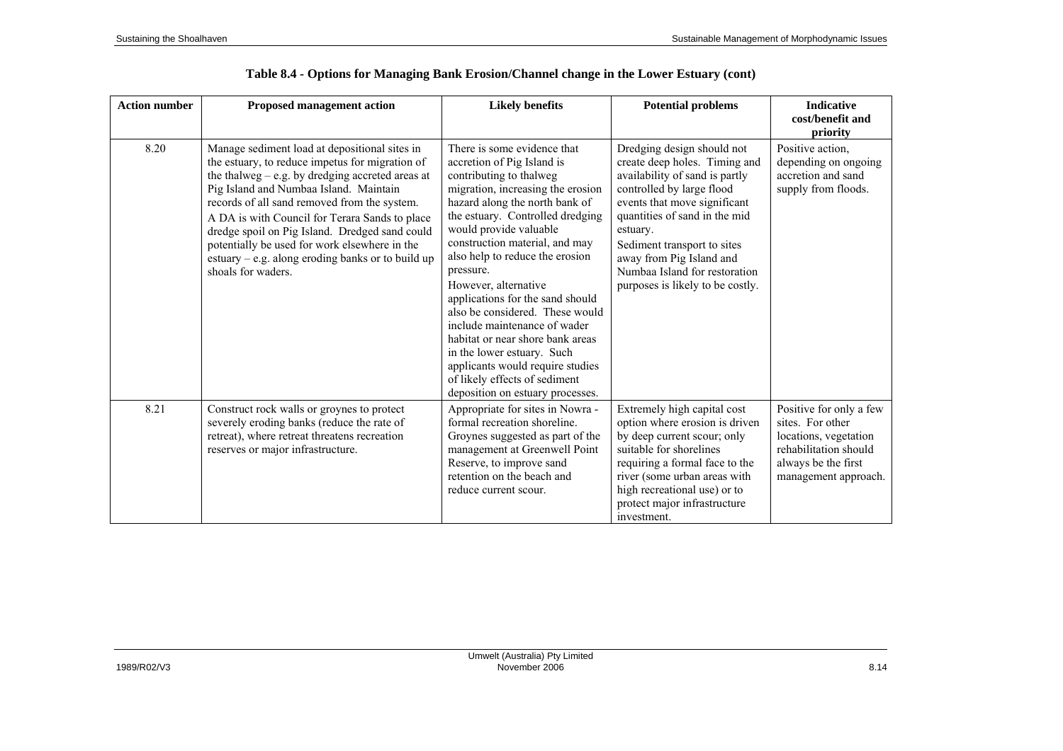**Table 8.4 - Options for Managing Bank Erosion/Channel change in the Lower Estuary (cont)**

| Action number | Proposed management action | Likely benefits | Potential problems | Indicative cost/benefit and priority |
|---|---|---|---|---|
| 8.20 | Manage sediment load at depositional sites in the estuary, to reduce impetus for migration of the thalweg – e.g. by dredging accreted areas at Pig Island and Numbaa Island. Maintain records of all sand removed from the system. A DA is with Council for Terara Sands to place dredge spoil on Pig Island. Dredged sand could potentially be used for work elsewhere in the estuary – e.g. along eroding banks or to build up shoals for waders. | There is some evidence that accretion of Pig Island is contributing to thalweg migration, increasing the erosion hazard along the north bank of the estuary. Controlled dredging would provide valuable construction material, and may also help to reduce the erosion pressure. However, alternative applications for the sand should also be considered. These would include maintenance of wader habitat or near shore bank areas in the lower estuary. Such applicants would require studies of likely effects of sediment deposition on estuary processes. | Dredging design should not create deep holes. Timing and availability of sand is partly controlled by large flood events that move significant quantities of sand in the mid estuary. Sediment transport to sites away from Pig Island and Numbaa Island for restoration purposes is likely to be costly. | Positive action, depending on ongoing accretion and sand supply from floods. |
| 8.21 | Construct rock walls or groynes to protect severely eroding banks (reduce the rate of retreat), where retreat threatens recreation reserves or major infrastructure. | Appropriate for sites in Nowra - formal recreation shoreline. Groynes suggested as part of the management at Greenwell Point Reserve, to improve sand retention on the beach and reduce current scour. | Extremely high capital cost option where erosion is driven by deep current scour; only suitable for shorelines requiring a formal face to the river (some urban areas with high recreational use) or to protect major infrastructure investment. | Positive for only a few sites. For other locations, vegetation rehabilitation should always be the first management approach. |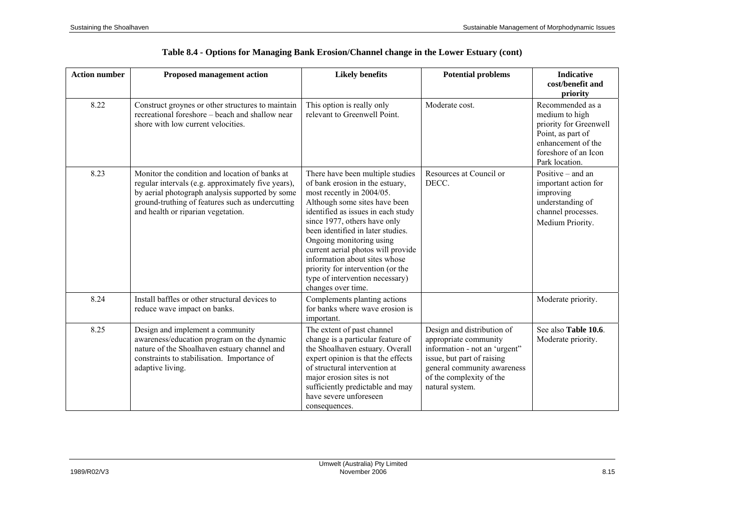**Table 8.4 - Options for Managing Bank Erosion/Channel change in the Lower Estuary (cont)**

| Action number | Proposed management action | Likely benefits | Potential problems | Indicative cost/benefit and priority |
|---|---|---|---|---|
| 8.22 | Construct groynes or other structures to maintain recreational foreshore – beach and shallow near shore with low current velocities. | This option is really only relevant to Greenwell Point. | Moderate cost. | Recommended as a medium to high priority for Greenwell Point, as part of enhancement of the foreshore of an Icon Park location. |
| 8.23 | Monitor the condition and location of banks at regular intervals (e.g. approximately five years), by aerial photograph analysis supported by some ground-truthing of features such as undercutting and health or riparian vegetation. | There have been multiple studies of bank erosion in the estuary, most recently in 2004/05. Although some sites have been identified as issues in each study since 1977, others have only been identified in later studies. Ongoing monitoring using current aerial photos will provide information about sites whose priority for intervention (or the type of intervention necessary) changes over time. | Resources at Council or DECC. | Positive – and an important action for improving understanding of channel processes. Medium Priority. |
| 8.24 | Install baffles or other structural devices to reduce wave impact on banks. | Complements planting actions for banks where wave erosion is important. | | Moderate priority. |
| 8.25 | Design and implement a community awareness/education program on the dynamic nature of the Shoalhaven estuary channel and constraints to stabilisation. Importance of adaptive living. | The extent of past channel change is a particular feature of the Shoalhaven estuary. Overall expert opinion is that the effects of structural intervention at major erosion sites is not sufficiently predictable and may have severe unforeseen consequences. | Design and distribution of appropriate community information - not an 'urgent" issue, but part of raising general community awareness of the complexity of the natural system. | See also **Table 10.6**. Moderate priority. |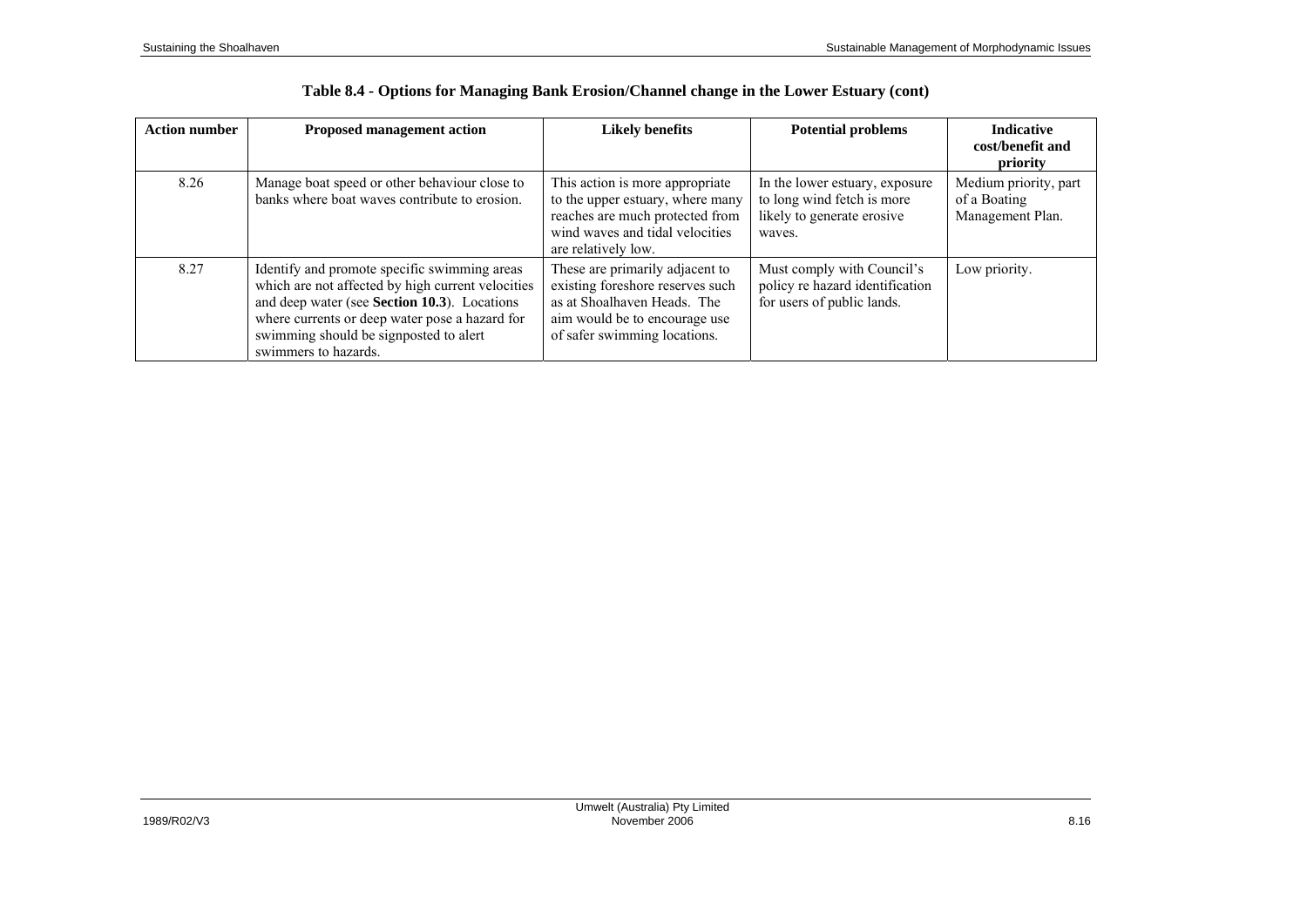**Table 8.4 - Options for Managing Bank Erosion/Channel change in the Lower Estuary (cont)**

| Action number | Proposed management action | Likely benefits | Potential problems | Indicative cost/benefit and priority |
|---|---|---|---|---|
| 8.26 | Manage boat speed or other behaviour close to banks where boat waves contribute to erosion. | This action is more appropriate to the upper estuary, where many reaches are much protected from wind waves and tidal velocities are relatively low. | In the lower estuary, exposure to long wind fetch is more likely to generate erosive waves. | Medium priority, part of a Boating Management Plan. |
| 8.27 | Identify and promote specific swimming areas which are not affected by high current velocities and deep water (see **Section 10.3**). Locations where currents or deep water pose a hazard for swimming should be signposted to alert swimmers to hazards. | These are primarily adjacent to existing foreshore reserves such as at Shoalhaven Heads. The aim would be to encourage use of safer swimming locations. | Must comply with Council's policy re hazard identification for users of public lands. | Low priority. |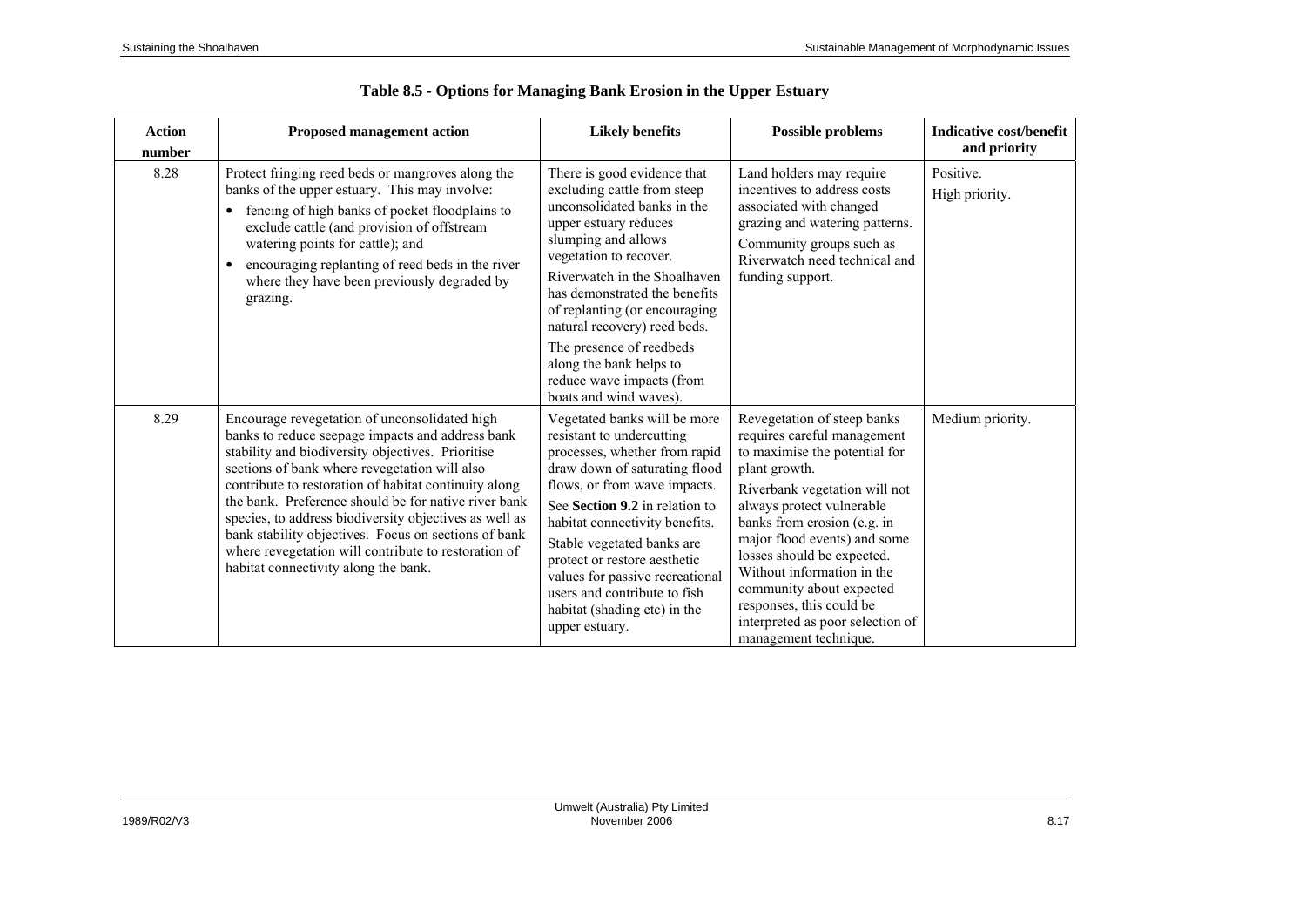## Table 8.5 - Options for Managing Bank Erosion in the Upper Estuary

| Action number | Proposed management action | Likely benefits | Possible problems | Indicative cost/benefit and priority |
|---|---|---|---|---|
| 8.28 | Protect fringing reed beds or mangroves along the banks of the upper estuary. This may involve:<br>• fencing of high banks of pocket floodplains to exclude cattle (and provision of offstream watering points for cattle); and<br>• encouraging replanting of reed beds in the river where they have been previously degraded by grazing. | There is good evidence that excluding cattle from steep unconsolidated banks in the upper estuary reduces slumping and allows vegetation to recover.<br>Riverwatch in the Shoalhaven has demonstrated the benefits of replanting (or encouraging natural recovery) reed beds.<br>The presence of reedbeds along the bank helps to reduce wave impacts (from boats and wind waves). | Land holders may require incentives to address costs associated with changed grazing and watering patterns.<br>Community groups such as Riverwatch need technical and funding support. | Positive.<br>High priority. |
| 8.29 | Encourage revegetation of unconsolidated high banks to reduce seepage impacts and address bank stability and biodiversity objectives. Prioritise sections of bank where revegetation will also contribute to restoration of habitat continuity along the bank. Preference should be for native river bank species, to address biodiversity objectives as well as bank stability objectives. Focus on sections of bank where revegetation will contribute to restoration of habitat connectivity along the bank. | Vegetated banks will be more resistant to undercutting processes, whether from rapid draw down of saturating flood flows, or from wave impacts.<br>See **Section 9.2** in relation to habitat connectivity benefits.<br>Stable vegetated banks are protect or restore aesthetic values for passive recreational users and contribute to fish habitat (shading etc) in the upper estuary. | Revegetation of steep banks requires careful management to maximise the potential for plant growth.<br>Riverbank vegetation will not always protect vulnerable banks from erosion (e.g. in major flood events) and some losses should be expected. Without information in the community about expected responses, this could be interpreted as poor selection of management technique. | Medium priority. |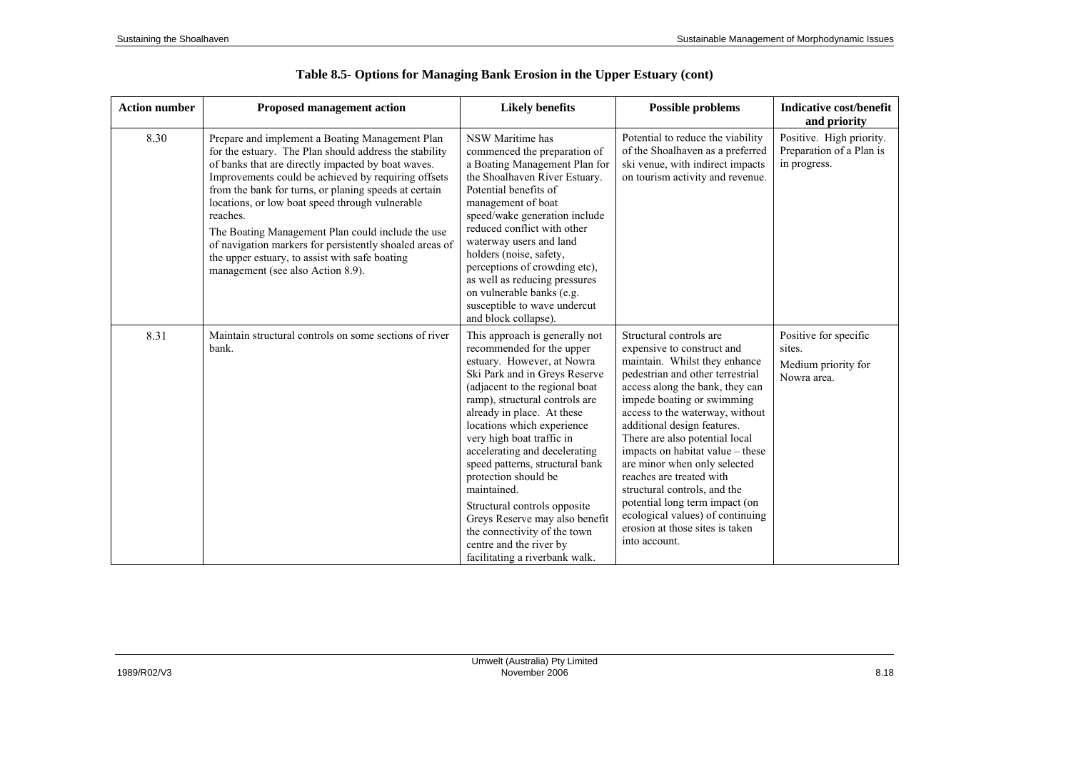## Table 8.5- Options for Managing Bank Erosion in the Upper Estuary (cont)

| Action number | Proposed management action | Likely benefits | Possible problems | Indicative cost/benefit and priority |
|---|---|---|---|---|
| 8.30 | Prepare and implement a Boating Management Plan for the estuary. The Plan should address the stability of banks that are directly impacted by boat waves. Improvements could be achieved by requiring offsets from the bank for turns, or planing speeds at certain locations, or low boat speed through vulnerable reaches.<br><br>The Boating Management Plan could include the use of navigation markers for persistently shoaled areas of the upper estuary, to assist with safe boating management (see also Action 8.9). | NSW Maritime has commenced the preparation of a Boating Management Plan for the Shoalhaven River Estuary. Potential benefits of management of boat speed/wake generation include reduced conflict with other waterway users and land holders (noise, safety, perceptions of crowding etc), as well as reducing pressures on vulnerable banks (e.g. susceptible to wave undercut and block collapse). | Potential to reduce the viability of the Shoalhaven as a preferred ski venue, with indirect impacts on tourism activity and revenue. | Positive. High priority. Preparation of a Plan is in progress. |
| 8.31 | Maintain structural controls on some sections of river bank. | This approach is generally not recommended for the upper estuary. However, at Nowra Ski Park and in Greys Reserve (adjacent to the regional boat ramp), structural controls are already in place. At these locations which experience very high boat traffic in accelerating and decelerating speed patterns, structural bank protection should be maintained.<br><br>Structural controls opposite Greys Reserve may also benefit the connectivity of the town centre and the river by facilitating a riverbank walk. | Structural controls are expensive to construct and maintain. Whilst they enhance pedestrian and other terrestrial access along the bank, they can impede boating or swimming access to the waterway, without additional design features. There are also potential local impacts on habitat value – these are minor when only selected reaches are treated with structural controls, and the potential long term impact (on ecological values) of continuing erosion at those sites is taken into account. | Positive for specific sites.<br><br>Medium priority for Nowra area. |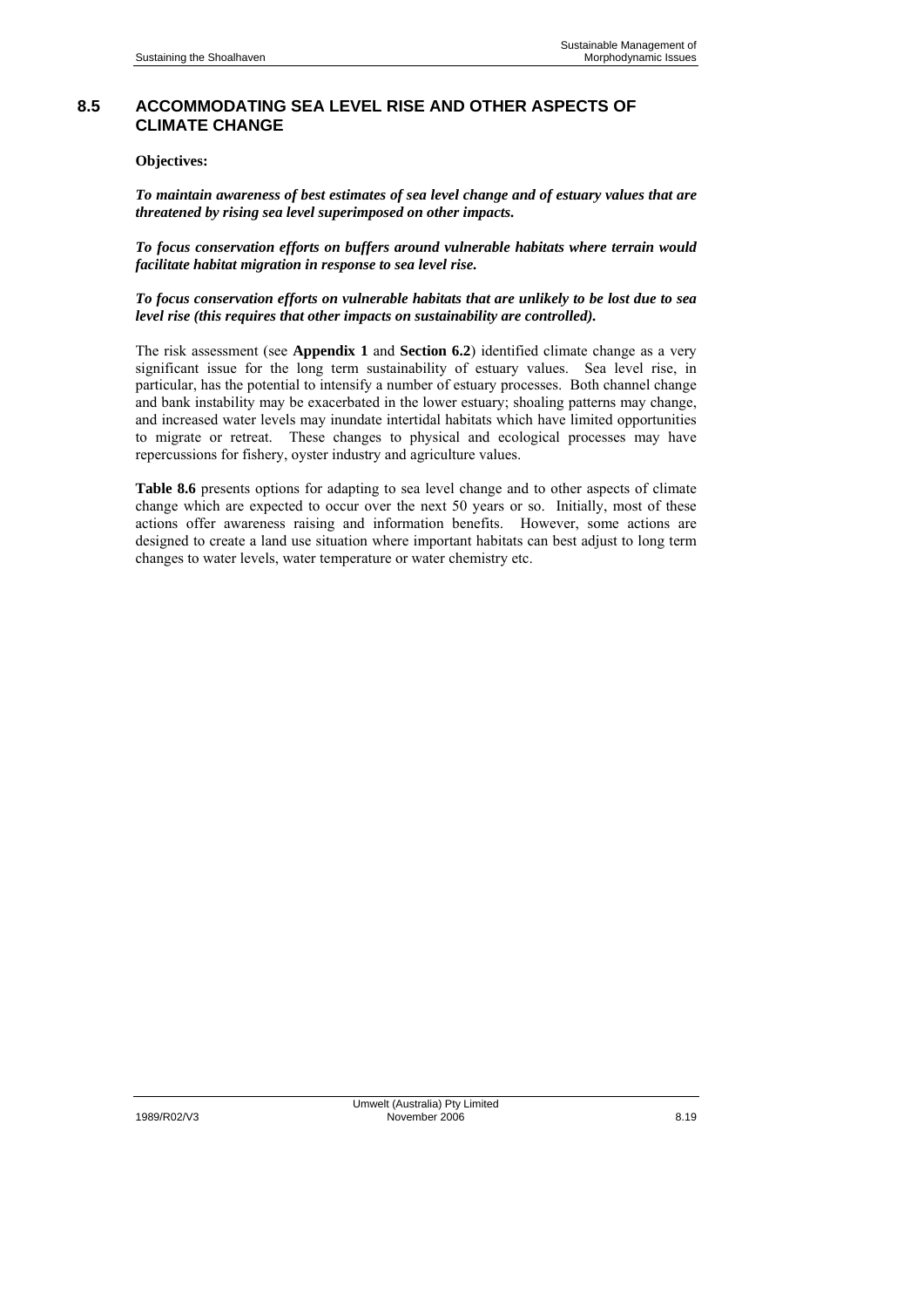## 8.5 ACCOMMODATING SEA LEVEL RISE AND OTHER ASPECTS OF CLIMATE CHANGE

**Objectives:**

***To maintain awareness of best estimates of sea level change and of estuary values that are threatened by rising sea level superimposed on other impacts.***

***To focus conservation efforts on buffers around vulnerable habitats where terrain would facilitate habitat migration in response to sea level rise.***

***To focus conservation efforts on vulnerable habitats that are unlikely to be lost due to sea level rise (this requires that other impacts on sustainability are controlled).***

The risk assessment (see **Appendix 1** and **Section 6.2**) identified climate change as a very significant issue for the long term sustainability of estuary values. Sea level rise, in particular, has the potential to intensify a number of estuary processes. Both channel change and bank instability may be exacerbated in the lower estuary; shoaling patterns may change, and increased water levels may inundate intertidal habitats which have limited opportunities to migrate or retreat. These changes to physical and ecological processes may have repercussions for fishery, oyster industry and agriculture values.

**Table 8.6** presents options for adapting to sea level change and to other aspects of climate change which are expected to occur over the next 50 years or so. Initially, most of these actions offer awareness raising and information benefits. However, some actions are designed to create a land use situation where important habitats can best adjust to long term changes to water levels, water temperature or water chemistry etc.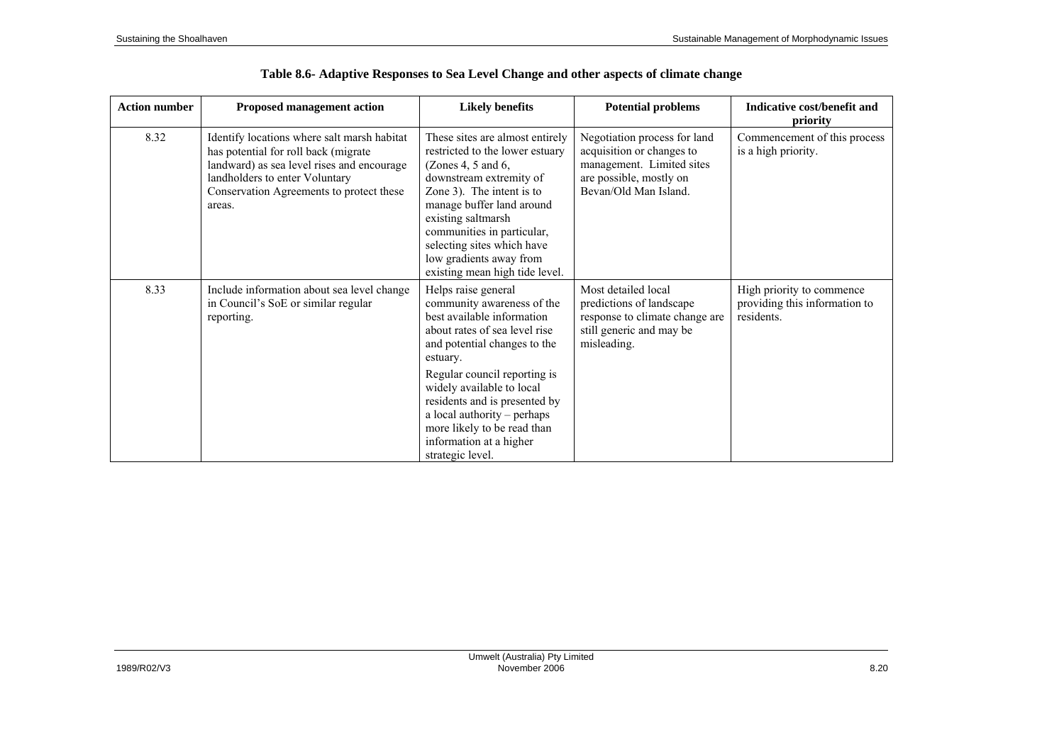**Table 8.6- Adaptive Responses to Sea Level Change and other aspects of climate change**

| Action number | Proposed management action | Likely benefits | Potential problems | Indicative cost/benefit and priority |
|---|---|---|---|---|
| 8.32 | Identify locations where salt marsh habitat has potential for roll back (migrate landward) as sea level rises and encourage landholders to enter Voluntary Conservation Agreements to protect these areas. | These sites are almost entirely restricted to the lower estuary (Zones 4, 5 and 6, downstream extremity of Zone 3). The intent is to manage buffer land around existing saltmarsh communities in particular, selecting sites which have low gradients away from existing mean high tide level. | Negotiation process for land acquisition or changes to management. Limited sites are possible, mostly on Bevan/Old Man Island. | Commencement of this process is a high priority. |
| 8.33 | Include information about sea level change in Council's SoE or similar regular reporting. | Helps raise general community awareness of the best available information about rates of sea level rise and potential changes to the estuary.<br><br>Regular council reporting is widely available to local residents and is presented by a local authority – perhaps more likely to be read than information at a higher strategic level. | Most detailed local predictions of landscape response to climate change are still generic and may be misleading. | High priority to commence providing this information to residents. |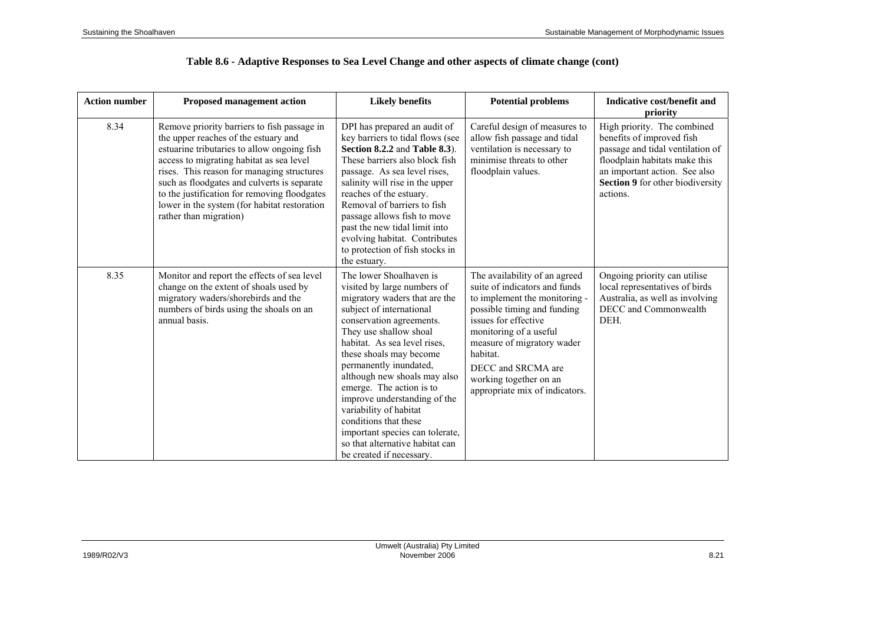**Table 8.6 - Adaptive Responses to Sea Level Change and other aspects of climate change (cont)**

| Action number | Proposed management action | Likely benefits | Potential problems | Indicative cost/benefit and priority |
|---|---|---|---|---|
| 8.34 | Remove priority barriers to fish passage in the upper reaches of the estuary and estuarine tributaries to allow ongoing fish access to migrating habitat as sea level rises. This reason for managing structures such as floodgates and culverts is separate to the justification for removing floodgates lower in the system (for habitat restoration rather than migration) | DPI has prepared an audit of key barriers to tidal flows (see **Section 8.2.2** and **Table 8.3**). These barriers also block fish passage. As sea level rises, salinity will rise in the upper reaches of the estuary. Removal of barriers to fish passage allows fish to move past the new tidal limit into evolving habitat. Contributes to protection of fish stocks in the estuary. | Careful design of measures to allow fish passage and tidal ventilation is necessary to minimise threats to other floodplain values. | High priority. The combined benefits of improved fish passage and tidal ventilation of floodplain habitats make this an important action. See also **Section 9** for other biodiversity actions. |
| 8.35 | Monitor and report the effects of sea level change on the extent of shoals used by migratory waders/shorebirds and the numbers of birds using the shoals on an annual basis. | The lower Shoalhaven is visited by large numbers of migratory waders that are the subject of international conservation agreements. They use shallow shoal habitat. As sea level rises, these shoals may become permanently inundated, although new shoals may also emerge. The action is to improve understanding of the variability of habitat conditions that these important species can tolerate, so that alternative habitat can be created if necessary. | The availability of an agreed suite of indicators and funds to implement the monitoring - possible timing and funding issues for effective monitoring of a useful measure of migratory wader habitat.<br>DECC and SRCMA are working together on an appropriate mix of indicators. | Ongoing priority can utilise local representatives of birds Australia, as well as involving DECC and Commonwealth DEH. |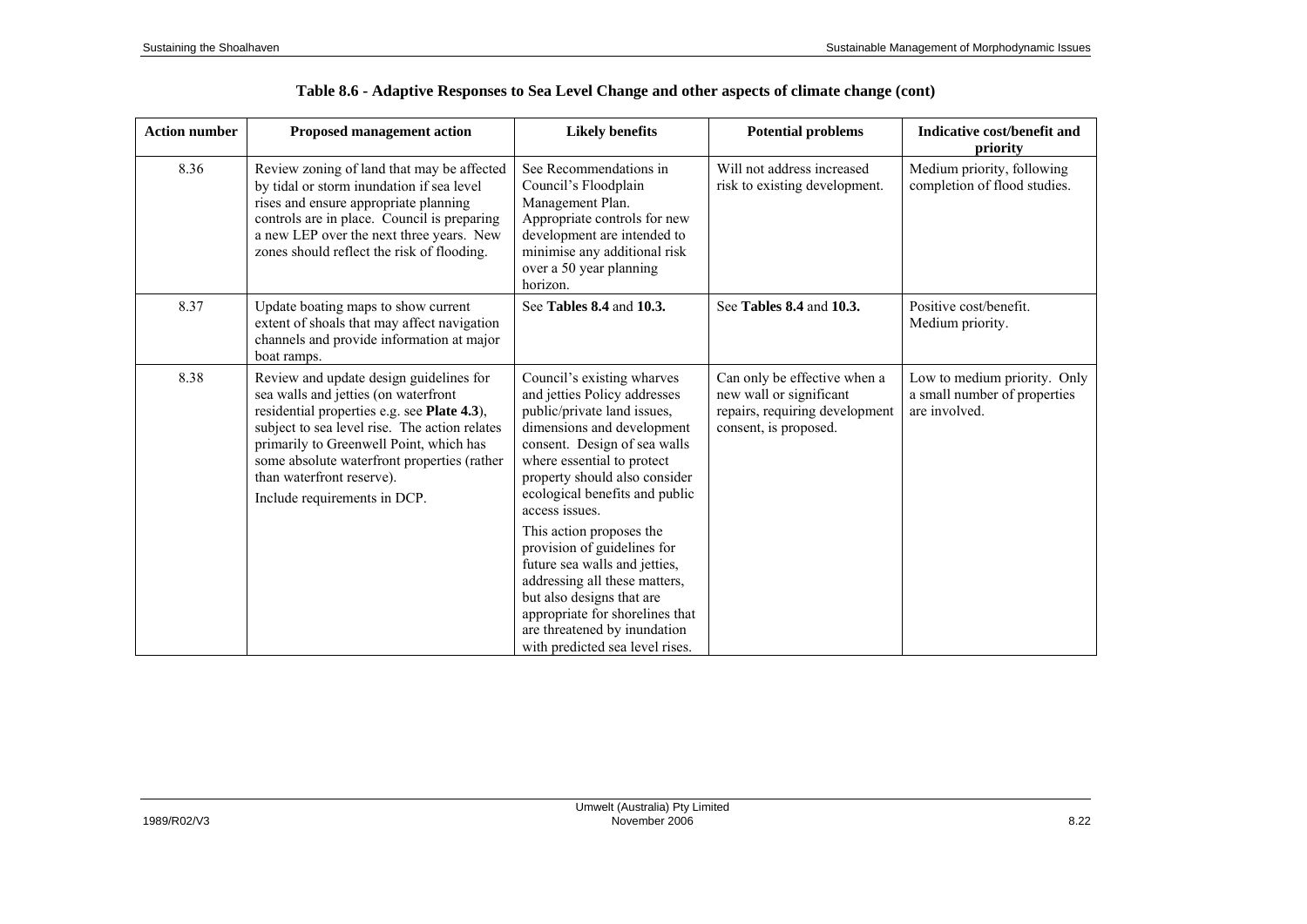**Table 8.6 - Adaptive Responses to Sea Level Change and other aspects of climate change (cont)**

| Action number | Proposed management action | Likely benefits | Potential problems | Indicative cost/benefit and priority |
|---|---|---|---|---|
| 8.36 | Review zoning of land that may be affected by tidal or storm inundation if sea level rises and ensure appropriate planning controls are in place. Council is preparing a new LEP over the next three years. New zones should reflect the risk of flooding. | See Recommendations in Council's Floodplain Management Plan. Appropriate controls for new development are intended to minimise any additional risk over a 50 year planning horizon. | Will not address increased risk to existing development. | Medium priority, following completion of flood studies. |
| 8.37 | Update boating maps to show current extent of shoals that may affect navigation channels and provide information at major boat ramps. | See **Tables 8.4** and **10.3.** | See **Tables 8.4** and **10.3.** | Positive cost/benefit. Medium priority. |
| 8.38 | Review and update design guidelines for sea walls and jetties (on waterfront residential properties e.g. see **Plate 4.3**), subject to sea level rise. The action relates primarily to Greenwell Point, which has some absolute waterfront properties (rather than waterfront reserve). Include requirements in DCP. | Council's existing wharves and jetties Policy addresses public/private land issues, dimensions and development consent. Design of sea walls where essential to protect property should also consider ecological benefits and public access issues. This action proposes the provision of guidelines for future sea walls and jetties, addressing all these matters, but also designs that are appropriate for shorelines that are threatened by inundation with predicted sea level rises. | Can only be effective when a new wall or significant repairs, requiring development consent, is proposed. | Low to medium priority. Only a small number of properties are involved. |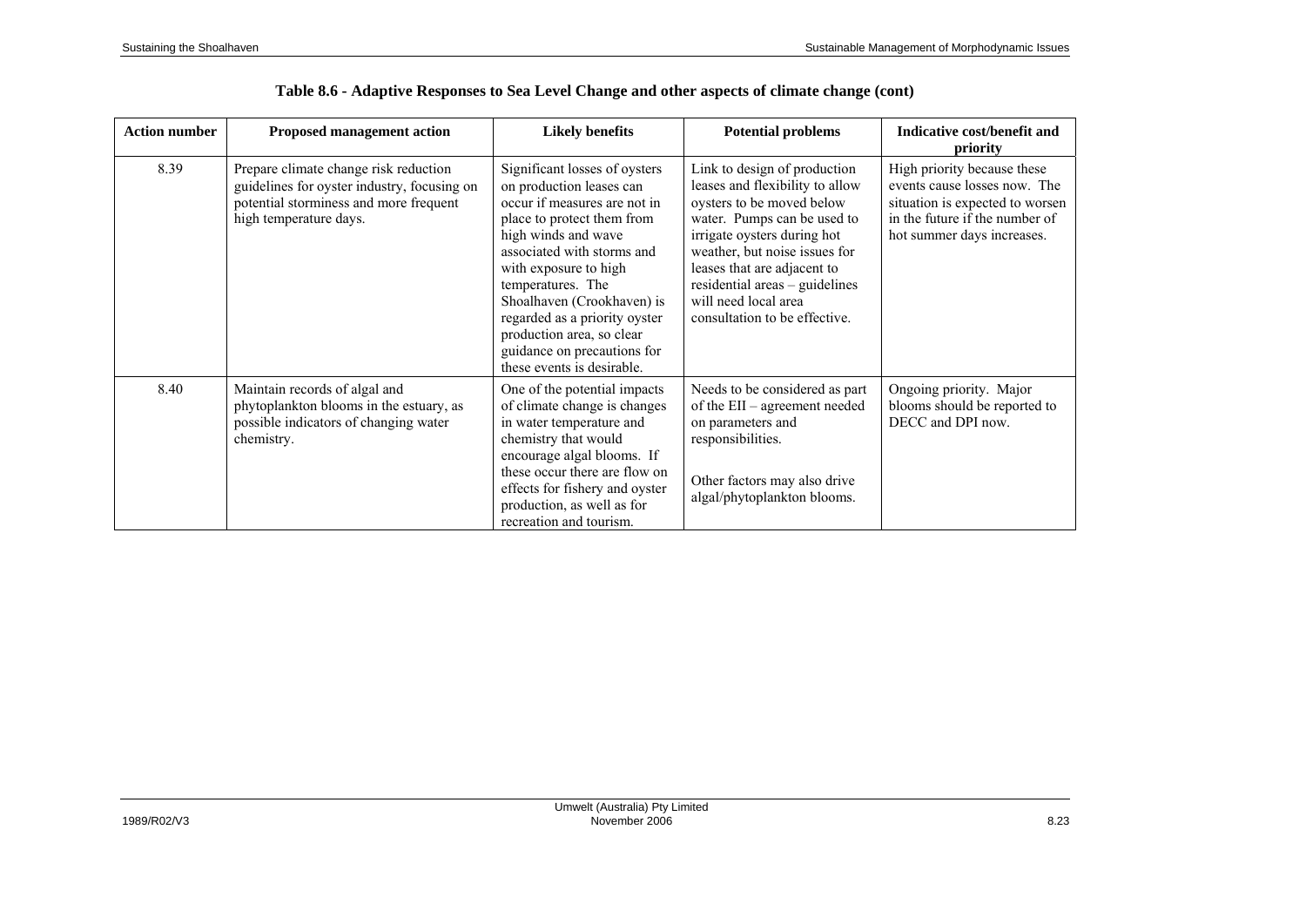**Table 8.6 - Adaptive Responses to Sea Level Change and other aspects of climate change (cont)**

| Action number | Proposed management action | Likely benefits | Potential problems | Indicative cost/benefit and priority |
|---|---|---|---|---|
| 8.39 | Prepare climate change risk reduction guidelines for oyster industry, focusing on potential storminess and more frequent high temperature days. | Significant losses of oysters on production leases can occur if measures are not in place to protect them from high winds and wave associated with storms and with exposure to high temperatures. The Shoalhaven (Crookhaven) is regarded as a priority oyster production area, so clear guidance on precautions for these events is desirable. | Link to design of production leases and flexibility to allow oysters to be moved below water. Pumps can be used to irrigate oysters during hot weather, but noise issues for leases that are adjacent to residential areas – guidelines will need local area consultation to be effective. | High priority because these events cause losses now. The situation is expected to worsen in the future if the number of hot summer days increases. |
| 8.40 | Maintain records of algal and phytoplankton blooms in the estuary, as possible indicators of changing water chemistry. | One of the potential impacts of climate change is changes in water temperature and chemistry that would encourage algal blooms. If these occur there are flow on effects for fishery and oyster production, as well as for recreation and tourism. | Needs to be considered as part of the EII – agreement needed on parameters and responsibilities.<br><br>Other factors may also drive algal/phytoplankton blooms. | Ongoing priority. Major blooms should be reported to DECC and DPI now. |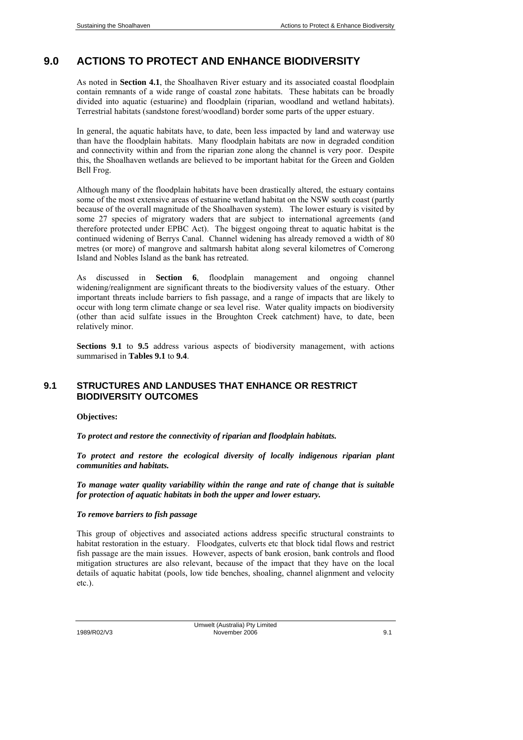# 9.0 ACTIONS TO PROTECT AND ENHANCE BIODIVERSITY

As noted in **Section 4.1**, the Shoalhaven River estuary and its associated coastal floodplain contain remnants of a wide range of coastal zone habitats. These habitats can be broadly divided into aquatic (estuarine) and floodplain (riparian, woodland and wetland habitats). Terrestrial habitats (sandstone forest/woodland) border some parts of the upper estuary.

In general, the aquatic habitats have, to date, been less impacted by land and waterway use than have the floodplain habitats. Many floodplain habitats are now in degraded condition and connectivity within and from the riparian zone along the channel is very poor. Despite this, the Shoalhaven wetlands are believed to be important habitat for the Green and Golden Bell Frog.

Although many of the floodplain habitats have been drastically altered, the estuary contains some of the most extensive areas of estuarine wetland habitat on the NSW south coast (partly because of the overall magnitude of the Shoalhaven system). The lower estuary is visited by some 27 species of migratory waders that are subject to international agreements (and therefore protected under EPBC Act). The biggest ongoing threat to aquatic habitat is the continued widening of Berrys Canal. Channel widening has already removed a width of 80 metres (or more) of mangrove and saltmarsh habitat along several kilometres of Comerong Island and Nobles Island as the bank has retreated.

As discussed in **Section 6**, floodplain management and ongoing channel widening/realignment are significant threats to the biodiversity values of the estuary. Other important threats include barriers to fish passage, and a range of impacts that are likely to occur with long term climate change or sea level rise. Water quality impacts on biodiversity (other than acid sulfate issues in the Broughton Creek catchment) have, to date, been relatively minor.

**Sections 9.1** to **9.5** address various aspects of biodiversity management, with actions summarised in **Tables 9.1** to **9.4**.

## 9.1 STRUCTURES AND LANDUSES THAT ENHANCE OR RESTRICT BIODIVERSITY OUTCOMES

**Objectives:**

***To protect and restore the connectivity of riparian and floodplain habitats.***

***To protect and restore the ecological diversity of locally indigenous riparian plant communities and habitats.***

***To manage water quality variability within the range and rate of change that is suitable for protection of aquatic habitats in both the upper and lower estuary.***

***To remove barriers to fish passage***

This group of objectives and associated actions address specific structural constraints to habitat restoration in the estuary. Floodgates, culverts etc that block tidal flows and restrict fish passage are the main issues. However, aspects of bank erosion, bank controls and flood mitigation structures are also relevant, because of the impact that they have on the local details of aquatic habitat (pools, low tide benches, shoaling, channel alignment and velocity etc.).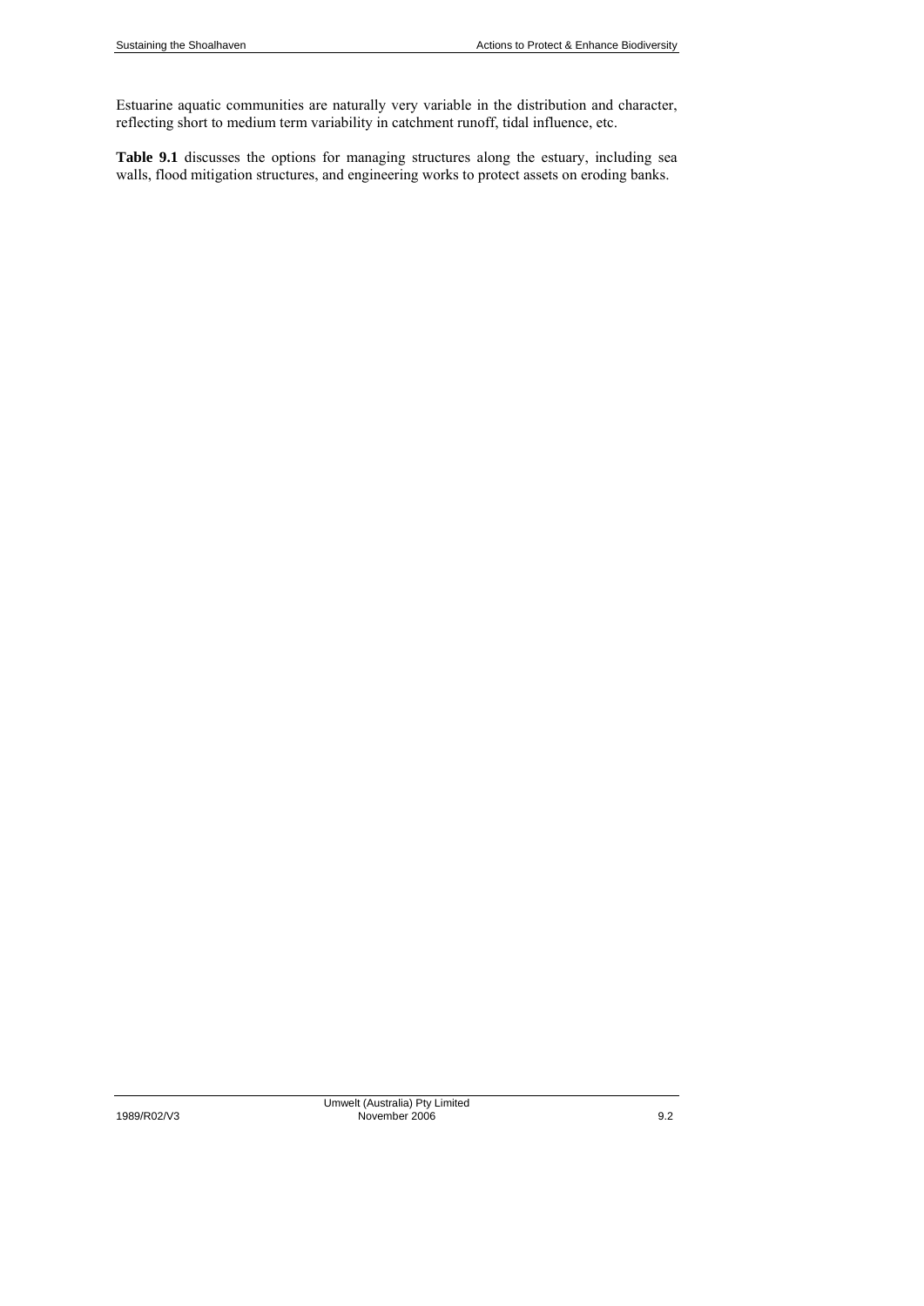Estuarine aquatic communities are naturally very variable in the distribution and character, reflecting short to medium term variability in catchment runoff, tidal influence, etc.

**Table 9.1** discusses the options for managing structures along the estuary, including sea walls, flood mitigation structures, and engineering works to protect assets on eroding banks.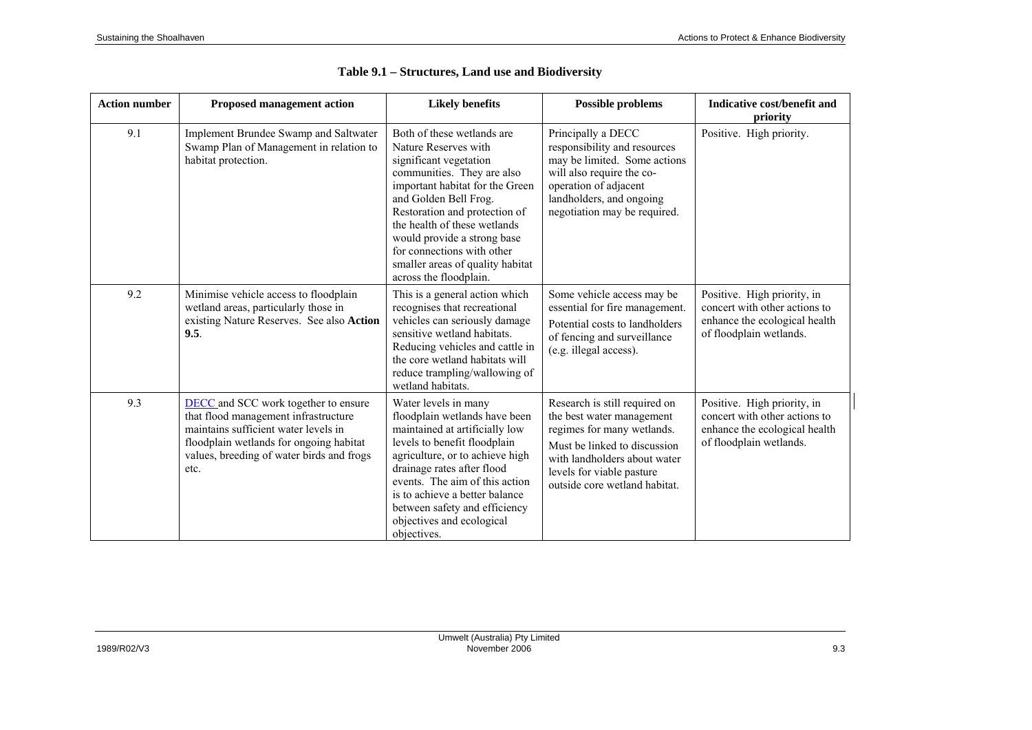**Table 9.1 – Structures, Land use and Biodiversity**

| Action number | Proposed management action | Likely benefits | Possible problems | Indicative cost/benefit and priority |
|---|---|---|---|---|
| 9.1 | Implement Brundee Swamp and Saltwater Swamp Plan of Management in relation to habitat protection. | Both of these wetlands are Nature Reserves with significant vegetation communities. They are also important habitat for the Green and Golden Bell Frog. Restoration and protection of the health of these wetlands would provide a strong base for connections with other smaller areas of quality habitat across the floodplain. | Principally a DECC responsibility and resources may be limited. Some actions will also require the co-operation of adjacent landholders, and ongoing negotiation may be required. | Positive. High priority. |
| 9.2 | Minimise vehicle access to floodplain wetland areas, particularly those in existing Nature Reserves. See also **Action 9.5**. | This is a general action which recognises that recreational vehicles can seriously damage sensitive wetland habitats. Reducing vehicles and cattle in the core wetland habitats will reduce trampling/wallowing of wetland habitats. | Some vehicle access may be essential for fire management. Potential costs to landholders of fencing and surveillance (e.g. illegal access). | Positive. High priority, in concert with other actions to enhance the ecological health of floodplain wetlands. |
| 9.3 | DECC and SCC work together to ensure that flood management infrastructure maintains sufficient water levels in floodplain wetlands for ongoing habitat values, breeding of water birds and frogs etc. | Water levels in many floodplain wetlands have been maintained at artificially low levels to benefit floodplain agriculture, or to achieve high drainage rates after flood events. The aim of this action is to achieve a better balance between safety and efficiency objectives and ecological objectives. | Research is still required on the best water management regimes for many wetlands. Must be linked to discussion with landholders about water levels for viable pasture outside core wetland habitat. | Positive. High priority, in concert with other actions to enhance the ecological health of floodplain wetlands. |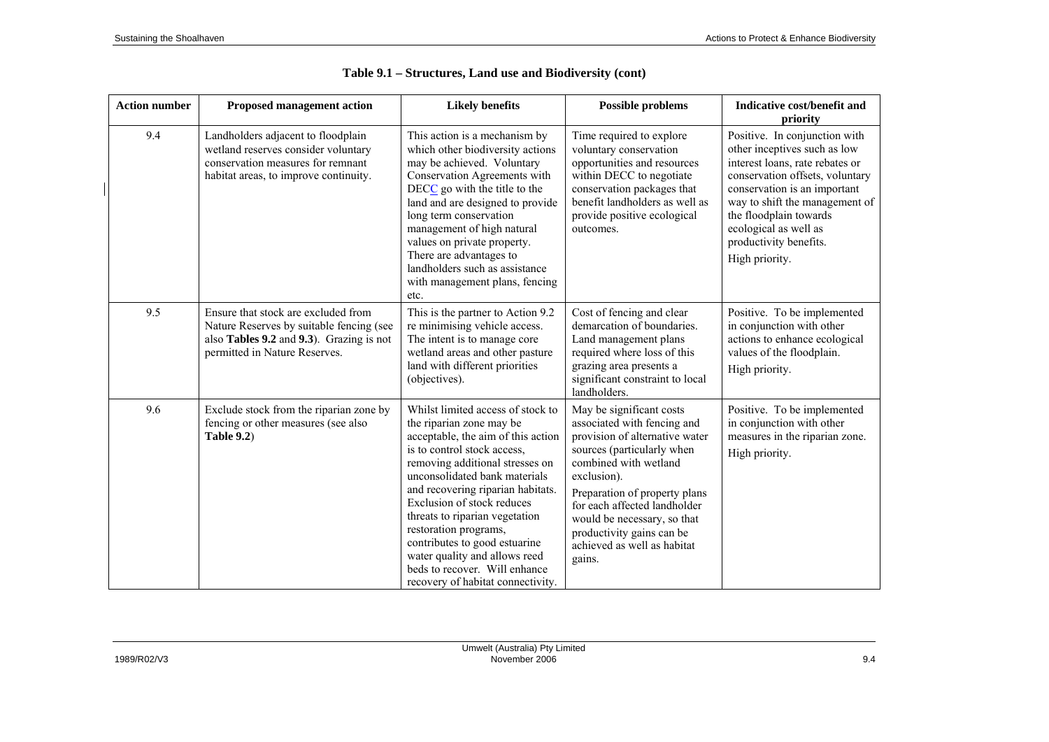## Table 9.1 – Structures, Land use and Biodiversity (cont)

| Action number | Proposed management action | Likely benefits | Possible problems | Indicative cost/benefit and priority |
|---|---|---|---|---|
| 9.4 | Landholders adjacent to floodplain wetland reserves consider voluntary conservation measures for remnant habitat areas, to improve continuity. | This action is a mechanism by which other biodiversity actions may be achieved. Voluntary Conservation Agreements with DECC go with the title to the land and are designed to provide long term conservation management of high natural values on private property. There are advantages to landholders such as assistance with management plans, fencing etc. | Time required to explore voluntary conservation opportunities and resources within DECC to negotiate conservation packages that benefit landholders as well as provide positive ecological outcomes. | Positive. In conjunction with other inceptives such as low interest loans, rate rebates or conservation offsets, voluntary conservation is an important way to shift the management of the floodplain towards ecological as well as productivity benefits.<br>High priority. |
| 9.5 | Ensure that stock are excluded from Nature Reserves by suitable fencing (see also **Tables 9.2** and **9.3**). Grazing is not permitted in Nature Reserves. | This is the partner to Action 9.2 re minimising vehicle access. The intent is to manage core wetland areas and other pasture land with different priorities (objectives). | Cost of fencing and clear demarcation of boundaries. Land management plans required where loss of this grazing area presents a significant constraint to local landholders. | Positive. To be implemented in conjunction with other actions to enhance ecological values of the floodplain.<br>High priority. |
| 9.6 | Exclude stock from the riparian zone by fencing or other measures (see also **Table 9.2**) | Whilst limited access of stock to the riparian zone may be acceptable, the aim of this action is to control stock access, removing additional stresses on unconsolidated bank materials and recovering riparian habitats. Exclusion of stock reduces threats to riparian vegetation restoration programs, contributes to good estuarine water quality and allows reed beds to recover. Will enhance recovery of habitat connectivity. | May be significant costs associated with fencing and provision of alternative water sources (particularly when combined with wetland exclusion).<br>Preparation of property plans for each affected landholder would be necessary, so that productivity gains can be achieved as well as habitat gains. | Positive. To be implemented in conjunction with other measures in the riparian zone.<br>High priority. |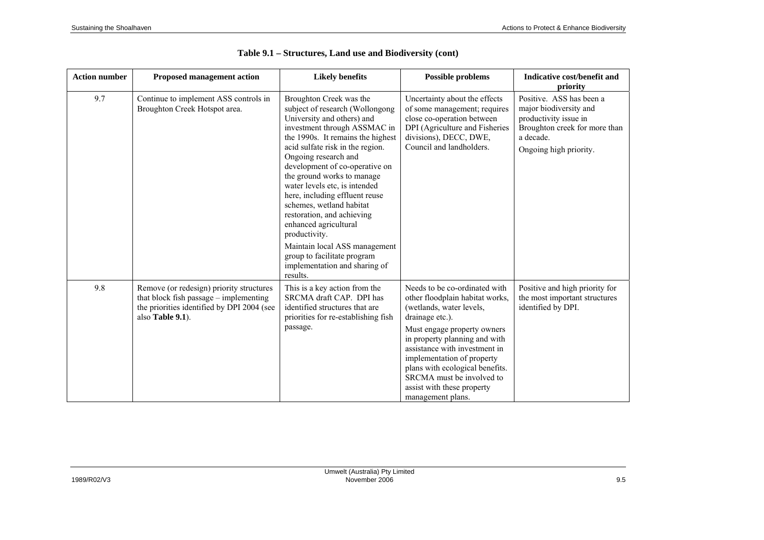**Table 9.1 – Structures, Land use and Biodiversity (cont)**

| Action number | Proposed management action | Likely benefits | Possible problems | Indicative cost/benefit and priority |
|---|---|---|---|---|
| 9.7 | Continue to implement ASS controls in Broughton Creek Hotspot area. | Broughton Creek was the subject of research (Wollongong University and others) and investment through ASSMAC in the 1990s. It remains the highest acid sulfate risk in the region. Ongoing research and development of co-operative on the ground works to manage water levels etc, is intended here, including effluent reuse schemes, wetland habitat restoration, and achieving enhanced agricultural productivity.<br><br>Maintain local ASS management group to facilitate program implementation and sharing of results. | Uncertainty about the effects of some management; requires close co-operation between DPI (Agriculture and Fisheries divisions), DECC, DWE, Council and landholders. | Positive. ASS has been a major biodiversity and productivity issue in Broughton creek for more than a decade.<br><br>Ongoing high priority. |
| 9.8 | Remove (or redesign) priority structures that block fish passage – implementing the priorities identified by DPI 2004 (see also **Table 9.1**). | This is a key action from the SRCMA draft CAP. DPI has identified structures that are priorities for re-establishing fish passage. | Needs to be co-ordinated with other floodplain habitat works, (wetlands, water levels, drainage etc.).<br><br>Must engage property owners in property planning and with assistance with investment in implementation of property plans with ecological benefits. SRCMA must be involved to assist with these property management plans. | Positive and high priority for the most important structures identified by DPI. |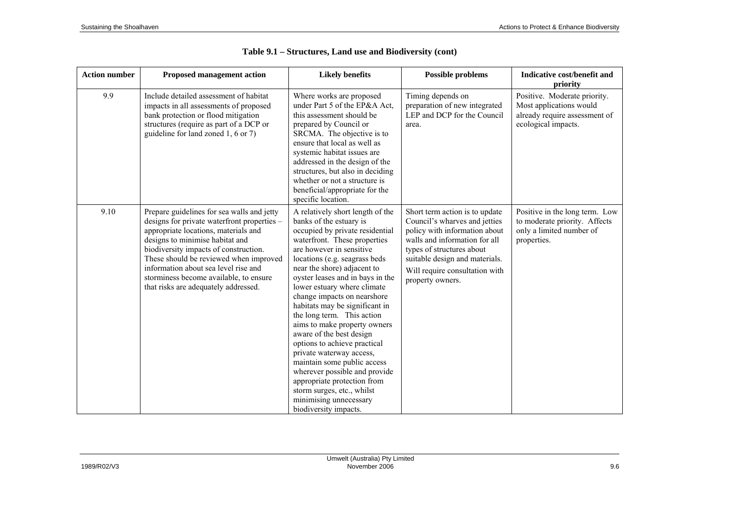**Table 9.1 – Structures, Land use and Biodiversity (cont)**

| Action number | Proposed management action | Likely benefits | Possible problems | Indicative cost/benefit and priority |
|---|---|---|---|---|
| 9.9 | Include detailed assessment of habitat impacts in all assessments of proposed bank protection or flood mitigation structures (require as part of a DCP or guideline for land zoned 1, 6 or 7) | Where works are proposed under Part 5 of the EP&A Act, this assessment should be prepared by Council or SRCMA. The objective is to ensure that local as well as systemic habitat issues are addressed in the design of the structures, but also in deciding whether or not a structure is beneficial/appropriate for the specific location. | Timing depends on preparation of new integrated LEP and DCP for the Council area. | Positive. Moderate priority. Most applications would already require assessment of ecological impacts. |
| 9.10 | Prepare guidelines for sea walls and jetty designs for private waterfront properties – appropriate locations, materials and designs to minimise habitat and biodiversity impacts of construction. These should be reviewed when improved information about sea level rise and storminess become available, to ensure that risks are adequately addressed. | A relatively short length of the banks of the estuary is occupied by private residential waterfront. These properties are however in sensitive locations (e.g. seagrass beds near the shore) adjacent to oyster leases and in bays in the lower estuary where climate change impacts on nearshore habitats may be significant in the long term. This action aims to make property owners aware of the best design options to achieve practical private waterway access, maintain some public access wherever possible and provide appropriate protection from storm surges, etc., whilst minimising unnecessary biodiversity impacts. | Short term action is to update Council's wharves and jetties policy with information about walls and information for all types of structures about suitable design and materials. Will require consultation with property owners. | Positive in the long term. Low to moderate priority. Affects only a limited number of properties. |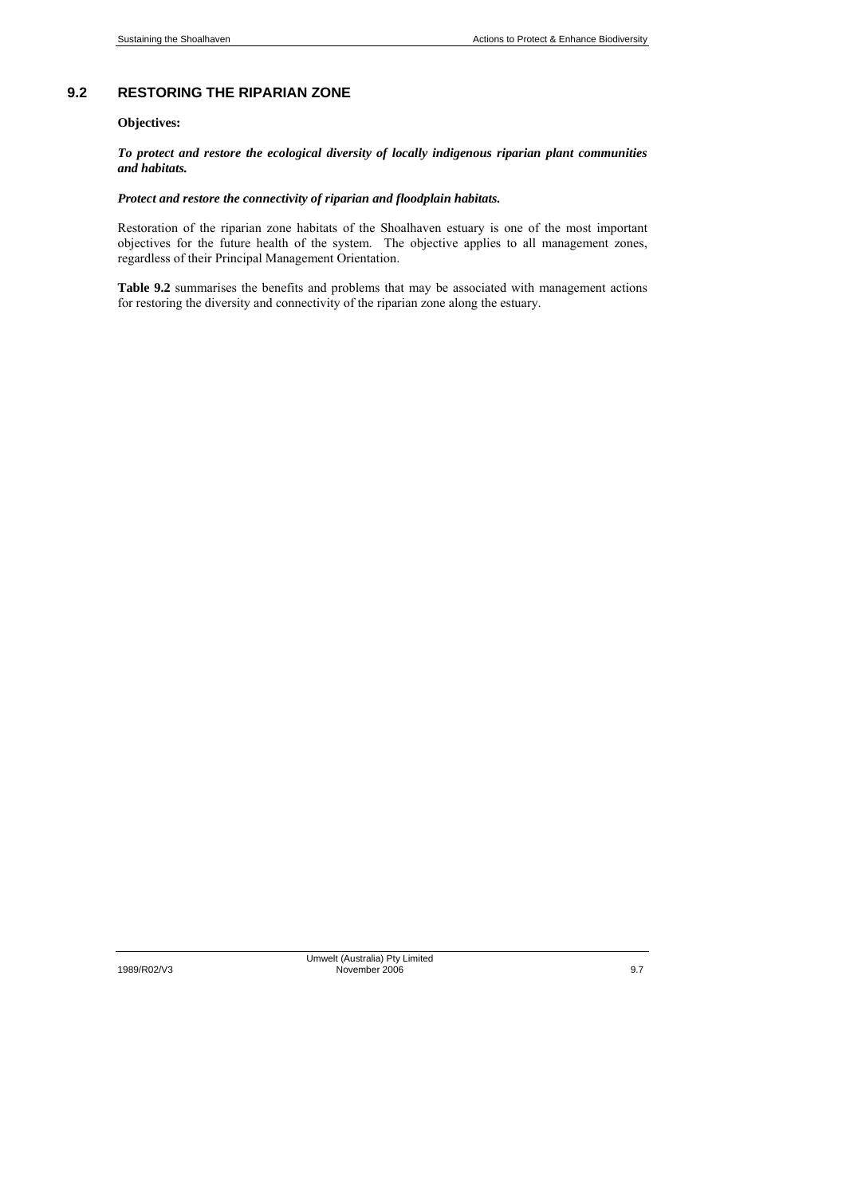## 9.2 RESTORING THE RIPARIAN ZONE

**Objectives:**

***To protect and restore the ecological diversity of locally indigenous riparian plant communities and habitats.***

***Protect and restore the connectivity of riparian and floodplain habitats.***

Restoration of the riparian zone habitats of the Shoalhaven estuary is one of the most important objectives for the future health of the system. The objective applies to all management zones, regardless of their Principal Management Orientation.

**Table 9.2** summarises the benefits and problems that may be associated with management actions for restoring the diversity and connectivity of the riparian zone along the estuary.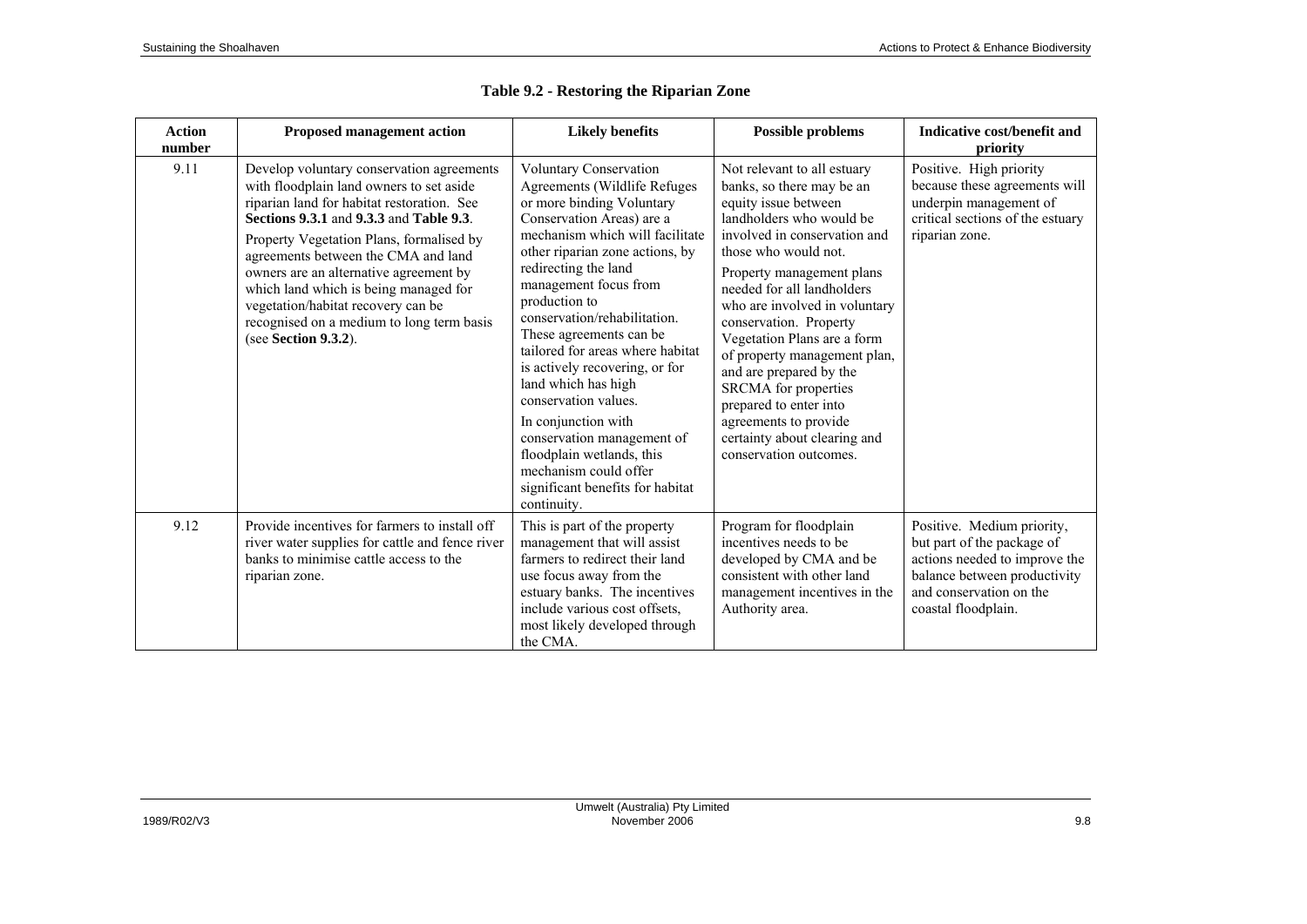## Table 9.2 - Restoring the Riparian Zone

| Action number | Proposed management action | Likely benefits | Possible problems | Indicative cost/benefit and priority |
|---|---|---|---|---|
| 9.11 | Develop voluntary conservation agreements with floodplain land owners to set aside riparian land for habitat restoration. See **Sections 9.3.1** and **9.3.3** and **Table 9.3**. Property Vegetation Plans, formalised by agreements between the CMA and land owners are an alternative agreement by which land which is being managed for vegetation/habitat recovery can be recognised on a medium to long term basis (see **Section 9.3.2**). | Voluntary Conservation Agreements (Wildlife Refuges or more binding Voluntary Conservation Areas) are a mechanism which will facilitate other riparian zone actions, by redirecting the land management focus from production to conservation/rehabilitation. These agreements can be tailored for areas where habitat is actively recovering, or for land which has high conservation values. In conjunction with conservation management of floodplain wetlands, this mechanism could offer significant benefits for habitat continuity. | Not relevant to all estuary banks, so there may be an equity issue between landholders who would be involved in conservation and those who would not. Property management plans needed for all landholders who are involved in voluntary conservation. Property Vegetation Plans are a form of property management plan, and are prepared by the SRCMA for properties prepared to enter into agreements to provide certainty about clearing and conservation outcomes. | Positive. High priority because these agreements will underpin management of critical sections of the estuary riparian zone. |
| 9.12 | Provide incentives for farmers to install off river water supplies for cattle and fence river banks to minimise cattle access to the riparian zone. | This is part of the property management that will assist farmers to redirect their land use focus away from the estuary banks. The incentives include various cost offsets, most likely developed through the CMA. | Program for floodplain incentives needs to be developed by CMA and be consistent with other land management incentives in the Authority area. | Positive. Medium priority, but part of the package of actions needed to improve the balance between productivity and conservation on the coastal floodplain. |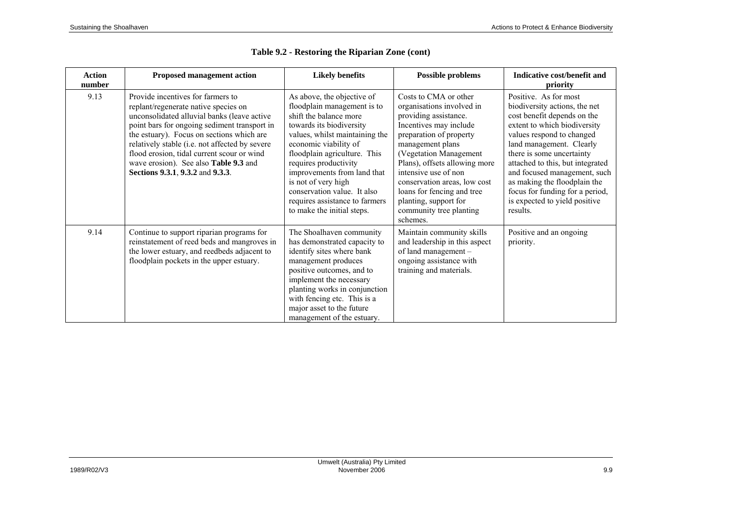## Table 9.2 - Restoring the Riparian Zone (cont)

| Action number | Proposed management action | Likely benefits | Possible problems | Indicative cost/benefit and priority |
|---|---|---|---|---|
| 9.13 | Provide incentives for farmers to replant/regenerate native species on unconsolidated alluvial banks (leave active point bars for ongoing sediment transport in the estuary). Focus on sections which are relatively stable (i.e. not affected by severe flood erosion, tidal current scour or wind wave erosion). See also **Table 9.3** and **Sections 9.3.1**, **9.3.2** and **9.3.3**. | As above, the objective of floodplain management is to shift the balance more towards its biodiversity values, whilst maintaining the economic viability of floodplain agriculture. This requires productivity improvements from land that is not of very high conservation value. It also requires assistance to farmers to make the initial steps. | Costs to CMA or other organisations involved in providing assistance. Incentives may include preparation of property management plans (Vegetation Management Plans), offsets allowing more intensive use of non conservation areas, low cost loans for fencing and tree planting, support for community tree planting schemes. | Positive. As for most biodiversity actions, the net cost benefit depends on the extent to which biodiversity values respond to changed land management. Clearly there is some uncertainty attached to this, but integrated and focused management, such as making the floodplain the focus for funding for a period, is expected to yield positive results. |
| 9.14 | Continue to support riparian programs for reinstatement of reed beds and mangroves in the lower estuary, and reedbeds adjacent to floodplain pockets in the upper estuary. | The Shoalhaven community has demonstrated capacity to identify sites where bank management produces positive outcomes, and to implement the necessary planting works in conjunction with fencing etc. This is a major asset to the future management of the estuary. | Maintain community skills and leadership in this aspect of land management – ongoing assistance with training and materials. | Positive and an ongoing priority. |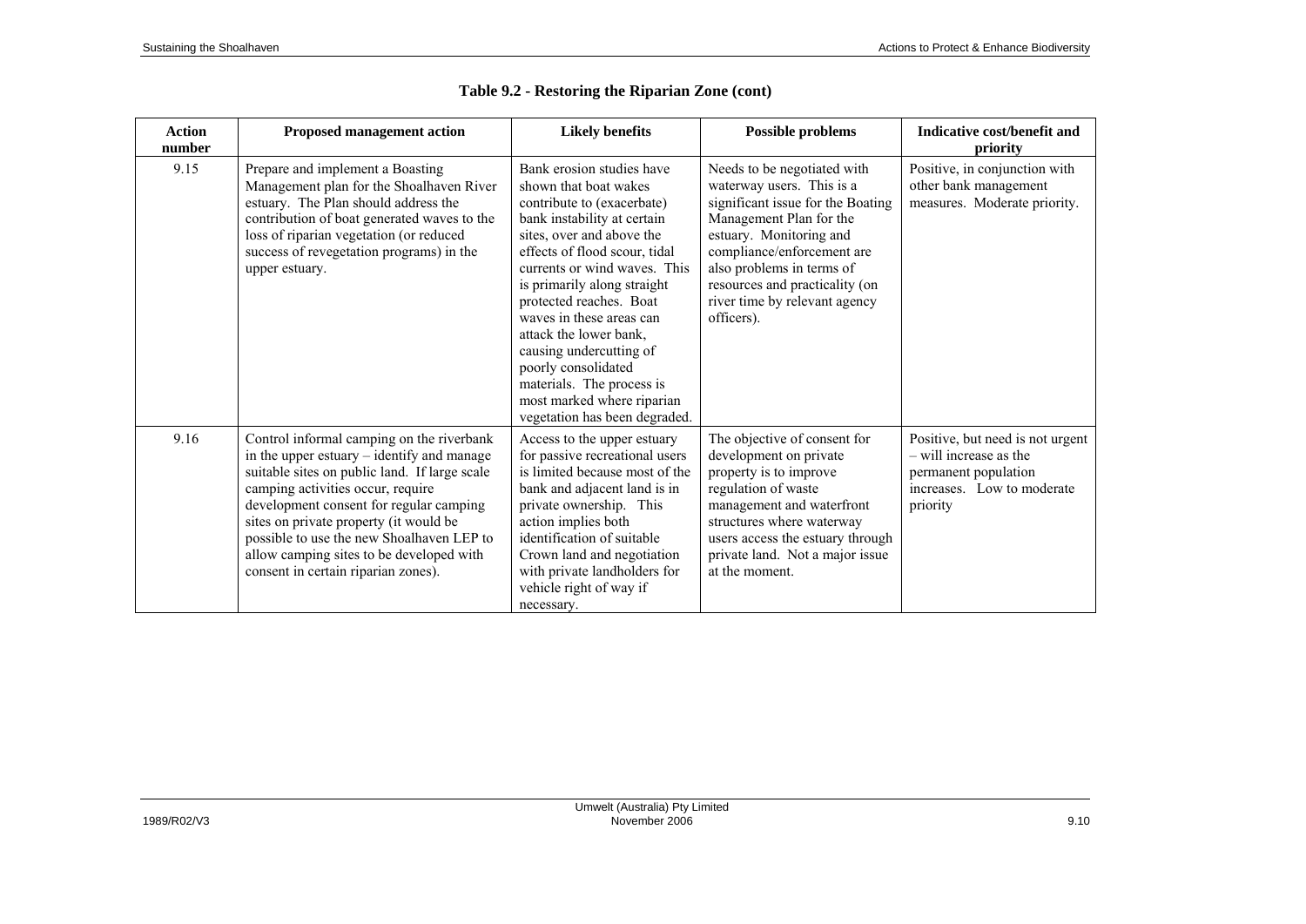**Table 9.2 - Restoring the Riparian Zone (cont)**

| Action number | Proposed management action | Likely benefits | Possible problems | Indicative cost/benefit and priority |
|---|---|---|---|---|
| 9.15 | Prepare and implement a Boasting Management plan for the Shoalhaven River estuary. The Plan should address the contribution of boat generated waves to the loss of riparian vegetation (or reduced success of revegetation programs) in the upper estuary. | Bank erosion studies have shown that boat wakes contribute to (exacerbate) bank instability at certain sites, over and above the effects of flood scour, tidal currents or wind waves. This is primarily along straight protected reaches. Boat waves in these areas can attack the lower bank, causing undercutting of poorly consolidated materials. The process is most marked where riparian vegetation has been degraded. | Needs to be negotiated with waterway users. This is a significant issue for the Boating Management Plan for the estuary. Monitoring and compliance/enforcement are also problems in terms of resources and practicality (on river time by relevant agency officers). | Positive, in conjunction with other bank management measures. Moderate priority. |
| 9.16 | Control informal camping on the riverbank in the upper estuary – identify and manage suitable sites on public land. If large scale camping activities occur, require development consent for regular camping sites on private property (it would be possible to use the new Shoalhaven LEP to allow camping sites to be developed with consent in certain riparian zones). | Access to the upper estuary for passive recreational users is limited because most of the bank and adjacent land is in private ownership. This action implies both identification of suitable Crown land and negotiation with private landholders for vehicle right of way if necessary. | The objective of consent for development on private property is to improve regulation of waste management and waterfront structures where waterway users access the estuary through private land. Not a major issue at the moment. | Positive, but need is not urgent – will increase as the permanent population increases. Low to moderate priority |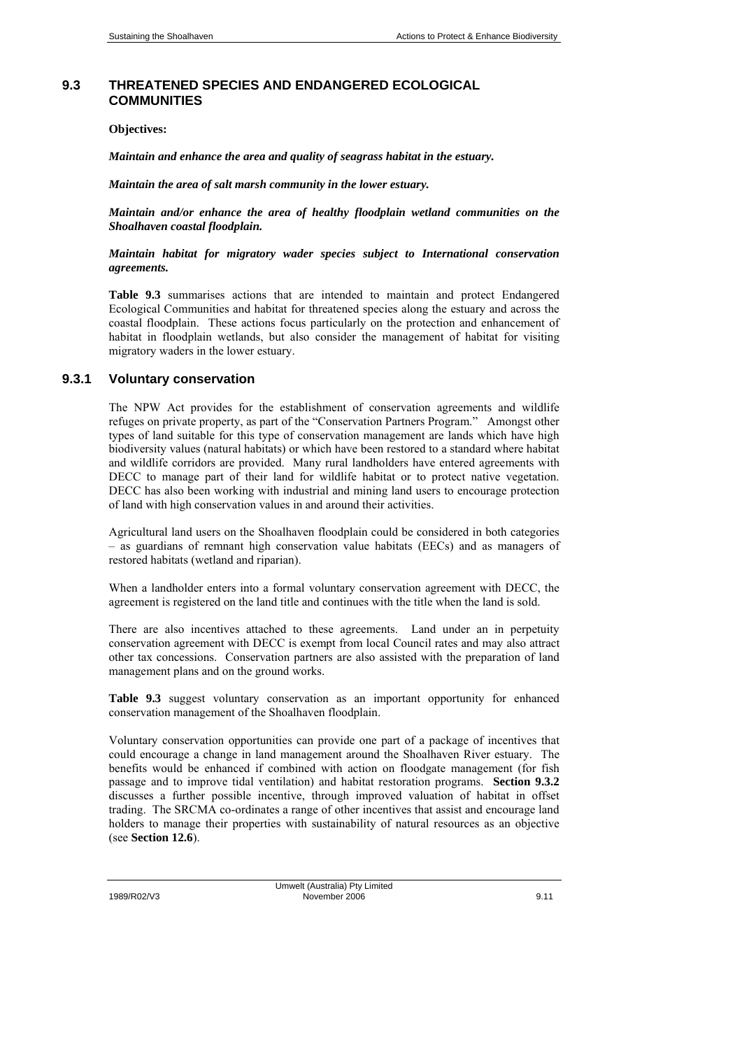## 9.3 THREATENED SPECIES AND ENDANGERED ECOLOGICAL COMMUNITIES

**Objectives:**

***Maintain and enhance the area and quality of seagrass habitat in the estuary.***

***Maintain the area of salt marsh community in the lower estuary.***

***Maintain and/or enhance the area of healthy floodplain wetland communities on the Shoalhaven coastal floodplain.***

***Maintain habitat for migratory wader species subject to International conservation agreements.***

**Table 9.3** summarises actions that are intended to maintain and protect Endangered Ecological Communities and habitat for threatened species along the estuary and across the coastal floodplain. These actions focus particularly on the protection and enhancement of habitat in floodplain wetlands, but also consider the management of habitat for visiting migratory waders in the lower estuary.

### 9.3.1 Voluntary conservation

The NPW Act provides for the establishment of conservation agreements and wildlife refuges on private property, as part of the "Conservation Partners Program." Amongst other types of land suitable for this type of conservation management are lands which have high biodiversity values (natural habitats) or which have been restored to a standard where habitat and wildlife corridors are provided. Many rural landholders have entered agreements with DECC to manage part of their land for wildlife habitat or to protect native vegetation. DECC has also been working with industrial and mining land users to encourage protection of land with high conservation values in and around their activities.

Agricultural land users on the Shoalhaven floodplain could be considered in both categories – as guardians of remnant high conservation value habitats (EECs) and as managers of restored habitats (wetland and riparian).

When a landholder enters into a formal voluntary conservation agreement with DECC, the agreement is registered on the land title and continues with the title when the land is sold.

There are also incentives attached to these agreements. Land under an in perpetuity conservation agreement with DECC is exempt from local Council rates and may also attract other tax concessions. Conservation partners are also assisted with the preparation of land management plans and on the ground works.

**Table 9.3** suggest voluntary conservation as an important opportunity for enhanced conservation management of the Shoalhaven floodplain.

Voluntary conservation opportunities can provide one part of a package of incentives that could encourage a change in land management around the Shoalhaven River estuary. The benefits would be enhanced if combined with action on floodgate management (for fish passage and to improve tidal ventilation) and habitat restoration programs. **Section 9.3.2** discusses a further possible incentive, through improved valuation of habitat in offset trading. The SRCMA co-ordinates a range of other incentives that assist and encourage land holders to manage their properties with sustainability of natural resources as an objective (see **Section 12.6**).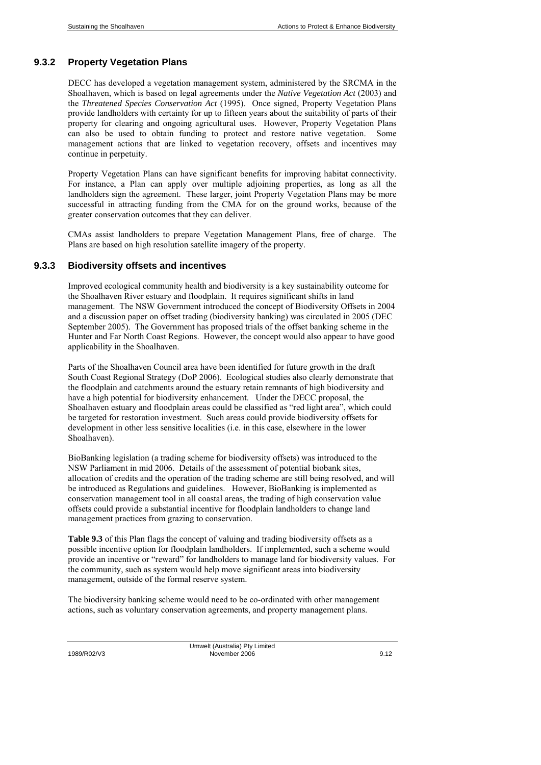### 9.3.2 Property Vegetation Plans

DECC has developed a vegetation management system, administered by the SRCMA in the Shoalhaven, which is based on legal agreements under the *Native Vegetation Act* (2003) and the *Threatened Species Conservation Act* (1995). Once signed, Property Vegetation Plans provide landholders with certainty for up to fifteen years about the suitability of parts of their property for clearing and ongoing agricultural uses. However, Property Vegetation Plans can also be used to obtain funding to protect and restore native vegetation. Some management actions that are linked to vegetation recovery, offsets and incentives may continue in perpetuity.

Property Vegetation Plans can have significant benefits for improving habitat connectivity. For instance, a Plan can apply over multiple adjoining properties, as long as all the landholders sign the agreement. These larger, joint Property Vegetation Plans may be more successful in attracting funding from the CMA for on the ground works, because of the greater conservation outcomes that they can deliver.

CMAs assist landholders to prepare Vegetation Management Plans, free of charge. The Plans are based on high resolution satellite imagery of the property.

### 9.3.3 Biodiversity offsets and incentives

Improved ecological community health and biodiversity is a key sustainability outcome for the Shoalhaven River estuary and floodplain. It requires significant shifts in land management. The NSW Government introduced the concept of Biodiversity Offsets in 2004 and a discussion paper on offset trading (biodiversity banking) was circulated in 2005 (DEC September 2005). The Government has proposed trials of the offset banking scheme in the Hunter and Far North Coast Regions. However, the concept would also appear to have good applicability in the Shoalhaven.

Parts of the Shoalhaven Council area have been identified for future growth in the draft South Coast Regional Strategy (DoP 2006). Ecological studies also clearly demonstrate that the floodplain and catchments around the estuary retain remnants of high biodiversity and have a high potential for biodiversity enhancement. Under the DECC proposal, the Shoalhaven estuary and floodplain areas could be classified as "red light area", which could be targeted for restoration investment. Such areas could provide biodiversity offsets for development in other less sensitive localities (i.e. in this case, elsewhere in the lower Shoalhaven).

BioBanking legislation (a trading scheme for biodiversity offsets) was introduced to the NSW Parliament in mid 2006. Details of the assessment of potential biobank sites, allocation of credits and the operation of the trading scheme are still being resolved, and will be introduced as Regulations and guidelines. However, BioBanking is implemented as conservation management tool in all coastal areas, the trading of high conservation value offsets could provide a substantial incentive for floodplain landholders to change land management practices from grazing to conservation.

**Table 9.3** of this Plan flags the concept of valuing and trading biodiversity offsets as a possible incentive option for floodplain landholders. If implemented, such a scheme would provide an incentive or "reward" for landholders to manage land for biodiversity values. For the community, such as system would help move significant areas into biodiversity management, outside of the formal reserve system.

The biodiversity banking scheme would need to be co-ordinated with other management actions, such as voluntary conservation agreements, and property management plans.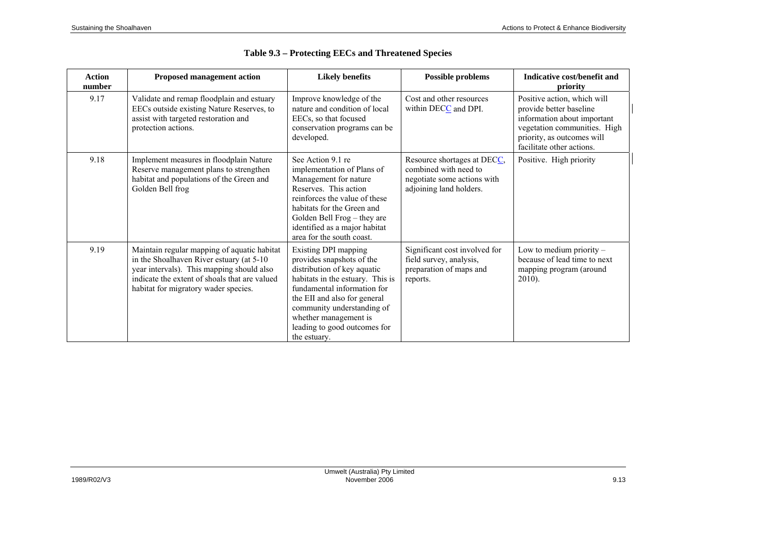**Table 9.3 – Protecting EECs and Threatened Species**

| Action number | Proposed management action | Likely benefits | Possible problems | Indicative cost/benefit and priority |
|---|---|---|---|---|
| 9.17 | Validate and remap floodplain and estuary EECs outside existing Nature Reserves, to assist with targeted restoration and protection actions. | Improve knowledge of the nature and condition of local EECs, so that focused conservation programs can be developed. | Cost and other resources within DECC and DPI. | Positive action, which will provide better baseline information about important vegetation communities. High priority, as outcomes will facilitate other actions. |
| 9.18 | Implement measures in floodplain Nature Reserve management plans to strengthen habitat and populations of the Green and Golden Bell frog | See Action 9.1 re implementation of Plans of Management for nature Reserves. This action reinforces the value of these habitats for the Green and Golden Bell Frog – they are identified as a major habitat area for the south coast. | Resource shortages at DECC, combined with need to negotiate some actions with adjoining land holders. | Positive. High priority |
| 9.19 | Maintain regular mapping of aquatic habitat in the Shoalhaven River estuary (at 5-10 year intervals). This mapping should also indicate the extent of shoals that are valued habitat for migratory wader species. | Existing DPI mapping provides snapshots of the distribution of key aquatic habitats in the estuary. This is fundamental information for the EII and also for general community understanding of whether management is leading to good outcomes for the estuary. | Significant cost involved for field survey, analysis, preparation of maps and reports. | Low to medium priority – because of lead time to next mapping program (around 2010). |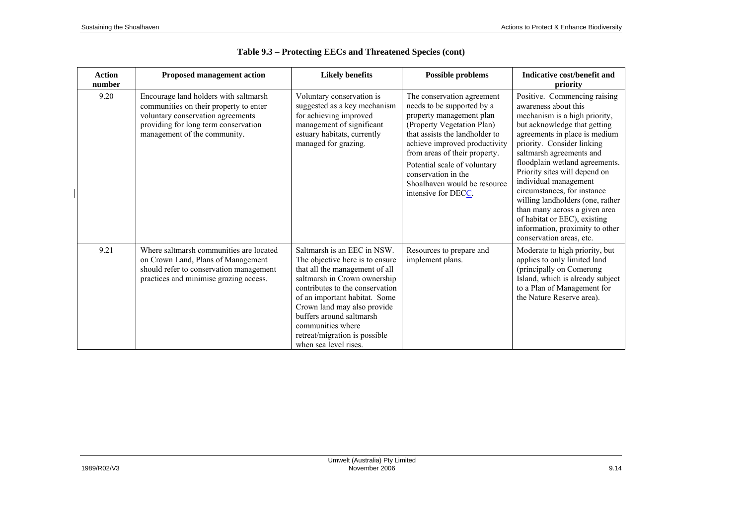# Table 9.3 – Protecting EECs and Threatened Species (cont)

| Action number | Proposed management action | Likely benefits | Possible problems | Indicative cost/benefit and priority |
|---|---|---|---|---|
| 9.20 | Encourage land holders with saltmarsh communities on their property to enter voluntary conservation agreements providing for long term conservation management of the community. | Voluntary conservation is suggested as a key mechanism for achieving improved management of significant estuary habitats, currently managed for grazing. | The conservation agreement needs to be supported by a property management plan (Property Vegetation Plan) that assists the landholder to achieve improved productivity from areas of their property. Potential scale of voluntary conservation in the Shoalhaven would be resource intensive for DECC. | Positive. Commencing raising awareness about this mechanism is a high priority, but acknowledge that getting agreements in place is medium priority. Consider linking saltmarsh agreements and floodplain wetland agreements. Priority sites will depend on individual management circumstances, for instance willing landholders (one, rather than many across a given area of habitat or EEC), existing information, proximity to other conservation areas, etc. |
| 9.21 | Where saltmarsh communities are located on Crown Land, Plans of Management should refer to conservation management practices and minimise grazing access. | Saltmarsh is an EEC in NSW. The objective here is to ensure that all the management of all saltmarsh in Crown ownership contributes to the conservation of an important habitat. Some Crown land may also provide buffers around saltmarsh communities where retreat/migration is possible when sea level rises. | Resources to prepare and implement plans. | Moderate to high priority, but applies to only limited land (principally on Comerong Island, which is already subject to a Plan of Management for the Nature Reserve area). |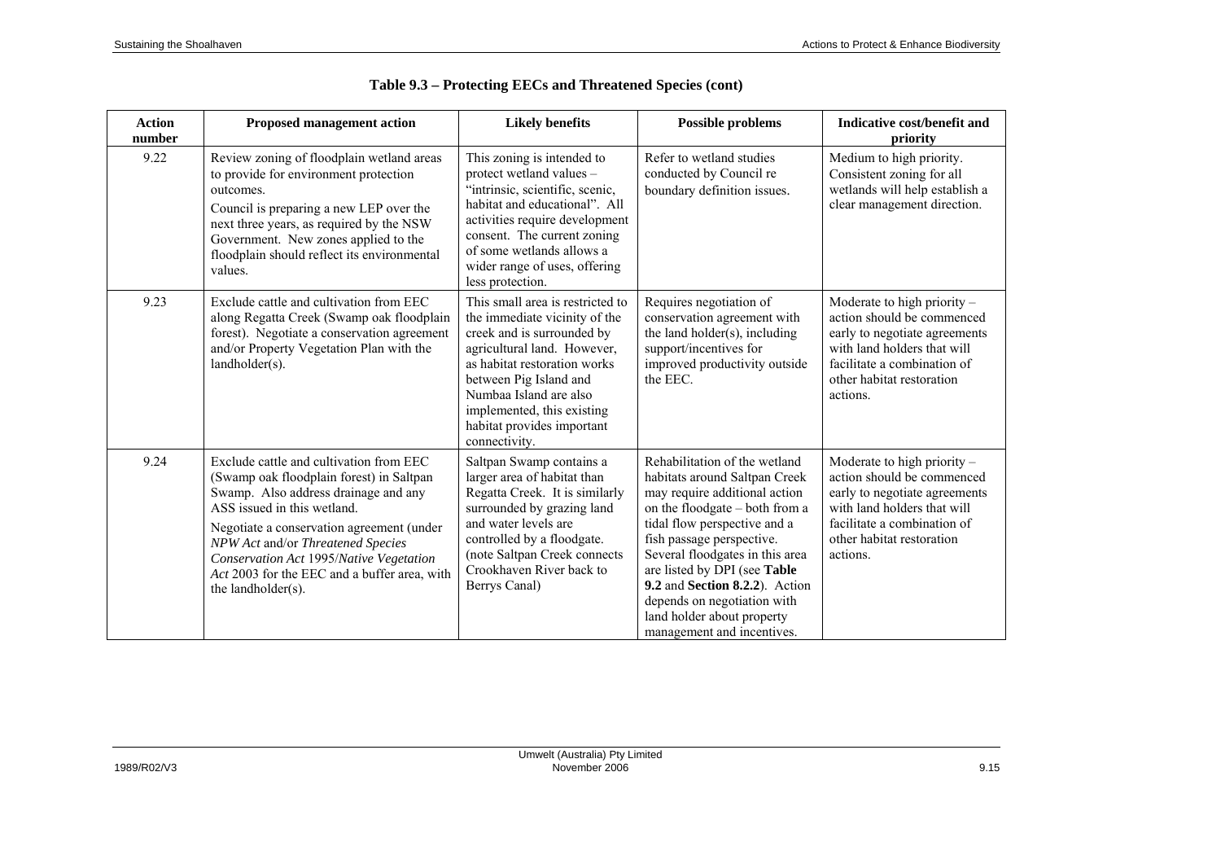## Table 9.3 – Protecting EECs and Threatened Species (cont)

| Action number | Proposed management action | Likely benefits | Possible problems | Indicative cost/benefit and priority |
|---|---|---|---|---|
| 9.22 | Review zoning of floodplain wetland areas to provide for environment protection outcomes.<br>Council is preparing a new LEP over the next three years, as required by the NSW Government. New zones applied to the floodplain should reflect its environmental values. | This zoning is intended to protect wetland values – "intrinsic, scientific, scenic, habitat and educational". All activities require development consent. The current zoning of some wetlands allows a wider range of uses, offering less protection. | Refer to wetland studies conducted by Council re boundary definition issues. | Medium to high priority. Consistent zoning for all wetlands will help establish a clear management direction. |
| 9.23 | Exclude cattle and cultivation from EEC along Regatta Creek (Swamp oak floodplain forest). Negotiate a conservation agreement and/or Property Vegetation Plan with the landholder(s). | This small area is restricted to the immediate vicinity of the creek and is surrounded by agricultural land. However, as habitat restoration works between Pig Island and Numbaa Island are also implemented, this existing habitat provides important connectivity. | Requires negotiation of conservation agreement with the land holder(s), including support/incentives for improved productivity outside the EEC. | Moderate to high priority – action should be commenced early to negotiate agreements with land holders that will facilitate a combination of other habitat restoration actions. |
| 9.24 | Exclude cattle and cultivation from EEC (Swamp oak floodplain forest) in Saltpan Swamp. Also address drainage and any ASS issued in this wetland.<br>Negotiate a conservation agreement (under *NPW Act* and/or *Threatened Species Conservation Act* 1995/*Native Vegetation Act* 2003 for the EEC and a buffer area, with the landholder(s). | Saltpan Swamp contains a larger area of habitat than Regatta Creek. It is similarly surrounded by grazing land and water levels are controlled by a floodgate. (note Saltpan Creek connects Crookhaven River back to Berrys Canal) | Rehabilitation of the wetland habitats around Saltpan Creek may require additional action on the floodgate – both from a tidal flow perspective and a fish passage perspective. Several floodgates in this area are listed by DPI (see **Table 9.2** and **Section 8.2.2**). Action depends on negotiation with land holder about property management and incentives. | Moderate to high priority – action should be commenced early to negotiate agreements with land holders that will facilitate a combination of other habitat restoration actions. |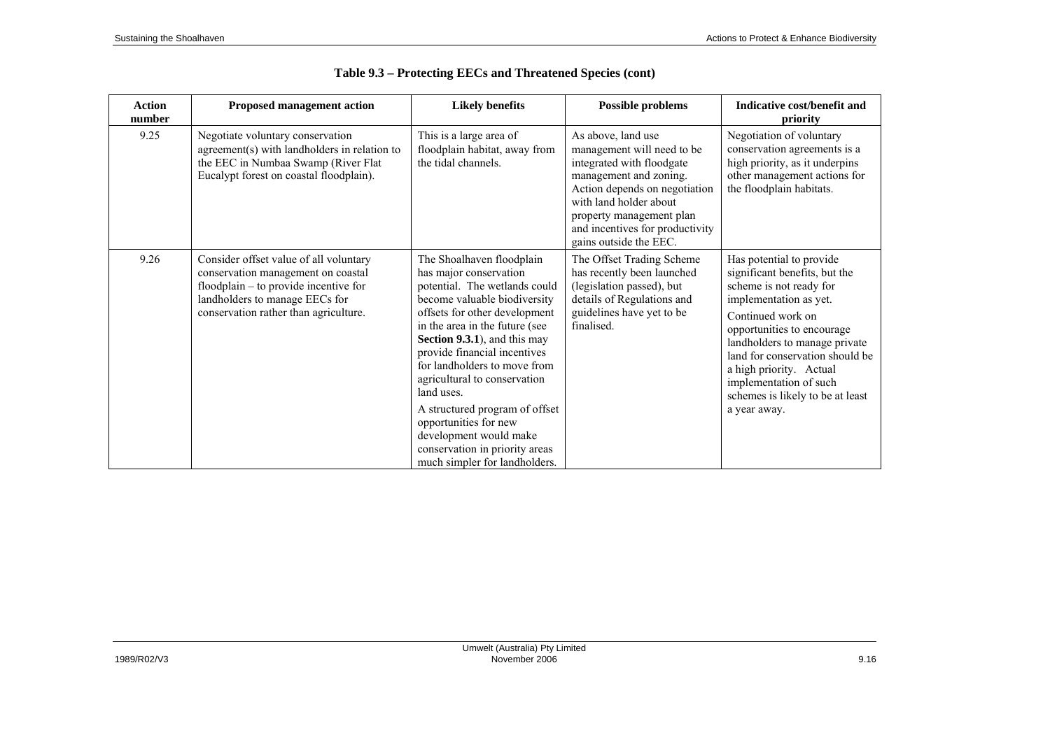## Table 9.3 – Protecting EECs and Threatened Species (cont)

| Action number | Proposed management action | Likely benefits | Possible problems | Indicative cost/benefit and priority |
|---|---|---|---|---|
| 9.25 | Negotiate voluntary conservation agreement(s) with landholders in relation to the EEC in Numbaa Swamp (River Flat Eucalypt forest on coastal floodplain). | This is a large area of floodplain habitat, away from the tidal channels. | As above, land use management will need to be integrated with floodgate management and zoning. Action depends on negotiation with land holder about property management plan and incentives for productivity gains outside the EEC. | Negotiation of voluntary conservation agreements is a high priority, as it underpins other management actions for the floodplain habitats. |
| 9.26 | Consider offset value of all voluntary conservation management on coastal floodplain – to provide incentive for landholders to manage EECs for conservation rather than agriculture. | The Shoalhaven floodplain has major conservation potential. The wetlands could become valuable biodiversity offsets for other development in the area in the future (see **Section 9.3.1**), and this may provide financial incentives for landholders to move from agricultural to conservation land uses.<br><br>A structured program of offset opportunities for new development would make conservation in priority areas much simpler for landholders. | The Offset Trading Scheme has recently been launched (legislation passed), but details of Regulations and guidelines have yet to be finalised. | Has potential to provide significant benefits, but the scheme is not ready for implementation as yet.<br><br>Continued work on opportunities to encourage landholders to manage private land for conservation should be a high priority. Actual implementation of such schemes is likely to be at least a year away. |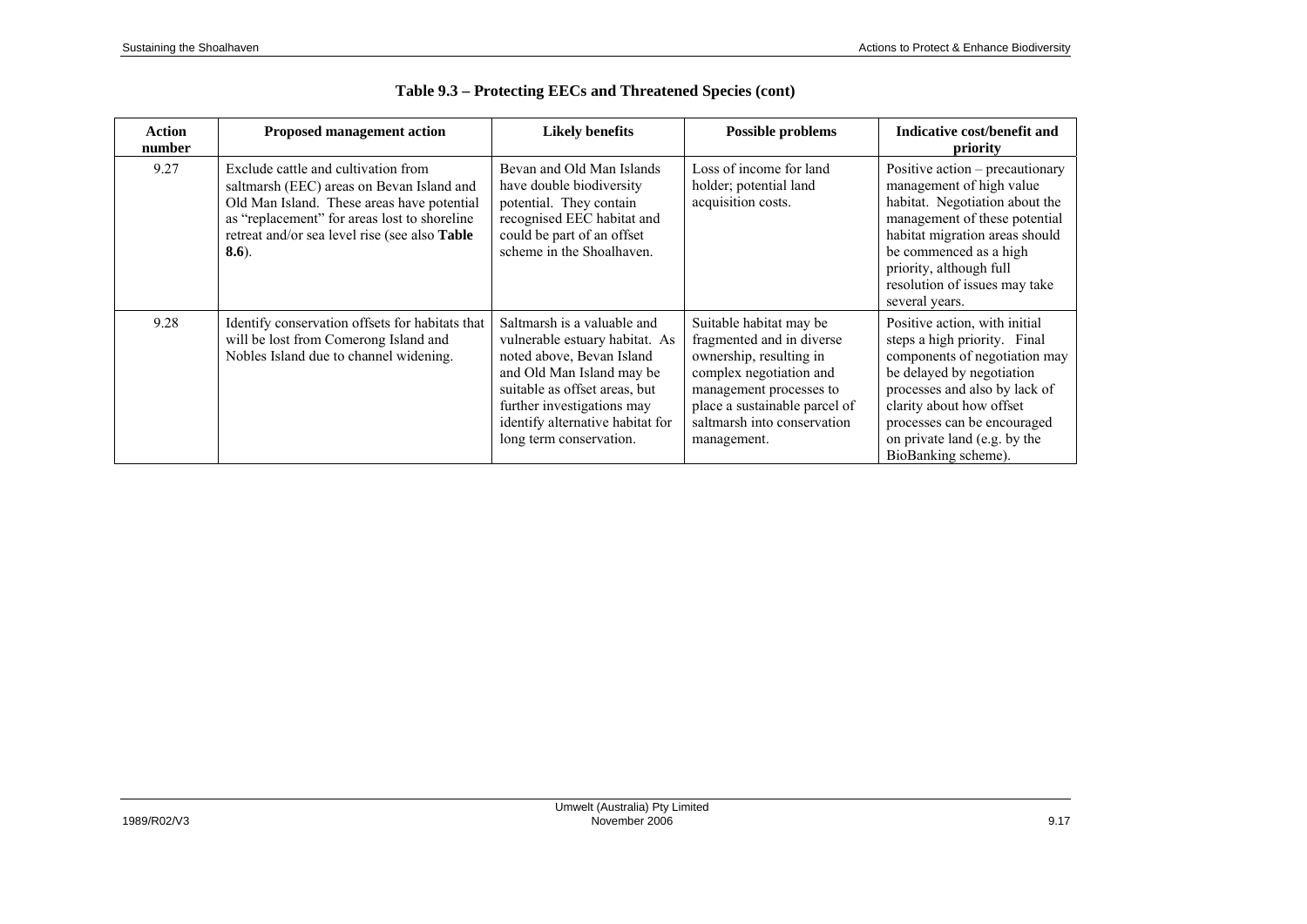## Table 9.3 – Protecting EECs and Threatened Species (cont)

| Action number | Proposed management action | Likely benefits | Possible problems | Indicative cost/benefit and priority |
|---|---|---|---|---|
| 9.27 | Exclude cattle and cultivation from saltmarsh (EEC) areas on Bevan Island and Old Man Island. These areas have potential as "replacement" for areas lost to shoreline retreat and/or sea level rise (see also **Table 8.6**). | Bevan and Old Man Islands have double biodiversity potential. They contain recognised EEC habitat and could be part of an offset scheme in the Shoalhaven. | Loss of income for land holder; potential land acquisition costs. | Positive action – precautionary management of high value habitat. Negotiation about the management of these potential habitat migration areas should be commenced as a high priority, although full resolution of issues may take several years. |
| 9.28 | Identify conservation offsets for habitats that will be lost from Comerong Island and Nobles Island due to channel widening. | Saltmarsh is a valuable and vulnerable estuary habitat. As noted above, Bevan Island and Old Man Island may be suitable as offset areas, but further investigations may identify alternative habitat for long term conservation. | Suitable habitat may be fragmented and in diverse ownership, resulting in complex negotiation and management processes to place a sustainable parcel of saltmarsh into conservation management. | Positive action, with initial steps a high priority. Final components of negotiation may be delayed by negotiation processes and also by lack of clarity about how offset processes can be encouraged on private land (e.g. by the BioBanking scheme). |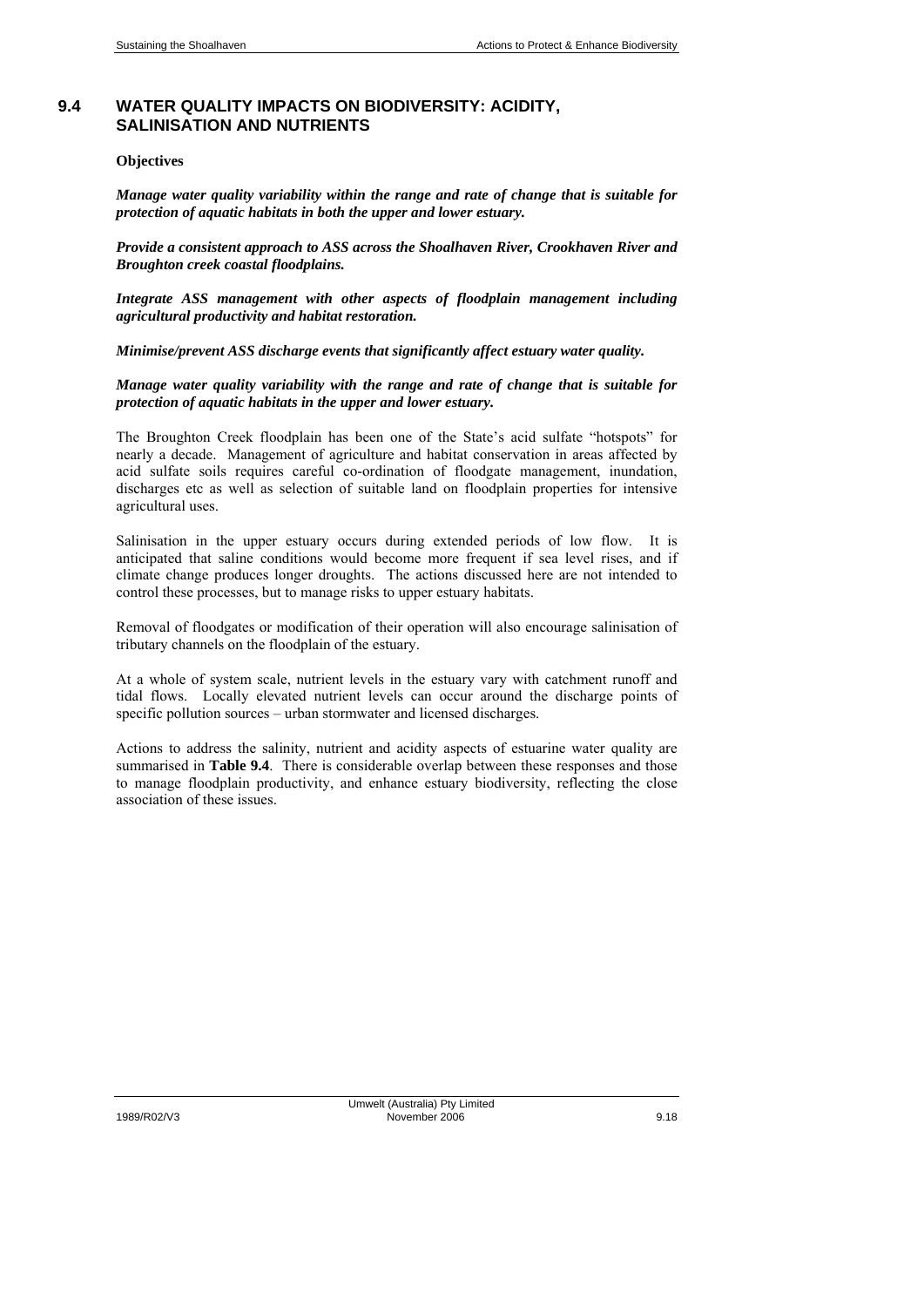## 9.4 WATER QUALITY IMPACTS ON BIODIVERSITY: ACIDITY, SALINISATION AND NUTRIENTS

**Objectives**

***Manage water quality variability within the range and rate of change that is suitable for protection of aquatic habitats in both the upper and lower estuary.***

***Provide a consistent approach to ASS across the Shoalhaven River, Crookhaven River and Broughton creek coastal floodplains.***

***Integrate ASS management with other aspects of floodplain management including agricultural productivity and habitat restoration.***

***Minimise/prevent ASS discharge events that significantly affect estuary water quality.***

***Manage water quality variability with the range and rate of change that is suitable for protection of aquatic habitats in the upper and lower estuary.***

The Broughton Creek floodplain has been one of the State's acid sulfate "hotspots" for nearly a decade. Management of agriculture and habitat conservation in areas affected by acid sulfate soils requires careful co-ordination of floodgate management, inundation, discharges etc as well as selection of suitable land on floodplain properties for intensive agricultural uses.

Salinisation in the upper estuary occurs during extended periods of low flow. It is anticipated that saline conditions would become more frequent if sea level rises, and if climate change produces longer droughts. The actions discussed here are not intended to control these processes, but to manage risks to upper estuary habitats.

Removal of floodgates or modification of their operation will also encourage salinisation of tributary channels on the floodplain of the estuary.

At a whole of system scale, nutrient levels in the estuary vary with catchment runoff and tidal flows. Locally elevated nutrient levels can occur around the discharge points of specific pollution sources – urban stormwater and licensed discharges.

Actions to address the salinity, nutrient and acidity aspects of estuarine water quality are summarised in **Table 9.4**. There is considerable overlap between these responses and those to manage floodplain productivity, and enhance estuary biodiversity, reflecting the close association of these issues.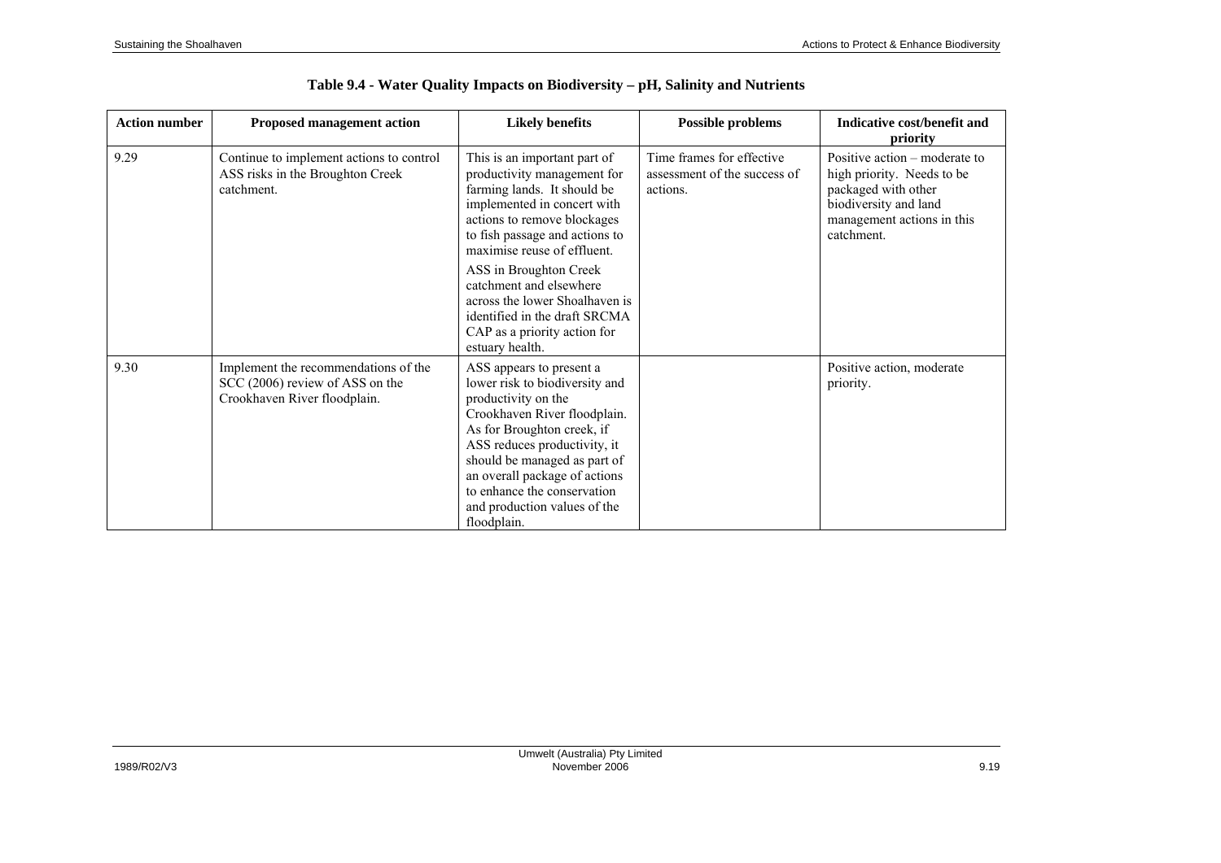## Table 9.4 - Water Quality Impacts on Biodiversity – pH, Salinity and Nutrients

| Action number | Proposed management action | Likely benefits | Possible problems | Indicative cost/benefit and priority |
|---|---|---|---|---|
| 9.29 | Continue to implement actions to control ASS risks in the Broughton Creek catchment. | This is an important part of productivity management for farming lands. It should be implemented in concert with actions to remove blockages to fish passage and actions to maximise reuse of effluent.<br><br>ASS in Broughton Creek catchment and elsewhere across the lower Shoalhaven is identified in the draft SRCMA CAP as a priority action for estuary health. | Time frames for effective assessment of the success of actions. | Positive action – moderate to high priority. Needs to be packaged with other biodiversity and land management actions in this catchment. |
| 9.30 | Implement the recommendations of the SCC (2006) review of ASS on the Crookhaven River floodplain. | ASS appears to present a lower risk to biodiversity and productivity on the Crookhaven River floodplain. As for Broughton creek, if ASS reduces productivity, it should be managed as part of an overall package of actions to enhance the conservation and production values of the floodplain. | | Positive action, moderate priority. |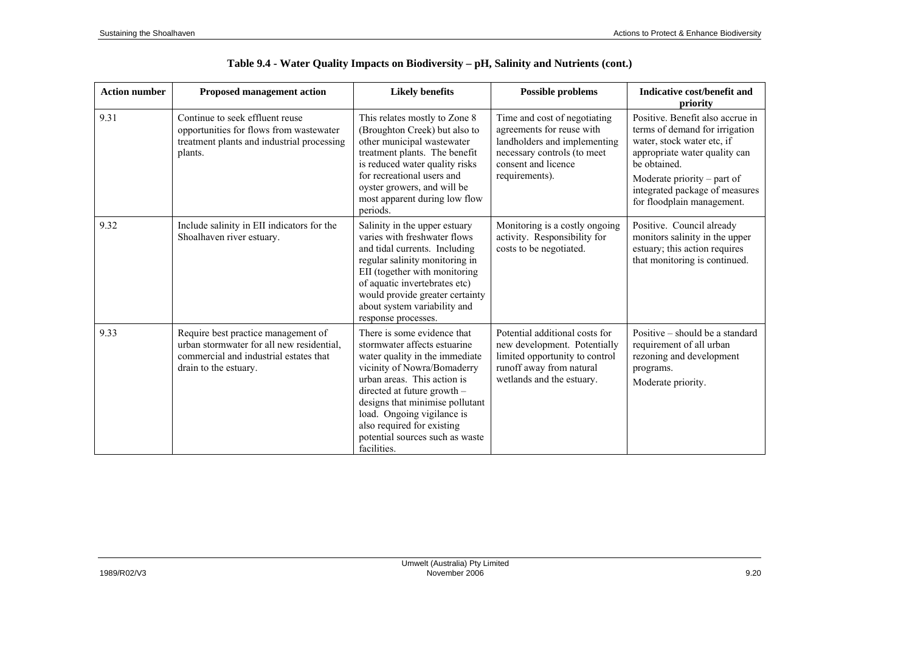**Table 9.4 - Water Quality Impacts on Biodiversity – pH, Salinity and Nutrients (cont.)**

| Action number | Proposed management action | Likely benefits | Possible problems | Indicative cost/benefit and priority |
|---|---|---|---|---|
| 9.31 | Continue to seek effluent reuse opportunities for flows from wastewater treatment plants and industrial processing plants. | This relates mostly to Zone 8 (Broughton Creek) but also to other municipal wastewater treatment plants. The benefit is reduced water quality risks for recreational users and oyster growers, and will be most apparent during low flow periods. | Time and cost of negotiating agreements for reuse with landholders and implementing necessary controls (to meet consent and licence requirements). | Positive. Benefit also accrue in terms of demand for irrigation water, stock water etc, if appropriate water quality can be obtained.<br>Moderate priority – part of integrated package of measures for floodplain management. |
| 9.32 | Include salinity in EII indicators for the Shoalhaven river estuary. | Salinity in the upper estuary varies with freshwater flows and tidal currents. Including regular salinity monitoring in EII (together with monitoring of aquatic invertebrates etc) would provide greater certainty about system variability and response processes. | Monitoring is a costly ongoing activity. Responsibility for costs to be negotiated. | Positive. Council already monitors salinity in the upper estuary; this action requires that monitoring is continued. |
| 9.33 | Require best practice management of urban stormwater for all new residential, commercial and industrial estates that drain to the estuary. | There is some evidence that stormwater affects estuarine water quality in the immediate vicinity of Nowra/Bomaderry urban areas. This action is directed at future growth – designs that minimise pollutant load. Ongoing vigilance is also required for existing potential sources such as waste facilities. | Potential additional costs for new development. Potentially limited opportunity to control runoff away from natural wetlands and the estuary. | Positive – should be a standard requirement of all urban rezoning and development programs.<br>Moderate priority. |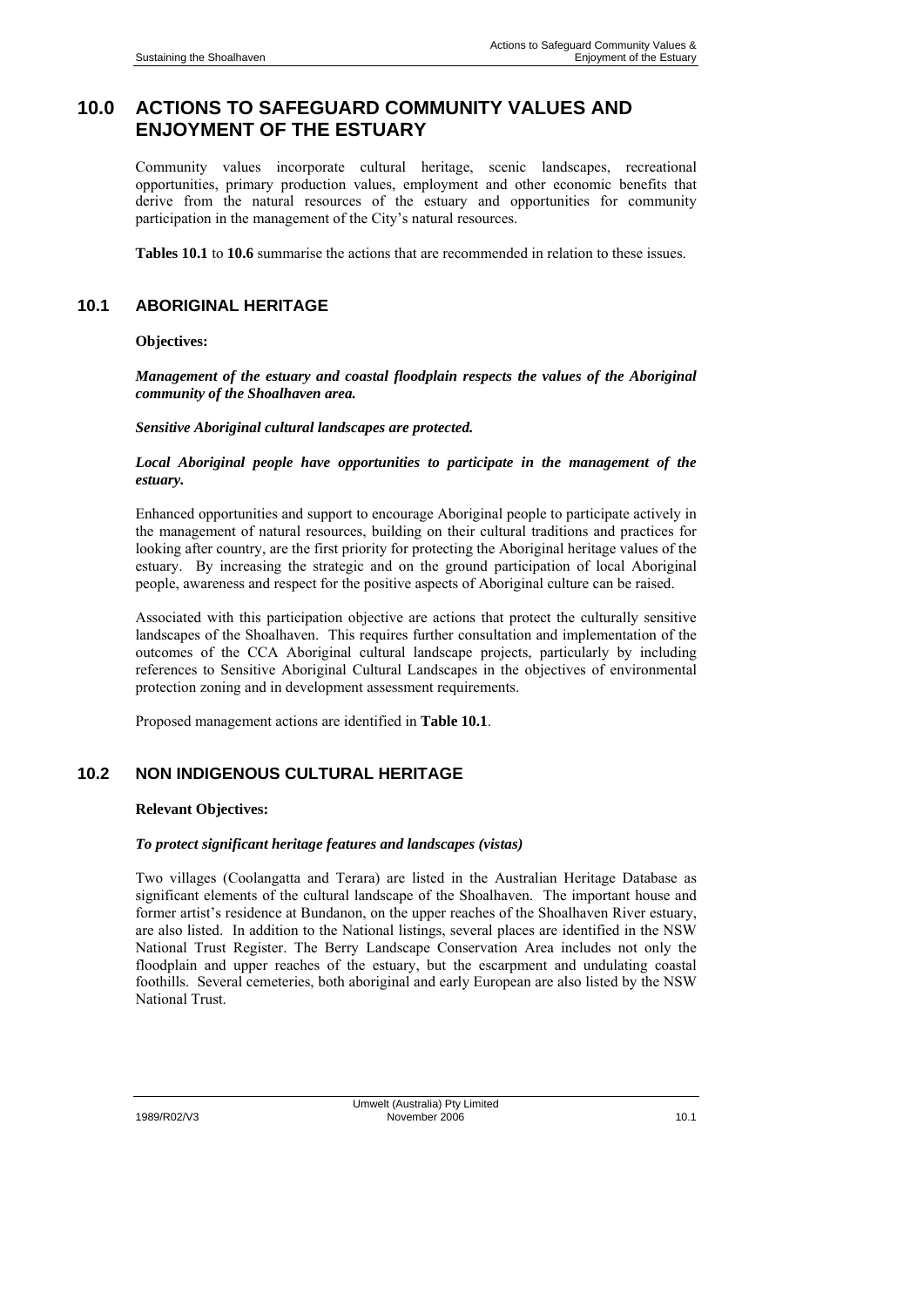# 10.0 ACTIONS TO SAFEGUARD COMMUNITY VALUES AND ENJOYMENT OF THE ESTUARY

Community values incorporate cultural heritage, scenic landscapes, recreational opportunities, primary production values, employment and other economic benefits that derive from the natural resources of the estuary and opportunities for community participation in the management of the City's natural resources.

**Tables 10.1** to **10.6** summarise the actions that are recommended in relation to these issues.

## 10.1 ABORIGINAL HERITAGE

**Objectives:**

***Management of the estuary and coastal floodplain respects the values of the Aboriginal community of the Shoalhaven area.***

***Sensitive Aboriginal cultural landscapes are protected.***

***Local Aboriginal people have opportunities to participate in the management of the estuary.***

Enhanced opportunities and support to encourage Aboriginal people to participate actively in the management of natural resources, building on their cultural traditions and practices for looking after country, are the first priority for protecting the Aboriginal heritage values of the estuary. By increasing the strategic and on the ground participation of local Aboriginal people, awareness and respect for the positive aspects of Aboriginal culture can be raised.

Associated with this participation objective are actions that protect the culturally sensitive landscapes of the Shoalhaven. This requires further consultation and implementation of the outcomes of the CCA Aboriginal cultural landscape projects, particularly by including references to Sensitive Aboriginal Cultural Landscapes in the objectives of environmental protection zoning and in development assessment requirements.

Proposed management actions are identified in **Table 10.1**.

## 10.2 NON INDIGENOUS CULTURAL HERITAGE

**Relevant Objectives:**

***To protect significant heritage features and landscapes (vistas)***

Two villages (Coolangatta and Terara) are listed in the Australian Heritage Database as significant elements of the cultural landscape of the Shoalhaven. The important house and former artist's residence at Bundanon, on the upper reaches of the Shoalhaven River estuary, are also listed. In addition to the National listings, several places are identified in the NSW National Trust Register. The Berry Landscape Conservation Area includes not only the floodplain and upper reaches of the estuary, but the escarpment and undulating coastal foothills. Several cemeteries, both aboriginal and early European are also listed by the NSW National Trust.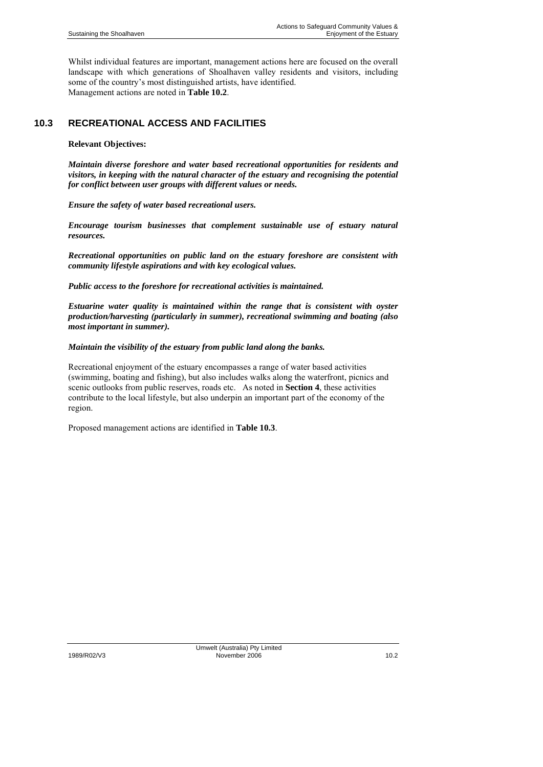Whilst individual features are important, management actions here are focused on the overall landscape with which generations of Shoalhaven valley residents and visitors, including some of the country's most distinguished artists, have identified.
Management actions are noted in **Table 10.2**.

## 10.3 RECREATIONAL ACCESS AND FACILITIES

**Relevant Objectives:**

***Maintain diverse foreshore and water based recreational opportunities for residents and visitors, in keeping with the natural character of the estuary and recognising the potential for conflict between user groups with different values or needs.***

***Ensure the safety of water based recreational users.***

***Encourage tourism businesses that complement sustainable use of estuary natural resources.***

***Recreational opportunities on public land on the estuary foreshore are consistent with community lifestyle aspirations and with key ecological values.***

***Public access to the foreshore for recreational activities is maintained.***

***Estuarine water quality is maintained within the range that is consistent with oyster production/harvesting (particularly in summer), recreational swimming and boating (also most important in summer).***

***Maintain the visibility of the estuary from public land along the banks.***

Recreational enjoyment of the estuary encompasses a range of water based activities (swimming, boating and fishing), but also includes walks along the waterfront, picnics and scenic outlooks from public reserves, roads etc. As noted in **Section 4**, these activities contribute to the local lifestyle, but also underpin an important part of the economy of the region.

Proposed management actions are identified in **Table 10.3**.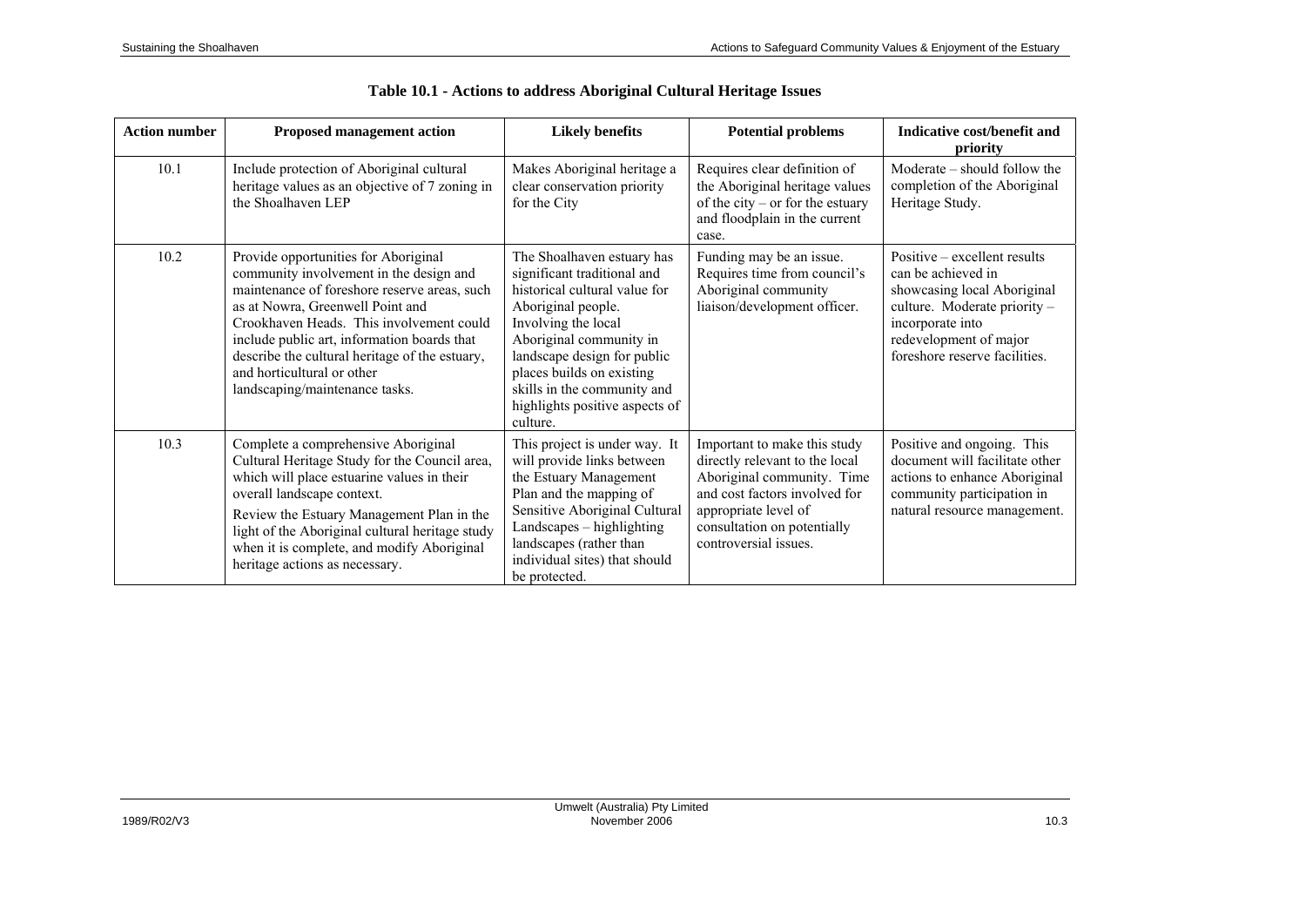**Table 10.1 - Actions to address Aboriginal Cultural Heritage Issues**

| Action number | Proposed management action | Likely benefits | Potential problems | Indicative cost/benefit and priority |
|---|---|---|---|---|
| 10.1 | Include protection of Aboriginal cultural heritage values as an objective of 7 zoning in the Shoalhaven LEP | Makes Aboriginal heritage a clear conservation priority for the City | Requires clear definition of the Aboriginal heritage values of the city – or for the estuary and floodplain in the current case. | Moderate – should follow the completion of the Aboriginal Heritage Study. |
| 10.2 | Provide opportunities for Aboriginal community involvement in the design and maintenance of foreshore reserve areas, such as at Nowra, Greenwell Point and Crookhaven Heads. This involvement could include public art, information boards that describe the cultural heritage of the estuary, and horticultural or other landscaping/maintenance tasks. | The Shoalhaven estuary has significant traditional and historical cultural value for Aboriginal people. Involving the local Aboriginal community in landscape design for public places builds on existing skills in the community and highlights positive aspects of culture. | Funding may be an issue. Requires time from council's Aboriginal community liaison/development officer. | Positive – excellent results can be achieved in showcasing local Aboriginal culture. Moderate priority – incorporate into redevelopment of major foreshore reserve facilities. |
| 10.3 | Complete a comprehensive Aboriginal Cultural Heritage Study for the Council area, which will place estuarine values in their overall landscape context.<br><br>Review the Estuary Management Plan in the light of the Aboriginal cultural heritage study when it is complete, and modify Aboriginal heritage actions as necessary. | This project is under way. It will provide links between the Estuary Management Plan and the mapping of Sensitive Aboriginal Cultural Landscapes – highlighting landscapes (rather than individual sites) that should be protected. | Important to make this study directly relevant to the local Aboriginal community. Time and cost factors involved for appropriate level of consultation on potentially controversial issues. | Positive and ongoing. This document will facilitate other actions to enhance Aboriginal community participation in natural resource management. |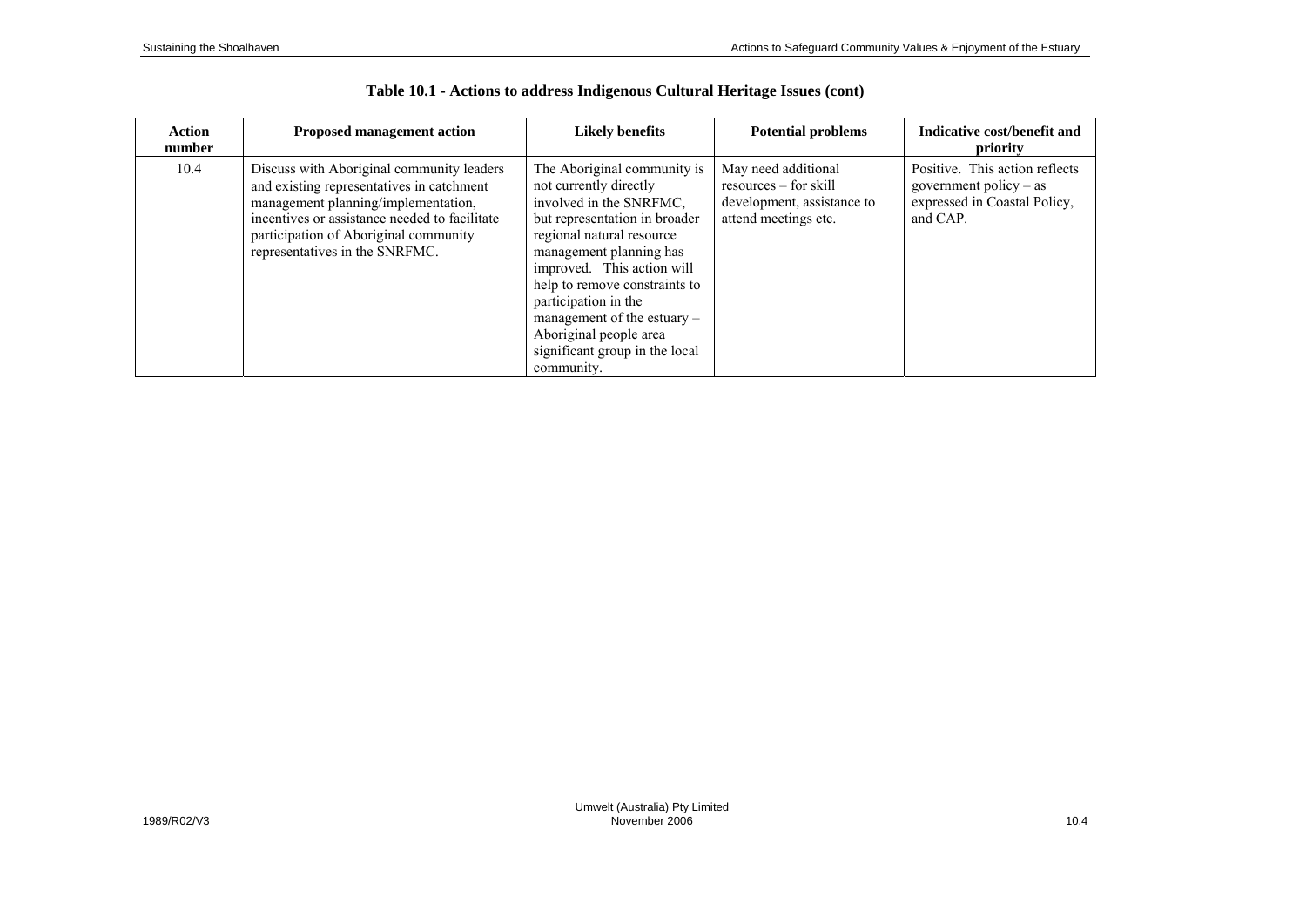**Table 10.1 - Actions to address Indigenous Cultural Heritage Issues (cont)**

| Action number | Proposed management action | Likely benefits | Potential problems | Indicative cost/benefit and priority |
|---|---|---|---|---|
| 10.4 | Discuss with Aboriginal community leaders and existing representatives in catchment management planning/implementation, incentives or assistance needed to facilitate participation of Aboriginal community representatives in the SNRFMC. | The Aboriginal community is not currently directly involved in the SNRFMC, but representation in broader regional natural resource management planning has improved. This action will help to remove constraints to participation in the management of the estuary – Aboriginal people area significant group in the local community. | May need additional resources – for skill development, assistance to attend meetings etc. | Positive. This action reflects government policy – as expressed in Coastal Policy, and CAP. |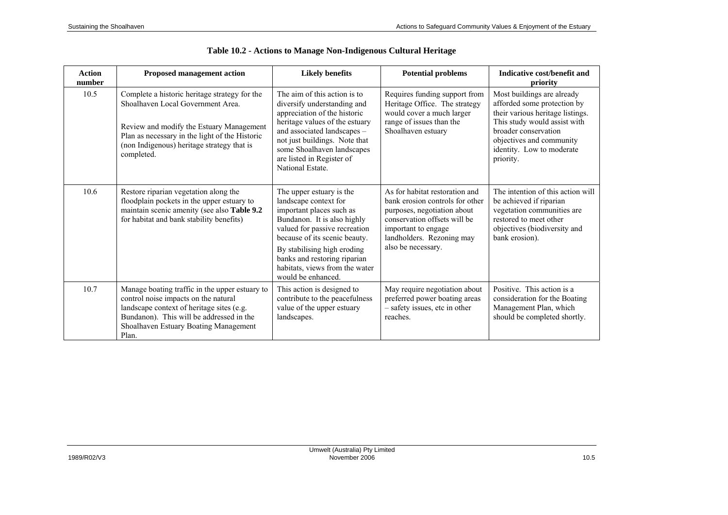# Table 10.2 - Actions to Manage Non-Indigenous Cultural Heritage

| Action number | Proposed management action | Likely benefits | Potential problems | Indicative cost/benefit and priority |
|---|---|---|---|---|
| 10.5 | Complete a historic heritage strategy for the Shoalhaven Local Government Area.<br><br>Review and modify the Estuary Management Plan as necessary in the light of the Historic (non Indigenous) heritage strategy that is completed. | The aim of this action is to diversify understanding and appreciation of the historic heritage values of the estuary and associated landscapes – not just buildings. Note that some Shoalhaven landscapes are listed in Register of National Estate. | Requires funding support from Heritage Office. The strategy would cover a much larger range of issues than the Shoalhaven estuary | Most buildings are already afforded some protection by their various heritage listings. This study would assist with broader conservation objectives and community identity. Low to moderate priority. |
| 10.6 | Restore riparian vegetation along the floodplain pockets in the upper estuary to maintain scenic amenity (see also **Table 9.2** for habitat and bank stability benefits) | The upper estuary is the landscape context for important places such as Bundanon. It is also highly valued for passive recreation because of its scenic beauty.<br><br>By stabilising high eroding banks and restoring riparian habitats, views from the water would be enhanced. | As for habitat restoration and bank erosion controls for other purposes, negotiation about conservation offsets will be important to engage landholders. Rezoning may also be necessary. | The intention of this action will be achieved if riparian vegetation communities are restored to meet other objectives (biodiversity and bank erosion). |
| 10.7 | Manage boating traffic in the upper estuary to control noise impacts on the natural landscape context of heritage sites (e.g. Bundanon). This will be addressed in the Shoalhaven Estuary Boating Management Plan. | This action is designed to contribute to the peacefulness value of the upper estuary landscapes. | May require negotiation about preferred power boating areas – safety issues, etc in other reaches. | Positive. This action is a consideration for the Boating Management Plan, which should be completed shortly. |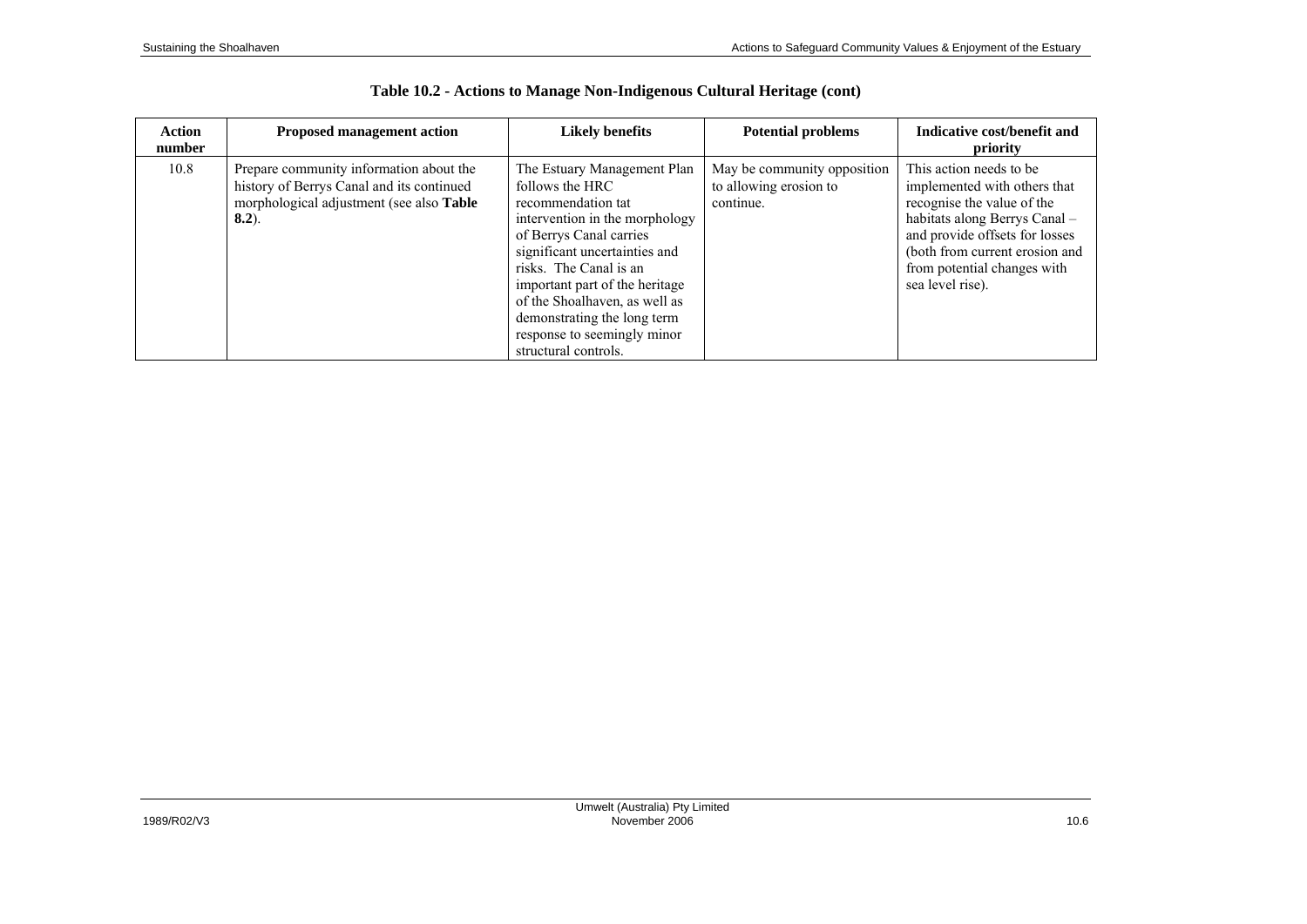### Table 10.2 - Actions to Manage Non-Indigenous Cultural Heritage (cont)

| Action number | Proposed management action | Likely benefits | Potential problems | Indicative cost/benefit and priority |
|---|---|---|---|---|
| 10.8 | Prepare community information about the history of Berrys Canal and its continued morphological adjustment (see also **Table 8.2**). | The Estuary Management Plan follows the HRC recommendation tat intervention in the morphology of Berrys Canal carries significant uncertainties and risks. The Canal is an important part of the heritage of the Shoalhaven, as well as demonstrating the long term response to seemingly minor structural controls. | May be community opposition to allowing erosion to continue. | This action needs to be implemented with others that recognise the value of the habitats along Berrys Canal – and provide offsets for losses (both from current erosion and from potential changes with sea level rise). |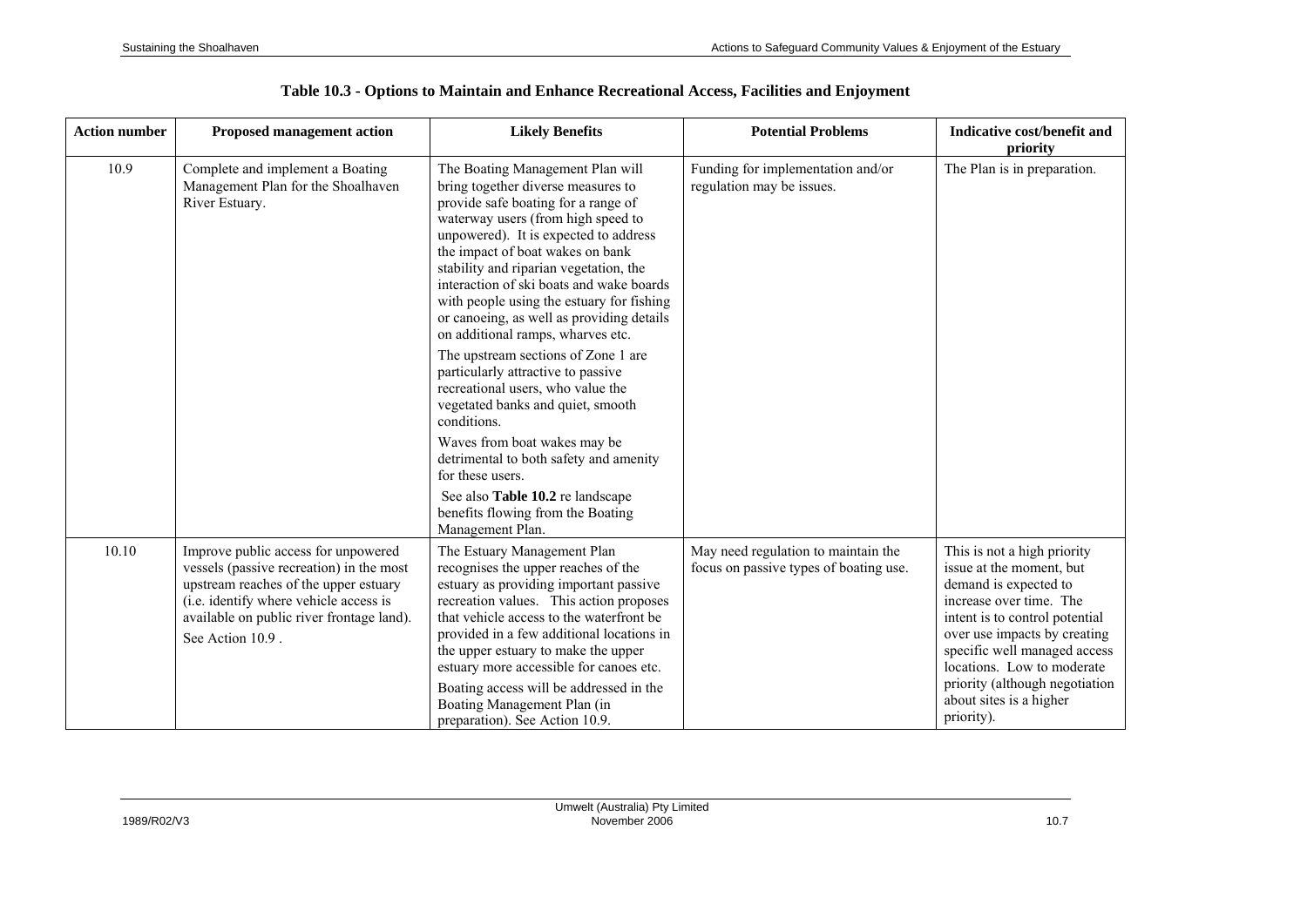**Table 10.3 - Options to Maintain and Enhance Recreational Access, Facilities and Enjoyment**

| Action number | Proposed management action | Likely Benefits | Potential Problems | Indicative cost/benefit and priority |
|---|---|---|---|---|
| 10.9 | Complete and implement a Boating Management Plan for the Shoalhaven River Estuary. | The Boating Management Plan will bring together diverse measures to provide safe boating for a range of waterway users (from high speed to unpowered). It is expected to address the impact of boat wakes on bank stability and riparian vegetation, the interaction of ski boats and wake boards with people using the estuary for fishing or canoeing, as well as providing details on additional ramps, wharves etc.<br><br>The upstream sections of Zone 1 are particularly attractive to passive recreational users, who value the vegetated banks and quiet, smooth conditions.<br><br>Waves from boat wakes may be detrimental to both safety and amenity for these users.<br><br>See also **Table 10.2** re landscape benefits flowing from the Boating Management Plan. | Funding for implementation and/or regulation may be issues. | The Plan is in preparation. |
| 10.10 | Improve public access for unpowered vessels (passive recreation) in the most upstream reaches of the upper estuary (i.e. identify where vehicle access is available on public river frontage land). See Action 10.9 . | The Estuary Management Plan recognises the upper reaches of the estuary as providing important passive recreation values. This action proposes that vehicle access to the waterfront be provided in a few additional locations in the upper estuary to make the upper estuary more accessible for canoes etc.<br><br>Boating access will be addressed in the Boating Management Plan (in preparation). See Action 10.9. | May need regulation to maintain the focus on passive types of boating use. | This is not a high priority issue at the moment, but demand is expected to increase over time. The intent is to control potential over use impacts by creating specific well managed access locations. Low to moderate priority (although negotiation about sites is a higher priority). |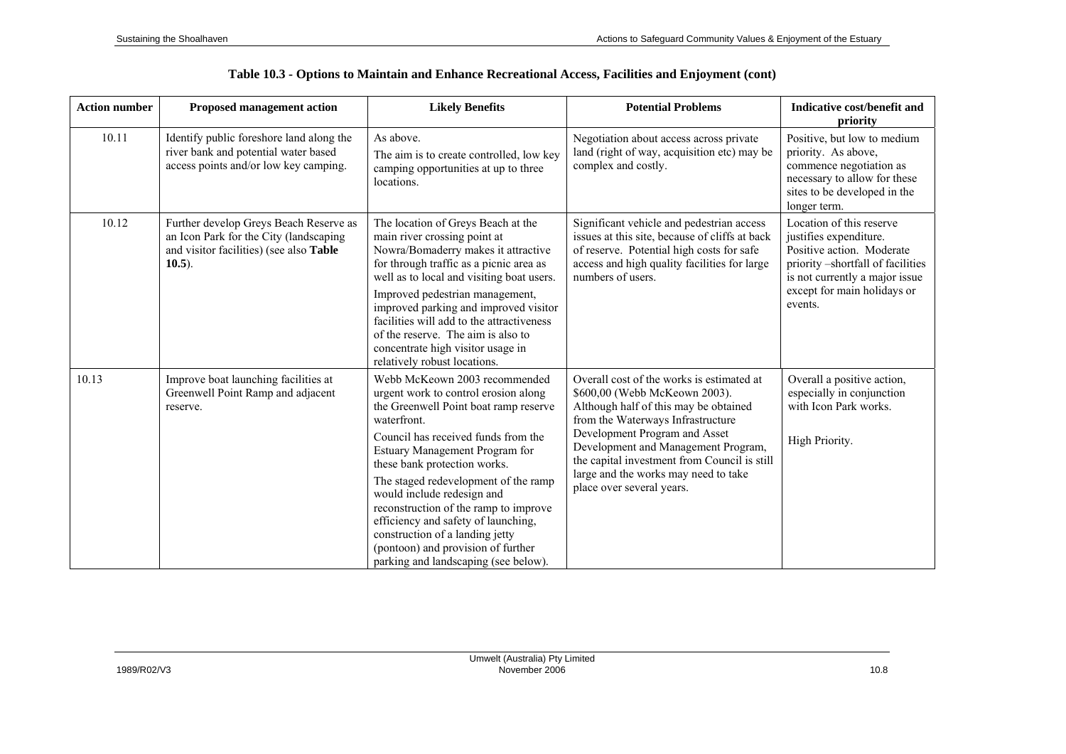**Table 10.3 - Options to Maintain and Enhance Recreational Access, Facilities and Enjoyment (cont)**

| Action number | Proposed management action | Likely Benefits | Potential Problems | Indicative cost/benefit and priority |
|---|---|---|---|---|
| 10.11 | Identify public foreshore land along the river bank and potential water based access points and/or low key camping. | As above.<br>The aim is to create controlled, low key camping opportunities at up to three locations. | Negotiation about access across private land (right of way, acquisition etc) may be complex and costly. | Positive, but low to medium priority. As above, commence negotiation as necessary to allow for these sites to be developed in the longer term. |
| 10.12 | Further develop Greys Beach Reserve as an Icon Park for the City (landscaping and visitor facilities) (see also **Table 10.5**). | The location of Greys Beach at the main river crossing point at Nowra/Bomaderry makes it attractive for through traffic as a picnic area as well as to local and visiting boat users.<br>Improved pedestrian management, improved parking and improved visitor facilities will add to the attractiveness of the reserve. The aim is also to concentrate high visitor usage in relatively robust locations. | Significant vehicle and pedestrian access issues at this site, because of cliffs at back of reserve. Potential high costs for safe access and high quality facilities for large numbers of users. | Location of this reserve justifies expenditure. Positive action. Moderate priority –shortfall of facilities is not currently a major issue except for main holidays or events. |
| 10.13 | Improve boat launching facilities at Greenwell Point Ramp and adjacent reserve. | Webb McKeown 2003 recommended urgent work to control erosion along the Greenwell Point boat ramp reserve waterfront.<br>Council has received funds from the Estuary Management Program for these bank protection works.<br>The staged redevelopment of the ramp would include redesign and reconstruction of the ramp to improve efficiency and safety of launching, construction of a landing jetty (pontoon) and provision of further parking and landscaping (see below). | Overall cost of the works is estimated at \$600,00 (Webb McKeown 2003). Although half of this may be obtained from the Waterways Infrastructure Development Program and Asset Development and Management Program, the capital investment from Council is still large and the works may need to take place over several years. | Overall a positive action, especially in conjunction with Icon Park works.<br><br>High Priority. |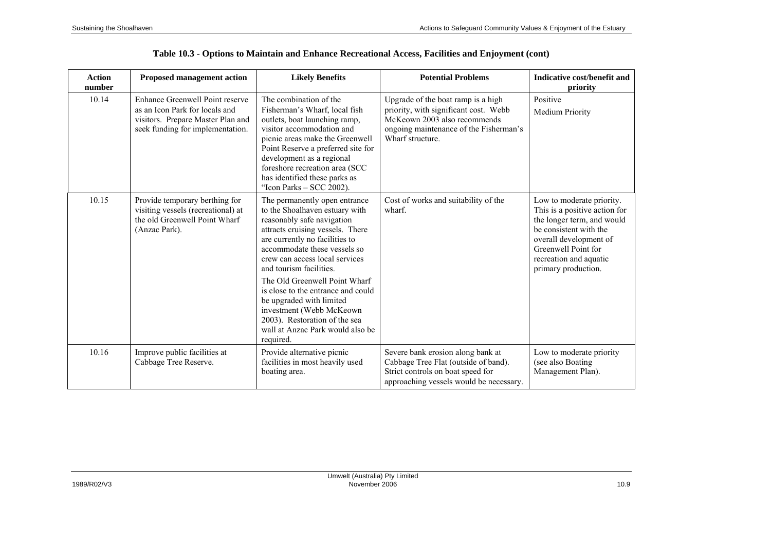## Table 10.3 - Options to Maintain and Enhance Recreational Access, Facilities and Enjoyment (cont)

| Action number | Proposed management action | Likely Benefits | Potential Problems | Indicative cost/benefit and priority |
|---|---|---|---|---|
| 10.14 | Enhance Greenwell Point reserve as an Icon Park for locals and visitors. Prepare Master Plan and seek funding for implementation. | The combination of the Fisherman's Wharf, local fish outlets, boat launching ramp, visitor accommodation and picnic areas make the Greenwell Point Reserve a preferred site for development as a regional foreshore recreation area (SCC has identified these parks as "Icon Parks – SCC 2002). | Upgrade of the boat ramp is a high priority, with significant cost. Webb McKeown 2003 also recommends ongoing maintenance of the Fisherman's Wharf structure. | Positive<br>Medium Priority |
| 10.15 | Provide temporary berthing for visiting vessels (recreational) at the old Greenwell Point Wharf (Anzac Park). | The permanently open entrance to the Shoalhaven estuary with reasonably safe navigation attracts cruising vessels. There are currently no facilities to accommodate these vessels so crew can access local services and tourism facilities.<br>The Old Greenwell Point Wharf is close to the entrance and could be upgraded with limited investment (Webb McKeown 2003). Restoration of the sea wall at Anzac Park would also be required. | Cost of works and suitability of the wharf. | Low to moderate priority. This is a positive action for the longer term, and would be consistent with the overall development of Greenwell Point for recreation and aquatic primary production. |
| 10.16 | Improve public facilities at Cabbage Tree Reserve. | Provide alternative picnic facilities in most heavily used boating area. | Severe bank erosion along bank at Cabbage Tree Flat (outside of band). Strict controls on boat speed for approaching vessels would be necessary. | Low to moderate priority (see also Boating Management Plan). |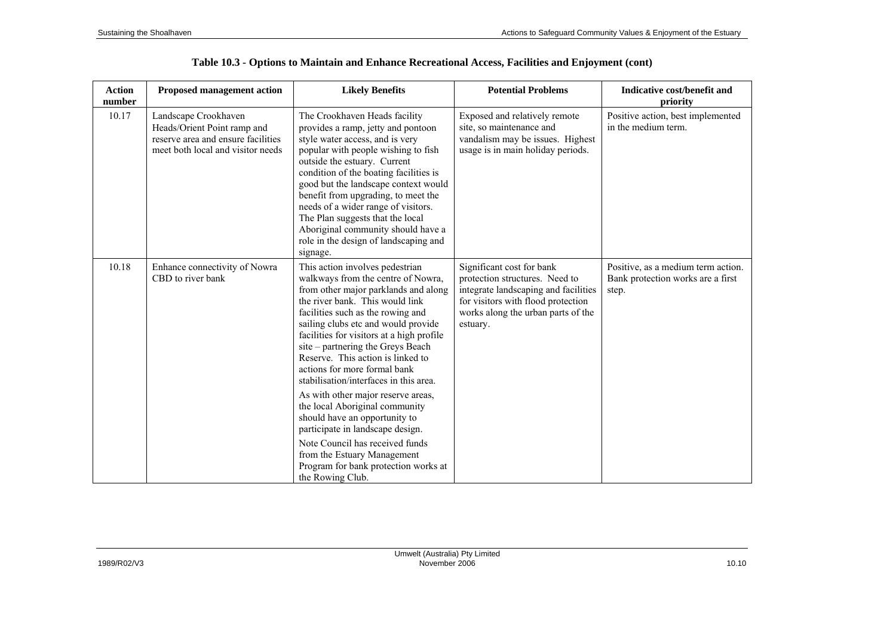## Table 10.3 - Options to Maintain and Enhance Recreational Access, Facilities and Enjoyment (cont)

| Action number | Proposed management action | Likely Benefits | Potential Problems | Indicative cost/benefit and priority |
|---|---|---|---|---|
| 10.17 | Landscape Crookhaven Heads/Orient Point ramp and reserve area and ensure facilities meet both local and visitor needs | The Crookhaven Heads facility provides a ramp, jetty and pontoon style water access, and is very popular with people wishing to fish outside the estuary. Current condition of the boating facilities is good but the landscape context would benefit from upgrading, to meet the needs of a wider range of visitors. The Plan suggests that the local Aboriginal community should have a role in the design of landscaping and signage. | Exposed and relatively remote site, so maintenance and vandalism may be issues. Highest usage is in main holiday periods. | Positive action, best implemented in the medium term. |
| 10.18 | Enhance connectivity of Nowra CBD to river bank | This action involves pedestrian walkways from the centre of Nowra, from other major parklands and along the river bank. This would link facilities such as the rowing and sailing clubs etc and would provide facilities for visitors at a high profile site – partnering the Greys Beach Reserve. This action is linked to actions for more formal bank stabilisation/interfaces in this area.<br><br>As with other major reserve areas, the local Aboriginal community should have an opportunity to participate in landscape design.<br><br>Note Council has received funds from the Estuary Management Program for bank protection works at the Rowing Club. | Significant cost for bank protection structures. Need to integrate landscaping and facilities for visitors with flood protection works along the urban parts of the estuary. | Positive, as a medium term action. Bank protection works are a first step. |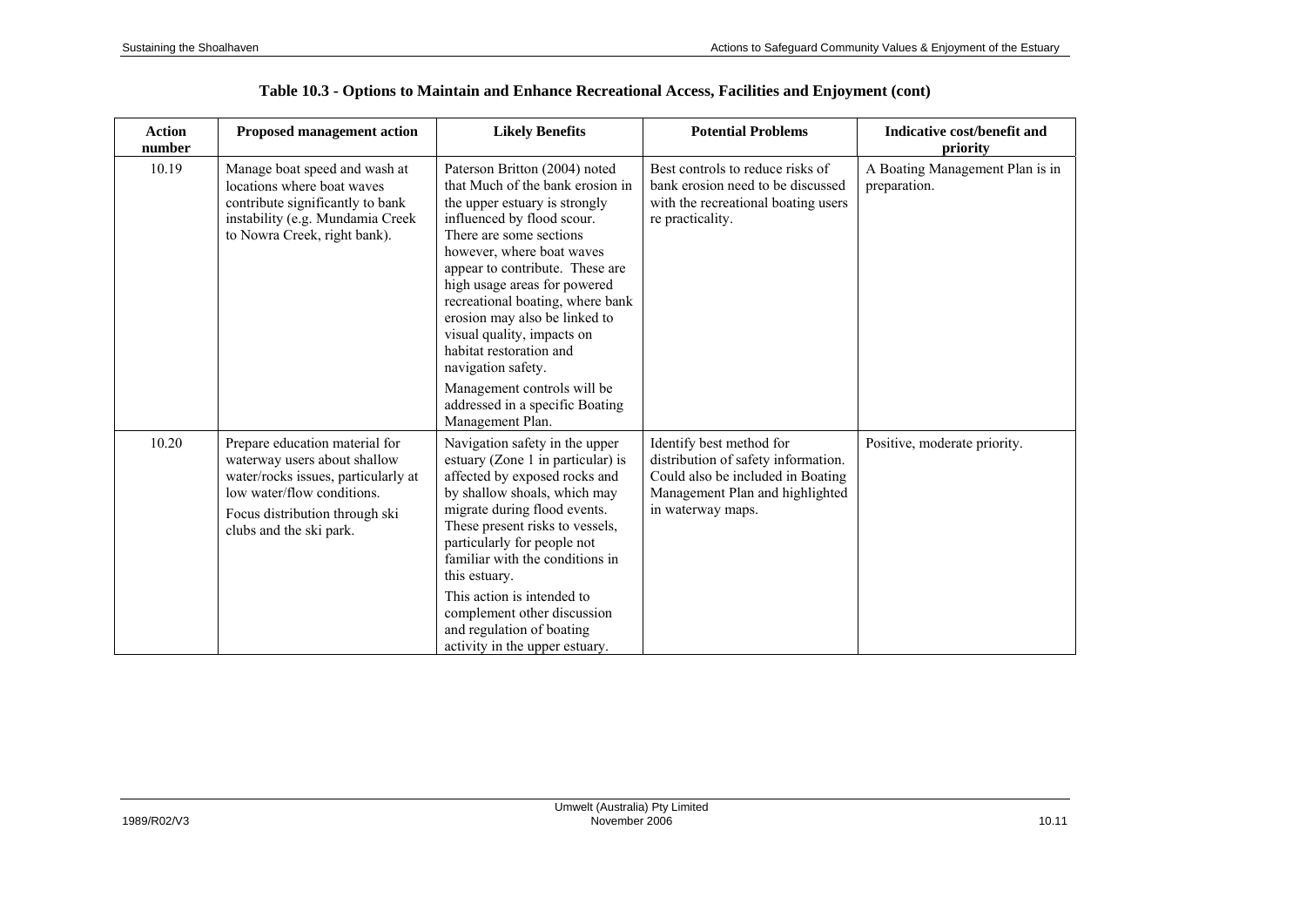## Table 10.3 - Options to Maintain and Enhance Recreational Access, Facilities and Enjoyment (cont)

| Action number | Proposed management action | Likely Benefits | Potential Problems | Indicative cost/benefit and priority |
|---|---|---|---|---|
| 10.19 | Manage boat speed and wash at locations where boat waves contribute significantly to bank instability (e.g. Mundamia Creek to Nowra Creek, right bank). | Paterson Britton (2004) noted that Much of the bank erosion in the upper estuary is strongly influenced by flood scour. There are some sections however, where boat waves appear to contribute. These are high usage areas for powered recreational boating, where bank erosion may also be linked to visual quality, impacts on habitat restoration and navigation safety.<br><br>Management controls will be addressed in a specific Boating Management Plan. | Best controls to reduce risks of bank erosion need to be discussed with the recreational boating users re practicality. | A Boating Management Plan is in preparation. |
| 10.20 | Prepare education material for waterway users about shallow water/rocks issues, particularly at low water/flow conditions.<br><br>Focus distribution through ski clubs and the ski park. | Navigation safety in the upper estuary (Zone 1 in particular) is affected by exposed rocks and by shallow shoals, which may migrate during flood events. These present risks to vessels, particularly for people not familiar with the conditions in this estuary.<br><br>This action is intended to complement other discussion and regulation of boating activity in the upper estuary. | Identify best method for distribution of safety information. Could also be included in Boating Management Plan and highlighted in waterway maps. | Positive, moderate priority. |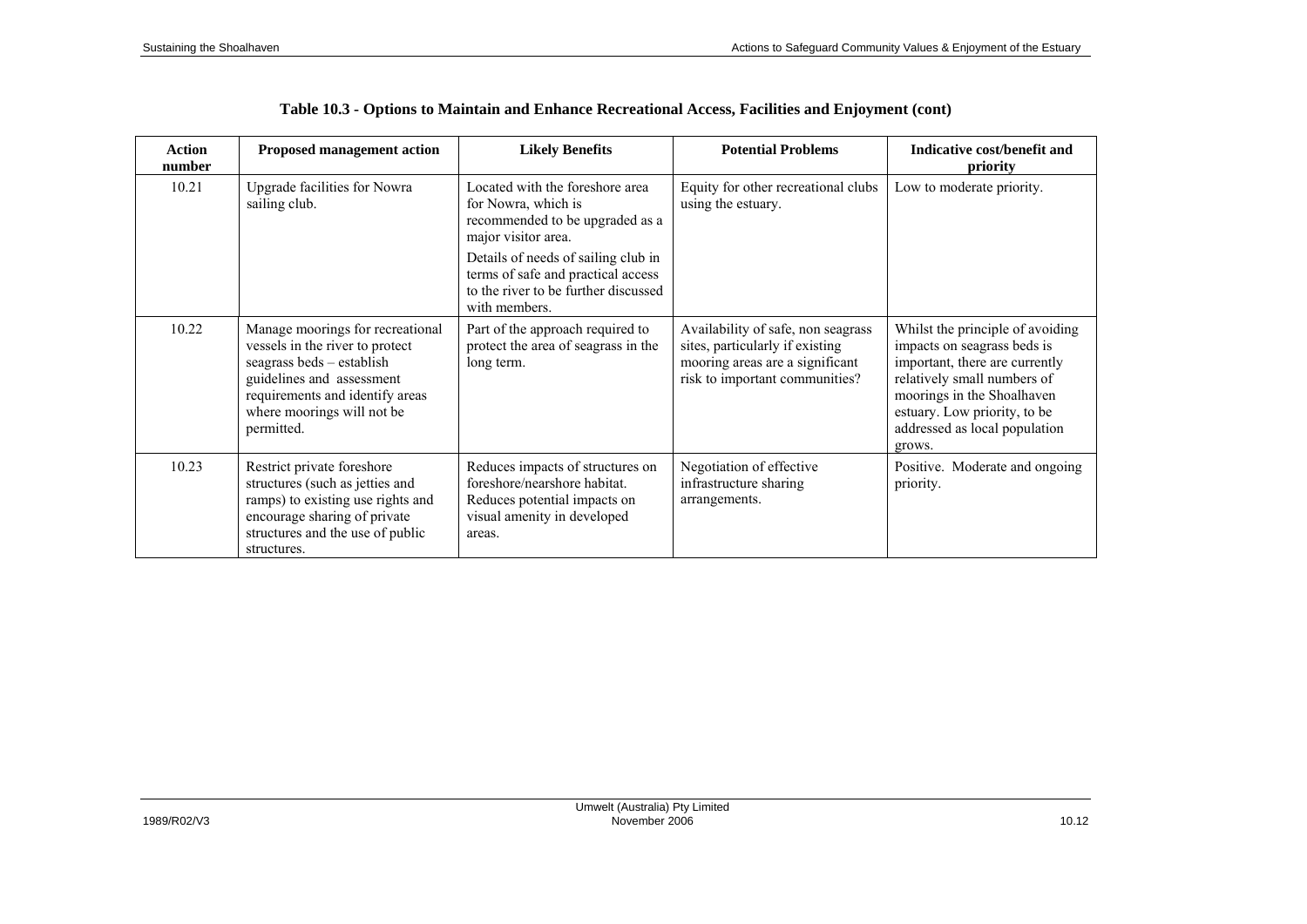**Table 10.3 - Options to Maintain and Enhance Recreational Access, Facilities and Enjoyment (cont)**

| Action number | Proposed management action | Likely Benefits | Potential Problems | Indicative cost/benefit and priority |
|---|---|---|---|---|
| 10.21 | Upgrade facilities for Nowra sailing club. | Located with the foreshore area for Nowra, which is recommended to be upgraded as a major visitor area. Details of needs of sailing club in terms of safe and practical access to the river to be further discussed with members. | Equity for other recreational clubs using the estuary. | Low to moderate priority. |
| 10.22 | Manage moorings for recreational vessels in the river to protect seagrass beds – establish guidelines and assessment requirements and identify areas where moorings will not be permitted. | Part of the approach required to protect the area of seagrass in the long term. | Availability of safe, non seagrass sites, particularly if existing mooring areas are a significant risk to important communities? | Whilst the principle of avoiding impacts on seagrass beds is important, there are currently relatively small numbers of moorings in the Shoalhaven estuary. Low priority, to be addressed as local population grows. |
| 10.23 | Restrict private foreshore structures (such as jetties and ramps) to existing use rights and encourage sharing of private structures and the use of public structures. | Reduces impacts of structures on foreshore/nearshore habitat. Reduces potential impacts on visual amenity in developed areas. | Negotiation of effective infrastructure sharing arrangements. | Positive. Moderate and ongoing priority. |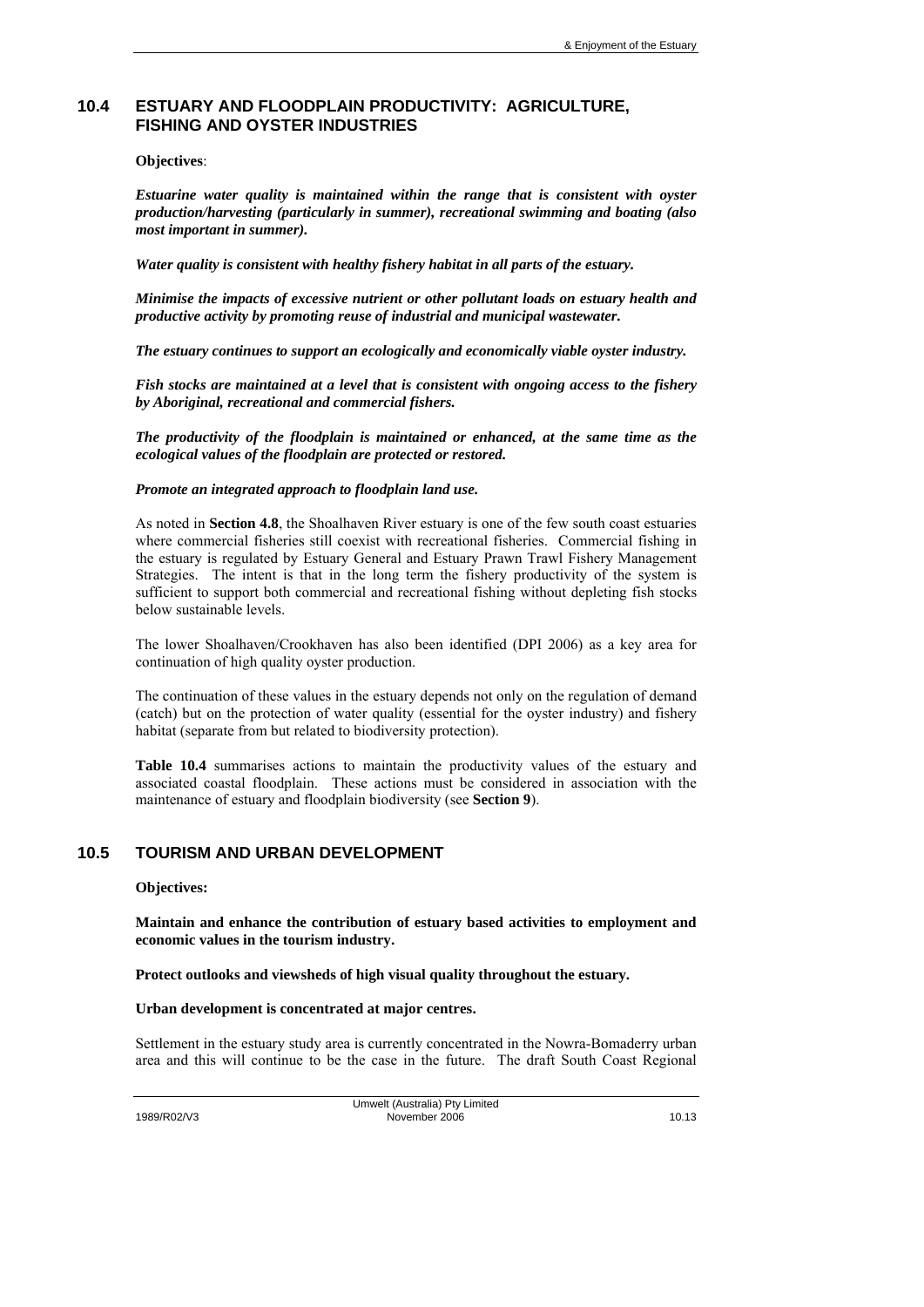## 10.4 ESTUARY AND FLOODPLAIN PRODUCTIVITY: AGRICULTURE, FISHING AND OYSTER INDUSTRIES

**Objectives**:

***Estuarine water quality is maintained within the range that is consistent with oyster production/harvesting (particularly in summer), recreational swimming and boating (also most important in summer).***

***Water quality is consistent with healthy fishery habitat in all parts of the estuary.***

***Minimise the impacts of excessive nutrient or other pollutant loads on estuary health and productive activity by promoting reuse of industrial and municipal wastewater.***

***The estuary continues to support an ecologically and economically viable oyster industry.***

***Fish stocks are maintained at a level that is consistent with ongoing access to the fishery by Aboriginal, recreational and commercial fishers.***

***The productivity of the floodplain is maintained or enhanced, at the same time as the ecological values of the floodplain are protected or restored.***

***Promote an integrated approach to floodplain land use.***

As noted in **Section 4.8**, the Shoalhaven River estuary is one of the few south coast estuaries where commercial fisheries still coexist with recreational fisheries. Commercial fishing in the estuary is regulated by Estuary General and Estuary Prawn Trawl Fishery Management Strategies. The intent is that in the long term the fishery productivity of the system is sufficient to support both commercial and recreational fishing without depleting fish stocks below sustainable levels.

The lower Shoalhaven/Crookhaven has also been identified (DPI 2006) as a key area for continuation of high quality oyster production.

The continuation of these values in the estuary depends not only on the regulation of demand (catch) but on the protection of water quality (essential for the oyster industry) and fishery habitat (separate from but related to biodiversity protection).

**Table 10.4** summarises actions to maintain the productivity values of the estuary and associated coastal floodplain. These actions must be considered in association with the maintenance of estuary and floodplain biodiversity (see **Section 9**).

## 10.5 TOURISM AND URBAN DEVELOPMENT

**Objectives:**

**Maintain and enhance the contribution of estuary based activities to employment and economic values in the tourism industry.**

**Protect outlooks and viewsheds of high visual quality throughout the estuary.**

**Urban development is concentrated at major centres.**

Settlement in the estuary study area is currently concentrated in the Nowra-Bomaderry urban area and this will continue to be the case in the future. The draft South Coast Regional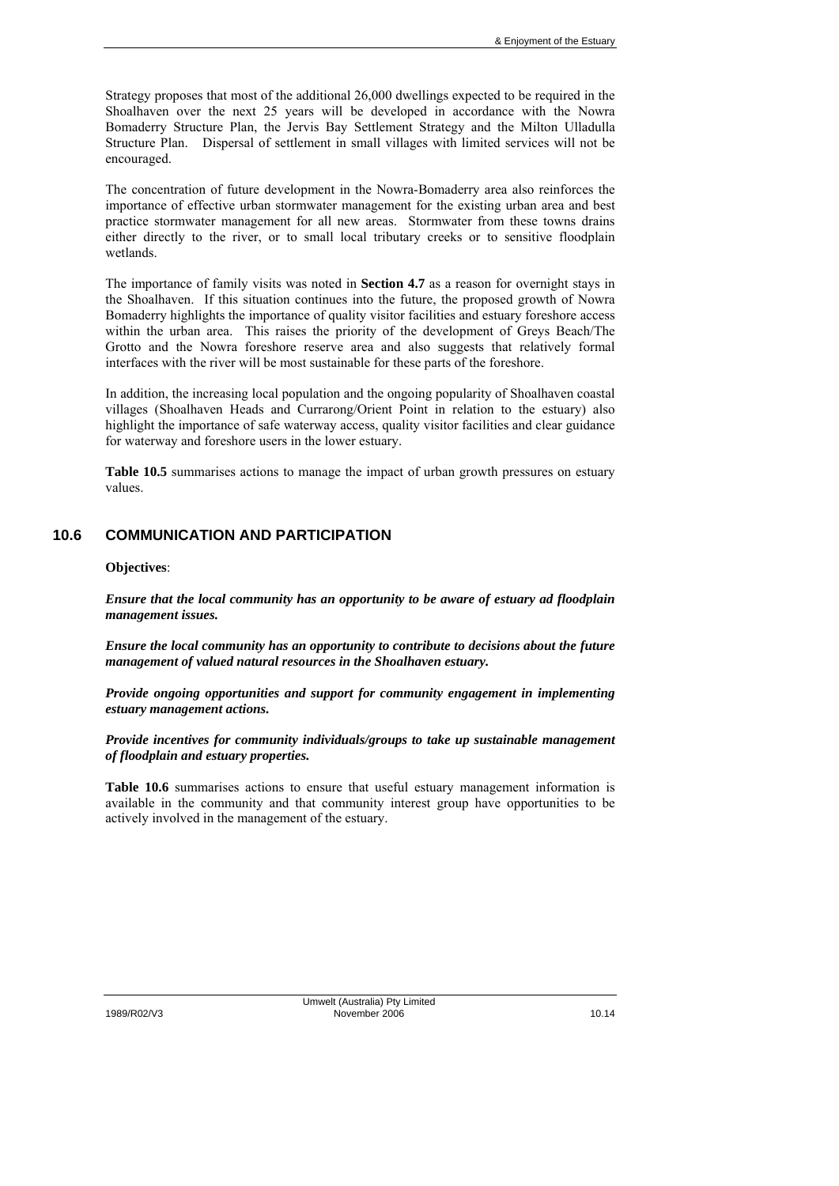Strategy proposes that most of the additional 26,000 dwellings expected to be required in the Shoalhaven over the next 25 years will be developed in accordance with the Nowra Bomaderry Structure Plan, the Jervis Bay Settlement Strategy and the Milton Ulladulla Structure Plan. Dispersal of settlement in small villages with limited services will not be encouraged.

The concentration of future development in the Nowra-Bomaderry area also reinforces the importance of effective urban stormwater management for the existing urban area and best practice stormwater management for all new areas. Stormwater from these towns drains either directly to the river, or to small local tributary creeks or to sensitive floodplain wetlands.

The importance of family visits was noted in **Section 4.7** as a reason for overnight stays in the Shoalhaven. If this situation continues into the future, the proposed growth of Nowra Bomaderry highlights the importance of quality visitor facilities and estuary foreshore access within the urban area. This raises the priority of the development of Greys Beach/The Grotto and the Nowra foreshore reserve area and also suggests that relatively formal interfaces with the river will be most sustainable for these parts of the foreshore.

In addition, the increasing local population and the ongoing popularity of Shoalhaven coastal villages (Shoalhaven Heads and Currarong/Orient Point in relation to the estuary) also highlight the importance of safe waterway access, quality visitor facilities and clear guidance for waterway and foreshore users in the lower estuary.

**Table 10.5** summarises actions to manage the impact of urban growth pressures on estuary values.

## 10.6 COMMUNICATION AND PARTICIPATION

**Objectives**:

***Ensure that the local community has an opportunity to be aware of estuary ad floodplain management issues.***

***Ensure the local community has an opportunity to contribute to decisions about the future management of valued natural resources in the Shoalhaven estuary.***

***Provide ongoing opportunities and support for community engagement in implementing estuary management actions.***

***Provide incentives for community individuals/groups to take up sustainable management of floodplain and estuary properties.***

**Table 10.6** summarises actions to ensure that useful estuary management information is available in the community and that community interest group have opportunities to be actively involved in the management of the estuary.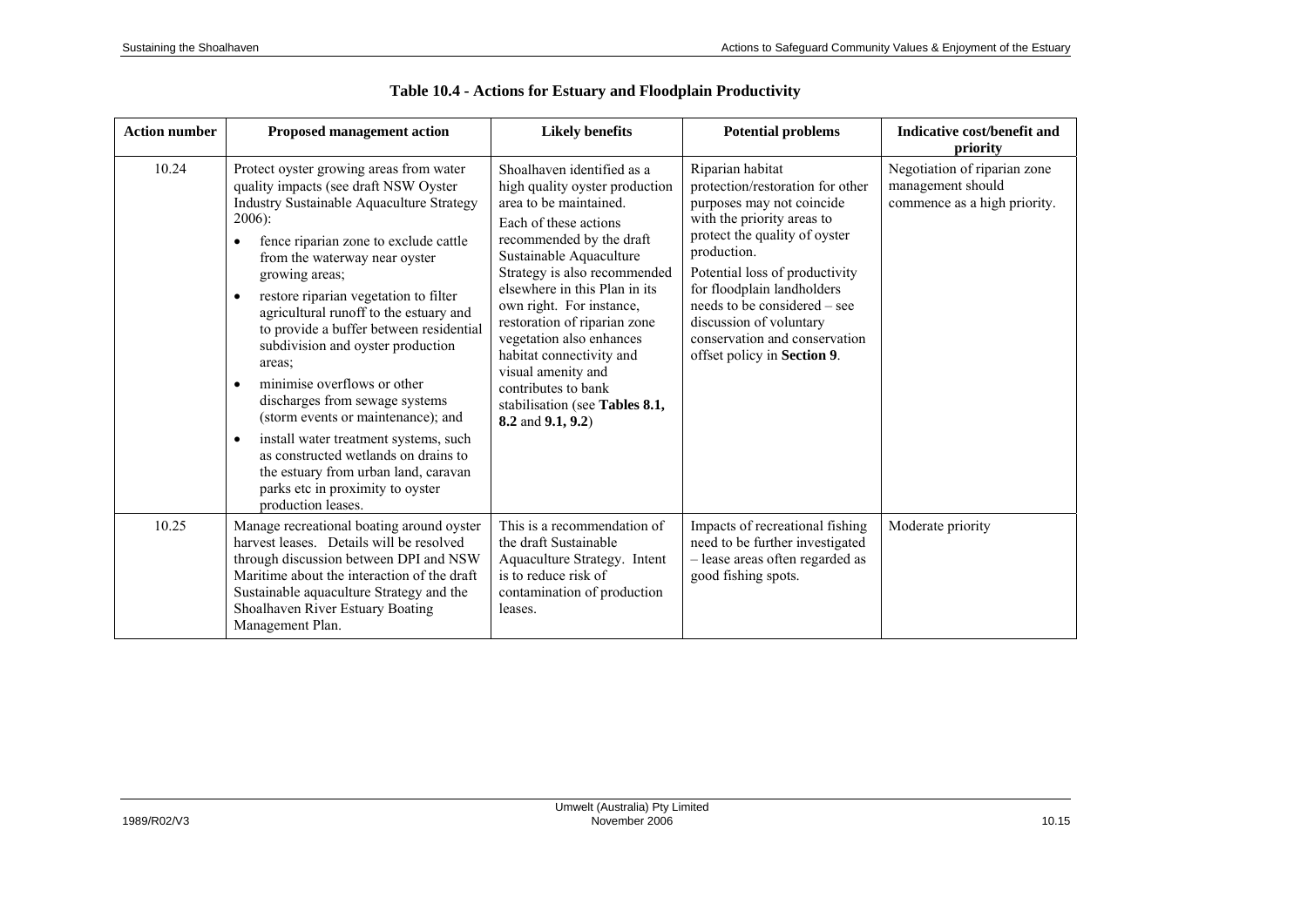**Table 10.4 - Actions for Estuary and Floodplain Productivity**

| Action number | Proposed management action | Likely benefits | Potential problems | Indicative cost/benefit and priority |
|---|---|---|---|---|
| 10.24 | Protect oyster growing areas from water quality impacts (see draft NSW Oyster Industry Sustainable Aquaculture Strategy 2006):<br>• fence riparian zone to exclude cattle from the waterway near oyster growing areas;<br>• restore riparian vegetation to filter agricultural runoff to the estuary and to provide a buffer between residential subdivision and oyster production areas;<br>• minimise overflows or other discharges from sewage systems (storm events or maintenance); and<br>• install water treatment systems, such as constructed wetlands on drains to the estuary from urban land, caravan parks etc in proximity to oyster production leases. | Shoalhaven identified as a high quality oyster production area to be maintained.<br>Each of these actions recommended by the draft Sustainable Aquaculture Strategy is also recommended elsewhere in this Plan in its own right. For instance, restoration of riparian zone vegetation also enhances habitat connectivity and visual amenity and contributes to bank stabilisation (see **Tables 8.1, 8.2** and **9.1, 9.2**) | Riparian habitat protection/restoration for other purposes may not coincide with the priority areas to protect the quality of oyster production.<br>Potential loss of productivity for floodplain landholders needs to be considered – see discussion of voluntary conservation and conservation offset policy in **Section 9**. | Negotiation of riparian zone management should commence as a high priority. |
| 10.25 | Manage recreational boating around oyster harvest leases. Details will be resolved through discussion between DPI and NSW Maritime about the interaction of the draft Sustainable aquaculture Strategy and the Shoalhaven River Estuary Boating Management Plan. | This is a recommendation of the draft Sustainable Aquaculture Strategy. Intent is to reduce risk of contamination of production leases. | Impacts of recreational fishing need to be further investigated – lease areas often regarded as good fishing spots. | Moderate priority |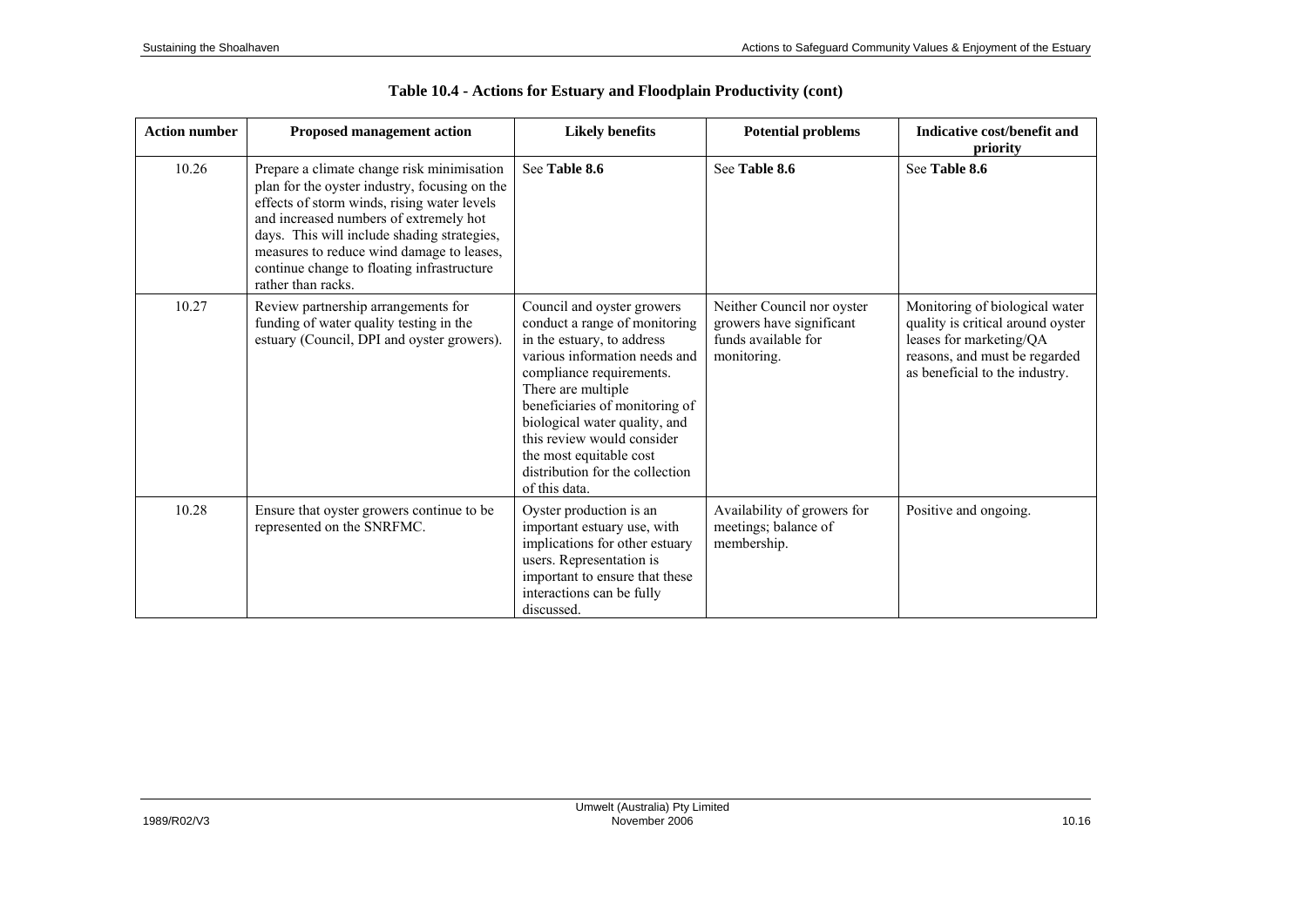## Table 10.4 - Actions for Estuary and Floodplain Productivity (cont)

| Action number | Proposed management action | Likely benefits | Potential problems | Indicative cost/benefit and priority |
|---|---|---|---|---|
| 10.26 | Prepare a climate change risk minimisation plan for the oyster industry, focusing on the effects of storm winds, rising water levels and increased numbers of extremely hot days. This will include shading strategies, measures to reduce wind damage to leases, continue change to floating infrastructure rather than racks. | See **Table 8.6** | See **Table 8.6** | See **Table 8.6** |
| 10.27 | Review partnership arrangements for funding of water quality testing in the estuary (Council, DPI and oyster growers). | Council and oyster growers conduct a range of monitoring in the estuary, to address various information needs and compliance requirements. There are multiple beneficiaries of monitoring of biological water quality, and this review would consider the most equitable cost distribution for the collection of this data. | Neither Council nor oyster growers have significant funds available for monitoring. | Monitoring of biological water quality is critical around oyster leases for marketing/QA reasons, and must be regarded as beneficial to the industry. |
| 10.28 | Ensure that oyster growers continue to be represented on the SNRFMC. | Oyster production is an important estuary use, with implications for other estuary users. Representation is important to ensure that these interactions can be fully discussed. | Availability of growers for meetings; balance of membership. | Positive and ongoing. |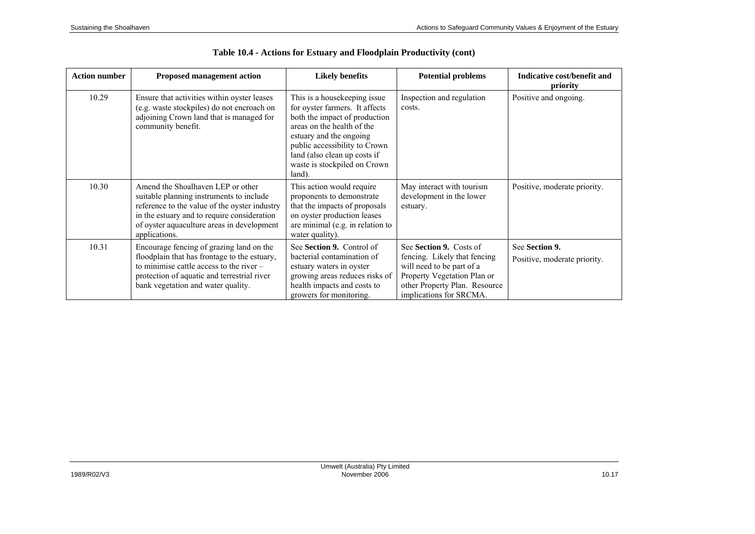## Table 10.4 - Actions for Estuary and Floodplain Productivity (cont)

| Action number | Proposed management action | Likely benefits | Potential problems | Indicative cost/benefit and priority |
|---|---|---|---|---|
| 10.29 | Ensure that activities within oyster leases (e.g. waste stockpiles) do not encroach on adjoining Crown land that is managed for community benefit. | This is a housekeeping issue for oyster farmers. It affects both the impact of production areas on the health of the estuary and the ongoing public accessibility to Crown land (also clean up costs if waste is stockpiled on Crown land). | Inspection and regulation costs. | Positive and ongoing. |
| 10.30 | Amend the Shoalhaven LEP or other suitable planning instruments to include reference to the value of the oyster industry in the estuary and to require consideration of oyster aquaculture areas in development applications. | This action would require proponents to demonstrate that the impacts of proposals on oyster production leases are minimal (e.g. in relation to water quality). | May interact with tourism development in the lower estuary. | Positive, moderate priority. |
| 10.31 | Encourage fencing of grazing land on the floodplain that has frontage to the estuary, to minimise cattle access to the river – protection of aquatic and terrestrial river bank vegetation and water quality. | See **Section 9.** Control of bacterial contamination of estuary waters in oyster growing areas reduces risks of health impacts and costs to growers for monitoring. | See **Section 9.** Costs of fencing. Likely that fencing will need to be part of a Property Vegetation Plan or other Property Plan. Resource implications for SRCMA. | See **Section 9.** Positive, moderate priority. |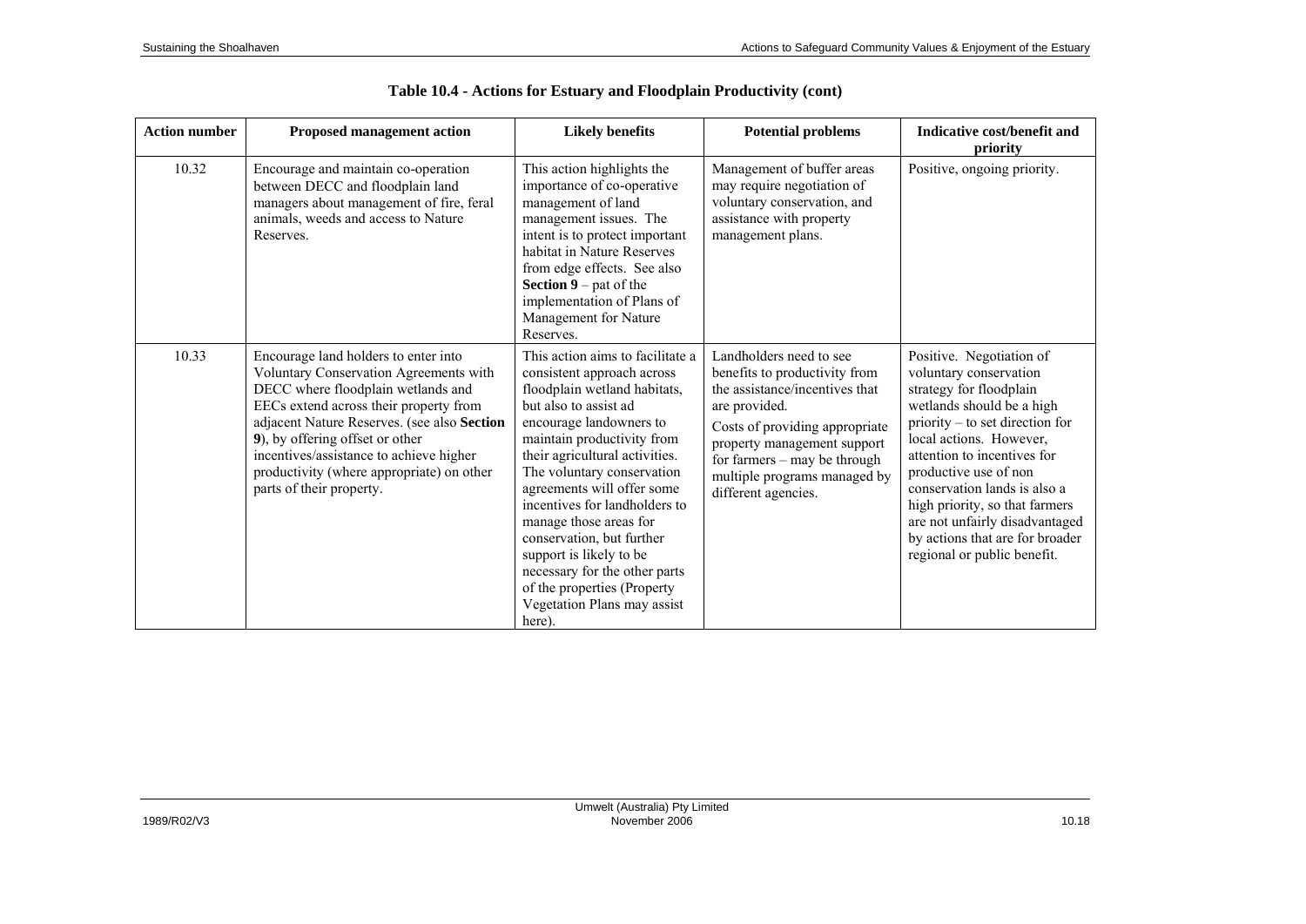**Table 10.4 - Actions for Estuary and Floodplain Productivity (cont)**

| Action number | Proposed management action | Likely benefits | Potential problems | Indicative cost/benefit and priority |
|---|---|---|---|---|
| 10.32 | Encourage and maintain co-operation between DECC and floodplain land managers about management of fire, feral animals, weeds and access to Nature Reserves. | This action highlights the importance of co-operative management of land management issues. The intent is to protect important habitat in Nature Reserves from edge effects. See also **Section 9** – pat of the implementation of Plans of Management for Nature Reserves. | Management of buffer areas may require negotiation of voluntary conservation, and assistance with property management plans. | Positive, ongoing priority. |
| 10.33 | Encourage land holders to enter into Voluntary Conservation Agreements with DECC where floodplain wetlands and EECs extend across their property from adjacent Nature Reserves. (see also **Section 9**), by offering offset or other incentives/assistance to achieve higher productivity (where appropriate) on other parts of their property. | This action aims to facilitate a consistent approach across floodplain wetland habitats, but also to assist ad encourage landowners to maintain productivity from their agricultural activities. The voluntary conservation agreements will offer some incentives for landholders to manage those areas for conservation, but further support is likely to be necessary for the other parts of the properties (Property Vegetation Plans may assist here). | Landholders need to see benefits to productivity from the assistance/incentives that are provided.<br>Costs of providing appropriate property management support for farmers – may be through multiple programs managed by different agencies. | Positive. Negotiation of voluntary conservation strategy for floodplain wetlands should be a high priority – to set direction for local actions. However, attention to incentives for productive use of non conservation lands is also a high priority, so that farmers are not unfairly disadvantaged by actions that are for broader regional or public benefit. |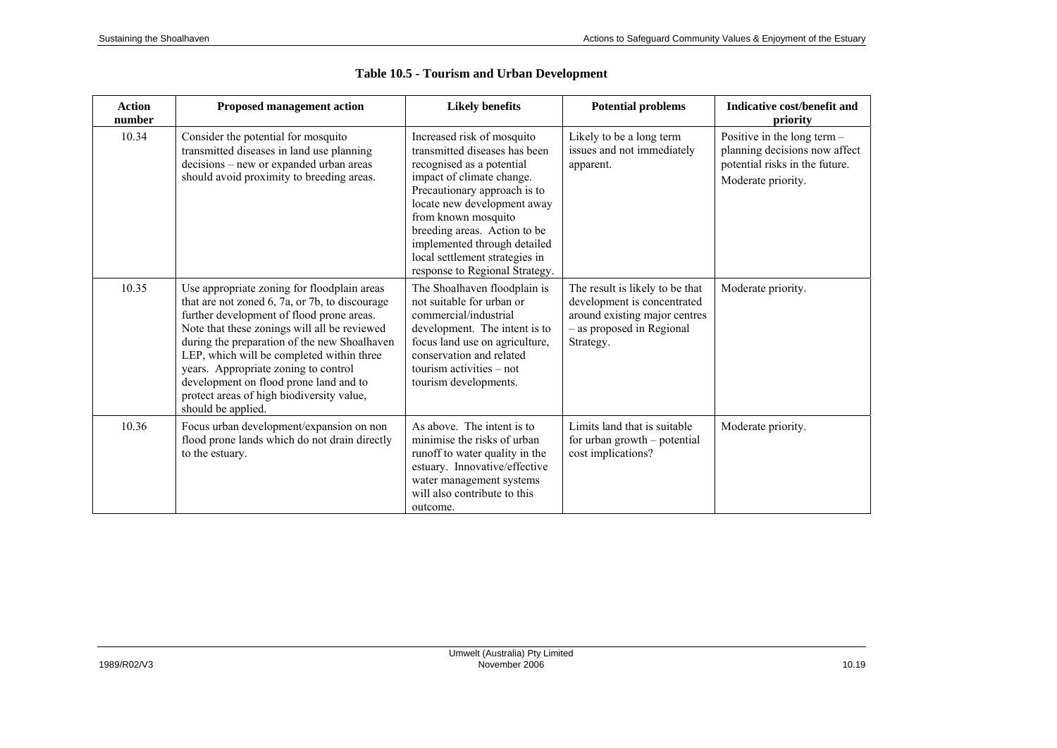**Table 10.5 - Tourism and Urban Development**

| Action number | Proposed management action | Likely benefits | Potential problems | Indicative cost/benefit and priority |
|---|---|---|---|---|
| 10.34 | Consider the potential for mosquito transmitted diseases in land use planning decisions – new or expanded urban areas should avoid proximity to breeding areas. | Increased risk of mosquito transmitted diseases has been recognised as a potential impact of climate change. Precautionary approach is to locate new development away from known mosquito breeding areas. Action to be implemented through detailed local settlement strategies in response to Regional Strategy. | Likely to be a long term issues and not immediately apparent. | Positive in the long term – planning decisions now affect potential risks in the future. Moderate priority. |
| 10.35 | Use appropriate zoning for floodplain areas that are not zoned 6, 7a, or 7b, to discourage further development of flood prone areas. Note that these zonings will all be reviewed during the preparation of the new Shoalhaven LEP, which will be completed within three years. Appropriate zoning to control development on flood prone land and to protect areas of high biodiversity value, should be applied. | The Shoalhaven floodplain is not suitable for urban or commercial/industrial development. The intent is to focus land use on agriculture, conservation and related tourism activities – not tourism developments. | The result is likely to be that development is concentrated around existing major centres – as proposed in Regional Strategy. | Moderate priority. |
| 10.36 | Focus urban development/expansion on non flood prone lands which do not drain directly to the estuary. | As above. The intent is to minimise the risks of urban runoff to water quality in the estuary. Innovative/effective water management systems will also contribute to this outcome. | Limits land that is suitable for urban growth – potential cost implications? | Moderate priority. |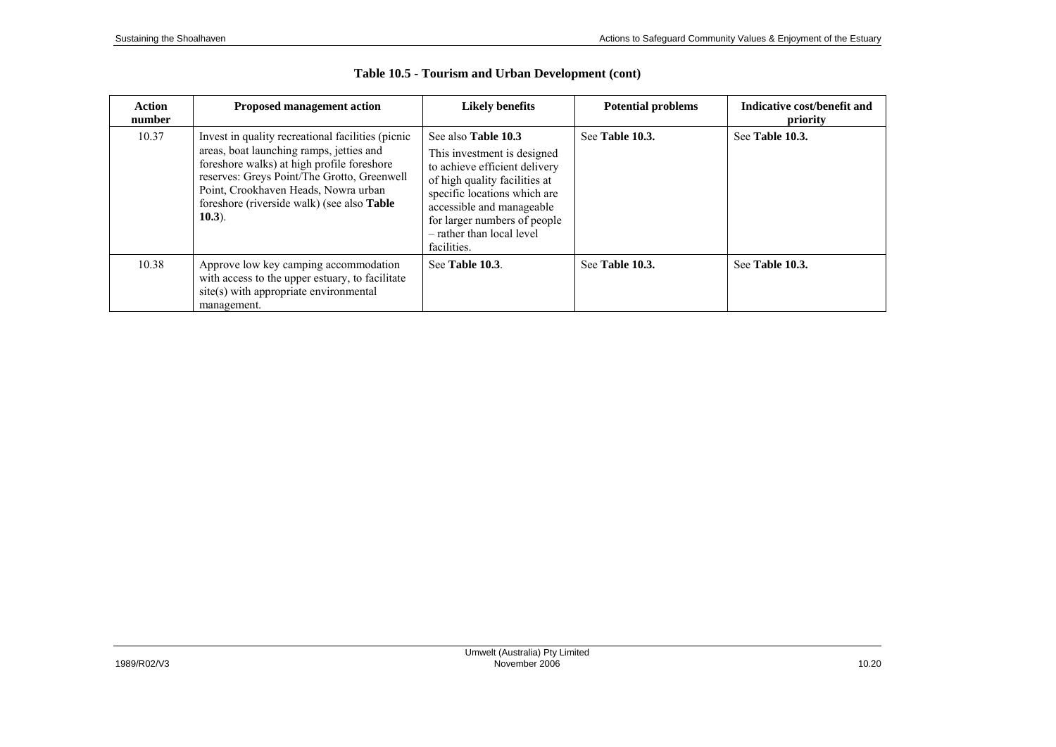**Table 10.5 - Tourism and Urban Development (cont)**

| Action number | Proposed management action | Likely benefits | Potential problems | Indicative cost/benefit and priority |
|---|---|---|---|---|
| 10.37 | Invest in quality recreational facilities (picnic areas, boat launching ramps, jetties and foreshore walks) at high profile foreshore reserves: Greys Point/The Grotto, Greenwell Point, Crookhaven Heads, Nowra urban foreshore (riverside walk) (see also **Table 10.3**). | See also **Table 10.3**<br>This investment is designed to achieve efficient delivery of high quality facilities at specific locations which are accessible and manageable for larger numbers of people – rather than local level facilities. | See **Table 10.3.** | See **Table 10.3.** |
| 10.38 | Approve low key camping accommodation with access to the upper estuary, to facilitate site(s) with appropriate environmental management. | See **Table 10.3**. | See **Table 10.3.** | See **Table 10.3.** |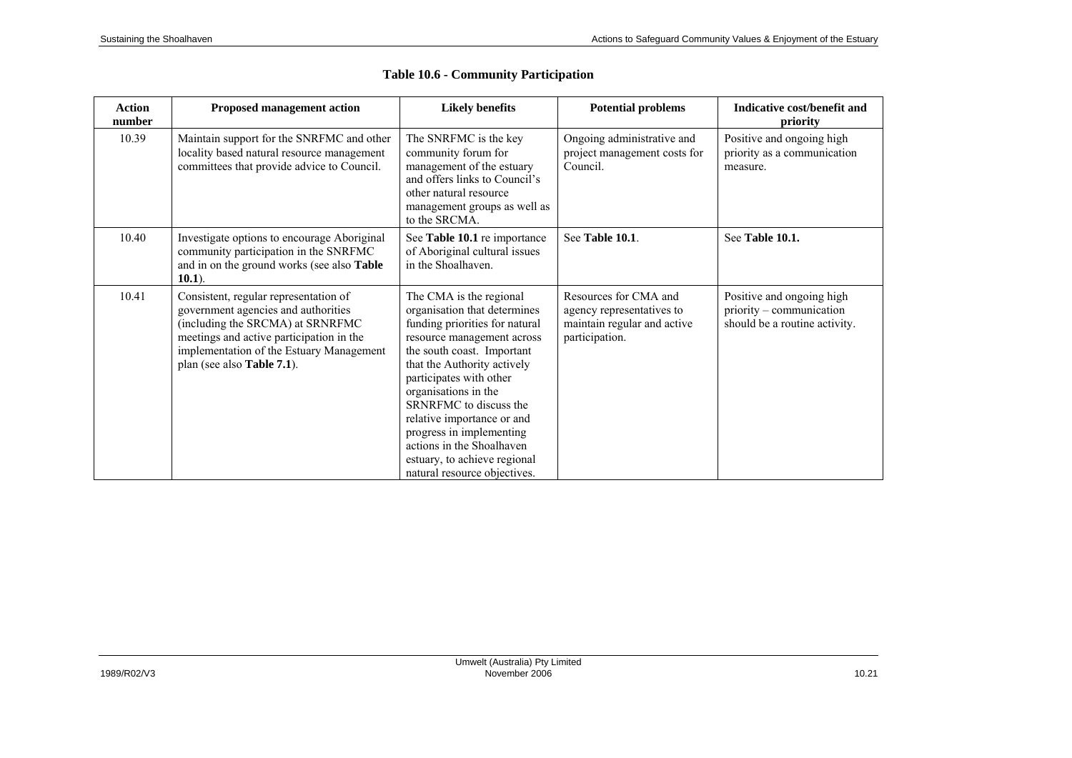## Table 10.6 - Community Participation

| Action number | Proposed management action | Likely benefits | Potential problems | Indicative cost/benefit and priority |
|---|---|---|---|---|
| 10.39 | Maintain support for the SNRFMC and other locality based natural resource management committees that provide advice to Council. | The SNRFMC is the key community forum for management of the estuary and offers links to Council's other natural resource management groups as well as to the SRCMA. | Ongoing administrative and project management costs for Council. | Positive and ongoing high priority as a communication measure. |
| 10.40 | Investigate options to encourage Aboriginal community participation in the SNRFMC and in on the ground works (see also **Table 10.1**). | See **Table 10.1** re importance of Aboriginal cultural issues in the Shoalhaven. | See **Table 10.1**. | See **Table 10.1.** |
| 10.41 | Consistent, regular representation of government agencies and authorities (including the SRCMA) at SRNRFMC meetings and active participation in the implementation of the Estuary Management plan (see also **Table 7.1**). | The CMA is the regional organisation that determines funding priorities for natural resource management across the south coast. Important that the Authority actively participates with other organisations in the SRNRFMC to discuss the relative importance or and progress in implementing actions in the Shoalhaven estuary, to achieve regional natural resource objectives. | Resources for CMA and agency representatives to maintain regular and active participation. | Positive and ongoing high priority – communication should be a routine activity. |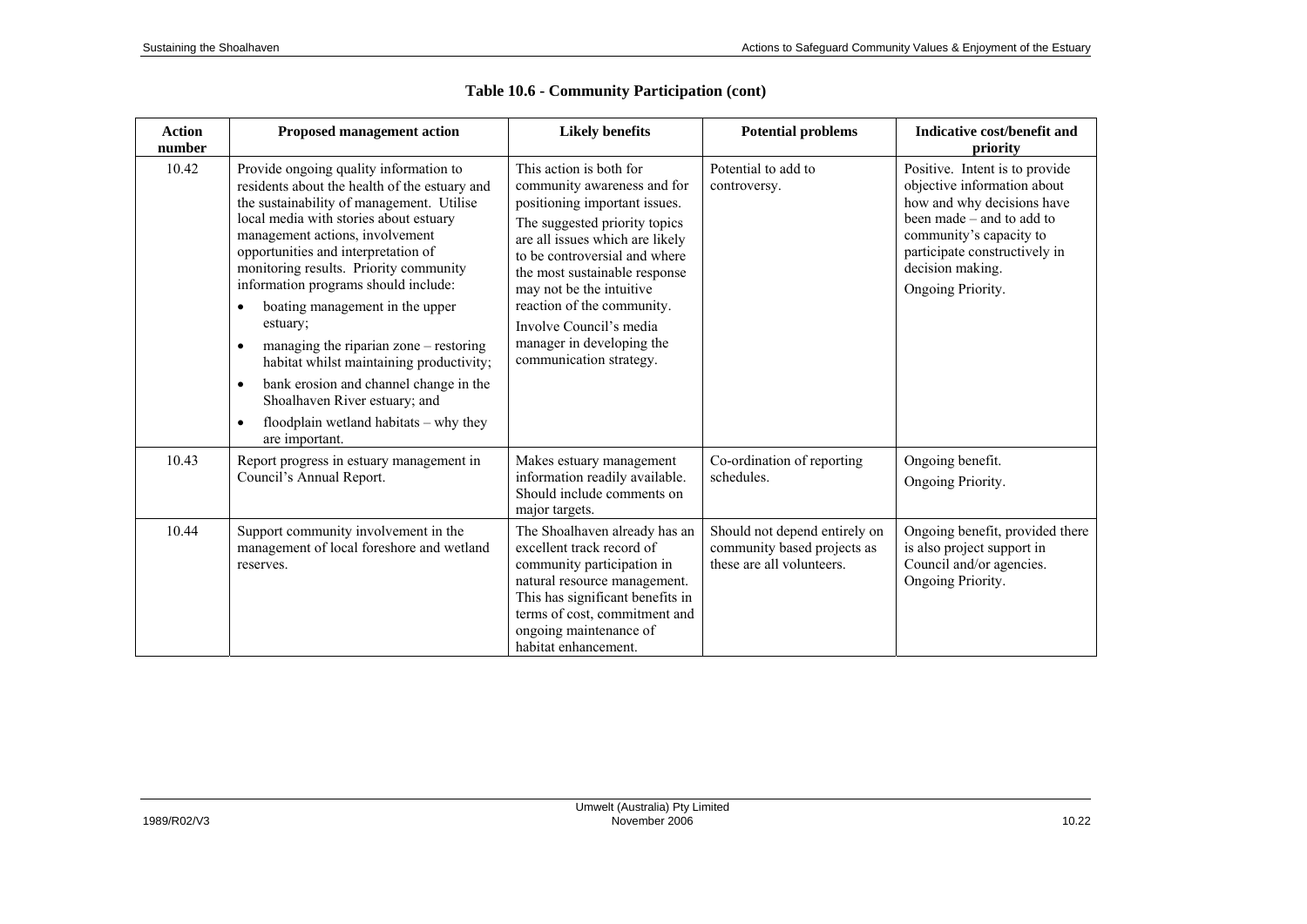## Table 10.6 - Community Participation (cont)

| Action number | Proposed management action | Likely benefits | Potential problems | Indicative cost/benefit and priority |
|---|---|---|---|---|
| 10.42 | Provide ongoing quality information to residents about the health of the estuary and the sustainability of management. Utilise local media with stories about estuary management actions, involvement opportunities and interpretation of monitoring results. Priority community information programs should include:<br>• boating management in the upper estuary;<br>• managing the riparian zone – restoring habitat whilst maintaining productivity;<br>• bank erosion and channel change in the Shoalhaven River estuary; and<br>• floodplain wetland habitats – why they are important. | This action is both for community awareness and for positioning important issues.<br>The suggested priority topics are all issues which are likely to be controversial and where the most sustainable response may not be the intuitive reaction of the community.<br>Involve Council's media manager in developing the communication strategy. | Potential to add to controversy. | Positive. Intent is to provide objective information about how and why decisions have been made – and to add to community's capacity to participate constructively in decision making.<br>Ongoing Priority. |
| 10.43 | Report progress in estuary management in Council's Annual Report. | Makes estuary management information readily available. Should include comments on major targets. | Co-ordination of reporting schedules. | Ongoing benefit.<br>Ongoing Priority. |
| 10.44 | Support community involvement in the management of local foreshore and wetland reserves. | The Shoalhaven already has an excellent track record of community participation in natural resource management. This has significant benefits in terms of cost, commitment and ongoing maintenance of habitat enhancement. | Should not depend entirely on community based projects as these are all volunteers. | Ongoing benefit, provided there is also project support in Council and/or agencies.<br>Ongoing Priority. |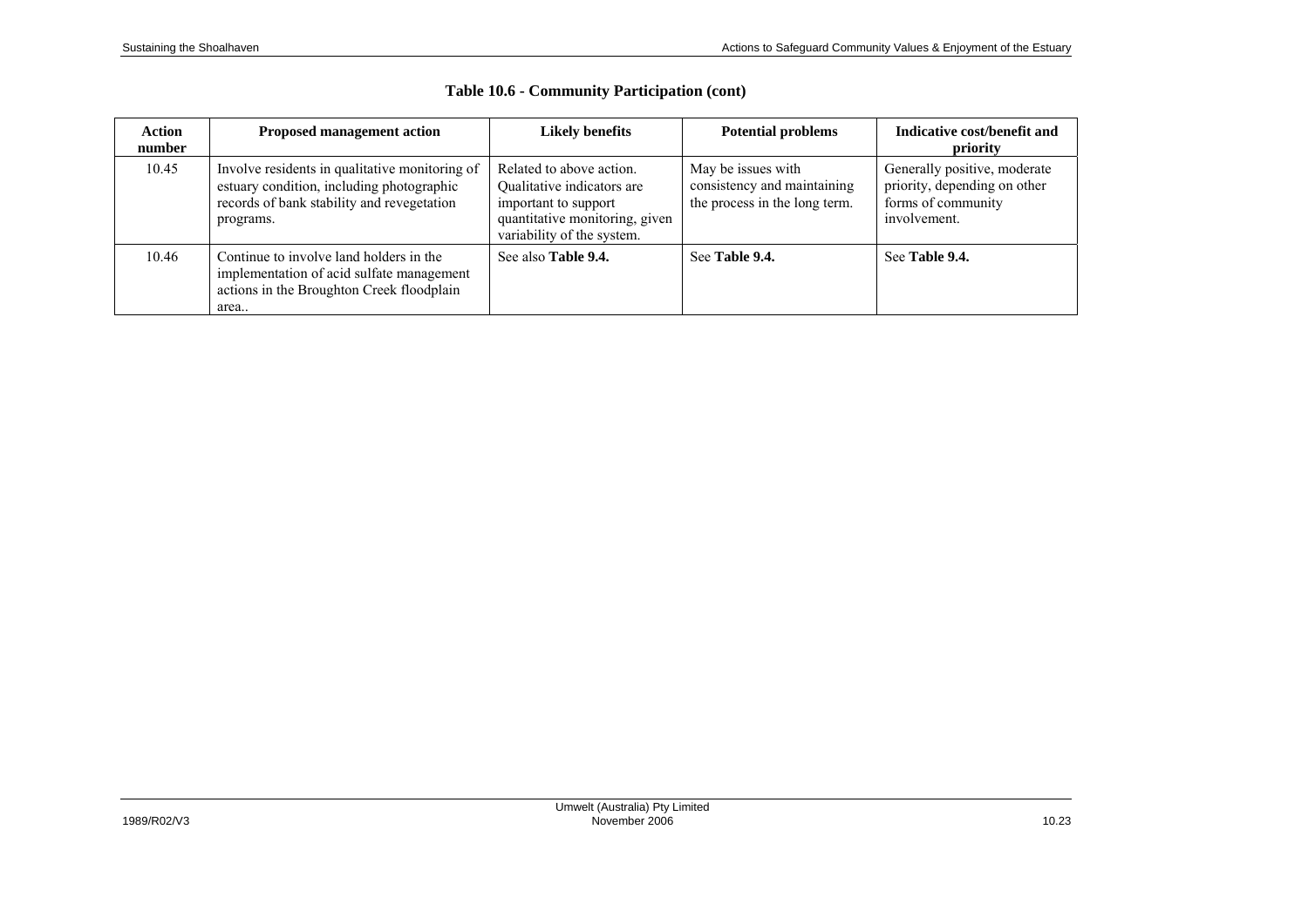**Table 10.6 - Community Participation (cont)**

| Action number | Proposed management action | Likely benefits | Potential problems | Indicative cost/benefit and priority |
|---|---|---|---|---|
| 10.45 | Involve residents in qualitative monitoring of estuary condition, including photographic records of bank stability and revegetation programs. | Related to above action. Qualitative indicators are important to support quantitative monitoring, given variability of the system. | May be issues with consistency and maintaining the process in the long term. | Generally positive, moderate priority, depending on other forms of community involvement. |
| 10.46 | Continue to involve land holders in the implementation of acid sulfate management actions in the Broughton Creek floodplain area.. | See also **Table 9.4.** | See **Table 9.4.** | See **Table 9.4.** |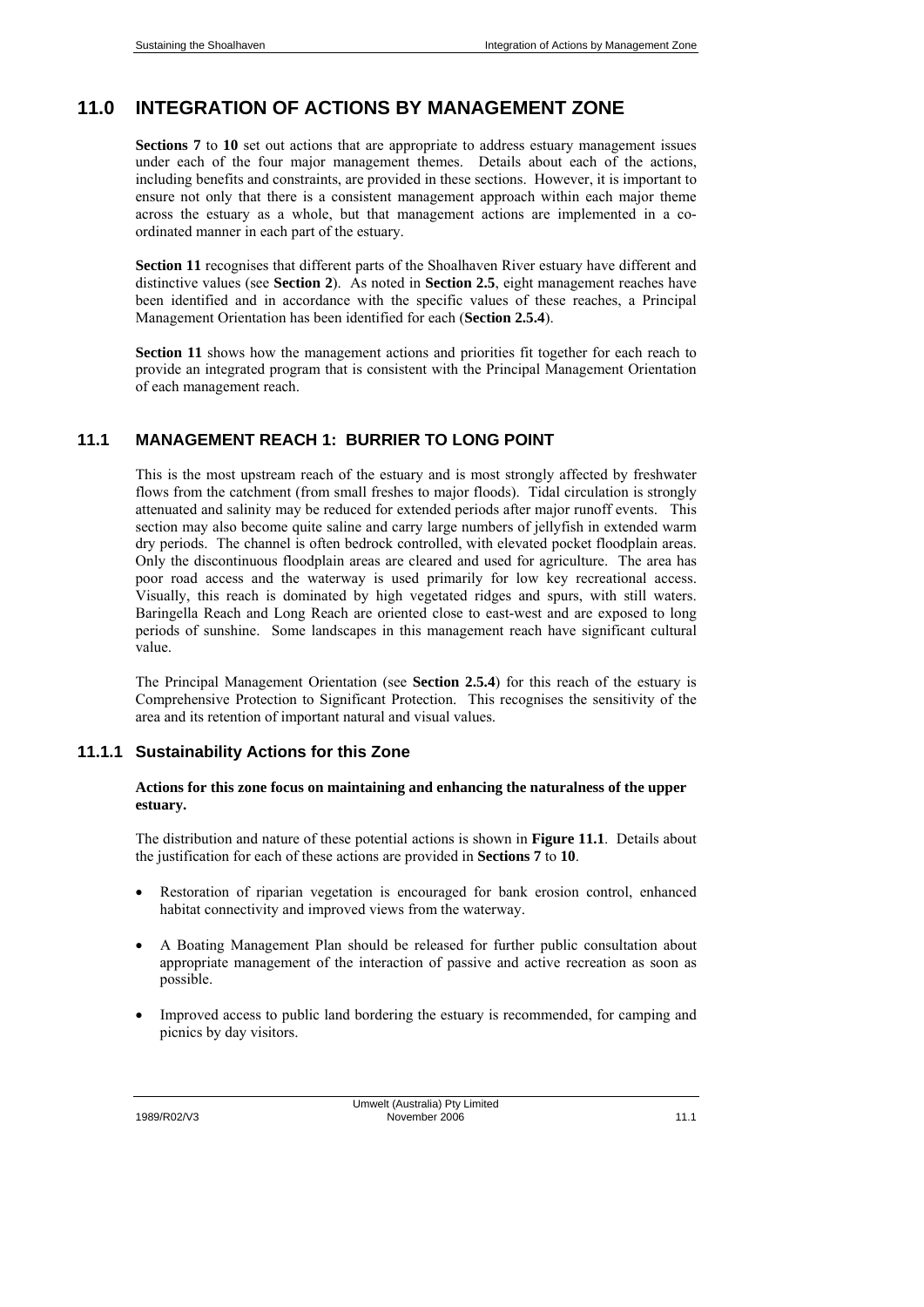# 11.0 INTEGRATION OF ACTIONS BY MANAGEMENT ZONE

**Sections 7** to **10** set out actions that are appropriate to address estuary management issues under each of the four major management themes. Details about each of the actions, including benefits and constraints, are provided in these sections. However, it is important to ensure not only that there is a consistent management approach within each major theme across the estuary as a whole, but that management actions are implemented in a co-ordinated manner in each part of the estuary.

**Section 11** recognises that different parts of the Shoalhaven River estuary have different and distinctive values (see **Section 2**). As noted in **Section 2.5**, eight management reaches have been identified and in accordance with the specific values of these reaches, a Principal Management Orientation has been identified for each (**Section 2.5.4**).

**Section 11** shows how the management actions and priorities fit together for each reach to provide an integrated program that is consistent with the Principal Management Orientation of each management reach.

## 11.1 MANAGEMENT REACH 1: BURRIER TO LONG POINT

This is the most upstream reach of the estuary and is most strongly affected by freshwater flows from the catchment (from small freshes to major floods). Tidal circulation is strongly attenuated and salinity may be reduced for extended periods after major runoff events. This section may also become quite saline and carry large numbers of jellyfish in extended warm dry periods. The channel is often bedrock controlled, with elevated pocket floodplain areas. Only the discontinuous floodplain areas are cleared and used for agriculture. The area has poor road access and the waterway is used primarily for low key recreational access. Visually, this reach is dominated by high vegetated ridges and spurs, with still waters. Baringella Reach and Long Reach are oriented close to east-west and are exposed to long periods of sunshine. Some landscapes in this management reach have significant cultural value.

The Principal Management Orientation (see **Section 2.5.4**) for this reach of the estuary is Comprehensive Protection to Significant Protection. This recognises the sensitivity of the area and its retention of important natural and visual values.

### 11.1.1 Sustainability Actions for this Zone

**Actions for this zone focus on maintaining and enhancing the naturalness of the upper estuary.**

The distribution and nature of these potential actions is shown in **Figure 11.1**. Details about the justification for each of these actions are provided in **Sections 7** to **10**.

- Restoration of riparian vegetation is encouraged for bank erosion control, enhanced habitat connectivity and improved views from the waterway.
- A Boating Management Plan should be released for further public consultation about appropriate management of the interaction of passive and active recreation as soon as possible.
- Improved access to public land bordering the estuary is recommended, for camping and picnics by day visitors.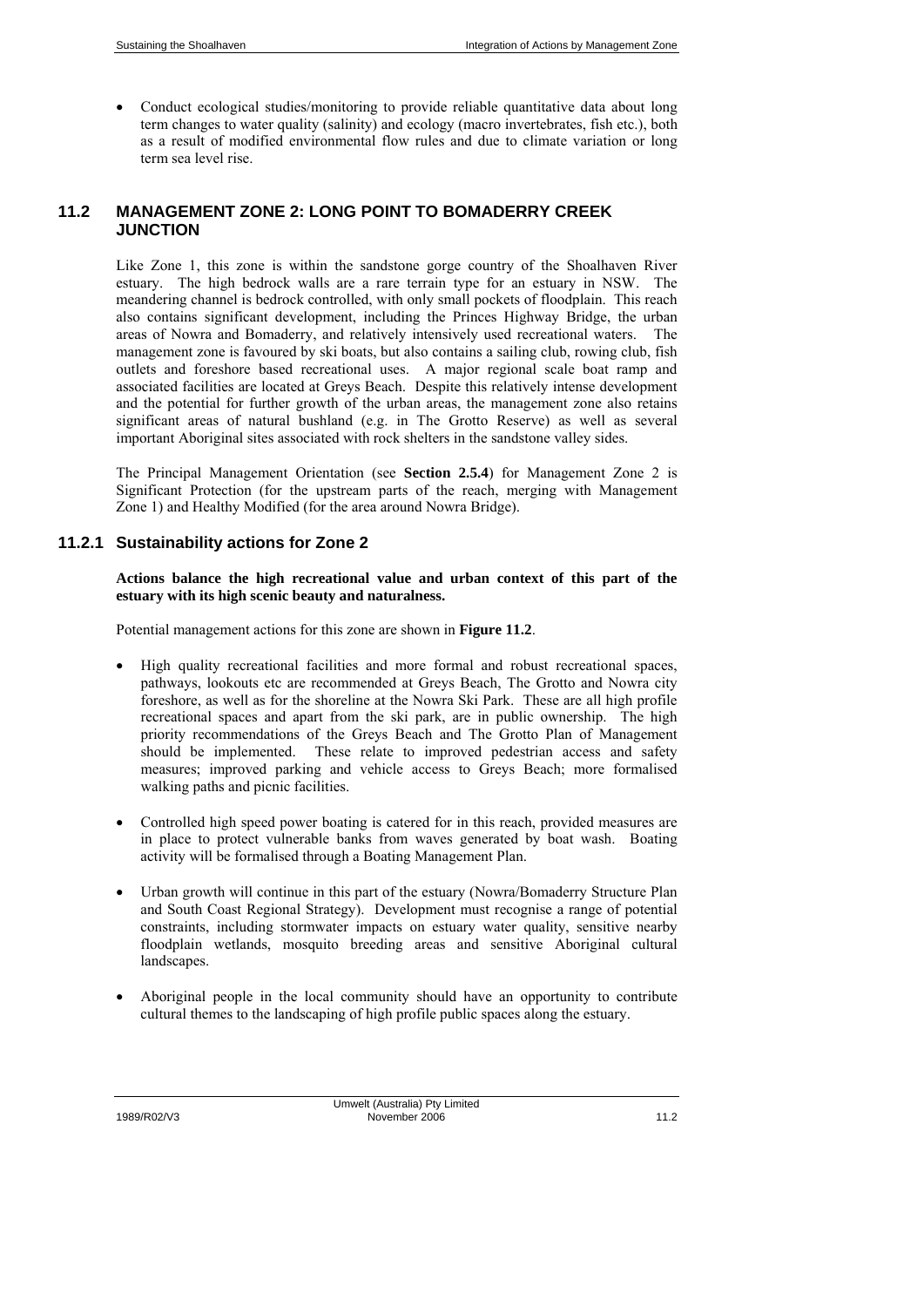- Conduct ecological studies/monitoring to provide reliable quantitative data about long term changes to water quality (salinity) and ecology (macro invertebrates, fish etc.), both as a result of modified environmental flow rules and due to climate variation or long term sea level rise.

## 11.2 MANAGEMENT ZONE 2: LONG POINT TO BOMADERRY CREEK JUNCTION

Like Zone 1, this zone is within the sandstone gorge country of the Shoalhaven River estuary. The high bedrock walls are a rare terrain type for an estuary in NSW. The meandering channel is bedrock controlled, with only small pockets of floodplain. This reach also contains significant development, including the Princes Highway Bridge, the urban areas of Nowra and Bomaderry, and relatively intensively used recreational waters. The management zone is favoured by ski boats, but also contains a sailing club, rowing club, fish outlets and foreshore based recreational uses. A major regional scale boat ramp and associated facilities are located at Greys Beach. Despite this relatively intense development and the potential for further growth of the urban areas, the management zone also retains significant areas of natural bushland (e.g. in The Grotto Reserve) as well as several important Aboriginal sites associated with rock shelters in the sandstone valley sides.

The Principal Management Orientation (see **Section 2.5.4**) for Management Zone 2 is Significant Protection (for the upstream parts of the reach, merging with Management Zone 1) and Healthy Modified (for the area around Nowra Bridge).

### 11.2.1 Sustainability actions for Zone 2

**Actions balance the high recreational value and urban context of this part of the estuary with its high scenic beauty and naturalness.**

Potential management actions for this zone are shown in **Figure 11.2**.

- High quality recreational facilities and more formal and robust recreational spaces, pathways, lookouts etc are recommended at Greys Beach, The Grotto and Nowra city foreshore, as well as for the shoreline at the Nowra Ski Park. These are all high profile recreational spaces and apart from the ski park, are in public ownership. The high priority recommendations of the Greys Beach and The Grotto Plan of Management should be implemented. These relate to improved pedestrian access and safety measures; improved parking and vehicle access to Greys Beach; more formalised walking paths and picnic facilities.

- Controlled high speed power boating is catered for in this reach, provided measures are in place to protect vulnerable banks from waves generated by boat wash. Boating activity will be formalised through a Boating Management Plan.

- Urban growth will continue in this part of the estuary (Nowra/Bomaderry Structure Plan and South Coast Regional Strategy). Development must recognise a range of potential constraints, including stormwater impacts on estuary water quality, sensitive nearby floodplain wetlands, mosquito breeding areas and sensitive Aboriginal cultural landscapes.

- Aboriginal people in the local community should have an opportunity to contribute cultural themes to the landscaping of high profile public spaces along the estuary.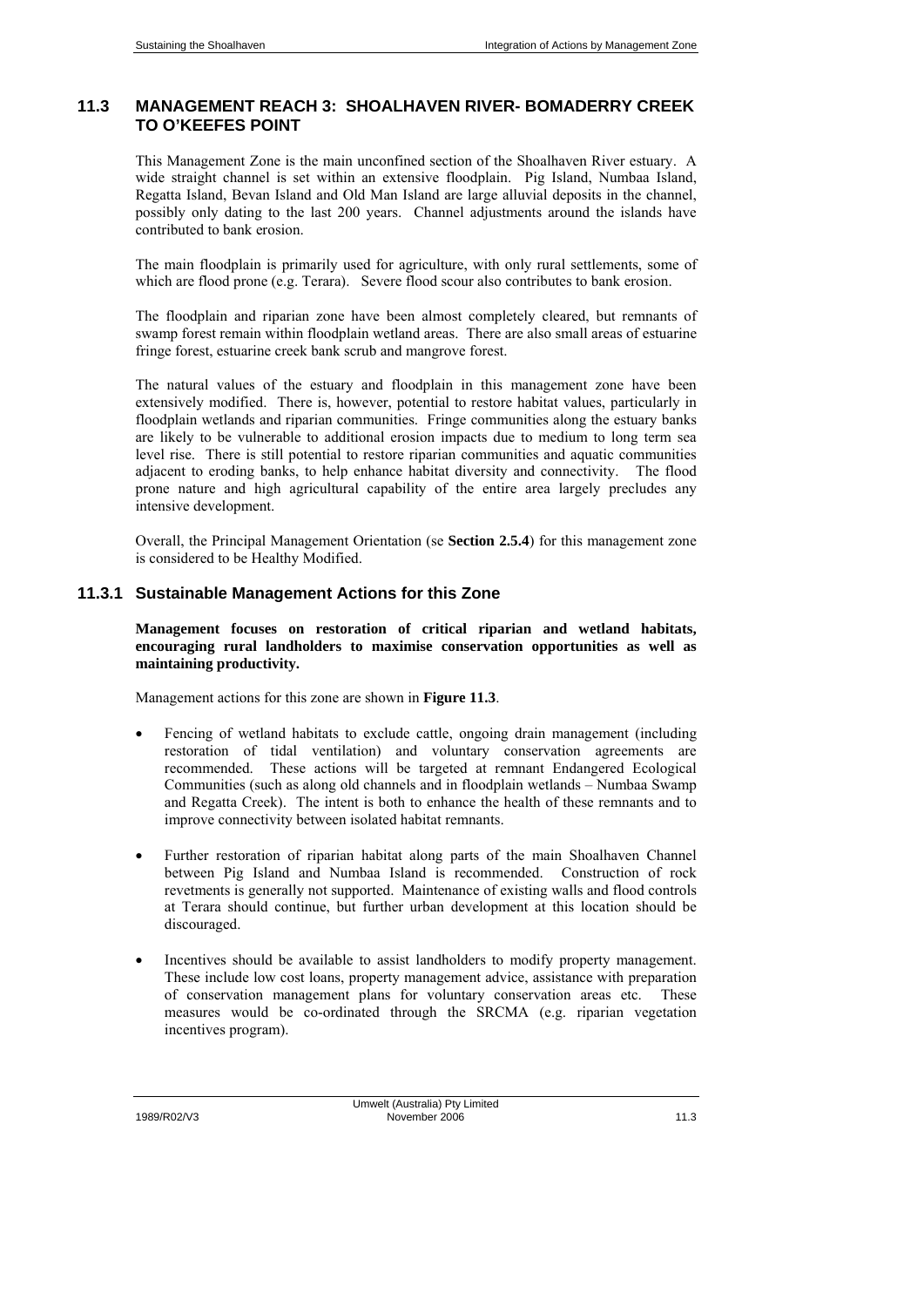## 11.3 MANAGEMENT REACH 3: SHOALHAVEN RIVER- BOMADERRY CREEK TO O'KEEFES POINT

This Management Zone is the main unconfined section of the Shoalhaven River estuary. A wide straight channel is set within an extensive floodplain. Pig Island, Numbaa Island, Regatta Island, Bevan Island and Old Man Island are large alluvial deposits in the channel, possibly only dating to the last 200 years. Channel adjustments around the islands have contributed to bank erosion.

The main floodplain is primarily used for agriculture, with only rural settlements, some of which are flood prone (e.g. Terara). Severe flood scour also contributes to bank erosion.

The floodplain and riparian zone have been almost completely cleared, but remnants of swamp forest remain within floodplain wetland areas. There are also small areas of estuarine fringe forest, estuarine creek bank scrub and mangrove forest.

The natural values of the estuary and floodplain in this management zone have been extensively modified. There is, however, potential to restore habitat values, particularly in floodplain wetlands and riparian communities. Fringe communities along the estuary banks are likely to be vulnerable to additional erosion impacts due to medium to long term sea level rise. There is still potential to restore riparian communities and aquatic communities adjacent to eroding banks, to help enhance habitat diversity and connectivity. The flood prone nature and high agricultural capability of the entire area largely precludes any intensive development.

Overall, the Principal Management Orientation (se **Section 2.5.4**) for this management zone is considered to be Healthy Modified.

### 11.3.1 Sustainable Management Actions for this Zone

**Management focuses on restoration of critical riparian and wetland habitats, encouraging rural landholders to maximise conservation opportunities as well as maintaining productivity.**

Management actions for this zone are shown in **Figure 11.3**.

- Fencing of wetland habitats to exclude cattle, ongoing drain management (including restoration of tidal ventilation) and voluntary conservation agreements are recommended. These actions will be targeted at remnant Endangered Ecological Communities (such as along old channels and in floodplain wetlands – Numbaa Swamp and Regatta Creek). The intent is both to enhance the health of these remnants and to improve connectivity between isolated habitat remnants.

- Further restoration of riparian habitat along parts of the main Shoalhaven Channel between Pig Island and Numbaa Island is recommended. Construction of rock revetments is generally not supported. Maintenance of existing walls and flood controls at Terara should continue, but further urban development at this location should be discouraged.

- Incentives should be available to assist landholders to modify property management. These include low cost loans, property management advice, assistance with preparation of conservation management plans for voluntary conservation areas etc. These measures would be co-ordinated through the SRCMA (e.g. riparian vegetation incentives program).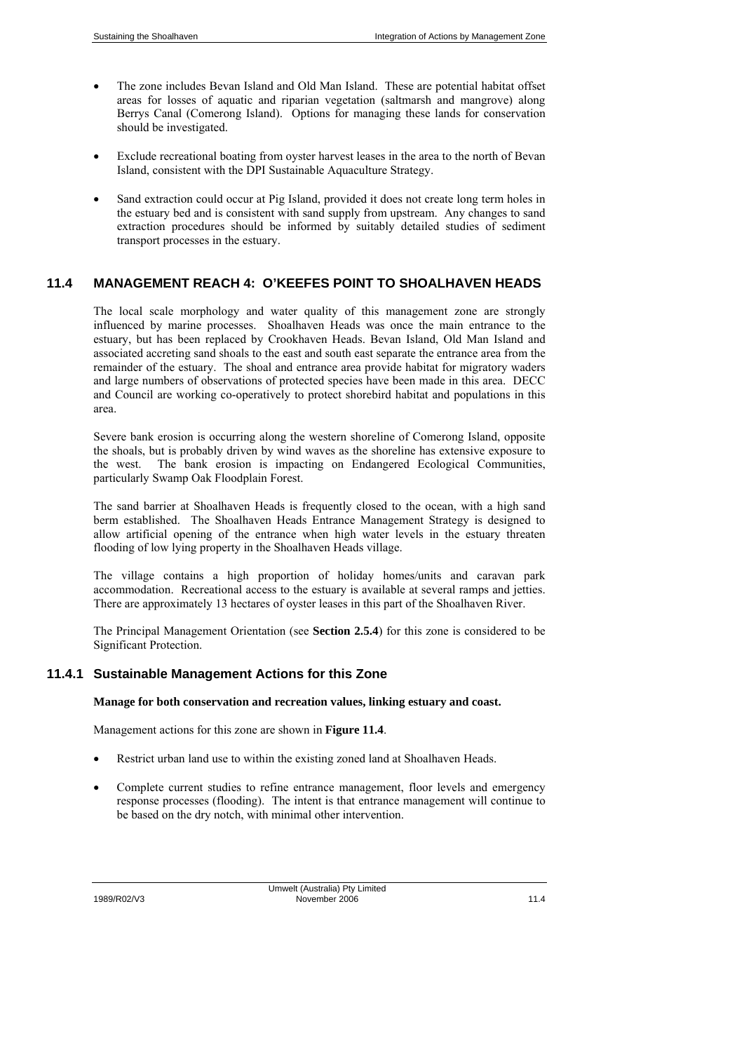- The zone includes Bevan Island and Old Man Island. These are potential habitat offset areas for losses of aquatic and riparian vegetation (saltmarsh and mangrove) along Berrys Canal (Comerong Island). Options for managing these lands for conservation should be investigated.

- Exclude recreational boating from oyster harvest leases in the area to the north of Bevan Island, consistent with the DPI Sustainable Aquaculture Strategy.

- Sand extraction could occur at Pig Island, provided it does not create long term holes in the estuary bed and is consistent with sand supply from upstream. Any changes to sand extraction procedures should be informed by suitably detailed studies of sediment transport processes in the estuary.

## 11.4 MANAGEMENT REACH 4: O'KEEFES POINT TO SHOALHAVEN HEADS

The local scale morphology and water quality of this management zone are strongly influenced by marine processes. Shoalhaven Heads was once the main entrance to the estuary, but has been replaced by Crookhaven Heads. Bevan Island, Old Man Island and associated accreting sand shoals to the east and south east separate the entrance area from the remainder of the estuary. The shoal and entrance area provide habitat for migratory waders and large numbers of observations of protected species have been made in this area. DECC and Council are working co-operatively to protect shorebird habitat and populations in this area.

Severe bank erosion is occurring along the western shoreline of Comerong Island, opposite the shoals, but is probably driven by wind waves as the shoreline has extensive exposure to the west. The bank erosion is impacting on Endangered Ecological Communities, particularly Swamp Oak Floodplain Forest.

The sand barrier at Shoalhaven Heads is frequently closed to the ocean, with a high sand berm established. The Shoalhaven Heads Entrance Management Strategy is designed to allow artificial opening of the entrance when high water levels in the estuary threaten flooding of low lying property in the Shoalhaven Heads village.

The village contains a high proportion of holiday homes/units and caravan park accommodation. Recreational access to the estuary is available at several ramps and jetties. There are approximately 13 hectares of oyster leases in this part of the Shoalhaven River.

The Principal Management Orientation (see **Section 2.5.4**) for this zone is considered to be Significant Protection.

### 11.4.1 Sustainable Management Actions for this Zone

**Manage for both conservation and recreation values, linking estuary and coast.**

Management actions for this zone are shown in **Figure 11.4**.

- Restrict urban land use to within the existing zoned land at Shoalhaven Heads.

- Complete current studies to refine entrance management, floor levels and emergency response processes (flooding). The intent is that entrance management will continue to be based on the dry notch, with minimal other intervention.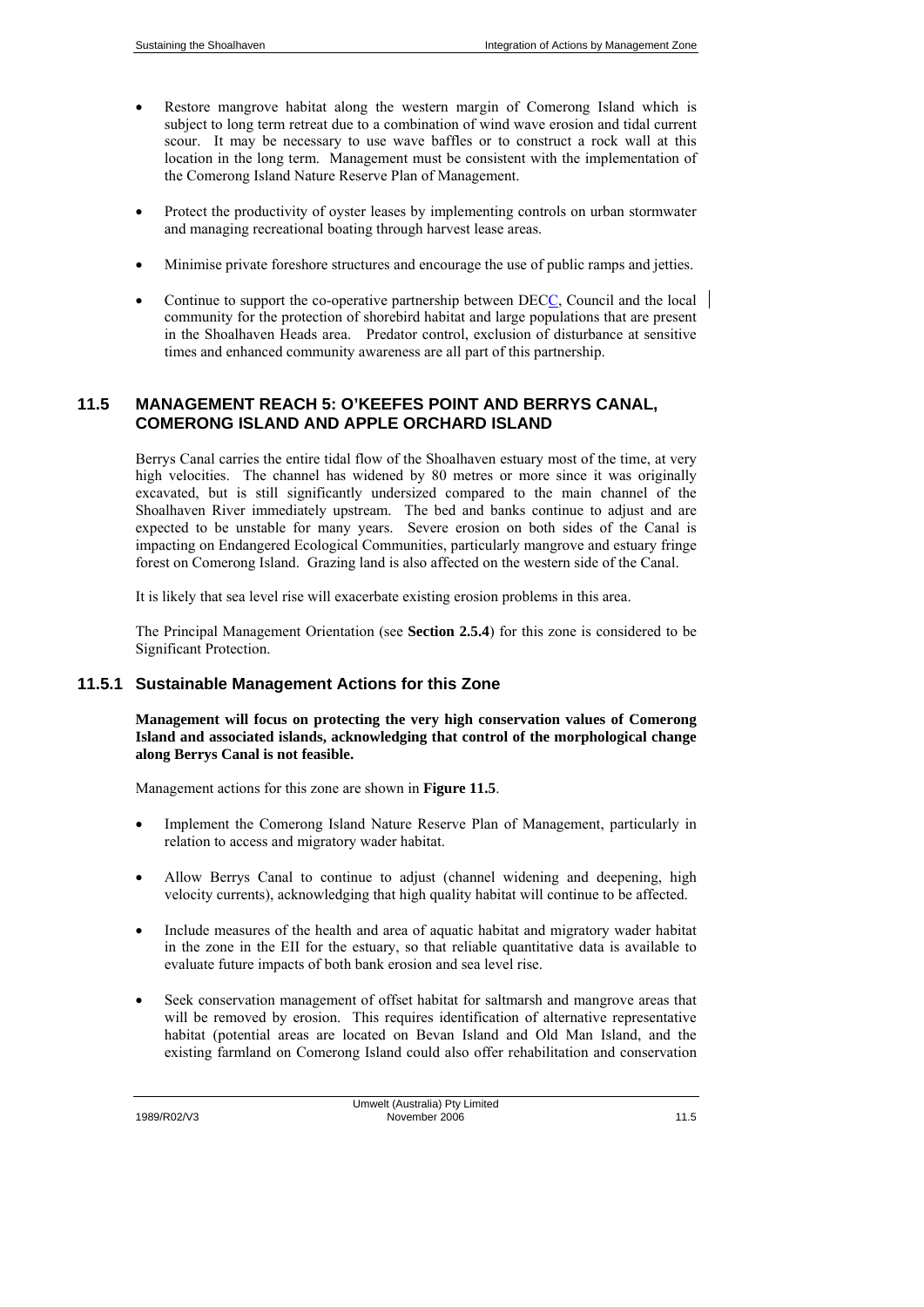- Restore mangrove habitat along the western margin of Comerong Island which is subject to long term retreat due to a combination of wind wave erosion and tidal current scour. It may be necessary to use wave baffles or to construct a rock wall at this location in the long term. Management must be consistent with the implementation of the Comerong Island Nature Reserve Plan of Management.

- Protect the productivity of oyster leases by implementing controls on urban stormwater and managing recreational boating through harvest lease areas.

- Minimise private foreshore structures and encourage the use of public ramps and jetties.

- Continue to support the co-operative partnership between DECC, Council and the local community for the protection of shorebird habitat and large populations that are present in the Shoalhaven Heads area. Predator control, exclusion of disturbance at sensitive times and enhanced community awareness are all part of this partnership.

## 11.5 MANAGEMENT REACH 5: O'KEEFES POINT AND BERRYS CANAL, COMERONG ISLAND AND APPLE ORCHARD ISLAND

Berrys Canal carries the entire tidal flow of the Shoalhaven estuary most of the time, at very high velocities. The channel has widened by 80 metres or more since it was originally excavated, but is still significantly undersized compared to the main channel of the Shoalhaven River immediately upstream. The bed and banks continue to adjust and are expected to be unstable for many years. Severe erosion on both sides of the Canal is impacting on Endangered Ecological Communities, particularly mangrove and estuary fringe forest on Comerong Island. Grazing land is also affected on the western side of the Canal.

It is likely that sea level rise will exacerbate existing erosion problems in this area.

The Principal Management Orientation (see **Section 2.5.4**) for this zone is considered to be Significant Protection.

### 11.5.1 Sustainable Management Actions for this Zone

**Management will focus on protecting the very high conservation values of Comerong Island and associated islands, acknowledging that control of the morphological change along Berrys Canal is not feasible.**

Management actions for this zone are shown in **Figure 11.5**.

- Implement the Comerong Island Nature Reserve Plan of Management, particularly in relation to access and migratory wader habitat.

- Allow Berrys Canal to continue to adjust (channel widening and deepening, high velocity currents), acknowledging that high quality habitat will continue to be affected.

- Include measures of the health and area of aquatic habitat and migratory wader habitat in the zone in the EII for the estuary, so that reliable quantitative data is available to evaluate future impacts of both bank erosion and sea level rise.

- Seek conservation management of offset habitat for saltmarsh and mangrove areas that will be removed by erosion. This requires identification of alternative representative habitat (potential areas are located on Bevan Island and Old Man Island, and the existing farmland on Comerong Island could also offer rehabilitation and conservation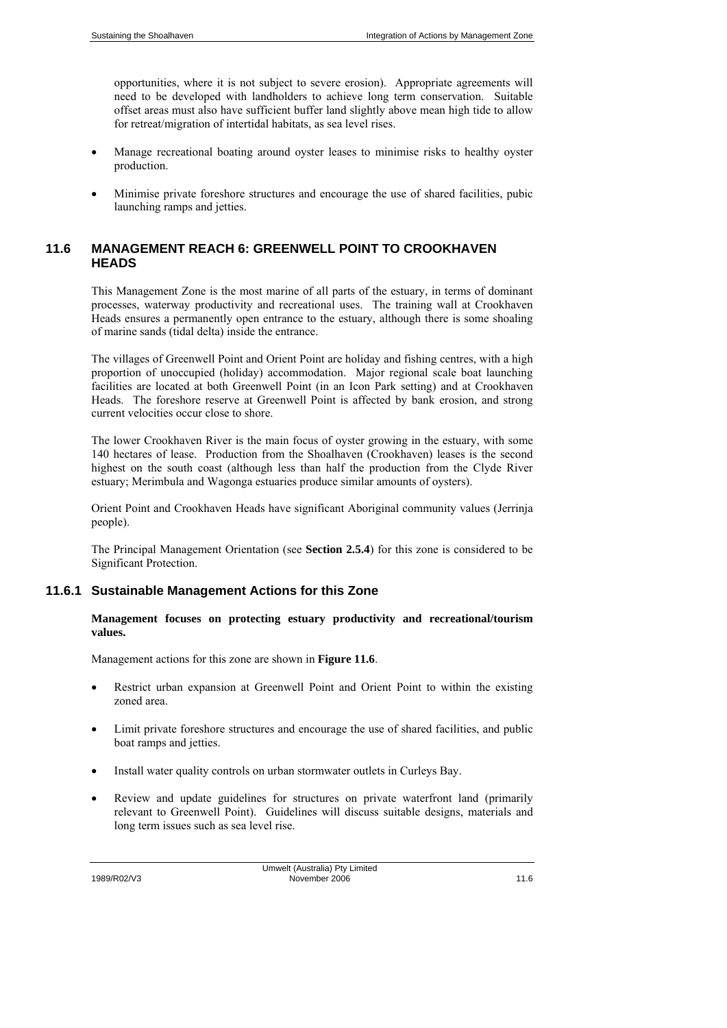opportunities, where it is not subject to severe erosion). Appropriate agreements will need to be developed with landholders to achieve long term conservation. Suitable offset areas must also have sufficient buffer land slightly above mean high tide to allow for retreat/migration of intertidal habitats, as sea level rises.

- Manage recreational boating around oyster leases to minimise risks to healthy oyster production.
- Minimise private foreshore structures and encourage the use of shared facilities, pubic launching ramps and jetties.

## 11.6 MANAGEMENT REACH 6: GREENWELL POINT TO CROOKHAVEN HEADS

This Management Zone is the most marine of all parts of the estuary, in terms of dominant processes, waterway productivity and recreational uses. The training wall at Crookhaven Heads ensures a permanently open entrance to the estuary, although there is some shoaling of marine sands (tidal delta) inside the entrance.

The villages of Greenwell Point and Orient Point are holiday and fishing centres, with a high proportion of unoccupied (holiday) accommodation. Major regional scale boat launching facilities are located at both Greenwell Point (in an Icon Park setting) and at Crookhaven Heads. The foreshore reserve at Greenwell Point is affected by bank erosion, and strong current velocities occur close to shore.

The lower Crookhaven River is the main focus of oyster growing in the estuary, with some 140 hectares of lease. Production from the Shoalhaven (Crookhaven) leases is the second highest on the south coast (although less than half the production from the Clyde River estuary; Merimbula and Wagonga estuaries produce similar amounts of oysters).

Orient Point and Crookhaven Heads have significant Aboriginal community values (Jerrinja people).

The Principal Management Orientation (see **Section 2.5.4**) for this zone is considered to be Significant Protection.

### 11.6.1 Sustainable Management Actions for this Zone

**Management focuses on protecting estuary productivity and recreational/tourism values.**

Management actions for this zone are shown in **Figure 11.6**.

- Restrict urban expansion at Greenwell Point and Orient Point to within the existing zoned area.
- Limit private foreshore structures and encourage the use of shared facilities, and public boat ramps and jetties.
- Install water quality controls on urban stormwater outlets in Curleys Bay.
- Review and update guidelines for structures on private waterfront land (primarily relevant to Greenwell Point). Guidelines will discuss suitable designs, materials and long term issues such as sea level rise.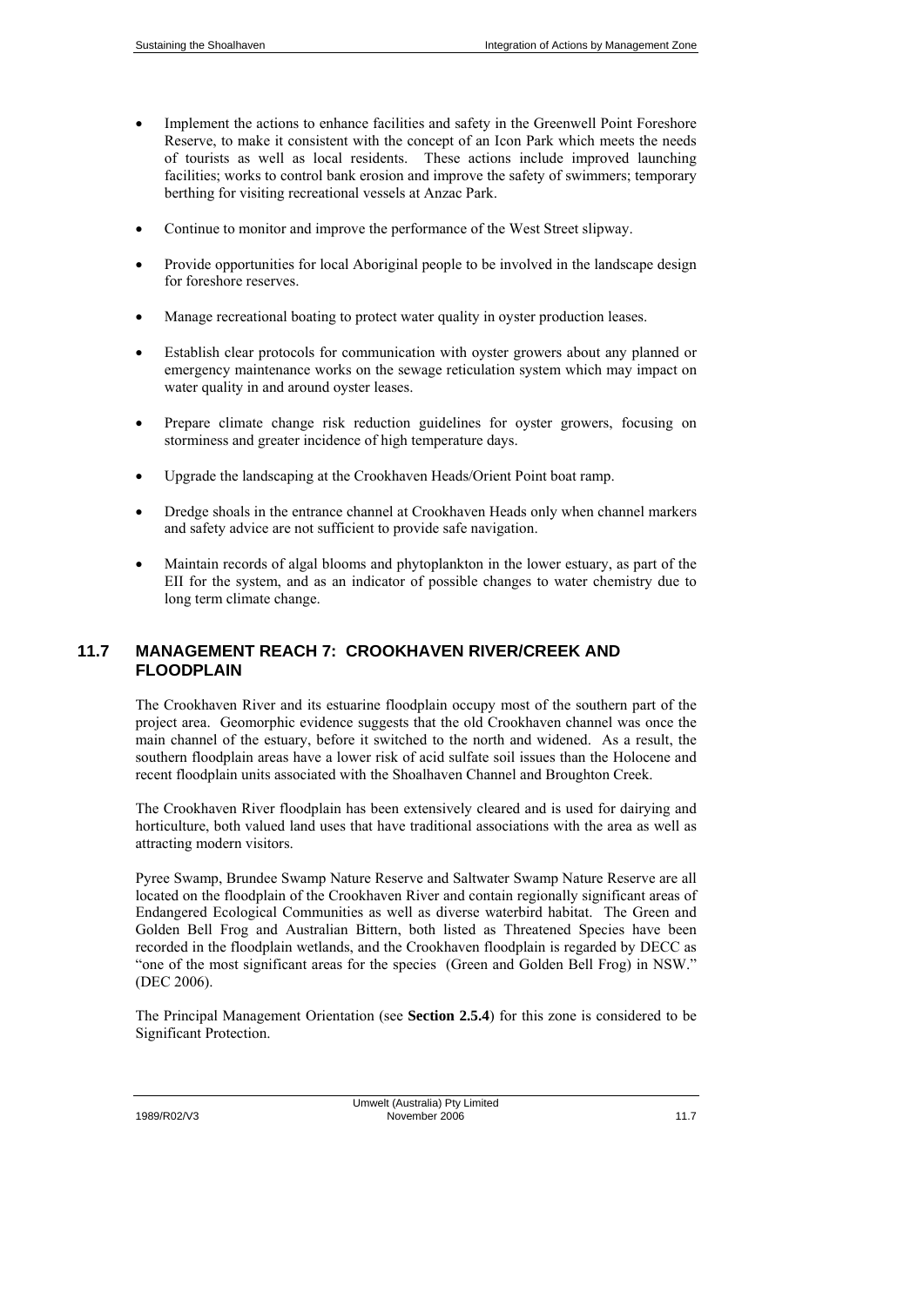- Implement the actions to enhance facilities and safety in the Greenwell Point Foreshore Reserve, to make it consistent with the concept of an Icon Park which meets the needs of tourists as well as local residents. These actions include improved launching facilities; works to control bank erosion and improve the safety of swimmers; temporary berthing for visiting recreational vessels at Anzac Park.

- Continue to monitor and improve the performance of the West Street slipway.

- Provide opportunities for local Aboriginal people to be involved in the landscape design for foreshore reserves.

- Manage recreational boating to protect water quality in oyster production leases.

- Establish clear protocols for communication with oyster growers about any planned or emergency maintenance works on the sewage reticulation system which may impact on water quality in and around oyster leases.

- Prepare climate change risk reduction guidelines for oyster growers, focusing on storminess and greater incidence of high temperature days.

- Upgrade the landscaping at the Crookhaven Heads/Orient Point boat ramp.

- Dredge shoals in the entrance channel at Crookhaven Heads only when channel markers and safety advice are not sufficient to provide safe navigation.

- Maintain records of algal blooms and phytoplankton in the lower estuary, as part of the EII for the system, and as an indicator of possible changes to water chemistry due to long term climate change.

## 11.7 MANAGEMENT REACH 7: CROOKHAVEN RIVER/CREEK AND FLOODPLAIN

The Crookhaven River and its estuarine floodplain occupy most of the southern part of the project area. Geomorphic evidence suggests that the old Crookhaven channel was once the main channel of the estuary, before it switched to the north and widened. As a result, the southern floodplain areas have a lower risk of acid sulfate soil issues than the Holocene and recent floodplain units associated with the Shoalhaven Channel and Broughton Creek.

The Crookhaven River floodplain has been extensively cleared and is used for dairying and horticulture, both valued land uses that have traditional associations with the area as well as attracting modern visitors.

Pyree Swamp, Brundee Swamp Nature Reserve and Saltwater Swamp Nature Reserve are all located on the floodplain of the Crookhaven River and contain regionally significant areas of Endangered Ecological Communities as well as diverse waterbird habitat. The Green and Golden Bell Frog and Australian Bittern, both listed as Threatened Species have been recorded in the floodplain wetlands, and the Crookhaven floodplain is regarded by DECC as "one of the most significant areas for the species (Green and Golden Bell Frog) in NSW." (DEC 2006).

The Principal Management Orientation (see **Section 2.5.4**) for this zone is considered to be Significant Protection.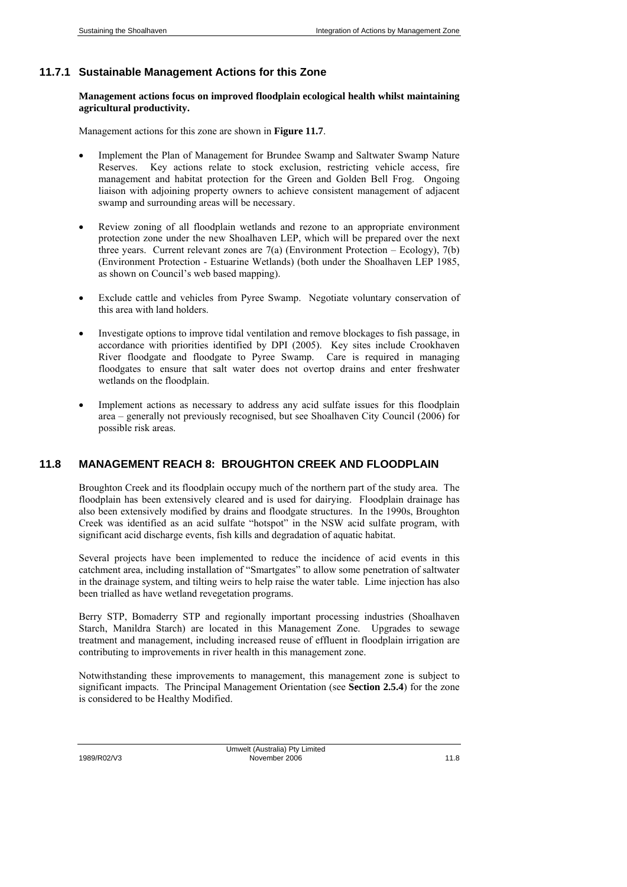### 11.7.1 Sustainable Management Actions for this Zone

**Management actions focus on improved floodplain ecological health whilst maintaining agricultural productivity.**

Management actions for this zone are shown in **Figure 11.7**.

- Implement the Plan of Management for Brundee Swamp and Saltwater Swamp Nature Reserves. Key actions relate to stock exclusion, restricting vehicle access, fire management and habitat protection for the Green and Golden Bell Frog. Ongoing liaison with adjoining property owners to achieve consistent management of adjacent swamp and surrounding areas will be necessary.

- Review zoning of all floodplain wetlands and rezone to an appropriate environment protection zone under the new Shoalhaven LEP, which will be prepared over the next three years. Current relevant zones are 7(a) (Environment Protection – Ecology), 7(b) (Environment Protection - Estuarine Wetlands) (both under the Shoalhaven LEP 1985, as shown on Council's web based mapping).

- Exclude cattle and vehicles from Pyree Swamp. Negotiate voluntary conservation of this area with land holders.

- Investigate options to improve tidal ventilation and remove blockages to fish passage, in accordance with priorities identified by DPI (2005). Key sites include Crookhaven River floodgate and floodgate to Pyree Swamp. Care is required in managing floodgates to ensure that salt water does not overtop drains and enter freshwater wetlands on the floodplain.

- Implement actions as necessary to address any acid sulfate issues for this floodplain area – generally not previously recognised, but see Shoalhaven City Council (2006) for possible risk areas.

## 11.8 MANAGEMENT REACH 8: BROUGHTON CREEK AND FLOODPLAIN

Broughton Creek and its floodplain occupy much of the northern part of the study area. The floodplain has been extensively cleared and is used for dairying. Floodplain drainage has also been extensively modified by drains and floodgate structures. In the 1990s, Broughton Creek was identified as an acid sulfate "hotspot" in the NSW acid sulfate program, with significant acid discharge events, fish kills and degradation of aquatic habitat.

Several projects have been implemented to reduce the incidence of acid events in this catchment area, including installation of "Smartgates" to allow some penetration of saltwater in the drainage system, and tilting weirs to help raise the water table. Lime injection has also been trialled as have wetland revegetation programs.

Berry STP, Bomaderry STP and regionally important processing industries (Shoalhaven Starch, Manildra Starch) are located in this Management Zone. Upgrades to sewage treatment and management, including increased reuse of effluent in floodplain irrigation are contributing to improvements in river health in this management zone.

Notwithstanding these improvements to management, this management zone is subject to significant impacts. The Principal Management Orientation (see **Section 2.5.4**) for the zone is considered to be Healthy Modified.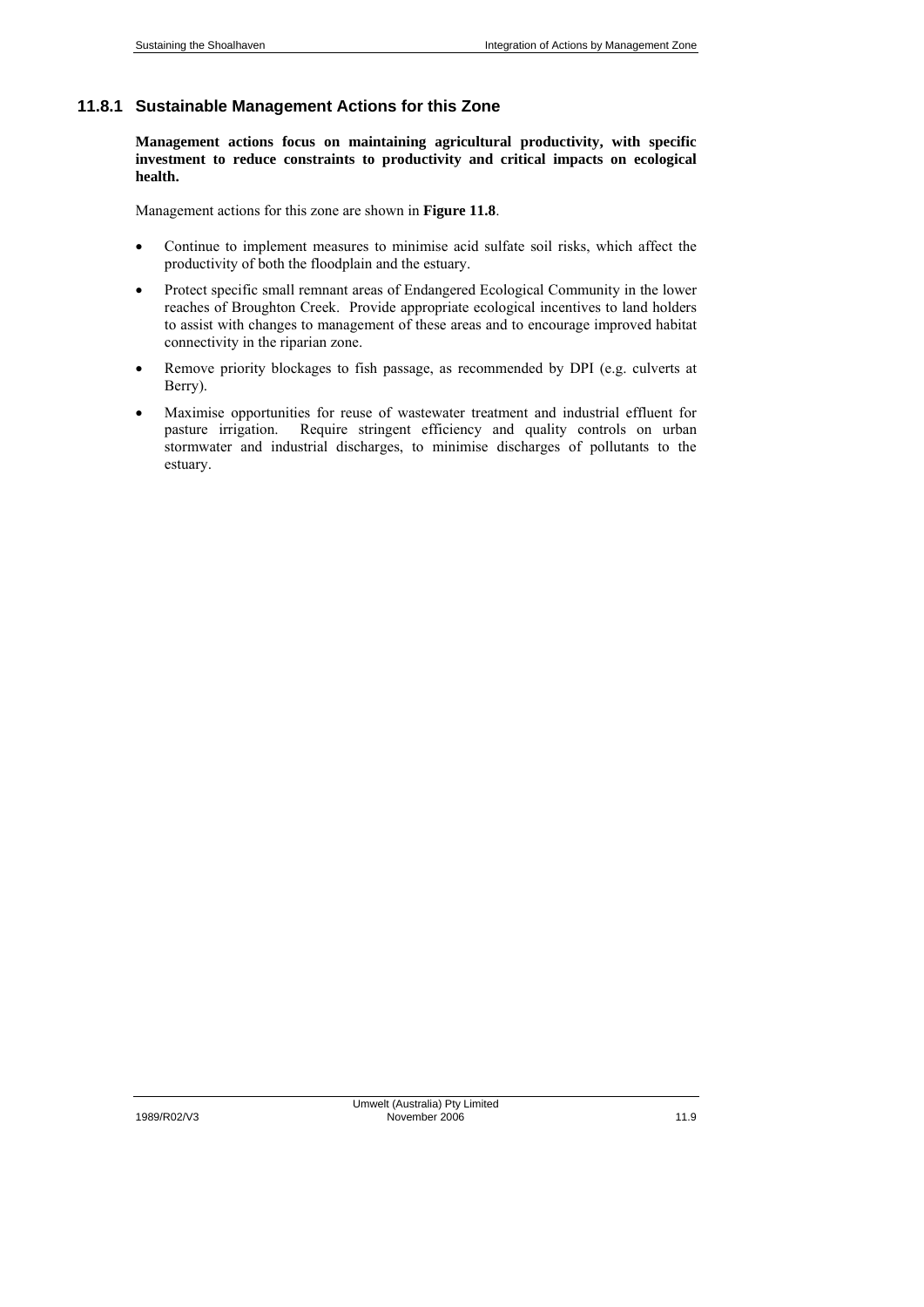### 11.8.1 Sustainable Management Actions for this Zone

**Management actions focus on maintaining agricultural productivity, with specific investment to reduce constraints to productivity and critical impacts on ecological health.**

Management actions for this zone are shown in **Figure 11.8**.

- Continue to implement measures to minimise acid sulfate soil risks, which affect the productivity of both the floodplain and the estuary.
- Protect specific small remnant areas of Endangered Ecological Community in the lower reaches of Broughton Creek. Provide appropriate ecological incentives to land holders to assist with changes to management of these areas and to encourage improved habitat connectivity in the riparian zone.
- Remove priority blockages to fish passage, as recommended by DPI (e.g. culverts at Berry).
- Maximise opportunities for reuse of wastewater treatment and industrial effluent for pasture irrigation. Require stringent efficiency and quality controls on urban stormwater and industrial discharges, to minimise discharges of pollutants to the estuary.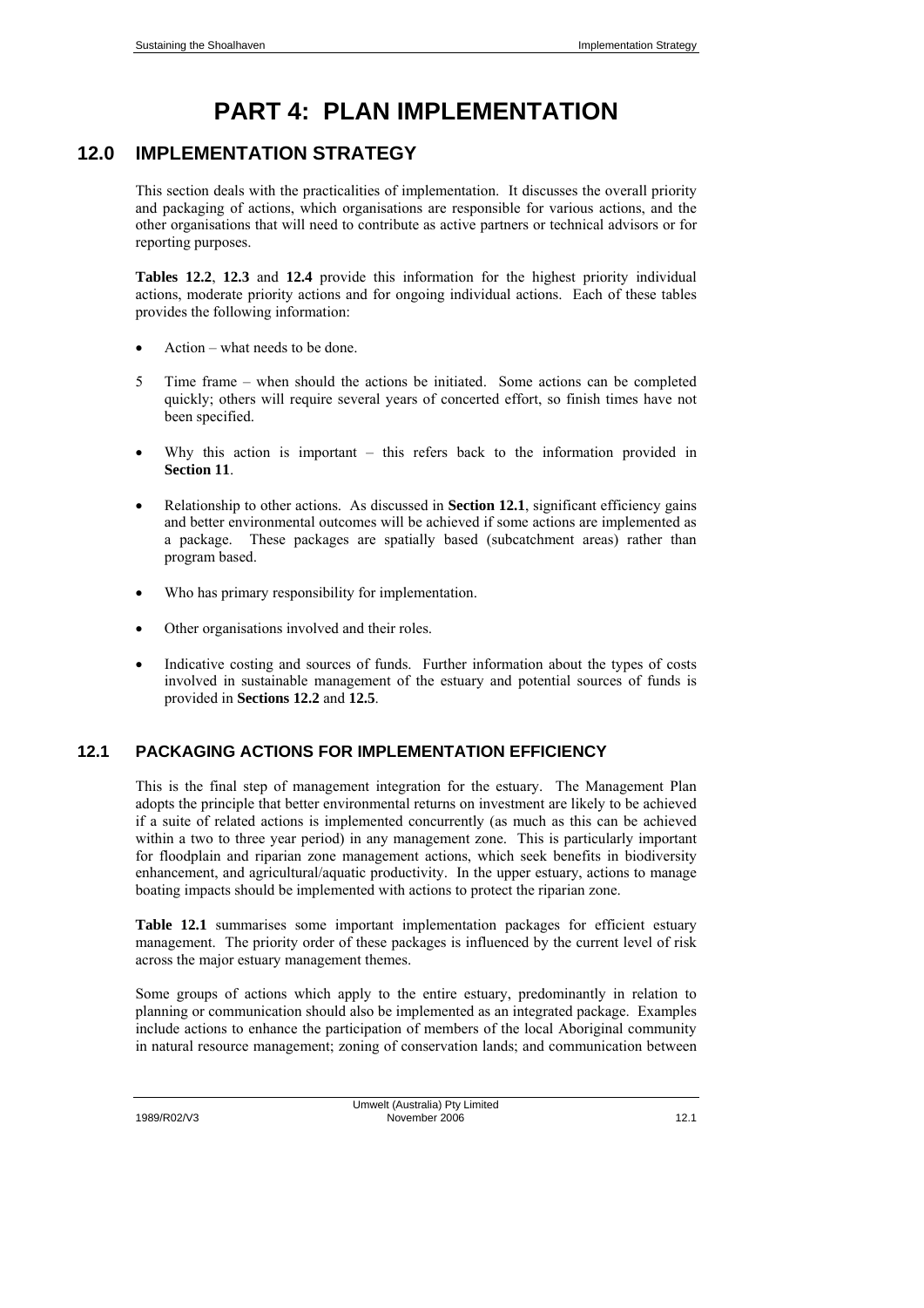# PART 4: PLAN IMPLEMENTATION

## 12.0 IMPLEMENTATION STRATEGY

This section deals with the practicalities of implementation. It discusses the overall priority and packaging of actions, which organisations are responsible for various actions, and the other organisations that will need to contribute as active partners or technical advisors or for reporting purposes.

**Tables 12.2**, **12.3** and **12.4** provide this information for the highest priority individual actions, moderate priority actions and for ongoing individual actions. Each of these tables provides the following information:

- Action – what needs to be done.
- Time frame – when should the actions be initiated. Some actions can be completed quickly; others will require several years of concerted effort, so finish times have not been specified.
- Why this action is important – this refers back to the information provided in **Section 11**.
- Relationship to other actions. As discussed in **Section 12.1**, significant efficiency gains and better environmental outcomes will be achieved if some actions are implemented as a package. These packages are spatially based (subcatchment areas) rather than program based.
- Who has primary responsibility for implementation.
- Other organisations involved and their roles.
- Indicative costing and sources of funds. Further information about the types of costs involved in sustainable management of the estuary and potential sources of funds is provided in **Sections 12.2** and **12.5**.

### 12.1 PACKAGING ACTIONS FOR IMPLEMENTATION EFFICIENCY

This is the final step of management integration for the estuary. The Management Plan adopts the principle that better environmental returns on investment are likely to be achieved if a suite of related actions is implemented concurrently (as much as this can be achieved within a two to three year period) in any management zone. This is particularly important for floodplain and riparian zone management actions, which seek benefits in biodiversity enhancement, and agricultural/aquatic productivity. In the upper estuary, actions to manage boating impacts should be implemented with actions to protect the riparian zone.

**Table 12.1** summarises some important implementation packages for efficient estuary management. The priority order of these packages is influenced by the current level of risk across the major estuary management themes.

Some groups of actions which apply to the entire estuary, predominantly in relation to planning or communication should also be implemented as an integrated package. Examples include actions to enhance the participation of members of the local Aboriginal community in natural resource management; zoning of conservation lands; and communication between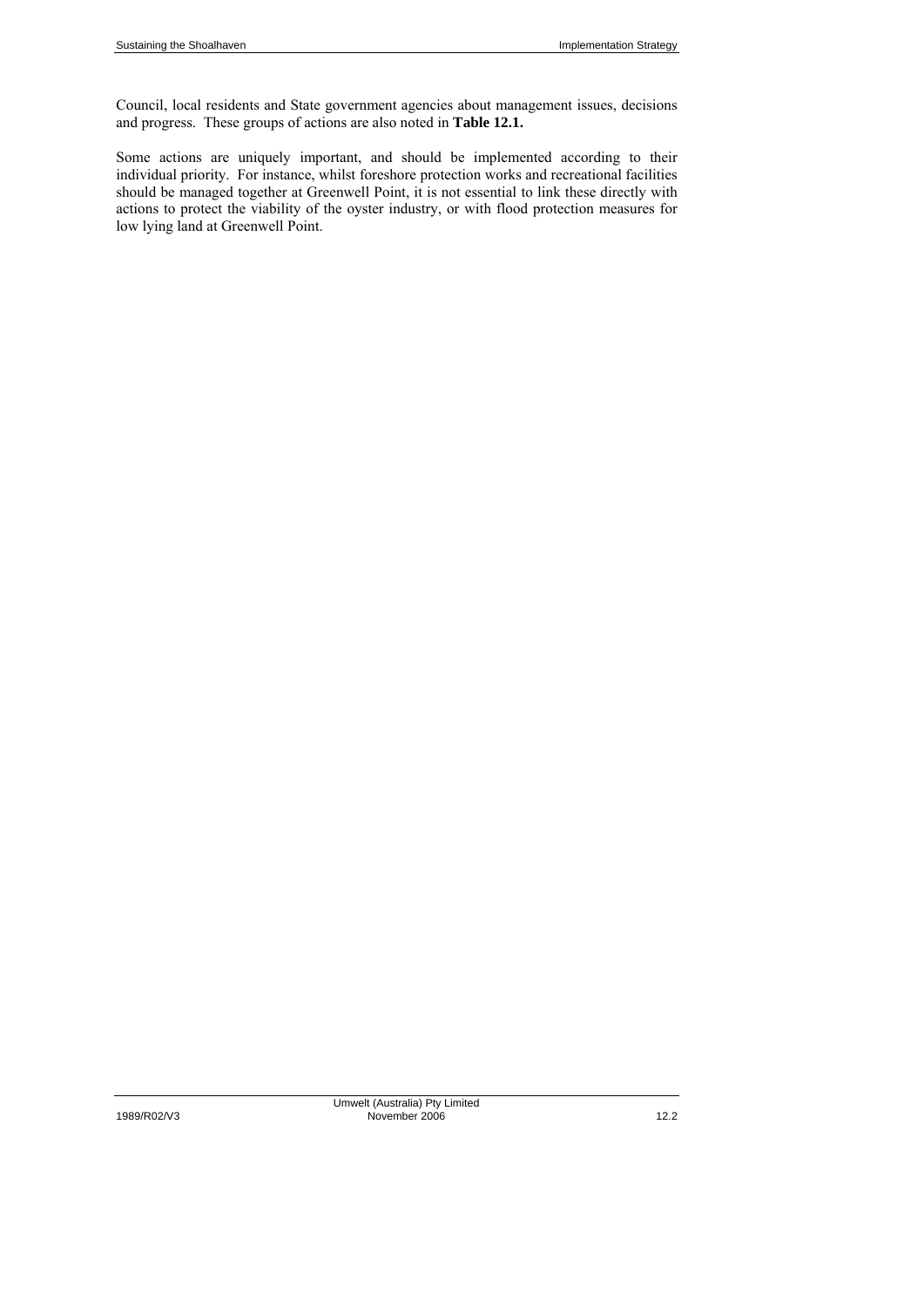Council, local residents and State government agencies about management issues, decisions and progress. These groups of actions are also noted in **Table 12.1.**

Some actions are uniquely important, and should be implemented according to their individual priority. For instance, whilst foreshore protection works and recreational facilities should be managed together at Greenwell Point, it is not essential to link these directly with actions to protect the viability of the oyster industry, or with flood protection measures for low lying land at Greenwell Point.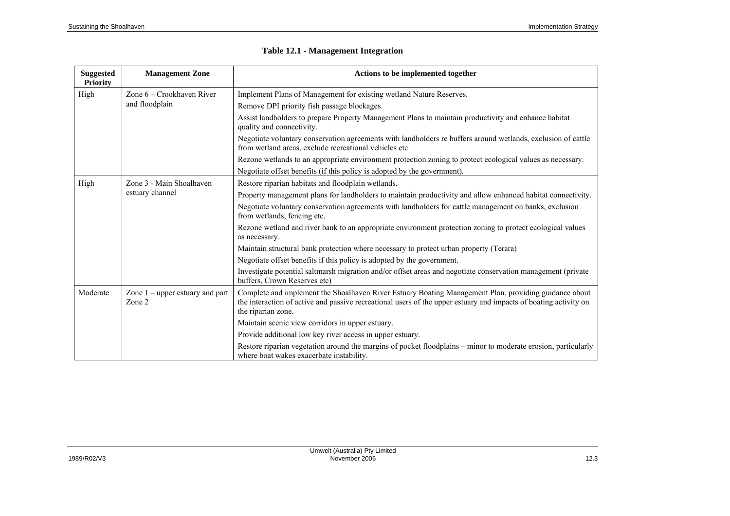## Table 12.1 - Management Integration

| Suggested Priority | Management Zone | Actions to be implemented together |
|---|---|---|
| High | Zone 6 – Crookhaven River and floodplain | Implement Plans of Management for existing wetland Nature Reserves. |
| | | Remove DPI priority fish passage blockages. |
| | | Assist landholders to prepare Property Management Plans to maintain productivity and enhance habitat quality and connectivity. |
| | | Negotiate voluntary conservation agreements with landholders re buffers around wetlands, exclusion of cattle from wetland areas, exclude recreational vehicles etc. |
| | | Rezone wetlands to an appropriate environment protection zoning to protect ecological values as necessary. |
| | | Negotiate offset benefits (if this policy is adopted by the government). |
| High | Zone 3 - Main Shoalhaven estuary channel | Restore riparian habitats and floodplain wetlands. |
| | | Property management plans for landholders to maintain productivity and allow enhanced habitat connectivity. |
| | | Negotiate voluntary conservation agreements with landholders for cattle management on banks, exclusion from wetlands, fencing etc. |
| | | Rezone wetland and river bank to an appropriate environment protection zoning to protect ecological values as necessary. |
| | | Maintain structural bank protection where necessary to protect urban property (Terara) |
| | | Negotiate offset benefits if this policy is adopted by the government. |
| | | Investigate potential saltmarsh migration and/or offset areas and negotiate conservation management (private buffers, Crown Reserves etc) |
| Moderate | Zone 1 – upper estuary and part Zone 2 | Complete and implement the Shoalhaven River Estuary Boating Management Plan, providing guidance about the interaction of active and passive recreational users of the upper estuary and impacts of boating activity on the riparian zone. |
| | | Maintain scenic view corridors in upper estuary. |
| | | Provide additional low key river access in upper estuary. |
| | | Restore riparian vegetation around the margins of pocket floodplains – minor to moderate erosion, particularly where boat wakes exacerbate instability. |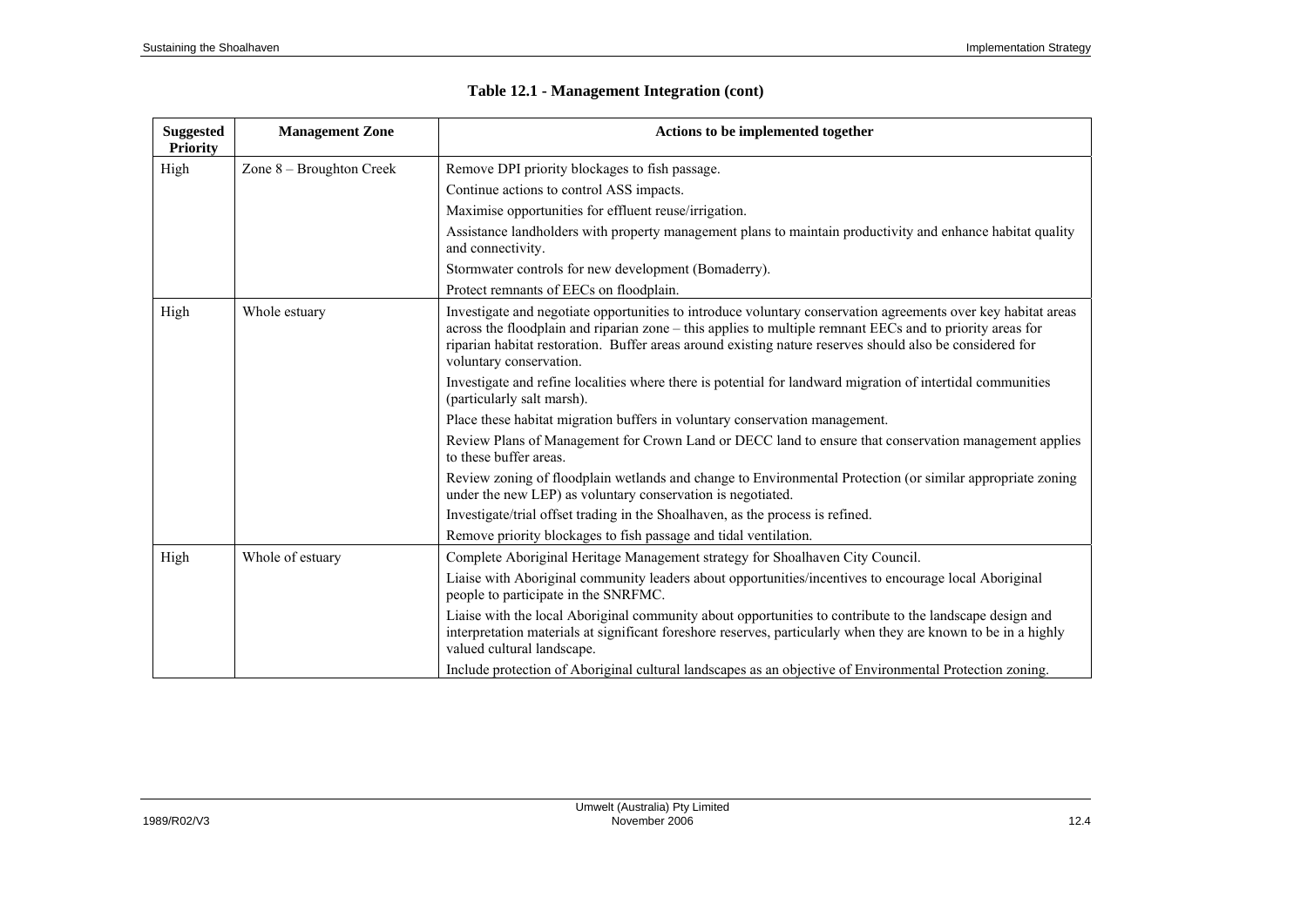**Table 12.1 - Management Integration (cont)**

| Suggested Priority | Management Zone | Actions to be implemented together |
|---|---|---|
| High | Zone 8 – Broughton Creek | Remove DPI priority blockages to fish passage. |
| | | Continue actions to control ASS impacts. |
| | | Maximise opportunities for effluent reuse/irrigation. |
| | | Assistance landholders with property management plans to maintain productivity and enhance habitat quality and connectivity. |
| | | Stormwater controls for new development (Bomaderry). |
| | | Protect remnants of EECs on floodplain. |
| High | Whole estuary | Investigate and negotiate opportunities to introduce voluntary conservation agreements over key habitat areas across the floodplain and riparian zone – this applies to multiple remnant EECs and to priority areas for riparian habitat restoration. Buffer areas around existing nature reserves should also be considered for voluntary conservation. |
| | | Investigate and refine localities where there is potential for landward migration of intertidal communities (particularly salt marsh). |
| | | Place these habitat migration buffers in voluntary conservation management. |
| | | Review Plans of Management for Crown Land or DECC land to ensure that conservation management applies to these buffer areas. |
| | | Review zoning of floodplain wetlands and change to Environmental Protection (or similar appropriate zoning under the new LEP) as voluntary conservation is negotiated. |
| | | Investigate/trial offset trading in the Shoalhaven, as the process is refined. |
| | | Remove priority blockages to fish passage and tidal ventilation. |
| High | Whole of estuary | Complete Aboriginal Heritage Management strategy for Shoalhaven City Council. |
| | | Liaise with Aboriginal community leaders about opportunities/incentives to encourage local Aboriginal people to participate in the SNRFMC. |
| | | Liaise with the local Aboriginal community about opportunities to contribute to the landscape design and interpretation materials at significant foreshore reserves, particularly when they are known to be in a highly valued cultural landscape. |
| | | Include protection of Aboriginal cultural landscapes as an objective of Environmental Protection zoning. |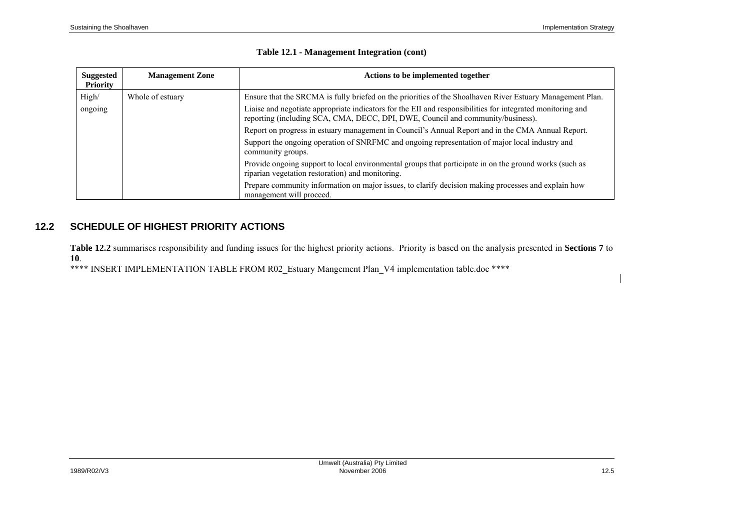**Table 12.1 - Management Integration (cont)**

| Suggested Priority | Management Zone | Actions to be implemented together |
|---|---|---|
| High/ ongoing | Whole of estuary | Ensure that the SRCMA is fully briefed on the priorities of the Shoalhaven River Estuary Management Plan. |
| | | Liaise and negotiate appropriate indicators for the EII and responsibilities for integrated monitoring and reporting (including SCA, CMA, DECC, DPI, DWE, Council and community/business). |
| | | Report on progress in estuary management in Council's Annual Report and in the CMA Annual Report. |
| | | Support the ongoing operation of SNRFMC and ongoing representation of major local industry and community groups. |
| | | Provide ongoing support to local environmental groups that participate in on the ground works (such as riparian vegetation restoration) and monitoring. |
| | | Prepare community information on major issues, to clarify decision making processes and explain how management will proceed. |

## 12.2 SCHEDULE OF HIGHEST PRIORITY ACTIONS

**Table 12.2** summarises responsibility and funding issues for the highest priority actions. Priority is based on the analysis presented in **Sections 7** to **10**.

**** INSERT IMPLEMENTATION TABLE FROM R02_Estuary Mangement Plan_V4 implementation table.doc ****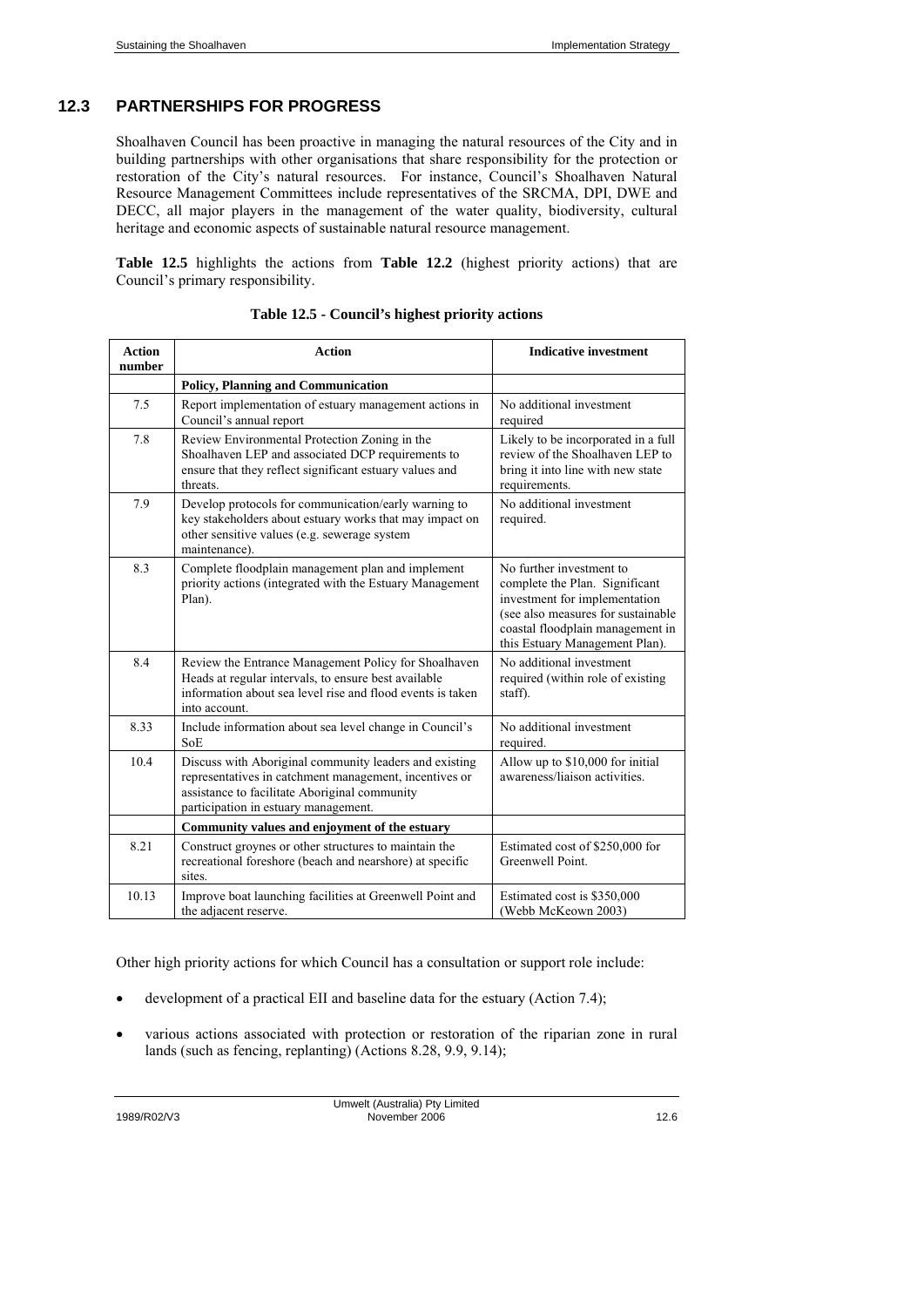## 12.3 PARTNERSHIPS FOR PROGRESS

Shoalhaven Council has been proactive in managing the natural resources of the City and in building partnerships with other organisations that share responsibility for the protection or restoration of the City's natural resources. For instance, Council's Shoalhaven Natural Resource Management Committees include representatives of the SRCMA, DPI, DWE and DECC, all major players in the management of the water quality, biodiversity, cultural heritage and economic aspects of sustainable natural resource management.

**Table 12.5** highlights the actions from **Table 12.2** (highest priority actions) that are Council's primary responsibility.

**Table 12.5 - Council's highest priority actions**

| Action number | Action | Indicative investment |
|---|---|---|
| | **Policy, Planning and Communication** | |
| 7.5 | Report implementation of estuary management actions in Council's annual report | No additional investment required |
| 7.8 | Review Environmental Protection Zoning in the Shoalhaven LEP and associated DCP requirements to ensure that they reflect significant estuary values and threats. | Likely to be incorporated in a full review of the Shoalhaven LEP to bring it into line with new state requirements. |
| 7.9 | Develop protocols for communication/early warning to key stakeholders about estuary works that may impact on other sensitive values (e.g. sewerage system maintenance). | No additional investment required. |
| 8.3 | Complete floodplain management plan and implement priority actions (integrated with the Estuary Management Plan). | No further investment to complete the Plan. Significant investment for implementation (see also measures for sustainable coastal floodplain management in this Estuary Management Plan). |
| 8.4 | Review the Entrance Management Policy for Shoalhaven Heads at regular intervals, to ensure best available information about sea level rise and flood events is taken into account. | No additional investment required (within role of existing staff). |
| 8.33 | Include information about sea level change in Council's SoE | No additional investment required. |
| 10.4 | Discuss with Aboriginal community leaders and existing representatives in catchment management, incentives or assistance to facilitate Aboriginal community participation in estuary management. | Allow up to $10,000 for initial awareness/liaison activities. |
| | **Community values and enjoyment of the estuary** | |
| 8.21 | Construct groynes or other structures to maintain the recreational foreshore (beach and nearshore) at specific sites. | Estimated cost of $250,000 for Greenwell Point. |
| 10.13 | Improve boat launching facilities at Greenwell Point and the adjacent reserve. | Estimated cost is $350,000 (Webb McKeown 2003) |

Other high priority actions for which Council has a consultation or support role include:

- development of a practical EII and baseline data for the estuary (Action 7.4);
- various actions associated with protection or restoration of the riparian zone in rural lands (such as fencing, replanting) (Actions 8.28, 9.9, 9.14);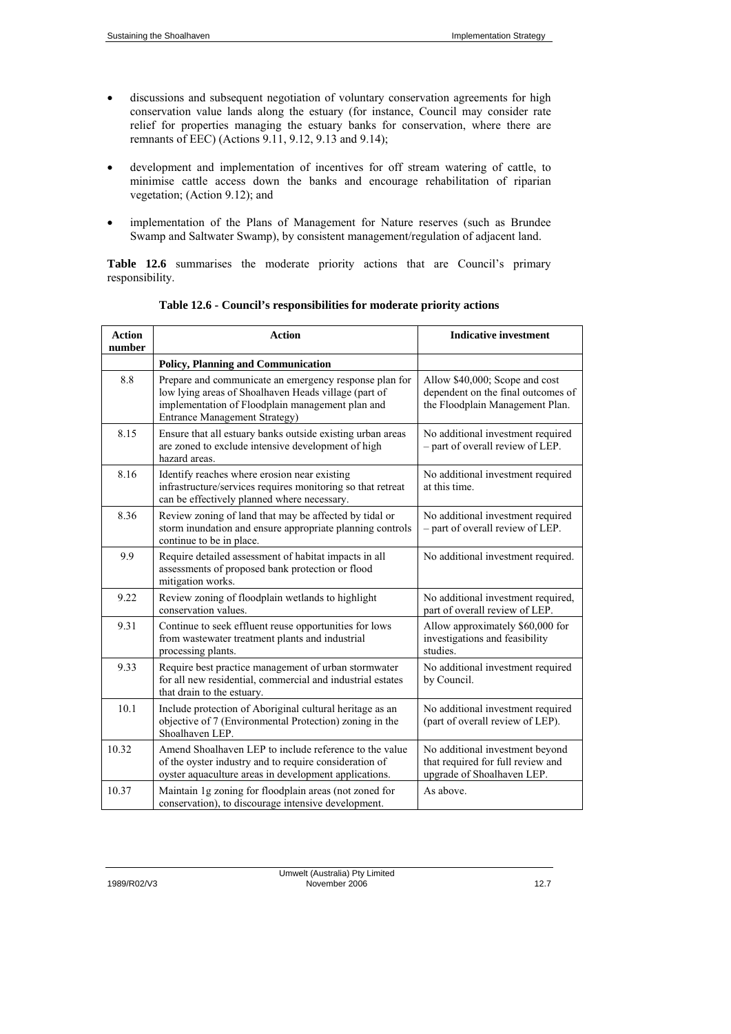- discussions and subsequent negotiation of voluntary conservation agreements for high conservation value lands along the estuary (for instance, Council may consider rate relief for properties managing the estuary banks for conservation, where there are remnants of EEC) (Actions 9.11, 9.12, 9.13 and 9.14);

- development and implementation of incentives for off stream watering of cattle, to minimise cattle access down the banks and encourage rehabilitation of riparian vegetation; (Action 9.12); and

- implementation of the Plans of Management for Nature reserves (such as Brundee Swamp and Saltwater Swamp), by consistent management/regulation of adjacent land.

**Table 12.6** summarises the moderate priority actions that are Council's primary responsibility.

**Table 12.6 - Council's responsibilities for moderate priority actions**

| Action number | Action | Indicative investment |
|---|---|---|
| | **Policy, Planning and Communication** | |
| 8.8 | Prepare and communicate an emergency response plan for low lying areas of Shoalhaven Heads village (part of implementation of Floodplain management plan and Entrance Management Strategy) | Allow $40,000; Scope and cost dependent on the final outcomes of the Floodplain Management Plan. |
| 8.15 | Ensure that all estuary banks outside existing urban areas are zoned to exclude intensive development of high hazard areas. | No additional investment required – part of overall review of LEP. |
| 8.16 | Identify reaches where erosion near existing infrastructure/services requires monitoring so that retreat can be effectively planned where necessary. | No additional investment required at this time. |
| 8.36 | Review zoning of land that may be affected by tidal or storm inundation and ensure appropriate planning controls continue to be in place. | No additional investment required – part of overall review of LEP. |
| 9.9 | Require detailed assessment of habitat impacts in all assessments of proposed bank protection or flood mitigation works. | No additional investment required. |
| 9.22 | Review zoning of floodplain wetlands to highlight conservation values. | No additional investment required, part of overall review of LEP. |
| 9.31 | Continue to seek effluent reuse opportunities for lows from wastewater treatment plants and industrial processing plants. | Allow approximately $60,000 for investigations and feasibility studies. |
| 9.33 | Require best practice management of urban stormwater for all new residential, commercial and industrial estates that drain to the estuary. | No additional investment required by Council. |
| 10.1 | Include protection of Aboriginal cultural heritage as an objective of 7 (Environmental Protection) zoning in the Shoalhaven LEP. | No additional investment required (part of overall review of LEP). |
| 10.32 | Amend Shoalhaven LEP to include reference to the value of the oyster industry and to require consideration of oyster aquaculture areas in development applications. | No additional investment beyond that required for full review and upgrade of Shoalhaven LEP. |
| 10.37 | Maintain 1g zoning for floodplain areas (not zoned for conservation), to discourage intensive development. | As above. |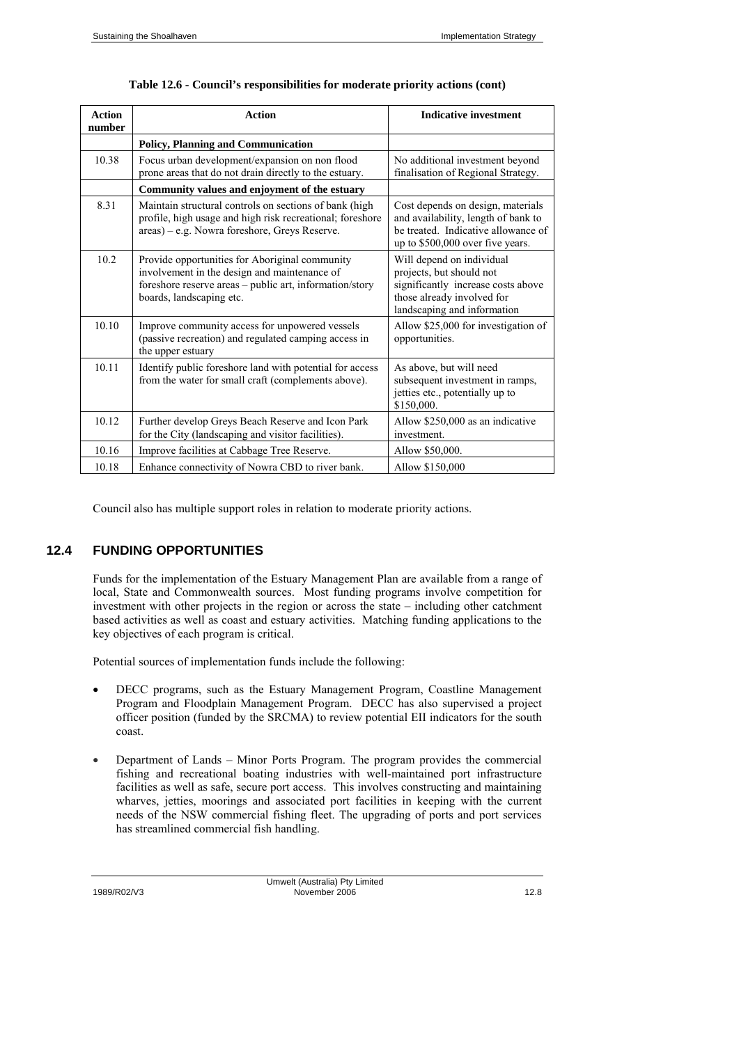**Table 12.6 - Council's responsibilities for moderate priority actions (cont)**

| Action number | Action | Indicative investment |
|---|---|---|
| | **Policy, Planning and Communication** | |
| 10.38 | Focus urban development/expansion on non flood prone areas that do not drain directly to the estuary. | No additional investment beyond finalisation of Regional Strategy. |
| | **Community values and enjoyment of the estuary** | |
| 8.31 | Maintain structural controls on sections of bank (high profile, high usage and high risk recreational; foreshore areas) – e.g. Nowra foreshore, Greys Reserve. | Cost depends on design, materials and availability, length of bank to be treated. Indicative allowance of up to $500,000 over five years. |
| 10.2 | Provide opportunities for Aboriginal community involvement in the design and maintenance of foreshore reserve areas – public art, information/story boards, landscaping etc. | Will depend on individual projects, but should not significantly increase costs above those already involved for landscaping and information |
| 10.10 | Improve community access for unpowered vessels (passive recreation) and regulated camping access in the upper estuary | Allow $25,000 for investigation of opportunities. |
| 10.11 | Identify public foreshore land with potential for access from the water for small craft (complements above). | As above, but will need subsequent investment in ramps, jetties etc., potentially up to $150,000. |
| 10.12 | Further develop Greys Beach Reserve and Icon Park for the City (landscaping and visitor facilities). | Allow $250,000 as an indicative investment. |
| 10.16 | Improve facilities at Cabbage Tree Reserve. | Allow $50,000. |
| 10.18 | Enhance connectivity of Nowra CBD to river bank. | Allow $150,000 |

Council also has multiple support roles in relation to moderate priority actions.

## 12.4 FUNDING OPPORTUNITIES

Funds for the implementation of the Estuary Management Plan are available from a range of local, State and Commonwealth sources. Most funding programs involve competition for investment with other projects in the region or across the state – including other catchment based activities as well as coast and estuary activities. Matching funding applications to the key objectives of each program is critical.

Potential sources of implementation funds include the following:

- DECC programs, such as the Estuary Management Program, Coastline Management Program and Floodplain Management Program. DECC has also supervised a project officer position (funded by the SRCMA) to review potential EII indicators for the south coast.
- Department of Lands – Minor Ports Program. The program provides the commercial fishing and recreational boating industries with well-maintained port infrastructure facilities as well as safe, secure port access. This involves constructing and maintaining wharves, jetties, moorings and associated port facilities in keeping with the current needs of the NSW commercial fishing fleet. The upgrading of ports and port services has streamlined commercial fish handling.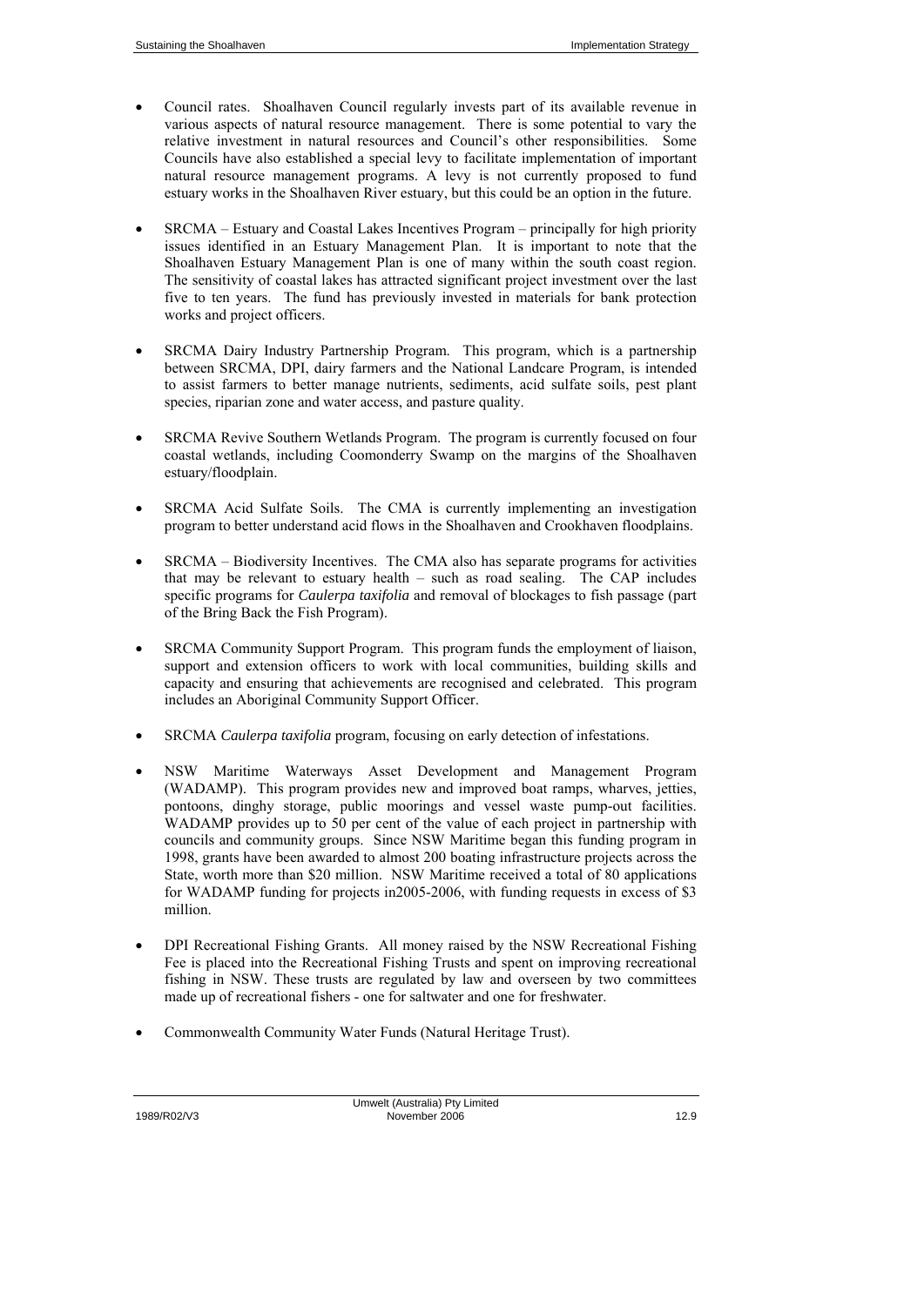- Council rates. Shoalhaven Council regularly invests part of its available revenue in various aspects of natural resource management. There is some potential to vary the relative investment in natural resources and Council's other responsibilities. Some Councils have also established a special levy to facilitate implementation of important natural resource management programs. A levy is not currently proposed to fund estuary works in the Shoalhaven River estuary, but this could be an option in the future.

- SRCMA – Estuary and Coastal Lakes Incentives Program – principally for high priority issues identified in an Estuary Management Plan. It is important to note that the Shoalhaven Estuary Management Plan is one of many within the south coast region. The sensitivity of coastal lakes has attracted significant project investment over the last five to ten years. The fund has previously invested in materials for bank protection works and project officers.

- SRCMA Dairy Industry Partnership Program. This program, which is a partnership between SRCMA, DPI, dairy farmers and the National Landcare Program, is intended to assist farmers to better manage nutrients, sediments, acid sulfate soils, pest plant species, riparian zone and water access, and pasture quality.

- SRCMA Revive Southern Wetlands Program. The program is currently focused on four coastal wetlands, including Coomonderry Swamp on the margins of the Shoalhaven estuary/floodplain.

- SRCMA Acid Sulfate Soils. The CMA is currently implementing an investigation program to better understand acid flows in the Shoalhaven and Crookhaven floodplains.

- SRCMA – Biodiversity Incentives. The CMA also has separate programs for activities that may be relevant to estuary health – such as road sealing. The CAP includes specific programs for *Caulerpa taxifolia* and removal of blockages to fish passage (part of the Bring Back the Fish Program).

- SRCMA Community Support Program. This program funds the employment of liaison, support and extension officers to work with local communities, building skills and capacity and ensuring that achievements are recognised and celebrated. This program includes an Aboriginal Community Support Officer.

- SRCMA *Caulerpa taxifolia* program, focusing on early detection of infestations.

- NSW Maritime Waterways Asset Development and Management Program (WADAMP). This program provides new and improved boat ramps, wharves, jetties, pontoons, dinghy storage, public moorings and vessel waste pump-out facilities. WADAMP provides up to 50 per cent of the value of each project in partnership with councils and community groups. Since NSW Maritime began this funding program in 1998, grants have been awarded to almost 200 boating infrastructure projects across the State, worth more than $20 million. NSW Maritime received a total of 80 applications for WADAMP funding for projects in2005-2006, with funding requests in excess of $3 million.

- DPI Recreational Fishing Grants. All money raised by the NSW Recreational Fishing Fee is placed into the Recreational Fishing Trusts and spent on improving recreational fishing in NSW. These trusts are regulated by law and overseen by two committees made up of recreational fishers - one for saltwater and one for freshwater.

- Commonwealth Community Water Funds (Natural Heritage Trust).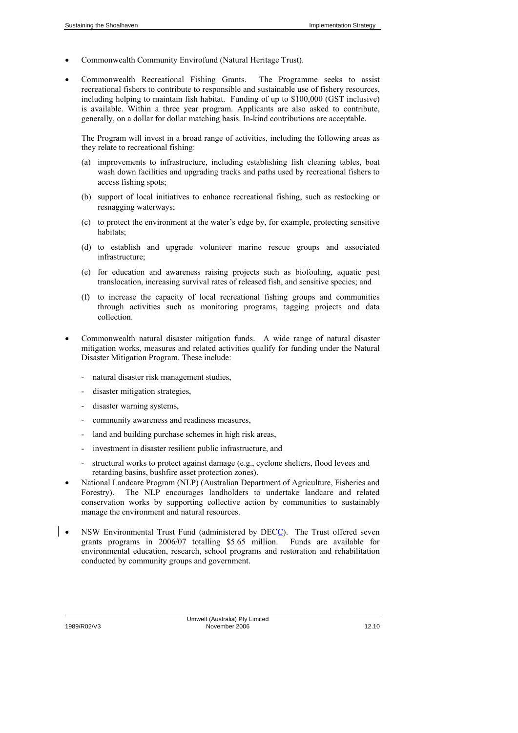- Commonwealth Community Envirofund (Natural Heritage Trust).

- Commonwealth Recreational Fishing Grants. The Programme seeks to assist recreational fishers to contribute to responsible and sustainable use of fishery resources, including helping to maintain fish habitat. Funding of up to $100,000 (GST inclusive) is available. Within a three year program. Applicants are also asked to contribute, generally, on a dollar for dollar matching basis. In-kind contributions are acceptable.

  The Program will invest in a broad range of activities, including the following areas as they relate to recreational fishing:

  (a) improvements to infrastructure, including establishing fish cleaning tables, boat wash down facilities and upgrading tracks and paths used by recreational fishers to access fishing spots;

  (b) support of local initiatives to enhance recreational fishing, such as restocking or resnagging waterways;

  (c) to protect the environment at the water's edge by, for example, protecting sensitive habitats;

  (d) to establish and upgrade volunteer marine rescue groups and associated infrastructure;

  (e) for education and awareness raising projects such as biofouling, aquatic pest translocation, increasing survival rates of released fish, and sensitive species; and

  (f) to increase the capacity of local recreational fishing groups and communities through activities such as monitoring programs, tagging projects and data collection.

- Commonwealth natural disaster mitigation funds. A wide range of natural disaster mitigation works, measures and related activities qualify for funding under the Natural Disaster Mitigation Program. These include:

  - natural disaster risk management studies,
  - disaster mitigation strategies,
  - disaster warning systems,
  - community awareness and readiness measures,
  - land and building purchase schemes in high risk areas,
  - investment in disaster resilient public infrastructure, and
  - structural works to protect against damage (e.g., cyclone shelters, flood levees and retarding basins, bushfire asset protection zones).

- National Landcare Program (NLP) (Australian Department of Agriculture, Fisheries and Forestry). The NLP encourages landholders to undertake landcare and related conservation works by supporting collective action by communities to sustainably manage the environment and natural resources.

- NSW Environmental Trust Fund (administered by DECC). The Trust offered seven grants programs in 2006/07 totalling $5.65 million. Funds are available for environmental education, research, school programs and restoration and rehabilitation conducted by community groups and government.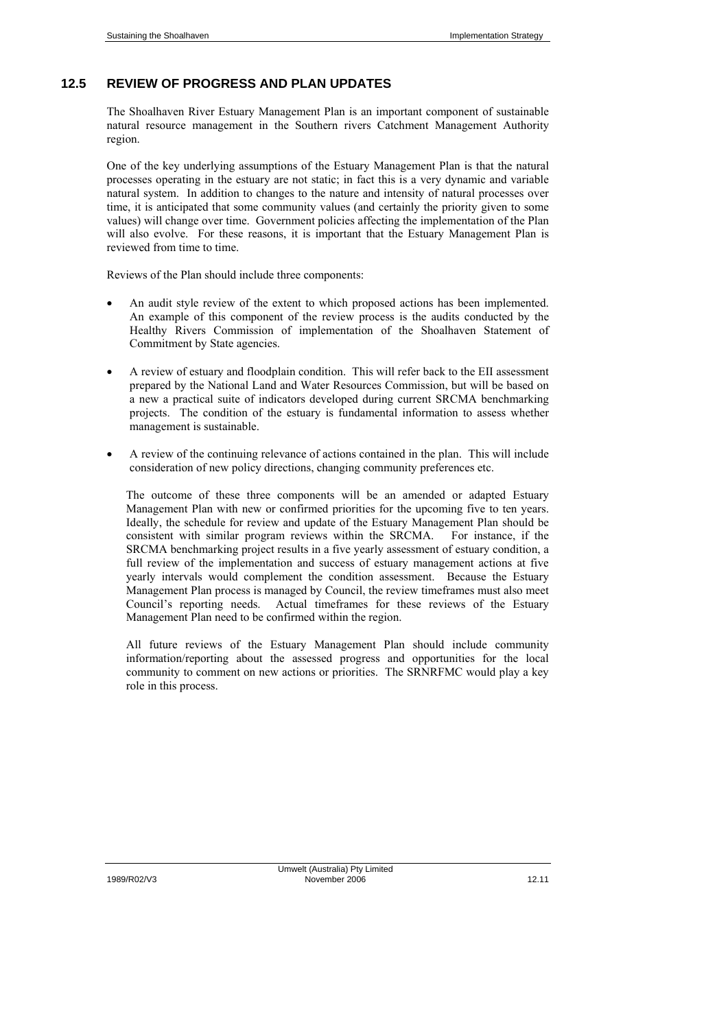## 12.5 REVIEW OF PROGRESS AND PLAN UPDATES

The Shoalhaven River Estuary Management Plan is an important component of sustainable natural resource management in the Southern rivers Catchment Management Authority region.

One of the key underlying assumptions of the Estuary Management Plan is that the natural processes operating in the estuary are not static; in fact this is a very dynamic and variable natural system. In addition to changes to the nature and intensity of natural processes over time, it is anticipated that some community values (and certainly the priority given to some values) will change over time. Government policies affecting the implementation of the Plan will also evolve. For these reasons, it is important that the Estuary Management Plan is reviewed from time to time.

Reviews of the Plan should include three components:

- An audit style review of the extent to which proposed actions has been implemented. An example of this component of the review process is the audits conducted by the Healthy Rivers Commission of implementation of the Shoalhaven Statement of Commitment by State agencies.
- A review of estuary and floodplain condition. This will refer back to the EII assessment prepared by the National Land and Water Resources Commission, but will be based on a new a practical suite of indicators developed during current SRCMA benchmarking projects. The condition of the estuary is fundamental information to assess whether management is sustainable.
- A review of the continuing relevance of actions contained in the plan. This will include consideration of new policy directions, changing community preferences etc.

The outcome of these three components will be an amended or adapted Estuary Management Plan with new or confirmed priorities for the upcoming five to ten years. Ideally, the schedule for review and update of the Estuary Management Plan should be consistent with similar program reviews within the SRCMA. For instance, if the SRCMA benchmarking project results in a five yearly assessment of estuary condition, a full review of the implementation and success of estuary management actions at five yearly intervals would complement the condition assessment. Because the Estuary Management Plan process is managed by Council, the review timeframes must also meet Council's reporting needs. Actual timeframes for these reviews of the Estuary Management Plan need to be confirmed within the region.

All future reviews of the Estuary Management Plan should include community information/reporting about the assessed progress and opportunities for the local community to comment on new actions or priorities. The SRNRFMC would play a key role in this process.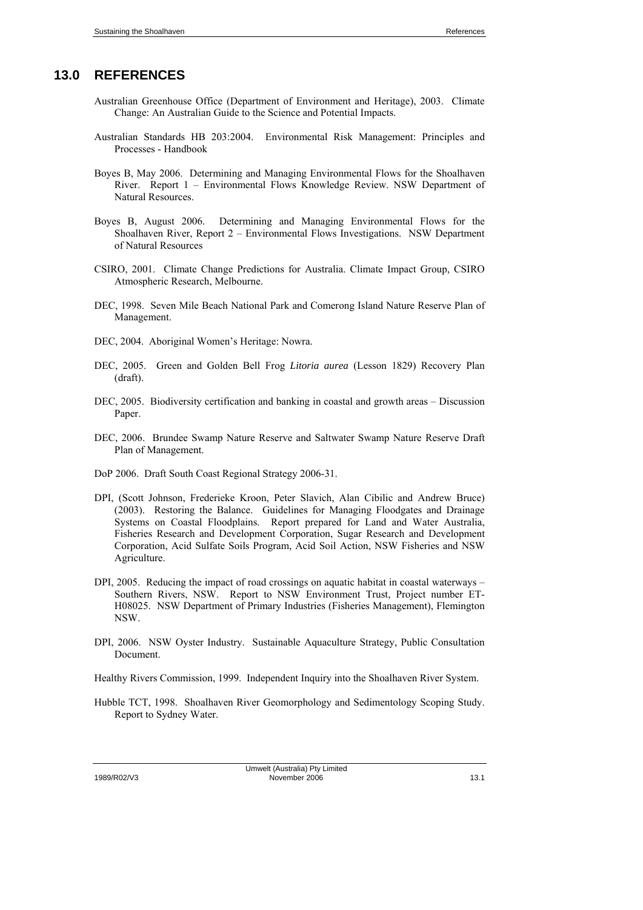# 13.0 REFERENCES

Australian Greenhouse Office (Department of Environment and Heritage), 2003. Climate Change: An Australian Guide to the Science and Potential Impacts.

Australian Standards HB 203:2004. Environmental Risk Management: Principles and Processes - Handbook

Boyes B, May 2006. Determining and Managing Environmental Flows for the Shoalhaven River. Report 1 – Environmental Flows Knowledge Review. NSW Department of Natural Resources.

Boyes B, August 2006. Determining and Managing Environmental Flows for the Shoalhaven River, Report 2 – Environmental Flows Investigations. NSW Department of Natural Resources

CSIRO, 2001. Climate Change Predictions for Australia. Climate Impact Group, CSIRO Atmospheric Research, Melbourne.

DEC, 1998. Seven Mile Beach National Park and Comerong Island Nature Reserve Plan of Management.

DEC, 2004. Aboriginal Women's Heritage: Nowra.

DEC, 2005. Green and Golden Bell Frog *Litoria aurea* (Lesson 1829) Recovery Plan (draft).

DEC, 2005. Biodiversity certification and banking in coastal and growth areas – Discussion Paper.

DEC, 2006. Brundee Swamp Nature Reserve and Saltwater Swamp Nature Reserve Draft Plan of Management.

DoP 2006. Draft South Coast Regional Strategy 2006-31.

DPI, (Scott Johnson, Frederieke Kroon, Peter Slavich, Alan Cibilic and Andrew Bruce) (2003). Restoring the Balance. Guidelines for Managing Floodgates and Drainage Systems on Coastal Floodplains. Report prepared for Land and Water Australia, Fisheries Research and Development Corporation, Sugar Research and Development Corporation, Acid Sulfate Soils Program, Acid Soil Action, NSW Fisheries and NSW Agriculture.

DPI, 2005. Reducing the impact of road crossings on aquatic habitat in coastal waterways – Southern Rivers, NSW. Report to NSW Environment Trust, Project number ET-H08025. NSW Department of Primary Industries (Fisheries Management), Flemington NSW.

DPI, 2006. NSW Oyster Industry. Sustainable Aquaculture Strategy, Public Consultation Document.

Healthy Rivers Commission, 1999. Independent Inquiry into the Shoalhaven River System.

Hubble TCT, 1998. Shoalhaven River Geomorphology and Sedimentology Scoping Study. Report to Sydney Water.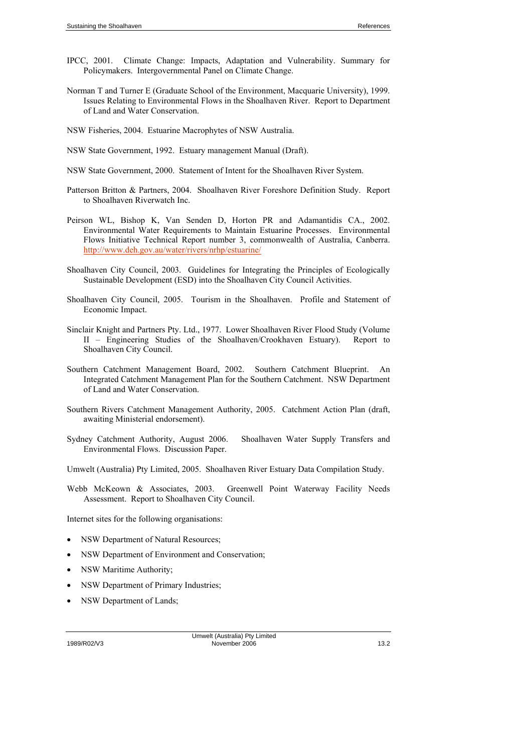IPCC, 2001. Climate Change: Impacts, Adaptation and Vulnerability. Summary for Policymakers. Intergovernmental Panel on Climate Change.

Norman T and Turner E (Graduate School of the Environment, Macquarie University), 1999. Issues Relating to Environmental Flows in the Shoalhaven River. Report to Department of Land and Water Conservation.

NSW Fisheries, 2004. Estuarine Macrophytes of NSW Australia.

NSW State Government, 1992. Estuary management Manual (Draft).

NSW State Government, 2000. Statement of Intent for the Shoalhaven River System.

Patterson Britton & Partners, 2004. Shoalhaven River Foreshore Definition Study. Report to Shoalhaven Riverwatch Inc.

Peirson WL, Bishop K, Van Senden D, Horton PR and Adamantidis CA., 2002. Environmental Water Requirements to Maintain Estuarine Processes. Environmental Flows Initiative Technical Report number 3, commonwealth of Australia, Canberra. http://www.deh.gov.au/water/rivers/nrhp/estuarine/

Shoalhaven City Council, 2003. Guidelines for Integrating the Principles of Ecologically Sustainable Development (ESD) into the Shoalhaven City Council Activities.

Shoalhaven City Council, 2005. Tourism in the Shoalhaven. Profile and Statement of Economic Impact.

Sinclair Knight and Partners Pty. Ltd., 1977. Lower Shoalhaven River Flood Study (Volume II – Engineering Studies of the Shoalhaven/Crookhaven Estuary). Report to Shoalhaven City Council.

Southern Catchment Management Board, 2002. Southern Catchment Blueprint. An Integrated Catchment Management Plan for the Southern Catchment. NSW Department of Land and Water Conservation.

Southern Rivers Catchment Management Authority, 2005. Catchment Action Plan (draft, awaiting Ministerial endorsement).

Sydney Catchment Authority, August 2006. Shoalhaven Water Supply Transfers and Environmental Flows. Discussion Paper.

Umwelt (Australia) Pty Limited, 2005. Shoalhaven River Estuary Data Compilation Study.

Webb McKeown & Associates, 2003. Greenwell Point Waterway Facility Needs Assessment. Report to Shoalhaven City Council.

Internet sites for the following organisations:

- NSW Department of Natural Resources;
- NSW Department of Environment and Conservation;
- NSW Maritime Authority;
- NSW Department of Primary Industries;
- NSW Department of Lands;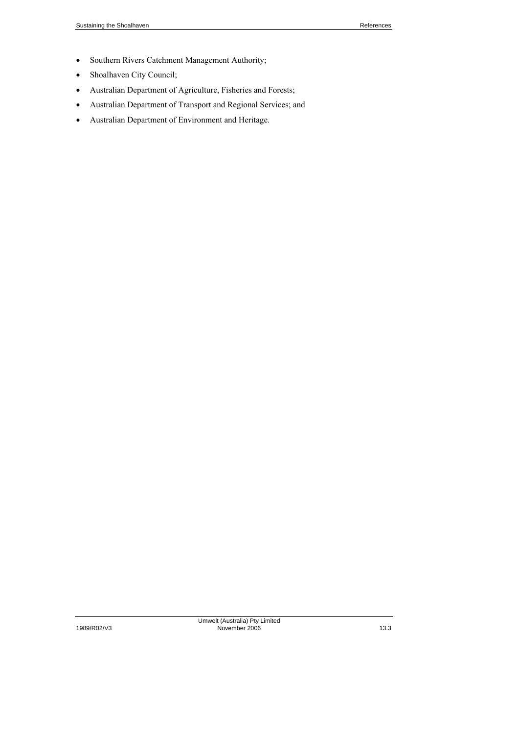- Southern Rivers Catchment Management Authority;
- Shoalhaven City Council;
- Australian Department of Agriculture, Fisheries and Forests;
- Australian Department of Transport and Regional Services; and
- Australian Department of Environment and Heritage.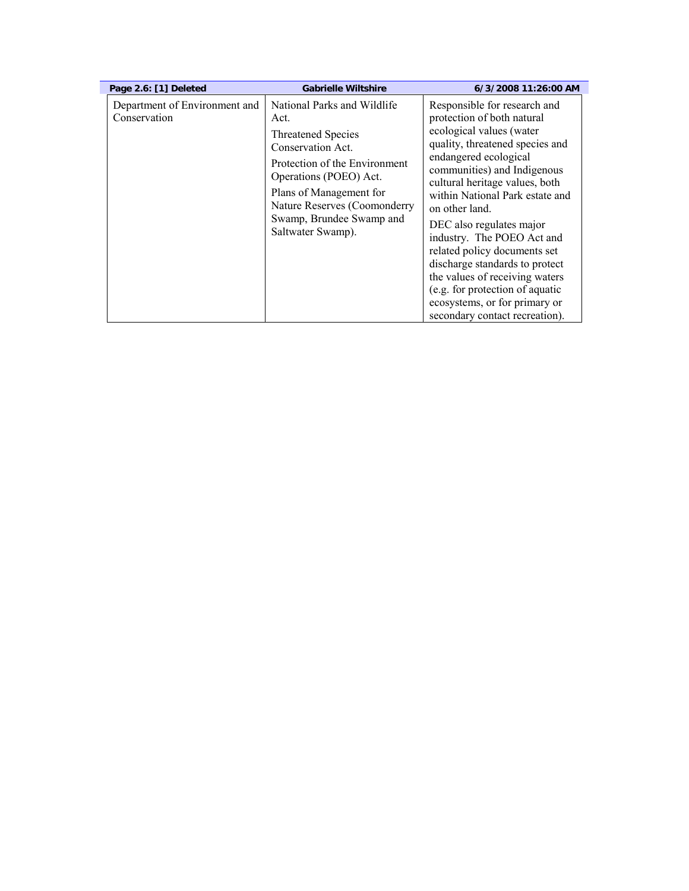Page 2.6: [1] Deleted Gabrielle Wiltshire 6/3/2008 11:26:00 AM

| | | |
|---|---|---|
| Department of Environment and Conservation | National Parks and Wildlife Act.<br><br>Threatened Species Conservation Act.<br><br>Protection of the Environment Operations (POEO) Act.<br><br>Plans of Management for Nature Reserves (Coomonderry Swamp, Brundee Swamp and Saltwater Swamp). | Responsible for research and protection of both natural ecological values (water quality, threatened species and endangered ecological communities) and Indigenous cultural heritage values, both within National Park estate and on other land.<br><br>DEC also regulates major industry. The POEO Act and related policy documents set discharge standards to protect the values of receiving waters (e.g. for protection of aquatic ecosystems, or for primary or secondary contact recreation). |